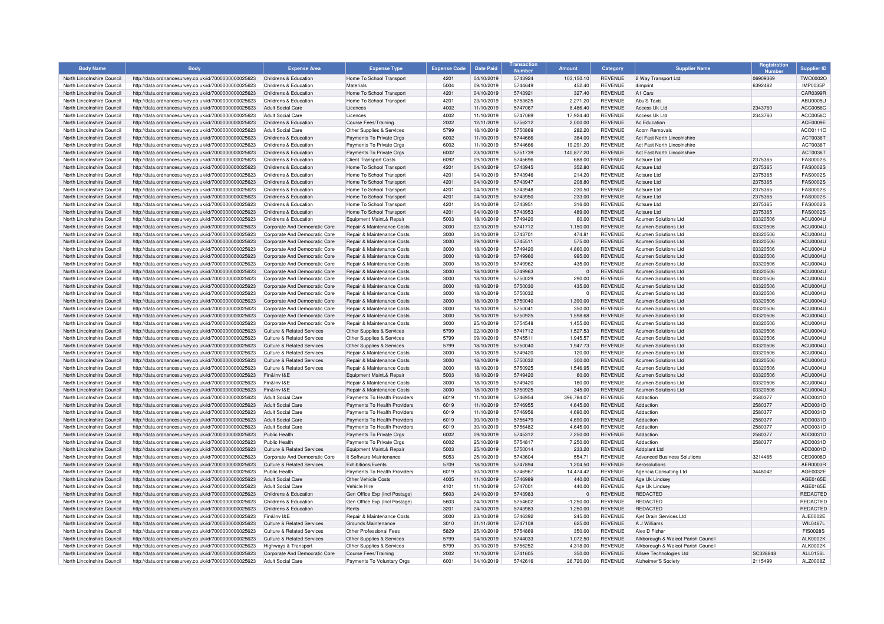| Body Name | Body | Expense Area | Expense Type | Expense Code | Date Paid | Transaction Number | Amount | Category | Supplier Name | Registration Number | Supplier ID |
|---|---|---|---|---|---|---|---|---|---|---|---|
| North Lincolnshire Council | http://data.ordnancesurvey.co.uk/id/7000000000025623 | Childrens & Education | Home To School Transport | 4201 | 04/10/2019 | 5743924 | 103,150.10 | REVENUE | 2 Way Transport Ltd | 06909369 | TWO0002O |
| North Lincolnshire Council | http://data.ordnancesurvey.co.uk/id/7000000000025623 | Childrens & Education | Materials | 5004 | 09/10/2019 | 5744649 | 452.40 | REVENUE | 4imprint | 6392482 | IMP0035P |
| North Lincolnshire Council | http://data.ordnancesurvey.co.uk/id/7000000000025623 | Childrens & Education | Home To School Transport | 4201 | 04/10/2019 | 5743921 | 327.40 | REVENUE | A1 Cars | | CAR0399R |
| North Lincolnshire Council | http://data.ordnancesurvey.co.uk/id/7000000000025623 | Childrens & Education | Home To School Transport | 4201 | 23/10/2019 | 5753625 | 2,271.20 | REVENUE | Abu'S Taxis | | ABU0005U |
| North Lincolnshire Council | http://data.ordnancesurvey.co.uk/id/7000000000025623 | Adult Social Care | Licences | 4002 | 11/10/2019 | 5747067 | 8,486.40 | REVENUE | Access Uk Ltd | 2343760 | ACC0056C |
| North Lincolnshire Council | http://data.ordnancesurvey.co.uk/id/7000000000025623 | Adult Social Care | Licences | 4002 | 11/10/2019 | 5747069 | 17,924.40 | REVENUE | Access Uk Ltd | 2343760 | ACC0056C |
| North Lincolnshire Council | http://data.ordnancesurvey.co.uk/id/7000000000025623 | Childrens & Education | Course Fees/Training | 2002 | 12/11/2019 | 5756212 | 2,000.00 | REVENUE | Ac Education | | ACE0009E |
| North Lincolnshire Council | http://data.ordnancesurvey.co.uk/id/7000000000025623 | Adult Social Care | Other Supplies & Services | 5799 | 18/10/2019 | 5750869 | 282.20 | REVENUE | Acorn Removals | | ACO0111O |
| North Lincolnshire Council | http://data.ordnancesurvey.co.uk/id/7000000000025623 | Childrens & Education | Payments To Private Orgs | 6002 | 11/10/2019 | 5744666 | 384.00 | REVENUE | Act Fast North Lincolnshire | | ACT0036T |
| North Lincolnshire Council | http://data.ordnancesurvey.co.uk/id/7000000000025623 | Childrens & Education | Payments To Private Orgs | 6002 | 11/10/2019 | 5744666 | 19,291.20 | REVENUE | Act Fast North Lincolnshire | | ACT0036T |
| North Lincolnshire Council | http://data.ordnancesurvey.co.uk/id/7000000000025623 | Childrens & Education | Payments To Private Orgs | 6002 | 23/10/2019 | 5751739 | 140,877.20 | REVENUE | Act Fast North Lincolnshire | | ACT0036T |
| North Lincolnshire Council | http://data.ordnancesurvey.co.uk/id/7000000000025623 | Childrens & Education | Client Transport Costs | 6092 | 09/10/2019 | 5745696 | 688.00 | REVENUE | Actsure Ltd | 2375365 | FAS0002S |
| North Lincolnshire Council | http://data.ordnancesurvey.co.uk/id/7000000000025623 | Childrens & Education | Home To School Transport | 4201 | 04/10/2019 | 5743945 | 352.80 | REVENUE | Actsure Ltd | 2375365 | FAS0002S |
| North Lincolnshire Council | http://data.ordnancesurvey.co.uk/id/7000000000025623 | Childrens & Education | Home To School Transport | 4201 | 04/10/2019 | 5743946 | 214.20 | REVENUE | Actsure Ltd | 2375365 | FAS0002S |
| North Lincolnshire Council | http://data.ordnancesurvey.co.uk/id/7000000000025623 | Childrens & Education | Home To School Transport | 4201 | 04/10/2019 | 5743947 | 208.80 | REVENUE | Actsure Ltd | 2375365 | FAS0002S |
| North Lincolnshire Council | http://data.ordnancesurvey.co.uk/id/7000000000025623 | Childrens & Education | Home To School Transport | 4201 | 04/10/2019 | 5743948 | 230.50 | REVENUE | Actsure Ltd | 2375365 | FAS0002S |
| North Lincolnshire Council | http://data.ordnancesurvey.co.uk/id/7000000000025623 | Childrens & Education | Home To School Transport | 4201 | 04/10/2019 | 5743950 | 233.00 | REVENUE | Actsure Ltd | 2375365 | FAS0002S |
| North Lincolnshire Council | http://data.ordnancesurvey.co.uk/id/7000000000025623 | Childrens & Education | Home To School Transport | 4201 | 04/10/2019 | 5743951 | 316.00 | REVENUE | Actsure Ltd | 2375365 | FAS0002S |
| North Lincolnshire Council | http://data.ordnancesurvey.co.uk/id/7000000000025623 | Childrens & Education | Home To School Transport | 4201 | 04/10/2019 | 5743953 | 489.00 | REVENUE | Actsure Ltd | 2375365 | FAS0002S |
| North Lincolnshire Council | http://data.ordnancesurvey.co.uk/id/7000000000025623 | Childrens & Education | Equipment Maint.& Repair | 5003 | 18/10/2019 | 5749420 | 60.00 | REVENUE | Acumen Solutions Ltd | 03320506 | ACU0004U |
| North Lincolnshire Council | http://data.ordnancesurvey.co.uk/id/7000000000025623 | Corporate And Democratic Core | Repair & Maintenance Costs | 3000 | 02/10/2019 | 5741712 | 1,150.00 | REVENUE | Acumen Solutions Ltd | 03320506 | ACU0004U |
| North Lincolnshire Council | http://data.ordnancesurvey.co.uk/id/7000000000025623 | Corporate And Democratic Core | Repair & Maintenance Costs | 3000 | 04/10/2019 | 5743701 | 474.81 | REVENUE | Acumen Solutions Ltd | 03320506 | ACU0004U |
| North Lincolnshire Council | http://data.ordnancesurvey.co.uk/id/7000000000025623 | Corporate And Democratic Core | Repair & Maintenance Costs | 3000 | 09/10/2019 | 5745511 | 575.00 | REVENUE | Acumen Solutions Ltd | 03320506 | ACU0004U |
| North Lincolnshire Council | http://data.ordnancesurvey.co.uk/id/7000000000025623 | Corporate And Democratic Core | Repair & Maintenance Costs | 3000 | 18/10/2019 | 5749420 | 4,860.00 | REVENUE | Acumen Solutions Ltd | 03320506 | ACU0004U |
| North Lincolnshire Council | http://data.ordnancesurvey.co.uk/id/7000000000025623 | Corporate And Democratic Core | Repair & Maintenance Costs | 3000 | 18/10/2019 | 5749960 | 995.00 | REVENUE | Acumen Solutions Ltd | 03320506 | ACU0004U |
| North Lincolnshire Council | http://data.ordnancesurvey.co.uk/id/7000000000025623 | Corporate And Democratic Core | Repair & Maintenance Costs | 3000 | 18/10/2019 | 5749962 | 435.00 | REVENUE | Acumen Solutions Ltd | 03320506 | ACU0004U |
| North Lincolnshire Council | http://data.ordnancesurvey.co.uk/id/7000000000025623 | Corporate And Democratic Core | Repair & Maintenance Costs | 3000 | 18/10/2019 | 5749963 | 0 | REVENUE | Acumen Solutions Ltd | 03320506 | ACU0004U |
| North Lincolnshire Council | http://data.ordnancesurvey.co.uk/id/7000000000025623 | Corporate And Democratic Core | Repair & Maintenance Costs | 3000 | 18/10/2019 | 5750029 | 290.00 | REVENUE | Acumen Solutions Ltd | 03320506 | ACU0004U |
| North Lincolnshire Council | http://data.ordnancesurvey.co.uk/id/7000000000025623 | Corporate And Democratic Core | Repair & Maintenance Costs | 3000 | 18/10/2019 | 5750030 | 435.00 | REVENUE | Acumen Solutions Ltd | 03320506 | ACU0004U |
| North Lincolnshire Council | http://data.ordnancesurvey.co.uk/id/7000000000025623 | Corporate And Democratic Core | Repair & Maintenance Costs | 3000 | 18/10/2019 | 5750032 | 0 | REVENUE | Acumen Solutions Ltd | 03320506 | ACU0004U |
| North Lincolnshire Council | http://data.ordnancesurvey.co.uk/id/7000000000025623 | Corporate And Democratic Core | Repair & Maintenance Costs | 3000 | 18/10/2019 | 5750040 | 1,390.00 | REVENUE | Acumen Solutions Ltd | 03320506 | ACU0004U |
| North Lincolnshire Council | http://data.ordnancesurvey.co.uk/id/7000000000025623 | Corporate And Democratic Core | Repair & Maintenance Costs | 3000 | 18/10/2019 | 5750041 | 350.00 | REVENUE | Acumen Solutions Ltd | 03320506 | ACU0004U |
| North Lincolnshire Council | http://data.ordnancesurvey.co.uk/id/7000000000025623 | Corporate And Democratic Core | Repair & Maintenance Costs | 3000 | 18/10/2019 | 5750925 | 1,598.68 | REVENUE | Acumen Solutions Ltd | 03320506 | ACU0004U |
| North Lincolnshire Council | http://data.ordnancesurvey.co.uk/id/7000000000025623 | Corporate And Democratic Core | Repair & Maintenance Costs | 3000 | 25/10/2019 | 5754548 | 1,455.00 | REVENUE | Acumen Solutions Ltd | 03320506 | ACU0004U |
| North Lincolnshire Council | http://data.ordnancesurvey.co.uk/id/7000000000025623 | Culture & Related Services | Other Supplies & Services | 5799 | 02/10/2019 | 5741712 | 1,527.53 | REVENUE | Acumen Solutions Ltd | 03320506 | ACU0004U |
| North Lincolnshire Council | http://data.ordnancesurvey.co.uk/id/7000000000025623 | Culture & Related Services | Other Supplies & Services | 5799 | 09/10/2019 | 5745511 | 1,945.57 | REVENUE | Acumen Solutions Ltd | 03320506 | ACU0004U |
| North Lincolnshire Council | http://data.ordnancesurvey.co.uk/id/7000000000025623 | Culture & Related Services | Other Supplies & Services | 5799 | 18/10/2019 | 5750040 | 1,947.73 | REVENUE | Acumen Solutions Ltd | 03320506 | ACU0004U |
| North Lincolnshire Council | http://data.ordnancesurvey.co.uk/id/7000000000025623 | Culture & Related Services | Repair & Maintenance Costs | 3000 | 18/10/2019 | 5749420 | 120.00 | REVENUE | Acumen Solutions Ltd | 03320506 | ACU0004U |
| North Lincolnshire Council | http://data.ordnancesurvey.co.uk/id/7000000000025623 | Culture & Related Services | Repair & Maintenance Costs | 3000 | 18/10/2019 | 5750032 | 300.00 | REVENUE | Acumen Solutions Ltd | 03320506 | ACU0004U |
| North Lincolnshire Council | http://data.ordnancesurvey.co.uk/id/7000000000025623 | Culture & Related Services | Repair & Maintenance Costs | 3000 | 18/10/2019 | 5750925 | 1,546.95 | REVENUE | Acumen Solutions Ltd | 03320506 | ACU0004U |
| North Lincolnshire Council | http://data.ordnancesurvey.co.uk/id/7000000000025623 | Fin&Inv I&E | Equipment Maint.& Repair | 5003 | 18/10/2019 | 5749420 | 60.00 | REVENUE | Acumen Solutions Ltd | 03320506 | ACU0004U |
| North Lincolnshire Council | http://data.ordnancesurvey.co.uk/id/7000000000025623 | Fin&Inv I&E | Repair & Maintenance Costs | 3000 | 18/10/2019 | 5749420 | 180.00 | REVENUE | Acumen Solutions Ltd | 03320506 | ACU0004U |
| North Lincolnshire Council | http://data.ordnancesurvey.co.uk/id/7000000000025623 | Fin&Inv I&E | Repair & Maintenance Costs | 3000 | 18/10/2019 | 5750925 | 345.00 | REVENUE | Acumen Solutions Ltd | 03320506 | ACU0004U |
| North Lincolnshire Council | http://data.ordnancesurvey.co.uk/id/7000000000025623 | Adult Social Care | Payments To Health Providers | 6019 | 11/10/2019 | 5746954 | 396,784.07 | REVENUE | Addaction | 2580377 | ADD0031D |
| North Lincolnshire Council | http://data.ordnancesurvey.co.uk/id/7000000000025623 | Adult Social Care | Payments To Health Providers | 6019 | 11/10/2019 | 5746955 | 4,645.00 | REVENUE | Addaction | 2580377 | ADD0031D |
| North Lincolnshire Council | http://data.ordnancesurvey.co.uk/id/7000000000025623 | Adult Social Care | Payments To Health Providers | 6019 | 11/10/2019 | 5746956 | 4,690.00 | REVENUE | Addaction | 2580377 | ADD0031D |
| North Lincolnshire Council | http://data.ordnancesurvey.co.uk/id/7000000000025623 | Adult Social Care | Payments To Health Providers | 6019 | 30/10/2019 | 5756479 | 4,690.00 | REVENUE | Addaction | 2580377 | ADD0031D |
| North Lincolnshire Council | http://data.ordnancesurvey.co.uk/id/7000000000025623 | Adult Social Care | Payments To Health Providers | 6019 | 30/10/2019 | 5756482 | 4,645.00 | REVENUE | Addaction | 2580377 | ADD0031D |
| North Lincolnshire Council | http://data.ordnancesurvey.co.uk/id/7000000000025623 | Public Health | Payments To Private Orgs | 6002 | 09/10/2019 | 5745312 | 7,250.00 | REVENUE | Addaction | 2580377 | ADD0031D |
| North Lincolnshire Council | http://data.ordnancesurvey.co.uk/id/7000000000025623 | Public Health | Payments To Private Orgs | 6002 | 25/10/2019 | 5754817 | 7,250.00 | REVENUE | Addaction | 2580377 | ADD0031D |
| North Lincolnshire Council | http://data.ordnancesurvey.co.uk/id/7000000000025623 | Culture & Related Services | Equipment Maint.& Repair | 5003 | 25/10/2019 | 5750014 | 233.20 | REVENUE | Addplant Ltd | | ADD0001D |
| North Lincolnshire Council | http://data.ordnancesurvey.co.uk/id/7000000000025623 | Corporate And Democratic Core | It Software-Maintenance | 5053 | 25/10/2019 | 5743604 | 554.71 | REVENUE | Advanced Business Solutions | 3214465 | CED0008D |
| North Lincolnshire Council | http://data.ordnancesurvey.co.uk/id/7000000000025623 | Culture & Related Services | Exhibitions/Events | 5709 | 18/10/2019 | 5747894 | 1,204.50 | REVENUE | Aerosolutions | | AER0003R |
| North Lincolnshire Council | http://data.ordnancesurvey.co.uk/id/7000000000025623 | Public Health | Payments To Health Providers | 6019 | 30/10/2019 | 5746967 | 14,474.42 | REVENUE | Agencia Consulting Ltd | 3448042 | AGE0032E |
| North Lincolnshire Council | http://data.ordnancesurvey.co.uk/id/7000000000025623 | Adult Social Care | Other Vehicle Costs | 4005 | 11/10/2019 | 5746989 | 440.00 | REVENUE | Age Uk Lindsey | | AGE0165E |
| North Lincolnshire Council | http://data.ordnancesurvey.co.uk/id/7000000000025623 | Adult Social Care | Vehicle Hire | 4101 | 11/10/2019 | 5747001 | 440.00 | REVENUE | Age Uk Lindsey | | AGE0165E |
| North Lincolnshire Council | http://data.ordnancesurvey.co.uk/id/7000000000025623 | Childrens & Education | Gen Office Exp (Incl Postage) | 5603 | 24/10/2019 | 5743983 | 0 | REVENUE | REDACTED | | REDACTED |
| North Lincolnshire Council | http://data.ordnancesurvey.co.uk/id/7000000000025623 | Childrens & Education | Gen Office Exp (Incl Postage) | 5603 | 24/10/2019 | 5754602 | -1,250.00 | REVENUE | REDACTED | | REDACTED |
| North Lincolnshire Council | http://data.ordnancesurvey.co.uk/id/7000000000025623 | Childrens & Education | Rents | 3201 | 24/10/2019 | 5743983 | 1,250.00 | REVENUE | REDACTED | | REDACTED |
| North Lincolnshire Council | http://data.ordnancesurvey.co.uk/id/7000000000025623 | Fin&Inv I&E | Repair & Maintenance Costs | 3000 | 23/10/2019 | 5746392 | 245.00 | REVENUE | Ajet Drain Services Ltd | | AJE0002E |
| North Lincolnshire Council | http://data.ordnancesurvey.co.uk/id/7000000000025623 | Culture & Related Services | Grounds Maintenance | 3010 | 01/11/2019 | 5747108 | 625.00 | REVENUE | A J Williams | | WIL0467L |
| North Lincolnshire Council | http://data.ordnancesurvey.co.uk/id/7000000000025623 | Culture & Related Services | Other Professional Fees | 5829 | 25/10/2019 | 5754869 | 350.00 | REVENUE | Alex D Fisher | | FIS0028S |
| North Lincolnshire Council | http://data.ordnancesurvey.co.uk/id/7000000000025623 | Culture & Related Services | Other Supplies & Services | 5799 | 04/10/2019 | 5744033 | 1,072.50 | REVENUE | Alkborough & Walcot Parish Council | | ALK0002K |
| North Lincolnshire Council | http://data.ordnancesurvey.co.uk/id/7000000000025623 | Highways & Transport | Other Supplies & Services | 5799 | 30/10/2019 | 5756252 | 4,318.00 | REVENUE | Alkborough & Walcot Parish Council | | ALK0002K |
| North Lincolnshire Council | http://data.ordnancesurvey.co.uk/id/7000000000025623 | Corporate And Democratic Core | Course Fees/Training | 2002 | 11/10/2019 | 5741605 | 350.00 | REVENUE | Allsee Technologies Ltd | SC328848 | ALL0156L |
| North Lincolnshire Council | http://data.ordnancesurvey.co.uk/id/7000000000025623 | Adult Social Care | Payments To Voluntary Orgs | 6001 | 04/10/2019 | 5742616 | 26,720.00 | REVENUE | Alzheimer'S Society | 2115499 | ALZ0008Z |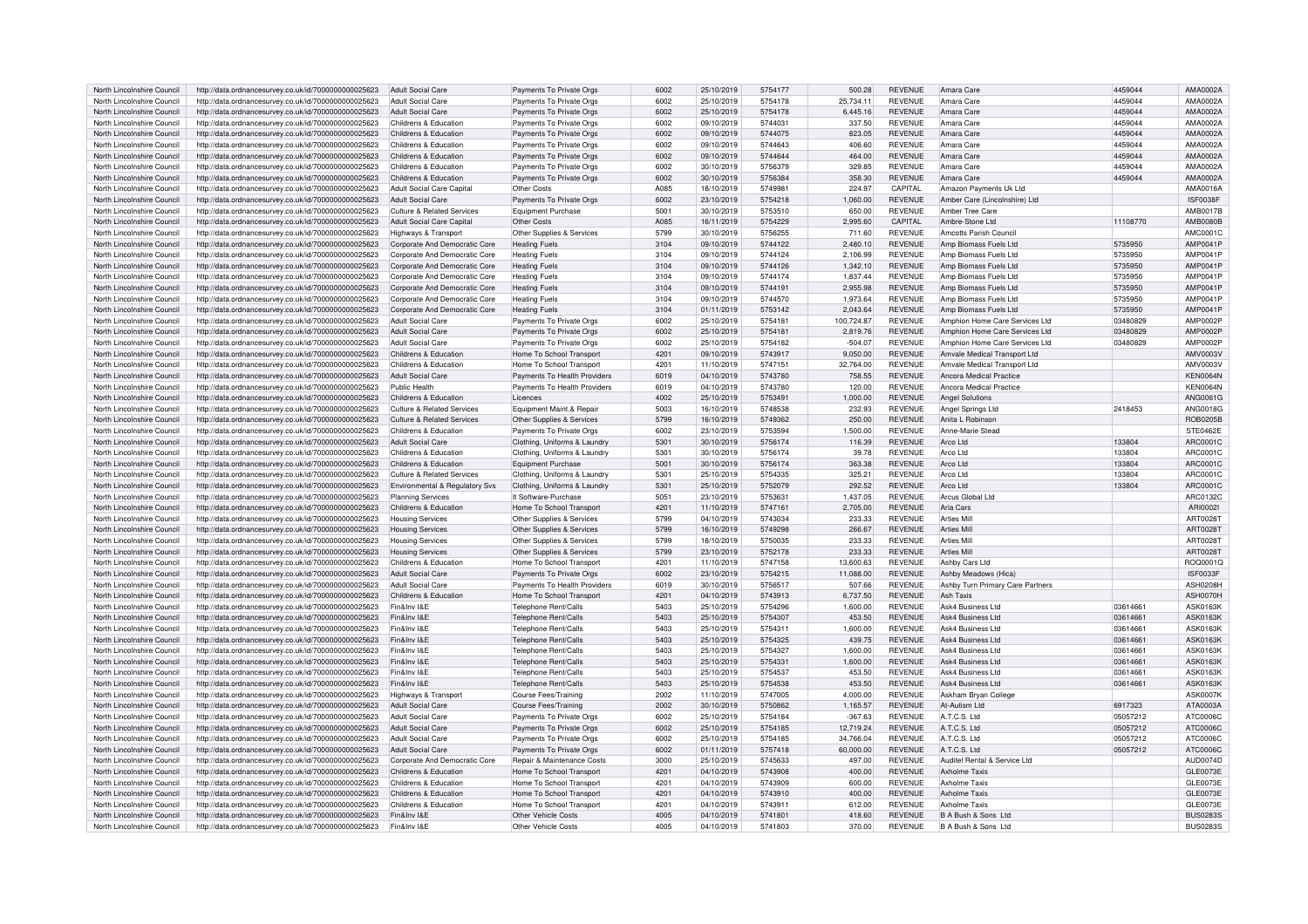| North Lincolnshire Council | http://data.ordnancesurvey.co.uk/id/7000000000025623 | Adult Social Care | Payments To Private Orgs | 6002 | 25/10/2019 | 5754177 | 500.28 | REVENUE | Amara Care | 4459044 | AMA0002A |
|---|---|---|---|---|---|---|---|---|---|---|---|
| North Lincolnshire Council | http://data.ordnancesurvey.co.uk/id/7000000000025623 | Adult Social Care | Payments To Private Orgs | 6002 | 25/10/2019 | 5754178 | 25,734.11 | REVENUE | Amara Care | 4459044 | AMA0002A |
| North Lincolnshire Council | http://data.ordnancesurvey.co.uk/id/7000000000025623 | Adult Social Care | Payments To Private Orgs | 6002 | 25/10/2019 | 5754178 | 6,445.16 | REVENUE | Amara Care | 4459044 | AMA0002A |
| North Lincolnshire Council | http://data.ordnancesurvey.co.uk/id/7000000000025623 | Childrens & Education | Payments To Private Orgs | 6002 | 09/10/2019 | 5744031 | 337.50 | REVENUE | Amara Care | 4459044 | AMA0002A |
| North Lincolnshire Council | http://data.ordnancesurvey.co.uk/id/7000000000025623 | Childrens & Education | Payments To Private Orgs | 6002 | 09/10/2019 | 5744075 | 823.05 | REVENUE | Amara Care | 4459044 | AMA0002A |
| North Lincolnshire Council | http://data.ordnancesurvey.co.uk/id/7000000000025623 | Childrens & Education | Payments To Private Orgs | 6002 | 09/10/2019 | 5744643 | 406.60 | REVENUE | Amara Care | 4459044 | AMA0002A |
| North Lincolnshire Council | http://data.ordnancesurvey.co.uk/id/7000000000025623 | Childrens & Education | Payments To Private Orgs | 6002 | 09/10/2019 | 5744644 | 464.00 | REVENUE | Amara Care | 4459044 | AMA0002A |
| North Lincolnshire Council | http://data.ordnancesurvey.co.uk/id/7000000000025623 | Childrens & Education | Payments To Private Orgs | 6002 | 30/10/2019 | 5756379 | 329.85 | REVENUE | Amara Care | 4459044 | AMA0002A |
| North Lincolnshire Council | http://data.ordnancesurvey.co.uk/id/7000000000025623 | Childrens & Education | Payments To Private Orgs | 6002 | 30/10/2019 | 5756384 | 358.30 | REVENUE | Amara Care | 4459044 | AMA0002A |
| North Lincolnshire Council | http://data.ordnancesurvey.co.uk/id/7000000000025623 | Adult Social Care Capital | Other Costs | A085 | 18/10/2019 | 5749981 | 224.97 | CAPITAL | Amazon Payments Uk Ltd | | AMA0016A |
| North Lincolnshire Council | http://data.ordnancesurvey.co.uk/id/7000000000025623 | Adult Social Care | Payments To Private Orgs | 6002 | 23/10/2019 | 5754218 | 1,060.00 | REVENUE | Amber Care (Lincolnshire) Ltd | | ISF0038F |
| North Lincolnshire Council | http://data.ordnancesurvey.co.uk/id/7000000000025623 | Culture & Related Services | Equipment Purchase | 5001 | 30/10/2019 | 5753510 | 650.00 | REVENUE | Amber Tree Care | | AMB0017B |
| North Lincolnshire Council | http://data.ordnancesurvey.co.uk/id/7000000000025623 | Adult Social Care Capital | Other Costs | A085 | 16/11/2019 | 5754229 | 2,995.60 | CAPITAL | Ambre-Stone Ltd | 11108770 | AMB0080B |
| North Lincolnshire Council | http://data.ordnancesurvey.co.uk/id/7000000000025623 | Highways & Transport | Other Supplies & Services | 5799 | 30/10/2019 | 5756255 | 711.60 | REVENUE | Amcotts Parish Council | | AMC0001C |
| North Lincolnshire Council | http://data.ordnancesurvey.co.uk/id/7000000000025623 | Corporate And Democratic Core | Heating Fuels | 3104 | 09/10/2019 | 5744122 | 2,480.10 | REVENUE | Amp Biomass Fuels Ltd | 5735950 | AMP0041P |
| North Lincolnshire Council | http://data.ordnancesurvey.co.uk/id/7000000000025623 | Corporate And Democratic Core | Heating Fuels | 3104 | 09/10/2019 | 5744124 | 2,106.99 | REVENUE | Amp Biomass Fuels Ltd | 5735950 | AMP0041P |
| North Lincolnshire Council | http://data.ordnancesurvey.co.uk/id/7000000000025623 | Corporate And Democratic Core | Heating Fuels | 3104 | 09/10/2019 | 5744126 | 1,342.10 | REVENUE | Amp Biomass Fuels Ltd | 5735950 | AMP0041P |
| North Lincolnshire Council | http://data.ordnancesurvey.co.uk/id/7000000000025623 | Corporate And Democratic Core | Heating Fuels | 3104 | 09/10/2019 | 5744174 | 1,837.44 | REVENUE | Amp Biomass Fuels Ltd | 5735950 | AMP0041P |
| North Lincolnshire Council | http://data.ordnancesurvey.co.uk/id/7000000000025623 | Corporate And Democratic Core | Heating Fuels | 3104 | 09/10/2019 | 5744191 | 2,955.98 | REVENUE | Amp Biomass Fuels Ltd | 5735950 | AMP0041P |
| North Lincolnshire Council | http://data.ordnancesurvey.co.uk/id/7000000000025623 | Corporate And Democratic Core | Heating Fuels | 3104 | 09/10/2019 | 5744570 | 1,973.64 | REVENUE | Amp Biomass Fuels Ltd | 5735950 | AMP0041P |
| North Lincolnshire Council | http://data.ordnancesurvey.co.uk/id/7000000000025623 | Corporate And Democratic Core | Heating Fuels | 3104 | 01/11/2019 | 5753142 | 2,043.64 | REVENUE | Amp Biomass Fuels Ltd | 5735950 | AMP0041P |
| North Lincolnshire Council | http://data.ordnancesurvey.co.uk/id/7000000000025623 | Adult Social Care | Payments To Private Orgs | 6002 | 25/10/2019 | 5754181 | 100,724.87 | REVENUE | Amphion Home Care Services Ltd | 03480829 | AMP0002P |
| North Lincolnshire Council | http://data.ordnancesurvey.co.uk/id/7000000000025623 | Adult Social Care | Payments To Private Orgs | 6002 | 25/10/2019 | 5754181 | 2,819.76 | REVENUE | Amphion Home Care Services Ltd | 03480829 | AMP0002P |
| North Lincolnshire Council | http://data.ordnancesurvey.co.uk/id/7000000000025623 | Adult Social Care | Payments To Private Orgs | 6002 | 25/10/2019 | 5754182 | -504.07 | REVENUE | Amphion Home Care Services Ltd | 03480829 | AMP0002P |
| North Lincolnshire Council | http://data.ordnancesurvey.co.uk/id/7000000000025623 | Childrens & Education | Home To School Transport | 4201 | 09/10/2019 | 5743917 | 9,050.00 | REVENUE | Amvale Medical Transport Ltd | | AMV0003V |
| North Lincolnshire Council | http://data.ordnancesurvey.co.uk/id/7000000000025623 | Childrens & Education | Home To School Transport | 4201 | 11/10/2019 | 5747151 | 32,764.00 | REVENUE | Amvale Medical Transport Ltd | | AMV0003V |
| North Lincolnshire Council | http://data.ordnancesurvey.co.uk/id/7000000000025623 | Adult Social Care | Payments To Health Providers | 6019 | 04/10/2019 | 5743780 | 758.55 | REVENUE | Ancora Medical Practice | | KEN0064N |
| North Lincolnshire Council | http://data.ordnancesurvey.co.uk/id/7000000000025623 | Public Health | Payments To Health Providers | 6019 | 04/10/2019 | 5743780 | 120.00 | REVENUE | Ancora Medical Practice | | KEN0064N |
| North Lincolnshire Council | http://data.ordnancesurvey.co.uk/id/7000000000025623 | Childrens & Education | Licences | 4002 | 25/10/2019 | 5753491 | 1,000.00 | REVENUE | Angel Solutions | | ANG0061G |
| North Lincolnshire Council | http://data.ordnancesurvey.co.uk/id/7000000000025623 | Culture & Related Services | Equipment Maint.& Repair | 5003 | 16/10/2019 | 5748538 | 232.93 | REVENUE | Angel Springs Ltd | 2418453 | ANG0018G |
| North Lincolnshire Council | http://data.ordnancesurvey.co.uk/id/7000000000025623 | Culture & Related Services | Other Supplies & Services | 5799 | 16/10/2019 | 5749362 | 250.00 | REVENUE | Anita L Robinson | | ROB0205B |
| North Lincolnshire Council | http://data.ordnancesurvey.co.uk/id/7000000000025623 | Childrens & Education | Payments To Private Orgs | 6002 | 23/10/2019 | 5753594 | 1,500.00 | REVENUE | Anne-Marie Stead | | STE0462E |
| North Lincolnshire Council | http://data.ordnancesurvey.co.uk/id/7000000000025623 | Adult Social Care | Clothing, Uniforms & Laundry | 5301 | 30/10/2019 | 5756174 | 116.39 | REVENUE | Arco Ltd | 133804 | ARC0001C |
| North Lincolnshire Council | http://data.ordnancesurvey.co.uk/id/7000000000025623 | Childrens & Education | Clothing, Uniforms & Laundry | 5301 | 30/10/2019 | 5756174 | 39.78 | REVENUE | Arco Ltd | 133804 | ARC0001C |
| North Lincolnshire Council | http://data.ordnancesurvey.co.uk/id/7000000000025623 | Childrens & Education | Equipment Purchase | 5001 | 30/10/2019 | 5756174 | 363.38 | REVENUE | Arco Ltd | 133804 | ARC0001C |
| North Lincolnshire Council | http://data.ordnancesurvey.co.uk/id/7000000000025623 | Culture & Related Services | Clothing, Uniforms & Laundry | 5301 | 25/10/2019 | 5754335 | 325.21 | REVENUE | Arco Ltd | 133804 | ARC0001C |
| North Lincolnshire Council | http://data.ordnancesurvey.co.uk/id/7000000000025623 | Environmental & Regulatory Svs | Clothing, Uniforms & Laundry | 5301 | 25/10/2019 | 5752079 | 292.52 | REVENUE | Arco Ltd | 133804 | ARC0001C |
| North Lincolnshire Council | http://data.ordnancesurvey.co.uk/id/7000000000025623 | Planning Services | It Software-Purchase | 5051 | 23/10/2019 | 5753631 | 1,437.05 | REVENUE | Arcus Global Ltd | | ARC0132C |
| North Lincolnshire Council | http://data.ordnancesurvey.co.uk/id/7000000000025623 | Childrens & Education | Home To School Transport | 4201 | 11/10/2019 | 5747161 | 2,705.00 | REVENUE | Aria Cars | | ARI0002I |
| North Lincolnshire Council | http://data.ordnancesurvey.co.uk/id/7000000000025623 | Housing Services | Other Supplies & Services | 5799 | 04/10/2019 | 5743034 | 233.33 | REVENUE | Arties Mill | | ART0028T |
| North Lincolnshire Council | http://data.ordnancesurvey.co.uk/id/7000000000025623 | Housing Services | Other Supplies & Services | 5799 | 16/10/2019 | 5749298 | 266.67 | REVENUE | Arties Mill | | ART0028T |
| North Lincolnshire Council | http://data.ordnancesurvey.co.uk/id/7000000000025623 | Housing Services | Other Supplies & Services | 5799 | 18/10/2019 | 5750035 | 233.33 | REVENUE | Arties Mill | | ART0028T |
| North Lincolnshire Council | http://data.ordnancesurvey.co.uk/id/7000000000025623 | Housing Services | Other Supplies & Services | 5799 | 23/10/2019 | 5752178 | 233.33 | REVENUE | Arties Mill | | ART0028T |
| North Lincolnshire Council | http://data.ordnancesurvey.co.uk/id/7000000000025623 | Childrens & Education | Home To School Transport | 4201 | 11/10/2019 | 5747158 | 13,600.63 | REVENUE | Ashby Cars Ltd | | ROQ0001Q |
| North Lincolnshire Council | http://data.ordnancesurvey.co.uk/id/7000000000025623 | Adult Social Care | Payments To Private Orgs | 6002 | 23/10/2019 | 5754215 | 11,088.00 | REVENUE | Ashby Meadows (Hica) | | ISF0033F |
| North Lincolnshire Council | http://data.ordnancesurvey.co.uk/id/7000000000025623 | Adult Social Care | Payments To Health Providers | 6019 | 30/10/2019 | 5756517 | 507.66 | REVENUE | Ashby Turn Primary Care Partners | | ASH0208H |
| North Lincolnshire Council | http://data.ordnancesurvey.co.uk/id/7000000000025623 | Childrens & Education | Home To School Transport | 4201 | 04/10/2019 | 5743913 | 6,737.50 | REVENUE | Ash Taxis | | ASH0070H |
| North Lincolnshire Council | http://data.ordnancesurvey.co.uk/id/7000000000025623 | Fin&Inv I&E | Telephone Rent/Calls | 5403 | 25/10/2019 | 5754296 | 1,600.00 | REVENUE | Ask4 Business Ltd | 03614661 | ASK0163K |
| North Lincolnshire Council | http://data.ordnancesurvey.co.uk/id/7000000000025623 | Fin&Inv I&E | Telephone Rent/Calls | 5403 | 25/10/2019 | 5754307 | 453.50 | REVENUE | Ask4 Business Ltd | 03614661 | ASK0163K |
| North Lincolnshire Council | http://data.ordnancesurvey.co.uk/id/7000000000025623 | Fin&Inv I&E | Telephone Rent/Calls | 5403 | 25/10/2019 | 5754311 | 1,600.00 | REVENUE | Ask4 Business Ltd | 03614661 | ASK0163K |
| North Lincolnshire Council | http://data.ordnancesurvey.co.uk/id/7000000000025623 | Fin&Inv I&E | Telephone Rent/Calls | 5403 | 25/10/2019 | 5754325 | 439.75 | REVENUE | Ask4 Business Ltd | 03614661 | ASK0163K |
| North Lincolnshire Council | http://data.ordnancesurvey.co.uk/id/7000000000025623 | Fin&Inv I&E | Telephone Rent/Calls | 5403 | 25/10/2019 | 5754327 | 1,600.00 | REVENUE | Ask4 Business Ltd | 03614661 | ASK0163K |
| North Lincolnshire Council | http://data.ordnancesurvey.co.uk/id/7000000000025623 | Fin&Inv I&E | Telephone Rent/Calls | 5403 | 25/10/2019 | 5754331 | 1,600.00 | REVENUE | Ask4 Business Ltd | 03614661 | ASK0163K |
| North Lincolnshire Council | http://data.ordnancesurvey.co.uk/id/7000000000025623 | Fin&Inv I&E | Telephone Rent/Calls | 5403 | 25/10/2019 | 5754537 | 453.50 | REVENUE | Ask4 Business Ltd | 03614661 | ASK0163K |
| North Lincolnshire Council | http://data.ordnancesurvey.co.uk/id/7000000000025623 | Fin&Inv I&E | Telephone Rent/Calls | 5403 | 25/10/2019 | 5754538 | 453.50 | REVENUE | Ask4 Business Ltd | 03614661 | ASK0163K |
| North Lincolnshire Council | http://data.ordnancesurvey.co.uk/id/7000000000025623 | Highways & Transport | Course Fees/Training | 2002 | 11/10/2019 | 5747005 | 4,000.00 | REVENUE | Askham Bryan College | | ASK0007K |
| North Lincolnshire Council | http://data.ordnancesurvey.co.uk/id/7000000000025623 | Adult Social Care | Course Fees/Training | 2002 | 30/10/2019 | 5750862 | 1,165.57 | REVENUE | At-Autism Ltd | 6917323 | ATA0003A |
| North Lincolnshire Council | http://data.ordnancesurvey.co.uk/id/7000000000025623 | Adult Social Care | Payments To Private Orgs | 6002 | 25/10/2019 | 5754184 | -367.63 | REVENUE | A.T.C.S. Ltd | 05057212 | ATC0006C |
| North Lincolnshire Council | http://data.ordnancesurvey.co.uk/id/7000000000025623 | Adult Social Care | Payments To Private Orgs | 6002 | 25/10/2019 | 5754185 | 12,719.24 | REVENUE | A.T.C.S. Ltd | 05057212 | ATC0006C |
| North Lincolnshire Council | http://data.ordnancesurvey.co.uk/id/7000000000025623 | Adult Social Care | Payments To Private Orgs | 6002 | 25/10/2019 | 5754185 | 34,766.04 | REVENUE | A.T.C.S. Ltd | 05057212 | ATC0006C |
| North Lincolnshire Council | http://data.ordnancesurvey.co.uk/id/7000000000025623 | Adult Social Care | Payments To Private Orgs | 6002 | 01/11/2019 | 5757418 | 60,000.00 | REVENUE | A.T.C.S. Ltd | 05057212 | ATC0006C |
| North Lincolnshire Council | http://data.ordnancesurvey.co.uk/id/7000000000025623 | Corporate And Democratic Core | Repair & Maintenance Costs | 3000 | 25/10/2019 | 5745633 | 497.00 | REVENUE | Auditel Rental & Service Ltd | | AUD0074D |
| North Lincolnshire Council | http://data.ordnancesurvey.co.uk/id/7000000000025623 | Childrens & Education | Home To School Transport | 4201 | 04/10/2019 | 5743908 | 400.00 | REVENUE | Axholme Taxis | | GLE0073E |
| North Lincolnshire Council | http://data.ordnancesurvey.co.uk/id/7000000000025623 | Childrens & Education | Home To School Transport | 4201 | 04/10/2019 | 5743909 | 600.00 | REVENUE | Axholme Taxis | | GLE0073E |
| North Lincolnshire Council | http://data.ordnancesurvey.co.uk/id/7000000000025623 | Childrens & Education | Home To School Transport | 4201 | 04/10/2019 | 5743910 | 400.00 | REVENUE | Axholme Taxis | | GLE0073E |
| North Lincolnshire Council | http://data.ordnancesurvey.co.uk/id/7000000000025623 | Childrens & Education | Home To School Transport | 4201 | 04/10/2019 | 5743911 | 612.00 | REVENUE | Axholme Taxis | | GLE0073E |
| North Lincolnshire Council | http://data.ordnancesurvey.co.uk/id/7000000000025623 | Fin&Inv I&E | Other Vehicle Costs | 4005 | 04/10/2019 | 5741801 | 418.60 | REVENUE | B A Bush & Sons Ltd | | BUS0283S |
| North Lincolnshire Council | http://data.ordnancesurvey.co.uk/id/7000000000025623 | Fin&Inv I&E | Other Vehicle Costs | 4005 | 04/10/2019 | 5741803 | 370.00 | REVENUE | B A Bush & Sons Ltd | | BUS0283S |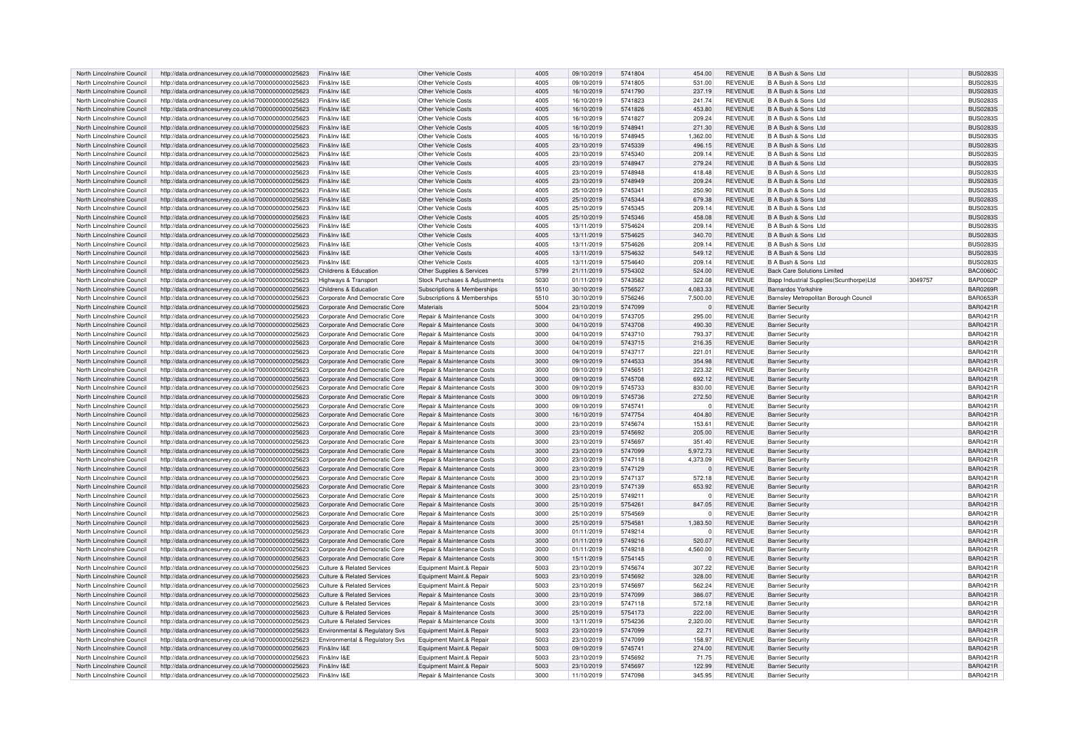| North Lincolnshire Council | http://data.ordnancesurvey.co.uk/id/7000000000025623 | Fin&Inv I&E | Other Vehicle Costs | 4005 | 09/10/2019 | 5741804 | 454.00 | REVENUE | B A Bush & Sons Ltd | | BUS0283S |
|---|---|---|---|---|---|---|---|---|---|---|---|
| North Lincolnshire Council | http://data.ordnancesurvey.co.uk/id/7000000000025623 | Fin&Inv I&E | Other Vehicle Costs | 4005 | 09/10/2019 | 5741805 | 531.00 | REVENUE | B A Bush & Sons Ltd | | BUS0283S |
| North Lincolnshire Council | http://data.ordnancesurvey.co.uk/id/7000000000025623 | Fin&Inv I&E | Other Vehicle Costs | 4005 | 16/10/2019 | 5741790 | 237.19 | REVENUE | B A Bush & Sons Ltd | | BUS0283S |
| North Lincolnshire Council | http://data.ordnancesurvey.co.uk/id/7000000000025623 | Fin&Inv I&E | Other Vehicle Costs | 4005 | 16/10/2019 | 5741823 | 241.74 | REVENUE | B A Bush & Sons Ltd | | BUS0283S |
| North Lincolnshire Council | http://data.ordnancesurvey.co.uk/id/7000000000025623 | Fin&Inv I&E | Other Vehicle Costs | 4005 | 16/10/2019 | 5741826 | 453.80 | REVENUE | B A Bush & Sons Ltd | | BUS0283S |
| North Lincolnshire Council | http://data.ordnancesurvey.co.uk/id/7000000000025623 | Fin&Inv I&E | Other Vehicle Costs | 4005 | 16/10/2019 | 5741827 | 209.24 | REVENUE | B A Bush & Sons Ltd | | BUS0283S |
| North Lincolnshire Council | http://data.ordnancesurvey.co.uk/id/7000000000025623 | Fin&Inv I&E | Other Vehicle Costs | 4005 | 16/10/2019 | 5748941 | 271.30 | REVENUE | B A Bush & Sons Ltd | | BUS0283S |
| North Lincolnshire Council | http://data.ordnancesurvey.co.uk/id/7000000000025623 | Fin&Inv I&E | Other Vehicle Costs | 4005 | 16/10/2019 | 5748945 | 1,362.00 | REVENUE | B A Bush & Sons Ltd | | BUS0283S |
| North Lincolnshire Council | http://data.ordnancesurvey.co.uk/id/7000000000025623 | Fin&Inv I&E | Other Vehicle Costs | 4005 | 23/10/2019 | 5745339 | 496.15 | REVENUE | B A Bush & Sons Ltd | | BUS0283S |
| North Lincolnshire Council | http://data.ordnancesurvey.co.uk/id/7000000000025623 | Fin&Inv I&E | Other Vehicle Costs | 4005 | 23/10/2019 | 5745340 | 209.14 | REVENUE | B A Bush & Sons Ltd | | BUS0283S |
| North Lincolnshire Council | http://data.ordnancesurvey.co.uk/id/7000000000025623 | Fin&Inv I&E | Other Vehicle Costs | 4005 | 23/10/2019 | 5748947 | 279.24 | REVENUE | B A Bush & Sons Ltd | | BUS0283S |
| North Lincolnshire Council | http://data.ordnancesurvey.co.uk/id/7000000000025623 | Fin&Inv I&E | Other Vehicle Costs | 4005 | 23/10/2019 | 5748948 | 418.48 | REVENUE | B A Bush & Sons Ltd | | BUS0283S |
| North Lincolnshire Council | http://data.ordnancesurvey.co.uk/id/7000000000025623 | Fin&Inv I&E | Other Vehicle Costs | 4005 | 23/10/2019 | 5748949 | 209.24 | REVENUE | B A Bush & Sons Ltd | | BUS0283S |
| North Lincolnshire Council | http://data.ordnancesurvey.co.uk/id/7000000000025623 | Fin&Inv I&E | Other Vehicle Costs | 4005 | 25/10/2019 | 5745341 | 250.90 | REVENUE | B A Bush & Sons Ltd | | BUS0283S |
| North Lincolnshire Council | http://data.ordnancesurvey.co.uk/id/7000000000025623 | Fin&Inv I&E | Other Vehicle Costs | 4005 | 25/10/2019 | 5745344 | 679.38 | REVENUE | B A Bush & Sons Ltd | | BUS0283S |
| North Lincolnshire Council | http://data.ordnancesurvey.co.uk/id/7000000000025623 | Fin&Inv I&E | Other Vehicle Costs | 4005 | 25/10/2019 | 5745345 | 209.14 | REVENUE | B A Bush & Sons Ltd | | BUS0283S |
| North Lincolnshire Council | http://data.ordnancesurvey.co.uk/id/7000000000025623 | Fin&Inv I&E | Other Vehicle Costs | 4005 | 25/10/2019 | 5745346 | 458.08 | REVENUE | B A Bush & Sons Ltd | | BUS0283S |
| North Lincolnshire Council | http://data.ordnancesurvey.co.uk/id/7000000000025623 | Fin&Inv I&E | Other Vehicle Costs | 4005 | 13/11/2019 | 5754624 | 209.14 | REVENUE | B A Bush & Sons Ltd | | BUS0283S |
| North Lincolnshire Council | http://data.ordnancesurvey.co.uk/id/7000000000025623 | Fin&Inv I&E | Other Vehicle Costs | 4005 | 13/11/2019 | 5754625 | 340.70 | REVENUE | B A Bush & Sons Ltd | | BUS0283S |
| North Lincolnshire Council | http://data.ordnancesurvey.co.uk/id/7000000000025623 | Fin&Inv I&E | Other Vehicle Costs | 4005 | 13/11/2019 | 5754626 | 209.14 | REVENUE | B A Bush & Sons Ltd | | BUS0283S |
| North Lincolnshire Council | http://data.ordnancesurvey.co.uk/id/7000000000025623 | Fin&Inv I&E | Other Vehicle Costs | 4005 | 13/11/2019 | 5754632 | 549.12 | REVENUE | B A Bush & Sons Ltd | | BUS0283S |
| North Lincolnshire Council | http://data.ordnancesurvey.co.uk/id/7000000000025623 | Fin&Inv I&E | Other Vehicle Costs | 4005 | 13/11/2019 | 5754640 | 209.14 | REVENUE | B A Bush & Sons Ltd | | BUS0283S |
| North Lincolnshire Council | http://data.ordnancesurvey.co.uk/id/7000000000025623 | Childrens & Education | Other Supplies & Services | 5799 | 21/11/2019 | 5754302 | 524.00 | REVENUE | Back Care Solutions Limited | | BAC0060C |
| North Lincolnshire Council | http://data.ordnancesurvey.co.uk/id/7000000000025623 | Highways & Transport | Stock Purchases & Adjustments | 5030 | 01/11/2019 | 5743582 | 322.08 | REVENUE | Bapp Industrial Supplies(Scunthorpe)Ltd | 3049757 | BAP0002P |
| North Lincolnshire Council | http://data.ordnancesurvey.co.uk/id/7000000000025623 | Childrens & Education | Subscriptions & Memberships | 5510 | 30/10/2019 | 5756527 | 4,083.33 | REVENUE | Barnardos Yorkshire | | BAR0269R |
| North Lincolnshire Council | http://data.ordnancesurvey.co.uk/id/7000000000025623 | Corporate And Democratic Core | Subscriptions & Memberships | 5510 | 30/10/2019 | 5756246 | 7,500.00 | REVENUE | Barnsley Metropolitan Borough Council | | BAR0653R |
| North Lincolnshire Council | http://data.ordnancesurvey.co.uk/id/7000000000025623 | Corporate And Democratic Core | Materials | 5004 | 23/10/2019 | 5747099 | 0 | REVENUE | Barrier Security | | BAR0421R |
| North Lincolnshire Council | http://data.ordnancesurvey.co.uk/id/7000000000025623 | Corporate And Democratic Core | Repair & Maintenance Costs | 3000 | 04/10/2019 | 5743705 | 295.00 | REVENUE | Barrier Security | | BAR0421R |
| North Lincolnshire Council | http://data.ordnancesurvey.co.uk/id/7000000000025623 | Corporate And Democratic Core | Repair & Maintenance Costs | 3000 | 04/10/2019 | 5743708 | 490.30 | REVENUE | Barrier Security | | BAR0421R |
| North Lincolnshire Council | http://data.ordnancesurvey.co.uk/id/7000000000025623 | Corporate And Democratic Core | Repair & Maintenance Costs | 3000 | 04/10/2019 | 5743710 | 793.37 | REVENUE | Barrier Security | | BAR0421R |
| North Lincolnshire Council | http://data.ordnancesurvey.co.uk/id/7000000000025623 | Corporate And Democratic Core | Repair & Maintenance Costs | 3000 | 04/10/2019 | 5743715 | 216.35 | REVENUE | Barrier Security | | BAR0421R |
| North Lincolnshire Council | http://data.ordnancesurvey.co.uk/id/7000000000025623 | Corporate And Democratic Core | Repair & Maintenance Costs | 3000 | 04/10/2019 | 5743717 | 221.01 | REVENUE | Barrier Security | | BAR0421R |
| North Lincolnshire Council | http://data.ordnancesurvey.co.uk/id/7000000000025623 | Corporate And Democratic Core | Repair & Maintenance Costs | 3000 | 09/10/2019 | 5744533 | 354.98 | REVENUE | Barrier Security | | BAR0421R |
| North Lincolnshire Council | http://data.ordnancesurvey.co.uk/id/7000000000025623 | Corporate And Democratic Core | Repair & Maintenance Costs | 3000 | 09/10/2019 | 5745651 | 223.32 | REVENUE | Barrier Security | | BAR0421R |
| North Lincolnshire Council | http://data.ordnancesurvey.co.uk/id/7000000000025623 | Corporate And Democratic Core | Repair & Maintenance Costs | 3000 | 09/10/2019 | 5745708 | 692.12 | REVENUE | Barrier Security | | BAR0421R |
| North Lincolnshire Council | http://data.ordnancesurvey.co.uk/id/7000000000025623 | Corporate And Democratic Core | Repair & Maintenance Costs | 3000 | 09/10/2019 | 5745733 | 830.00 | REVENUE | Barrier Security | | BAR0421R |
| North Lincolnshire Council | http://data.ordnancesurvey.co.uk/id/7000000000025623 | Corporate And Democratic Core | Repair & Maintenance Costs | 3000 | 09/10/2019 | 5745736 | 272.50 | REVENUE | Barrier Security | | BAR0421R |
| North Lincolnshire Council | http://data.ordnancesurvey.co.uk/id/7000000000025623 | Corporate And Democratic Core | Repair & Maintenance Costs | 3000 | 09/10/2019 | 5745741 | 0 | REVENUE | Barrier Security | | BAR0421R |
| North Lincolnshire Council | http://data.ordnancesurvey.co.uk/id/7000000000025623 | Corporate And Democratic Core | Repair & Maintenance Costs | 3000 | 16/10/2019 | 5747754 | 404.80 | REVENUE | Barrier Security | | BAR0421R |
| North Lincolnshire Council | http://data.ordnancesurvey.co.uk/id/7000000000025623 | Corporate And Democratic Core | Repair & Maintenance Costs | 3000 | 23/10/2019 | 5745674 | 153.61 | REVENUE | Barrier Security | | BAR0421R |
| North Lincolnshire Council | http://data.ordnancesurvey.co.uk/id/7000000000025623 | Corporate And Democratic Core | Repair & Maintenance Costs | 3000 | 23/10/2019 | 5745692 | 205.00 | REVENUE | Barrier Security | | BAR0421R |
| North Lincolnshire Council | http://data.ordnancesurvey.co.uk/id/7000000000025623 | Corporate And Democratic Core | Repair & Maintenance Costs | 3000 | 23/10/2019 | 5745697 | 351.40 | REVENUE | Barrier Security | | BAR0421R |
| North Lincolnshire Council | http://data.ordnancesurvey.co.uk/id/7000000000025623 | Corporate And Democratic Core | Repair & Maintenance Costs | 3000 | 23/10/2019 | 5747099 | 5,972.73 | REVENUE | Barrier Security | | BAR0421R |
| North Lincolnshire Council | http://data.ordnancesurvey.co.uk/id/7000000000025623 | Corporate And Democratic Core | Repair & Maintenance Costs | 3000 | 23/10/2019 | 5747118 | 4,373.09 | REVENUE | Barrier Security | | BAR0421R |
| North Lincolnshire Council | http://data.ordnancesurvey.co.uk/id/7000000000025623 | Corporate And Democratic Core | Repair & Maintenance Costs | 3000 | 23/10/2019 | 5747129 | 0 | REVENUE | Barrier Security | | BAR0421R |
| North Lincolnshire Council | http://data.ordnancesurvey.co.uk/id/7000000000025623 | Corporate And Democratic Core | Repair & Maintenance Costs | 3000 | 23/10/2019 | 5747137 | 572.18 | REVENUE | Barrier Security | | BAR0421R |
| North Lincolnshire Council | http://data.ordnancesurvey.co.uk/id/7000000000025623 | Corporate And Democratic Core | Repair & Maintenance Costs | 3000 | 23/10/2019 | 5747139 | 653.92 | REVENUE | Barrier Security | | BAR0421R |
| North Lincolnshire Council | http://data.ordnancesurvey.co.uk/id/7000000000025623 | Corporate And Democratic Core | Repair & Maintenance Costs | 3000 | 25/10/2019 | 5749211 | 0 | REVENUE | Barrier Security | | BAR0421R |
| North Lincolnshire Council | http://data.ordnancesurvey.co.uk/id/7000000000025623 | Corporate And Democratic Core | Repair & Maintenance Costs | 3000 | 25/10/2019 | 5754261 | 847.05 | REVENUE | Barrier Security | | BAR0421R |
| North Lincolnshire Council | http://data.ordnancesurvey.co.uk/id/7000000000025623 | Corporate And Democratic Core | Repair & Maintenance Costs | 3000 | 25/10/2019 | 5754569 | 0 | REVENUE | Barrier Security | | BAR0421R |
| North Lincolnshire Council | http://data.ordnancesurvey.co.uk/id/7000000000025623 | Corporate And Democratic Core | Repair & Maintenance Costs | 3000 | 25/10/2019 | 5754581 | 1,383.50 | REVENUE | Barrier Security | | BAR0421R |
| North Lincolnshire Council | http://data.ordnancesurvey.co.uk/id/7000000000025623 | Corporate And Democratic Core | Repair & Maintenance Costs | 3000 | 01/11/2019 | 5749214 | 0 | REVENUE | Barrier Security | | BAR0421R |
| North Lincolnshire Council | http://data.ordnancesurvey.co.uk/id/7000000000025623 | Corporate And Democratic Core | Repair & Maintenance Costs | 3000 | 01/11/2019 | 5749216 | 520.07 | REVENUE | Barrier Security | | BAR0421R |
| North Lincolnshire Council | http://data.ordnancesurvey.co.uk/id/7000000000025623 | Corporate And Democratic Core | Repair & Maintenance Costs | 3000 | 01/11/2019 | 5749218 | 4,560.00 | REVENUE | Barrier Security | | BAR0421R |
| North Lincolnshire Council | http://data.ordnancesurvey.co.uk/id/7000000000025623 | Corporate And Democratic Core | Repair & Maintenance Costs | 3000 | 15/11/2019 | 5754145 | 0 | REVENUE | Barrier Security | | BAR0421R |
| North Lincolnshire Council | http://data.ordnancesurvey.co.uk/id/7000000000025623 | Culture & Related Services | Equipment Maint.& Repair | 5003 | 23/10/2019 | 5745674 | 307.22 | REVENUE | Barrier Security | | BAR0421R |
| North Lincolnshire Council | http://data.ordnancesurvey.co.uk/id/7000000000025623 | Culture & Related Services | Equipment Maint.& Repair | 5003 | 23/10/2019 | 5745692 | 328.00 | REVENUE | Barrier Security | | BAR0421R |
| North Lincolnshire Council | http://data.ordnancesurvey.co.uk/id/7000000000025623 | Culture & Related Services | Equipment Maint.& Repair | 5003 | 23/10/2019 | 5745697 | 562.24 | REVENUE | Barrier Security | | BAR0421R |
| North Lincolnshire Council | http://data.ordnancesurvey.co.uk/id/7000000000025623 | Culture & Related Services | Repair & Maintenance Costs | 3000 | 23/10/2019 | 5747099 | 386.07 | REVENUE | Barrier Security | | BAR0421R |
| North Lincolnshire Council | http://data.ordnancesurvey.co.uk/id/7000000000025623 | Culture & Related Services | Repair & Maintenance Costs | 3000 | 23/10/2019 | 5747118 | 572.18 | REVENUE | Barrier Security | | BAR0421R |
| North Lincolnshire Council | http://data.ordnancesurvey.co.uk/id/7000000000025623 | Culture & Related Services | Repair & Maintenance Costs | 3000 | 25/10/2019 | 5754173 | 222.00 | REVENUE | Barrier Security | | BAR0421R |
| North Lincolnshire Council | http://data.ordnancesurvey.co.uk/id/7000000000025623 | Culture & Related Services | Repair & Maintenance Costs | 3000 | 13/11/2019 | 5754236 | 2,320.00 | REVENUE | Barrier Security | | BAR0421R |
| North Lincolnshire Council | http://data.ordnancesurvey.co.uk/id/7000000000025623 | Environmental & Regulatory Svs | Equipment Maint.& Repair | 5003 | 23/10/2019 | 5747099 | 22.71 | REVENUE | Barrier Security | | BAR0421R |
| North Lincolnshire Council | http://data.ordnancesurvey.co.uk/id/7000000000025623 | Environmental & Regulatory Svs | Equipment Maint.& Repair | 5003 | 23/10/2019 | 5747099 | 158.97 | REVENUE | Barrier Security | | BAR0421R |
| North Lincolnshire Council | http://data.ordnancesurvey.co.uk/id/7000000000025623 | Fin&Inv I&E | Equipment Maint.& Repair | 5003 | 09/10/2019 | 5745741 | 274.00 | REVENUE | Barrier Security | | BAR0421R |
| North Lincolnshire Council | http://data.ordnancesurvey.co.uk/id/7000000000025623 | Fin&Inv I&E | Equipment Maint.& Repair | 5003 | 23/10/2019 | 5745692 | 71.75 | REVENUE | Barrier Security | | BAR0421R |
| North Lincolnshire Council | http://data.ordnancesurvey.co.uk/id/7000000000025623 | Fin&Inv I&E | Equipment Maint.& Repair | 5003 | 23/10/2019 | 5745697 | 122.99 | REVENUE | Barrier Security | | BAR0421R |
| North Lincolnshire Council | http://data.ordnancesurvey.co.uk/id/7000000000025623 | Fin&Inv I&E | Repair & Maintenance Costs | 3000 | 11/10/2019 | 5747098 | 345.95 | REVENUE | Barrier Security | | BAR0421R |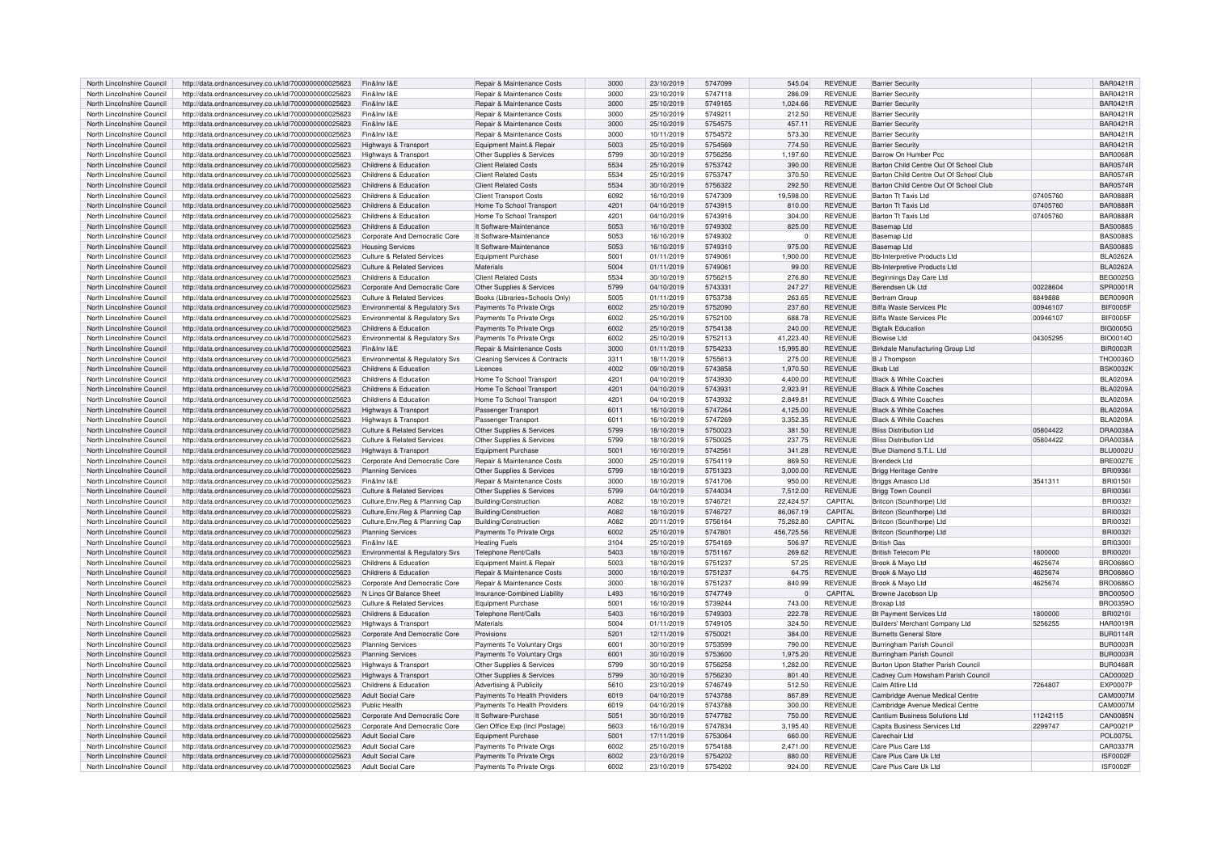| North Lincolnshire Council | http://data.ordnancesurvey.co.uk/id/7000000000025623 | Fin&Inv I&E | Repair & Maintenance Costs | 3000 | 23/10/2019 | 5747099 | 545.04 | REVENUE | Barrier Security | | BAR0421R |
|---|---|---|---|---|---|---|---|---|---|---|---|
| North Lincolnshire Council | http://data.ordnancesurvey.co.uk/id/7000000000025623 | Fin&Inv I&E | Repair & Maintenance Costs | 3000 | 23/10/2019 | 5747118 | 286.09 | REVENUE | Barrier Security | | BAR0421R |
| North Lincolnshire Council | http://data.ordnancesurvey.co.uk/id/7000000000025623 | Fin&Inv I&E | Repair & Maintenance Costs | 3000 | 25/10/2019 | 5749165 | 1,024.66 | REVENUE | Barrier Security | | BAR0421R |
| North Lincolnshire Council | http://data.ordnancesurvey.co.uk/id/7000000000025623 | Fin&Inv I&E | Repair & Maintenance Costs | 3000 | 25/10/2019 | 5749211 | 212.50 | REVENUE | Barrier Security | | BAR0421R |
| North Lincolnshire Council | http://data.ordnancesurvey.co.uk/id/7000000000025623 | Fin&Inv I&E | Repair & Maintenance Costs | 3000 | 25/10/2019 | 5754575 | 457.11 | REVENUE | Barrier Security | | BAR0421R |
| North Lincolnshire Council | http://data.ordnancesurvey.co.uk/id/7000000000025623 | Fin&Inv I&E | Repair & Maintenance Costs | 3000 | 10/11/2019 | 5754572 | 573.30 | REVENUE | Barrier Security | | BAR0421R |
| North Lincolnshire Council | http://data.ordnancesurvey.co.uk/id/7000000000025623 | Highways & Transport | Equipment Maint.& Repair | 5003 | 25/10/2019 | 5754569 | 774.50 | REVENUE | Barrier Security | | BAR0421R |
| North Lincolnshire Council | http://data.ordnancesurvey.co.uk/id/7000000000025623 | Highways & Transport | Other Supplies & Services | 5799 | 30/10/2019 | 5756256 | 1,197.60 | REVENUE | Barrow On Humber Pcc | | BAR0068R |
| North Lincolnshire Council | http://data.ordnancesurvey.co.uk/id/7000000000025623 | Childrens & Education | Client Related Costs | 5534 | 25/10/2019 | 5753742 | 390.00 | REVENUE | Barton Child Centre Out Of School Club | | BAR0574R |
| North Lincolnshire Council | http://data.ordnancesurvey.co.uk/id/7000000000025623 | Childrens & Education | Client Related Costs | 5534 | 25/10/2019 | 5753747 | 370.50 | REVENUE | Barton Child Centre Out Of School Club | | BAR0574R |
| North Lincolnshire Council | http://data.ordnancesurvey.co.uk/id/7000000000025623 | Childrens & Education | Client Related Costs | 5534 | 30/10/2019 | 5756322 | 292.50 | REVENUE | Barton Child Centre Out Of School Club | | BAR0574R |
| North Lincolnshire Council | http://data.ordnancesurvey.co.uk/id/7000000000025623 | Childrens & Education | Client Transport Costs | 6092 | 16/10/2019 | 5747309 | 19,598.00 | REVENUE | Barton Tt Taxis Ltd | 07405760 | BAR0888R |
| North Lincolnshire Council | http://data.ordnancesurvey.co.uk/id/7000000000025623 | Childrens & Education | Home To School Transport | 4201 | 04/10/2019 | 5743915 | 810.00 | REVENUE | Barton Tt Taxis Ltd | 07405760 | BAR0888R |
| North Lincolnshire Council | http://data.ordnancesurvey.co.uk/id/7000000000025623 | Childrens & Education | Home To School Transport | 4201 | 04/10/2019 | 5743916 | 304.00 | REVENUE | Barton Tt Taxis Ltd | 07405760 | BAR0888R |
| North Lincolnshire Council | http://data.ordnancesurvey.co.uk/id/7000000000025623 | Childrens & Education | It Software-Maintenance | 5053 | 16/10/2019 | 5749302 | 825.00 | REVENUE | Basemap Ltd | | BAS0088S |
| North Lincolnshire Council | http://data.ordnancesurvey.co.uk/id/7000000000025623 | Corporate And Democratic Core | It Software-Maintenance | 5053 | 16/10/2019 | 5749302 | 0 | REVENUE | Basemap Ltd | | BAS0088S |
| North Lincolnshire Council | http://data.ordnancesurvey.co.uk/id/7000000000025623 | Housing Services | It Software-Maintenance | 5053 | 16/10/2019 | 5749310 | 975.00 | REVENUE | Basemap Ltd | | BAS0088S |
| North Lincolnshire Council | http://data.ordnancesurvey.co.uk/id/7000000000025623 | Culture & Related Services | Equipment Purchase | 5001 | 01/11/2019 | 5749061 | 1,900.00 | REVENUE | Bb-Interpretive Products Ltd | | BLA0262A |
| North Lincolnshire Council | http://data.ordnancesurvey.co.uk/id/7000000000025623 | Culture & Related Services | Materials | 5004 | 01/11/2019 | 5749061 | 99.00 | REVENUE | Bb-Interpretive Products Ltd | | BLA0262A |
| North Lincolnshire Council | http://data.ordnancesurvey.co.uk/id/7000000000025623 | Childrens & Education | Client Related Costs | 5534 | 30/10/2019 | 5756215 | 276.80 | REVENUE | Beginnings Day Care Ltd | | BEG0025G |
| North Lincolnshire Council | http://data.ordnancesurvey.co.uk/id/7000000000025623 | Corporate And Democratic Core | Other Supplies & Services | 5799 | 04/10/2019 | 5743331 | 247.27 | REVENUE | Berendsen Uk Ltd | 00228604 | SPR0001R |
| North Lincolnshire Council | http://data.ordnancesurvey.co.uk/id/7000000000025623 | Culture & Related Services | Books (Libraries+Schools Only) | 5005 | 01/11/2019 | 5753738 | 263.65 | REVENUE | Bertram Group | 6849888 | BER0090R |
| North Lincolnshire Council | http://data.ordnancesurvey.co.uk/id/7000000000025623 | Environmental & Regulatory Svs | Payments To Private Orgs | 6002 | 25/10/2019 | 5752090 | 237.60 | REVENUE | Biffa Waste Services Plc | 00946107 | BIF0005F |
| North Lincolnshire Council | http://data.ordnancesurvey.co.uk/id/7000000000025623 | Environmental & Regulatory Svs | Payments To Private Orgs | 6002 | 25/10/2019 | 5752100 | 688.78 | REVENUE | Biffa Waste Services Plc | 00946107 | BIF0005F |
| North Lincolnshire Council | http://data.ordnancesurvey.co.uk/id/7000000000025623 | Childrens & Education | Payments To Private Orgs | 6002 | 25/10/2019 | 5754138 | 240.00 | REVENUE | Bigtalk Education | | BIG0005G |
| North Lincolnshire Council | http://data.ordnancesurvey.co.uk/id/7000000000025623 | Environmental & Regulatory Svs | Payments To Private Orgs | 6002 | 25/10/2019 | 5752113 | 41,223.40 | REVENUE | Biowise Ltd | 04305295 | BIO0014O |
| North Lincolnshire Council | http://data.ordnancesurvey.co.uk/id/7000000000025623 | Fin&Inv I&E | Repair & Maintenance Costs | 3000 | 01/11/2019 | 5754233 | 15,995.80 | REVENUE | Birkdale Manufacturing Group Ltd | | BIR0003R |
| North Lincolnshire Council | http://data.ordnancesurvey.co.uk/id/7000000000025623 | Environmental & Regulatory Svs | Cleaning Services & Contracts | 3311 | 18/11/2019 | 5755613 | 275.00 | REVENUE | B J Thompson | | THO0036O |
| North Lincolnshire Council | http://data.ordnancesurvey.co.uk/id/7000000000025623 | Childrens & Education | Licences | 4002 | 09/10/2019 | 5743858 | 1,970.50 | REVENUE | Bksb Ltd | | BSK0032K |
| North Lincolnshire Council | http://data.ordnancesurvey.co.uk/id/7000000000025623 | Childrens & Education | Home To School Transport | 4201 | 04/10/2019 | 5743930 | 4,400.00 | REVENUE | Black & White Coaches | | BLA0209A |
| North Lincolnshire Council | http://data.ordnancesurvey.co.uk/id/7000000000025623 | Childrens & Education | Home To School Transport | 4201 | 04/10/2019 | 5743931 | 2,923.91 | REVENUE | Black & White Coaches | | BLA0209A |
| North Lincolnshire Council | http://data.ordnancesurvey.co.uk/id/7000000000025623 | Childrens & Education | Home To School Transport | 4201 | 04/10/2019 | 5743932 | 2,849.81 | REVENUE | Black & White Coaches | | BLA0209A |
| North Lincolnshire Council | http://data.ordnancesurvey.co.uk/id/7000000000025623 | Highways & Transport | Passenger Transport | 6011 | 16/10/2019 | 5747264 | 4,125.00 | REVENUE | Black & White Coaches | | BLA0209A |
| North Lincolnshire Council | http://data.ordnancesurvey.co.uk/id/7000000000025623 | Highways & Transport | Passenger Transport | 6011 | 16/10/2019 | 5747269 | 3,352.35 | REVENUE | Black & White Coaches | | BLA0209A |
| North Lincolnshire Council | http://data.ordnancesurvey.co.uk/id/7000000000025623 | Culture & Related Services | Other Supplies & Services | 5799 | 18/10/2019 | 5750023 | 381.50 | REVENUE | Bliss Distribution Ltd | 05804422 | DRA0038A |
| North Lincolnshire Council | http://data.ordnancesurvey.co.uk/id/7000000000025623 | Culture & Related Services | Other Supplies & Services | 5799 | 18/10/2019 | 5750025 | 237.75 | REVENUE | Bliss Distribution Ltd | 05804422 | DRA0038A |
| North Lincolnshire Council | http://data.ordnancesurvey.co.uk/id/7000000000025623 | Highways & Transport | Equipment Purchase | 5001 | 16/10/2019 | 5742561 | 341.28 | REVENUE | Blue Diamond S.T.L. Ltd | | BLU0002U |
| North Lincolnshire Council | http://data.ordnancesurvey.co.uk/id/7000000000025623 | Corporate And Democratic Core | Repair & Maintenance Costs | 3000 | 25/10/2019 | 5754119 | 869.50 | REVENUE | Brendeck Ltd | | BRE0027E |
| North Lincolnshire Council | http://data.ordnancesurvey.co.uk/id/7000000000025623 | Planning Services | Other Supplies & Services | 5799 | 18/10/2019 | 5751323 | 3,000.00 | REVENUE | Brigg Heritage Centre | | BRI0936I |
| North Lincolnshire Council | http://data.ordnancesurvey.co.uk/id/7000000000025623 | Fin&Inv I&E | Repair & Maintenance Costs | 3000 | 18/10/2019 | 5741706 | 950.00 | REVENUE | Briggs Amasco Ltd | 3541311 | BRI0150I |
| North Lincolnshire Council | http://data.ordnancesurvey.co.uk/id/7000000000025623 | Culture & Related Services | Other Supplies & Services | 5799 | 04/10/2019 | 5744034 | 7,512.00 | REVENUE | Brigg Town Council | | BRI0036I |
| North Lincolnshire Council | http://data.ordnancesurvey.co.uk/id/7000000000025623 | Culture,Env,Reg & Planning Cap | Building/Construction | A082 | 18/10/2019 | 5746721 | 22,424.57 | CAPITAL | Britcon (Scunthorpe) Ltd | | BRI0032I |
| North Lincolnshire Council | http://data.ordnancesurvey.co.uk/id/7000000000025623 | Culture,Env,Reg & Planning Cap | Building/Construction | A082 | 18/10/2019 | 5746727 | 86,067.19 | CAPITAL | Britcon (Scunthorpe) Ltd | | BRI0032I |
| North Lincolnshire Council | http://data.ordnancesurvey.co.uk/id/7000000000025623 | Culture,Env,Reg & Planning Cap | Building/Construction | A082 | 20/11/2019 | 5756164 | 75,262.80 | CAPITAL | Britcon (Scunthorpe) Ltd | | BRI0032I |
| North Lincolnshire Council | http://data.ordnancesurvey.co.uk/id/7000000000025623 | Planning Services | Payments To Private Orgs | 6002 | 25/10/2019 | 5747801 | 456,725.56 | REVENUE | Britcon (Scunthorpe) Ltd | | BRI0032I |
| North Lincolnshire Council | http://data.ordnancesurvey.co.uk/id/7000000000025623 | Fin&Inv I&E | Heating Fuels | 3104 | 25/10/2019 | 5754169 | 506.97 | REVENUE | British Gas | | BRI0300I |
| North Lincolnshire Council | http://data.ordnancesurvey.co.uk/id/7000000000025623 | Environmental & Regulatory Svs | Telephone Rent/Calls | 5403 | 18/10/2019 | 5751167 | 269.62 | REVENUE | British Telecom Plc | 1800000 | BRI0020I |
| North Lincolnshire Council | http://data.ordnancesurvey.co.uk/id/7000000000025623 | Childrens & Education | Equipment Maint.& Repair | 5003 | 18/10/2019 | 5751237 | 57.25 | REVENUE | Brook & Mayo Ltd | 4625674 | BRO0686O |
| North Lincolnshire Council | http://data.ordnancesurvey.co.uk/id/7000000000025623 | Childrens & Education | Repair & Maintenance Costs | 3000 | 18/10/2019 | 5751237 | 64.75 | REVENUE | Brook & Mayo Ltd | 4625674 | BRO0686O |
| North Lincolnshire Council | http://data.ordnancesurvey.co.uk/id/7000000000025623 | Corporate And Democratic Core | Repair & Maintenance Costs | 3000 | 18/10/2019 | 5751237 | 840.99 | REVENUE | Brook & Mayo Ltd | 4625674 | BRO0686O |
| North Lincolnshire Council | http://data.ordnancesurvey.co.uk/id/7000000000025623 | N Lincs Gf Balance Sheet | Insurance-Combined Liability | L493 | 16/10/2019 | 5747749 | 0 | CAPITAL | Browne Jacobson Llp | | BRO0050O |
| North Lincolnshire Council | http://data.ordnancesurvey.co.uk/id/7000000000025623 | Culture & Related Services | Equipment Purchase | 5001 | 16/10/2019 | 5739244 | 743.00 | REVENUE | Broxap Ltd | | BRO0359O |
| North Lincolnshire Council | http://data.ordnancesurvey.co.uk/id/7000000000025623 | Childrens & Education | Telephone Rent/Calls | 5403 | 16/10/2019 | 5749303 | 222.78 | REVENUE | Bt Payment Services Ltd | 1800000 | BRI0210I |
| North Lincolnshire Council | http://data.ordnancesurvey.co.uk/id/7000000000025623 | Highways & Transport | Materials | 5004 | 01/11/2019 | 5749105 | 324.50 | REVENUE | Builders' Merchant Company Ltd | 5256255 | HAR0019R |
| North Lincolnshire Council | http://data.ordnancesurvey.co.uk/id/7000000000025623 | Corporate And Democratic Core | Provisions | 5201 | 12/11/2019 | 5750021 | 384.00 | REVENUE | Burnetts General Store | | BUR0114R |
| North Lincolnshire Council | http://data.ordnancesurvey.co.uk/id/7000000000025623 | Planning Services | Payments To Voluntary Orgs | 6001 | 30/10/2019 | 5753599 | 790.00 | REVENUE | Burringham Parish Council | | BUR0003R |
| North Lincolnshire Council | http://data.ordnancesurvey.co.uk/id/7000000000025623 | Planning Services | Payments To Voluntary Orgs | 6001 | 30/10/2019 | 5753600 | 1,975.20 | REVENUE | Burringham Parish Council | | BUR0003R |
| North Lincolnshire Council | http://data.ordnancesurvey.co.uk/id/7000000000025623 | Highways & Transport | Other Supplies & Services | 5799 | 30/10/2019 | 5756258 | 1,282.00 | REVENUE | Burton Upon Stather Parish Council | | BUR0468R |
| North Lincolnshire Council | http://data.ordnancesurvey.co.uk/id/7000000000025623 | Highways & Transport | Other Supplies & Services | 5799 | 30/10/2019 | 5756230 | 801.40 | REVENUE | Cadney Cum Howsham Parish Council | | CAD0002D |
| North Lincolnshire Council | http://data.ordnancesurvey.co.uk/id/7000000000025623 | Childrens & Education | Advertising & Publicity | 5610 | 23/10/2019 | 5746749 | 512.50 | REVENUE | Calm Attire Ltd | 7264807 | EXP0007P |
| North Lincolnshire Council | http://data.ordnancesurvey.co.uk/id/7000000000025623 | Adult Social Care | Payments To Health Providers | 6019 | 04/10/2019 | 5743788 | 867.89 | REVENUE | Cambridge Avenue Medical Centre | | CAM0007M |
| North Lincolnshire Council | http://data.ordnancesurvey.co.uk/id/7000000000025623 | Public Health | Payments To Health Providers | 6019 | 04/10/2019 | 5743788 | 300.00 | REVENUE | Cambridge Avenue Medical Centre | | CAM0007M |
| North Lincolnshire Council | http://data.ordnancesurvey.co.uk/id/7000000000025623 | Corporate And Democratic Core | It Software-Purchase | 5051 | 30/10/2019 | 5747782 | 750.00 | REVENUE | Cantium Business Solutions Ltd | 11242115 | CAN0085N |
| North Lincolnshire Council | http://data.ordnancesurvey.co.uk/id/7000000000025623 | Corporate And Democratic Core | Gen Office Exp (Incl Postage) | 5603 | 16/10/2019 | 5747834 | 3,195.40 | REVENUE | Capita Business Services Ltd | 2299747 | CAP0021P |
| North Lincolnshire Council | http://data.ordnancesurvey.co.uk/id/7000000000025623 | Adult Social Care | Equipment Purchase | 5001 | 17/11/2019 | 5753064 | 660.00 | REVENUE | Carechair Ltd | | POL0075L |
| North Lincolnshire Council | http://data.ordnancesurvey.co.uk/id/7000000000025623 | Adult Social Care | Payments To Private Orgs | 6002 | 25/10/2019 | 5754188 | 2,471.00 | REVENUE | Care Plus Care Ltd | | CAR0337R |
| North Lincolnshire Council | http://data.ordnancesurvey.co.uk/id/7000000000025623 | Adult Social Care | Payments To Private Orgs | 6002 | 23/10/2019 | 5754202 | 880.00 | REVENUE | Care Plus Care Uk Ltd | | ISF0002F |
| North Lincolnshire Council | http://data.ordnancesurvey.co.uk/id/7000000000025623 | Adult Social Care | Payments To Private Orgs | 6002 | 23/10/2019 | 5754202 | 924.00 | REVENUE | Care Plus Care Uk Ltd | | ISF0002F |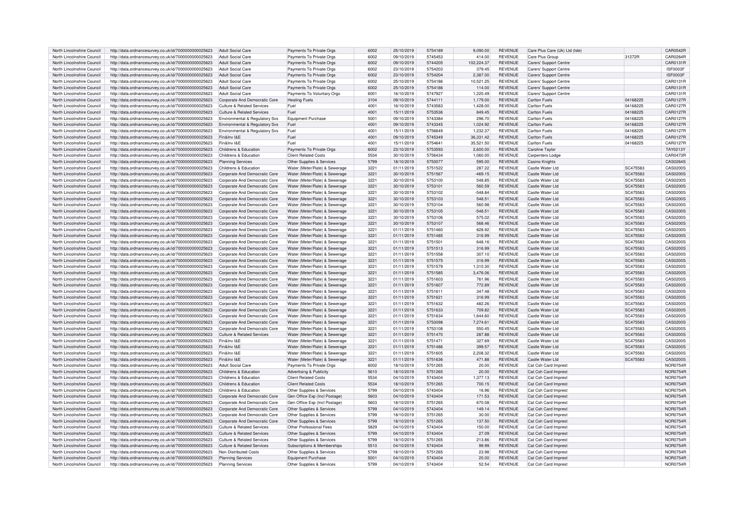| | | | | | | | | | | | |
|---|---|---|---|---|---|---|---|---|---|---|---|
| North Lincolnshire Council | http://data.ordnancesurvey.co.uk/id/7000000000025623 | Adult Social Care | Payments To Private Orgs | 6002 | 25/10/2019 | 5754189 | 9,090.00 | REVENUE | Care Plus Care (Uk) Ltd (Isle) | | CAR0542R |
| North Lincolnshire Council | http://data.ordnancesurvey.co.uk/id/7000000000025623 | Adult Social Care | Payments To Private Orgs | 6002 | 09/10/2019 | 5745453 | 414.00 | REVENUE | Care Plus Group | 31272R | CAR0264R |
| North Lincolnshire Council | http://data.ordnancesurvey.co.uk/id/7000000000025623 | Adult Social Care | Payments To Private Orgs | 6002 | 09/10/2019 | 5744205 | 102,224.37 | REVENUE | Carers' Support Centre | | CAR0131R |
| North Lincolnshire Council | http://data.ordnancesurvey.co.uk/id/7000000000025623 | Adult Social Care | Payments To Private Orgs | 6002 | 23/10/2019 | 5754203 | 379.45 | REVENUE | Carers' Support Centre | | ISF0003F |
| North Lincolnshire Council | http://data.ordnancesurvey.co.uk/id/7000000000025623 | Adult Social Care | Payments To Private Orgs | 6002 | 23/10/2019 | 5754204 | 2,387.00 | REVENUE | Carers' Support Centre | | ISF0003F |
| North Lincolnshire Council | http://data.ordnancesurvey.co.uk/id/7000000000025623 | Adult Social Care | Payments To Private Orgs | 6002 | 25/10/2019 | 5754186 | 10,521.25 | REVENUE | Carers' Support Centre | | CAR0131R |
| North Lincolnshire Council | http://data.ordnancesurvey.co.uk/id/7000000000025623 | Adult Social Care | Payments To Private Orgs | 6002 | 25/10/2019 | 5754186 | 114.00 | REVENUE | Carers' Support Centre | | CAR0131R |
| North Lincolnshire Council | http://data.ordnancesurvey.co.uk/id/7000000000025623 | Adult Social Care | Payments To Voluntary Orgs | 6001 | 16/10/2019 | 5747927 | 1,220.49 | REVENUE | Carers' Support Centre | | CAR0131R |
| North Lincolnshire Council | http://data.ordnancesurvey.co.uk/id/7000000000025623 | Corporate And Democratic Core | Heating Fuels | 3104 | 09/10/2019 | 5744111 | 1,179.00 | REVENUE | Carlton Fuels | 04168225 | CAR0127R |
| North Lincolnshire Council | http://data.ordnancesurvey.co.uk/id/7000000000025623 | Culture & Related Services | Fuel | 4001 | 16/10/2019 | 5743583 | 1,428.00 | REVENUE | Carlton Fuels | 04168225 | CAR0127R |
| North Lincolnshire Council | http://data.ordnancesurvey.co.uk/id/7000000000025623 | Culture & Related Services | Fuel | 4001 | 15/11/2019 | 5753536 | 849.45 | REVENUE | Carlton Fuels | 04168225 | CAR0127R |
| North Lincolnshire Council | http://data.ordnancesurvey.co.uk/id/7000000000025623 | Environmental & Regulatory Svs | Equipment Purchase | 5001 | 09/10/2019 | 5743384 | 296.70 | REVENUE | Carlton Fuels | 04168225 | CAR0127R |
| North Lincolnshire Council | http://data.ordnancesurvey.co.uk/id/7000000000025623 | Environmental & Regulatory Svs | Fuel | 4001 | 09/10/2019 | 5743345 | 1,024.92 | REVENUE | Carlton Fuels | 04168225 | CAR0127R |
| North Lincolnshire Council | http://data.ordnancesurvey.co.uk/id/7000000000025623 | Environmental & Regulatory Svs | Fuel | 4001 | 15/11/2019 | 5756649 | 1,232.37 | REVENUE | Carlton Fuels | 04168225 | CAR0127R |
| North Lincolnshire Council | http://data.ordnancesurvey.co.uk/id/7000000000025623 | Fin&Inv I&E | Fuel | 4001 | 09/10/2019 | 5745349 | 36,331.42 | REVENUE | Carlton Fuels | 04168225 | CAR0127R |
| North Lincolnshire Council | http://data.ordnancesurvey.co.uk/id/7000000000025623 | Fin&Inv I&E | Fuel | 4001 | 15/11/2019 | 5754641 | 35,521.50 | REVENUE | Carlton Fuels | 04168225 | CAR0127R |
| North Lincolnshire Council | http://data.ordnancesurvey.co.uk/id/7000000000025623 | Childrens & Education | Payments To Private Orgs | 6002 | 23/10/2019 | 5753593 | 2,600.00 | REVENUE | Caroline Taylor | | TAY0213Y |
| North Lincolnshire Council | http://data.ordnancesurvey.co.uk/id/7000000000025623 | Childrens & Education | Client Related Costs | 5534 | 30/10/2019 | 5756434 | 1,060.00 | REVENUE | Carpenters Lodge | | CAR0473R |
| North Lincolnshire Council | http://data.ordnancesurvey.co.uk/id/7000000000025623 | Planning Services | Other Supplies & Services | 5799 | 18/10/2019 | 5750077 | 595.00 | REVENUE | Casino Knights | | CAS0264S |
| North Lincolnshire Council | http://data.ordnancesurvey.co.uk/id/7000000000025623 | Childrens & Education | Water (Meter/Rate) & Sewerage | 3221 | 01/11/2019 | 5751522 | 287.22 | REVENUE | Castle Water Ltd | SC475583 | CAS0200S |
| North Lincolnshire Council | http://data.ordnancesurvey.co.uk/id/7000000000025623 | Corporate And Democratic Core | Water (Meter/Rate) & Sewerage | 3221 | 30/10/2019 | 5751567 | -469.15 | REVENUE | Castle Water Ltd | SC475583 | CAS0200S |
| North Lincolnshire Council | http://data.ordnancesurvey.co.uk/id/7000000000025623 | Corporate And Democratic Core | Water (Meter/Rate) & Sewerage | 3221 | 30/10/2019 | 5753100 | 548.85 | REVENUE | Castle Water Ltd | SC475583 | CAS0200S |
| North Lincolnshire Council | http://data.ordnancesurvey.co.uk/id/7000000000025623 | Corporate And Democratic Core | Water (Meter/Rate) & Sewerage | 3221 | 30/10/2019 | 5753101 | 560.59 | REVENUE | Castle Water Ltd | SC475583 | CAS0200S |
| North Lincolnshire Council | http://data.ordnancesurvey.co.uk/id/7000000000025623 | Corporate And Democratic Core | Water (Meter/Rate) & Sewerage | 3221 | 30/10/2019 | 5753102 | -548.84 | REVENUE | Castle Water Ltd | SC475583 | CAS0200S |
| North Lincolnshire Council | http://data.ordnancesurvey.co.uk/id/7000000000025623 | Corporate And Democratic Core | Water (Meter/Rate) & Sewerage | 3221 | 30/10/2019 | 5753103 | 548.51 | REVENUE | Castle Water Ltd | SC475583 | CAS0200S |
| North Lincolnshire Council | http://data.ordnancesurvey.co.uk/id/7000000000025623 | Corporate And Democratic Core | Water (Meter/Rate) & Sewerage | 3221 | 30/10/2019 | 5753104 | 560.98 | REVENUE | Castle Water Ltd | SC475583 | CAS0200S |
| North Lincolnshire Council | http://data.ordnancesurvey.co.uk/id/7000000000025623 | Corporate And Democratic Core | Water (Meter/Rate) & Sewerage | 3221 | 30/10/2019 | 5753105 | -548.51 | REVENUE | Castle Water Ltd | SC475583 | CAS0200S |
| North Lincolnshire Council | http://data.ordnancesurvey.co.uk/id/7000000000025623 | Corporate And Democratic Core | Water (Meter/Rate) & Sewerage | 3221 | 30/10/2019 | 5753106 | 575.02 | REVENUE | Castle Water Ltd | SC475583 | CAS0200S |
| North Lincolnshire Council | http://data.ordnancesurvey.co.uk/id/7000000000025623 | Corporate And Democratic Core | Water (Meter/Rate) & Sewerage | 3221 | 30/10/2019 | 5753107 | 568.46 | REVENUE | Castle Water Ltd | SC475583 | CAS0200S |
| North Lincolnshire Council | http://data.ordnancesurvey.co.uk/id/7000000000025623 | Corporate And Democratic Core | Water (Meter/Rate) & Sewerage | 3221 | 01/11/2019 | 5751460 | 828.92 | REVENUE | Castle Water Ltd | SC475583 | CAS0200S |
| North Lincolnshire Council | http://data.ordnancesurvey.co.uk/id/7000000000025623 | Corporate And Democratic Core | Water (Meter/Rate) & Sewerage | 3221 | 01/11/2019 | 5751485 | 316.99 | REVENUE | Castle Water Ltd | SC475583 | CAS0200S |
| North Lincolnshire Council | http://data.ordnancesurvey.co.uk/id/7000000000025623 | Corporate And Democratic Core | Water (Meter/Rate) & Sewerage | 3221 | 01/11/2019 | 5751501 | 648.16 | REVENUE | Castle Water Ltd | SC475583 | CAS0200S |
| North Lincolnshire Council | http://data.ordnancesurvey.co.uk/id/7000000000025623 | Corporate And Democratic Core | Water (Meter/Rate) & Sewerage | 3221 | 01/11/2019 | 5751513 | 316.99 | REVENUE | Castle Water Ltd | SC475583 | CAS0200S |
| North Lincolnshire Council | http://data.ordnancesurvey.co.uk/id/7000000000025623 | Corporate And Democratic Core | Water (Meter/Rate) & Sewerage | 3221 | 01/11/2019 | 5751558 | 307.10 | REVENUE | Castle Water Ltd | SC475583 | CAS0200S |
| North Lincolnshire Council | http://data.ordnancesurvey.co.uk/id/7000000000025623 | Corporate And Democratic Core | Water (Meter/Rate) & Sewerage | 3221 | 01/11/2019 | 5751575 | 316.99 | REVENUE | Castle Water Ltd | SC475583 | CAS0200S |
| North Lincolnshire Council | http://data.ordnancesurvey.co.uk/id/7000000000025623 | Corporate And Democratic Core | Water (Meter/Rate) & Sewerage | 3221 | 01/11/2019 | 5751579 | 1,310.30 | REVENUE | Castle Water Ltd | SC475583 | CAS0200S |
| North Lincolnshire Council | http://data.ordnancesurvey.co.uk/id/7000000000025623 | Corporate And Democratic Core | Water (Meter/Rate) & Sewerage | 3221 | 01/11/2019 | 5751585 | 3,476.06 | REVENUE | Castle Water Ltd | SC475583 | CAS0200S |
| North Lincolnshire Council | http://data.ordnancesurvey.co.uk/id/7000000000025623 | Corporate And Democratic Core | Water (Meter/Rate) & Sewerage | 3221 | 01/11/2019 | 5751603 | 761.96 | REVENUE | Castle Water Ltd | SC475583 | CAS0200S |
| North Lincolnshire Council | http://data.ordnancesurvey.co.uk/id/7000000000025623 | Corporate And Democratic Core | Water (Meter/Rate) & Sewerage | 3221 | 01/11/2019 | 5751607 | 772.89 | REVENUE | Castle Water Ltd | SC475583 | CAS0200S |
| North Lincolnshire Council | http://data.ordnancesurvey.co.uk/id/7000000000025623 | Corporate And Democratic Core | Water (Meter/Rate) & Sewerage | 3221 | 01/11/2019 | 5751611 | 347.48 | REVENUE | Castle Water Ltd | SC475583 | CAS0200S |
| North Lincolnshire Council | http://data.ordnancesurvey.co.uk/id/7000000000025623 | Corporate And Democratic Core | Water (Meter/Rate) & Sewerage | 3221 | 01/11/2019 | 5751621 | 316.99 | REVENUE | Castle Water Ltd | SC475583 | CAS0200S |
| North Lincolnshire Council | http://data.ordnancesurvey.co.uk/id/7000000000025623 | Corporate And Democratic Core | Water (Meter/Rate) & Sewerage | 3221 | 01/11/2019 | 5751632 | 482.26 | REVENUE | Castle Water Ltd | SC475583 | CAS0200S |
| North Lincolnshire Council | http://data.ordnancesurvey.co.uk/id/7000000000025623 | Corporate And Democratic Core | Water (Meter/Rate) & Sewerage | 3221 | 01/11/2019 | 5751633 | 709.82 | REVENUE | Castle Water Ltd | SC475583 | CAS0200S |
| North Lincolnshire Council | http://data.ordnancesurvey.co.uk/id/7000000000025623 | Corporate And Democratic Core | Water (Meter/Rate) & Sewerage | 3221 | 01/11/2019 | 5751634 | 1,644.60 | REVENUE | Castle Water Ltd | SC475583 | CAS0200S |
| North Lincolnshire Council | http://data.ordnancesurvey.co.uk/id/7000000000025623 | Corporate And Democratic Core | Water (Meter/Rate) & Sewerage | 3221 | 01/11/2019 | 5753098 | 7,274.61 | REVENUE | Castle Water Ltd | SC475583 | CAS0200S |
| North Lincolnshire Council | http://data.ordnancesurvey.co.uk/id/7000000000025623 | Corporate And Democratic Core | Water (Meter/Rate) & Sewerage | 3221 | 01/11/2019 | 5753108 | 550.45 | REVENUE | Castle Water Ltd | SC475583 | CAS0200S |
| North Lincolnshire Council | http://data.ordnancesurvey.co.uk/id/7000000000025623 | Culture & Related Services | Water (Meter/Rate) & Sewerage | 3221 | 01/11/2019 | 5751470 | 287.88 | REVENUE | Castle Water Ltd | SC475583 | CAS0200S |
| North Lincolnshire Council | http://data.ordnancesurvey.co.uk/id/7000000000025623 | Fin&Inv I&E | Water (Meter/Rate) & Sewerage | 3221 | 01/11/2019 | 5751471 | 327.69 | REVENUE | Castle Water Ltd | SC475583 | CAS0200S |
| North Lincolnshire Council | http://data.ordnancesurvey.co.uk/id/7000000000025623 | Fin&Inv I&E | Water (Meter/Rate) & Sewerage | 3221 | 01/11/2019 | 5751486 | 399.57 | REVENUE | Castle Water Ltd | SC475583 | CAS0200S |
| North Lincolnshire Council | http://data.ordnancesurvey.co.uk/id/7000000000025623 | Fin&Inv I&E | Water (Meter/Rate) & Sewerage | 3221 | 01/11/2019 | 5751605 | 2,208.32 | REVENUE | Castle Water Ltd | SC475583 | CAS0200S |
| North Lincolnshire Council | http://data.ordnancesurvey.co.uk/id/7000000000025623 | Fin&Inv I&E | Water (Meter/Rate) & Sewerage | 3221 | 01/11/2019 | 5751636 | 471.88 | REVENUE | Castle Water Ltd | SC475583 | CAS0200S |
| North Lincolnshire Council | http://data.ordnancesurvey.co.uk/id/7000000000025623 | Adult Social Care | Payments To Private Orgs | 6002 | 18/10/2019 | 5751265 | 20.00 | REVENUE | Cat Csh Card Imprest | | NOR0754R |
| North Lincolnshire Council | http://data.ordnancesurvey.co.uk/id/7000000000025623 | Childrens & Education | Advertising & Publicity | 5610 | 18/10/2019 | 5751265 | 20.00 | REVENUE | Cat Csh Card Imprest | | NOR0754R |
| North Lincolnshire Council | http://data.ordnancesurvey.co.uk/id/7000000000025623 | Childrens & Education | Client Related Costs | 5534 | 04/10/2019 | 5743404 | 1,377.13 | REVENUE | Cat Csh Card Imprest | | NOR0754R |
| North Lincolnshire Council | http://data.ordnancesurvey.co.uk/id/7000000000025623 | Childrens & Education | Client Related Costs | 5534 | 18/10/2019 | 5751265 | 700.15 | REVENUE | Cat Csh Card Imprest | | NOR0754R |
| North Lincolnshire Council | http://data.ordnancesurvey.co.uk/id/7000000000025623 | Childrens & Education | Other Supplies & Services | 5799 | 04/10/2019 | 5743404 | 16.96 | REVENUE | Cat Csh Card Imprest | | NOR0754R |
| North Lincolnshire Council | http://data.ordnancesurvey.co.uk/id/7000000000025623 | Corporate And Democratic Core | Gen Office Exp (Incl Postage) | 5603 | 04/10/2019 | 5743404 | 171.53 | REVENUE | Cat Csh Card Imprest | | NOR0754R |
| North Lincolnshire Council | http://data.ordnancesurvey.co.uk/id/7000000000025623 | Corporate And Democratic Core | Gen Office Exp (Incl Postage) | 5603 | 18/10/2019 | 5751265 | 670.08 | REVENUE | Cat Csh Card Imprest | | NOR0754R |
| North Lincolnshire Council | http://data.ordnancesurvey.co.uk/id/7000000000025623 | Corporate And Democratic Core | Other Supplies & Services | 5799 | 04/10/2019 | 5743404 | 149.14 | REVENUE | Cat Csh Card Imprest | | NOR0754R |
| North Lincolnshire Council | http://data.ordnancesurvey.co.uk/id/7000000000025623 | Corporate And Democratic Core | Other Supplies & Services | 5799 | 18/10/2019 | 5751265 | 30.00 | REVENUE | Cat Csh Card Imprest | | NOR0754R |
| North Lincolnshire Council | http://data.ordnancesurvey.co.uk/id/7000000000025623 | Corporate And Democratic Core | Other Supplies & Services | 5799 | 18/10/2019 | 5751265 | 137.50 | REVENUE | Cat Csh Card Imprest | | NOR0754R |
| North Lincolnshire Council | http://data.ordnancesurvey.co.uk/id/7000000000025623 | Culture & Related Services | Other Professional Fees | 5829 | 04/10/2019 | 5743404 | 150.00 | REVENUE | Cat Csh Card Imprest | | NOR0754R |
| North Lincolnshire Council | http://data.ordnancesurvey.co.uk/id/7000000000025623 | Culture & Related Services | Other Supplies & Services | 5799 | 04/10/2019 | 5743404 | 27.09 | REVENUE | Cat Csh Card Imprest | | NOR0754R |
| North Lincolnshire Council | http://data.ordnancesurvey.co.uk/id/7000000000025623 | Culture & Related Services | Other Supplies & Services | 5799 | 18/10/2019 | 5751265 | 213.86 | REVENUE | Cat Csh Card Imprest | | NOR0754R |
| North Lincolnshire Council | http://data.ordnancesurvey.co.uk/id/7000000000025623 | Culture & Related Services | Subscriptions & Memberships | 5510 | 04/10/2019 | 5743404 | 99.99 | REVENUE | Cat Csh Card Imprest | | NOR0754R |
| North Lincolnshire Council | http://data.ordnancesurvey.co.uk/id/7000000000025623 | Non Distributed Costs | Other Supplies & Services | 5799 | 18/10/2019 | 5751265 | 23.98 | REVENUE | Cat Csh Card Imprest | | NOR0754R |
| North Lincolnshire Council | http://data.ordnancesurvey.co.uk/id/7000000000025623 | Planning Services | Equipment Purchase | 5001 | 04/10/2019 | 5743404 | 20.00 | REVENUE | Cat Csh Card Imprest | | NOR0754R |
| North Lincolnshire Council | http://data.ordnancesurvey.co.uk/id/7000000000025623 | Planning Services | Other Supplies & Services | 5799 | 04/10/2019 | 5743404 | 52.54 | REVENUE | Cat Csh Card Imprest | | NOR0754R |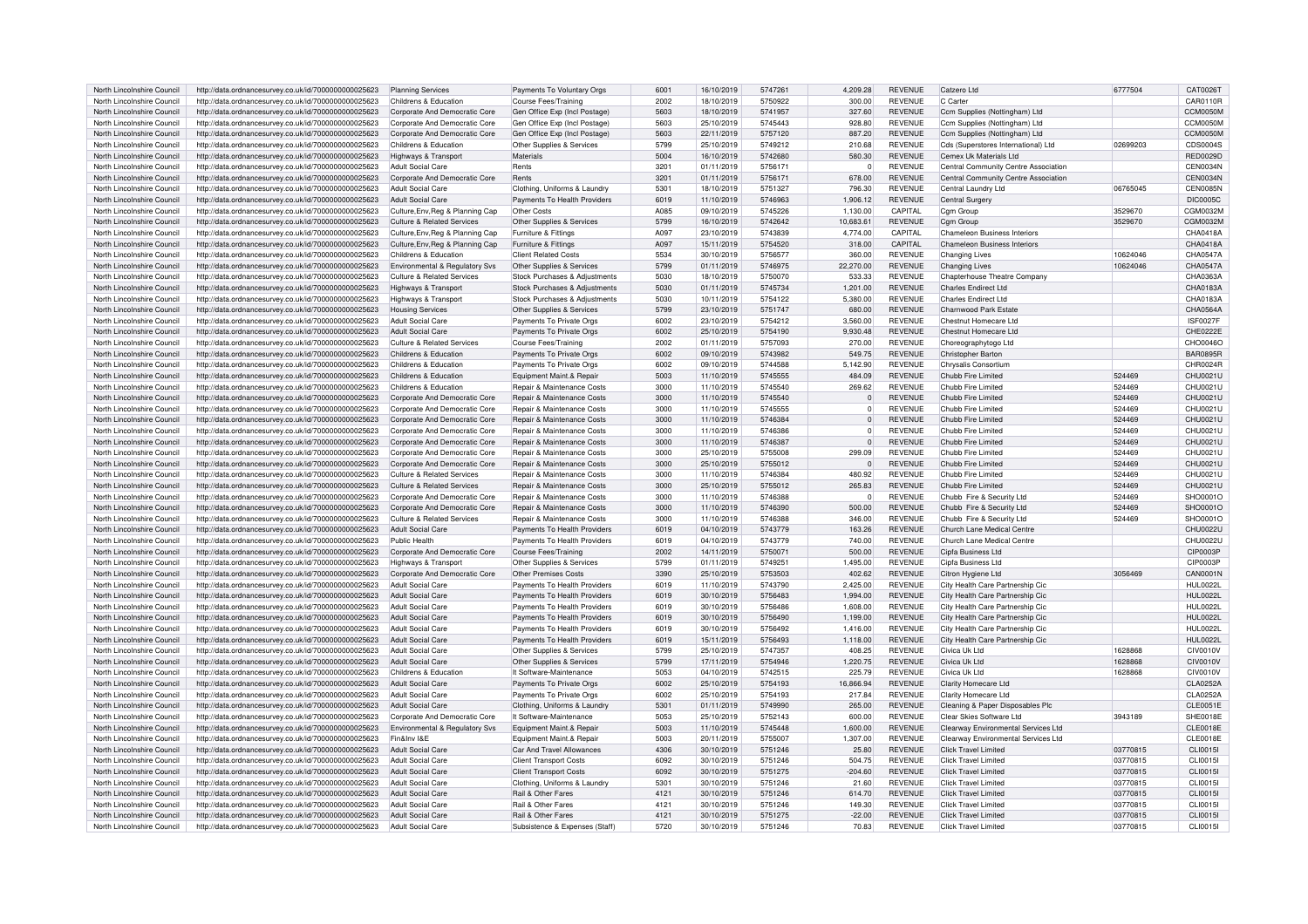| North Lincolnshire Council | http://data.ordnancesurvey.co.uk/id/7000000000025623 | Planning Services | Payments To Voluntary Orgs | 6001 | 16/10/2019 | 5747261 | 4,209.28 | REVENUE | Catzero Ltd | 6777504 | CAT0026T |
|---|---|---|---|---|---|---|---|---|---|---|---|
| North Lincolnshire Council | http://data.ordnancesurvey.co.uk/id/7000000000025623 | Childrens & Education | Course Fees/Training | 2002 | 18/10/2019 | 5750922 | 300.00 | REVENUE | C Carter | | CAR0110R |
| North Lincolnshire Council | http://data.ordnancesurvey.co.uk/id/7000000000025623 | Corporate And Democratic Core | Gen Office Exp (Incl Postage) | 5603 | 18/10/2019 | 5741957 | 327.60 | REVENUE | Ccm Supplies (Nottingham) Ltd | | CCM0050M |
| North Lincolnshire Council | http://data.ordnancesurvey.co.uk/id/7000000000025623 | Corporate And Democratic Core | Gen Office Exp (Incl Postage) | 5603 | 25/10/2019 | 5745443 | 928.80 | REVENUE | Ccm Supplies (Nottingham) Ltd | | CCM0050M |
| North Lincolnshire Council | http://data.ordnancesurvey.co.uk/id/7000000000025623 | Corporate And Democratic Core | Gen Office Exp (Incl Postage) | 5603 | 22/11/2019 | 5757120 | 887.20 | REVENUE | Ccm Supplies (Nottingham) Ltd | | CCM0050M |
| North Lincolnshire Council | http://data.ordnancesurvey.co.uk/id/7000000000025623 | Childrens & Education | Other Supplies & Services | 5799 | 25/10/2019 | 5749212 | 210.68 | REVENUE | Cds (Superstores International) Ltd | 02699203 | CDS0004S |
| North Lincolnshire Council | http://data.ordnancesurvey.co.uk/id/7000000000025623 | Highways & Transport | Materials | 5004 | 16/10/2019 | 5742680 | 580.30 | REVENUE | Cemex Uk Materials Ltd | | RED0029D |
| North Lincolnshire Council | http://data.ordnancesurvey.co.uk/id/7000000000025623 | Adult Social Care | Rents | 3201 | 01/11/2019 | 5756171 | 0 | REVENUE | Central Community Centre Association | | CEN0034N |
| North Lincolnshire Council | http://data.ordnancesurvey.co.uk/id/7000000000025623 | Corporate And Democratic Core | Rents | 3201 | 01/11/2019 | 5756171 | 678.00 | REVENUE | Central Community Centre Association | | CEN0034N |
| North Lincolnshire Council | http://data.ordnancesurvey.co.uk/id/7000000000025623 | Adult Social Care | Clothing, Uniforms & Laundry | 5301 | 18/10/2019 | 5751327 | 796.30 | REVENUE | Central Laundry Ltd | 06765045 | CEN0085N |
| North Lincolnshire Council | http://data.ordnancesurvey.co.uk/id/7000000000025623 | Adult Social Care | Payments To Health Providers | 6019 | 11/10/2019 | 5746963 | 1,906.12 | REVENUE | Central Surgery | | DIC0005C |
| North Lincolnshire Council | http://data.ordnancesurvey.co.uk/id/7000000000025623 | Culture,Env,Reg & Planning Cap | Other Costs | A085 | 09/10/2019 | 5745226 | 1,130.00 | CAPITAL | Cgm Group | 3529670 | CGM0032M |
| North Lincolnshire Council | http://data.ordnancesurvey.co.uk/id/7000000000025623 | Culture & Related Services | Other Supplies & Services | 5799 | 16/10/2019 | 5742642 | 10,683.61 | REVENUE | Cgm Group | 3529670 | CGM0032M |
| North Lincolnshire Council | http://data.ordnancesurvey.co.uk/id/7000000000025623 | Culture,Env,Reg & Planning Cap | Furniture & Fittings | A097 | 23/10/2019 | 5743839 | 4,774.00 | CAPITAL | Chameleon Business Interiors | | CHA0418A |
| North Lincolnshire Council | http://data.ordnancesurvey.co.uk/id/7000000000025623 | Culture,Env,Reg & Planning Cap | Furniture & Fittings | A097 | 15/11/2019 | 5754520 | 318.00 | CAPITAL | Chameleon Business Interiors | | CHA0418A |
| North Lincolnshire Council | http://data.ordnancesurvey.co.uk/id/7000000000025623 | Environmental & Regulatory Svs | Other Supplies & Services | 5799 | 01/11/2019 | 5746975 | 22,270.00 | REVENUE | Changing Lives | 10624046 | CHA0547A |
| North Lincolnshire Council | http://data.ordnancesurvey.co.uk/id/7000000000025623 | Culture & Related Services | Stock Purchases & Adjustments | 5030 | 18/10/2019 | 5750070 | 533.33 | REVENUE | Chapterhouse Theatre Company | | CHA0363A |
| North Lincolnshire Council | http://data.ordnancesurvey.co.uk/id/7000000000025623 | Highways & Transport | Stock Purchases & Adjustments | 5030 | 01/11/2019 | 5745734 | 1,201.00 | REVENUE | Charles Endirect Ltd | | CHA0183A |
| North Lincolnshire Council | http://data.ordnancesurvey.co.uk/id/7000000000025623 | Highways & Transport | Stock Purchases & Adjustments | 5030 | 10/11/2019 | 5754122 | 5,380.00 | REVENUE | Charles Endirect Ltd | | CHA0183A |
| North Lincolnshire Council | http://data.ordnancesurvey.co.uk/id/7000000000025623 | Housing Services | Other Supplies & Services | 5799 | 23/10/2019 | 5751747 | 680.00 | REVENUE | Charnwood Park Estate | | CHA0564A |
| North Lincolnshire Council | http://data.ordnancesurvey.co.uk/id/7000000000025623 | Adult Social Care | Payments To Private Orgs | 6002 | 23/10/2019 | 5754212 | 3,560.00 | REVENUE | Chestnut Homecare Ltd | | ISF0027F |
| North Lincolnshire Council | http://data.ordnancesurvey.co.uk/id/7000000000025623 | Adult Social Care | Payments To Private Orgs | 6002 | 25/10/2019 | 5754190 | 9,930.48 | REVENUE | Chestnut Homecare Ltd | | CHE0222E |
| North Lincolnshire Council | http://data.ordnancesurvey.co.uk/id/7000000000025623 | Culture & Related Services | Course Fees/Training | 2002 | 01/11/2019 | 5757093 | 270.00 | REVENUE | Choreographytogo Ltd | | CHO0046O |
| North Lincolnshire Council | http://data.ordnancesurvey.co.uk/id/7000000000025623 | Childrens & Education | Payments To Private Orgs | 6002 | 09/10/2019 | 5743982 | 549.75 | REVENUE | Christopher Barton | | BAR0895R |
| North Lincolnshire Council | http://data.ordnancesurvey.co.uk/id/7000000000025623 | Childrens & Education | Payments To Private Orgs | 6002 | 09/10/2019 | 5744588 | 5,142.90 | REVENUE | Chrysalis Consortium | | CHR0024R |
| North Lincolnshire Council | http://data.ordnancesurvey.co.uk/id/7000000000025623 | Childrens & Education | Equipment Maint.& Repair | 5003 | 11/10/2019 | 5745555 | 484.09 | REVENUE | Chubb Fire Limited | 524469 | CHU0021U |
| North Lincolnshire Council | http://data.ordnancesurvey.co.uk/id/7000000000025623 | Childrens & Education | Repair & Maintenance Costs | 3000 | 11/10/2019 | 5745540 | 269.62 | REVENUE | Chubb Fire Limited | 524469 | CHU0021U |
| North Lincolnshire Council | http://data.ordnancesurvey.co.uk/id/7000000000025623 | Corporate And Democratic Core | Repair & Maintenance Costs | 3000 | 11/10/2019 | 5745540 | 0 | REVENUE | Chubb Fire Limited | 524469 | CHU0021U |
| North Lincolnshire Council | http://data.ordnancesurvey.co.uk/id/7000000000025623 | Corporate And Democratic Core | Repair & Maintenance Costs | 3000 | 11/10/2019 | 5745555 | 0 | REVENUE | Chubb Fire Limited | 524469 | CHU0021U |
| North Lincolnshire Council | http://data.ordnancesurvey.co.uk/id/7000000000025623 | Corporate And Democratic Core | Repair & Maintenance Costs | 3000 | 11/10/2019 | 5746384 | 0 | REVENUE | Chubb Fire Limited | 524469 | CHU0021U |
| North Lincolnshire Council | http://data.ordnancesurvey.co.uk/id/7000000000025623 | Corporate And Democratic Core | Repair & Maintenance Costs | 3000 | 11/10/2019 | 5746386 | 0 | REVENUE | Chubb Fire Limited | 524469 | CHU0021U |
| North Lincolnshire Council | http://data.ordnancesurvey.co.uk/id/7000000000025623 | Corporate And Democratic Core | Repair & Maintenance Costs | 3000 | 11/10/2019 | 5746387 | 0 | REVENUE | Chubb Fire Limited | 524469 | CHU0021U |
| North Lincolnshire Council | http://data.ordnancesurvey.co.uk/id/7000000000025623 | Corporate And Democratic Core | Repair & Maintenance Costs | 3000 | 25/10/2019 | 5755008 | 299.09 | REVENUE | Chubb Fire Limited | 524469 | CHU0021U |
| North Lincolnshire Council | http://data.ordnancesurvey.co.uk/id/7000000000025623 | Corporate And Democratic Core | Repair & Maintenance Costs | 3000 | 25/10/2019 | 5755012 | 0 | REVENUE | Chubb Fire Limited | 524469 | CHU0021U |
| North Lincolnshire Council | http://data.ordnancesurvey.co.uk/id/7000000000025623 | Culture & Related Services | Repair & Maintenance Costs | 3000 | 11/10/2019 | 5746384 | 480.92 | REVENUE | Chubb Fire Limited | 524469 | CHU0021U |
| North Lincolnshire Council | http://data.ordnancesurvey.co.uk/id/7000000000025623 | Culture & Related Services | Repair & Maintenance Costs | 3000 | 25/10/2019 | 5755012 | 265.83 | REVENUE | Chubb Fire Limited | 524469 | CHU0021U |
| North Lincolnshire Council | http://data.ordnancesurvey.co.uk/id/7000000000025623 | Corporate And Democratic Core | Repair & Maintenance Costs | 3000 | 11/10/2019 | 5746388 | 0 | REVENUE | Chubb Fire & Security Ltd | 524469 | SHO0001O |
| North Lincolnshire Council | http://data.ordnancesurvey.co.uk/id/7000000000025623 | Corporate And Democratic Core | Repair & Maintenance Costs | 3000 | 11/10/2019 | 5746390 | 500.00 | REVENUE | Chubb Fire & Security Ltd | 524469 | SHO0001O |
| North Lincolnshire Council | http://data.ordnancesurvey.co.uk/id/7000000000025623 | Culture & Related Services | Repair & Maintenance Costs | 3000 | 11/10/2019 | 5746388 | 346.00 | REVENUE | Chubb Fire & Security Ltd | 524469 | SHO0001O |
| North Lincolnshire Council | http://data.ordnancesurvey.co.uk/id/7000000000025623 | Adult Social Care | Payments To Health Providers | 6019 | 04/10/2019 | 5743779 | 163.26 | REVENUE | Church Lane Medical Centre | | CHU0022U |
| North Lincolnshire Council | http://data.ordnancesurvey.co.uk/id/7000000000025623 | Public Health | Payments To Health Providers | 6019 | 04/10/2019 | 5743779 | 740.00 | REVENUE | Church Lane Medical Centre | | CHU0022U |
| North Lincolnshire Council | http://data.ordnancesurvey.co.uk/id/7000000000025623 | Corporate And Democratic Core | Course Fees/Training | 2002 | 14/11/2019 | 5750071 | 500.00 | REVENUE | Cipfa Business Ltd | | CIP0003P |
| North Lincolnshire Council | http://data.ordnancesurvey.co.uk/id/7000000000025623 | Highways & Transport | Other Supplies & Services | 5799 | 01/11/2019 | 5749251 | 1,495.00 | REVENUE | Cipfa Business Ltd | | CIP0003P |
| North Lincolnshire Council | http://data.ordnancesurvey.co.uk/id/7000000000025623 | Corporate And Democratic Core | Other Premises Costs | 3390 | 25/10/2019 | 5753503 | 402.62 | REVENUE | Citron Hygiene Ltd | 3056469 | CAN0001N |
| North Lincolnshire Council | http://data.ordnancesurvey.co.uk/id/7000000000025623 | Adult Social Care | Payments To Health Providers | 6019 | 11/10/2019 | 5743790 | 2,425.00 | REVENUE | City Health Care Partnership Cic | | HUL0022L |
| North Lincolnshire Council | http://data.ordnancesurvey.co.uk/id/7000000000025623 | Adult Social Care | Payments To Health Providers | 6019 | 30/10/2019 | 5756483 | 1,994.00 | REVENUE | City Health Care Partnership Cic | | HUL0022L |
| North Lincolnshire Council | http://data.ordnancesurvey.co.uk/id/7000000000025623 | Adult Social Care | Payments To Health Providers | 6019 | 30/10/2019 | 5756486 | 1,608.00 | REVENUE | City Health Care Partnership Cic | | HUL0022L |
| North Lincolnshire Council | http://data.ordnancesurvey.co.uk/id/7000000000025623 | Adult Social Care | Payments To Health Providers | 6019 | 30/10/2019 | 5756490 | 1,199.00 | REVENUE | City Health Care Partnership Cic | | HUL0022L |
| North Lincolnshire Council | http://data.ordnancesurvey.co.uk/id/7000000000025623 | Adult Social Care | Payments To Health Providers | 6019 | 30/10/2019 | 5756492 | 1,416.00 | REVENUE | City Health Care Partnership Cic | | HUL0022L |
| North Lincolnshire Council | http://data.ordnancesurvey.co.uk/id/7000000000025623 | Adult Social Care | Payments To Health Providers | 6019 | 15/11/2019 | 5756493 | 1,118.00 | REVENUE | City Health Care Partnership Cic | | HUL0022L |
| North Lincolnshire Council | http://data.ordnancesurvey.co.uk/id/7000000000025623 | Adult Social Care | Other Supplies & Services | 5799 | 25/10/2019 | 5747357 | 408.25 | REVENUE | Civica Uk Ltd | 1628868 | CIV0010V |
| North Lincolnshire Council | http://data.ordnancesurvey.co.uk/id/7000000000025623 | Adult Social Care | Other Supplies & Services | 5799 | 17/11/2019 | 5754946 | 1,220.75 | REVENUE | Civica Uk Ltd | 1628868 | CIV0010V |
| North Lincolnshire Council | http://data.ordnancesurvey.co.uk/id/7000000000025623 | Childrens & Education | It Software-Maintenance | 5053 | 04/10/2019 | 5742515 | 225.79 | REVENUE | Civica Uk Ltd | 1628868 | CIV0010V |
| North Lincolnshire Council | http://data.ordnancesurvey.co.uk/id/7000000000025623 | Adult Social Care | Payments To Private Orgs | 6002 | 25/10/2019 | 5754193 | 16,866.94 | REVENUE | Clarity Homecare Ltd | | CLA0252A |
| North Lincolnshire Council | http://data.ordnancesurvey.co.uk/id/7000000000025623 | Adult Social Care | Payments To Private Orgs | 6002 | 25/10/2019 | 5754193 | 217.84 | REVENUE | Clarity Homecare Ltd | | CLA0252A |
| North Lincolnshire Council | http://data.ordnancesurvey.co.uk/id/7000000000025623 | Adult Social Care | Clothing, Uniforms & Laundry | 5301 | 01/11/2019 | 5749990 | 265.00 | REVENUE | Cleaning & Paper Disposables Plc | | CLE0051E |
| North Lincolnshire Council | http://data.ordnancesurvey.co.uk/id/7000000000025623 | Corporate And Democratic Core | It Software-Maintenance | 5053 | 25/10/2019 | 5752143 | 600.00 | REVENUE | Clear Skies Software Ltd | 3943189 | SHE0018E |
| North Lincolnshire Council | http://data.ordnancesurvey.co.uk/id/7000000000025623 | Environmental & Regulatory Svs | Equipment Maint.& Repair | 5003 | 11/10/2019 | 5745448 | 1,600.00 | REVENUE | Clearway Environmental Services Ltd | | CLE0018E |
| North Lincolnshire Council | http://data.ordnancesurvey.co.uk/id/7000000000025623 | Fin&Inv I&E | Equipment Maint.& Repair | 5003 | 20/11/2019 | 5755007 | 1,307.00 | REVENUE | Clearway Environmental Services Ltd | | CLE0018E |
| North Lincolnshire Council | http://data.ordnancesurvey.co.uk/id/7000000000025623 | Adult Social Care | Car And Travel Allowances | 4306 | 30/10/2019 | 5751246 | 25.80 | REVENUE | Click Travel Limited | 03770815 | CLI0015I |
| North Lincolnshire Council | http://data.ordnancesurvey.co.uk/id/7000000000025623 | Adult Social Care | Client Transport Costs | 6092 | 30/10/2019 | 5751246 | 504.75 | REVENUE | Click Travel Limited | 03770815 | CLI0015I |
| North Lincolnshire Council | http://data.ordnancesurvey.co.uk/id/7000000000025623 | Adult Social Care | Client Transport Costs | 6092 | 30/10/2019 | 5751275 | -204.60 | REVENUE | Click Travel Limited | 03770815 | CLI0015I |
| North Lincolnshire Council | http://data.ordnancesurvey.co.uk/id/7000000000025623 | Adult Social Care | Clothing, Uniforms & Laundry | 5301 | 30/10/2019 | 5751246 | 21.60 | REVENUE | Click Travel Limited | 03770815 | CLI0015I |
| North Lincolnshire Council | http://data.ordnancesurvey.co.uk/id/7000000000025623 | Adult Social Care | Rail & Other Fares | 4121 | 30/10/2019 | 5751246 | 614.70 | REVENUE | Click Travel Limited | 03770815 | CLI0015I |
| North Lincolnshire Council | http://data.ordnancesurvey.co.uk/id/7000000000025623 | Adult Social Care | Rail & Other Fares | 4121 | 30/10/2019 | 5751246 | 149.30 | REVENUE | Click Travel Limited | 03770815 | CLI0015I |
| North Lincolnshire Council | http://data.ordnancesurvey.co.uk/id/7000000000025623 | Adult Social Care | Rail & Other Fares | 4121 | 30/10/2019 | 5751275 | -22.00 | REVENUE | Click Travel Limited | 03770815 | CLI0015I |
| North Lincolnshire Council | http://data.ordnancesurvey.co.uk/id/7000000000025623 | Adult Social Care | Subsistence & Expenses (Staff) | 5720 | 30/10/2019 | 5751246 | 70.83 | REVENUE | Click Travel Limited | 03770815 | CLI0015I |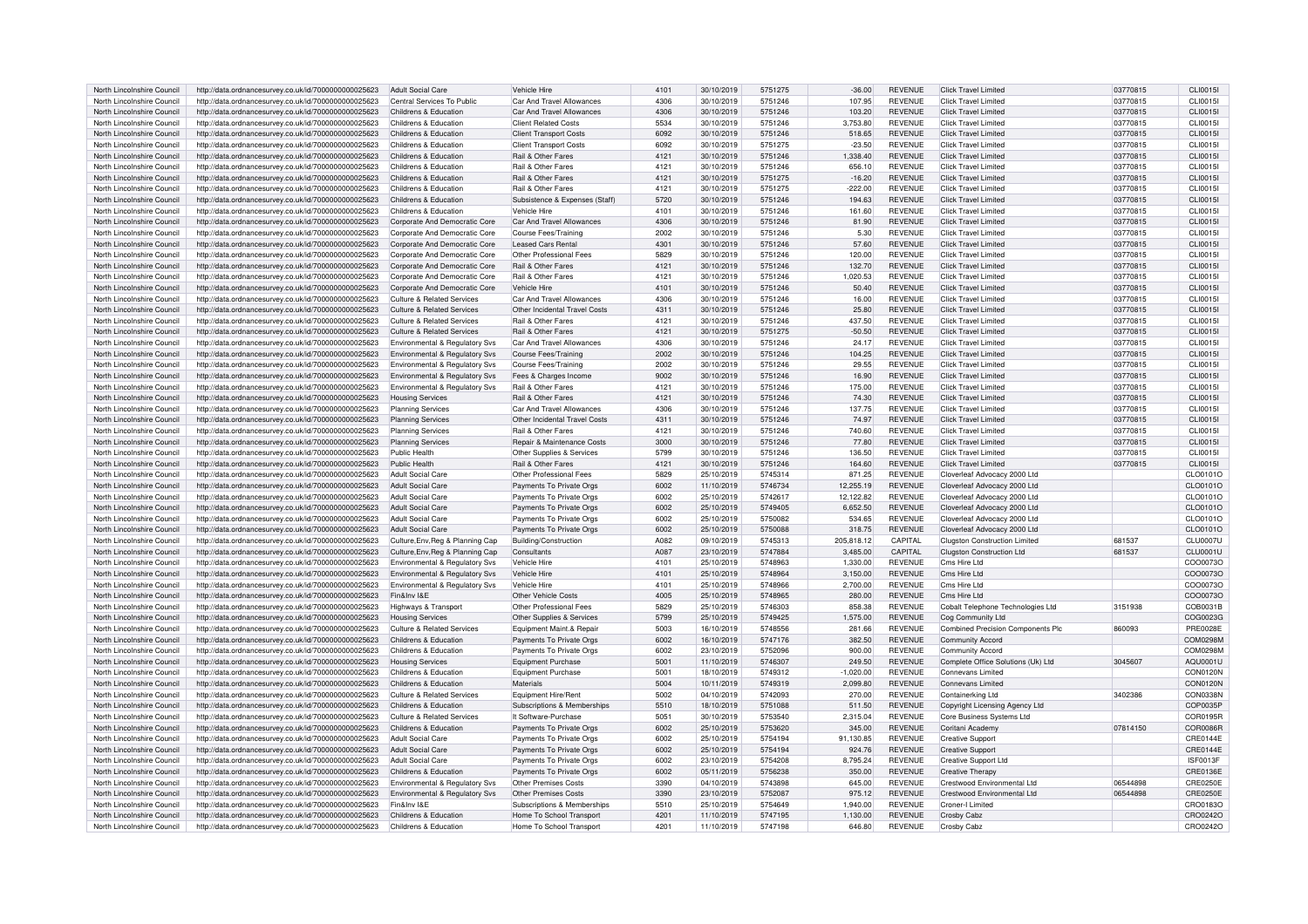| North Lincolnshire Council | http://data.ordnancesurvey.co.uk/id/7000000000025623 | Adult Social Care | Vehicle Hire | 4101 | 30/10/2019 | 5751275 | -36.00 | REVENUE | Click Travel Limited | 03770815 | CLI0015I |
|---|---|---|---|---|---|---|---|---|---|---|---|
| North Lincolnshire Council | http://data.ordnancesurvey.co.uk/id/7000000000025623 | Central Services To Public | Car And Travel Allowances | 4306 | 30/10/2019 | 5751246 | 107.95 | REVENUE | Click Travel Limited | 03770815 | CLI0015I |
| North Lincolnshire Council | http://data.ordnancesurvey.co.uk/id/7000000000025623 | Childrens & Education | Car And Travel Allowances | 4306 | 30/10/2019 | 5751246 | 103.20 | REVENUE | Click Travel Limited | 03770815 | CLI0015I |
| North Lincolnshire Council | http://data.ordnancesurvey.co.uk/id/7000000000025623 | Childrens & Education | Client Related Costs | 5534 | 30/10/2019 | 5751246 | 3,753.80 | REVENUE | Click Travel Limited | 03770815 | CLI0015I |
| North Lincolnshire Council | http://data.ordnancesurvey.co.uk/id/7000000000025623 | Childrens & Education | Client Transport Costs | 6092 | 30/10/2019 | 5751246 | 518.65 | REVENUE | Click Travel Limited | 03770815 | CLI0015I |
| North Lincolnshire Council | http://data.ordnancesurvey.co.uk/id/7000000000025623 | Childrens & Education | Client Transport Costs | 6092 | 30/10/2019 | 5751275 | -23.50 | REVENUE | Click Travel Limited | 03770815 | CLI0015I |
| North Lincolnshire Council | http://data.ordnancesurvey.co.uk/id/7000000000025623 | Childrens & Education | Rail & Other Fares | 4121 | 30/10/2019 | 5751246 | 1,338.40 | REVENUE | Click Travel Limited | 03770815 | CLI0015I |
| North Lincolnshire Council | http://data.ordnancesurvey.co.uk/id/7000000000025623 | Childrens & Education | Rail & Other Fares | 4121 | 30/10/2019 | 5751246 | 656.10 | REVENUE | Click Travel Limited | 03770815 | CLI0015I |
| North Lincolnshire Council | http://data.ordnancesurvey.co.uk/id/7000000000025623 | Childrens & Education | Rail & Other Fares | 4121 | 30/10/2019 | 5751275 | -16.20 | REVENUE | Click Travel Limited | 03770815 | CLI0015I |
| North Lincolnshire Council | http://data.ordnancesurvey.co.uk/id/7000000000025623 | Childrens & Education | Rail & Other Fares | 4121 | 30/10/2019 | 5751275 | -222.00 | REVENUE | Click Travel Limited | 03770815 | CLI0015I |
| North Lincolnshire Council | http://data.ordnancesurvey.co.uk/id/7000000000025623 | Childrens & Education | Subsistence & Expenses (Staff) | 5720 | 30/10/2019 | 5751246 | 194.63 | REVENUE | Click Travel Limited | 03770815 | CLI0015I |
| North Lincolnshire Council | http://data.ordnancesurvey.co.uk/id/7000000000025623 | Childrens & Education | Vehicle Hire | 4101 | 30/10/2019 | 5751246 | 161.60 | REVENUE | Click Travel Limited | 03770815 | CLI0015I |
| North Lincolnshire Council | http://data.ordnancesurvey.co.uk/id/7000000000025623 | Corporate And Democratic Core | Car And Travel Allowances | 4306 | 30/10/2019 | 5751246 | 81.90 | REVENUE | Click Travel Limited | 03770815 | CLI0015I |
| North Lincolnshire Council | http://data.ordnancesurvey.co.uk/id/7000000000025623 | Corporate And Democratic Core | Course Fees/Training | 2002 | 30/10/2019 | 5751246 | 5.30 | REVENUE | Click Travel Limited | 03770815 | CLI0015I |
| North Lincolnshire Council | http://data.ordnancesurvey.co.uk/id/7000000000025623 | Corporate And Democratic Core | Leased Cars Rental | 4301 | 30/10/2019 | 5751246 | 57.60 | REVENUE | Click Travel Limited | 03770815 | CLI0015I |
| North Lincolnshire Council | http://data.ordnancesurvey.co.uk/id/7000000000025623 | Corporate And Democratic Core | Other Professional Fees | 5829 | 30/10/2019 | 5751246 | 120.00 | REVENUE | Click Travel Limited | 03770815 | CLI0015I |
| North Lincolnshire Council | http://data.ordnancesurvey.co.uk/id/7000000000025623 | Corporate And Democratic Core | Rail & Other Fares | 4121 | 30/10/2019 | 5751246 | 132.70 | REVENUE | Click Travel Limited | 03770815 | CLI0015I |
| North Lincolnshire Council | http://data.ordnancesurvey.co.uk/id/7000000000025623 | Corporate And Democratic Core | Rail & Other Fares | 4121 | 30/10/2019 | 5751246 | 1,020.53 | REVENUE | Click Travel Limited | 03770815 | CLI0015I |
| North Lincolnshire Council | http://data.ordnancesurvey.co.uk/id/7000000000025623 | Corporate And Democratic Core | Vehicle Hire | 4101 | 30/10/2019 | 5751246 | 50.40 | REVENUE | Click Travel Limited | 03770815 | CLI0015I |
| North Lincolnshire Council | http://data.ordnancesurvey.co.uk/id/7000000000025623 | Culture & Related Services | Car And Travel Allowances | 4306 | 30/10/2019 | 5751246 | 16.00 | REVENUE | Click Travel Limited | 03770815 | CLI0015I |
| North Lincolnshire Council | http://data.ordnancesurvey.co.uk/id/7000000000025623 | Culture & Related Services | Other Incidental Travel Costs | 4311 | 30/10/2019 | 5751246 | 25.80 | REVENUE | Click Travel Limited | 03770815 | CLI0015I |
| North Lincolnshire Council | http://data.ordnancesurvey.co.uk/id/7000000000025623 | Culture & Related Services | Rail & Other Fares | 4121 | 30/10/2019 | 5751246 | 437.50 | REVENUE | Click Travel Limited | 03770815 | CLI0015I |
| North Lincolnshire Council | http://data.ordnancesurvey.co.uk/id/7000000000025623 | Culture & Related Services | Rail & Other Fares | 4121 | 30/10/2019 | 5751275 | -50.50 | REVENUE | Click Travel Limited | 03770815 | CLI0015I |
| North Lincolnshire Council | http://data.ordnancesurvey.co.uk/id/7000000000025623 | Environmental & Regulatory Svs | Car And Travel Allowances | 4306 | 30/10/2019 | 5751246 | 24.17 | REVENUE | Click Travel Limited | 03770815 | CLI0015I |
| North Lincolnshire Council | http://data.ordnancesurvey.co.uk/id/7000000000025623 | Environmental & Regulatory Svs | Course Fees/Training | 2002 | 30/10/2019 | 5751246 | 104.25 | REVENUE | Click Travel Limited | 03770815 | CLI0015I |
| North Lincolnshire Council | http://data.ordnancesurvey.co.uk/id/7000000000025623 | Environmental & Regulatory Svs | Course Fees/Training | 2002 | 30/10/2019 | 5751246 | 29.55 | REVENUE | Click Travel Limited | 03770815 | CLI0015I |
| North Lincolnshire Council | http://data.ordnancesurvey.co.uk/id/7000000000025623 | Environmental & Regulatory Svs | Fees & Charges Income | 9002 | 30/10/2019 | 5751246 | 16.90 | REVENUE | Click Travel Limited | 03770815 | CLI0015I |
| North Lincolnshire Council | http://data.ordnancesurvey.co.uk/id/7000000000025623 | Environmental & Regulatory Svs | Rail & Other Fares | 4121 | 30/10/2019 | 5751246 | 175.00 | REVENUE | Click Travel Limited | 03770815 | CLI0015I |
| North Lincolnshire Council | http://data.ordnancesurvey.co.uk/id/7000000000025623 | Housing Services | Rail & Other Fares | 4121 | 30/10/2019 | 5751246 | 74.30 | REVENUE | Click Travel Limited | 03770815 | CLI0015I |
| North Lincolnshire Council | http://data.ordnancesurvey.co.uk/id/7000000000025623 | Planning Services | Car And Travel Allowances | 4306 | 30/10/2019 | 5751246 | 137.75 | REVENUE | Click Travel Limited | 03770815 | CLI0015I |
| North Lincolnshire Council | http://data.ordnancesurvey.co.uk/id/7000000000025623 | Planning Services | Other Incidental Travel Costs | 4311 | 30/10/2019 | 5751246 | 74.97 | REVENUE | Click Travel Limited | 03770815 | CLI0015I |
| North Lincolnshire Council | http://data.ordnancesurvey.co.uk/id/7000000000025623 | Planning Services | Rail & Other Fares | 4121 | 30/10/2019 | 5751246 | 740.60 | REVENUE | Click Travel Limited | 03770815 | CLI0015I |
| North Lincolnshire Council | http://data.ordnancesurvey.co.uk/id/7000000000025623 | Planning Services | Repair & Maintenance Costs | 3000 | 30/10/2019 | 5751246 | 77.80 | REVENUE | Click Travel Limited | 03770815 | CLI0015I |
| North Lincolnshire Council | http://data.ordnancesurvey.co.uk/id/7000000000025623 | Public Health | Other Supplies & Services | 5799 | 30/10/2019 | 5751246 | 136.50 | REVENUE | Click Travel Limited | 03770815 | CLI0015I |
| North Lincolnshire Council | http://data.ordnancesurvey.co.uk/id/7000000000025623 | Public Health | Rail & Other Fares | 4121 | 30/10/2019 | 5751246 | 164.60 | REVENUE | Click Travel Limited | 03770815 | CLI0015I |
| North Lincolnshire Council | http://data.ordnancesurvey.co.uk/id/7000000000025623 | Adult Social Care | Other Professional Fees | 5829 | 25/10/2019 | 5745314 | 871.25 | REVENUE | Cloverleaf Advocacy 2000 Ltd | | CLO0101O |
| North Lincolnshire Council | http://data.ordnancesurvey.co.uk/id/7000000000025623 | Adult Social Care | Payments To Private Orgs | 6002 | 11/10/2019 | 5746734 | 12,255.19 | REVENUE | Cloverleaf Advocacy 2000 Ltd | | CLO0101O |
| North Lincolnshire Council | http://data.ordnancesurvey.co.uk/id/7000000000025623 | Adult Social Care | Payments To Private Orgs | 6002 | 25/10/2019 | 5742617 | 12,122.82 | REVENUE | Cloverleaf Advocacy 2000 Ltd | | CLO0101O |
| North Lincolnshire Council | http://data.ordnancesurvey.co.uk/id/7000000000025623 | Adult Social Care | Payments To Private Orgs | 6002 | 25/10/2019 | 5749405 | 6,652.50 | REVENUE | Cloverleaf Advocacy 2000 Ltd | | CLO0101O |
| North Lincolnshire Council | http://data.ordnancesurvey.co.uk/id/7000000000025623 | Adult Social Care | Payments To Private Orgs | 6002 | 25/10/2019 | 5750082 | 534.65 | REVENUE | Cloverleaf Advocacy 2000 Ltd | | CLO0101O |
| North Lincolnshire Council | http://data.ordnancesurvey.co.uk/id/7000000000025623 | Adult Social Care | Payments To Private Orgs | 6002 | 25/10/2019 | 5750088 | 318.75 | REVENUE | Cloverleaf Advocacy 2000 Ltd | | CLO0101O |
| North Lincolnshire Council | http://data.ordnancesurvey.co.uk/id/7000000000025623 | Culture,Env,Reg & Planning Cap | Building/Construction | A082 | 09/10/2019 | 5745313 | 205,818.12 | CAPITAL | Clugston Construction Limited | 681537 | CLU0007U |
| North Lincolnshire Council | http://data.ordnancesurvey.co.uk/id/7000000000025623 | Culture,Env,Reg & Planning Cap | Consultants | A087 | 23/10/2019 | 5747884 | 3,485.00 | CAPITAL | Clugston Construction Ltd | 681537 | CLU0001U |
| North Lincolnshire Council | http://data.ordnancesurvey.co.uk/id/7000000000025623 | Environmental & Regulatory Svs | Vehicle Hire | 4101 | 25/10/2019 | 5748963 | 1,330.00 | REVENUE | Cms Hire Ltd | | COO0073O |
| North Lincolnshire Council | http://data.ordnancesurvey.co.uk/id/7000000000025623 | Environmental & Regulatory Svs | Vehicle Hire | 4101 | 25/10/2019 | 5748964 | 3,150.00 | REVENUE | Cms Hire Ltd | | COO0073O |
| North Lincolnshire Council | http://data.ordnancesurvey.co.uk/id/7000000000025623 | Environmental & Regulatory Svs | Vehicle Hire | 4101 | 25/10/2019 | 5748966 | 2,700.00 | REVENUE | Cms Hire Ltd | | COO0073O |
| North Lincolnshire Council | http://data.ordnancesurvey.co.uk/id/7000000000025623 | Fin&Inv I&E | Other Vehicle Costs | 4005 | 25/10/2019 | 5748965 | 280.00 | REVENUE | Cms Hire Ltd | | COO0073O |
| North Lincolnshire Council | http://data.ordnancesurvey.co.uk/id/7000000000025623 | Highways & Transport | Other Professional Fees | 5829 | 25/10/2019 | 5746303 | 858.38 | REVENUE | Cobalt Telephone Technologies Ltd | 3151938 | COB0031B |
| North Lincolnshire Council | http://data.ordnancesurvey.co.uk/id/7000000000025623 | Housing Services | Other Supplies & Services | 5799 | 25/10/2019 | 5749425 | 1,575.00 | REVENUE | Cog Community Ltd | | COG0023G |
| North Lincolnshire Council | http://data.ordnancesurvey.co.uk/id/7000000000025623 | Culture & Related Services | Equipment Maint.& Repair | 5003 | 16/10/2019 | 5748556 | 281.66 | REVENUE | Combined Precision Components Plc | 860093 | PRE0028E |
| North Lincolnshire Council | http://data.ordnancesurvey.co.uk/id/7000000000025623 | Childrens & Education | Payments To Private Orgs | 6002 | 16/10/2019 | 5747176 | 382.50 | REVENUE | Community Accord | | COM0298M |
| North Lincolnshire Council | http://data.ordnancesurvey.co.uk/id/7000000000025623 | Childrens & Education | Payments To Private Orgs | 6002 | 23/10/2019 | 5752096 | 900.00 | REVENUE | Community Accord | | COM0298M |
| North Lincolnshire Council | http://data.ordnancesurvey.co.uk/id/7000000000025623 | Housing Services | Equipment Purchase | 5001 | 11/10/2019 | 5746307 | 249.50 | REVENUE | Complete Office Solutions (Uk) Ltd | 3045607 | AQU0001U |
| North Lincolnshire Council | http://data.ordnancesurvey.co.uk/id/7000000000025623 | Childrens & Education | Equipment Purchase | 5001 | 18/10/2019 | 5749312 | -1,020.00 | REVENUE | Connevans Limited | | CON0120N |
| North Lincolnshire Council | http://data.ordnancesurvey.co.uk/id/7000000000025623 | Childrens & Education | Materials | 5004 | 10/11/2019 | 5749319 | 2,099.80 | REVENUE | Connevans Limited | | CON0120N |
| North Lincolnshire Council | http://data.ordnancesurvey.co.uk/id/7000000000025623 | Culture & Related Services | Equipment Hire/Rent | 5002 | 04/10/2019 | 5742093 | 270.00 | REVENUE | Containerking Ltd | 3402386 | CON0338N |
| North Lincolnshire Council | http://data.ordnancesurvey.co.uk/id/7000000000025623 | Childrens & Education | Subscriptions & Memberships | 5510 | 18/10/2019 | 5751088 | 511.50 | REVENUE | Copyright Licensing Agency Ltd | | COP0035P |
| North Lincolnshire Council | http://data.ordnancesurvey.co.uk/id/7000000000025623 | Culture & Related Services | It Software-Purchase | 5051 | 30/10/2019 | 5753540 | 2,315.04 | REVENUE | Core Business Systems Ltd | | COR0195R |
| North Lincolnshire Council | http://data.ordnancesurvey.co.uk/id/7000000000025623 | Childrens & Education | Payments To Private Orgs | 6002 | 25/10/2019 | 5753620 | 345.00 | REVENUE | Coritani Academy | 07814150 | COR0086R |
| North Lincolnshire Council | http://data.ordnancesurvey.co.uk/id/7000000000025623 | Adult Social Care | Payments To Private Orgs | 6002 | 25/10/2019 | 5754194 | 91,130.85 | REVENUE | Creative Support | | CRE0144E |
| North Lincolnshire Council | http://data.ordnancesurvey.co.uk/id/7000000000025623 | Adult Social Care | Payments To Private Orgs | 6002 | 25/10/2019 | 5754194 | 924.76 | REVENUE | Creative Support | | CRE0144E |
| North Lincolnshire Council | http://data.ordnancesurvey.co.uk/id/7000000000025623 | Adult Social Care | Payments To Private Orgs | 6002 | 23/10/2019 | 5754208 | 8,795.24 | REVENUE | Creative Support Ltd | | ISF0013F |
| North Lincolnshire Council | http://data.ordnancesurvey.co.uk/id/7000000000025623 | Childrens & Education | Payments To Private Orgs | 6002 | 05/11/2019 | 5756238 | 350.00 | REVENUE | Creative Therapy | | CRE0136E |
| North Lincolnshire Council | http://data.ordnancesurvey.co.uk/id/7000000000025623 | Environmental & Regulatory Svs | Other Premises Costs | 3390 | 04/10/2019 | 5743898 | 645.00 | REVENUE | Crestwood Environmental Ltd | 06544898 | CRE0250E |
| North Lincolnshire Council | http://data.ordnancesurvey.co.uk/id/7000000000025623 | Environmental & Regulatory Svs | Other Premises Costs | 3390 | 23/10/2019 | 5752087 | 975.12 | REVENUE | Crestwood Environmental Ltd | 06544898 | CRE0250E |
| North Lincolnshire Council | http://data.ordnancesurvey.co.uk/id/7000000000025623 | Fin&Inv I&E | Subscriptions & Memberships | 5510 | 25/10/2019 | 5754649 | 1,940.00 | REVENUE | Croner-I Limited | | CRO0183O |
| North Lincolnshire Council | http://data.ordnancesurvey.co.uk/id/7000000000025623 | Childrens & Education | Home To School Transport | 4201 | 11/10/2019 | 5747195 | 1,130.00 | REVENUE | Crosby Cabz | | CRO0242O |
| North Lincolnshire Council | http://data.ordnancesurvey.co.uk/id/7000000000025623 | Childrens & Education | Home To School Transport | 4201 | 11/10/2019 | 5747198 | 646.80 | REVENUE | Crosby Cabz | | CRO0242O |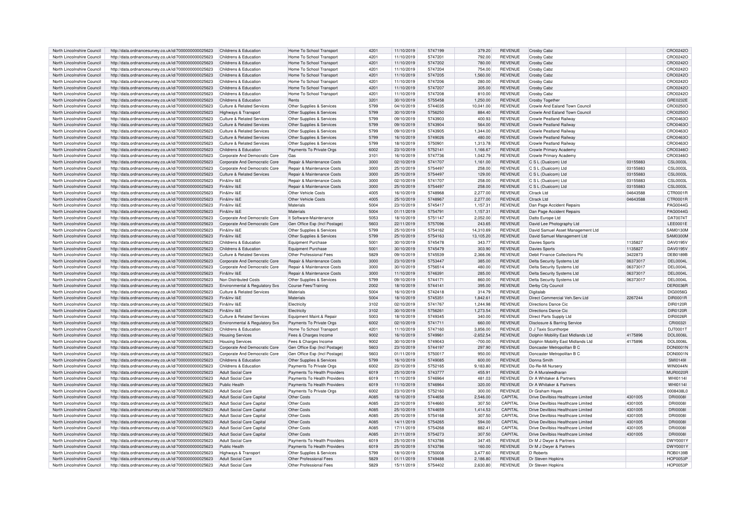| North Lincolnshire Council | http://data.ordnancesurvey.co.uk/id/7000000000025623 | Childrens & Education | Home To School Transport | 4201 | 11/10/2019 | 5747199 | 379.20 | REVENUE | Crosby Cabz | | CRO0242O |
|---|---|---|---|---|---|---|---|---|---|---|---|
| North Lincolnshire Council | http://data.ordnancesurvey.co.uk/id/7000000000025623 | Childrens & Education | Home To School Transport | 4201 | 11/10/2019 | 5747201 | 792.00 | REVENUE | Crosby Cabz | | CRO0242O |
| North Lincolnshire Council | http://data.ordnancesurvey.co.uk/id/7000000000025623 | Childrens & Education | Home To School Transport | 4201 | 11/10/2019 | 5747202 | 780.00 | REVENUE | Crosby Cabz | | CRO0242O |
| North Lincolnshire Council | http://data.ordnancesurvey.co.uk/id/7000000000025623 | Childrens & Education | Home To School Transport | 4201 | 11/10/2019 | 5747204 | 754.00 | REVENUE | Crosby Cabz | | CRO0242O |
| North Lincolnshire Council | http://data.ordnancesurvey.co.uk/id/7000000000025623 | Childrens & Education | Home To School Transport | 4201 | 11/10/2019 | 5747205 | 1,560.00 | REVENUE | Crosby Cabz | | CRO0242O |
| North Lincolnshire Council | http://data.ordnancesurvey.co.uk/id/7000000000025623 | Childrens & Education | Home To School Transport | 4201 | 11/10/2019 | 5747206 | 280.00 | REVENUE | Crosby Cabz | | CRO0242O |
| North Lincolnshire Council | http://data.ordnancesurvey.co.uk/id/7000000000025623 | Childrens & Education | Home To School Transport | 4201 | 11/10/2019 | 5747207 | 305.00 | REVENUE | Crosby Cabz | | CRO0242O |
| North Lincolnshire Council | http://data.ordnancesurvey.co.uk/id/7000000000025623 | Childrens & Education | Home To School Transport | 4201 | 11/10/2019 | 5747208 | 810.00 | REVENUE | Crosby Cabz | | CRO0242O |
| North Lincolnshire Council | http://data.ordnancesurvey.co.uk/id/7000000000025623 | Childrens & Education | Rents | 3201 | 30/10/2019 | 5755458 | 1,250.00 | REVENUE | Crosby Together | | GRE0232E |
| North Lincolnshire Council | http://data.ordnancesurvey.co.uk/id/7000000000025623 | Culture & Related Services | Other Supplies & Services | 5799 | 04/10/2019 | 5744035 | 10,041.00 | REVENUE | Crowle And Ealand Town Council | | CRO0250O |
| North Lincolnshire Council | http://data.ordnancesurvey.co.uk/id/7000000000025623 | Highways & Transport | Other Supplies & Services | 5799 | 30/10/2019 | 5756250 | 884.40 | REVENUE | Crowle And Ealand Town Council | | CRO0250O |
| North Lincolnshire Council | http://data.ordnancesurvey.co.uk/id/7000000000025623 | Culture & Related Services | Other Supplies & Services | 5799 | 09/10/2019 | 5743903 | 400.93 | REVENUE | Crowle Peatland Railway | | CRO0463O |
| North Lincolnshire Council | http://data.ordnancesurvey.co.uk/id/7000000000025623 | Culture & Related Services | Other Supplies & Services | 5799 | 09/10/2019 | 5743904 | 564.00 | REVENUE | Crowle Peatland Railway | | CRO0463O |
| North Lincolnshire Council | http://data.ordnancesurvey.co.uk/id/7000000000025623 | Culture & Related Services | Other Supplies & Services | 5799 | 09/10/2019 | 5743905 | 1,344.00 | REVENUE | Crowle Peatland Railway | | CRO0463O |
| North Lincolnshire Council | http://data.ordnancesurvey.co.uk/id/7000000000025623 | Culture & Related Services | Other Supplies & Services | 5799 | 16/10/2019 | 5749026 | 480.00 | REVENUE | Crowle Peatland Railway | | CRO0463O |
| North Lincolnshire Council | http://data.ordnancesurvey.co.uk/id/7000000000025623 | Culture & Related Services | Other Supplies & Services | 5799 | 18/10/2019 | 5750901 | 1,313.78 | REVENUE | Crowle Peatland Railway | | CRO0463O |
| North Lincolnshire Council | http://data.ordnancesurvey.co.uk/id/7000000000025623 | Childrens & Education | Payments To Private Orgs | 6002 | 23/10/2019 | 5752141 | 1,166.67 | REVENUE | Crowle Primary Academy | | CRO0346O |
| North Lincolnshire Council | http://data.ordnancesurvey.co.uk/id/7000000000025623 | Corporate And Democratic Core | Gas | 3101 | 16/10/2019 | 5747736 | 1,042.79 | REVENUE | Crowle Primary Academy | | CRO0346O |
| North Lincolnshire Council | http://data.ordnancesurvey.co.uk/id/7000000000025623 | Corporate And Democratic Core | Repair & Maintenance Costs | 3000 | 02/10/2019 | 5741707 | 1,161.00 | REVENUE | C S L (Dualcom) Ltd | 03155883 | CSL0003L |
| North Lincolnshire Council | http://data.ordnancesurvey.co.uk/id/7000000000025623 | Corporate And Democratic Core | Repair & Maintenance Costs | 3000 | 25/10/2019 | 5754497 | 258.00 | REVENUE | C S L (Dualcom) Ltd | 03155883 | CSL0003L |
| North Lincolnshire Council | http://data.ordnancesurvey.co.uk/id/7000000000025623 | Culture & Related Services | Repair & Maintenance Costs | 3000 | 25/10/2019 | 5754497 | 129.00 | REVENUE | C S L (Dualcom) Ltd | 03155883 | CSL0003L |
| North Lincolnshire Council | http://data.ordnancesurvey.co.uk/id/7000000000025623 | Fin&Inv I&E | Repair & Maintenance Costs | 3000 | 02/10/2019 | 5741707 | 258.00 | REVENUE | C S L (Dualcom) Ltd | 03155883 | CSL0003L |
| North Lincolnshire Council | http://data.ordnancesurvey.co.uk/id/7000000000025623 | Fin&Inv I&E | Repair & Maintenance Costs | 3000 | 25/10/2019 | 5754497 | 258.00 | REVENUE | C S L (Dualcom) Ltd | 03155883 | CSL0003L |
| North Lincolnshire Council | http://data.ordnancesurvey.co.uk/id/7000000000025623 | Fin&Inv I&E | Other Vehicle Costs | 4005 | 16/10/2019 | 5748968 | 2,277.00 | REVENUE | Ctrack Ltd | 04643588 | CTR0001R |
| North Lincolnshire Council | http://data.ordnancesurvey.co.uk/id/7000000000025623 | Fin&Inv I&E | Other Vehicle Costs | 4005 | 25/10/2019 | 5748967 | 2,277.00 | REVENUE | Ctrack Ltd | 04643588 | CTR0001R |
| North Lincolnshire Council | http://data.ordnancesurvey.co.uk/id/7000000000025623 | Fin&Inv I&E | Materials | 5004 | 23/10/2019 | 5745417 | 1,157.31 | REVENUE | Dan Page Accident Repairs | | PAG0044G |
| North Lincolnshire Council | http://data.ordnancesurvey.co.uk/id/7000000000025623 | Fin&Inv I&E | Materials | 5004 | 01/11/2019 | 5754791 | 1,157.31 | REVENUE | Dan Page Accident Repairs | | PAG0044G |
| North Lincolnshire Council | http://data.ordnancesurvey.co.uk/id/7000000000025623 | Corporate And Democratic Core | It Software-Maintenance | 5053 | 18/10/2019 | 5751147 | 2,052.00 | REVENUE | Datto Europe Ltd | | DAT0074T |
| North Lincolnshire Council | http://data.ordnancesurvey.co.uk/id/7000000000025623 | Corporate And Democratic Core | Gen Office Exp (Incl Postage) | 5603 | 22/11/2019 | 5757096 | 243.65 | REVENUE | David Lee Photography Ltd | | LEE0001E |
| North Lincolnshire Council | http://data.ordnancesurvey.co.uk/id/7000000000025623 | Fin&Inv I&E | Other Supplies & Services | 5799 | 25/10/2019 | 5754162 | 14,310.69 | REVENUE | David Samuel Asset Management Ltd | | SAM0130M |
| North Lincolnshire Council | http://data.ordnancesurvey.co.uk/id/7000000000025623 | Fin&Inv I&E | Other Supplies & Services | 5799 | 25/10/2019 | 5754163 | 13,105.20 | REVENUE | David Samuel Management Ltd | | SAM0300M |
| North Lincolnshire Council | http://data.ordnancesurvey.co.uk/id/7000000000025623 | Childrens & Education | Equipment Purchase | 5001 | 30/10/2019 | 5745478 | 343.77 | REVENUE | Davies Sports | 1135827 | DAV0195V |
| North Lincolnshire Council | http://data.ordnancesurvey.co.uk/id/7000000000025623 | Childrens & Education | Equipment Purchase | 5001 | 30/10/2019 | 5745479 | 303.90 | REVENUE | Davies Sports | 1135827 | DAV0195V |
| North Lincolnshire Council | http://data.ordnancesurvey.co.uk/id/7000000000025623 | Culture & Related Services | Other Professional Fees | 5829 | 09/10/2019 | 5745539 | 2,366.06 | REVENUE | Debit Finance Collections Plc | 3422873 | DEB0189B |
| North Lincolnshire Council | http://data.ordnancesurvey.co.uk/id/7000000000025623 | Corporate And Democratic Core | Repair & Maintenance Costs | 3000 | 23/10/2019 | 5753447 | 385.00 | REVENUE | Delta Security Systems Ltd | 06373017 | DEL0004L |
| North Lincolnshire Council | http://data.ordnancesurvey.co.uk/id/7000000000025623 | Corporate And Democratic Core | Repair & Maintenance Costs | 3000 | 30/10/2019 | 5756514 | 480.00 | REVENUE | Delta Security Systems Ltd | 06373017 | DEL0004L |
| North Lincolnshire Council | http://data.ordnancesurvey.co.uk/id/7000000000025623 | Fin&Inv I&E | Repair & Maintenance Costs | 3000 | 11/10/2019 | 5746391 | 285.00 | REVENUE | Delta Security Systems Ltd | 06373017 | DEL0004L |
| North Lincolnshire Council | http://data.ordnancesurvey.co.uk/id/7000000000025623 | Non Distributed Costs | Other Supplies & Services | 5799 | 09/10/2019 | 5744171 | 860.00 | REVENUE | Delta Security Systems Ltd | 06373017 | DEL0004L |
| North Lincolnshire Council | http://data.ordnancesurvey.co.uk/id/7000000000025623 | Environmental & Regulatory Svs | Course Fees/Training | 2002 | 18/10/2019 | 5744141 | 395.00 | REVENUE | Derby City Council | | DER0036R |
| North Lincolnshire Council | http://data.ordnancesurvey.co.uk/id/7000000000025623 | Culture & Related Services | Materials | 5004 | 16/10/2019 | 5742418 | 314.79 | REVENUE | Digitalab | | DIG0056G |
| North Lincolnshire Council | http://data.ordnancesurvey.co.uk/id/7000000000025623 | Fin&Inv I&E | Materials | 5004 | 18/10/2019 | 5745351 | 1,842.61 | REVENUE | Direct Commercial Veh.Serv.Ltd | 2267244 | DIR0001R |
| North Lincolnshire Council | http://data.ordnancesurvey.co.uk/id/7000000000025623 | Fin&Inv I&E | Electricity | 3102 | 02/10/2019 | 5741767 | 1,244.98 | REVENUE | Directions Dance Cic | | DIR0120R |
| North Lincolnshire Council | http://data.ordnancesurvey.co.uk/id/7000000000025623 | Fin&Inv I&E | Electricity | 3102 | 30/10/2019 | 5756261 | 1,273.54 | REVENUE | Directions Dance Cic | | DIR0120R |
| North Lincolnshire Council | http://data.ordnancesurvey.co.uk/id/7000000000025623 | Culture & Related Services | Equipment Maint.& Repair | 5003 | 18/10/2019 | 5749345 | 340.00 | REVENUE | Direct Parts Supply Ltd | | DIR0026R |
| North Lincolnshire Council | http://data.ordnancesurvey.co.uk/id/7000000000025623 | Environmental & Regulatory Svs | Payments To Private Orgs | 6002 | 02/10/2019 | 5741711 | 660.00 | REVENUE | Disclosure & Barring Service | | CRI0032I |
| North Lincolnshire Council | http://data.ordnancesurvey.co.uk/id/7000000000025623 | Childrens & Education | Home To School Transport | 4201 | 11/10/2019 | 5747160 | 3,856.00 | REVENUE | D J Taxis Scunthorpe | | DJT0001T |
| North Lincolnshire Council | http://data.ordnancesurvey.co.uk/id/7000000000025623 | Housing Services | Fees & Charges Income | 9002 | 16/10/2019 | 5749961 | -2,652.54 | REVENUE | Dolphin Mobility East Midlands Ltd | 4175896 | DOL0006L |
| North Lincolnshire Council | http://data.ordnancesurvey.co.uk/id/7000000000025623 | Housing Services | Fees & Charges Income | 9002 | 30/10/2019 | 5749043 | -700.00 | REVENUE | Dolphin Mobility East Midlands Ltd | 4175896 | DOL0006L |
| North Lincolnshire Council | http://data.ordnancesurvey.co.uk/id/7000000000025623 | Corporate And Democratic Core | Gen Office Exp (Incl Postage) | 5603 | 23/10/2019 | 5744197 | 297.90 | REVENUE | Doncaster Metropolitan B C | | DON0001N |
| North Lincolnshire Council | http://data.ordnancesurvey.co.uk/id/7000000000025623 | Corporate And Democratic Core | Gen Office Exp (Incl Postage) | 5603 | 01/11/2019 | 5750017 | 950.00 | REVENUE | Doncaster Metropolitan B C | | DON0001N |
| North Lincolnshire Council | http://data.ordnancesurvey.co.uk/id/7000000000025623 | Childrens & Education | Other Supplies & Services | 5799 | 16/10/2019 | 5749085 | 600.00 | REVENUE | Donna Smith | | SMI0149I |
| North Lincolnshire Council | http://data.ordnancesurvey.co.uk/id/7000000000025623 | Childrens & Education | Payments To Private Orgs | 6002 | 23/10/2019 | 5752165 | 9,183.80 | REVENUE | Do-Re-Mi Nursery | | WIN0044N |
| North Lincolnshire Council | http://data.ordnancesurvey.co.uk/id/7000000000025623 | Adult Social Care | Payments To Health Providers | 6019 | 25/10/2019 | 5743777 | 455.91 | REVENUE | Dr A Muraleedharan | | MUR0020R |
| North Lincolnshire Council | http://data.ordnancesurvey.co.uk/id/7000000000025623 | Adult Social Care | Payments To Health Providers | 6019 | 11/10/2019 | 5746964 | 481.03 | REVENUE | Dr A Whitaker & Partners | | WHI0114I |
| North Lincolnshire Council | http://data.ordnancesurvey.co.uk/id/7000000000025623 | Public Health | Payments To Health Providers | 6019 | 11/10/2019 | 5746964 | 320.00 | REVENUE | Dr A Whitaker & Partners | | WHI0114I |
| North Lincolnshire Council | http://data.ordnancesurvey.co.uk/id/7000000000025623 | Adult Social Care | Payments To Private Orgs | 6002 | 23/10/2019 | 5752160 | 300.00 | REVENUE | Dr Graham Hayes | | 0008438L0 |
| North Lincolnshire Council | http://data.ordnancesurvey.co.uk/id/7000000000025623 | Adult Social Care Capital | Other Costs | A085 | 18/10/2019 | 5744658 | 2,546.00 | CAPITAL | Drive Devilbiss Healthcare Limited | 4301005 | DRI0008I |
| North Lincolnshire Council | http://data.ordnancesurvey.co.uk/id/7000000000025623 | Adult Social Care Capital | Other Costs | A085 | 23/10/2019 | 5744660 | 307.50 | CAPITAL | Drive Devilbiss Healthcare Limited | 4301005 | DRI0008I |
| North Lincolnshire Council | http://data.ordnancesurvey.co.uk/id/7000000000025623 | Adult Social Care Capital | Other Costs | A085 | 25/10/2019 | 5744659 | 1,414.53 | CAPITAL | Drive Devilbiss Healthcare Limited | 4301005 | DRI0008I |
| North Lincolnshire Council | http://data.ordnancesurvey.co.uk/id/7000000000025623 | Adult Social Care Capital | Other Costs | A085 | 25/10/2019 | 5754168 | 307.50 | CAPITAL | Drive Devilbiss Healthcare Limited | 4301005 | DRI0008I |
| North Lincolnshire Council | http://data.ordnancesurvey.co.uk/id/7000000000025623 | Adult Social Care Capital | Other Costs | A085 | 14/11/2019 | 5754265 | 594.00 | CAPITAL | Drive Devilbiss Healthcare Limited | 4301005 | DRI0008I |
| North Lincolnshire Council | http://data.ordnancesurvey.co.uk/id/7000000000025623 | Adult Social Care Capital | Other Costs | A085 | 17/11/2019 | 5754268 | 882.41 | CAPITAL | Drive Devilbiss Healthcare Limited | 4301005 | DRI0008I |
| North Lincolnshire Council | http://data.ordnancesurvey.co.uk/id/7000000000025623 | Adult Social Care Capital | Other Costs | A085 | 21/11/2019 | 5754273 | 307.50 | CAPITAL | Drive Devilbiss Healthcare Limited | 4301005 | DRI0008I |
| North Lincolnshire Council | http://data.ordnancesurvey.co.uk/id/7000000000025623 | Adult Social Care | Payments To Health Providers | 6019 | 25/10/2019 | 5743786 | 347.45 | REVENUE | Dr M J Dwyer & Partners | | DWY0001Y |
| North Lincolnshire Council | http://data.ordnancesurvey.co.uk/id/7000000000025623 | Public Health | Payments To Health Providers | 6019 | 25/10/2019 | 5743786 | 160.00 | REVENUE | Dr M J Dwyer & Partners | | DWY0001Y |
| North Lincolnshire Council | http://data.ordnancesurvey.co.uk/id/7000000000025623 | Highways & Transport | Other Supplies & Services | 5799 | 18/10/2019 | 5750008 | 3,477.60 | REVENUE | D Roberts | | ROB0139B |
| North Lincolnshire Council | http://data.ordnancesurvey.co.uk/id/7000000000025623 | Adult Social Care | Other Professional Fees | 5829 | 01/11/2019 | 5749488 | 2,186.80 | REVENUE | Dr Steven Hopkins | | HOP0053P |
| North Lincolnshire Council | http://data.ordnancesurvey.co.uk/id/7000000000025623 | Adult Social Care | Other Professional Fees | 5829 | 15/11/2019 | 5754402 | 2,630.80 | REVENUE | Dr Steven Hopkins | | HOP0053P |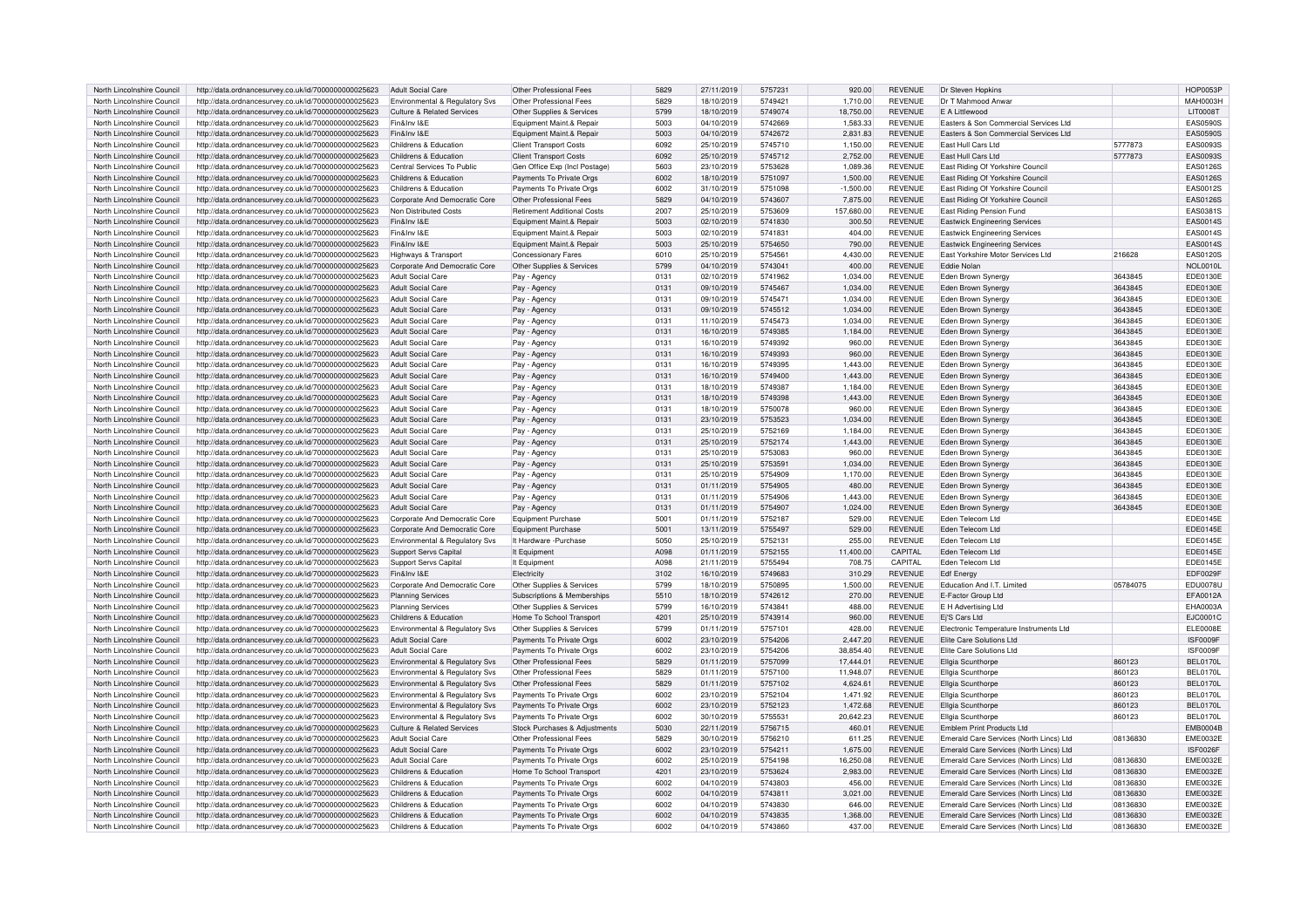| North Lincolnshire Council | http://data.ordnancesurvey.co.uk/id/7000000000025623 | Adult Social Care | Other Professional Fees | 5829 | 27/11/2019 | 5757231 | 920.00 | REVENUE | Dr Steven Hopkins | | HOP0053P |
|---|---|---|---|---|---|---|---|---|---|---|---|
| North Lincolnshire Council | http://data.ordnancesurvey.co.uk/id/7000000000025623 | Environmental & Regulatory Svs | Other Professional Fees | 5829 | 18/10/2019 | 5749421 | 1,710.00 | REVENUE | Dr T Mahmood Anwar | | MAH0003H |
| North Lincolnshire Council | http://data.ordnancesurvey.co.uk/id/7000000000025623 | Culture & Related Services | Other Supplies & Services | 5799 | 18/10/2019 | 5749074 | 18,750.00 | REVENUE | E A Littlewood | | LIT0008T |
| North Lincolnshire Council | http://data.ordnancesurvey.co.uk/id/7000000000025623 | Fin&Inv I&E | Equipment Maint.& Repair | 5003 | 04/10/2019 | 5742669 | 1,583.33 | REVENUE | Easters & Son Commercial Services Ltd | | EAS0590S |
| North Lincolnshire Council | http://data.ordnancesurvey.co.uk/id/7000000000025623 | Fin&Inv I&E | Equipment Maint.& Repair | 5003 | 04/10/2019 | 5742672 | 2,831.83 | REVENUE | Easters & Son Commercial Services Ltd | | EAS0590S |
| North Lincolnshire Council | http://data.ordnancesurvey.co.uk/id/7000000000025623 | Childrens & Education | Client Transport Costs | 6092 | 25/10/2019 | 5745710 | 1,150.00 | REVENUE | East Hull Cars Ltd | 5777873 | EAS0093S |
| North Lincolnshire Council | http://data.ordnancesurvey.co.uk/id/7000000000025623 | Childrens & Education | Client Transport Costs | 6092 | 25/10/2019 | 5745712 | 2,752.00 | REVENUE | East Hull Cars Ltd | 5777873 | EAS0093S |
| North Lincolnshire Council | http://data.ordnancesurvey.co.uk/id/7000000000025623 | Central Services To Public | Gen Office Exp (Incl Postage) | 5603 | 23/10/2019 | 5753628 | 1,089.36 | REVENUE | East Riding Of Yorkshire Council | | EAS0126S |
| North Lincolnshire Council | http://data.ordnancesurvey.co.uk/id/7000000000025623 | Childrens & Education | Payments To Private Orgs | 6002 | 18/10/2019 | 5751097 | 1,500.00 | REVENUE | East Riding Of Yorkshire Council | | EAS0126S |
| North Lincolnshire Council | http://data.ordnancesurvey.co.uk/id/7000000000025623 | Childrens & Education | Payments To Private Orgs | 6002 | 31/10/2019 | 5751098 | -1,500.00 | REVENUE | East Riding Of Yorkshire Council | | EAS0012S |
| North Lincolnshire Council | http://data.ordnancesurvey.co.uk/id/7000000000025623 | Corporate And Democratic Core | Other Professional Fees | 5829 | 04/10/2019 | 5743607 | 7,875.00 | REVENUE | East Riding Of Yorkshire Council | | EAS0126S |
| North Lincolnshire Council | http://data.ordnancesurvey.co.uk/id/7000000000025623 | Non Distributed Costs | Retirement Additional Costs | 2007 | 25/10/2019 | 5753609 | 157,680.00 | REVENUE | East Riding Pension Fund | | EAS0381S |
| North Lincolnshire Council | http://data.ordnancesurvey.co.uk/id/7000000000025623 | Fin&Inv I&E | Equipment Maint.& Repair | 5003 | 02/10/2019 | 5741830 | 300.50 | REVENUE | Eastwick Engineering Services | | EAS0014S |
| North Lincolnshire Council | http://data.ordnancesurvey.co.uk/id/7000000000025623 | Fin&Inv I&E | Equipment Maint.& Repair | 5003 | 02/10/2019 | 5741831 | 404.00 | REVENUE | Eastwick Engineering Services | | EAS0014S |
| North Lincolnshire Council | http://data.ordnancesurvey.co.uk/id/7000000000025623 | Fin&Inv I&E | Equipment Maint.& Repair | 5003 | 25/10/2019 | 5754650 | 790.00 | REVENUE | Eastwick Engineering Services | | EAS0014S |
| North Lincolnshire Council | http://data.ordnancesurvey.co.uk/id/7000000000025623 | Highways & Transport | Concessionary Fares | 6010 | 25/10/2019 | 5754561 | 4,430.00 | REVENUE | East Yorkshire Motor Services Ltd | 216628 | EAS0120S |
| North Lincolnshire Council | http://data.ordnancesurvey.co.uk/id/7000000000025623 | Corporate And Democratic Core | Other Supplies & Services | 5799 | 04/10/2019 | 5743041 | 400.00 | REVENUE | Eddie Nolan | | NOL0010L |
| North Lincolnshire Council | http://data.ordnancesurvey.co.uk/id/7000000000025623 | Adult Social Care | Pay - Agency | 0131 | 02/10/2019 | 5741962 | 1,034.00 | REVENUE | Eden Brown Synergy | 3643845 | EDE0130E |
| North Lincolnshire Council | http://data.ordnancesurvey.co.uk/id/7000000000025623 | Adult Social Care | Pay - Agency | 0131 | 09/10/2019 | 5745467 | 1,034.00 | REVENUE | Eden Brown Synergy | 3643845 | EDE0130E |
| North Lincolnshire Council | http://data.ordnancesurvey.co.uk/id/7000000000025623 | Adult Social Care | Pay - Agency | 0131 | 09/10/2019 | 5745471 | 1,034.00 | REVENUE | Eden Brown Synergy | 3643845 | EDE0130E |
| North Lincolnshire Council | http://data.ordnancesurvey.co.uk/id/7000000000025623 | Adult Social Care | Pay - Agency | 0131 | 09/10/2019 | 5745512 | 1,034.00 | REVENUE | Eden Brown Synergy | 3643845 | EDE0130E |
| North Lincolnshire Council | http://data.ordnancesurvey.co.uk/id/7000000000025623 | Adult Social Care | Pay - Agency | 0131 | 11/10/2019 | 5745473 | 1,034.00 | REVENUE | Eden Brown Synergy | 3643845 | EDE0130E |
| North Lincolnshire Council | http://data.ordnancesurvey.co.uk/id/7000000000025623 | Adult Social Care | Pay - Agency | 0131 | 16/10/2019 | 5749385 | 1,184.00 | REVENUE | Eden Brown Synergy | 3643845 | EDE0130E |
| North Lincolnshire Council | http://data.ordnancesurvey.co.uk/id/7000000000025623 | Adult Social Care | Pay - Agency | 0131 | 16/10/2019 | 5749392 | 960.00 | REVENUE | Eden Brown Synergy | 3643845 | EDE0130E |
| North Lincolnshire Council | http://data.ordnancesurvey.co.uk/id/7000000000025623 | Adult Social Care | Pay - Agency | 0131 | 16/10/2019 | 5749393 | 960.00 | REVENUE | Eden Brown Synergy | 3643845 | EDE0130E |
| North Lincolnshire Council | http://data.ordnancesurvey.co.uk/id/7000000000025623 | Adult Social Care | Pay - Agency | 0131 | 16/10/2019 | 5749395 | 1,443.00 | REVENUE | Eden Brown Synergy | 3643845 | EDE0130E |
| North Lincolnshire Council | http://data.ordnancesurvey.co.uk/id/7000000000025623 | Adult Social Care | Pay - Agency | 0131 | 16/10/2019 | 5749400 | 1,443.00 | REVENUE | Eden Brown Synergy | 3643845 | EDE0130E |
| North Lincolnshire Council | http://data.ordnancesurvey.co.uk/id/7000000000025623 | Adult Social Care | Pay - Agency | 0131 | 18/10/2019 | 5749387 | 1,184.00 | REVENUE | Eden Brown Synergy | 3643845 | EDE0130E |
| North Lincolnshire Council | http://data.ordnancesurvey.co.uk/id/7000000000025623 | Adult Social Care | Pay - Agency | 0131 | 18/10/2019 | 5749398 | 1,443.00 | REVENUE | Eden Brown Synergy | 3643845 | EDE0130E |
| North Lincolnshire Council | http://data.ordnancesurvey.co.uk/id/7000000000025623 | Adult Social Care | Pay - Agency | 0131 | 18/10/2019 | 5750078 | 960.00 | REVENUE | Eden Brown Synergy | 3643845 | EDE0130E |
| North Lincolnshire Council | http://data.ordnancesurvey.co.uk/id/7000000000025623 | Adult Social Care | Pay - Agency | 0131 | 23/10/2019 | 5753523 | 1,034.00 | REVENUE | Eden Brown Synergy | 3643845 | EDE0130E |
| North Lincolnshire Council | http://data.ordnancesurvey.co.uk/id/7000000000025623 | Adult Social Care | Pay - Agency | 0131 | 25/10/2019 | 5752169 | 1,184.00 | REVENUE | Eden Brown Synergy | 3643845 | EDE0130E |
| North Lincolnshire Council | http://data.ordnancesurvey.co.uk/id/7000000000025623 | Adult Social Care | Pay - Agency | 0131 | 25/10/2019 | 5752174 | 1,443.00 | REVENUE | Eden Brown Synergy | 3643845 | EDE0130E |
| North Lincolnshire Council | http://data.ordnancesurvey.co.uk/id/7000000000025623 | Adult Social Care | Pay - Agency | 0131 | 25/10/2019 | 5753083 | 960.00 | REVENUE | Eden Brown Synergy | 3643845 | EDE0130E |
| North Lincolnshire Council | http://data.ordnancesurvey.co.uk/id/7000000000025623 | Adult Social Care | Pay - Agency | 0131 | 25/10/2019 | 5753591 | 1,034.00 | REVENUE | Eden Brown Synergy | 3643845 | EDE0130E |
| North Lincolnshire Council | http://data.ordnancesurvey.co.uk/id/7000000000025623 | Adult Social Care | Pay - Agency | 0131 | 25/10/2019 | 5754909 | 1,170.00 | REVENUE | Eden Brown Synergy | 3643845 | EDE0130E |
| North Lincolnshire Council | http://data.ordnancesurvey.co.uk/id/7000000000025623 | Adult Social Care | Pay - Agency | 0131 | 01/11/2019 | 5754905 | 480.00 | REVENUE | Eden Brown Synergy | 3643845 | EDE0130E |
| North Lincolnshire Council | http://data.ordnancesurvey.co.uk/id/7000000000025623 | Adult Social Care | Pay - Agency | 0131 | 01/11/2019 | 5754906 | 1,443.00 | REVENUE | Eden Brown Synergy | 3643845 | EDE0130E |
| North Lincolnshire Council | http://data.ordnancesurvey.co.uk/id/7000000000025623 | Adult Social Care | Pay - Agency | 0131 | 01/11/2019 | 5754907 | 1,024.00 | REVENUE | Eden Brown Synergy | 3643845 | EDE0130E |
| North Lincolnshire Council | http://data.ordnancesurvey.co.uk/id/7000000000025623 | Corporate And Democratic Core | Equipment Purchase | 5001 | 01/11/2019 | 5752187 | 529.00 | REVENUE | Eden Telecom Ltd | | EDE0145E |
| North Lincolnshire Council | http://data.ordnancesurvey.co.uk/id/7000000000025623 | Corporate And Democratic Core | Equipment Purchase | 5001 | 13/11/2019 | 5755497 | 529.00 | REVENUE | Eden Telecom Ltd | | EDE0145E |
| North Lincolnshire Council | http://data.ordnancesurvey.co.uk/id/7000000000025623 | Environmental & Regulatory Svs | It Hardware -Purchase | 5050 | 25/10/2019 | 5752131 | 255.00 | REVENUE | Eden Telecom Ltd | | EDE0145E |
| North Lincolnshire Council | http://data.ordnancesurvey.co.uk/id/7000000000025623 | Support Servs Capital | It Equipment | A098 | 01/11/2019 | 5752155 | 11,400.00 | CAPITAL | Eden Telecom Ltd | | EDE0145E |
| North Lincolnshire Council | http://data.ordnancesurvey.co.uk/id/7000000000025623 | Support Servs Capital | It Equipment | A098 | 21/11/2019 | 5755494 | 708.75 | CAPITAL | Eden Telecom Ltd | | EDE0145E |
| North Lincolnshire Council | http://data.ordnancesurvey.co.uk/id/7000000000025623 | Fin&Inv I&E | Electricity | 3102 | 16/10/2019 | 5749683 | 310.29 | REVENUE | Edf Energy | | EDF0029F |
| North Lincolnshire Council | http://data.ordnancesurvey.co.uk/id/7000000000025623 | Corporate And Democratic Core | Other Supplies & Services | 5799 | 18/10/2019 | 5750895 | 1,500.00 | REVENUE | Education And I.T. Limited | 05784075 | EDU0078U |
| North Lincolnshire Council | http://data.ordnancesurvey.co.uk/id/7000000000025623 | Planning Services | Subscriptions & Memberships | 5510 | 18/10/2019 | 5742612 | 270.00 | REVENUE | E-Factor Group Ltd | | EFA0012A |
| North Lincolnshire Council | http://data.ordnancesurvey.co.uk/id/7000000000025623 | Planning Services | Other Supplies & Services | 5799 | 16/10/2019 | 5743841 | 488.00 | REVENUE | E H Advertising Ltd | | EHA0003A |
| North Lincolnshire Council | http://data.ordnancesurvey.co.uk/id/7000000000025623 | Childrens & Education | Home To School Transport | 4201 | 25/10/2019 | 5743914 | 960.00 | REVENUE | Ej'S Cars Ltd | | EJC0001C |
| North Lincolnshire Council | http://data.ordnancesurvey.co.uk/id/7000000000025623 | Environmental & Regulatory Svs | Other Supplies & Services | 5799 | 01/11/2019 | 5757101 | 428.00 | REVENUE | Electronic Temperature Instruments Ltd | | ELE0008E |
| North Lincolnshire Council | http://data.ordnancesurvey.co.uk/id/7000000000025623 | Adult Social Care | Payments To Private Orgs | 6002 | 23/10/2019 | 5754206 | 2,447.20 | REVENUE | Elite Care Solutions Ltd | | ISF0009F |
| North Lincolnshire Council | http://data.ordnancesurvey.co.uk/id/7000000000025623 | Adult Social Care | Payments To Private Orgs | 6002 | 23/10/2019 | 5754206 | 38,854.40 | REVENUE | Elite Care Solutions Ltd | | ISF0009F |
| North Lincolnshire Council | http://data.ordnancesurvey.co.uk/id/7000000000025623 | Environmental & Regulatory Svs | Other Professional Fees | 5829 | 01/11/2019 | 5757099 | 17,444.01 | REVENUE | Ellgia Scunthorpe | 860123 | BEL0170L |
| North Lincolnshire Council | http://data.ordnancesurvey.co.uk/id/7000000000025623 | Environmental & Regulatory Svs | Other Professional Fees | 5829 | 01/11/2019 | 5757100 | 11,948.07 | REVENUE | Ellgia Scunthorpe | 860123 | BEL0170L |
| North Lincolnshire Council | http://data.ordnancesurvey.co.uk/id/7000000000025623 | Environmental & Regulatory Svs | Other Professional Fees | 5829 | 01/11/2019 | 5757102 | 4,624.61 | REVENUE | Ellgia Scunthorpe | 860123 | BEL0170L |
| North Lincolnshire Council | http://data.ordnancesurvey.co.uk/id/7000000000025623 | Environmental & Regulatory Svs | Payments To Private Orgs | 6002 | 23/10/2019 | 5752104 | 1,471.92 | REVENUE | Ellgia Scunthorpe | 860123 | BEL0170L |
| North Lincolnshire Council | http://data.ordnancesurvey.co.uk/id/7000000000025623 | Environmental & Regulatory Svs | Payments To Private Orgs | 6002 | 23/10/2019 | 5752123 | 1,472.68 | REVENUE | Ellgia Scunthorpe | 860123 | BEL0170L |
| North Lincolnshire Council | http://data.ordnancesurvey.co.uk/id/7000000000025623 | Environmental & Regulatory Svs | Payments To Private Orgs | 6002 | 30/10/2019 | 5755531 | 20,642.23 | REVENUE | Ellgia Scunthorpe | 860123 | BEL0170L |
| North Lincolnshire Council | http://data.ordnancesurvey.co.uk/id/7000000000025623 | Culture & Related Services | Stock Purchases & Adjustments | 5030 | 22/11/2019 | 5756715 | 460.01 | REVENUE | Emblem Print Products Ltd | | EMB0004B |
| North Lincolnshire Council | http://data.ordnancesurvey.co.uk/id/7000000000025623 | Adult Social Care | Other Professional Fees | 5829 | 30/10/2019 | 5756210 | 611.25 | REVENUE | Emerald Care Services (North Lincs) Ltd | 08136830 | EME0032E |
| North Lincolnshire Council | http://data.ordnancesurvey.co.uk/id/7000000000025623 | Adult Social Care | Payments To Private Orgs | 6002 | 23/10/2019 | 5754211 | 1,675.00 | REVENUE | Emerald Care Services (North Lincs) Ltd | | ISF0026F |
| North Lincolnshire Council | http://data.ordnancesurvey.co.uk/id/7000000000025623 | Adult Social Care | Payments To Private Orgs | 6002 | 25/10/2019 | 5754198 | 16,250.08 | REVENUE | Emerald Care Services (North Lincs) Ltd | 08136830 | EME0032E |
| North Lincolnshire Council | http://data.ordnancesurvey.co.uk/id/7000000000025623 | Childrens & Education | Home To School Transport | 4201 | 23/10/2019 | 5753624 | 2,983.00 | REVENUE | Emerald Care Services (North Lincs) Ltd | 08136830 | EME0032E |
| North Lincolnshire Council | http://data.ordnancesurvey.co.uk/id/7000000000025623 | Childrens & Education | Payments To Private Orgs | 6002 | 04/10/2019 | 5743803 | 456.00 | REVENUE | Emerald Care Services (North Lincs) Ltd | 08136830 | EME0032E |
| North Lincolnshire Council | http://data.ordnancesurvey.co.uk/id/7000000000025623 | Childrens & Education | Payments To Private Orgs | 6002 | 04/10/2019 | 5743811 | 3,021.00 | REVENUE | Emerald Care Services (North Lincs) Ltd | 08136830 | EME0032E |
| North Lincolnshire Council | http://data.ordnancesurvey.co.uk/id/7000000000025623 | Childrens & Education | Payments To Private Orgs | 6002 | 04/10/2019 | 5743830 | 646.00 | REVENUE | Emerald Care Services (North Lincs) Ltd | 08136830 | EME0032E |
| North Lincolnshire Council | http://data.ordnancesurvey.co.uk/id/7000000000025623 | Childrens & Education | Payments To Private Orgs | 6002 | 04/10/2019 | 5743835 | 1,368.00 | REVENUE | Emerald Care Services (North Lincs) Ltd | 08136830 | EME0032E |
| North Lincolnshire Council | http://data.ordnancesurvey.co.uk/id/7000000000025623 | Childrens & Education | Payments To Private Orgs | 6002 | 04/10/2019 | 5743860 | 437.00 | REVENUE | Emerald Care Services (North Lincs) Ltd | 08136830 | EME0032E |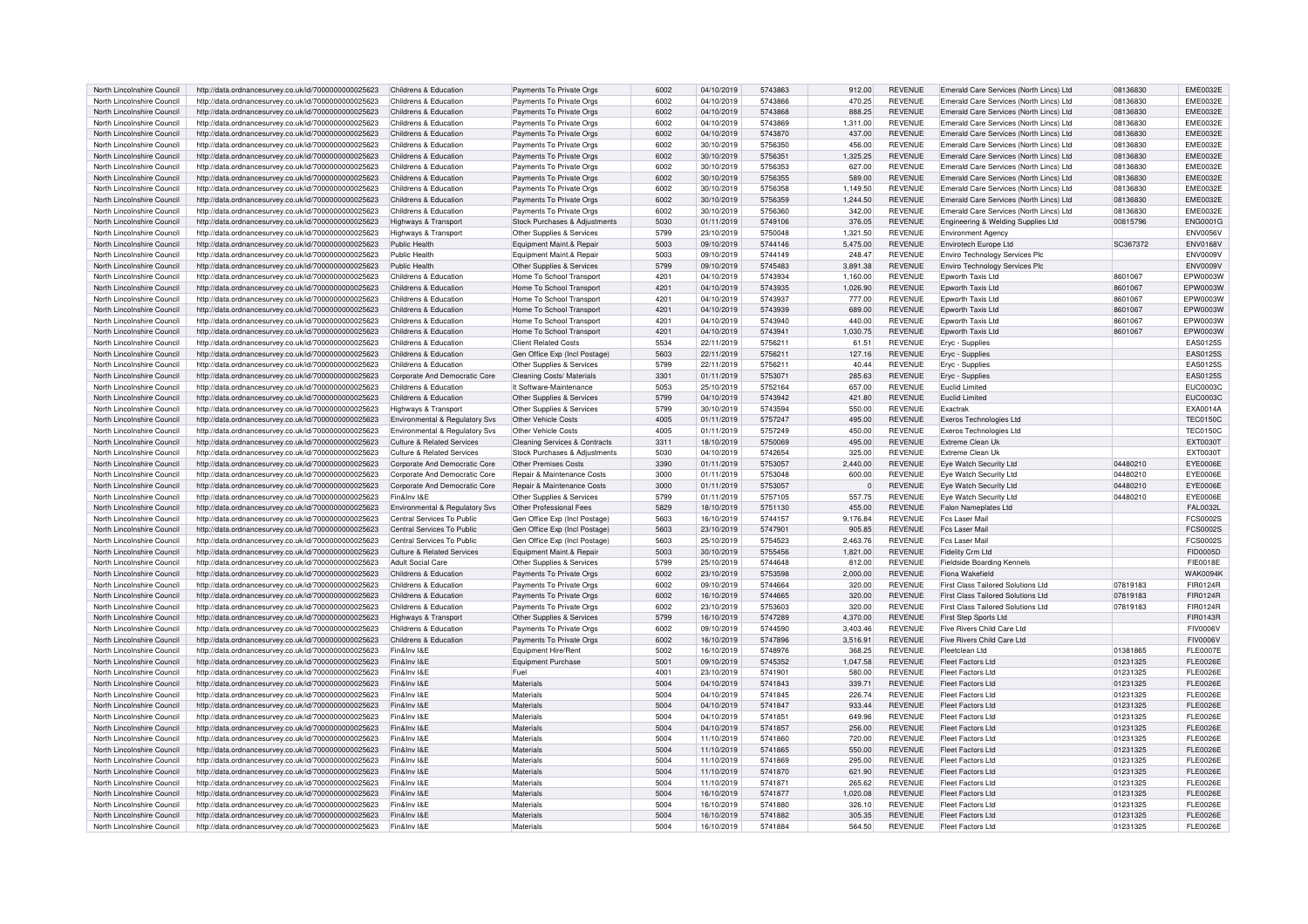| North Lincolnshire Council | http://data.ordnancesurvey.co.uk/id/7000000000025623 | Childrens & Education | Payments To Private Orgs | 6002 | 04/10/2019 | 5743863 | 912.00 | REVENUE | Emerald Care Services (North Lincs) Ltd | 08136830 | EME0032E |
|---|---|---|---|---|---|---|---|---|---|---|---|
| North Lincolnshire Council | http://data.ordnancesurvey.co.uk/id/7000000000025623 | Childrens & Education | Payments To Private Orgs | 6002 | 04/10/2019 | 5743866 | 470.25 | REVENUE | Emerald Care Services (North Lincs) Ltd | 08136830 | EME0032E |
| North Lincolnshire Council | http://data.ordnancesurvey.co.uk/id/7000000000025623 | Childrens & Education | Payments To Private Orgs | 6002 | 04/10/2019 | 5743868 | 888.25 | REVENUE | Emerald Care Services (North Lincs) Ltd | 08136830 | EME0032E |
| North Lincolnshire Council | http://data.ordnancesurvey.co.uk/id/7000000000025623 | Childrens & Education | Payments To Private Orgs | 6002 | 04/10/2019 | 5743869 | 1,311.00 | REVENUE | Emerald Care Services (North Lincs) Ltd | 08136830 | EME0032E |
| North Lincolnshire Council | http://data.ordnancesurvey.co.uk/id/7000000000025623 | Childrens & Education | Payments To Private Orgs | 6002 | 04/10/2019 | 5743870 | 437.00 | REVENUE | Emerald Care Services (North Lincs) Ltd | 08136830 | EME0032E |
| North Lincolnshire Council | http://data.ordnancesurvey.co.uk/id/7000000000025623 | Childrens & Education | Payments To Private Orgs | 6002 | 30/10/2019 | 5756350 | 456.00 | REVENUE | Emerald Care Services (North Lincs) Ltd | 08136830 | EME0032E |
| North Lincolnshire Council | http://data.ordnancesurvey.co.uk/id/7000000000025623 | Childrens & Education | Payments To Private Orgs | 6002 | 30/10/2019 | 5756351 | 1,325.25 | REVENUE | Emerald Care Services (North Lincs) Ltd | 08136830 | EME0032E |
| North Lincolnshire Council | http://data.ordnancesurvey.co.uk/id/7000000000025623 | Childrens & Education | Payments To Private Orgs | 6002 | 30/10/2019 | 5756353 | 627.00 | REVENUE | Emerald Care Services (North Lincs) Ltd | 08136830 | EME0032E |
| North Lincolnshire Council | http://data.ordnancesurvey.co.uk/id/7000000000025623 | Childrens & Education | Payments To Private Orgs | 6002 | 30/10/2019 | 5756355 | 589.00 | REVENUE | Emerald Care Services (North Lincs) Ltd | 08136830 | EME0032E |
| North Lincolnshire Council | http://data.ordnancesurvey.co.uk/id/7000000000025623 | Childrens & Education | Payments To Private Orgs | 6002 | 30/10/2019 | 5756358 | 1,149.50 | REVENUE | Emerald Care Services (North Lincs) Ltd | 08136830 | EME0032E |
| North Lincolnshire Council | http://data.ordnancesurvey.co.uk/id/7000000000025623 | Childrens & Education | Payments To Private Orgs | 6002 | 30/10/2019 | 5756359 | 1,244.50 | REVENUE | Emerald Care Services (North Lincs) Ltd | 08136830 | EME0032E |
| North Lincolnshire Council | http://data.ordnancesurvey.co.uk/id/7000000000025623 | Childrens & Education | Payments To Private Orgs | 6002 | 30/10/2019 | 5756360 | 342.00 | REVENUE | Emerald Care Services (North Lincs) Ltd | 08136830 | EME0032E |
| North Lincolnshire Council | http://data.ordnancesurvey.co.uk/id/7000000000025623 | Highways & Transport | Stock Purchases & Adjustments | 5030 | 01/11/2019 | 5749106 | 376.05 | REVENUE | Engineering & Welding Supplies Ltd | 00815796 | ENG0001G |
| North Lincolnshire Council | http://data.ordnancesurvey.co.uk/id/7000000000025623 | Highways & Transport | Other Supplies & Services | 5799 | 23/10/2019 | 5750048 | 1,321.50 | REVENUE | Environment Agency | | ENV0056V |
| North Lincolnshire Council | http://data.ordnancesurvey.co.uk/id/7000000000025623 | Public Health | Equipment Maint.& Repair | 5003 | 09/10/2019 | 5744146 | 5,475.00 | REVENUE | Envirotech Europe Ltd | SC367372 | ENV0168V |
| North Lincolnshire Council | http://data.ordnancesurvey.co.uk/id/7000000000025623 | Public Health | Equipment Maint.& Repair | 5003 | 09/10/2019 | 5744149 | 248.47 | REVENUE | Enviro Technology Services Plc | | ENV0009V |
| North Lincolnshire Council | http://data.ordnancesurvey.co.uk/id/7000000000025623 | Public Health | Other Supplies & Services | 5799 | 09/10/2019 | 5745483 | 3,891.38 | REVENUE | Enviro Technology Services Plc | | ENV0009V |
| North Lincolnshire Council | http://data.ordnancesurvey.co.uk/id/7000000000025623 | Childrens & Education | Home To School Transport | 4201 | 04/10/2019 | 5743934 | 1,160.00 | REVENUE | Epworth Taxis Ltd | 8601067 | EPW0003W |
| North Lincolnshire Council | http://data.ordnancesurvey.co.uk/id/7000000000025623 | Childrens & Education | Home To School Transport | 4201 | 04/10/2019 | 5743935 | 1,026.90 | REVENUE | Epworth Taxis Ltd | 8601067 | EPW0003W |
| North Lincolnshire Council | http://data.ordnancesurvey.co.uk/id/7000000000025623 | Childrens & Education | Home To School Transport | 4201 | 04/10/2019 | 5743937 | 777.00 | REVENUE | Epworth Taxis Ltd | 8601067 | EPW0003W |
| North Lincolnshire Council | http://data.ordnancesurvey.co.uk/id/7000000000025623 | Childrens & Education | Home To School Transport | 4201 | 04/10/2019 | 5743939 | 689.00 | REVENUE | Epworth Taxis Ltd | 8601067 | EPW0003W |
| North Lincolnshire Council | http://data.ordnancesurvey.co.uk/id/7000000000025623 | Childrens & Education | Home To School Transport | 4201 | 04/10/2019 | 5743940 | 440.00 | REVENUE | Epworth Taxis Ltd | 8601067 | EPW0003W |
| North Lincolnshire Council | http://data.ordnancesurvey.co.uk/id/7000000000025623 | Childrens & Education | Home To School Transport | 4201 | 04/10/2019 | 5743941 | 1,030.75 | REVENUE | Epworth Taxis Ltd | 8601067 | EPW0003W |
| North Lincolnshire Council | http://data.ordnancesurvey.co.uk/id/7000000000025623 | Childrens & Education | Client Related Costs | 5534 | 22/11/2019 | 5756211 | 61.51 | REVENUE | Eryc - Supplies | | EAS0125S |
| North Lincolnshire Council | http://data.ordnancesurvey.co.uk/id/7000000000025623 | Childrens & Education | Gen Office Exp (Incl Postage) | 5603 | 22/11/2019 | 5756211 | 127.16 | REVENUE | Eryc - Supplies | | EAS0125S |
| North Lincolnshire Council | http://data.ordnancesurvey.co.uk/id/7000000000025623 | Childrens & Education | Other Supplies & Services | 5799 | 22/11/2019 | 5756211 | 40.44 | REVENUE | Eryc - Supplies | | EAS0125S |
| North Lincolnshire Council | http://data.ordnancesurvey.co.uk/id/7000000000025623 | Corporate And Democratic Core | Cleaning Costs/ Materials | 3301 | 01/11/2019 | 5753071 | 285.63 | REVENUE | Eryc - Supplies | | EAS0125S |
| North Lincolnshire Council | http://data.ordnancesurvey.co.uk/id/7000000000025623 | Childrens & Education | It Software-Maintenance | 5053 | 25/10/2019 | 5752164 | 657.00 | REVENUE | Euclid Limited | | EUC0003C |
| North Lincolnshire Council | http://data.ordnancesurvey.co.uk/id/7000000000025623 | Childrens & Education | Other Supplies & Services | 5799 | 04/10/2019 | 5743942 | 421.80 | REVENUE | Euclid Limited | | EUC0003C |
| North Lincolnshire Council | http://data.ordnancesurvey.co.uk/id/7000000000025623 | Highways & Transport | Other Supplies & Services | 5799 | 30/10/2019 | 5743594 | 550.00 | REVENUE | Exactrak | | EXA0014A |
| North Lincolnshire Council | http://data.ordnancesurvey.co.uk/id/7000000000025623 | Environmental & Regulatory Svs | Other Vehicle Costs | 4005 | 01/11/2019 | 5757247 | 495.00 | REVENUE | Exeros Technologies Ltd | | TEC0150C |
| North Lincolnshire Council | http://data.ordnancesurvey.co.uk/id/7000000000025623 | Environmental & Regulatory Svs | Other Vehicle Costs | 4005 | 01/11/2019 | 5757249 | 450.00 | REVENUE | Exeros Technologies Ltd | | TEC0150C |
| North Lincolnshire Council | http://data.ordnancesurvey.co.uk/id/7000000000025623 | Culture & Related Services | Cleaning Services & Contracts | 3311 | 18/10/2019 | 5750069 | 495.00 | REVENUE | Extreme Clean Uk | | EXT0030T |
| North Lincolnshire Council | http://data.ordnancesurvey.co.uk/id/7000000000025623 | Culture & Related Services | Stock Purchases & Adjustments | 5030 | 04/10/2019 | 5742654 | 325.00 | REVENUE | Extreme Clean Uk | | EXT0030T |
| North Lincolnshire Council | http://data.ordnancesurvey.co.uk/id/7000000000025623 | Corporate And Democratic Core | Other Premises Costs | 3390 | 01/11/2019 | 5753057 | 2,440.00 | REVENUE | Eye Watch Security Ltd | 04480210 | EYE0006E |
| North Lincolnshire Council | http://data.ordnancesurvey.co.uk/id/7000000000025623 | Corporate And Democratic Core | Repair & Maintenance Costs | 3000 | 01/11/2019 | 5753048 | 600.00 | REVENUE | Eye Watch Security Ltd | 04480210 | EYE0006E |
| North Lincolnshire Council | http://data.ordnancesurvey.co.uk/id/7000000000025623 | Corporate And Democratic Core | Repair & Maintenance Costs | 3000 | 01/11/2019 | 5753057 | 0 | REVENUE | Eye Watch Security Ltd | 04480210 | EYE0006E |
| North Lincolnshire Council | http://data.ordnancesurvey.co.uk/id/7000000000025623 | Fin&Inv I&E | Other Supplies & Services | 5799 | 01/11/2019 | 5757105 | 557.75 | REVENUE | Eye Watch Security Ltd | 04480210 | EYE0006E |
| North Lincolnshire Council | http://data.ordnancesurvey.co.uk/id/7000000000025623 | Environmental & Regulatory Svs | Other Professional Fees | 5829 | 18/10/2019 | 5751130 | 455.00 | REVENUE | Falon Nameplates Ltd | | FAL0032L |
| North Lincolnshire Council | http://data.ordnancesurvey.co.uk/id/7000000000025623 | Central Services To Public | Gen Office Exp (Incl Postage) | 5603 | 16/10/2019 | 5744157 | 9,176.84 | REVENUE | Fcs Laser Mail | | FCS0002S |
| North Lincolnshire Council | http://data.ordnancesurvey.co.uk/id/7000000000025623 | Central Services To Public | Gen Office Exp (Incl Postage) | 5603 | 23/10/2019 | 5747901 | 905.85 | REVENUE | Fcs Laser Mail | | FCS0002S |
| North Lincolnshire Council | http://data.ordnancesurvey.co.uk/id/7000000000025623 | Central Services To Public | Gen Office Exp (Incl Postage) | 5603 | 25/10/2019 | 5754523 | 2,463.76 | REVENUE | Fcs Laser Mail | | FCS0002S |
| North Lincolnshire Council | http://data.ordnancesurvey.co.uk/id/7000000000025623 | Culture & Related Services | Equipment Maint.& Repair | 5003 | 30/10/2019 | 5755456 | 1,821.00 | REVENUE | Fidelity Crm Ltd | | FID0005D |
| North Lincolnshire Council | http://data.ordnancesurvey.co.uk/id/7000000000025623 | Adult Social Care | Other Supplies & Services | 5799 | 25/10/2019 | 5744648 | 812.00 | REVENUE | Fieldside Boarding Kennels | | FIE0018E |
| North Lincolnshire Council | http://data.ordnancesurvey.co.uk/id/7000000000025623 | Childrens & Education | Payments To Private Orgs | 6002 | 23/10/2019 | 5753598 | 2,000.00 | REVENUE | Fiona Wakefield | | WAK0094K |
| North Lincolnshire Council | http://data.ordnancesurvey.co.uk/id/7000000000025623 | Childrens & Education | Payments To Private Orgs | 6002 | 09/10/2019 | 5744664 | 320.00 | REVENUE | First Class Tailored Solutions Ltd | 07819183 | FIR0124R |
| North Lincolnshire Council | http://data.ordnancesurvey.co.uk/id/7000000000025623 | Childrens & Education | Payments To Private Orgs | 6002 | 16/10/2019 | 5744665 | 320.00 | REVENUE | First Class Tailored Solutions Ltd | 07819183 | FIR0124R |
| North Lincolnshire Council | http://data.ordnancesurvey.co.uk/id/7000000000025623 | Childrens & Education | Payments To Private Orgs | 6002 | 23/10/2019 | 5753603 | 320.00 | REVENUE | First Class Tailored Solutions Ltd | 07819183 | FIR0124R |
| North Lincolnshire Council | http://data.ordnancesurvey.co.uk/id/7000000000025623 | Highways & Transport | Other Supplies & Services | 5799 | 16/10/2019 | 5747289 | 4,370.00 | REVENUE | First Step Sports Ltd | | FIR0143R |
| North Lincolnshire Council | http://data.ordnancesurvey.co.uk/id/7000000000025623 | Childrens & Education | Payments To Private Orgs | 6002 | 09/10/2019 | 5744590 | 3,403.46 | REVENUE | Five Rivers Child Care Ltd | | FIV0006V |
| North Lincolnshire Council | http://data.ordnancesurvey.co.uk/id/7000000000025623 | Childrens & Education | Payments To Private Orgs | 6002 | 16/10/2019 | 5747896 | 3,516.91 | REVENUE | Five Rivers Child Care Ltd | | FIV0006V |
| North Lincolnshire Council | http://data.ordnancesurvey.co.uk/id/7000000000025623 | Fin&Inv I&E | Equipment Hire/Rent | 5002 | 16/10/2019 | 5748976 | 368.25 | REVENUE | Fleetclean Ltd | 01381865 | FLE0007E |
| North Lincolnshire Council | http://data.ordnancesurvey.co.uk/id/7000000000025623 | Fin&Inv I&E | Equipment Purchase | 5001 | 09/10/2019 | 5745352 | 1,047.58 | REVENUE | Fleet Factors Ltd | 01231325 | FLE0026E |
| North Lincolnshire Council | http://data.ordnancesurvey.co.uk/id/7000000000025623 | Fin&Inv I&E | Fuel | 4001 | 23/10/2019 | 5741901 | 580.00 | REVENUE | Fleet Factors Ltd | 01231325 | FLE0026E |
| North Lincolnshire Council | http://data.ordnancesurvey.co.uk/id/7000000000025623 | Fin&Inv I&E | Materials | 5004 | 04/10/2019 | 5741843 | 339.71 | REVENUE | Fleet Factors Ltd | 01231325 | FLE0026E |
| North Lincolnshire Council | http://data.ordnancesurvey.co.uk/id/7000000000025623 | Fin&Inv I&E | Materials | 5004 | 04/10/2019 | 5741845 | 226.74 | REVENUE | Fleet Factors Ltd | 01231325 | FLE0026E |
| North Lincolnshire Council | http://data.ordnancesurvey.co.uk/id/7000000000025623 | Fin&Inv I&E | Materials | 5004 | 04/10/2019 | 5741847 | 933.44 | REVENUE | Fleet Factors Ltd | 01231325 | FLE0026E |
| North Lincolnshire Council | http://data.ordnancesurvey.co.uk/id/7000000000025623 | Fin&Inv I&E | Materials | 5004 | 04/10/2019 | 5741851 | 649.96 | REVENUE | Fleet Factors Ltd | 01231325 | FLE0026E |
| North Lincolnshire Council | http://data.ordnancesurvey.co.uk/id/7000000000025623 | Fin&Inv I&E | Materials | 5004 | 04/10/2019 | 5741857 | 256.00 | REVENUE | Fleet Factors Ltd | 01231325 | FLE0026E |
| North Lincolnshire Council | http://data.ordnancesurvey.co.uk/id/7000000000025623 | Fin&Inv I&E | Materials | 5004 | 11/10/2019 | 5741860 | 720.00 | REVENUE | Fleet Factors Ltd | 01231325 | FLE0026E |
| North Lincolnshire Council | http://data.ordnancesurvey.co.uk/id/7000000000025623 | Fin&Inv I&E | Materials | 5004 | 11/10/2019 | 5741865 | 550.00 | REVENUE | Fleet Factors Ltd | 01231325 | FLE0026E |
| North Lincolnshire Council | http://data.ordnancesurvey.co.uk/id/7000000000025623 | Fin&Inv I&E | Materials | 5004 | 11/10/2019 | 5741869 | 295.00 | REVENUE | Fleet Factors Ltd | 01231325 | FLE0026E |
| North Lincolnshire Council | http://data.ordnancesurvey.co.uk/id/7000000000025623 | Fin&Inv I&E | Materials | 5004 | 11/10/2019 | 5741870 | 621.90 | REVENUE | Fleet Factors Ltd | 01231325 | FLE0026E |
| North Lincolnshire Council | http://data.ordnancesurvey.co.uk/id/7000000000025623 | Fin&Inv I&E | Materials | 5004 | 11/10/2019 | 5741871 | 265.62 | REVENUE | Fleet Factors Ltd | 01231325 | FLE0026E |
| North Lincolnshire Council | http://data.ordnancesurvey.co.uk/id/7000000000025623 | Fin&Inv I&E | Materials | 5004 | 16/10/2019 | 5741877 | 1,020.08 | REVENUE | Fleet Factors Ltd | 01231325 | FLE0026E |
| North Lincolnshire Council | http://data.ordnancesurvey.co.uk/id/7000000000025623 | Fin&Inv I&E | Materials | 5004 | 16/10/2019 | 5741880 | 326.10 | REVENUE | Fleet Factors Ltd | 01231325 | FLE0026E |
| North Lincolnshire Council | http://data.ordnancesurvey.co.uk/id/7000000000025623 | Fin&Inv I&E | Materials | 5004 | 16/10/2019 | 5741882 | 305.35 | REVENUE | Fleet Factors Ltd | 01231325 | FLE0026E |
| North Lincolnshire Council | http://data.ordnancesurvey.co.uk/id/7000000000025623 | Fin&Inv I&E | Materials | 5004 | 16/10/2019 | 5741884 | 564.50 | REVENUE | Fleet Factors Ltd | 01231325 | FLE0026E |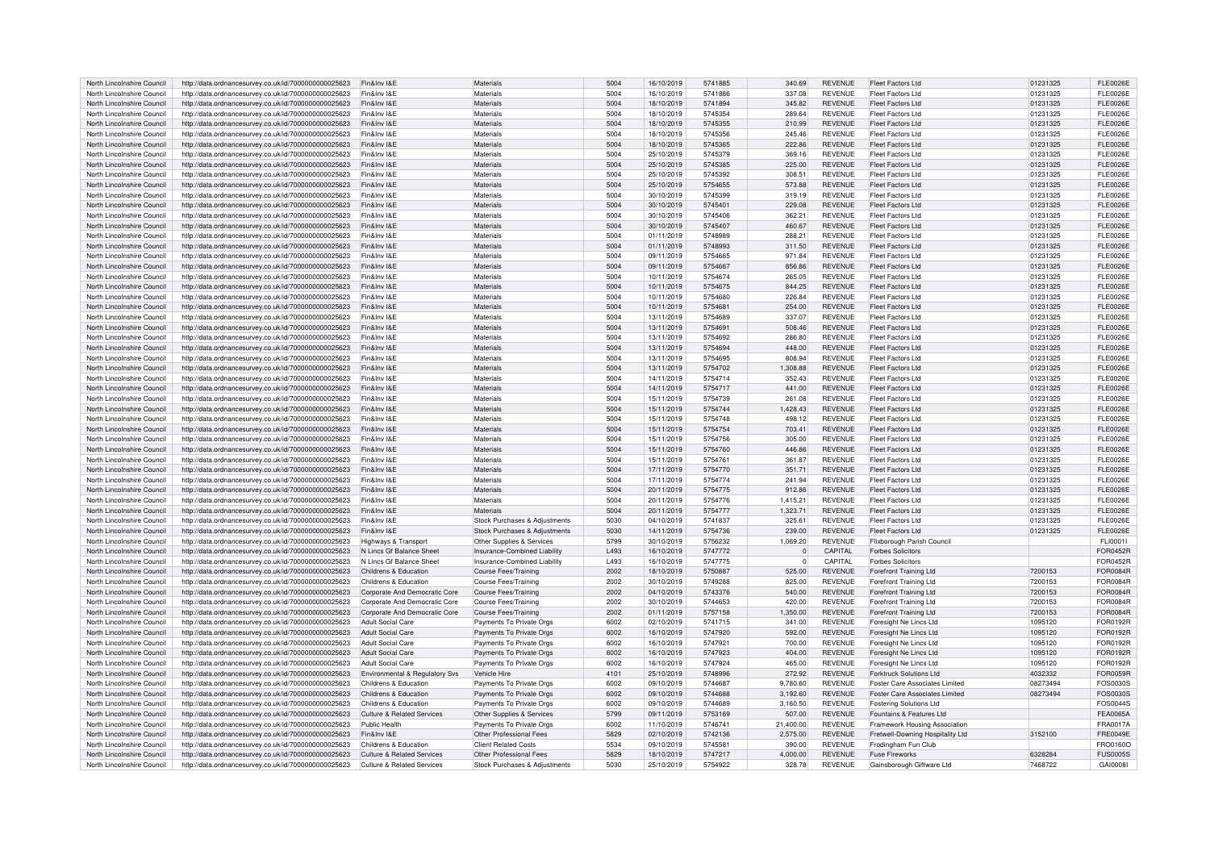| North Lincolnshire Council | http://data.ordnancesurvey.co.uk/id/7000000000025623 | Fin&Inv I&E | Materials | 5004 | 16/10/2019 | 5741885 | 340.69 | REVENUE | Fleet Factors Ltd | 01231325 | FLE0026E |
|---|---|---|---|---|---|---|---|---|---|---|---|
| North Lincolnshire Council | http://data.ordnancesurvey.co.uk/id/7000000000025623 | Fin&Inv I&E | Materials | 5004 | 16/10/2019 | 5741886 | 337.08 | REVENUE | Fleet Factors Ltd | 01231325 | FLE0026E |
| North Lincolnshire Council | http://data.ordnancesurvey.co.uk/id/7000000000025623 | Fin&Inv I&E | Materials | 5004 | 18/10/2019 | 5741894 | 345.82 | REVENUE | Fleet Factors Ltd | 01231325 | FLE0026E |
| North Lincolnshire Council | http://data.ordnancesurvey.co.uk/id/7000000000025623 | Fin&Inv I&E | Materials | 5004 | 18/10/2019 | 5745354 | 289.64 | REVENUE | Fleet Factors Ltd | 01231325 | FLE0026E |
| North Lincolnshire Council | http://data.ordnancesurvey.co.uk/id/7000000000025623 | Fin&Inv I&E | Materials | 5004 | 18/10/2019 | 5745355 | 210.99 | REVENUE | Fleet Factors Ltd | 01231325 | FLE0026E |
| North Lincolnshire Council | http://data.ordnancesurvey.co.uk/id/7000000000025623 | Fin&Inv I&E | Materials | 5004 | 18/10/2019 | 5745356 | 245.46 | REVENUE | Fleet Factors Ltd | 01231325 | FLE0026E |
| North Lincolnshire Council | http://data.ordnancesurvey.co.uk/id/7000000000025623 | Fin&Inv I&E | Materials | 5004 | 18/10/2019 | 5745365 | 222.86 | REVENUE | Fleet Factors Ltd | 01231325 | FLE0026E |
| North Lincolnshire Council | http://data.ordnancesurvey.co.uk/id/7000000000025623 | Fin&Inv I&E | Materials | 5004 | 25/10/2019 | 5745379 | 369.16 | REVENUE | Fleet Factors Ltd | 01231325 | FLE0026E |
| North Lincolnshire Council | http://data.ordnancesurvey.co.uk/id/7000000000025623 | Fin&Inv I&E | Materials | 5004 | 25/10/2019 | 5745385 | 225.00 | REVENUE | Fleet Factors Ltd | 01231325 | FLE0026E |
| North Lincolnshire Council | http://data.ordnancesurvey.co.uk/id/7000000000025623 | Fin&Inv I&E | Materials | 5004 | 25/10/2019 | 5745392 | 308.51 | REVENUE | Fleet Factors Ltd | 01231325 | FLE0026E |
| North Lincolnshire Council | http://data.ordnancesurvey.co.uk/id/7000000000025623 | Fin&Inv I&E | Materials | 5004 | 25/10/2019 | 5754655 | 573.88 | REVENUE | Fleet Factors Ltd | 01231325 | FLE0026E |
| North Lincolnshire Council | http://data.ordnancesurvey.co.uk/id/7000000000025623 | Fin&Inv I&E | Materials | 5004 | 30/10/2019 | 5745399 | 319.19 | REVENUE | Fleet Factors Ltd | 01231325 | FLE0026E |
| North Lincolnshire Council | http://data.ordnancesurvey.co.uk/id/7000000000025623 | Fin&Inv I&E | Materials | 5004 | 30/10/2019 | 5745401 | 229.08 | REVENUE | Fleet Factors Ltd | 01231325 | FLE0026E |
| North Lincolnshire Council | http://data.ordnancesurvey.co.uk/id/7000000000025623 | Fin&Inv I&E | Materials | 5004 | 30/10/2019 | 5745406 | 362.21 | REVENUE | Fleet Factors Ltd | 01231325 | FLE0026E |
| North Lincolnshire Council | http://data.ordnancesurvey.co.uk/id/7000000000025623 | Fin&Inv I&E | Materials | 5004 | 30/10/2019 | 5745407 | 460.67 | REVENUE | Fleet Factors Ltd | 01231325 | FLE0026E |
| North Lincolnshire Council | http://data.ordnancesurvey.co.uk/id/7000000000025623 | Fin&Inv I&E | Materials | 5004 | 01/11/2019 | 5748989 | 288.21 | REVENUE | Fleet Factors Ltd | 01231325 | FLE0026E |
| North Lincolnshire Council | http://data.ordnancesurvey.co.uk/id/7000000000025623 | Fin&Inv I&E | Materials | 5004 | 01/11/2019 | 5748993 | 311.50 | REVENUE | Fleet Factors Ltd | 01231325 | FLE0026E |
| North Lincolnshire Council | http://data.ordnancesurvey.co.uk/id/7000000000025623 | Fin&Inv I&E | Materials | 5004 | 09/11/2019 | 5754665 | 971.84 | REVENUE | Fleet Factors Ltd | 01231325 | FLE0026E |
| North Lincolnshire Council | http://data.ordnancesurvey.co.uk/id/7000000000025623 | Fin&Inv I&E | Materials | 5004 | 09/11/2019 | 5754667 | 856.86 | REVENUE | Fleet Factors Ltd | 01231325 | FLE0026E |
| North Lincolnshire Council | http://data.ordnancesurvey.co.uk/id/7000000000025623 | Fin&Inv I&E | Materials | 5004 | 10/11/2019 | 5754674 | 265.05 | REVENUE | Fleet Factors Ltd | 01231325 | FLE0026E |
| North Lincolnshire Council | http://data.ordnancesurvey.co.uk/id/7000000000025623 | Fin&Inv I&E | Materials | 5004 | 10/11/2019 | 5754675 | 844.25 | REVENUE | Fleet Factors Ltd | 01231325 | FLE0026E |
| North Lincolnshire Council | http://data.ordnancesurvey.co.uk/id/7000000000025623 | Fin&Inv I&E | Materials | 5004 | 10/11/2019 | 5754680 | 226.84 | REVENUE | Fleet Factors Ltd | 01231325 | FLE0026E |
| North Lincolnshire Council | http://data.ordnancesurvey.co.uk/id/7000000000025623 | Fin&Inv I&E | Materials | 5004 | 10/11/2019 | 5754681 | 254.00 | REVENUE | Fleet Factors Ltd | 01231325 | FLE0026E |
| North Lincolnshire Council | http://data.ordnancesurvey.co.uk/id/7000000000025623 | Fin&Inv I&E | Materials | 5004 | 13/11/2019 | 5754689 | 337.07 | REVENUE | Fleet Factors Ltd | 01231325 | FLE0026E |
| North Lincolnshire Council | http://data.ordnancesurvey.co.uk/id/7000000000025623 | Fin&Inv I&E | Materials | 5004 | 13/11/2019 | 5754691 | 508.46 | REVENUE | Fleet Factors Ltd | 01231325 | FLE0026E |
| North Lincolnshire Council | http://data.ordnancesurvey.co.uk/id/7000000000025623 | Fin&Inv I&E | Materials | 5004 | 13/11/2019 | 5754692 | 286.80 | REVENUE | Fleet Factors Ltd | 01231325 | FLE0026E |
| North Lincolnshire Council | http://data.ordnancesurvey.co.uk/id/7000000000025623 | Fin&Inv I&E | Materials | 5004 | 13/11/2019 | 5754694 | 448.00 | REVENUE | Fleet Factors Ltd | 01231325 | FLE0026E |
| North Lincolnshire Council | http://data.ordnancesurvey.co.uk/id/7000000000025623 | Fin&Inv I&E | Materials | 5004 | 13/11/2019 | 5754695 | 808.94 | REVENUE | Fleet Factors Ltd | 01231325 | FLE0026E |
| North Lincolnshire Council | http://data.ordnancesurvey.co.uk/id/7000000000025623 | Fin&Inv I&E | Materials | 5004 | 13/11/2019 | 5754702 | 1,308.88 | REVENUE | Fleet Factors Ltd | 01231325 | FLE0026E |
| North Lincolnshire Council | http://data.ordnancesurvey.co.uk/id/7000000000025623 | Fin&Inv I&E | Materials | 5004 | 14/11/2019 | 5754714 | 352.43 | REVENUE | Fleet Factors Ltd | 01231325 | FLE0026E |
| North Lincolnshire Council | http://data.ordnancesurvey.co.uk/id/7000000000025623 | Fin&Inv I&E | Materials | 5004 | 14/11/2019 | 5754717 | 441.00 | REVENUE | Fleet Factors Ltd | 01231325 | FLE0026E |
| North Lincolnshire Council | http://data.ordnancesurvey.co.uk/id/7000000000025623 | Fin&Inv I&E | Materials | 5004 | 15/11/2019 | 5754739 | 261.08 | REVENUE | Fleet Factors Ltd | 01231325 | FLE0026E |
| North Lincolnshire Council | http://data.ordnancesurvey.co.uk/id/7000000000025623 | Fin&Inv I&E | Materials | 5004 | 15/11/2019 | 5754744 | 1,428.43 | REVENUE | Fleet Factors Ltd | 01231325 | FLE0026E |
| North Lincolnshire Council | http://data.ordnancesurvey.co.uk/id/7000000000025623 | Fin&Inv I&E | Materials | 5004 | 15/11/2019 | 5754748 | 498.12 | REVENUE | Fleet Factors Ltd | 01231325 | FLE0026E |
| North Lincolnshire Council | http://data.ordnancesurvey.co.uk/id/7000000000025623 | Fin&Inv I&E | Materials | 5004 | 15/11/2019 | 5754754 | 703.41 | REVENUE | Fleet Factors Ltd | 01231325 | FLE0026E |
| North Lincolnshire Council | http://data.ordnancesurvey.co.uk/id/7000000000025623 | Fin&Inv I&E | Materials | 5004 | 15/11/2019 | 5754756 | 305.00 | REVENUE | Fleet Factors Ltd | 01231325 | FLE0026E |
| North Lincolnshire Council | http://data.ordnancesurvey.co.uk/id/7000000000025623 | Fin&Inv I&E | Materials | 5004 | 15/11/2019 | 5754760 | 446.86 | REVENUE | Fleet Factors Ltd | 01231325 | FLE0026E |
| North Lincolnshire Council | http://data.ordnancesurvey.co.uk/id/7000000000025623 | Fin&Inv I&E | Materials | 5004 | 15/11/2019 | 5754761 | 361.87 | REVENUE | Fleet Factors Ltd | 01231325 | FLE0026E |
| North Lincolnshire Council | http://data.ordnancesurvey.co.uk/id/7000000000025623 | Fin&Inv I&E | Materials | 5004 | 17/11/2019 | 5754770 | 351.71 | REVENUE | Fleet Factors Ltd | 01231325 | FLE0026E |
| North Lincolnshire Council | http://data.ordnancesurvey.co.uk/id/7000000000025623 | Fin&Inv I&E | Materials | 5004 | 17/11/2019 | 5754774 | 241.94 | REVENUE | Fleet Factors Ltd | 01231325 | FLE0026E |
| North Lincolnshire Council | http://data.ordnancesurvey.co.uk/id/7000000000025623 | Fin&Inv I&E | Materials | 5004 | 20/11/2019 | 5754775 | 912.86 | REVENUE | Fleet Factors Ltd | 01231325 | FLE0026E |
| North Lincolnshire Council | http://data.ordnancesurvey.co.uk/id/7000000000025623 | Fin&Inv I&E | Materials | 5004 | 20/11/2019 | 5754776 | 1,415.21 | REVENUE | Fleet Factors Ltd | 01231325 | FLE0026E |
| North Lincolnshire Council | http://data.ordnancesurvey.co.uk/id/7000000000025623 | Fin&Inv I&E | Materials | 5004 | 20/11/2019 | 5754777 | 1,323.71 | REVENUE | Fleet Factors Ltd | 01231325 | FLE0026E |
| North Lincolnshire Council | http://data.ordnancesurvey.co.uk/id/7000000000025623 | Fin&Inv I&E | Stock Purchases & Adjustments | 5030 | 04/10/2019 | 5741837 | 325.61 | REVENUE | Fleet Factors Ltd | 01231325 | FLE0026E |
| North Lincolnshire Council | http://data.ordnancesurvey.co.uk/id/7000000000025623 | Fin&Inv I&E | Stock Purchases & Adjustments | 5030 | 14/11/2019 | 5754736 | 239.00 | REVENUE | Fleet Factors Ltd | 01231325 | FLE0026E |
| North Lincolnshire Council | http://data.ordnancesurvey.co.uk/id/7000000000025623 | Highways & Transport | Other Supplies & Services | 5799 | 30/10/2019 | 5756232 | 1,069.20 | REVENUE | Flixborough Parish Council | | FLI0001I |
| North Lincolnshire Council | http://data.ordnancesurvey.co.uk/id/7000000000025623 | N Lincs Gf Balance Sheet | Insurance-Combined Liability | L493 | 16/10/2019 | 5747772 | 0 | CAPITAL | Forbes Solicitors | | FOR0452R |
| North Lincolnshire Council | http://data.ordnancesurvey.co.uk/id/7000000000025623 | N Lincs Gf Balance Sheet | Insurance-Combined Liability | L493 | 16/10/2019 | 5747775 | 0 | CAPITAL | Forbes Solicitors | | FOR0452R |
| North Lincolnshire Council | http://data.ordnancesurvey.co.uk/id/7000000000025623 | Childrens & Education | Course Fees/Training | 2002 | 18/10/2019 | 5750887 | 525.00 | REVENUE | Forefront Training Ltd | 7200153 | FOR0084R |
| North Lincolnshire Council | http://data.ordnancesurvey.co.uk/id/7000000000025623 | Childrens & Education | Course Fees/Training | 2002 | 30/10/2019 | 5749288 | 825.00 | REVENUE | Forefront Training Ltd | 7200153 | FOR0084R |
| North Lincolnshire Council | http://data.ordnancesurvey.co.uk/id/7000000000025623 | Corporate And Democratic Core | Course Fees/Training | 2002 | 04/10/2019 | 5743376 | 540.00 | REVENUE | Forefront Training Ltd | 7200153 | FOR0084R |
| North Lincolnshire Council | http://data.ordnancesurvey.co.uk/id/7000000000025623 | Corporate And Democratic Core | Course Fees/Training | 2002 | 30/10/2019 | 5744653 | 420.00 | REVENUE | Forefront Training Ltd | 7200153 | FOR0084R |
| North Lincolnshire Council | http://data.ordnancesurvey.co.uk/id/7000000000025623 | Corporate And Democratic Core | Course Fees/Training | 2002 | 01/11/2019 | 5757158 | 1,350.00 | REVENUE | Forefront Training Ltd | 7200153 | FOR0084R |
| North Lincolnshire Council | http://data.ordnancesurvey.co.uk/id/7000000000025623 | Adult Social Care | Payments To Private Orgs | 6002 | 02/10/2019 | 5741715 | 341.00 | REVENUE | Foresight Ne Lincs Ltd | 1095120 | FOR0192R |
| North Lincolnshire Council | http://data.ordnancesurvey.co.uk/id/7000000000025623 | Adult Social Care | Payments To Private Orgs | 6002 | 16/10/2019 | 5747920 | 592.00 | REVENUE | Foresight Ne Lincs Ltd | 1095120 | FOR0192R |
| North Lincolnshire Council | http://data.ordnancesurvey.co.uk/id/7000000000025623 | Adult Social Care | Payments To Private Orgs | 6002 | 16/10/2019 | 5747921 | 700.00 | REVENUE | Foresight Ne Lincs Ltd | 1095120 | FOR0192R |
| North Lincolnshire Council | http://data.ordnancesurvey.co.uk/id/7000000000025623 | Adult Social Care | Payments To Private Orgs | 6002 | 16/10/2019 | 5747923 | 404.00 | REVENUE | Foresight Ne Lincs Ltd | 1095120 | FOR0192R |
| North Lincolnshire Council | http://data.ordnancesurvey.co.uk/id/7000000000025623 | Adult Social Care | Payments To Private Orgs | 6002 | 16/10/2019 | 5747924 | 465.00 | REVENUE | Foresight Ne Lincs Ltd | 1095120 | FOR0192R |
| North Lincolnshire Council | http://data.ordnancesurvey.co.uk/id/7000000000025623 | Environmental & Regulatory Svs | Vehicle Hire | 4101 | 25/10/2019 | 5748996 | 272.92 | REVENUE | Forktruck Solutions Ltd | 4032332 | FOR0059R |
| North Lincolnshire Council | http://data.ordnancesurvey.co.uk/id/7000000000025623 | Childrens & Education | Payments To Private Orgs | 6002 | 09/10/2019 | 5744687 | 9,780.60 | REVENUE | Foster Care Associates Limited | 08273494 | FOS0030S |
| North Lincolnshire Council | http://data.ordnancesurvey.co.uk/id/7000000000025623 | Childrens & Education | Payments To Private Orgs | 6002 | 09/10/2019 | 5744688 | 3,192.60 | REVENUE | Foster Care Associates Limited | 08273494 | FOS0030S |
| North Lincolnshire Council | http://data.ordnancesurvey.co.uk/id/7000000000025623 | Childrens & Education | Payments To Private Orgs | 6002 | 09/10/2019 | 5744689 | 3,160.50 | REVENUE | Fostering Solutions Ltd | | FOS0044S |
| North Lincolnshire Council | http://data.ordnancesurvey.co.uk/id/7000000000025623 | Culture & Related Services | Other Supplies & Services | 5799 | 09/11/2019 | 5753169 | 507.00 | REVENUE | Fountains & Features Ltd | | FEA0065A |
| North Lincolnshire Council | http://data.ordnancesurvey.co.uk/id/7000000000025623 | Public Health | Payments To Private Orgs | 6002 | 11/10/2019 | 5746741 | 21,400.00 | REVENUE | Framework Housing Association | | FRA0017A |
| North Lincolnshire Council | http://data.ordnancesurvey.co.uk/id/7000000000025623 | Fin&Inv I&E | Other Professional Fees | 5829 | 02/10/2019 | 5742136 | 2,575.00 | REVENUE | Fretwell-Downing Hospitality Ltd | 3152100 | FRE0049E |
| North Lincolnshire Council | http://data.ordnancesurvey.co.uk/id/7000000000025623 | Childrens & Education | Client Related Costs | 5534 | 09/10/2019 | 5745581 | 390.00 | REVENUE | Frodingham Fun Club | | FRO0160O |
| North Lincolnshire Council | http://data.ordnancesurvey.co.uk/id/7000000000025623 | Culture & Related Services | Other Professional Fees | 5829 | 18/10/2019 | 5747217 | 4,000.00 | REVENUE | Fuse Fireworks | 6328284 | FUS0005S |
| North Lincolnshire Council | http://data.ordnancesurvey.co.uk/id/7000000000025623 | Culture & Related Services | Stock Purchases & Adjustments | 5030 | 25/10/2019 | 5754922 | 328.78 | REVENUE | Gainsborough Giftware Ltd | 7468722 | GAI0008I |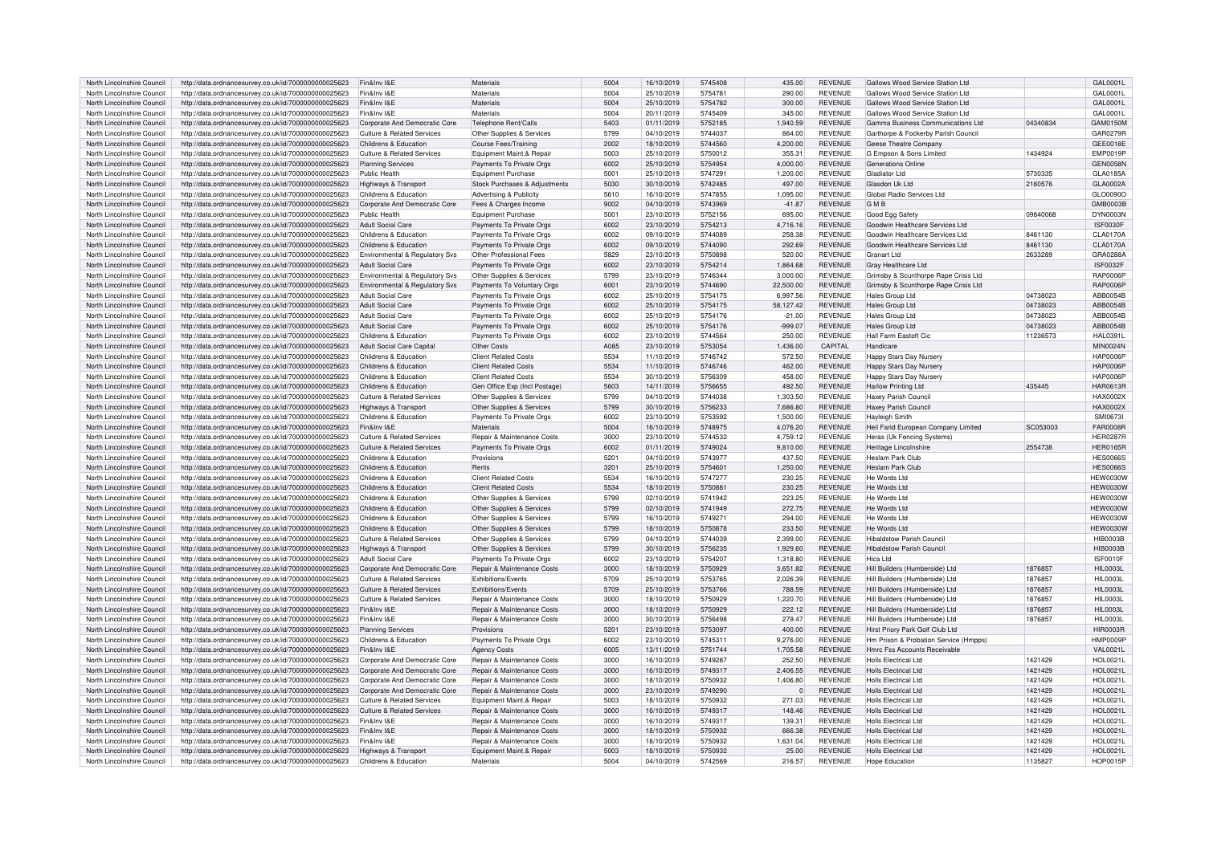| North Lincolnshire Council | http://data.ordnancesurvey.co.uk/id/7000000000025623 | Fin&Inv I&E | Materials | 5004 | 16/10/2019 | 5745408 | 435.00 | REVENUE | Gallows Wood Service Station Ltd | | GAL0001L |
|---|---|---|---|---|---|---|---|---|---|---|---|
| North Lincolnshire Council | http://data.ordnancesurvey.co.uk/id/7000000000025623 | Fin&Inv I&E | Materials | 5004 | 25/10/2019 | 5754781 | 290.00 | REVENUE | Gallows Wood Service Station Ltd | | GAL0001L |
| North Lincolnshire Council | http://data.ordnancesurvey.co.uk/id/7000000000025623 | Fin&Inv I&E | Materials | 5004 | 25/10/2019 | 5754782 | 300.00 | REVENUE | Gallows Wood Service Station Ltd | | GAL0001L |
| North Lincolnshire Council | http://data.ordnancesurvey.co.uk/id/7000000000025623 | Fin&Inv I&E | Materials | 5004 | 20/11/2019 | 5745409 | 345.00 | REVENUE | Gallows Wood Service Station Ltd | | GAL0001L |
| North Lincolnshire Council | http://data.ordnancesurvey.co.uk/id/7000000000025623 | Corporate And Democratic Core | Telephone Rent/Calls | 5403 | 01/11/2019 | 5752185 | 1,940.59 | REVENUE | Gamma Business Communications Ltd | 04340834 | GAM0150M |
| North Lincolnshire Council | http://data.ordnancesurvey.co.uk/id/7000000000025623 | Culture & Related Services | Other Supplies & Services | 5799 | 04/10/2019 | 5744037 | 864.00 | REVENUE | Garthorpe & Fockerby Parish Council | | GAR0279R |
| North Lincolnshire Council | http://data.ordnancesurvey.co.uk/id/7000000000025623 | Childrens & Education | Course Fees/Training | 2002 | 18/10/2019 | 5744560 | 4,200.00 | REVENUE | Geese Theatre Company | | GEE0018E |
| North Lincolnshire Council | http://data.ordnancesurvey.co.uk/id/7000000000025623 | Culture & Related Services | Equipment Maint.& Repair | 5003 | 25/10/2019 | 5750012 | 355.31 | REVENUE | G Empson & Sons Limited | 1434924 | EMP0019P |
| North Lincolnshire Council | http://data.ordnancesurvey.co.uk/id/7000000000025623 | Planning Services | Payments To Private Orgs | 6002 | 25/10/2019 | 5754954 | 4,000.00 | REVENUE | Generations Online | | GEN0058N |
| North Lincolnshire Council | http://data.ordnancesurvey.co.uk/id/7000000000025623 | Public Health | Equipment Purchase | 5001 | 25/10/2019 | 5747291 | 1,200.00 | REVENUE | Gladiator Ltd | 5730335 | GLA0185A |
| North Lincolnshire Council | http://data.ordnancesurvey.co.uk/id/7000000000025623 | Highways & Transport | Stock Purchases & Adjustments | 5030 | 30/10/2019 | 5742485 | 497.00 | REVENUE | Glasdon Uk Ltd | 2160576 | GLA0002A |
| North Lincolnshire Council | http://data.ordnancesurvey.co.uk/id/7000000000025623 | Childrens & Education | Advertising & Publicity | 5610 | 16/10/2019 | 5747855 | 1,095.00 | REVENUE | Global Radio Services Ltd | | GLO0090O |
| North Lincolnshire Council | http://data.ordnancesurvey.co.uk/id/7000000000025623 | Corporate And Democratic Core | Fees & Charges Income | 9002 | 04/10/2019 | 5743969 | -41.87 | REVENUE | G M B | | GMB0003B |
| North Lincolnshire Council | http://data.ordnancesurvey.co.uk/id/7000000000025623 | Public Health | Equipment Purchase | 5001 | 23/10/2019 | 5752156 | 695.00 | REVENUE | Good Egg Safety | 09840068 | DYN0003N |
| North Lincolnshire Council | http://data.ordnancesurvey.co.uk/id/7000000000025623 | Adult Social Care | Payments To Private Orgs | 6002 | 23/10/2019 | 5754213 | 4,716.16 | REVENUE | Goodwin Healthcare Services Ltd | | ISF0030F |
| North Lincolnshire Council | http://data.ordnancesurvey.co.uk/id/7000000000025623 | Childrens & Education | Payments To Private Orgs | 6002 | 09/10/2019 | 5744089 | 258.38 | REVENUE | Goodwin Healthcare Services Ltd | 8461130 | CLA0170A |
| North Lincolnshire Council | http://data.ordnancesurvey.co.uk/id/7000000000025623 | Childrens & Education | Payments To Private Orgs | 6002 | 09/10/2019 | 5744090 | 292.69 | REVENUE | Goodwin Healthcare Services Ltd | 8461130 | CLA0170A |
| North Lincolnshire Council | http://data.ordnancesurvey.co.uk/id/7000000000025623 | Environmental & Regulatory Svs | Other Professional Fees | 5829 | 23/10/2019 | 5750898 | 520.00 | REVENUE | Granart Ltd | 2633289 | GRA0288A |
| North Lincolnshire Council | http://data.ordnancesurvey.co.uk/id/7000000000025623 | Adult Social Care | Payments To Private Orgs | 6002 | 23/10/2019 | 5754214 | 1,864.68 | REVENUE | Gray Healthcare Ltd | | ISF0032F |
| North Lincolnshire Council | http://data.ordnancesurvey.co.uk/id/7000000000025623 | Environmental & Regulatory Svs | Other Supplies & Services | 5799 | 23/10/2019 | 5746344 | 3,000.00 | REVENUE | Grimsby & Scunthorpe Rape Crisis Ltd | | RAP0006P |
| North Lincolnshire Council | http://data.ordnancesurvey.co.uk/id/7000000000025623 | Environmental & Regulatory Svs | Payments To Voluntary Orgs | 6001 | 23/10/2019 | 5744690 | 22,500.00 | REVENUE | Grimsby & Scunthorpe Rape Crisis Ltd | | RAP0006P |
| North Lincolnshire Council | http://data.ordnancesurvey.co.uk/id/7000000000025623 | Adult Social Care | Payments To Private Orgs | 6002 | 25/10/2019 | 5754175 | 6,997.56 | REVENUE | Hales Group Ltd | 04738023 | ABB0054B |
| North Lincolnshire Council | http://data.ordnancesurvey.co.uk/id/7000000000025623 | Adult Social Care | Payments To Private Orgs | 6002 | 25/10/2019 | 5754175 | 58,127.42 | REVENUE | Hales Group Ltd | 04738023 | ABB0054B |
| North Lincolnshire Council | http://data.ordnancesurvey.co.uk/id/7000000000025623 | Adult Social Care | Payments To Private Orgs | 6002 | 25/10/2019 | 5754176 | -21.00 | REVENUE | Hales Group Ltd | 04738023 | ABB0054B |
| North Lincolnshire Council | http://data.ordnancesurvey.co.uk/id/7000000000025623 | Adult Social Care | Payments To Private Orgs | 6002 | 25/10/2019 | 5754176 | -999.07 | REVENUE | Hales Group Ltd | 04738023 | ABB0054B |
| North Lincolnshire Council | http://data.ordnancesurvey.co.uk/id/7000000000025623 | Childrens & Education | Payments To Private Orgs | 6002 | 23/10/2019 | 5744564 | 250.00 | REVENUE | Hall Farm Eastoft Cic | 11236573 | HAL0391L |
| North Lincolnshire Council | http://data.ordnancesurvey.co.uk/id/7000000000025623 | Adult Social Care Capital | Other Costs | A085 | 23/10/2019 | 5753054 | 1,436.00 | CAPITAL | Handicare | | MIN0024N |
| North Lincolnshire Council | http://data.ordnancesurvey.co.uk/id/7000000000025623 | Childrens & Education | Client Related Costs | 5534 | 11/10/2019 | 5746742 | 572.50 | REVENUE | Happy Stars Day Nursery | | HAP0006P |
| North Lincolnshire Council | http://data.ordnancesurvey.co.uk/id/7000000000025623 | Childrens & Education | Client Related Costs | 5534 | 11/10/2019 | 5746746 | 462.00 | REVENUE | Happy Stars Day Nursery | | HAP0006P |
| North Lincolnshire Council | http://data.ordnancesurvey.co.uk/id/7000000000025623 | Childrens & Education | Client Related Costs | 5534 | 30/10/2019 | 5756309 | 458.00 | REVENUE | Happy Stars Day Nursery | | HAP0006P |
| North Lincolnshire Council | http://data.ordnancesurvey.co.uk/id/7000000000025623 | Childrens & Education | Gen Office Exp (Incl Postage) | 5603 | 14/11/2019 | 5756655 | 492.50 | REVENUE | Harlow Printing Ltd | 435445 | HAR0613R |
| North Lincolnshire Council | http://data.ordnancesurvey.co.uk/id/7000000000025623 | Culture & Related Services | Other Supplies & Services | 5799 | 04/10/2019 | 5744038 | 1,303.50 | REVENUE | Haxey Parish Council | | HAX0002X |
| North Lincolnshire Council | http://data.ordnancesurvey.co.uk/id/7000000000025623 | Highways & Transport | Other Supplies & Services | 5799 | 30/10/2019 | 5756233 | 7,686.80 | REVENUE | Haxey Parish Council | | HAX0002X |
| North Lincolnshire Council | http://data.ordnancesurvey.co.uk/id/7000000000025623 | Childrens & Education | Payments To Private Orgs | 6002 | 23/10/2019 | 5753592 | 1,500.00 | REVENUE | Hayleigh Smith | | SMI0673I |
| North Lincolnshire Council | http://data.ordnancesurvey.co.uk/id/7000000000025623 | Fin&Inv I&E | Materials | 5004 | 16/10/2019 | 5748975 | 4,076.20 | REVENUE | Heil Farid European Company Limited | SC053003 | FAR0008R |
| North Lincolnshire Council | http://data.ordnancesurvey.co.uk/id/7000000000025623 | Culture & Related Services | Repair & Maintenance Costs | 3000 | 23/10/2019 | 5744532 | 4,759.12 | REVENUE | Heras (Uk Fencing Systems) | | HER0287R |
| North Lincolnshire Council | http://data.ordnancesurvey.co.uk/id/7000000000025623 | Culture & Related Services | Payments To Private Orgs | 6002 | 01/11/2019 | 5749024 | 9,810.00 | REVENUE | Heritage Lincolnshire | 2554738 | HER0165R |
| North Lincolnshire Council | http://data.ordnancesurvey.co.uk/id/7000000000025623 | Childrens & Education | Provisions | 5201 | 04/10/2019 | 5743977 | 437.50 | REVENUE | Heslam Park Club | | HES0066S |
| North Lincolnshire Council | http://data.ordnancesurvey.co.uk/id/7000000000025623 | Childrens & Education | Rents | 3201 | 25/10/2019 | 5754601 | 1,250.00 | REVENUE | Heslam Park Club | | HES0066S |
| North Lincolnshire Council | http://data.ordnancesurvey.co.uk/id/7000000000025623 | Childrens & Education | Client Related Costs | 5534 | 16/10/2019 | 5747277 | 230.25 | REVENUE | He Words Ltd | | HEW0030W |
| North Lincolnshire Council | http://data.ordnancesurvey.co.uk/id/7000000000025623 | Childrens & Education | Client Related Costs | 5534 | 18/10/2019 | 5750881 | 230.25 | REVENUE | He Words Ltd | | HEW0030W |
| North Lincolnshire Council | http://data.ordnancesurvey.co.uk/id/7000000000025623 | Childrens & Education | Other Supplies & Services | 5799 | 02/10/2019 | 5741942 | 223.25 | REVENUE | He Words Ltd | | HEW0030W |
| North Lincolnshire Council | http://data.ordnancesurvey.co.uk/id/7000000000025623 | Childrens & Education | Other Supplies & Services | 5799 | 02/10/2019 | 5741949 | 272.75 | REVENUE | He Words Ltd | | HEW0030W |
| North Lincolnshire Council | http://data.ordnancesurvey.co.uk/id/7000000000025623 | Childrens & Education | Other Supplies & Services | 5799 | 16/10/2019 | 5749271 | 294.00 | REVENUE | He Words Ltd | | HEW0030W |
| North Lincolnshire Council | http://data.ordnancesurvey.co.uk/id/7000000000025623 | Childrens & Education | Other Supplies & Services | 5799 | 18/10/2019 | 5750878 | 233.50 | REVENUE | He Words Ltd | | HEW0030W |
| North Lincolnshire Council | http://data.ordnancesurvey.co.uk/id/7000000000025623 | Culture & Related Services | Other Supplies & Services | 5799 | 04/10/2019 | 5744039 | 2,399.00 | REVENUE | Hibaldstow Parish Council | | HIB0003B |
| North Lincolnshire Council | http://data.ordnancesurvey.co.uk/id/7000000000025623 | Highways & Transport | Other Supplies & Services | 5799 | 30/10/2019 | 5756235 | 1,929.60 | REVENUE | Hibaldstow Parish Council | | HIB0003B |
| North Lincolnshire Council | http://data.ordnancesurvey.co.uk/id/7000000000025623 | Adult Social Care | Payments To Private Orgs | 6002 | 23/10/2019 | 5754207 | 1,318.80 | REVENUE | Hica Ltd | | ISF0010F |
| North Lincolnshire Council | http://data.ordnancesurvey.co.uk/id/7000000000025623 | Corporate And Democratic Core | Repair & Maintenance Costs | 3000 | 18/10/2019 | 5750929 | 3,651.82 | REVENUE | Hill Builders (Humberside) Ltd | 1876857 | HIL0003L |
| North Lincolnshire Council | http://data.ordnancesurvey.co.uk/id/7000000000025623 | Culture & Related Services | Exhibitions/Events | 5709 | 25/10/2019 | 5753765 | 2,026.39 | REVENUE | Hill Builders (Humberside) Ltd | 1876857 | HIL0003L |
| North Lincolnshire Council | http://data.ordnancesurvey.co.uk/id/7000000000025623 | Culture & Related Services | Exhibitions/Events | 5709 | 25/10/2019 | 5753766 | 788.59 | REVENUE | Hill Builders (Humberside) Ltd | 1876857 | HIL0003L |
| North Lincolnshire Council | http://data.ordnancesurvey.co.uk/id/7000000000025623 | Culture & Related Services | Repair & Maintenance Costs | 3000 | 18/10/2019 | 5750929 | 1,220.70 | REVENUE | Hill Builders (Humberside) Ltd | 1876857 | HIL0003L |
| North Lincolnshire Council | http://data.ordnancesurvey.co.uk/id/7000000000025623 | Fin&Inv I&E | Repair & Maintenance Costs | 3000 | 18/10/2019 | 5750929 | 222.12 | REVENUE | Hill Builders (Humberside) Ltd | 1876857 | HIL0003L |
| North Lincolnshire Council | http://data.ordnancesurvey.co.uk/id/7000000000025623 | Fin&Inv I&E | Repair & Maintenance Costs | 3000 | 30/10/2019 | 5756498 | 279.47 | REVENUE | Hill Builders (Humberside) Ltd | 1876857 | HIL0003L |
| North Lincolnshire Council | http://data.ordnancesurvey.co.uk/id/7000000000025623 | Planning Services | Provisions | 5201 | 23/10/2019 | 5753097 | 400.00 | REVENUE | Hirst Priory Park Golf Club Ltd | | HIR0003R |
| North Lincolnshire Council | http://data.ordnancesurvey.co.uk/id/7000000000025623 | Childrens & Education | Payments To Private Orgs | 6002 | 23/10/2019 | 5745311 | 9,276.00 | REVENUE | Hm Prison & Probation Service (Hmpps) | | HMP0009P |
| North Lincolnshire Council | http://data.ordnancesurvey.co.uk/id/7000000000025623 | Fin&Inv I&E | Agency Costs | 6005 | 13/11/2019 | 5751744 | 1,705.58 | REVENUE | Hmrc Fss Accounts Receivable | | VAL0021L |
| North Lincolnshire Council | http://data.ordnancesurvey.co.uk/id/7000000000025623 | Corporate And Democratic Core | Repair & Maintenance Costs | 3000 | 16/10/2019 | 5749287 | 252.50 | REVENUE | Holls Electrical Ltd | 1421429 | HOL0021L |
| North Lincolnshire Council | http://data.ordnancesurvey.co.uk/id/7000000000025623 | Corporate And Democratic Core | Repair & Maintenance Costs | 3000 | 16/10/2019 | 5749317 | 2,406.55 | REVENUE | Holls Electrical Ltd | 1421429 | HOL0021L |
| North Lincolnshire Council | http://data.ordnancesurvey.co.uk/id/7000000000025623 | Corporate And Democratic Core | Repair & Maintenance Costs | 3000 | 18/10/2019 | 5750932 | 1,406.80 | REVENUE | Holls Electrical Ltd | 1421429 | HOL0021L |
| North Lincolnshire Council | http://data.ordnancesurvey.co.uk/id/7000000000025623 | Corporate And Democratic Core | Repair & Maintenance Costs | 3000 | 23/10/2019 | 5749290 | 0 | REVENUE | Holls Electrical Ltd | 1421429 | HOL0021L |
| North Lincolnshire Council | http://data.ordnancesurvey.co.uk/id/7000000000025623 | Culture & Related Services | Equipment Maint.& Repair | 5003 | 18/10/2019 | 5750932 | 271.03 | REVENUE | Holls Electrical Ltd | 1421429 | HOL0021L |
| North Lincolnshire Council | http://data.ordnancesurvey.co.uk/id/7000000000025623 | Culture & Related Services | Repair & Maintenance Costs | 3000 | 16/10/2019 | 5749317 | 148.46 | REVENUE | Holls Electrical Ltd | 1421429 | HOL0021L |
| North Lincolnshire Council | http://data.ordnancesurvey.co.uk/id/7000000000025623 | Fin&Inv I&E | Repair & Maintenance Costs | 3000 | 16/10/2019 | 5749317 | 139.31 | REVENUE | Holls Electrical Ltd | 1421429 | HOL0021L |
| North Lincolnshire Council | http://data.ordnancesurvey.co.uk/id/7000000000025623 | Fin&Inv I&E | Repair & Maintenance Costs | 3000 | 18/10/2019 | 5750932 | 666.38 | REVENUE | Holls Electrical Ltd | 1421429 | HOL0021L |
| North Lincolnshire Council | http://data.ordnancesurvey.co.uk/id/7000000000025623 | Fin&Inv I&E | Repair & Maintenance Costs | 3000 | 18/10/2019 | 5750932 | 1,631.04 | REVENUE | Holls Electrical Ltd | 1421429 | HOL0021L |
| North Lincolnshire Council | http://data.ordnancesurvey.co.uk/id/7000000000025623 | Highways & Transport | Equipment Maint.& Repair | 5003 | 18/10/2019 | 5750932 | 25.00 | REVENUE | Holls Electrical Ltd | 1421429 | HOL0021L |
| North Lincolnshire Council | http://data.ordnancesurvey.co.uk/id/7000000000025623 | Childrens & Education | Materials | 5004 | 04/10/2019 | 5742569 | 216.57 | REVENUE | Hope Education | 1135827 | HOP0015P |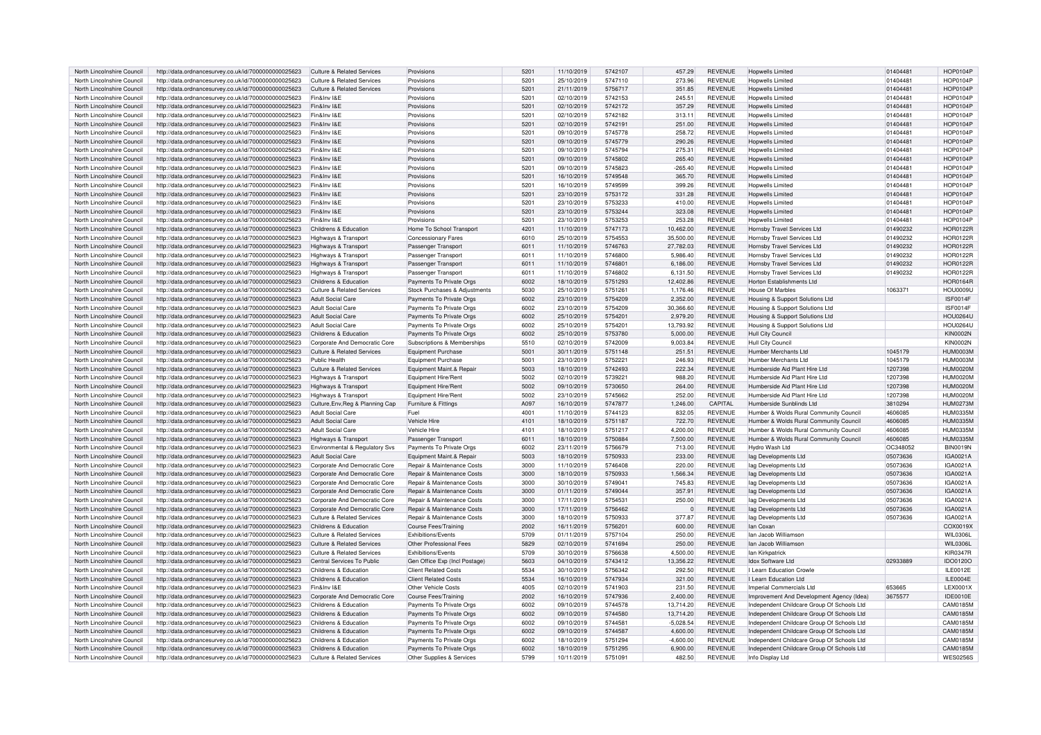| North Lincolnshire Council | http://data.ordnancesurvey.co.uk/id/7000000000025623 | Culture & Related Services | Provisions | 5201 | 11/10/2019 | 5742107 | 457.29 | REVENUE | Hopwells Limited | 01404481 | HOP0104P |
|---|---|---|---|---|---|---|---|---|---|---|---|
| North Lincolnshire Council | http://data.ordnancesurvey.co.uk/id/7000000000025623 | Culture & Related Services | Provisions | 5201 | 25/10/2019 | 5747110 | 273.96 | REVENUE | Hopwells Limited | 01404481 | HOP0104P |
| North Lincolnshire Council | http://data.ordnancesurvey.co.uk/id/7000000000025623 | Culture & Related Services | Provisions | 5201 | 21/11/2019 | 5756717 | 351.85 | REVENUE | Hopwells Limited | 01404481 | HOP0104P |
| North Lincolnshire Council | http://data.ordnancesurvey.co.uk/id/7000000000025623 | Fin&Inv I&E | Provisions | 5201 | 02/10/2019 | 5742153 | 245.51 | REVENUE | Hopwells Limited | 01404481 | HOP0104P |
| North Lincolnshire Council | http://data.ordnancesurvey.co.uk/id/7000000000025623 | Fin&Inv I&E | Provisions | 5201 | 02/10/2019 | 5742172 | 357.29 | REVENUE | Hopwells Limited | 01404481 | HOP0104P |
| North Lincolnshire Council | http://data.ordnancesurvey.co.uk/id/7000000000025623 | Fin&Inv I&E | Provisions | 5201 | 02/10/2019 | 5742182 | 313.11 | REVENUE | Hopwells Limited | 01404481 | HOP0104P |
| North Lincolnshire Council | http://data.ordnancesurvey.co.uk/id/7000000000025623 | Fin&Inv I&E | Provisions | 5201 | 02/10/2019 | 5742191 | 251.00 | REVENUE | Hopwells Limited | 01404481 | HOP0104P |
| North Lincolnshire Council | http://data.ordnancesurvey.co.uk/id/7000000000025623 | Fin&Inv I&E | Provisions | 5201 | 09/10/2019 | 5745778 | 258.72 | REVENUE | Hopwells Limited | 01404481 | HOP0104P |
| North Lincolnshire Council | http://data.ordnancesurvey.co.uk/id/7000000000025623 | Fin&Inv I&E | Provisions | 5201 | 09/10/2019 | 5745779 | 290.26 | REVENUE | Hopwells Limited | 01404481 | HOP0104P |
| North Lincolnshire Council | http://data.ordnancesurvey.co.uk/id/7000000000025623 | Fin&Inv I&E | Provisions | 5201 | 09/10/2019 | 5745794 | 275.31 | REVENUE | Hopwells Limited | 01404481 | HOP0104P |
| North Lincolnshire Council | http://data.ordnancesurvey.co.uk/id/7000000000025623 | Fin&Inv I&E | Provisions | 5201 | 09/10/2019 | 5745802 | 265.40 | REVENUE | Hopwells Limited | 01404481 | HOP0104P |
| North Lincolnshire Council | http://data.ordnancesurvey.co.uk/id/7000000000025623 | Fin&Inv I&E | Provisions | 5201 | 09/10/2019 | 5745823 | -265.40 | REVENUE | Hopwells Limited | 01404481 | HOP0104P |
| North Lincolnshire Council | http://data.ordnancesurvey.co.uk/id/7000000000025623 | Fin&Inv I&E | Provisions | 5201 | 16/10/2019 | 5749548 | 365.70 | REVENUE | Hopwells Limited | 01404481 | HOP0104P |
| North Lincolnshire Council | http://data.ordnancesurvey.co.uk/id/7000000000025623 | Fin&Inv I&E | Provisions | 5201 | 16/10/2019 | 5749599 | 399.26 | REVENUE | Hopwells Limited | 01404481 | HOP0104P |
| North Lincolnshire Council | http://data.ordnancesurvey.co.uk/id/7000000000025623 | Fin&Inv I&E | Provisions | 5201 | 23/10/2019 | 5753172 | 331.28 | REVENUE | Hopwells Limited | 01404481 | HOP0104P |
| North Lincolnshire Council | http://data.ordnancesurvey.co.uk/id/7000000000025623 | Fin&Inv I&E | Provisions | 5201 | 23/10/2019 | 5753233 | 410.00 | REVENUE | Hopwells Limited | 01404481 | HOP0104P |
| North Lincolnshire Council | http://data.ordnancesurvey.co.uk/id/7000000000025623 | Fin&Inv I&E | Provisions | 5201 | 23/10/2019 | 5753244 | 323.08 | REVENUE | Hopwells Limited | 01404481 | HOP0104P |
| North Lincolnshire Council | http://data.ordnancesurvey.co.uk/id/7000000000025623 | Fin&Inv I&E | Provisions | 5201 | 23/10/2019 | 5753253 | 253.28 | REVENUE | Hopwells Limited | 01404481 | HOP0104P |
| North Lincolnshire Council | http://data.ordnancesurvey.co.uk/id/7000000000025623 | Childrens & Education | Home To School Transport | 4201 | 11/10/2019 | 5747173 | 10,462.00 | REVENUE | Hornsby Travel Services Ltd | 01490232 | HOR0122R |
| North Lincolnshire Council | http://data.ordnancesurvey.co.uk/id/7000000000025623 | Highways & Transport | Concessionary Fares | 6010 | 25/10/2019 | 5754553 | 35,500.00 | REVENUE | Hornsby Travel Services Ltd | 01490232 | HOR0122R |
| North Lincolnshire Council | http://data.ordnancesurvey.co.uk/id/7000000000025623 | Highways & Transport | Passenger Transport | 6011 | 11/10/2019 | 5746763 | 27,782.03 | REVENUE | Hornsby Travel Services Ltd | 01490232 | HOR0122R |
| North Lincolnshire Council | http://data.ordnancesurvey.co.uk/id/7000000000025623 | Highways & Transport | Passenger Transport | 6011 | 11/10/2019 | 5746800 | 5,986.40 | REVENUE | Hornsby Travel Services Ltd | 01490232 | HOR0122R |
| North Lincolnshire Council | http://data.ordnancesurvey.co.uk/id/7000000000025623 | Highways & Transport | Passenger Transport | 6011 | 11/10/2019 | 5746801 | 6,186.00 | REVENUE | Hornsby Travel Services Ltd | 01490232 | HOR0122R |
| North Lincolnshire Council | http://data.ordnancesurvey.co.uk/id/7000000000025623 | Highways & Transport | Passenger Transport | 6011 | 11/10/2019 | 5746802 | 6,131.50 | REVENUE | Hornsby Travel Services Ltd | 01490232 | HOR0122R |
| North Lincolnshire Council | http://data.ordnancesurvey.co.uk/id/7000000000025623 | Childrens & Education | Payments To Private Orgs | 6002 | 18/10/2019 | 5751293 | 12,402.86 | REVENUE | Horton Establishments Ltd | | HOR0164R |
| North Lincolnshire Council | http://data.ordnancesurvey.co.uk/id/7000000000025623 | Culture & Related Services | Stock Purchases & Adjustments | 5030 | 25/10/2019 | 5751261 | 1,176.46 | REVENUE | House Of Marbles | 1063371 | HOU0009U |
| North Lincolnshire Council | http://data.ordnancesurvey.co.uk/id/7000000000025623 | Adult Social Care | Payments To Private Orgs | 6002 | 23/10/2019 | 5754209 | 2,352.00 | REVENUE | Housing & Support Solutions Ltd | | ISF0014F |
| North Lincolnshire Council | http://data.ordnancesurvey.co.uk/id/7000000000025623 | Adult Social Care | Payments To Private Orgs | 6002 | 23/10/2019 | 5754209 | 30,366.60 | REVENUE | Housing & Support Solutions Ltd | | ISF0014F |
| North Lincolnshire Council | http://data.ordnancesurvey.co.uk/id/7000000000025623 | Adult Social Care | Payments To Private Orgs | 6002 | 25/10/2019 | 5754201 | 2,979.20 | REVENUE | Housing & Support Solutions Ltd | | HOU0264U |
| North Lincolnshire Council | http://data.ordnancesurvey.co.uk/id/7000000000025623 | Adult Social Care | Payments To Private Orgs | 6002 | 25/10/2019 | 5754201 | 13,793.92 | REVENUE | Housing & Support Solutions Ltd | | HOU0264U |
| North Lincolnshire Council | http://data.ordnancesurvey.co.uk/id/7000000000025623 | Childrens & Education | Payments To Private Orgs | 6002 | 25/10/2019 | 5753780 | 5,000.00 | REVENUE | Hull City Council | | KIN0002N |
| North Lincolnshire Council | http://data.ordnancesurvey.co.uk/id/7000000000025623 | Corporate And Democratic Core | Subscriptions & Memberships | 5510 | 02/10/2019 | 5742009 | 9,003.84 | REVENUE | Hull City Council | | KIN0002N |
| North Lincolnshire Council | http://data.ordnancesurvey.co.uk/id/7000000000025623 | Culture & Related Services | Equipment Purchase | 5001 | 30/11/2019 | 5751148 | 251.51 | REVENUE | Humber Merchants Ltd | 1045179 | HUM0003M |
| North Lincolnshire Council | http://data.ordnancesurvey.co.uk/id/7000000000025623 | Public Health | Equipment Purchase | 5001 | 23/10/2019 | 5752221 | 246.93 | REVENUE | Humber Merchants Ltd | 1045179 | HUM0003M |
| North Lincolnshire Council | http://data.ordnancesurvey.co.uk/id/7000000000025623 | Culture & Related Services | Equipment Maint.& Repair | 5003 | 18/10/2019 | 5742493 | 222.34 | REVENUE | Humberside Aid Plant Hire Ltd | 1207398 | HUM0020M |
| North Lincolnshire Council | http://data.ordnancesurvey.co.uk/id/7000000000025623 | Highways & Transport | Equipment Hire/Rent | 5002 | 02/10/2019 | 5739221 | 988.20 | REVENUE | Humberside Aid Plant Hire Ltd | 1207398 | HUM0020M |
| North Lincolnshire Council | http://data.ordnancesurvey.co.uk/id/7000000000025623 | Highways & Transport | Equipment Hire/Rent | 5002 | 09/10/2019 | 5730650 | 264.00 | REVENUE | Humberside Aid Plant Hire Ltd | 1207398 | HUM0020M |
| North Lincolnshire Council | http://data.ordnancesurvey.co.uk/id/7000000000025623 | Highways & Transport | Equipment Hire/Rent | 5002 | 23/10/2019 | 5745662 | 252.00 | REVENUE | Humberside Aid Plant Hire Ltd | 1207398 | HUM0020M |
| North Lincolnshire Council | http://data.ordnancesurvey.co.uk/id/7000000000025623 | Culture,Env,Reg & Planning Cap | Furniture & Fittings | A097 | 16/10/2019 | 5747877 | 1,246.00 | CAPITAL | Humberside Sunblinds Ltd | 3810294 | HUM0273M |
| North Lincolnshire Council | http://data.ordnancesurvey.co.uk/id/7000000000025623 | Adult Social Care | Fuel | 4001 | 11/10/2019 | 5744123 | 832.05 | REVENUE | Humber & Wolds Rural Community Council | 4606085 | HUM0335M |
| North Lincolnshire Council | http://data.ordnancesurvey.co.uk/id/7000000000025623 | Adult Social Care | Vehicle Hire | 4101 | 18/10/2019 | 5751187 | 722.70 | REVENUE | Humber & Wolds Rural Community Council | 4606085 | HUM0335M |
| North Lincolnshire Council | http://data.ordnancesurvey.co.uk/id/7000000000025623 | Adult Social Care | Vehicle Hire | 4101 | 18/10/2019 | 5751217 | 4,200.00 | REVENUE | Humber & Wolds Rural Community Council | 4606085 | HUM0335M |
| North Lincolnshire Council | http://data.ordnancesurvey.co.uk/id/7000000000025623 | Highways & Transport | Passenger Transport | 6011 | 18/10/2019 | 5750884 | 7,500.00 | REVENUE | Humber & Wolds Rural Community Council | 4606085 | HUM0335M |
| North Lincolnshire Council | http://data.ordnancesurvey.co.uk/id/7000000000025623 | Environmental & Regulatory Svs | Payments To Private Orgs | 6002 | 23/11/2019 | 5756679 | 713.00 | REVENUE | Hydro Wash Ltd | OC348052 | BIN0019N |
| North Lincolnshire Council | http://data.ordnancesurvey.co.uk/id/7000000000025623 | Adult Social Care | Equipment Maint.& Repair | 5003 | 18/10/2019 | 5750933 | 233.00 | REVENUE | Iag Developments Ltd | 05073636 | IGA0021A |
| North Lincolnshire Council | http://data.ordnancesurvey.co.uk/id/7000000000025623 | Corporate And Democratic Core | Repair & Maintenance Costs | 3000 | 11/10/2019 | 5746408 | 220.00 | REVENUE | Iag Developments Ltd | 05073636 | IGA0021A |
| North Lincolnshire Council | http://data.ordnancesurvey.co.uk/id/7000000000025623 | Corporate And Democratic Core | Repair & Maintenance Costs | 3000 | 18/10/2019 | 5750933 | 1,566.34 | REVENUE | Iag Developments Ltd | 05073636 | IGA0021A |
| North Lincolnshire Council | http://data.ordnancesurvey.co.uk/id/7000000000025623 | Corporate And Democratic Core | Repair & Maintenance Costs | 3000 | 30/10/2019 | 5749041 | 745.83 | REVENUE | Iag Developments Ltd | 05073636 | IGA0021A |
| North Lincolnshire Council | http://data.ordnancesurvey.co.uk/id/7000000000025623 | Corporate And Democratic Core | Repair & Maintenance Costs | 3000 | 01/11/2019 | 5749044 | 357.91 | REVENUE | Iag Developments Ltd | 05073636 | IGA0021A |
| North Lincolnshire Council | http://data.ordnancesurvey.co.uk/id/7000000000025623 | Corporate And Democratic Core | Repair & Maintenance Costs | 3000 | 17/11/2019 | 5754531 | 250.00 | REVENUE | Iag Developments Ltd | 05073636 | IGA0021A |
| North Lincolnshire Council | http://data.ordnancesurvey.co.uk/id/7000000000025623 | Corporate And Democratic Core | Repair & Maintenance Costs | 3000 | 17/11/2019 | 5756462 | 0 | REVENUE | Iag Developments Ltd | 05073636 | IGA0021A |
| North Lincolnshire Council | http://data.ordnancesurvey.co.uk/id/7000000000025623 | Culture & Related Services | Repair & Maintenance Costs | 3000 | 18/10/2019 | 5750933 | 377.87 | REVENUE | Iag Developments Ltd | 05073636 | IGA0021A |
| North Lincolnshire Council | http://data.ordnancesurvey.co.uk/id/7000000000025623 | Childrens & Education | Course Fees/Training | 2002 | 16/11/2019 | 5756201 | 600.00 | REVENUE | Ian Coxan | | COX0019X |
| North Lincolnshire Council | http://data.ordnancesurvey.co.uk/id/7000000000025623 | Culture & Related Services | Exhibitions/Events | 5709 | 01/11/2019 | 5757104 | 250.00 | REVENUE | Ian Jacob Williamson | | WIL0306L |
| North Lincolnshire Council | http://data.ordnancesurvey.co.uk/id/7000000000025623 | Culture & Related Services | Other Professional Fees | 5829 | 02/10/2019 | 5741694 | 250.00 | REVENUE | Ian Jacob Williamson | | WIL0306L |
| North Lincolnshire Council | http://data.ordnancesurvey.co.uk/id/7000000000025623 | Culture & Related Services | Exhibitions/Events | 5709 | 30/10/2019 | 5756638 | 4,500.00 | REVENUE | Ian Kirkpatrick | | KIR0347R |
| North Lincolnshire Council | http://data.ordnancesurvey.co.uk/id/7000000000025623 | Central Services To Public | Gen Office Exp (Incl Postage) | 5603 | 04/10/2019 | 5743412 | 13,356.22 | REVENUE | Idox Software Ltd | 02933889 | IDO0120O |
| North Lincolnshire Council | http://data.ordnancesurvey.co.uk/id/7000000000025623 | Childrens & Education | Client Related Costs | 5534 | 30/10/2019 | 5756342 | 292.50 | REVENUE | I Learn Education Crowle | | ILE0012E |
| North Lincolnshire Council | http://data.ordnancesurvey.co.uk/id/7000000000025623 | Childrens & Education | Client Related Costs | 5534 | 16/10/2019 | 5747934 | 321.00 | REVENUE | I Learn Education Ltd | | ILE0004E |
| North Lincolnshire Council | http://data.ordnancesurvey.co.uk/id/7000000000025623 | Fin&Inv I&E | Other Vehicle Costs | 4005 | 02/10/2019 | 5741903 | 231.50 | REVENUE | Imperial Commercials Ltd | 653665 | LEX0001X |
| North Lincolnshire Council | http://data.ordnancesurvey.co.uk/id/7000000000025623 | Corporate And Democratic Core | Course Fees/Training | 2002 | 16/10/2019 | 5747936 | 2,400.00 | REVENUE | Improvement And Development Agency (Idea) | 3675577 | IDE0010E |
| North Lincolnshire Council | http://data.ordnancesurvey.co.uk/id/7000000000025623 | Childrens & Education | Payments To Private Orgs | 6002 | 09/10/2019 | 5744578 | 13,714.20 | REVENUE | Independent Childcare Group Of Schools Ltd | | CAM0185M |
| North Lincolnshire Council | http://data.ordnancesurvey.co.uk/id/7000000000025623 | Childrens & Education | Payments To Private Orgs | 6002 | 09/10/2019 | 5744580 | 13,714.20 | REVENUE | Independent Childcare Group Of Schools Ltd | | CAM0185M |
| North Lincolnshire Council | http://data.ordnancesurvey.co.uk/id/7000000000025623 | Childrens & Education | Payments To Private Orgs | 6002 | 09/10/2019 | 5744581 | -5,028.54 | REVENUE | Independent Childcare Group Of Schools Ltd | | CAM0185M |
| North Lincolnshire Council | http://data.ordnancesurvey.co.uk/id/7000000000025623 | Childrens & Education | Payments To Private Orgs | 6002 | 09/10/2019 | 5744587 | 4,600.00 | REVENUE | Independent Childcare Group Of Schools Ltd | | CAM0185M |
| North Lincolnshire Council | http://data.ordnancesurvey.co.uk/id/7000000000025623 | Childrens & Education | Payments To Private Orgs | 6002 | 18/10/2019 | 5751294 | -4,600.00 | REVENUE | Independent Childcare Group Of Schools Ltd | | CAM0185M |
| North Lincolnshire Council | http://data.ordnancesurvey.co.uk/id/7000000000025623 | Childrens & Education | Payments To Private Orgs | 6002 | 18/10/2019 | 5751295 | 6,900.00 | REVENUE | Independent Childcare Group Of Schools Ltd | | CAM0185M |
| North Lincolnshire Council | http://data.ordnancesurvey.co.uk/id/7000000000025623 | Culture & Related Services | Other Supplies & Services | 5799 | 10/11/2019 | 5751091 | 482.50 | REVENUE | Info Display Ltd | | WES0256S |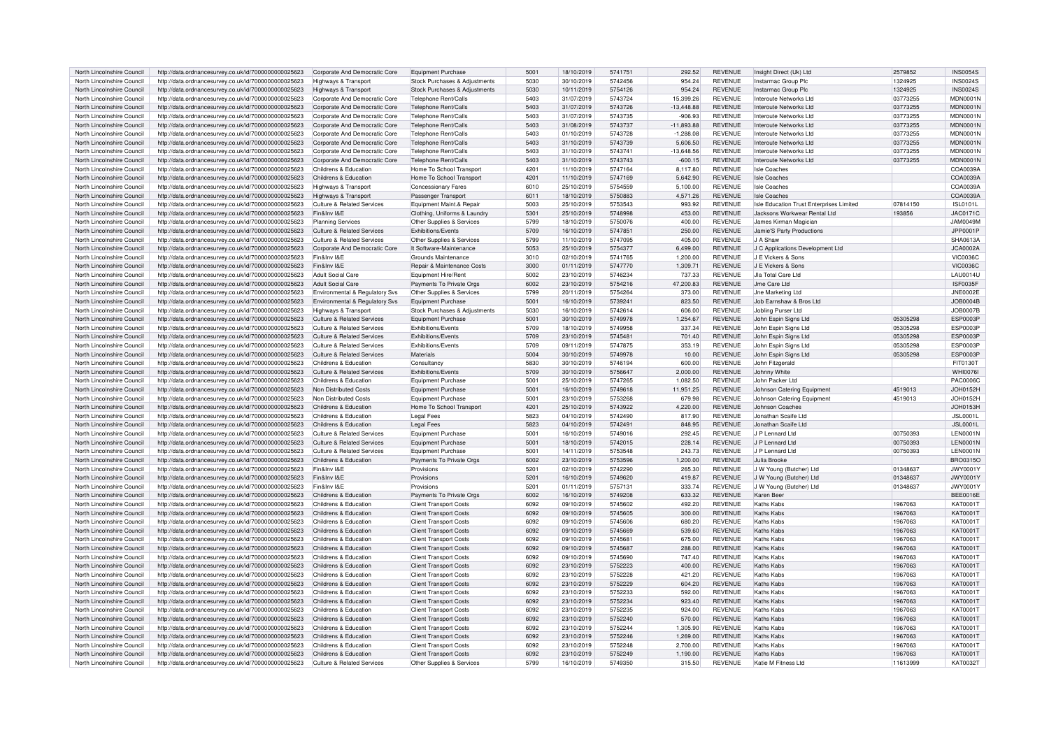| North Lincolnshire Council | http://data.ordnancesurvey.co.uk/id/7000000000025623 | Corporate And Democratic Core | Equipment Purchase | 5001 | 18/10/2019 | 5741751 | 292.52 | REVENUE | Insight Direct (Uk) Ltd | 2579852 | INS0054S |
|---|---|---|---|---|---|---|---|---|---|---|---|
| North Lincolnshire Council | http://data.ordnancesurvey.co.uk/id/7000000000025623 | Highways & Transport | Stock Purchases & Adjustments | 5030 | 30/10/2019 | 5742456 | 954.24 | REVENUE | Instarmac Group Plc | 1324925 | INS0024S |
| North Lincolnshire Council | http://data.ordnancesurvey.co.uk/id/7000000000025623 | Highways & Transport | Stock Purchases & Adjustments | 5030 | 10/11/2019 | 5754126 | 954.24 | REVENUE | Instarmac Group Plc | 1324925 | INS0024S |
| North Lincolnshire Council | http://data.ordnancesurvey.co.uk/id/7000000000025623 | Corporate And Democratic Core | Telephone Rent/Calls | 5403 | 31/07/2019 | 5743724 | 15,399.26 | REVENUE | Interoute Networks Ltd | 03773255 | MDN0001N |
| North Lincolnshire Council | http://data.ordnancesurvey.co.uk/id/7000000000025623 | Corporate And Democratic Core | Telephone Rent/Calls | 5403 | 31/07/2019 | 5743726 | -13,448.88 | REVENUE | Interoute Networks Ltd | 03773255 | MDN0001N |
| North Lincolnshire Council | http://data.ordnancesurvey.co.uk/id/7000000000025623 | Corporate And Democratic Core | Telephone Rent/Calls | 5403 | 31/07/2019 | 5743735 | -906.93 | REVENUE | Interoute Networks Ltd | 03773255 | MDN0001N |
| North Lincolnshire Council | http://data.ordnancesurvey.co.uk/id/7000000000025623 | Corporate And Democratic Core | Telephone Rent/Calls | 5403 | 31/08/2019 | 5743737 | -11,893.88 | REVENUE | Interoute Networks Ltd | 03773255 | MDN0001N |
| North Lincolnshire Council | http://data.ordnancesurvey.co.uk/id/7000000000025623 | Corporate And Democratic Core | Telephone Rent/Calls | 5403 | 01/10/2019 | 5743728 | -1,288.08 | REVENUE | Interoute Networks Ltd | 03773255 | MDN0001N |
| North Lincolnshire Council | http://data.ordnancesurvey.co.uk/id/7000000000025623 | Corporate And Democratic Core | Telephone Rent/Calls | 5403 | 31/10/2019 | 5743739 | 5,606.50 | REVENUE | Interoute Networks Ltd | 03773255 | MDN0001N |
| North Lincolnshire Council | http://data.ordnancesurvey.co.uk/id/7000000000025623 | Corporate And Democratic Core | Telephone Rent/Calls | 5403 | 31/10/2019 | 5743741 | -13,648.56 | REVENUE | Interoute Networks Ltd | 03773255 | MDN0001N |
| North Lincolnshire Council | http://data.ordnancesurvey.co.uk/id/7000000000025623 | Corporate And Democratic Core | Telephone Rent/Calls | 5403 | 31/10/2019 | 5743743 | -600.15 | REVENUE | Interoute Networks Ltd | 03773255 | MDN0001N |
| North Lincolnshire Council | http://data.ordnancesurvey.co.uk/id/7000000000025623 | Childrens & Education | Home To School Transport | 4201 | 11/10/2019 | 5747164 | 8,117.80 | REVENUE | Isle Coaches | | COA0039A |
| North Lincolnshire Council | http://data.ordnancesurvey.co.uk/id/7000000000025623 | Childrens & Education | Home To School Transport | 4201 | 11/10/2019 | 5747169 | 5,642.90 | REVENUE | Isle Coaches | | COA0039A |
| North Lincolnshire Council | http://data.ordnancesurvey.co.uk/id/7000000000025623 | Highways & Transport | Concessionary Fares | 6010 | 25/10/2019 | 5754559 | 5,100.00 | REVENUE | Isle Coaches | | COA0039A |
| North Lincolnshire Council | http://data.ordnancesurvey.co.uk/id/7000000000025623 | Highways & Transport | Passenger Transport | 6011 | 18/10/2019 | 5750883 | 4,571.26 | REVENUE | Isle Coaches | | COA0039A |
| North Lincolnshire Council | http://data.ordnancesurvey.co.uk/id/7000000000025623 | Culture & Related Services | Equipment Maint.& Repair | 5003 | 25/10/2019 | 5753543 | 993.92 | REVENUE | Isle Education Trust Enterprises Limited | 07814150 | ISL0101L |
| North Lincolnshire Council | http://data.ordnancesurvey.co.uk/id/7000000000025623 | Fin&Inv I&E | Clothing, Uniforms & Laundry | 5301 | 25/10/2019 | 5748998 | 453.00 | REVENUE | Jacksons Workwear Rental Ltd | 193856 | JAC0171C |
| North Lincolnshire Council | http://data.ordnancesurvey.co.uk/id/7000000000025623 | Planning Services | Other Supplies & Services | 5799 | 18/10/2019 | 5750076 | 400.00 | REVENUE | James Kirman Magician | | JAM0049M |
| North Lincolnshire Council | http://data.ordnancesurvey.co.uk/id/7000000000025623 | Culture & Related Services | Exhibitions/Events | 5709 | 16/10/2019 | 5747851 | 250.00 | REVENUE | Jamie'S Party Productions | | JPP0001P |
| North Lincolnshire Council | http://data.ordnancesurvey.co.uk/id/7000000000025623 | Culture & Related Services | Other Supplies & Services | 5799 | 11/10/2019 | 5747095 | 405.00 | REVENUE | J A Shaw | | SHA0613A |
| North Lincolnshire Council | http://data.ordnancesurvey.co.uk/id/7000000000025623 | Corporate And Democratic Core | It Software-Maintenance | 5053 | 25/10/2019 | 5754377 | 6,499.00 | REVENUE | J C Applications Development Ltd | | JCA0002A |
| North Lincolnshire Council | http://data.ordnancesurvey.co.uk/id/7000000000025623 | Fin&Inv I&E | Grounds Maintenance | 3010 | 02/10/2019 | 5741765 | 1,200.00 | REVENUE | J E Vickers & Sons | | VIC0036C |
| North Lincolnshire Council | http://data.ordnancesurvey.co.uk/id/7000000000025623 | Fin&Inv I&E | Repair & Maintenance Costs | 3000 | 01/11/2019 | 5747770 | 1,309.71 | REVENUE | J E Vickers & Sons | | VIC0036C |
| North Lincolnshire Council | http://data.ordnancesurvey.co.uk/id/7000000000025623 | Adult Social Care | Equipment Hire/Rent | 5002 | 23/10/2019 | 5746234 | 737.33 | REVENUE | Jla Total Care Ltd | | LAU0014U |
| North Lincolnshire Council | http://data.ordnancesurvey.co.uk/id/7000000000025623 | Adult Social Care | Payments To Private Orgs | 6002 | 23/10/2019 | 5754216 | 47,200.83 | REVENUE | Jme Care Ltd | | ISF0035F |
| North Lincolnshire Council | http://data.ordnancesurvey.co.uk/id/7000000000025623 | Environmental & Regulatory Svs | Other Supplies & Services | 5799 | 20/11/2019 | 5754264 | 373.00 | REVENUE | Jne Marketing Ltd | | JNE0002E |
| North Lincolnshire Council | http://data.ordnancesurvey.co.uk/id/7000000000025623 | Environmental & Regulatory Svs | Equipment Purchase | 5001 | 16/10/2019 | 5739241 | 823.50 | REVENUE | Job Earnshaw & Bros Ltd | | JOB0004B |
| North Lincolnshire Council | http://data.ordnancesurvey.co.uk/id/7000000000025623 | Highways & Transport | Stock Purchases & Adjustments | 5030 | 16/10/2019 | 5742614 | 606.00 | REVENUE | Jobling Purser Ltd | | JOB0007B |
| North Lincolnshire Council | http://data.ordnancesurvey.co.uk/id/7000000000025623 | Culture & Related Services | Equipment Purchase | 5001 | 30/10/2019 | 5749978 | 1,254.67 | REVENUE | John Espin Signs Ltd | 05305298 | ESP0003P |
| North Lincolnshire Council | http://data.ordnancesurvey.co.uk/id/7000000000025623 | Culture & Related Services | Exhibitions/Events | 5709 | 18/10/2019 | 5749958 | 337.34 | REVENUE | John Espin Signs Ltd | 05305298 | ESP0003P |
| North Lincolnshire Council | http://data.ordnancesurvey.co.uk/id/7000000000025623 | Culture & Related Services | Exhibitions/Events | 5709 | 23/10/2019 | 5745481 | 701.40 | REVENUE | John Espin Signs Ltd | 05305298 | ESP0003P |
| North Lincolnshire Council | http://data.ordnancesurvey.co.uk/id/7000000000025623 | Culture & Related Services | Exhibitions/Events | 5709 | 09/11/2019 | 5747875 | 353.19 | REVENUE | John Espin Signs Ltd | 05305298 | ESP0003P |
| North Lincolnshire Council | http://data.ordnancesurvey.co.uk/id/7000000000025623 | Culture & Related Services | Materials | 5004 | 30/10/2019 | 5749978 | 10.00 | REVENUE | John Espin Signs Ltd | 05305298 | ESP0003P |
| North Lincolnshire Council | http://data.ordnancesurvey.co.uk/id/7000000000025623 | Childrens & Education | Consultancy | 5830 | 30/10/2019 | 5746194 | 600.00 | REVENUE | John Fitzgerald | | FIT0130T |
| North Lincolnshire Council | http://data.ordnancesurvey.co.uk/id/7000000000025623 | Culture & Related Services | Exhibitions/Events | 5709 | 30/10/2019 | 5756647 | 2,000.00 | REVENUE | Johnny White | | WHI0076I |
| North Lincolnshire Council | http://data.ordnancesurvey.co.uk/id/7000000000025623 | Childrens & Education | Equipment Purchase | 5001 | 25/10/2019 | 5747265 | 1,082.50 | REVENUE | John Packer Ltd | | PAC0006C |
| North Lincolnshire Council | http://data.ordnancesurvey.co.uk/id/7000000000025623 | Non Distributed Costs | Equipment Purchase | 5001 | 16/10/2019 | 5749618 | 11,951.25 | REVENUE | Johnson Catering Equipment | 4519013 | JOH0152H |
| North Lincolnshire Council | http://data.ordnancesurvey.co.uk/id/7000000000025623 | Non Distributed Costs | Equipment Purchase | 5001 | 23/10/2019 | 5753268 | 679.98 | REVENUE | Johnson Catering Equipment | 4519013 | JOH0152H |
| North Lincolnshire Council | http://data.ordnancesurvey.co.uk/id/7000000000025623 | Childrens & Education | Home To School Transport | 4201 | 25/10/2019 | 5743922 | 4,220.00 | REVENUE | Johnson Coaches | | JOH0153H |
| North Lincolnshire Council | http://data.ordnancesurvey.co.uk/id/7000000000025623 | Childrens & Education | Legal Fees | 5823 | 04/10/2019 | 5742490 | 817.90 | REVENUE | Jonathan Scaife Ltd | | JSL0001L |
| North Lincolnshire Council | http://data.ordnancesurvey.co.uk/id/7000000000025623 | Childrens & Education | Legal Fees | 5823 | 04/10/2019 | 5742491 | 848.95 | REVENUE | Jonathan Scaife Ltd | | JSL0001L |
| North Lincolnshire Council | http://data.ordnancesurvey.co.uk/id/7000000000025623 | Culture & Related Services | Equipment Purchase | 5001 | 16/10/2019 | 5749016 | 292.45 | REVENUE | J P Lennard Ltd | 00750393 | LEN0001N |
| North Lincolnshire Council | http://data.ordnancesurvey.co.uk/id/7000000000025623 | Culture & Related Services | Equipment Purchase | 5001 | 18/10/2019 | 5742015 | 228.14 | REVENUE | J P Lennard Ltd | 00750393 | LEN0001N |
| North Lincolnshire Council | http://data.ordnancesurvey.co.uk/id/7000000000025623 | Culture & Related Services | Equipment Purchase | 5001 | 14/11/2019 | 5753548 | 243.73 | REVENUE | J P Lennard Ltd | 00750393 | LEN0001N |
| North Lincolnshire Council | http://data.ordnancesurvey.co.uk/id/7000000000025623 | Childrens & Education | Payments To Private Orgs | 6002 | 23/10/2019 | 5753596 | 1,200.00 | REVENUE | Julia Brooke | | BRO0315O |
| North Lincolnshire Council | http://data.ordnancesurvey.co.uk/id/7000000000025623 | Fin&Inv I&E | Provisions | 5201 | 02/10/2019 | 5742290 | 265.30 | REVENUE | J W Young (Butcher) Ltd | 01348637 | JWY0001Y |
| North Lincolnshire Council | http://data.ordnancesurvey.co.uk/id/7000000000025623 | Fin&Inv I&E | Provisions | 5201 | 16/10/2019 | 5749620 | 419.87 | REVENUE | J W Young (Butcher) Ltd | 01348637 | JWY0001Y |
| North Lincolnshire Council | http://data.ordnancesurvey.co.uk/id/7000000000025623 | Fin&Inv I&E | Provisions | 5201 | 01/11/2019 | 5757131 | 333.74 | REVENUE | J W Young (Butcher) Ltd | 01348637 | JWY0001Y |
| North Lincolnshire Council | http://data.ordnancesurvey.co.uk/id/7000000000025623 | Childrens & Education | Payments To Private Orgs | 6002 | 16/10/2019 | 5749208 | 633.32 | REVENUE | Karen Beer | | BEE0016E |
| North Lincolnshire Council | http://data.ordnancesurvey.co.uk/id/7000000000025623 | Childrens & Education | Client Transport Costs | 6092 | 09/10/2019 | 5745602 | 492.20 | REVENUE | Kaths Kabs | 1967063 | KAT0001T |
| North Lincolnshire Council | http://data.ordnancesurvey.co.uk/id/7000000000025623 | Childrens & Education | Client Transport Costs | 6092 | 09/10/2019 | 5745605 | 300.00 | REVENUE | Kaths Kabs | 1967063 | KAT0001T |
| North Lincolnshire Council | http://data.ordnancesurvey.co.uk/id/7000000000025623 | Childrens & Education | Client Transport Costs | 6092 | 09/10/2019 | 5745606 | 680.20 | REVENUE | Kaths Kabs | 1967063 | KAT0001T |
| North Lincolnshire Council | http://data.ordnancesurvey.co.uk/id/7000000000025623 | Childrens & Education | Client Transport Costs | 6092 | 09/10/2019 | 5745669 | 539.60 | REVENUE | Kaths Kabs | 1967063 | KAT0001T |
| North Lincolnshire Council | http://data.ordnancesurvey.co.uk/id/7000000000025623 | Childrens & Education | Client Transport Costs | 6092 | 09/10/2019 | 5745681 | 675.00 | REVENUE | Kaths Kabs | 1967063 | KAT0001T |
| North Lincolnshire Council | http://data.ordnancesurvey.co.uk/id/7000000000025623 | Childrens & Education | Client Transport Costs | 6092 | 09/10/2019 | 5745687 | 288.00 | REVENUE | Kaths Kabs | 1967063 | KAT0001T |
| North Lincolnshire Council | http://data.ordnancesurvey.co.uk/id/7000000000025623 | Childrens & Education | Client Transport Costs | 6092 | 09/10/2019 | 5745690 | 747.40 | REVENUE | Kaths Kabs | 1967063 | KAT0001T |
| North Lincolnshire Council | http://data.ordnancesurvey.co.uk/id/7000000000025623 | Childrens & Education | Client Transport Costs | 6092 | 23/10/2019 | 5752223 | 400.00 | REVENUE | Kaths Kabs | 1967063 | KAT0001T |
| North Lincolnshire Council | http://data.ordnancesurvey.co.uk/id/7000000000025623 | Childrens & Education | Client Transport Costs | 6092 | 23/10/2019 | 5752228 | 421.20 | REVENUE | Kaths Kabs | 1967063 | KAT0001T |
| North Lincolnshire Council | http://data.ordnancesurvey.co.uk/id/7000000000025623 | Childrens & Education | Client Transport Costs | 6092 | 23/10/2019 | 5752229 | 604.20 | REVENUE | Kaths Kabs | 1967063 | KAT0001T |
| North Lincolnshire Council | http://data.ordnancesurvey.co.uk/id/7000000000025623 | Childrens & Education | Client Transport Costs | 6092 | 23/10/2019 | 5752233 | 592.00 | REVENUE | Kaths Kabs | 1967063 | KAT0001T |
| North Lincolnshire Council | http://data.ordnancesurvey.co.uk/id/7000000000025623 | Childrens & Education | Client Transport Costs | 6092 | 23/10/2019 | 5752234 | 923.40 | REVENUE | Kaths Kabs | 1967063 | KAT0001T |
| North Lincolnshire Council | http://data.ordnancesurvey.co.uk/id/7000000000025623 | Childrens & Education | Client Transport Costs | 6092 | 23/10/2019 | 5752235 | 924.00 | REVENUE | Kaths Kabs | 1967063 | KAT0001T |
| North Lincolnshire Council | http://data.ordnancesurvey.co.uk/id/7000000000025623 | Childrens & Education | Client Transport Costs | 6092 | 23/10/2019 | 5752240 | 570.00 | REVENUE | Kaths Kabs | 1967063 | KAT0001T |
| North Lincolnshire Council | http://data.ordnancesurvey.co.uk/id/7000000000025623 | Childrens & Education | Client Transport Costs | 6092 | 23/10/2019 | 5752244 | 1,305.90 | REVENUE | Kaths Kabs | 1967063 | KAT0001T |
| North Lincolnshire Council | http://data.ordnancesurvey.co.uk/id/7000000000025623 | Childrens & Education | Client Transport Costs | 6092 | 23/10/2019 | 5752246 | 1,269.00 | REVENUE | Kaths Kabs | 1967063 | KAT0001T |
| North Lincolnshire Council | http://data.ordnancesurvey.co.uk/id/7000000000025623 | Childrens & Education | Client Transport Costs | 6092 | 23/10/2019 | 5752248 | 2,700.00 | REVENUE | Kaths Kabs | 1967063 | KAT0001T |
| North Lincolnshire Council | http://data.ordnancesurvey.co.uk/id/7000000000025623 | Childrens & Education | Client Transport Costs | 6092 | 23/10/2019 | 5752249 | 1,190.00 | REVENUE | Kaths Kabs | 1967063 | KAT0001T |
| North Lincolnshire Council | http://data.ordnancesurvey.co.uk/id/7000000000025623 | Culture & Related Services | Other Supplies & Services | 5799 | 16/10/2019 | 5749350 | 315.50 | REVENUE | Katie M Fitness Ltd | 11613999 | KAT0032T |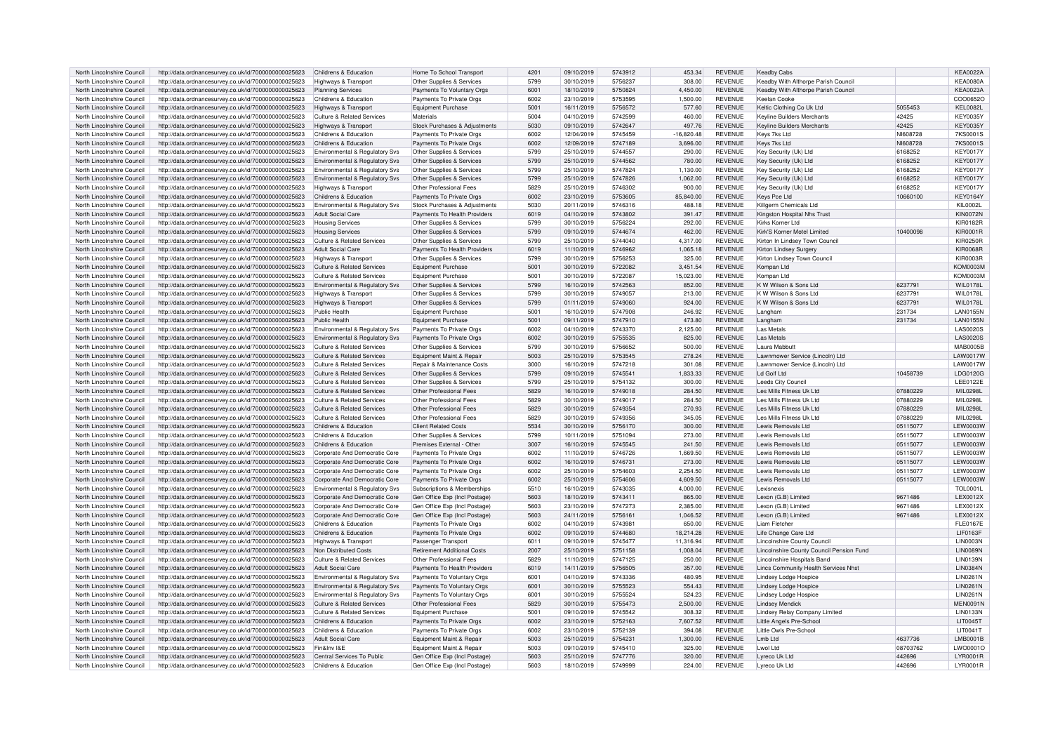| North Lincolnshire Council | http://data.ordnancesurvey.co.uk/id/7000000000025623 | Childrens & Education | Home To School Transport | 4201 | 09/10/2019 | 5743912 | 453.34 | REVENUE | Keadby Cabs | | KEA0022A |
|---|---|---|---|---|---|---|---|---|---|---|---|
| North Lincolnshire Council | http://data.ordnancesurvey.co.uk/id/7000000000025623 | Highways & Transport | Other Supplies & Services | 5799 | 30/10/2019 | 5756237 | 308.00 | REVENUE | Keadby With Althorpe Parish Council | | KEA0080A |
| North Lincolnshire Council | http://data.ordnancesurvey.co.uk/id/7000000000025623 | Planning Services | Payments To Voluntary Orgs | 6001 | 18/10/2019 | 5750824 | 4,450.00 | REVENUE | Keadby With Althorpe Parish Council | | KEA0023A |
| North Lincolnshire Council | http://data.ordnancesurvey.co.uk/id/7000000000025623 | Childrens & Education | Payments To Private Orgs | 6002 | 23/10/2019 | 5753595 | 1,500.00 | REVENUE | Keelan Cooke | | COO0652O |
| North Lincolnshire Council | http://data.ordnancesurvey.co.uk/id/7000000000025623 | Highways & Transport | Equipment Purchase | 5001 | 16/11/2019 | 5756572 | 577.60 | REVENUE | Keltic Clothing Co Uk Ltd | 5055453 | KEL0082L |
| North Lincolnshire Council | http://data.ordnancesurvey.co.uk/id/7000000000025623 | Culture & Related Services | Materials | 5004 | 04/10/2019 | 5742599 | 460.00 | REVENUE | Keyline Builders Merchants | 42425 | KEY0035Y |
| North Lincolnshire Council | http://data.ordnancesurvey.co.uk/id/7000000000025623 | Highways & Transport | Stock Purchases & Adjustments | 5030 | 09/10/2019 | 5742647 | 497.76 | REVENUE | Keyline Builders Merchants | 42425 | KEY0035Y |
| North Lincolnshire Council | http://data.ordnancesurvey.co.uk/id/7000000000025623 | Childrens & Education | Payments To Private Orgs | 6002 | 12/04/2019 | 5745459 | -16,820.48 | REVENUE | Keys 7ks Ltd | NI608728 | 7KS0001S |
| North Lincolnshire Council | http://data.ordnancesurvey.co.uk/id/7000000000025623 | Childrens & Education | Payments To Private Orgs | 6002 | 12/09/2019 | 5747189 | 3,696.00 | REVENUE | Keys 7ks Ltd | NI608728 | 7KS0001S |
| North Lincolnshire Council | http://data.ordnancesurvey.co.uk/id/7000000000025623 | Environmental & Regulatory Svs | Other Supplies & Services | 5799 | 25/10/2019 | 5744557 | 290.00 | REVENUE | Key Security (Uk) Ltd | 6168252 | KEY0017Y |
| North Lincolnshire Council | http://data.ordnancesurvey.co.uk/id/7000000000025623 | Environmental & Regulatory Svs | Other Supplies & Services | 5799 | 25/10/2019 | 5744562 | 780.00 | REVENUE | Key Security (Uk) Ltd | 6168252 | KEY0017Y |
| North Lincolnshire Council | http://data.ordnancesurvey.co.uk/id/7000000000025623 | Environmental & Regulatory Svs | Other Supplies & Services | 5799 | 25/10/2019 | 5747824 | 1,130.00 | REVENUE | Key Security (Uk) Ltd | 6168252 | KEY0017Y |
| North Lincolnshire Council | http://data.ordnancesurvey.co.uk/id/7000000000025623 | Environmental & Regulatory Svs | Other Supplies & Services | 5799 | 25/10/2019 | 5747826 | 1,062.00 | REVENUE | Key Security (Uk) Ltd | 6168252 | KEY0017Y |
| North Lincolnshire Council | http://data.ordnancesurvey.co.uk/id/7000000000025623 | Highways & Transport | Other Professional Fees | 5829 | 25/10/2019 | 5746302 | 900.00 | REVENUE | Key Security (Uk) Ltd | 6168252 | KEY0017Y |
| North Lincolnshire Council | http://data.ordnancesurvey.co.uk/id/7000000000025623 | Childrens & Education | Payments To Private Orgs | 6002 | 23/10/2019 | 5753605 | 85,840.00 | REVENUE | Keys Pce Ltd | 10660100 | KEY0164Y |
| North Lincolnshire Council | http://data.ordnancesurvey.co.uk/id/7000000000025623 | Environmental & Regulatory Svs | Stock Purchases & Adjustments | 5030 | 20/11/2019 | 5746316 | 488.18 | REVENUE | Killgerm Chemicals Ltd | | KIL0002L |
| North Lincolnshire Council | http://data.ordnancesurvey.co.uk/id/7000000000025623 | Adult Social Care | Payments To Health Providers | 6019 | 04/10/2019 | 5743802 | 391.47 | REVENUE | Kingston Hospital Nhs Trust | | KIN0072N |
| North Lincolnshire Council | http://data.ordnancesurvey.co.uk/id/7000000000025623 | Housing Services | Other Supplies & Services | 5799 | 30/10/2019 | 5756224 | 292.00 | REVENUE | Kirks Korner Ltd | | KIR0182R |
| North Lincolnshire Council | http://data.ordnancesurvey.co.uk/id/7000000000025623 | Housing Services | Other Supplies & Services | 5799 | 09/10/2019 | 5744674 | 462.00 | REVENUE | Kirk'S Korner Motel Limited | 10400098 | KIR0001R |
| North Lincolnshire Council | http://data.ordnancesurvey.co.uk/id/7000000000025623 | Culture & Related Services | Other Supplies & Services | 5799 | 25/10/2019 | 5744040 | 4,317.00 | REVENUE | Kirton In Lindsey Town Council | | KIR0250R |
| North Lincolnshire Council | http://data.ordnancesurvey.co.uk/id/7000000000025623 | Adult Social Care | Payments To Health Providers | 6019 | 11/10/2019 | 5746962 | 1,065.18 | REVENUE | Kirton Lindsey Surgery | | KIR0068R |
| North Lincolnshire Council | http://data.ordnancesurvey.co.uk/id/7000000000025623 | Highways & Transport | Other Supplies & Services | 5799 | 30/10/2019 | 5756253 | 325.00 | REVENUE | Kirton Lindsey Town Council | | KIR0003R |
| North Lincolnshire Council | http://data.ordnancesurvey.co.uk/id/7000000000025623 | Culture & Related Services | Equipment Purchase | 5001 | 30/10/2019 | 5722082 | 3,451.54 | REVENUE | Kompan Ltd | | KOM0003M |
| North Lincolnshire Council | http://data.ordnancesurvey.co.uk/id/7000000000025623 | Culture & Related Services | Equipment Purchase | 5001 | 30/10/2019 | 5722087 | 15,023.00 | REVENUE | Kompan Ltd | | KOM0003M |
| North Lincolnshire Council | http://data.ordnancesurvey.co.uk/id/7000000000025623 | Environmental & Regulatory Svs | Other Supplies & Services | 5799 | 16/10/2019 | 5742563 | 852.00 | REVENUE | K W Wilson & Sons Ltd | 6237791 | WIL0178L |
| North Lincolnshire Council | http://data.ordnancesurvey.co.uk/id/7000000000025623 | Highways & Transport | Other Supplies & Services | 5799 | 30/10/2019 | 5749057 | 213.00 | REVENUE | K W Wilson & Sons Ltd | 6237791 | WIL0178L |
| North Lincolnshire Council | http://data.ordnancesurvey.co.uk/id/7000000000025623 | Highways & Transport | Other Supplies & Services | 5799 | 01/11/2019 | 5749060 | 924.00 | REVENUE | K W Wilson & Sons Ltd | 6237791 | WIL0178L |
| North Lincolnshire Council | http://data.ordnancesurvey.co.uk/id/7000000000025623 | Public Health | Equipment Purchase | 5001 | 16/10/2019 | 5747908 | 246.92 | REVENUE | Langham | 231734 | LAN0155N |
| North Lincolnshire Council | http://data.ordnancesurvey.co.uk/id/7000000000025623 | Public Health | Equipment Purchase | 5001 | 09/11/2019 | 5747910 | 473.80 | REVENUE | Langham | 231734 | LAN0155N |
| North Lincolnshire Council | http://data.ordnancesurvey.co.uk/id/7000000000025623 | Environmental & Regulatory Svs | Payments To Private Orgs | 6002 | 04/10/2019 | 5743370 | 2,125.00 | REVENUE | Las Metals | | LAS0020S |
| North Lincolnshire Council | http://data.ordnancesurvey.co.uk/id/7000000000025623 | Environmental & Regulatory Svs | Payments To Private Orgs | 6002 | 30/10/2019 | 5755535 | 825.00 | REVENUE | Las Metals | | LAS0020S |
| North Lincolnshire Council | http://data.ordnancesurvey.co.uk/id/7000000000025623 | Culture & Related Services | Other Supplies & Services | 5799 | 30/10/2019 | 5756652 | 500.00 | REVENUE | Laura Mabbutt | | MAB0005B |
| North Lincolnshire Council | http://data.ordnancesurvey.co.uk/id/7000000000025623 | Culture & Related Services | Equipment Maint.& Repair | 5003 | 25/10/2019 | 5753545 | 278.24 | REVENUE | Lawnmower Service (Lincoln) Ltd | | LAW0017W |
| North Lincolnshire Council | http://data.ordnancesurvey.co.uk/id/7000000000025623 | Culture & Related Services | Repair & Maintenance Costs | 3000 | 16/10/2019 | 5747218 | 301.08 | REVENUE | Lawnmower Service (Lincoln) Ltd | | LAW0017W |
| North Lincolnshire Council | http://data.ordnancesurvey.co.uk/id/7000000000025623 | Culture & Related Services | Other Supplies & Services | 5799 | 09/10/2019 | 5745541 | 1,833.33 | REVENUE | Ld Golf Ltd | 10458739 | LDG0120G |
| North Lincolnshire Council | http://data.ordnancesurvey.co.uk/id/7000000000025623 | Culture & Related Services | Other Supplies & Services | 5799 | 25/10/2019 | 5754132 | 300.00 | REVENUE | Leeds City Council | | LEE0122E |
| North Lincolnshire Council | http://data.ordnancesurvey.co.uk/id/7000000000025623 | Culture & Related Services | Other Professional Fees | 5829 | 16/10/2019 | 5749018 | 284.50 | REVENUE | Les Mills Fitness Uk Ltd | 07880229 | MIL0298L |
| North Lincolnshire Council | http://data.ordnancesurvey.co.uk/id/7000000000025623 | Culture & Related Services | Other Professional Fees | 5829 | 30/10/2019 | 5749017 | 284.50 | REVENUE | Les Mills Fitness Uk Ltd | 07880229 | MIL0298L |
| North Lincolnshire Council | http://data.ordnancesurvey.co.uk/id/7000000000025623 | Culture & Related Services | Other Professional Fees | 5829 | 30/10/2019 | 5749354 | 270.93 | REVENUE | Les Mills Fitness Uk Ltd | 07880229 | MIL0298L |
| North Lincolnshire Council | http://data.ordnancesurvey.co.uk/id/7000000000025623 | Culture & Related Services | Other Professional Fees | 5829 | 30/10/2019 | 5749356 | 345.05 | REVENUE | Les Mills Fitness Uk Ltd | 07880229 | MIL0298L |
| North Lincolnshire Council | http://data.ordnancesurvey.co.uk/id/7000000000025623 | Childrens & Education | Client Related Costs | 5534 | 30/10/2019 | 5756170 | 300.00 | REVENUE | Lewis Removals Ltd | 05115077 | LEW0003W |
| North Lincolnshire Council | http://data.ordnancesurvey.co.uk/id/7000000000025623 | Childrens & Education | Other Supplies & Services | 5799 | 10/11/2019 | 5751094 | 273.00 | REVENUE | Lewis Removals Ltd | 05115077 | LEW0003W |
| North Lincolnshire Council | http://data.ordnancesurvey.co.uk/id/7000000000025623 | Childrens & Education | Premises External - Other | 3007 | 16/10/2019 | 5745545 | 241.50 | REVENUE | Lewis Removals Ltd | 05115077 | LEW0003W |
| North Lincolnshire Council | http://data.ordnancesurvey.co.uk/id/7000000000025623 | Corporate And Democratic Core | Payments To Private Orgs | 6002 | 11/10/2019 | 5746726 | 1,669.50 | REVENUE | Lewis Removals Ltd | 05115077 | LEW0003W |
| North Lincolnshire Council | http://data.ordnancesurvey.co.uk/id/7000000000025623 | Corporate And Democratic Core | Payments To Private Orgs | 6002 | 16/10/2019 | 5746731 | 273.00 | REVENUE | Lewis Removals Ltd | 05115077 | LEW0003W |
| North Lincolnshire Council | http://data.ordnancesurvey.co.uk/id/7000000000025623 | Corporate And Democratic Core | Payments To Private Orgs | 6002 | 25/10/2019 | 5754603 | 2,254.50 | REVENUE | Lewis Removals Ltd | 05115077 | LEW0003W |
| North Lincolnshire Council | http://data.ordnancesurvey.co.uk/id/7000000000025623 | Corporate And Democratic Core | Payments To Private Orgs | 6002 | 25/10/2019 | 5754606 | 4,609.50 | REVENUE | Lewis Removals Ltd | 05115077 | LEW0003W |
| North Lincolnshire Council | http://data.ordnancesurvey.co.uk/id/7000000000025623 | Environmental & Regulatory Svs | Subscriptions & Memberships | 5510 | 16/10/2019 | 5743035 | 4,000.00 | REVENUE | Lexisnexis | | TOL0001L |
| North Lincolnshire Council | http://data.ordnancesurvey.co.uk/id/7000000000025623 | Corporate And Democratic Core | Gen Office Exp (Incl Postage) | 5603 | 18/10/2019 | 5743411 | 865.00 | REVENUE | Lexon (G.B) Limited | 9671486 | LEX0012X |
| North Lincolnshire Council | http://data.ordnancesurvey.co.uk/id/7000000000025623 | Corporate And Democratic Core | Gen Office Exp (Incl Postage) | 5603 | 23/10/2019 | 5747273 | 2,385.00 | REVENUE | Lexon (G.B) Limited | 9671486 | LEX0012X |
| North Lincolnshire Council | http://data.ordnancesurvey.co.uk/id/7000000000025623 | Corporate And Democratic Core | Gen Office Exp (Incl Postage) | 5603 | 24/11/2019 | 5756161 | 1,046.52 | REVENUE | Lexon (G.B) Limited | 9671486 | LEX0012X |
| North Lincolnshire Council | http://data.ordnancesurvey.co.uk/id/7000000000025623 | Childrens & Education | Payments To Private Orgs | 6002 | 04/10/2019 | 5743981 | 650.00 | REVENUE | Liam Fletcher | | FLE0167E |
| North Lincolnshire Council | http://data.ordnancesurvey.co.uk/id/7000000000025623 | Childrens & Education | Payments To Private Orgs | 6002 | 09/10/2019 | 5744680 | 18,214.28 | REVENUE | Life Change Care Ltd | | LIF0163F |
| North Lincolnshire Council | http://data.ordnancesurvey.co.uk/id/7000000000025623 | Highways & Transport | Passenger Transport | 6011 | 09/10/2019 | 5745477 | 11,316.94 | REVENUE | Lincolnshire County Council | | LIN0003N |
| North Lincolnshire Council | http://data.ordnancesurvey.co.uk/id/7000000000025623 | Non Distributed Costs | Retirement Additional Costs | 2007 | 25/10/2019 | 5751158 | 1,008.04 | REVENUE | Lincolnshire County Council Pension Fund | | LIN0089N |
| North Lincolnshire Council | http://data.ordnancesurvey.co.uk/id/7000000000025623 | Culture & Related Services | Other Professional Fees | 5829 | 11/10/2019 | 5747125 | 250.00 | REVENUE | Lincolnshire Hospitals Band | | LIN0139N |
| North Lincolnshire Council | http://data.ordnancesurvey.co.uk/id/7000000000025623 | Adult Social Care | Payments To Health Providers | 6019 | 14/11/2019 | 5756505 | 357.00 | REVENUE | Lincs Community Health Services Nhst | | LIN0384N |
| North Lincolnshire Council | http://data.ordnancesurvey.co.uk/id/7000000000025623 | Environmental & Regulatory Svs | Payments To Voluntary Orgs | 6001 | 04/10/2019 | 5743336 | 480.95 | REVENUE | Lindsey Lodge Hospice | | LIN0261N |
| North Lincolnshire Council | http://data.ordnancesurvey.co.uk/id/7000000000025623 | Environmental & Regulatory Svs | Payments To Voluntary Orgs | 6001 | 30/10/2019 | 5755523 | 554.43 | REVENUE | Lindsey Lodge Hospice | | LIN0261N |
| North Lincolnshire Council | http://data.ordnancesurvey.co.uk/id/7000000000025623 | Environmental & Regulatory Svs | Payments To Voluntary Orgs | 6001 | 30/10/2019 | 5755524 | 524.23 | REVENUE | Lindsey Lodge Hospice | | LIN0261N |
| North Lincolnshire Council | http://data.ordnancesurvey.co.uk/id/7000000000025623 | Culture & Related Services | Other Professional Fees | 5829 | 30/10/2019 | 5755473 | 2,500.00 | REVENUE | Lindsey Mendick | | MEN0091N |
| North Lincolnshire Council | http://data.ordnancesurvey.co.uk/id/7000000000025623 | Culture & Related Services | Equipment Purchase | 5001 | 09/10/2019 | 5745542 | 308.32 | REVENUE | Lindsey Relay Company Limited | | LIN0133N |
| North Lincolnshire Council | http://data.ordnancesurvey.co.uk/id/7000000000025623 | Childrens & Education | Payments To Private Orgs | 6002 | 23/10/2019 | 5752163 | 7,607.52 | REVENUE | Little Angels Pre-School | | LIT0045T |
| North Lincolnshire Council | http://data.ordnancesurvey.co.uk/id/7000000000025623 | Childrens & Education | Payments To Private Orgs | 6002 | 23/10/2019 | 5752139 | 394.08 | REVENUE | Little Owls Pre-School | | LIT0041T |
| North Lincolnshire Council | http://data.ordnancesurvey.co.uk/id/7000000000025623 | Adult Social Care | Equipment Maint.& Repair | 5003 | 25/10/2019 | 5754231 | 1,300.00 | REVENUE | Lmb Ltd | 4637736 | LMB0001B |
| North Lincolnshire Council | http://data.ordnancesurvey.co.uk/id/7000000000025623 | Fin&Inv I&E | Equipment Maint.& Repair | 5003 | 09/10/2019 | 5745410 | 325.00 | REVENUE | Lwol Ltd | 08703762 | LWO0001O |
| North Lincolnshire Council | http://data.ordnancesurvey.co.uk/id/7000000000025623 | Central Services To Public | Gen Office Exp (Incl Postage) | 5603 | 25/10/2019 | 5747776 | 320.00 | REVENUE | Lyreco Uk Ltd | 442696 | LYR0001R |
| North Lincolnshire Council | http://data.ordnancesurvey.co.uk/id/7000000000025623 | Childrens & Education | Gen Office Exp (Incl Postage) | 5603 | 18/10/2019 | 5749999 | 224.00 | REVENUE | Lyreco Uk Ltd | 442696 | LYR0001R |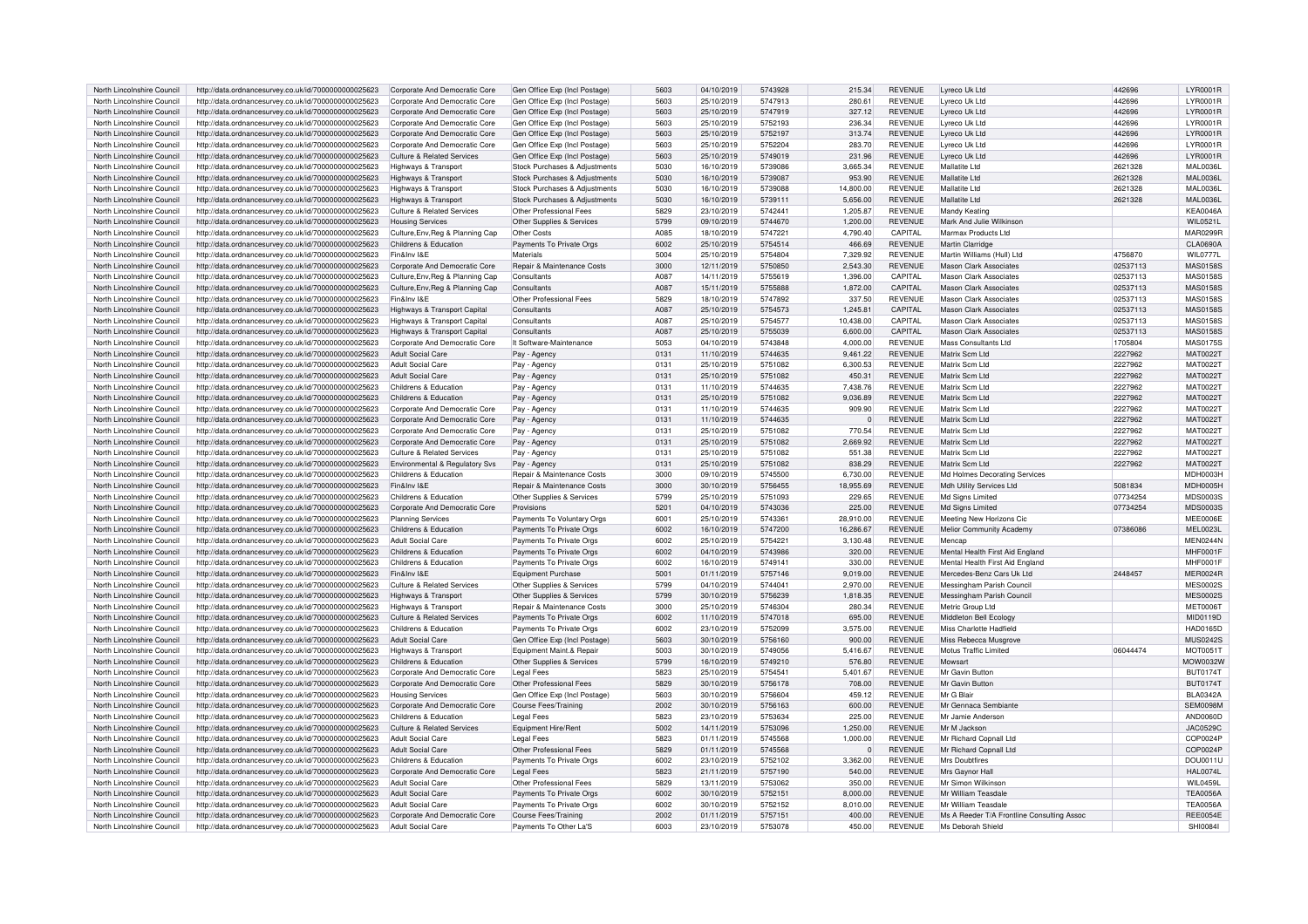| North Lincolnshire Council | http://data.ordnancesurvey.co.uk/id/7000000000025623 | Corporate And Democratic Core | Gen Office Exp (Incl Postage) | 5603 | 04/10/2019 | 5743928 | 215.34 | REVENUE | Lyreco Uk Ltd | 442696 | LYR0001R |
|---|---|---|---|---|---|---|---|---|---|---|---|
| North Lincolnshire Council | http://data.ordnancesurvey.co.uk/id/7000000000025623 | Corporate And Democratic Core | Gen Office Exp (Incl Postage) | 5603 | 25/10/2019 | 5747913 | 280.61 | REVENUE | Lyreco Uk Ltd | 442696 | LYR0001R |
| North Lincolnshire Council | http://data.ordnancesurvey.co.uk/id/7000000000025623 | Corporate And Democratic Core | Gen Office Exp (Incl Postage) | 5603 | 25/10/2019 | 5747919 | 327.12 | REVENUE | Lyreco Uk Ltd | 442696 | LYR0001R |
| North Lincolnshire Council | http://data.ordnancesurvey.co.uk/id/7000000000025623 | Corporate And Democratic Core | Gen Office Exp (Incl Postage) | 5603 | 25/10/2019 | 5752193 | 236.34 | REVENUE | Lyreco Uk Ltd | 442696 | LYR0001R |
| North Lincolnshire Council | http://data.ordnancesurvey.co.uk/id/7000000000025623 | Corporate And Democratic Core | Gen Office Exp (Incl Postage) | 5603 | 25/10/2019 | 5752197 | 313.74 | REVENUE | Lyreco Uk Ltd | 442696 | LYR0001R |
| North Lincolnshire Council | http://data.ordnancesurvey.co.uk/id/7000000000025623 | Corporate And Democratic Core | Gen Office Exp (Incl Postage) | 5603 | 25/10/2019 | 5752204 | 283.70 | REVENUE | Lyreco Uk Ltd | 442696 | LYR0001R |
| North Lincolnshire Council | http://data.ordnancesurvey.co.uk/id/7000000000025623 | Culture & Related Services | Gen Office Exp (Incl Postage) | 5603 | 25/10/2019 | 5749019 | 231.96 | REVENUE | Lyreco Uk Ltd | 442696 | LYR0001R |
| North Lincolnshire Council | http://data.ordnancesurvey.co.uk/id/7000000000025623 | Highways & Transport | Stock Purchases & Adjustments | 5030 | 16/10/2019 | 5739086 | 3,665.34 | REVENUE | Mallatite Ltd | 2621328 | MAL0036L |
| North Lincolnshire Council | http://data.ordnancesurvey.co.uk/id/7000000000025623 | Highways & Transport | Stock Purchases & Adjustments | 5030 | 16/10/2019 | 5739087 | 953.90 | REVENUE | Mallatite Ltd | 2621328 | MAL0036L |
| North Lincolnshire Council | http://data.ordnancesurvey.co.uk/id/7000000000025623 | Highways & Transport | Stock Purchases & Adjustments | 5030 | 16/10/2019 | 5739088 | 14,800.00 | REVENUE | Mallatite Ltd | 2621328 | MAL0036L |
| North Lincolnshire Council | http://data.ordnancesurvey.co.uk/id/7000000000025623 | Highways & Transport | Stock Purchases & Adjustments | 5030 | 16/10/2019 | 5739111 | 5,656.00 | REVENUE | Mallatite Ltd | 2621328 | MAL0036L |
| North Lincolnshire Council | http://data.ordnancesurvey.co.uk/id/7000000000025623 | Culture & Related Services | Other Professional Fees | 5829 | 23/10/2019 | 5742441 | 1,205.87 | REVENUE | Mandy Keating | | KEA0046A |
| North Lincolnshire Council | http://data.ordnancesurvey.co.uk/id/7000000000025623 | Housing Services | Other Supplies & Services | 5799 | 09/10/2019 | 5744670 | 1,200.00 | REVENUE | Mark And Julie Wilkinson | | WIL0521L |
| North Lincolnshire Council | http://data.ordnancesurvey.co.uk/id/7000000000025623 | Culture,Env,Reg & Planning Cap | Other Costs | A085 | 18/10/2019 | 5747221 | 4,790.40 | CAPITAL | Marmax Products Ltd | | MAR0299R |
| North Lincolnshire Council | http://data.ordnancesurvey.co.uk/id/7000000000025623 | Childrens & Education | Payments To Private Orgs | 6002 | 25/10/2019 | 5754514 | 466.69 | REVENUE | Martin Clarridge | | CLA0690A |
| North Lincolnshire Council | http://data.ordnancesurvey.co.uk/id/7000000000025623 | Fin&Inv I&E | Materials | 5004 | 25/10/2019 | 5754804 | 7,329.92 | REVENUE | Martin Williams (Hull) Ltd | 4756870 | WIL0777L |
| North Lincolnshire Council | http://data.ordnancesurvey.co.uk/id/7000000000025623 | Corporate And Democratic Core | Repair & Maintenance Costs | 3000 | 12/11/2019 | 5750850 | 2,543.30 | REVENUE | Mason Clark Associates | 02537113 | MAS0158S |
| North Lincolnshire Council | http://data.ordnancesurvey.co.uk/id/7000000000025623 | Culture,Env,Reg & Planning Cap | Consultants | A087 | 14/11/2019 | 5755619 | 1,396.00 | CAPITAL | Mason Clark Associates | 02537113 | MAS0158S |
| North Lincolnshire Council | http://data.ordnancesurvey.co.uk/id/7000000000025623 | Culture,Env,Reg & Planning Cap | Consultants | A087 | 15/11/2019 | 5755888 | 1,872.00 | CAPITAL | Mason Clark Associates | 02537113 | MAS0158S |
| North Lincolnshire Council | http://data.ordnancesurvey.co.uk/id/7000000000025623 | Fin&Inv I&E | Other Professional Fees | 5829 | 18/10/2019 | 5747892 | 337.50 | REVENUE | Mason Clark Associates | 02537113 | MAS0158S |
| North Lincolnshire Council | http://data.ordnancesurvey.co.uk/id/7000000000025623 | Highways & Transport Capital | Consultants | A087 | 25/10/2019 | 5754573 | 1,245.81 | CAPITAL | Mason Clark Associates | 02537113 | MAS0158S |
| North Lincolnshire Council | http://data.ordnancesurvey.co.uk/id/7000000000025623 | Highways & Transport Capital | Consultants | A087 | 25/10/2019 | 5754577 | 10,438.00 | CAPITAL | Mason Clark Associates | 02537113 | MAS0158S |
| North Lincolnshire Council | http://data.ordnancesurvey.co.uk/id/7000000000025623 | Highways & Transport Capital | Consultants | A087 | 25/10/2019 | 5755039 | 6,600.00 | CAPITAL | Mason Clark Associates | 02537113 | MAS0158S |
| North Lincolnshire Council | http://data.ordnancesurvey.co.uk/id/7000000000025623 | Corporate And Democratic Core | It Software-Maintenance | 5053 | 04/10/2019 | 5743848 | 4,000.00 | REVENUE | Mass Consultants Ltd | 1705804 | MAS0175S |
| North Lincolnshire Council | http://data.ordnancesurvey.co.uk/id/7000000000025623 | Adult Social Care | Pay - Agency | 0131 | 11/10/2019 | 5744635 | 9,461.22 | REVENUE | Matrix Scm Ltd | 2227962 | MAT0022T |
| North Lincolnshire Council | http://data.ordnancesurvey.co.uk/id/7000000000025623 | Adult Social Care | Pay - Agency | 0131 | 25/10/2019 | 5751082 | 6,300.53 | REVENUE | Matrix Scm Ltd | 2227962 | MAT0022T |
| North Lincolnshire Council | http://data.ordnancesurvey.co.uk/id/7000000000025623 | Adult Social Care | Pay - Agency | 0131 | 25/10/2019 | 5751082 | 450.31 | REVENUE | Matrix Scm Ltd | 2227962 | MAT0022T |
| North Lincolnshire Council | http://data.ordnancesurvey.co.uk/id/7000000000025623 | Childrens & Education | Pay - Agency | 0131 | 11/10/2019 | 5744635 | 7,438.76 | REVENUE | Matrix Scm Ltd | 2227962 | MAT0022T |
| North Lincolnshire Council | http://data.ordnancesurvey.co.uk/id/7000000000025623 | Childrens & Education | Pay - Agency | 0131 | 25/10/2019 | 5751082 | 9,036.89 | REVENUE | Matrix Scm Ltd | 2227962 | MAT0022T |
| North Lincolnshire Council | http://data.ordnancesurvey.co.uk/id/7000000000025623 | Corporate And Democratic Core | Pay - Agency | 0131 | 11/10/2019 | 5744635 | 909.90 | REVENUE | Matrix Scm Ltd | 2227962 | MAT0022T |
| North Lincolnshire Council | http://data.ordnancesurvey.co.uk/id/7000000000025623 | Corporate And Democratic Core | Pay - Agency | 0131 | 11/10/2019 | 5744635 | 0 | REVENUE | Matrix Scm Ltd | 2227962 | MAT0022T |
| North Lincolnshire Council | http://data.ordnancesurvey.co.uk/id/7000000000025623 | Corporate And Democratic Core | Pay - Agency | 0131 | 25/10/2019 | 5751082 | 770.54 | REVENUE | Matrix Scm Ltd | 2227962 | MAT0022T |
| North Lincolnshire Council | http://data.ordnancesurvey.co.uk/id/7000000000025623 | Corporate And Democratic Core | Pay - Agency | 0131 | 25/10/2019 | 5751082 | 2,669.92 | REVENUE | Matrix Scm Ltd | 2227962 | MAT0022T |
| North Lincolnshire Council | http://data.ordnancesurvey.co.uk/id/7000000000025623 | Culture & Related Services | Pay - Agency | 0131 | 25/10/2019 | 5751082 | 551.38 | REVENUE | Matrix Scm Ltd | 2227962 | MAT0022T |
| North Lincolnshire Council | http://data.ordnancesurvey.co.uk/id/7000000000025623 | Environmental & Regulatory Svs | Pay - Agency | 0131 | 25/10/2019 | 5751082 | 838.29 | REVENUE | Matrix Scm Ltd | 2227962 | MAT0022T |
| North Lincolnshire Council | http://data.ordnancesurvey.co.uk/id/7000000000025623 | Childrens & Education | Repair & Maintenance Costs | 3000 | 09/10/2019 | 5745500 | 6,730.00 | REVENUE | Md Holmes Decorating Services | | MDH0003H |
| North Lincolnshire Council | http://data.ordnancesurvey.co.uk/id/7000000000025623 | Fin&Inv I&E | Repair & Maintenance Costs | 3000 | 30/10/2019 | 5756455 | 18,955.69 | REVENUE | Mdh Utility Services Ltd | 5081834 | MDH0005H |
| North Lincolnshire Council | http://data.ordnancesurvey.co.uk/id/7000000000025623 | Childrens & Education | Other Supplies & Services | 5799 | 25/10/2019 | 5751093 | 229.65 | REVENUE | Md Signs Limited | 07734254 | MDS0003S |
| North Lincolnshire Council | http://data.ordnancesurvey.co.uk/id/7000000000025623 | Corporate And Democratic Core | Provisions | 5201 | 04/10/2019 | 5743036 | 225.00 | REVENUE | Md Signs Limited | 07734254 | MDS0003S |
| North Lincolnshire Council | http://data.ordnancesurvey.co.uk/id/7000000000025623 | Planning Services | Payments To Voluntary Orgs | 6001 | 25/10/2019 | 5743361 | 28,910.00 | REVENUE | Meeting New Horizons Cic | | MEE0006E |
| North Lincolnshire Council | http://data.ordnancesurvey.co.uk/id/7000000000025623 | Childrens & Education | Payments To Private Orgs | 6002 | 16/10/2019 | 5747200 | 16,286.67 | REVENUE | Melior Community Academy | 07386086 | MEL0023L |
| North Lincolnshire Council | http://data.ordnancesurvey.co.uk/id/7000000000025623 | Adult Social Care | Payments To Private Orgs | 6002 | 25/10/2019 | 5754221 | 3,130.48 | REVENUE | Mencap | | MEN0244N |
| North Lincolnshire Council | http://data.ordnancesurvey.co.uk/id/7000000000025623 | Childrens & Education | Payments To Private Orgs | 6002 | 04/10/2019 | 5743986 | 320.00 | REVENUE | Mental Health First Aid England | | MHF0001F |
| North Lincolnshire Council | http://data.ordnancesurvey.co.uk/id/7000000000025623 | Childrens & Education | Payments To Private Orgs | 6002 | 16/10/2019 | 5749141 | 330.00 | REVENUE | Mental Health First Aid England | | MHF0001F |
| North Lincolnshire Council | http://data.ordnancesurvey.co.uk/id/7000000000025623 | Fin&Inv I&E | Equipment Purchase | 5001 | 01/11/2019 | 5757146 | 9,019.00 | REVENUE | Mercedes-Benz Cars Uk Ltd | 2448457 | MER0024R |
| North Lincolnshire Council | http://data.ordnancesurvey.co.uk/id/7000000000025623 | Culture & Related Services | Other Supplies & Services | 5799 | 04/10/2019 | 5744041 | 2,970.00 | REVENUE | Messingham Parish Council | | MES0002S |
| North Lincolnshire Council | http://data.ordnancesurvey.co.uk/id/7000000000025623 | Highways & Transport | Other Supplies & Services | 5799 | 30/10/2019 | 5756239 | 1,818.35 | REVENUE | Messingham Parish Council | | MES0002S |
| North Lincolnshire Council | http://data.ordnancesurvey.co.uk/id/7000000000025623 | Highways & Transport | Repair & Maintenance Costs | 3000 | 25/10/2019 | 5746304 | 280.34 | REVENUE | Metric Group Ltd | | MET0006T |
| North Lincolnshire Council | http://data.ordnancesurvey.co.uk/id/7000000000025623 | Culture & Related Services | Payments To Private Orgs | 6002 | 11/10/2019 | 5747018 | 695.00 | REVENUE | Middleton Bell Ecology | | MID0119D |
| North Lincolnshire Council | http://data.ordnancesurvey.co.uk/id/7000000000025623 | Childrens & Education | Payments To Private Orgs | 6002 | 23/10/2019 | 5752099 | 3,575.00 | REVENUE | Miss Charlotte Hadfield | | HAD0165D |
| North Lincolnshire Council | http://data.ordnancesurvey.co.uk/id/7000000000025623 | Adult Social Care | Gen Office Exp (Incl Postage) | 5603 | 30/10/2019 | 5756160 | 900.00 | REVENUE | Miss Rebecca Musgrove | | MUS0242S |
| North Lincolnshire Council | http://data.ordnancesurvey.co.uk/id/7000000000025623 | Highways & Transport | Equipment Maint.& Repair | 5003 | 30/10/2019 | 5749056 | 5,416.67 | REVENUE | Motus Traffic Limited | 06044474 | MOT0051T |
| North Lincolnshire Council | http://data.ordnancesurvey.co.uk/id/7000000000025623 | Childrens & Education | Other Supplies & Services | 5799 | 16/10/2019 | 5749210 | 576.80 | REVENUE | Mowsart | | MOW0032W |
| North Lincolnshire Council | http://data.ordnancesurvey.co.uk/id/7000000000025623 | Corporate And Democratic Core | Legal Fees | 5823 | 25/10/2019 | 5754541 | 5,401.67 | REVENUE | Mr Gavin Button | | BUT0174T |
| North Lincolnshire Council | http://data.ordnancesurvey.co.uk/id/7000000000025623 | Corporate And Democratic Core | Other Professional Fees | 5829 | 30/10/2019 | 5756178 | 708.00 | REVENUE | Mr Gavin Button | | BUT0174T |
| North Lincolnshire Council | http://data.ordnancesurvey.co.uk/id/7000000000025623 | Housing Services | Gen Office Exp (Incl Postage) | 5603 | 30/10/2019 | 5756604 | 459.12 | REVENUE | Mr G Blair | | BLA0342A |
| North Lincolnshire Council | http://data.ordnancesurvey.co.uk/id/7000000000025623 | Corporate And Democratic Core | Course Fees/Training | 2002 | 30/10/2019 | 5756163 | 600.00 | REVENUE | Mr Gennaca Sembiante | | SEM0098M |
| North Lincolnshire Council | http://data.ordnancesurvey.co.uk/id/7000000000025623 | Childrens & Education | Legal Fees | 5823 | 23/10/2019 | 5753634 | 225.00 | REVENUE | Mr Jamie Anderson | | AND0060D |
| North Lincolnshire Council | http://data.ordnancesurvey.co.uk/id/7000000000025623 | Culture & Related Services | Equipment Hire/Rent | 5002 | 14/11/2019 | 5753096 | 1,250.00 | REVENUE | Mr M Jackson | | JAC0529C |
| North Lincolnshire Council | http://data.ordnancesurvey.co.uk/id/7000000000025623 | Adult Social Care | Legal Fees | 5823 | 01/11/2019 | 5745568 | 1,000.00 | REVENUE | Mr Richard Copnall Ltd | | COP0024P |
| North Lincolnshire Council | http://data.ordnancesurvey.co.uk/id/7000000000025623 | Adult Social Care | Other Professional Fees | 5829 | 01/11/2019 | 5745568 | 0 | REVENUE | Mr Richard Copnall Ltd | | COP0024P |
| North Lincolnshire Council | http://data.ordnancesurvey.co.uk/id/7000000000025623 | Childrens & Education | Payments To Private Orgs | 6002 | 23/10/2019 | 5752102 | 3,362.00 | REVENUE | Mrs Doubtfires | | DOU0011U |
| North Lincolnshire Council | http://data.ordnancesurvey.co.uk/id/7000000000025623 | Corporate And Democratic Core | Legal Fees | 5823 | 21/11/2019 | 5757190 | 540.00 | REVENUE | Mrs Gaynor Hall | | HAL0074L |
| North Lincolnshire Council | http://data.ordnancesurvey.co.uk/id/7000000000025623 | Adult Social Care | Other Professional Fees | 5829 | 13/11/2019 | 5753062 | 350.00 | REVENUE | Mr Simon Wilkinson | | WIL0459L |
| North Lincolnshire Council | http://data.ordnancesurvey.co.uk/id/7000000000025623 | Adult Social Care | Payments To Private Orgs | 6002 | 30/10/2019 | 5752151 | 8,000.00 | REVENUE | Mr William Teasdale | | TEA0056A |
| North Lincolnshire Council | http://data.ordnancesurvey.co.uk/id/7000000000025623 | Adult Social Care | Payments To Private Orgs | 6002 | 30/10/2019 | 5752152 | 8,010.00 | REVENUE | Mr William Teasdale | | TEA0056A |
| North Lincolnshire Council | http://data.ordnancesurvey.co.uk/id/7000000000025623 | Corporate And Democratic Core | Course Fees/Training | 2002 | 01/11/2019 | 5757151 | 400.00 | REVENUE | Ms A Reeder T/A Frontline Consulting Assoc | | REE0054E |
| North Lincolnshire Council | http://data.ordnancesurvey.co.uk/id/7000000000025623 | Adult Social Care | Payments To Other La'S | 6003 | 23/10/2019 | 5753078 | 450.00 | REVENUE | Ms Deborah Shield | | SHI0084I |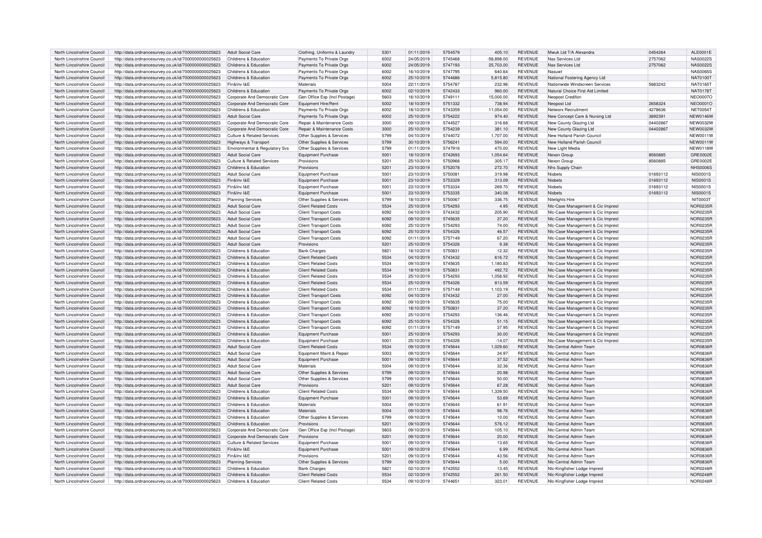| North Lincolnshire Council | http://data.ordnancesurvey.co.uk/id/7000000000025623 | Adult Social Care | Clothing, Uniforms & Laundry | 5301 | 01/11/2019 | 5754579 | 405.10 | REVENUE | Mwuk Ltd T/A Alexandra | 0454264 | ALE0001E |
|---|---|---|---|---|---|---|---|---|---|---|---|
| North Lincolnshire Council | http://data.ordnancesurvey.co.uk/id/7000000000025623 | Childrens & Education | Payments To Private Orgs | 6002 | 24/05/2019 | 5745468 | -58,898.00 | REVENUE | Nas Services Ltd | 2757062 | NAS0022S |
| North Lincolnshire Council | http://data.ordnancesurvey.co.uk/id/7000000000025623 | Childrens & Education | Payments To Private Orgs | 6002 | 24/05/2019 | 5747193 | 25,703.00 | REVENUE | Nas Services Ltd | 2757062 | NAS0022S |
| North Lincolnshire Council | http://data.ordnancesurvey.co.uk/id/7000000000025623 | Childrens & Education | Payments To Private Orgs | 6002 | 16/10/2019 | 5747795 | 640.64 | REVENUE | Nasuwt | | NAS0065S |
| North Lincolnshire Council | http://data.ordnancesurvey.co.uk/id/7000000000025623 | Childrens & Education | Payments To Private Orgs | 6002 | 25/10/2019 | 5744686 | 5,815.80 | REVENUE | National Fostering Agency Ltd | | NAT0100T |
| North Lincolnshire Council | http://data.ordnancesurvey.co.uk/id/7000000000025623 | Fin&Inv I&E | Materials | 5004 | 22/11/2019 | 5754787 | 232.96 | REVENUE | Nationwide Windscreen Services | 5683242 | NAT0165T |
| North Lincolnshire Council | http://data.ordnancesurvey.co.uk/id/7000000000025623 | Childrens & Education | Payments To Private Orgs | 6002 | 02/10/2019 | 5742433 | 960.00 | REVENUE | Natural Choice First Aid Limited | | NAT0178T |
| North Lincolnshire Council | http://data.ordnancesurvey.co.uk/id/7000000000025623 | Corporate And Democratic Core | Gen Office Exp (Incl Postage) | 5603 | 16/10/2019 | 5749111 | 15,000.00 | REVENUE | Neopost Credifon | | NEO0007O |
| North Lincolnshire Council | http://data.ordnancesurvey.co.uk/id/7000000000025623 | Corporate And Democratic Core | Equipment Hire/Rent | 5002 | 18/10/2019 | 5751332 | 738.94 | REVENUE | Neopost Ltd | 2658324 | NEO0001O |
| North Lincolnshire Council | http://data.ordnancesurvey.co.uk/id/7000000000025623 | Childrens & Education | Payments To Private Orgs | 6002 | 18/10/2019 | 5743359 | 11,054.00 | REVENUE | Networx Recruitment | 4278636 | NET0054T |
| North Lincolnshire Council | http://data.ordnancesurvey.co.uk/id/7000000000025623 | Adult Social Care | Payments To Private Orgs | 6002 | 25/10/2019 | 5754222 | 974.40 | REVENUE | New Concept Care & Nursing Ltd | 3892391 | NEW0146W |
| North Lincolnshire Council | http://data.ordnancesurvey.co.uk/id/7000000000025623 | Corporate And Democratic Core | Repair & Maintenance Costs | 3000 | 09/10/2019 | 5744527 | 316.68 | REVENUE | New County Glazing Ltd | 04402867 | NEW0032W |
| North Lincolnshire Council | http://data.ordnancesurvey.co.uk/id/7000000000025623 | Corporate And Democratic Core | Repair & Maintenance Costs | 3000 | 25/10/2019 | 5754239 | 381.10 | REVENUE | New County Glazing Ltd | 04402867 | NEW0032W |
| North Lincolnshire Council | http://data.ordnancesurvey.co.uk/id/7000000000025623 | Culture & Related Services | Other Supplies & Services | 5799 | 04/10/2019 | 5744072 | 1,707.00 | REVENUE | New Holland Parish Council | | NEW0011W |
| North Lincolnshire Council | http://data.ordnancesurvey.co.uk/id/7000000000025623 | Highways & Transport | Other Supplies & Services | 5799 | 30/10/2019 | 5756241 | 594.00 | REVENUE | New Holland Parish Council | | NEW0011W |
| North Lincolnshire Council | http://data.ordnancesurvey.co.uk/id/7000000000025623 | Environmental & Regulatory Svs | Other Supplies & Services | 5799 | 01/11/2019 | 5747916 | 470.00 | REVENUE | New Light Media | | NEW0118W |
| North Lincolnshire Council | http://data.ordnancesurvey.co.uk/id/7000000000025623 | Adult Social Care | Equipment Purchase | 5001 | 18/10/2019 | 5742693 | 1,054.64 | REVENUE | Nexon Group | 8560885 | GRE0002E |
| North Lincolnshire Council | http://data.ordnancesurvey.co.uk/id/7000000000025623 | Culture & Related Services | Provisions | 5201 | 25/10/2019 | 5750966 | 305.17 | REVENUE | Nexon Group | 8560885 | GRE0002E |
| North Lincolnshire Council | http://data.ordnancesurvey.co.uk/id/7000000000025623 | Childrens & Education | Provisions | 5201 | 23/10/2019 | 5752078 | 272.70 | REVENUE | Nhs Supply Chain | | NHS0006S |
| North Lincolnshire Council | http://data.ordnancesurvey.co.uk/id/7000000000025623 | Adult Social Care | Equipment Purchase | 5001 | 23/10/2019 | 5750081 | 319.98 | REVENUE | Nisbets | 01693112 | NIS0001S |
| North Lincolnshire Council | http://data.ordnancesurvey.co.uk/id/7000000000025623 | Fin&Inv I&E | Equipment Purchase | 5001 | 23/10/2019 | 5753329 | 313.09 | REVENUE | Nisbets | 01693112 | NIS0001S |
| North Lincolnshire Council | http://data.ordnancesurvey.co.uk/id/7000000000025623 | Fin&Inv I&E | Equipment Purchase | 5001 | 23/10/2019 | 5753334 | 269.70 | REVENUE | Nisbets | 01693112 | NIS0001S |
| North Lincolnshire Council | http://data.ordnancesurvey.co.uk/id/7000000000025623 | Fin&Inv I&E | Equipment Purchase | 5001 | 23/10/2019 | 5753335 | 340.08 | REVENUE | Nisbets | 01693112 | NIS0001S |
| North Lincolnshire Council | http://data.ordnancesurvey.co.uk/id/7000000000025623 | Planning Services | Other Supplies & Services | 5799 | 18/10/2019 | 5750067 | 336.75 | REVENUE | Nitelights Hire | | NIT0003T |
| North Lincolnshire Council | http://data.ordnancesurvey.co.uk/id/7000000000025623 | Adult Social Care | Client Related Costs | 5534 | 25/10/2019 | 5754293 | 4.95 | REVENUE | Nlc-Case Management & Cic Imprest | | NOR0235R |
| North Lincolnshire Council | http://data.ordnancesurvey.co.uk/id/7000000000025623 | Adult Social Care | Client Transport Costs | 6092 | 04/10/2019 | 5743432 | 205.90 | REVENUE | Nlc-Case Management & Cic Imprest | | NOR0235R |
| North Lincolnshire Council | http://data.ordnancesurvey.co.uk/id/7000000000025623 | Adult Social Care | Client Transport Costs | 6092 | 09/10/2019 | 5745635 | 37.20 | REVENUE | Nlc-Case Management & Cic Imprest | | NOR0235R |
| North Lincolnshire Council | http://data.ordnancesurvey.co.uk/id/7000000000025623 | Adult Social Care | Client Transport Costs | 6092 | 25/10/2019 | 5754293 | 74.00 | REVENUE | Nlc-Case Management & Cic Imprest | | NOR0235R |
| North Lincolnshire Council | http://data.ordnancesurvey.co.uk/id/7000000000025623 | Adult Social Care | Client Transport Costs | 6092 | 25/10/2019 | 5754326 | 46.57 | REVENUE | Nlc-Case Management & Cic Imprest | | NOR0235R |
| North Lincolnshire Council | http://data.ordnancesurvey.co.uk/id/7000000000025623 | Adult Social Care | Client Transport Costs | 6092 | 01/11/2019 | 5757149 | 67.20 | REVENUE | Nlc-Case Management & Cic Imprest | | NOR0235R |
| North Lincolnshire Council | http://data.ordnancesurvey.co.uk/id/7000000000025623 | Adult Social Care | Provisions | 5201 | 25/10/2019 | 5754326 | 9.38 | REVENUE | Nlc-Case Management & Cic Imprest | | NOR0235R |
| North Lincolnshire Council | http://data.ordnancesurvey.co.uk/id/7000000000025623 | Childrens & Education | Bank Charges | 5821 | 18/10/2019 | 5750831 | 12.32 | REVENUE | Nlc-Case Management & Cic Imprest | | NOR0235R |
| North Lincolnshire Council | http://data.ordnancesurvey.co.uk/id/7000000000025623 | Childrens & Education | Client Related Costs | 5534 | 04/10/2019 | 5743432 | 616.72 | REVENUE | Nlc-Case Management & Cic Imprest | | NOR0235R |
| North Lincolnshire Council | http://data.ordnancesurvey.co.uk/id/7000000000025623 | Childrens & Education | Client Related Costs | 5534 | 09/10/2019 | 5745635 | 1,180.83 | REVENUE | Nlc-Case Management & Cic Imprest | | NOR0235R |
| North Lincolnshire Council | http://data.ordnancesurvey.co.uk/id/7000000000025623 | Childrens & Education | Client Related Costs | 5534 | 18/10/2019 | 5750831 | 492.72 | REVENUE | Nlc-Case Management & Cic Imprest | | NOR0235R |
| North Lincolnshire Council | http://data.ordnancesurvey.co.uk/id/7000000000025623 | Childrens & Education | Client Related Costs | 5534 | 25/10/2019 | 5754293 | 1,058.92 | REVENUE | Nlc-Case Management & Cic Imprest | | NOR0235R |
| North Lincolnshire Council | http://data.ordnancesurvey.co.uk/id/7000000000025623 | Childrens & Education | Client Related Costs | 5534 | 25/10/2019 | 5754326 | 813.59 | REVENUE | Nlc-Case Management & Cic Imprest | | NOR0235R |
| North Lincolnshire Council | http://data.ordnancesurvey.co.uk/id/7000000000025623 | Childrens & Education | Client Related Costs | 5534 | 01/11/2019 | 5757149 | 1,103.19 | REVENUE | Nlc-Case Management & Cic Imprest | | NOR0235R |
| North Lincolnshire Council | http://data.ordnancesurvey.co.uk/id/7000000000025623 | Childrens & Education | Client Transport Costs | 6092 | 04/10/2019 | 5743432 | 27.00 | REVENUE | Nlc-Case Management & Cic Imprest | | NOR0235R |
| North Lincolnshire Council | http://data.ordnancesurvey.co.uk/id/7000000000025623 | Childrens & Education | Client Transport Costs | 6092 | 09/10/2019 | 5745635 | 75.00 | REVENUE | Nlc-Case Management & Cic Imprest | | NOR0235R |
| North Lincolnshire Council | http://data.ordnancesurvey.co.uk/id/7000000000025623 | Childrens & Education | Client Transport Costs | 6092 | 18/10/2019 | 5750831 | 37.20 | REVENUE | Nlc-Case Management & Cic Imprest | | NOR0235R |
| North Lincolnshire Council | http://data.ordnancesurvey.co.uk/id/7000000000025623 | Childrens & Education | Client Transport Costs | 6092 | 25/10/2019 | 5754293 | 136.46 | REVENUE | Nlc-Case Management & Cic Imprest | | NOR0235R |
| North Lincolnshire Council | http://data.ordnancesurvey.co.uk/id/7000000000025623 | Childrens & Education | Client Transport Costs | 6092 | 25/10/2019 | 5754326 | 51.15 | REVENUE | Nlc-Case Management & Cic Imprest | | NOR0235R |
| North Lincolnshire Council | http://data.ordnancesurvey.co.uk/id/7000000000025623 | Childrens & Education | Client Transport Costs | 6092 | 01/11/2019 | 5757149 | 37.95 | REVENUE | Nlc-Case Management & Cic Imprest | | NOR0235R |
| North Lincolnshire Council | http://data.ordnancesurvey.co.uk/id/7000000000025623 | Childrens & Education | Equipment Purchase | 5001 | 25/10/2019 | 5754293 | 30.00 | REVENUE | Nlc-Case Management & Cic Imprest | | NOR0235R |
| North Lincolnshire Council | http://data.ordnancesurvey.co.uk/id/7000000000025623 | Childrens & Education | Equipment Purchase | 5001 | 25/10/2019 | 5754326 | -14.07 | REVENUE | Nlc-Case Management & Cic Imprest | | NOR0235R |
| North Lincolnshire Council | http://data.ordnancesurvey.co.uk/id/7000000000025623 | Adult Social Care | Client Related Costs | 5534 | 09/10/2019 | 5745644 | 1,029.60 | REVENUE | Nlc-Central Admin Team | | NOR0836R |
| North Lincolnshire Council | http://data.ordnancesurvey.co.uk/id/7000000000025623 | Adult Social Care | Equipment Maint.& Repair | 5003 | 09/10/2019 | 5745644 | 34.97 | REVENUE | Nlc-Central Admin Team | | NOR0836R |
| North Lincolnshire Council | http://data.ordnancesurvey.co.uk/id/7000000000025623 | Adult Social Care | Equipment Purchase | 5001 | 09/10/2019 | 5745644 | 37.52 | REVENUE | Nlc-Central Admin Team | | NOR0836R |
| North Lincolnshire Council | http://data.ordnancesurvey.co.uk/id/7000000000025623 | Adult Social Care | Materials | 5004 | 09/10/2019 | 5745644 | 32.36 | REVENUE | Nlc-Central Admin Team | | NOR0836R |
| North Lincolnshire Council | http://data.ordnancesurvey.co.uk/id/7000000000025623 | Adult Social Care | Other Supplies & Services | 5799 | 09/10/2019 | 5745644 | 20.98 | REVENUE | Nlc-Central Admin Team | | NOR0836R |
| North Lincolnshire Council | http://data.ordnancesurvey.co.uk/id/7000000000025623 | Adult Social Care | Other Supplies & Services | 5799 | 09/10/2019 | 5745644 | 50.00 | REVENUE | Nlc-Central Admin Team | | NOR0836R |
| North Lincolnshire Council | http://data.ordnancesurvey.co.uk/id/7000000000025623 | Adult Social Care | Provisions | 5201 | 09/10/2019 | 5745644 | 67.28 | REVENUE | Nlc-Central Admin Team | | NOR0836R |
| North Lincolnshire Council | http://data.ordnancesurvey.co.uk/id/7000000000025623 | Childrens & Education | Client Related Costs | 5534 | 09/10/2019 | 5745644 | 1,339.50 | REVENUE | Nlc-Central Admin Team | | NOR0836R |
| North Lincolnshire Council | http://data.ordnancesurvey.co.uk/id/7000000000025623 | Childrens & Education | Equipment Purchase | 5001 | 09/10/2019 | 5745644 | 53.69 | REVENUE | Nlc-Central Admin Team | | NOR0836R |
| North Lincolnshire Council | http://data.ordnancesurvey.co.uk/id/7000000000025623 | Childrens & Education | Materials | 5004 | 09/10/2019 | 5745644 | 61.91 | REVENUE | Nlc-Central Admin Team | | NOR0836R |
| North Lincolnshire Council | http://data.ordnancesurvey.co.uk/id/7000000000025623 | Childrens & Education | Materials | 5004 | 09/10/2019 | 5745644 | 98.76 | REVENUE | Nlc-Central Admin Team | | NOR0836R |
| North Lincolnshire Council | http://data.ordnancesurvey.co.uk/id/7000000000025623 | Childrens & Education | Other Supplies & Services | 5799 | 09/10/2019 | 5745644 | 10.00 | REVENUE | Nlc-Central Admin Team | | NOR0836R |
| North Lincolnshire Council | http://data.ordnancesurvey.co.uk/id/7000000000025623 | Childrens & Education | Provisions | 5201 | 09/10/2019 | 5745644 | 576.12 | REVENUE | Nlc-Central Admin Team | | NOR0836R |
| North Lincolnshire Council | http://data.ordnancesurvey.co.uk/id/7000000000025623 | Corporate And Democratic Core | Gen Office Exp (Incl Postage) | 5603 | 09/10/2019 | 5745644 | 105.10 | REVENUE | Nlc-Central Admin Team | | NOR0836R |
| North Lincolnshire Council | http://data.ordnancesurvey.co.uk/id/7000000000025623 | Corporate And Democratic Core | Provisions | 5201 | 09/10/2019 | 5745644 | 20.00 | REVENUE | Nlc-Central Admin Team | | NOR0836R |
| North Lincolnshire Council | http://data.ordnancesurvey.co.uk/id/7000000000025623 | Culture & Related Services | Equipment Purchase | 5001 | 09/10/2019 | 5745644 | 13.65 | REVENUE | Nlc-Central Admin Team | | NOR0836R |
| North Lincolnshire Council | http://data.ordnancesurvey.co.uk/id/7000000000025623 | Fin&Inv I&E | Equipment Purchase | 5001 | 09/10/2019 | 5745644 | 6.99 | REVENUE | Nlc-Central Admin Team | | NOR0836R |
| North Lincolnshire Council | http://data.ordnancesurvey.co.uk/id/7000000000025623 | Fin&Inv I&E | Provisions | 5201 | 09/10/2019 | 5745644 | 43.56 | REVENUE | Nlc-Central Admin Team | | NOR0836R |
| North Lincolnshire Council | http://data.ordnancesurvey.co.uk/id/7000000000025623 | Planning Services | Other Supplies & Services | 5799 | 09/10/2019 | 5745644 | 5.00 | REVENUE | Nlc-Central Admin Team | | NOR0836R |
| North Lincolnshire Council | http://data.ordnancesurvey.co.uk/id/7000000000025623 | Childrens & Education | Bank Charges | 5821 | 02/10/2019 | 5742552 | 13.45 | REVENUE | Nlc-Kingfisher Lodge Imprest | | NOR0248R |
| North Lincolnshire Council | http://data.ordnancesurvey.co.uk/id/7000000000025623 | Childrens & Education | Client Related Costs | 5534 | 02/10/2019 | 5742552 | 261.50 | REVENUE | Nlc-Kingfisher Lodge Imprest | | NOR0248R |
| North Lincolnshire Council | http://data.ordnancesurvey.co.uk/id/7000000000025623 | Childrens & Education | Client Related Costs | 5534 | 09/10/2019 | 5744651 | 323.01 | REVENUE | Nlc-Kingfisher Lodge Imprest | | NOR0248R |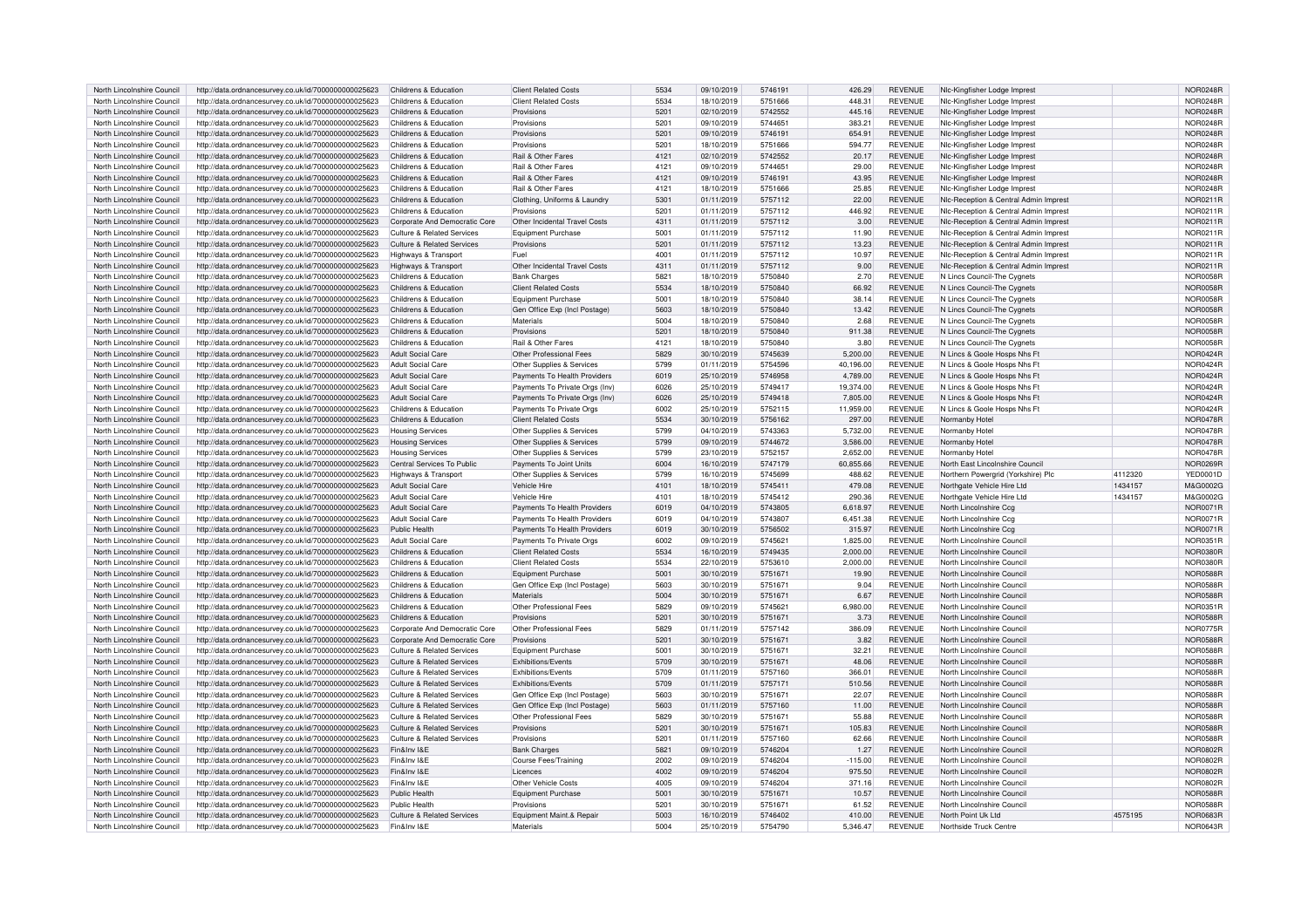| North Lincolnshire Council | http://data.ordnancesurvey.co.uk/id/7000000000025623 | Childrens & Education | Client Related Costs | 5534 | 09/10/2019 | 5746191 | 426.29 | REVENUE | Nlc-Kingfisher Lodge Imprest | | NOR0248R |
|---|---|---|---|---|---|---|---|---|---|---|---|
| North Lincolnshire Council | http://data.ordnancesurvey.co.uk/id/7000000000025623 | Childrens & Education | Client Related Costs | 5534 | 18/10/2019 | 5751666 | 448.31 | REVENUE | Nlc-Kingfisher Lodge Imprest | | NOR0248R |
| North Lincolnshire Council | http://data.ordnancesurvey.co.uk/id/7000000000025623 | Childrens & Education | Provisions | 5201 | 02/10/2019 | 5742552 | 445.16 | REVENUE | Nlc-Kingfisher Lodge Imprest | | NOR0248R |
| North Lincolnshire Council | http://data.ordnancesurvey.co.uk/id/7000000000025623 | Childrens & Education | Provisions | 5201 | 09/10/2019 | 5744651 | 383.21 | REVENUE | Nlc-Kingfisher Lodge Imprest | | NOR0248R |
| North Lincolnshire Council | http://data.ordnancesurvey.co.uk/id/7000000000025623 | Childrens & Education | Provisions | 5201 | 09/10/2019 | 5746191 | 654.91 | REVENUE | Nlc-Kingfisher Lodge Imprest | | NOR0248R |
| North Lincolnshire Council | http://data.ordnancesurvey.co.uk/id/7000000000025623 | Childrens & Education | Provisions | 5201 | 18/10/2019 | 5751666 | 594.77 | REVENUE | Nlc-Kingfisher Lodge Imprest | | NOR0248R |
| North Lincolnshire Council | http://data.ordnancesurvey.co.uk/id/7000000000025623 | Childrens & Education | Rail & Other Fares | 4121 | 02/10/2019 | 5742552 | 20.17 | REVENUE | Nlc-Kingfisher Lodge Imprest | | NOR0248R |
| North Lincolnshire Council | http://data.ordnancesurvey.co.uk/id/7000000000025623 | Childrens & Education | Rail & Other Fares | 4121 | 09/10/2019 | 5744651 | 29.00 | REVENUE | Nlc-Kingfisher Lodge Imprest | | NOR0248R |
| North Lincolnshire Council | http://data.ordnancesurvey.co.uk/id/7000000000025623 | Childrens & Education | Rail & Other Fares | 4121 | 09/10/2019 | 5746191 | 43.95 | REVENUE | Nlc-Kingfisher Lodge Imprest | | NOR0248R |
| North Lincolnshire Council | http://data.ordnancesurvey.co.uk/id/7000000000025623 | Childrens & Education | Rail & Other Fares | 4121 | 18/10/2019 | 5751666 | 25.85 | REVENUE | Nlc-Kingfisher Lodge Imprest | | NOR0248R |
| North Lincolnshire Council | http://data.ordnancesurvey.co.uk/id/7000000000025623 | Childrens & Education | Clothing, Uniforms & Laundry | 5301 | 01/11/2019 | 5757112 | 22.00 | REVENUE | Nlc-Reception & Central Admin Imprest | | NOR0211R |
| North Lincolnshire Council | http://data.ordnancesurvey.co.uk/id/7000000000025623 | Childrens & Education | Provisions | 5201 | 01/11/2019 | 5757112 | 446.92 | REVENUE | Nlc-Reception & Central Admin Imprest | | NOR0211R |
| North Lincolnshire Council | http://data.ordnancesurvey.co.uk/id/7000000000025623 | Corporate And Democratic Core | Other Incidental Travel Costs | 4311 | 01/11/2019 | 5757112 | 3.00 | REVENUE | Nlc-Reception & Central Admin Imprest | | NOR0211R |
| North Lincolnshire Council | http://data.ordnancesurvey.co.uk/id/7000000000025623 | Culture & Related Services | Equipment Purchase | 5001 | 01/11/2019 | 5757112 | 11.90 | REVENUE | Nlc-Reception & Central Admin Imprest | | NOR0211R |
| North Lincolnshire Council | http://data.ordnancesurvey.co.uk/id/7000000000025623 | Culture & Related Services | Provisions | 5201 | 01/11/2019 | 5757112 | 13.23 | REVENUE | Nlc-Reception & Central Admin Imprest | | NOR0211R |
| North Lincolnshire Council | http://data.ordnancesurvey.co.uk/id/7000000000025623 | Highways & Transport | Fuel | 4001 | 01/11/2019 | 5757112 | 10.97 | REVENUE | Nlc-Reception & Central Admin Imprest | | NOR0211R |
| North Lincolnshire Council | http://data.ordnancesurvey.co.uk/id/7000000000025623 | Highways & Transport | Other Incidental Travel Costs | 4311 | 01/11/2019 | 5757112 | 9.00 | REVENUE | Nlc-Reception & Central Admin Imprest | | NOR0211R |
| North Lincolnshire Council | http://data.ordnancesurvey.co.uk/id/7000000000025623 | Childrens & Education | Bank Charges | 5821 | 18/10/2019 | 5750840 | 2.70 | REVENUE | N Lincs Council-The Cygnets | | NOR0058R |
| North Lincolnshire Council | http://data.ordnancesurvey.co.uk/id/7000000000025623 | Childrens & Education | Client Related Costs | 5534 | 18/10/2019 | 5750840 | 66.92 | REVENUE | N Lincs Council-The Cygnets | | NOR0058R |
| North Lincolnshire Council | http://data.ordnancesurvey.co.uk/id/7000000000025623 | Childrens & Education | Equipment Purchase | 5001 | 18/10/2019 | 5750840 | 38.14 | REVENUE | N Lincs Council-The Cygnets | | NOR0058R |
| North Lincolnshire Council | http://data.ordnancesurvey.co.uk/id/7000000000025623 | Childrens & Education | Gen Office Exp (Incl Postage) | 5603 | 18/10/2019 | 5750840 | 13.42 | REVENUE | N Lincs Council-The Cygnets | | NOR0058R |
| North Lincolnshire Council | http://data.ordnancesurvey.co.uk/id/7000000000025623 | Childrens & Education | Materials | 5004 | 18/10/2019 | 5750840 | 2.68 | REVENUE | N Lincs Council-The Cygnets | | NOR0058R |
| North Lincolnshire Council | http://data.ordnancesurvey.co.uk/id/7000000000025623 | Childrens & Education | Provisions | 5201 | 18/10/2019 | 5750840 | 911.38 | REVENUE | N Lincs Council-The Cygnets | | NOR0058R |
| North Lincolnshire Council | http://data.ordnancesurvey.co.uk/id/7000000000025623 | Childrens & Education | Rail & Other Fares | 4121 | 18/10/2019 | 5750840 | 3.80 | REVENUE | N Lincs Council-The Cygnets | | NOR0058R |
| North Lincolnshire Council | http://data.ordnancesurvey.co.uk/id/7000000000025623 | Adult Social Care | Other Professional Fees | 5829 | 30/10/2019 | 5745639 | 5,200.00 | REVENUE | N Lincs & Goole Hosps Nhs Ft | | NOR0424R |
| North Lincolnshire Council | http://data.ordnancesurvey.co.uk/id/7000000000025623 | Adult Social Care | Other Supplies & Services | 5799 | 01/11/2019 | 5754596 | 40,196.00 | REVENUE | N Lincs & Goole Hosps Nhs Ft | | NOR0424R |
| North Lincolnshire Council | http://data.ordnancesurvey.co.uk/id/7000000000025623 | Adult Social Care | Payments To Health Providers | 6019 | 25/10/2019 | 5746958 | 4,789.00 | REVENUE | N Lincs & Goole Hosps Nhs Ft | | NOR0424R |
| North Lincolnshire Council | http://data.ordnancesurvey.co.uk/id/7000000000025623 | Adult Social Care | Payments To Private Orgs (Inv) | 6026 | 25/10/2019 | 5749417 | 19,374.00 | REVENUE | N Lincs & Goole Hosps Nhs Ft | | NOR0424R |
| North Lincolnshire Council | http://data.ordnancesurvey.co.uk/id/7000000000025623 | Adult Social Care | Payments To Private Orgs (Inv) | 6026 | 25/10/2019 | 5749418 | 7,805.00 | REVENUE | N Lincs & Goole Hosps Nhs Ft | | NOR0424R |
| North Lincolnshire Council | http://data.ordnancesurvey.co.uk/id/7000000000025623 | Childrens & Education | Payments To Private Orgs | 6002 | 25/10/2019 | 5752115 | 11,959.00 | REVENUE | N Lincs & Goole Hosps Nhs Ft | | NOR0424R |
| North Lincolnshire Council | http://data.ordnancesurvey.co.uk/id/7000000000025623 | Childrens & Education | Client Related Costs | 5534 | 30/10/2019 | 5756162 | 297.00 | REVENUE | Normanby Hotel | | NOR0478R |
| North Lincolnshire Council | http://data.ordnancesurvey.co.uk/id/7000000000025623 | Housing Services | Other Supplies & Services | 5799 | 04/10/2019 | 5743363 | 5,732.00 | REVENUE | Normanby Hotel | | NOR0478R |
| North Lincolnshire Council | http://data.ordnancesurvey.co.uk/id/7000000000025623 | Housing Services | Other Supplies & Services | 5799 | 09/10/2019 | 5744672 | 3,586.00 | REVENUE | Normanby Hotel | | NOR0478R |
| North Lincolnshire Council | http://data.ordnancesurvey.co.uk/id/7000000000025623 | Housing Services | Other Supplies & Services | 5799 | 23/10/2019 | 5752157 | 2,652.00 | REVENUE | Normanby Hotel | | NOR0478R |
| North Lincolnshire Council | http://data.ordnancesurvey.co.uk/id/7000000000025623 | Central Services To Public | Payments To Joint Units | 6004 | 16/10/2019 | 5747179 | 60,855.66 | REVENUE | North East Lincolnshire Council | | NOR0269R |
| North Lincolnshire Council | http://data.ordnancesurvey.co.uk/id/7000000000025623 | Highways & Transport | Other Supplies & Services | 5799 | 16/10/2019 | 5745699 | 488.62 | REVENUE | Northern Powergrid (Yorkshire) Plc | 4112320 | YED0001D |
| North Lincolnshire Council | http://data.ordnancesurvey.co.uk/id/7000000000025623 | Adult Social Care | Vehicle Hire | 4101 | 18/10/2019 | 5745411 | 479.08 | REVENUE | Northgate Vehicle Hire Ltd | 1434157 | M&G0002G |
| North Lincolnshire Council | http://data.ordnancesurvey.co.uk/id/7000000000025623 | Adult Social Care | Vehicle Hire | 4101 | 18/10/2019 | 5745412 | 290.36 | REVENUE | Northgate Vehicle Hire Ltd | 1434157 | M&G0002G |
| North Lincolnshire Council | http://data.ordnancesurvey.co.uk/id/7000000000025623 | Adult Social Care | Payments To Health Providers | 6019 | 04/10/2019 | 5743805 | 6,618.97 | REVENUE | North Lincolnshire Ccg | | NOR0071R |
| North Lincolnshire Council | http://data.ordnancesurvey.co.uk/id/7000000000025623 | Adult Social Care | Payments To Health Providers | 6019 | 04/10/2019 | 5743807 | 6,451.38 | REVENUE | North Lincolnshire Ccg | | NOR0071R |
| North Lincolnshire Council | http://data.ordnancesurvey.co.uk/id/7000000000025623 | Public Health | Payments To Health Providers | 6019 | 30/10/2019 | 5756502 | 315.97 | REVENUE | North Lincolnshire Ccg | | NOR0071R |
| North Lincolnshire Council | http://data.ordnancesurvey.co.uk/id/7000000000025623 | Adult Social Care | Payments To Private Orgs | 6002 | 09/10/2019 | 5745621 | 1,825.00 | REVENUE | North Lincolnshire Council | | NOR0351R |
| North Lincolnshire Council | http://data.ordnancesurvey.co.uk/id/7000000000025623 | Childrens & Education | Client Related Costs | 5534 | 16/10/2019 | 5749435 | 2,000.00 | REVENUE | North Lincolnshire Council | | NOR0380R |
| North Lincolnshire Council | http://data.ordnancesurvey.co.uk/id/7000000000025623 | Childrens & Education | Client Related Costs | 5534 | 22/10/2019 | 5753610 | 2,000.00 | REVENUE | North Lincolnshire Council | | NOR0380R |
| North Lincolnshire Council | http://data.ordnancesurvey.co.uk/id/7000000000025623 | Childrens & Education | Equipment Purchase | 5001 | 30/10/2019 | 5751671 | 19.90 | REVENUE | North Lincolnshire Council | | NOR0588R |
| North Lincolnshire Council | http://data.ordnancesurvey.co.uk/id/7000000000025623 | Childrens & Education | Gen Office Exp (Incl Postage) | 5603 | 30/10/2019 | 5751671 | 9.04 | REVENUE | North Lincolnshire Council | | NOR0588R |
| North Lincolnshire Council | http://data.ordnancesurvey.co.uk/id/7000000000025623 | Childrens & Education | Materials | 5004 | 30/10/2019 | 5751671 | 6.67 | REVENUE | North Lincolnshire Council | | NOR0588R |
| North Lincolnshire Council | http://data.ordnancesurvey.co.uk/id/7000000000025623 | Childrens & Education | Other Professional Fees | 5829 | 09/10/2019 | 5745621 | 6,980.00 | REVENUE | North Lincolnshire Council | | NOR0351R |
| North Lincolnshire Council | http://data.ordnancesurvey.co.uk/id/7000000000025623 | Childrens & Education | Provisions | 5201 | 30/10/2019 | 5751671 | 3.73 | REVENUE | North Lincolnshire Council | | NOR0588R |
| North Lincolnshire Council | http://data.ordnancesurvey.co.uk/id/7000000000025623 | Corporate And Democratic Core | Other Professional Fees | 5829 | 01/11/2019 | 5757142 | 386.09 | REVENUE | North Lincolnshire Council | | NOR0775R |
| North Lincolnshire Council | http://data.ordnancesurvey.co.uk/id/7000000000025623 | Corporate And Democratic Core | Provisions | 5201 | 30/10/2019 | 5751671 | 3.82 | REVENUE | North Lincolnshire Council | | NOR0588R |
| North Lincolnshire Council | http://data.ordnancesurvey.co.uk/id/7000000000025623 | Culture & Related Services | Equipment Purchase | 5001 | 30/10/2019 | 5751671 | 32.21 | REVENUE | North Lincolnshire Council | | NOR0588R |
| North Lincolnshire Council | http://data.ordnancesurvey.co.uk/id/7000000000025623 | Culture & Related Services | Exhibitions/Events | 5709 | 30/10/2019 | 5751671 | 48.06 | REVENUE | North Lincolnshire Council | | NOR0588R |
| North Lincolnshire Council | http://data.ordnancesurvey.co.uk/id/7000000000025623 | Culture & Related Services | Exhibitions/Events | 5709 | 01/11/2019 | 5757160 | 366.01 | REVENUE | North Lincolnshire Council | | NOR0588R |
| North Lincolnshire Council | http://data.ordnancesurvey.co.uk/id/7000000000025623 | Culture & Related Services | Exhibitions/Events | 5709 | 01/11/2019 | 5757171 | 510.56 | REVENUE | North Lincolnshire Council | | NOR0588R |
| North Lincolnshire Council | http://data.ordnancesurvey.co.uk/id/7000000000025623 | Culture & Related Services | Gen Office Exp (Incl Postage) | 5603 | 30/10/2019 | 5751671 | 22.07 | REVENUE | North Lincolnshire Council | | NOR0588R |
| North Lincolnshire Council | http://data.ordnancesurvey.co.uk/id/7000000000025623 | Culture & Related Services | Gen Office Exp (Incl Postage) | 5603 | 01/11/2019 | 5757160 | 11.00 | REVENUE | North Lincolnshire Council | | NOR0588R |
| North Lincolnshire Council | http://data.ordnancesurvey.co.uk/id/7000000000025623 | Culture & Related Services | Other Professional Fees | 5829 | 30/10/2019 | 5751671 | 55.88 | REVENUE | North Lincolnshire Council | | NOR0588R |
| North Lincolnshire Council | http://data.ordnancesurvey.co.uk/id/7000000000025623 | Culture & Related Services | Provisions | 5201 | 30/10/2019 | 5751671 | 105.83 | REVENUE | North Lincolnshire Council | | NOR0588R |
| North Lincolnshire Council | http://data.ordnancesurvey.co.uk/id/7000000000025623 | Culture & Related Services | Provisions | 5201 | 01/11/2019 | 5757160 | 62.66 | REVENUE | North Lincolnshire Council | | NOR0588R |
| North Lincolnshire Council | http://data.ordnancesurvey.co.uk/id/7000000000025623 | Fin&Inv I&E | Bank Charges | 5821 | 09/10/2019 | 5746204 | 1.27 | REVENUE | North Lincolnshire Council | | NOR0802R |
| North Lincolnshire Council | http://data.ordnancesurvey.co.uk/id/7000000000025623 | Fin&Inv I&E | Course Fees/Training | 2002 | 09/10/2019 | 5746204 | -115.00 | REVENUE | North Lincolnshire Council | | NOR0802R |
| North Lincolnshire Council | http://data.ordnancesurvey.co.uk/id/7000000000025623 | Fin&Inv I&E | Licences | 4002 | 09/10/2019 | 5746204 | 975.50 | REVENUE | North Lincolnshire Council | | NOR0802R |
| North Lincolnshire Council | http://data.ordnancesurvey.co.uk/id/7000000000025623 | Fin&Inv I&E | Other Vehicle Costs | 4005 | 09/10/2019 | 5746204 | 371.16 | REVENUE | North Lincolnshire Council | | NOR0802R |
| North Lincolnshire Council | http://data.ordnancesurvey.co.uk/id/7000000000025623 | Public Health | Equipment Purchase | 5001 | 30/10/2019 | 5751671 | 10.57 | REVENUE | North Lincolnshire Council | | NOR0588R |
| North Lincolnshire Council | http://data.ordnancesurvey.co.uk/id/7000000000025623 | Public Health | Provisions | 5201 | 30/10/2019 | 5751671 | 61.52 | REVENUE | North Lincolnshire Council | | NOR0588R |
| North Lincolnshire Council | http://data.ordnancesurvey.co.uk/id/7000000000025623 | Culture & Related Services | Equipment Maint.& Repair | 5003 | 16/10/2019 | 5746402 | 410.00 | REVENUE | North Point Uk Ltd | 4575195 | NOR0683R |
| North Lincolnshire Council | http://data.ordnancesurvey.co.uk/id/7000000000025623 | Fin&Inv I&E | Materials | 5004 | 25/10/2019 | 5754790 | 5,346.47 | REVENUE | Northside Truck Centre | | NOR0643R |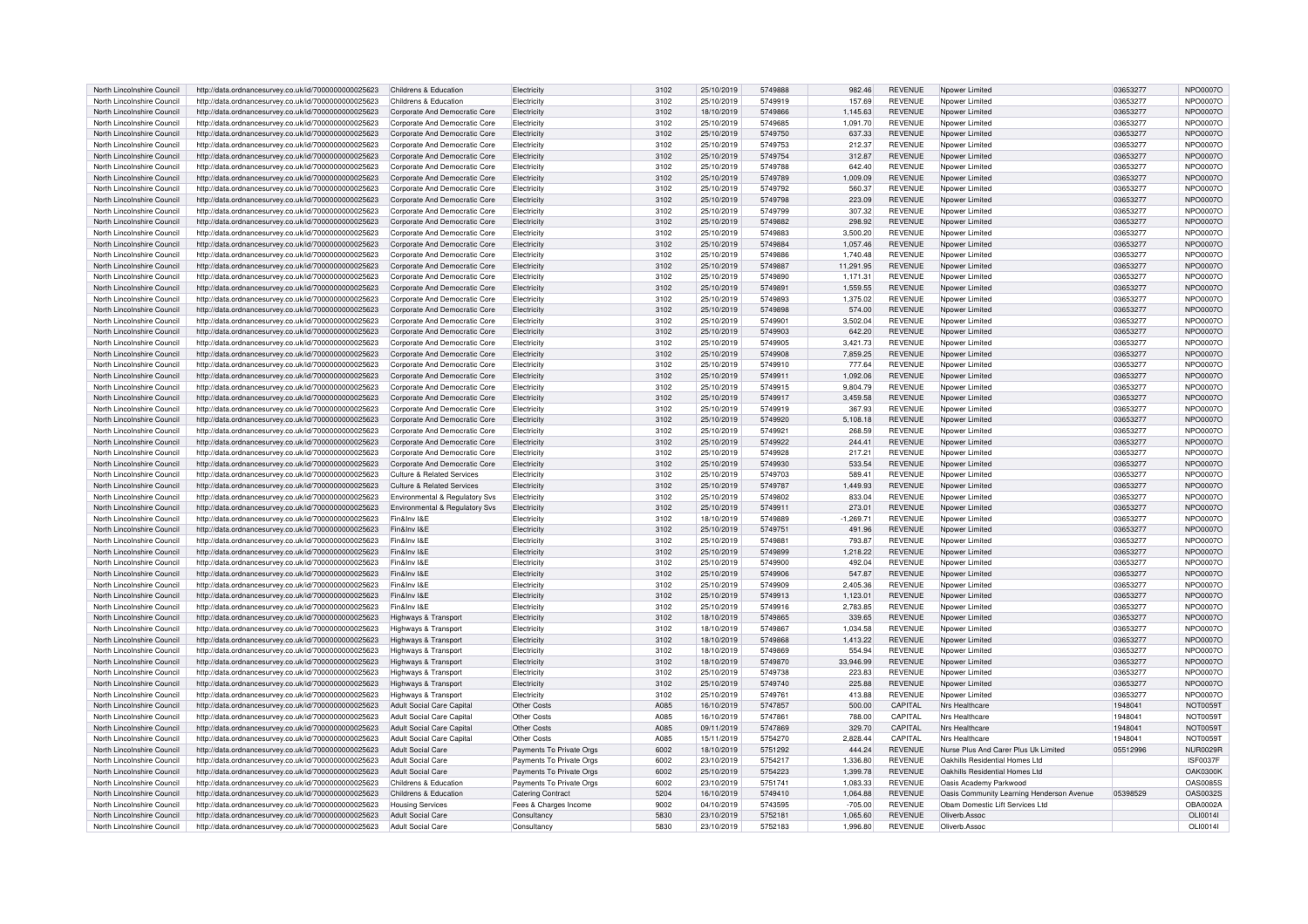| North Lincolnshire Council | http://data.ordnancesurvey.co.uk/id/7000000000025623 | Childrens & Education | Electricity | 3102 | 25/10/2019 | 5749888 | 982.46 | REVENUE | Npower Limited | 03653277 | NPO0007O |
|---|---|---|---|---|---|---|---|---|---|---|---|
| North Lincolnshire Council | http://data.ordnancesurvey.co.uk/id/7000000000025623 | Childrens & Education | Electricity | 3102 | 25/10/2019 | 5749919 | 157.69 | REVENUE | Npower Limited | 03653277 | NPO0007O |
| North Lincolnshire Council | http://data.ordnancesurvey.co.uk/id/7000000000025623 | Corporate And Democratic Core | Electricity | 3102 | 18/10/2019 | 5749866 | 1,145.63 | REVENUE | Npower Limited | 03653277 | NPO0007O |
| North Lincolnshire Council | http://data.ordnancesurvey.co.uk/id/7000000000025623 | Corporate And Democratic Core | Electricity | 3102 | 25/10/2019 | 5749685 | 1,091.70 | REVENUE | Npower Limited | 03653277 | NPO0007O |
| North Lincolnshire Council | http://data.ordnancesurvey.co.uk/id/7000000000025623 | Corporate And Democratic Core | Electricity | 3102 | 25/10/2019 | 5749750 | 637.33 | REVENUE | Npower Limited | 03653277 | NPO0007O |
| North Lincolnshire Council | http://data.ordnancesurvey.co.uk/id/7000000000025623 | Corporate And Democratic Core | Electricity | 3102 | 25/10/2019 | 5749753 | 212.37 | REVENUE | Npower Limited | 03653277 | NPO0007O |
| North Lincolnshire Council | http://data.ordnancesurvey.co.uk/id/7000000000025623 | Corporate And Democratic Core | Electricity | 3102 | 25/10/2019 | 5749754 | 312.87 | REVENUE | Npower Limited | 03653277 | NPO0007O |
| North Lincolnshire Council | http://data.ordnancesurvey.co.uk/id/7000000000025623 | Corporate And Democratic Core | Electricity | 3102 | 25/10/2019 | 5749788 | 642.40 | REVENUE | Npower Limited | 03653277 | NPO0007O |
| North Lincolnshire Council | http://data.ordnancesurvey.co.uk/id/7000000000025623 | Corporate And Democratic Core | Electricity | 3102 | 25/10/2019 | 5749789 | 1,009.09 | REVENUE | Npower Limited | 03653277 | NPO0007O |
| North Lincolnshire Council | http://data.ordnancesurvey.co.uk/id/7000000000025623 | Corporate And Democratic Core | Electricity | 3102 | 25/10/2019 | 5749792 | 560.37 | REVENUE | Npower Limited | 03653277 | NPO0007O |
| North Lincolnshire Council | http://data.ordnancesurvey.co.uk/id/7000000000025623 | Corporate And Democratic Core | Electricity | 3102 | 25/10/2019 | 5749798 | 223.09 | REVENUE | Npower Limited | 03653277 | NPO0007O |
| North Lincolnshire Council | http://data.ordnancesurvey.co.uk/id/7000000000025623 | Corporate And Democratic Core | Electricity | 3102 | 25/10/2019 | 5749799 | 307.32 | REVENUE | Npower Limited | 03653277 | NPO0007O |
| North Lincolnshire Council | http://data.ordnancesurvey.co.uk/id/7000000000025623 | Corporate And Democratic Core | Electricity | 3102 | 25/10/2019 | 5749882 | 298.92 | REVENUE | Npower Limited | 03653277 | NPO0007O |
| North Lincolnshire Council | http://data.ordnancesurvey.co.uk/id/7000000000025623 | Corporate And Democratic Core | Electricity | 3102 | 25/10/2019 | 5749883 | 3,500.20 | REVENUE | Npower Limited | 03653277 | NPO0007O |
| North Lincolnshire Council | http://data.ordnancesurvey.co.uk/id/7000000000025623 | Corporate And Democratic Core | Electricity | 3102 | 25/10/2019 | 5749884 | 1,057.46 | REVENUE | Npower Limited | 03653277 | NPO0007O |
| North Lincolnshire Council | http://data.ordnancesurvey.co.uk/id/7000000000025623 | Corporate And Democratic Core | Electricity | 3102 | 25/10/2019 | 5749886 | 1,740.48 | REVENUE | Npower Limited | 03653277 | NPO0007O |
| North Lincolnshire Council | http://data.ordnancesurvey.co.uk/id/7000000000025623 | Corporate And Democratic Core | Electricity | 3102 | 25/10/2019 | 5749887 | 11,291.95 | REVENUE | Npower Limited | 03653277 | NPO0007O |
| North Lincolnshire Council | http://data.ordnancesurvey.co.uk/id/7000000000025623 | Corporate And Democratic Core | Electricity | 3102 | 25/10/2019 | 5749890 | 1,171.31 | REVENUE | Npower Limited | 03653277 | NPO0007O |
| North Lincolnshire Council | http://data.ordnancesurvey.co.uk/id/7000000000025623 | Corporate And Democratic Core | Electricity | 3102 | 25/10/2019 | 5749891 | 1,559.55 | REVENUE | Npower Limited | 03653277 | NPO0007O |
| North Lincolnshire Council | http://data.ordnancesurvey.co.uk/id/7000000000025623 | Corporate And Democratic Core | Electricity | 3102 | 25/10/2019 | 5749893 | 1,375.02 | REVENUE | Npower Limited | 03653277 | NPO0007O |
| North Lincolnshire Council | http://data.ordnancesurvey.co.uk/id/7000000000025623 | Corporate And Democratic Core | Electricity | 3102 | 25/10/2019 | 5749898 | 574.00 | REVENUE | Npower Limited | 03653277 | NPO0007O |
| North Lincolnshire Council | http://data.ordnancesurvey.co.uk/id/7000000000025623 | Corporate And Democratic Core | Electricity | 3102 | 25/10/2019 | 5749901 | 3,502.04 | REVENUE | Npower Limited | 03653277 | NPO0007O |
| North Lincolnshire Council | http://data.ordnancesurvey.co.uk/id/7000000000025623 | Corporate And Democratic Core | Electricity | 3102 | 25/10/2019 | 5749903 | 642.20 | REVENUE | Npower Limited | 03653277 | NPO0007O |
| North Lincolnshire Council | http://data.ordnancesurvey.co.uk/id/7000000000025623 | Corporate And Democratic Core | Electricity | 3102 | 25/10/2019 | 5749905 | 3,421.73 | REVENUE | Npower Limited | 03653277 | NPO0007O |
| North Lincolnshire Council | http://data.ordnancesurvey.co.uk/id/7000000000025623 | Corporate And Democratic Core | Electricity | 3102 | 25/10/2019 | 5749908 | 7,859.25 | REVENUE | Npower Limited | 03653277 | NPO0007O |
| North Lincolnshire Council | http://data.ordnancesurvey.co.uk/id/7000000000025623 | Corporate And Democratic Core | Electricity | 3102 | 25/10/2019 | 5749910 | 777.64 | REVENUE | Npower Limited | 03653277 | NPO0007O |
| North Lincolnshire Council | http://data.ordnancesurvey.co.uk/id/7000000000025623 | Corporate And Democratic Core | Electricity | 3102 | 25/10/2019 | 5749911 | 1,092.06 | REVENUE | Npower Limited | 03653277 | NPO0007O |
| North Lincolnshire Council | http://data.ordnancesurvey.co.uk/id/7000000000025623 | Corporate And Democratic Core | Electricity | 3102 | 25/10/2019 | 5749915 | 9,804.79 | REVENUE | Npower Limited | 03653277 | NPO0007O |
| North Lincolnshire Council | http://data.ordnancesurvey.co.uk/id/7000000000025623 | Corporate And Democratic Core | Electricity | 3102 | 25/10/2019 | 5749917 | 3,459.58 | REVENUE | Npower Limited | 03653277 | NPO0007O |
| North Lincolnshire Council | http://data.ordnancesurvey.co.uk/id/7000000000025623 | Corporate And Democratic Core | Electricity | 3102 | 25/10/2019 | 5749919 | 367.93 | REVENUE | Npower Limited | 03653277 | NPO0007O |
| North Lincolnshire Council | http://data.ordnancesurvey.co.uk/id/7000000000025623 | Corporate And Democratic Core | Electricity | 3102 | 25/10/2019 | 5749920 | 5,108.18 | REVENUE | Npower Limited | 03653277 | NPO0007O |
| North Lincolnshire Council | http://data.ordnancesurvey.co.uk/id/7000000000025623 | Corporate And Democratic Core | Electricity | 3102 | 25/10/2019 | 5749921 | 268.59 | REVENUE | Npower Limited | 03653277 | NPO0007O |
| North Lincolnshire Council | http://data.ordnancesurvey.co.uk/id/7000000000025623 | Corporate And Democratic Core | Electricity | 3102 | 25/10/2019 | 5749922 | 244.41 | REVENUE | Npower Limited | 03653277 | NPO0007O |
| North Lincolnshire Council | http://data.ordnancesurvey.co.uk/id/7000000000025623 | Corporate And Democratic Core | Electricity | 3102 | 25/10/2019 | 5749928 | 217.21 | REVENUE | Npower Limited | 03653277 | NPO0007O |
| North Lincolnshire Council | http://data.ordnancesurvey.co.uk/id/7000000000025623 | Corporate And Democratic Core | Electricity | 3102 | 25/10/2019 | 5749930 | 533.54 | REVENUE | Npower Limited | 03653277 | NPO0007O |
| North Lincolnshire Council | http://data.ordnancesurvey.co.uk/id/7000000000025623 | Culture & Related Services | Electricity | 3102 | 25/10/2019 | 5749703 | 589.41 | REVENUE | Npower Limited | 03653277 | NPO0007O |
| North Lincolnshire Council | http://data.ordnancesurvey.co.uk/id/7000000000025623 | Culture & Related Services | Electricity | 3102 | 25/10/2019 | 5749787 | 1,449.93 | REVENUE | Npower Limited | 03653277 | NPO0007O |
| North Lincolnshire Council | http://data.ordnancesurvey.co.uk/id/7000000000025623 | Environmental & Regulatory Svs | Electricity | 3102 | 25/10/2019 | 5749802 | 833.04 | REVENUE | Npower Limited | 03653277 | NPO0007O |
| North Lincolnshire Council | http://data.ordnancesurvey.co.uk/id/7000000000025623 | Environmental & Regulatory Svs | Electricity | 3102 | 25/10/2019 | 5749911 | 273.01 | REVENUE | Npower Limited | 03653277 | NPO0007O |
| North Lincolnshire Council | http://data.ordnancesurvey.co.uk/id/7000000000025623 | Fin&Inv I&E | Electricity | 3102 | 18/10/2019 | 5749889 | -1,269.71 | REVENUE | Npower Limited | 03653277 | NPO0007O |
| North Lincolnshire Council | http://data.ordnancesurvey.co.uk/id/7000000000025623 | Fin&Inv I&E | Electricity | 3102 | 25/10/2019 | 5749751 | 491.96 | REVENUE | Npower Limited | 03653277 | NPO0007O |
| North Lincolnshire Council | http://data.ordnancesurvey.co.uk/id/7000000000025623 | Fin&Inv I&E | Electricity | 3102 | 25/10/2019 | 5749881 | 793.87 | REVENUE | Npower Limited | 03653277 | NPO0007O |
| North Lincolnshire Council | http://data.ordnancesurvey.co.uk/id/7000000000025623 | Fin&Inv I&E | Electricity | 3102 | 25/10/2019 | 5749899 | 1,218.22 | REVENUE | Npower Limited | 03653277 | NPO0007O |
| North Lincolnshire Council | http://data.ordnancesurvey.co.uk/id/7000000000025623 | Fin&Inv I&E | Electricity | 3102 | 25/10/2019 | 5749900 | 492.04 | REVENUE | Npower Limited | 03653277 | NPO0007O |
| North Lincolnshire Council | http://data.ordnancesurvey.co.uk/id/7000000000025623 | Fin&Inv I&E | Electricity | 3102 | 25/10/2019 | 5749906 | 547.87 | REVENUE | Npower Limited | 03653277 | NPO0007O |
| North Lincolnshire Council | http://data.ordnancesurvey.co.uk/id/7000000000025623 | Fin&Inv I&E | Electricity | 3102 | 25/10/2019 | 5749909 | 2,405.36 | REVENUE | Npower Limited | 03653277 | NPO0007O |
| North Lincolnshire Council | http://data.ordnancesurvey.co.uk/id/7000000000025623 | Fin&Inv I&E | Electricity | 3102 | 25/10/2019 | 5749913 | 1,123.01 | REVENUE | Npower Limited | 03653277 | NPO0007O |
| North Lincolnshire Council | http://data.ordnancesurvey.co.uk/id/7000000000025623 | Fin&Inv I&E | Electricity | 3102 | 25/10/2019 | 5749916 | 2,783.85 | REVENUE | Npower Limited | 03653277 | NPO0007O |
| North Lincolnshire Council | http://data.ordnancesurvey.co.uk/id/7000000000025623 | Highways & Transport | Electricity | 3102 | 18/10/2019 | 5749865 | 339.65 | REVENUE | Npower Limited | 03653277 | NPO0007O |
| North Lincolnshire Council | http://data.ordnancesurvey.co.uk/id/7000000000025623 | Highways & Transport | Electricity | 3102 | 18/10/2019 | 5749867 | 1,034.58 | REVENUE | Npower Limited | 03653277 | NPO0007O |
| North Lincolnshire Council | http://data.ordnancesurvey.co.uk/id/7000000000025623 | Highways & Transport | Electricity | 3102 | 18/10/2019 | 5749868 | 1,413.22 | REVENUE | Npower Limited | 03653277 | NPO0007O |
| North Lincolnshire Council | http://data.ordnancesurvey.co.uk/id/7000000000025623 | Highways & Transport | Electricity | 3102 | 18/10/2019 | 5749869 | 554.94 | REVENUE | Npower Limited | 03653277 | NPO0007O |
| North Lincolnshire Council | http://data.ordnancesurvey.co.uk/id/7000000000025623 | Highways & Transport | Electricity | 3102 | 18/10/2019 | 5749870 | 33,946.99 | REVENUE | Npower Limited | 03653277 | NPO0007O |
| North Lincolnshire Council | http://data.ordnancesurvey.co.uk/id/7000000000025623 | Highways & Transport | Electricity | 3102 | 25/10/2019 | 5749738 | 223.83 | REVENUE | Npower Limited | 03653277 | NPO0007O |
| North Lincolnshire Council | http://data.ordnancesurvey.co.uk/id/7000000000025623 | Highways & Transport | Electricity | 3102 | 25/10/2019 | 5749740 | 225.88 | REVENUE | Npower Limited | 03653277 | NPO0007O |
| North Lincolnshire Council | http://data.ordnancesurvey.co.uk/id/7000000000025623 | Highways & Transport | Electricity | 3102 | 25/10/2019 | 5749761 | 413.88 | REVENUE | Npower Limited | 03653277 | NPO0007O |
| North Lincolnshire Council | http://data.ordnancesurvey.co.uk/id/7000000000025623 | Adult Social Care Capital | Other Costs | A085 | 16/10/2019 | 5747857 | 500.00 | CAPITAL | Nrs Healthcare | 1948041 | NOT0059T |
| North Lincolnshire Council | http://data.ordnancesurvey.co.uk/id/7000000000025623 | Adult Social Care Capital | Other Costs | A085 | 16/10/2019 | 5747861 | 788.00 | CAPITAL | Nrs Healthcare | 1948041 | NOT0059T |
| North Lincolnshire Council | http://data.ordnancesurvey.co.uk/id/7000000000025623 | Adult Social Care Capital | Other Costs | A085 | 09/11/2019 | 5747869 | 329.70 | CAPITAL | Nrs Healthcare | 1948041 | NOT0059T |
| North Lincolnshire Council | http://data.ordnancesurvey.co.uk/id/7000000000025623 | Adult Social Care Capital | Other Costs | A085 | 15/11/2019 | 5754270 | 2,828.44 | CAPITAL | Nrs Healthcare | 1948041 | NOT0059T |
| North Lincolnshire Council | http://data.ordnancesurvey.co.uk/id/7000000000025623 | Adult Social Care | Payments To Private Orgs | 6002 | 18/10/2019 | 5751292 | 444.24 | REVENUE | Nurse Plus And Carer Plus Uk Limited | 05512996 | NUR0029R |
| North Lincolnshire Council | http://data.ordnancesurvey.co.uk/id/7000000000025623 | Adult Social Care | Payments To Private Orgs | 6002 | 23/10/2019 | 5754217 | 1,336.80 | REVENUE | Oakhills Residential Homes Ltd | | ISF0037F |
| North Lincolnshire Council | http://data.ordnancesurvey.co.uk/id/7000000000025623 | Adult Social Care | Payments To Private Orgs | 6002 | 25/10/2019 | 5754223 | 1,399.78 | REVENUE | Oakhills Residential Homes Ltd | | OAK0300K |
| North Lincolnshire Council | http://data.ordnancesurvey.co.uk/id/7000000000025623 | Childrens & Education | Payments To Private Orgs | 6002 | 23/10/2019 | 5751741 | 1,083.33 | REVENUE | Oasis Academy Parkwood | | OAS0085S |
| North Lincolnshire Council | http://data.ordnancesurvey.co.uk/id/7000000000025623 | Childrens & Education | Catering Contract | 5204 | 16/10/2019 | 5749410 | 1,064.88 | REVENUE | Oasis Community Learning Henderson Avenue | 05398529 | OAS0032S |
| North Lincolnshire Council | http://data.ordnancesurvey.co.uk/id/7000000000025623 | Housing Services | Fees & Charges Income | 9002 | 04/10/2019 | 5743595 | -705.00 | REVENUE | Obam Domestic Lift Services Ltd | | OBA0002A |
| North Lincolnshire Council | http://data.ordnancesurvey.co.uk/id/7000000000025623 | Adult Social Care | Consultancy | 5830 | 23/10/2019 | 5752181 | 1,065.60 | REVENUE | Oliverb.Assoc | | OLI0014I |
| North Lincolnshire Council | http://data.ordnancesurvey.co.uk/id/7000000000025623 | Adult Social Care | Consultancy | 5830 | 23/10/2019 | 5752183 | 1,996.80 | REVENUE | Oliverb.Assoc | | OLI0014I |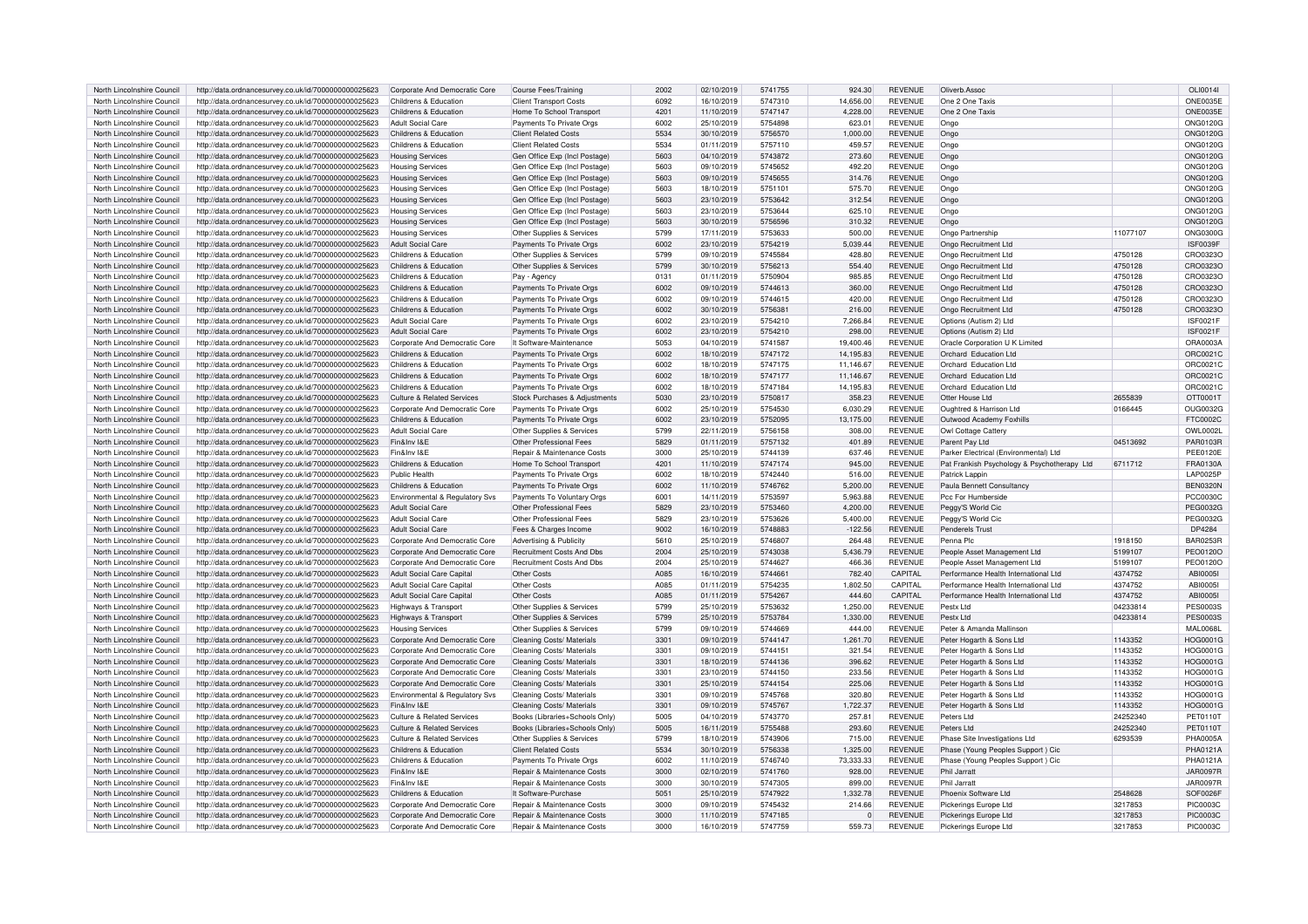| North Lincolnshire Council | http://data.ordnancesurvey.co.uk/id/7000000000025623 | Corporate And Democratic Core | Course Fees/Training | 2002 | 02/10/2019 | 5741755 | 924.30 | REVENUE | Oliverb.Assoc | | OLI0014I |
|---|---|---|---|---|---|---|---|---|---|---|---|
| North Lincolnshire Council | http://data.ordnancesurvey.co.uk/id/7000000000025623 | Childrens & Education | Client Transport Costs | 6092 | 16/10/2019 | 5747310 | 14,656.00 | REVENUE | One 2 One Taxis | | ONE0035E |
| North Lincolnshire Council | http://data.ordnancesurvey.co.uk/id/7000000000025623 | Childrens & Education | Home To School Transport | 4201 | 11/10/2019 | 5747147 | 4,228.00 | REVENUE | One 2 One Taxis | | ONE0035E |
| North Lincolnshire Council | http://data.ordnancesurvey.co.uk/id/7000000000025623 | Adult Social Care | Payments To Private Orgs | 6002 | 25/10/2019 | 5754898 | 623.01 | REVENUE | Ongo | | ONG0120G |
| North Lincolnshire Council | http://data.ordnancesurvey.co.uk/id/7000000000025623 | Childrens & Education | Client Related Costs | 5534 | 30/10/2019 | 5756570 | 1,000.00 | REVENUE | Ongo | | ONG0120G |
| North Lincolnshire Council | http://data.ordnancesurvey.co.uk/id/7000000000025623 | Childrens & Education | Client Related Costs | 5534 | 01/11/2019 | 5757110 | 459.57 | REVENUE | Ongo | | ONG0120G |
| North Lincolnshire Council | http://data.ordnancesurvey.co.uk/id/7000000000025623 | Housing Services | Gen Office Exp (Incl Postage) | 5603 | 04/10/2019 | 5743872 | 273.60 | REVENUE | Ongo | | ONG0120G |
| North Lincolnshire Council | http://data.ordnancesurvey.co.uk/id/7000000000025623 | Housing Services | Gen Office Exp (Incl Postage) | 5603 | 09/10/2019 | 5745652 | 492.20 | REVENUE | Ongo | | ONG0120G |
| North Lincolnshire Council | http://data.ordnancesurvey.co.uk/id/7000000000025623 | Housing Services | Gen Office Exp (Incl Postage) | 5603 | 09/10/2019 | 5745655 | 314.76 | REVENUE | Ongo | | ONG0120G |
| North Lincolnshire Council | http://data.ordnancesurvey.co.uk/id/7000000000025623 | Housing Services | Gen Office Exp (Incl Postage) | 5603 | 18/10/2019 | 5751101 | 575.70 | REVENUE | Ongo | | ONG0120G |
| North Lincolnshire Council | http://data.ordnancesurvey.co.uk/id/7000000000025623 | Housing Services | Gen Office Exp (Incl Postage) | 5603 | 23/10/2019 | 5753642 | 312.54 | REVENUE | Ongo | | ONG0120G |
| North Lincolnshire Council | http://data.ordnancesurvey.co.uk/id/7000000000025623 | Housing Services | Gen Office Exp (Incl Postage) | 5603 | 23/10/2019 | 5753644 | 625.10 | REVENUE | Ongo | | ONG0120G |
| North Lincolnshire Council | http://data.ordnancesurvey.co.uk/id/7000000000025623 | Housing Services | Gen Office Exp (Incl Postage) | 5603 | 30/10/2019 | 5756596 | 310.32 | REVENUE | Ongo | | ONG0120G |
| North Lincolnshire Council | http://data.ordnancesurvey.co.uk/id/7000000000025623 | Housing Services | Other Supplies & Services | 5799 | 17/11/2019 | 5753633 | 500.00 | REVENUE | Ongo Partnership | 11077107 | ONG0300G |
| North Lincolnshire Council | http://data.ordnancesurvey.co.uk/id/7000000000025623 | Adult Social Care | Payments To Private Orgs | 6002 | 23/10/2019 | 5754219 | 5,039.44 | REVENUE | Ongo Recruitment Ltd | | ISF0039F |
| North Lincolnshire Council | http://data.ordnancesurvey.co.uk/id/7000000000025623 | Childrens & Education | Other Supplies & Services | 5799 | 09/10/2019 | 5745584 | 428.80 | REVENUE | Ongo Recruitment Ltd | 4750128 | CRO0323O |
| North Lincolnshire Council | http://data.ordnancesurvey.co.uk/id/7000000000025623 | Childrens & Education | Other Supplies & Services | 5799 | 30/10/2019 | 5756213 | 554.40 | REVENUE | Ongo Recruitment Ltd | 4750128 | CRO0323O |
| North Lincolnshire Council | http://data.ordnancesurvey.co.uk/id/7000000000025623 | Childrens & Education | Pay - Agency | 0131 | 01/11/2019 | 5750904 | 985.85 | REVENUE | Ongo Recruitment Ltd | 4750128 | CRO0323O |
| North Lincolnshire Council | http://data.ordnancesurvey.co.uk/id/7000000000025623 | Childrens & Education | Payments To Private Orgs | 6002 | 09/10/2019 | 5744613 | 360.00 | REVENUE | Ongo Recruitment Ltd | 4750128 | CRO0323O |
| North Lincolnshire Council | http://data.ordnancesurvey.co.uk/id/7000000000025623 | Childrens & Education | Payments To Private Orgs | 6002 | 09/10/2019 | 5744615 | 420.00 | REVENUE | Ongo Recruitment Ltd | 4750128 | CRO0323O |
| North Lincolnshire Council | http://data.ordnancesurvey.co.uk/id/7000000000025623 | Childrens & Education | Payments To Private Orgs | 6002 | 30/10/2019 | 5756381 | 216.00 | REVENUE | Ongo Recruitment Ltd | 4750128 | CRO0323O |
| North Lincolnshire Council | http://data.ordnancesurvey.co.uk/id/7000000000025623 | Adult Social Care | Payments To Private Orgs | 6002 | 23/10/2019 | 5754210 | 7,266.84 | REVENUE | Options (Autism 2) Ltd | | ISF0021F |
| North Lincolnshire Council | http://data.ordnancesurvey.co.uk/id/7000000000025623 | Adult Social Care | Payments To Private Orgs | 6002 | 23/10/2019 | 5754210 | 298.00 | REVENUE | Options (Autism 2) Ltd | | ISF0021F |
| North Lincolnshire Council | http://data.ordnancesurvey.co.uk/id/7000000000025623 | Corporate And Democratic Core | It Software-Maintenance | 5053 | 04/10/2019 | 5741587 | 19,400.46 | REVENUE | Oracle Corporation U K Limited | | ORA0003A |
| North Lincolnshire Council | http://data.ordnancesurvey.co.uk/id/7000000000025623 | Childrens & Education | Payments To Private Orgs | 6002 | 18/10/2019 | 5747172 | 14,195.83 | REVENUE | Orchard Education Ltd | | ORC0021C |
| North Lincolnshire Council | http://data.ordnancesurvey.co.uk/id/7000000000025623 | Childrens & Education | Payments To Private Orgs | 6002 | 18/10/2019 | 5747175 | 11,146.67 | REVENUE | Orchard Education Ltd | | ORC0021C |
| North Lincolnshire Council | http://data.ordnancesurvey.co.uk/id/7000000000025623 | Childrens & Education | Payments To Private Orgs | 6002 | 18/10/2019 | 5747177 | 11,146.67 | REVENUE | Orchard Education Ltd | | ORC0021C |
| North Lincolnshire Council | http://data.ordnancesurvey.co.uk/id/7000000000025623 | Childrens & Education | Payments To Private Orgs | 6002 | 18/10/2019 | 5747184 | 14,195.83 | REVENUE | Orchard Education Ltd | | ORC0021C |
| North Lincolnshire Council | http://data.ordnancesurvey.co.uk/id/7000000000025623 | Culture & Related Services | Stock Purchases & Adjustments | 5030 | 23/10/2019 | 5750817 | 358.23 | REVENUE | Otter House Ltd | 2655839 | OTT0001T |
| North Lincolnshire Council | http://data.ordnancesurvey.co.uk/id/7000000000025623 | Corporate And Democratic Core | Payments To Private Orgs | 6002 | 25/10/2019 | 5754530 | 6,030.29 | REVENUE | Oughtred & Harrison Ltd | 0166445 | OUG0032G |
| North Lincolnshire Council | http://data.ordnancesurvey.co.uk/id/7000000000025623 | Childrens & Education | Payments To Private Orgs | 6002 | 23/10/2019 | 5752095 | 13,175.00 | REVENUE | Outwood Academy Foxhills | | FTC0002C |
| North Lincolnshire Council | http://data.ordnancesurvey.co.uk/id/7000000000025623 | Adult Social Care | Other Supplies & Services | 5799 | 22/11/2019 | 5756158 | 308.00 | REVENUE | Owl Cottage Cattery | | OWL0002L |
| North Lincolnshire Council | http://data.ordnancesurvey.co.uk/id/7000000000025623 | Fin&Inv I&E | Other Professional Fees | 5829 | 01/11/2019 | 5757132 | 401.89 | REVENUE | Parent Pay Ltd | 04513692 | PAR0103R |
| North Lincolnshire Council | http://data.ordnancesurvey.co.uk/id/7000000000025623 | Fin&Inv I&E | Repair & Maintenance Costs | 3000 | 25/10/2019 | 5744139 | 637.46 | REVENUE | Parker Electrical (Environmental) Ltd | | PEE0120E |
| North Lincolnshire Council | http://data.ordnancesurvey.co.uk/id/7000000000025623 | Childrens & Education | Home To School Transport | 4201 | 11/10/2019 | 5747174 | 945.00 | REVENUE | Pat Frankish Psychology & Psychotherapy Ltd | 6711712 | FRA0130A |
| North Lincolnshire Council | http://data.ordnancesurvey.co.uk/id/7000000000025623 | Public Health | Payments To Private Orgs | 6002 | 18/10/2019 | 5742440 | 516.00 | REVENUE | Patrick Lappin | | LAP0025P |
| North Lincolnshire Council | http://data.ordnancesurvey.co.uk/id/7000000000025623 | Childrens & Education | Payments To Private Orgs | 6002 | 11/10/2019 | 5746762 | 5,200.00 | REVENUE | Paula Bennett Consultancy | | BEN0320N |
| North Lincolnshire Council | http://data.ordnancesurvey.co.uk/id/7000000000025623 | Environmental & Regulatory Svs | Payments To Voluntary Orgs | 6001 | 14/11/2019 | 5753597 | 5,963.88 | REVENUE | Pcc For Humberside | | PCC0030C |
| North Lincolnshire Council | http://data.ordnancesurvey.co.uk/id/7000000000025623 | Adult Social Care | Other Professional Fees | 5829 | 23/10/2019 | 5753460 | 4,200.00 | REVENUE | Peggy'S World Cic | | PEG0032G |
| North Lincolnshire Council | http://data.ordnancesurvey.co.uk/id/7000000000025623 | Adult Social Care | Other Professional Fees | 5829 | 23/10/2019 | 5753626 | 5,400.00 | REVENUE | Peggy'S World Cic | | PEG0032G |
| North Lincolnshire Council | http://data.ordnancesurvey.co.uk/id/7000000000025623 | Adult Social Care | Fees & Charges Income | 9002 | 16/10/2019 | 5748883 | -122.56 | REVENUE | Penderels Trust | | DP4284 |
| North Lincolnshire Council | http://data.ordnancesurvey.co.uk/id/7000000000025623 | Corporate And Democratic Core | Advertising & Publicity | 5610 | 25/10/2019 | 5746807 | 264.48 | REVENUE | Penna Plc | 1918150 | BAR0253R |
| North Lincolnshire Council | http://data.ordnancesurvey.co.uk/id/7000000000025623 | Corporate And Democratic Core | Recruitment Costs And Dbs | 2004 | 25/10/2019 | 5743038 | 5,436.79 | REVENUE | People Asset Management Ltd | 5199107 | PEO0120O |
| North Lincolnshire Council | http://data.ordnancesurvey.co.uk/id/7000000000025623 | Corporate And Democratic Core | Recruitment Costs And Dbs | 2004 | 25/10/2019 | 5744627 | 466.36 | REVENUE | People Asset Management Ltd | 5199107 | PEO0120O |
| North Lincolnshire Council | http://data.ordnancesurvey.co.uk/id/7000000000025623 | Adult Social Care Capital | Other Costs | A085 | 16/10/2019 | 5744661 | 782.40 | CAPITAL | Performance Health International Ltd | 4374752 | ABI0005I |
| North Lincolnshire Council | http://data.ordnancesurvey.co.uk/id/7000000000025623 | Adult Social Care Capital | Other Costs | A085 | 01/11/2019 | 5754235 | 1,802.50 | CAPITAL | Performance Health International Ltd | 4374752 | ABI0005I |
| North Lincolnshire Council | http://data.ordnancesurvey.co.uk/id/7000000000025623 | Adult Social Care Capital | Other Costs | A085 | 01/11/2019 | 5754267 | 444.60 | CAPITAL | Performance Health International Ltd | 4374752 | ABI0005I |
| North Lincolnshire Council | http://data.ordnancesurvey.co.uk/id/7000000000025623 | Highways & Transport | Other Supplies & Services | 5799 | 25/10/2019 | 5753632 | 1,250.00 | REVENUE | Pestx Ltd | 04233814 | PES0003S |
| North Lincolnshire Council | http://data.ordnancesurvey.co.uk/id/7000000000025623 | Highways & Transport | Other Supplies & Services | 5799 | 25/10/2019 | 5753784 | 1,330.00 | REVENUE | Pestx Ltd | 04233814 | PES0003S |
| North Lincolnshire Council | http://data.ordnancesurvey.co.uk/id/7000000000025623 | Housing Services | Other Supplies & Services | 5799 | 09/10/2019 | 5744669 | 444.00 | REVENUE | Peter & Amanda Mallinson | | MAL0068L |
| North Lincolnshire Council | http://data.ordnancesurvey.co.uk/id/7000000000025623 | Corporate And Democratic Core | Cleaning Costs/ Materials | 3301 | 09/10/2019 | 5744147 | 1,261.70 | REVENUE | Peter Hogarth & Sons Ltd | 1143352 | HOG0001G |
| North Lincolnshire Council | http://data.ordnancesurvey.co.uk/id/7000000000025623 | Corporate And Democratic Core | Cleaning Costs/ Materials | 3301 | 09/10/2019 | 5744151 | 321.54 | REVENUE | Peter Hogarth & Sons Ltd | 1143352 | HOG0001G |
| North Lincolnshire Council | http://data.ordnancesurvey.co.uk/id/7000000000025623 | Corporate And Democratic Core | Cleaning Costs/ Materials | 3301 | 18/10/2019 | 5744136 | 396.62 | REVENUE | Peter Hogarth & Sons Ltd | 1143352 | HOG0001G |
| North Lincolnshire Council | http://data.ordnancesurvey.co.uk/id/7000000000025623 | Corporate And Democratic Core | Cleaning Costs/ Materials | 3301 | 23/10/2019 | 5744150 | 233.56 | REVENUE | Peter Hogarth & Sons Ltd | 1143352 | HOG0001G |
| North Lincolnshire Council | http://data.ordnancesurvey.co.uk/id/7000000000025623 | Corporate And Democratic Core | Cleaning Costs/ Materials | 3301 | 25/10/2019 | 5744154 | 225.06 | REVENUE | Peter Hogarth & Sons Ltd | 1143352 | HOG0001G |
| North Lincolnshire Council | http://data.ordnancesurvey.co.uk/id/7000000000025623 | Environmental & Regulatory Svs | Cleaning Costs/ Materials | 3301 | 09/10/2019 | 5745768 | 320.80 | REVENUE | Peter Hogarth & Sons Ltd | 1143352 | HOG0001G |
| North Lincolnshire Council | http://data.ordnancesurvey.co.uk/id/7000000000025623 | Fin&Inv I&E | Cleaning Costs/ Materials | 3301 | 09/10/2019 | 5745767 | 1,722.37 | REVENUE | Peter Hogarth & Sons Ltd | 1143352 | HOG0001G |
| North Lincolnshire Council | http://data.ordnancesurvey.co.uk/id/7000000000025623 | Culture & Related Services | Books (Libraries+Schools Only) | 5005 | 04/10/2019 | 5743770 | 257.81 | REVENUE | Peters Ltd | 24252340 | PET0110T |
| North Lincolnshire Council | http://data.ordnancesurvey.co.uk/id/7000000000025623 | Culture & Related Services | Books (Libraries+Schools Only) | 5005 | 16/11/2019 | 5755488 | 293.60 | REVENUE | Peters Ltd | 24252340 | PET0110T |
| North Lincolnshire Council | http://data.ordnancesurvey.co.uk/id/7000000000025623 | Culture & Related Services | Other Supplies & Services | 5799 | 18/10/2019 | 5743906 | 715.00 | REVENUE | Phase Site Investigations Ltd | 6293539 | PHA0005A |
| North Lincolnshire Council | http://data.ordnancesurvey.co.uk/id/7000000000025623 | Childrens & Education | Client Related Costs | 5534 | 30/10/2019 | 5756338 | 1,325.00 | REVENUE | Phase (Young Peoples Support ) Cic | | PHA0121A |
| North Lincolnshire Council | http://data.ordnancesurvey.co.uk/id/7000000000025623 | Childrens & Education | Payments To Private Orgs | 6002 | 11/10/2019 | 5746740 | 73,333.33 | REVENUE | Phase (Young Peoples Support ) Cic | | PHA0121A |
| North Lincolnshire Council | http://data.ordnancesurvey.co.uk/id/7000000000025623 | Fin&Inv I&E | Repair & Maintenance Costs | 3000 | 02/10/2019 | 5741760 | 928.00 | REVENUE | Phil Jarratt | | JAR0097R |
| North Lincolnshire Council | http://data.ordnancesurvey.co.uk/id/7000000000025623 | Fin&Inv I&E | Repair & Maintenance Costs | 3000 | 30/10/2019 | 5747305 | 899.00 | REVENUE | Phil Jarratt | | JAR0097R |
| North Lincolnshire Council | http://data.ordnancesurvey.co.uk/id/7000000000025623 | Childrens & Education | It Software-Purchase | 5051 | 25/10/2019 | 5747922 | 1,332.78 | REVENUE | Phoenix Software Ltd | 2548628 | SOF0026F |
| North Lincolnshire Council | http://data.ordnancesurvey.co.uk/id/7000000000025623 | Corporate And Democratic Core | Repair & Maintenance Costs | 3000 | 09/10/2019 | 5745432 | 214.66 | REVENUE | Pickerings Europe Ltd | 3217853 | PIC0003C |
| North Lincolnshire Council | http://data.ordnancesurvey.co.uk/id/7000000000025623 | Corporate And Democratic Core | Repair & Maintenance Costs | 3000 | 11/10/2019 | 5747185 | 0 | REVENUE | Pickerings Europe Ltd | 3217853 | PIC0003C |
| North Lincolnshire Council | http://data.ordnancesurvey.co.uk/id/7000000000025623 | Corporate And Democratic Core | Repair & Maintenance Costs | 3000 | 16/10/2019 | 5747759 | 559.73 | REVENUE | Pickerings Europe Ltd | 3217853 | PIC0003C |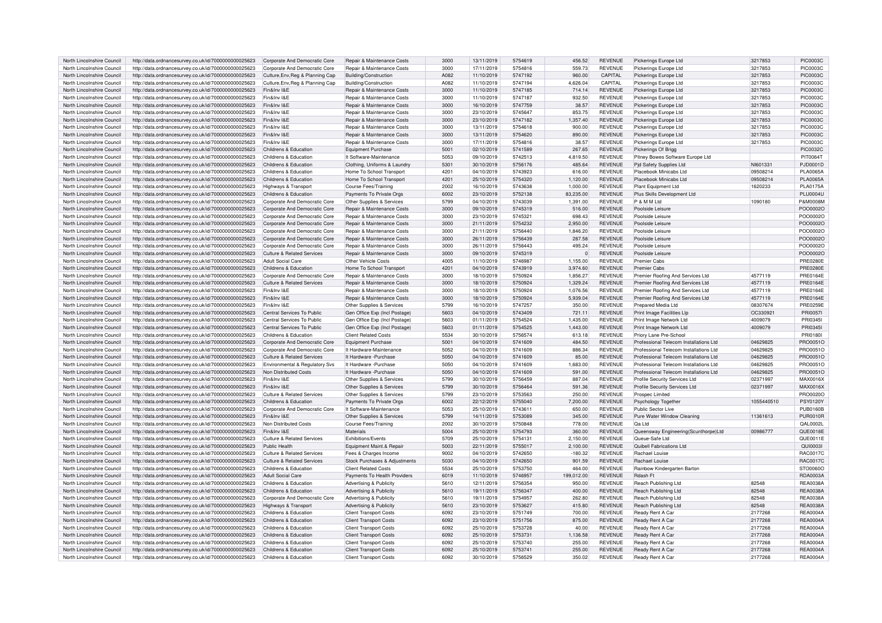| North Lincolnshire Council | http://data.ordnancesurvey.co.uk/id/7000000000025623 | Corporate And Democratic Core | Repair & Maintenance Costs | 3000 | 13/11/2019 | 5754619 | 456.52 | REVENUE | Pickerings Europe Ltd | 3217853 | PIC0003C |
|---|---|---|---|---|---|---|---|---|---|---|---|
| North Lincolnshire Council | http://data.ordnancesurvey.co.uk/id/7000000000025623 | Corporate And Democratic Core | Repair & Maintenance Costs | 3000 | 17/11/2019 | 5754816 | 559.73 | REVENUE | Pickerings Europe Ltd | 3217853 | PIC0003C |
| North Lincolnshire Council | http://data.ordnancesurvey.co.uk/id/7000000000025623 | Culture,Env,Reg & Planning Cap | Building/Construction | A082 | 11/10/2019 | 5747192 | 960.00 | CAPITAL | Pickerings Europe Ltd | 3217853 | PIC0003C |
| North Lincolnshire Council | http://data.ordnancesurvey.co.uk/id/7000000000025623 | Culture,Env,Reg & Planning Cap | Building/Construction | A082 | 11/10/2019 | 5747194 | 4,626.04 | CAPITAL | Pickerings Europe Ltd | 3217853 | PIC0003C |
| North Lincolnshire Council | http://data.ordnancesurvey.co.uk/id/7000000000025623 | Fin&Inv I&E | Repair & Maintenance Costs | 3000 | 11/10/2019 | 5747185 | 714.14 | REVENUE | Pickerings Europe Ltd | 3217853 | PIC0003C |
| North Lincolnshire Council | http://data.ordnancesurvey.co.uk/id/7000000000025623 | Fin&Inv I&E | Repair & Maintenance Costs | 3000 | 11/10/2019 | 5747187 | 932.50 | REVENUE | Pickerings Europe Ltd | 3217853 | PIC0003C |
| North Lincolnshire Council | http://data.ordnancesurvey.co.uk/id/7000000000025623 | Fin&Inv I&E | Repair & Maintenance Costs | 3000 | 16/10/2019 | 5747759 | 38.57 | REVENUE | Pickerings Europe Ltd | 3217853 | PIC0003C |
| North Lincolnshire Council | http://data.ordnancesurvey.co.uk/id/7000000000025623 | Fin&Inv I&E | Repair & Maintenance Costs | 3000 | 23/10/2019 | 5745647 | 853.75 | REVENUE | Pickerings Europe Ltd | 3217853 | PIC0003C |
| North Lincolnshire Council | http://data.ordnancesurvey.co.uk/id/7000000000025623 | Fin&Inv I&E | Repair & Maintenance Costs | 3000 | 23/10/2019 | 5747182 | 1,357.40 | REVENUE | Pickerings Europe Ltd | 3217853 | PIC0003C |
| North Lincolnshire Council | http://data.ordnancesurvey.co.uk/id/7000000000025623 | Fin&Inv I&E | Repair & Maintenance Costs | 3000 | 13/11/2019 | 5754618 | 900.00 | REVENUE | Pickerings Europe Ltd | 3217853 | PIC0003C |
| North Lincolnshire Council | http://data.ordnancesurvey.co.uk/id/7000000000025623 | Fin&Inv I&E | Repair & Maintenance Costs | 3000 | 13/11/2019 | 5754620 | 890.00 | REVENUE | Pickerings Europe Ltd | 3217853 | PIC0003C |
| North Lincolnshire Council | http://data.ordnancesurvey.co.uk/id/7000000000025623 | Fin&Inv I&E | Repair & Maintenance Costs | 3000 | 17/11/2019 | 5754816 | 38.57 | REVENUE | Pickerings Europe Ltd | 3217853 | PIC0003C |
| North Lincolnshire Council | http://data.ordnancesurvey.co.uk/id/7000000000025623 | Childrens & Education | Equipment Purchase | 5001 | 02/10/2019 | 5741589 | 267.65 | REVENUE | Pickerings Of Brigg | | PIC0032C |
| North Lincolnshire Council | http://data.ordnancesurvey.co.uk/id/7000000000025623 | Childrens & Education | It Software-Maintenance | 5053 | 09/10/2019 | 5742513 | 4,819.50 | REVENUE | Pitney Bowes Software Europe Ltd | | PIT0064T |
| North Lincolnshire Council | http://data.ordnancesurvey.co.uk/id/7000000000025623 | Childrens & Education | Clothing, Uniforms & Laundry | 5301 | 30/10/2019 | 5756176 | 485.64 | REVENUE | Pjd Safety Supplies Ltd | NI601331 | PJD0001D |
| North Lincolnshire Council | http://data.ordnancesurvey.co.uk/id/7000000000025623 | Childrens & Education | Home To School Transport | 4201 | 04/10/2019 | 5743923 | 616.00 | REVENUE | Placebook Minicabs Ltd | 09508214 | PLA0065A |
| North Lincolnshire Council | http://data.ordnancesurvey.co.uk/id/7000000000025623 | Childrens & Education | Home To School Transport | 4201 | 25/10/2019 | 5754320 | 1,120.00 | REVENUE | Placebook Minicabs Ltd | 09508214 | PLA0065A |
| North Lincolnshire Council | http://data.ordnancesurvey.co.uk/id/7000000000025623 | Highways & Transport | Course Fees/Training | 2002 | 16/10/2019 | 5743638 | 1,000.00 | REVENUE | Plant Equipment Ltd | 1620233 | PLA0175A |
| North Lincolnshire Council | http://data.ordnancesurvey.co.uk/id/7000000000025623 | Childrens & Education | Payments To Private Orgs | 6002 | 23/10/2019 | 5752138 | 83,235.00 | REVENUE | Plus Skills Development Ltd | | PLU0004U |
| North Lincolnshire Council | http://data.ordnancesurvey.co.uk/id/7000000000025623 | Corporate And Democratic Core | Other Supplies & Services | 5799 | 04/10/2019 | 5743039 | 1,391.00 | REVENUE | P & M M Ltd | 1090180 | P&M0008M |
| North Lincolnshire Council | http://data.ordnancesurvey.co.uk/id/7000000000025623 | Corporate And Democratic Core | Repair & Maintenance Costs | 3000 | 09/10/2019 | 5745319 | 516.00 | REVENUE | Poolside Leisure | | POO0002O |
| North Lincolnshire Council | http://data.ordnancesurvey.co.uk/id/7000000000025623 | Corporate And Democratic Core | Repair & Maintenance Costs | 3000 | 23/10/2019 | 5745321 | 698.43 | REVENUE | Poolside Leisure | | POO0002O |
| North Lincolnshire Council | http://data.ordnancesurvey.co.uk/id/7000000000025623 | Corporate And Democratic Core | Repair & Maintenance Costs | 3000 | 21/11/2019 | 5754232 | 2,950.00 | REVENUE | Poolside Leisure | | POO0002O |
| North Lincolnshire Council | http://data.ordnancesurvey.co.uk/id/7000000000025623 | Corporate And Democratic Core | Repair & Maintenance Costs | 3000 | 21/11/2019 | 5756440 | 1,846.20 | REVENUE | Poolside Leisure | | POO0002O |
| North Lincolnshire Council | http://data.ordnancesurvey.co.uk/id/7000000000025623 | Corporate And Democratic Core | Repair & Maintenance Costs | 3000 | 26/11/2019 | 5756439 | 287.58 | REVENUE | Poolside Leisure | | POO0002O |
| North Lincolnshire Council | http://data.ordnancesurvey.co.uk/id/7000000000025623 | Corporate And Democratic Core | Repair & Maintenance Costs | 3000 | 26/11/2019 | 5756443 | 495.24 | REVENUE | Poolside Leisure | | POO0002O |
| North Lincolnshire Council | http://data.ordnancesurvey.co.uk/id/7000000000025623 | Culture & Related Services | Repair & Maintenance Costs | 3000 | 09/10/2019 | 5745319 | 0 | REVENUE | Poolside Leisure | | POO0002O |
| North Lincolnshire Council | http://data.ordnancesurvey.co.uk/id/7000000000025623 | Adult Social Care | Other Vehicle Costs | 4005 | 11/10/2019 | 5746987 | 1,155.00 | REVENUE | Premier Cabs | | PRE0280E |
| North Lincolnshire Council | http://data.ordnancesurvey.co.uk/id/7000000000025623 | Childrens & Education | Home To School Transport | 4201 | 04/10/2019 | 5743919 | 3,974.60 | REVENUE | Premier Cabs | | PRE0280E |
| North Lincolnshire Council | http://data.ordnancesurvey.co.uk/id/7000000000025623 | Corporate And Democratic Core | Repair & Maintenance Costs | 3000 | 18/10/2019 | 5750924 | 1,856.27 | REVENUE | Premier Roofing And Services Ltd | 4577119 | PRE0164E |
| North Lincolnshire Council | http://data.ordnancesurvey.co.uk/id/7000000000025623 | Culture & Related Services | Repair & Maintenance Costs | 3000 | 18/10/2019 | 5750924 | 1,329.24 | REVENUE | Premier Roofing And Services Ltd | 4577119 | PRE0164E |
| North Lincolnshire Council | http://data.ordnancesurvey.co.uk/id/7000000000025623 | Fin&Inv I&E | Repair & Maintenance Costs | 3000 | 18/10/2019 | 5750924 | 1,076.56 | REVENUE | Premier Roofing And Services Ltd | 4577119 | PRE0164E |
| North Lincolnshire Council | http://data.ordnancesurvey.co.uk/id/7000000000025623 | Fin&Inv I&E | Repair & Maintenance Costs | 3000 | 18/10/2019 | 5750924 | 5,939.04 | REVENUE | Premier Roofing And Services Ltd | 4577119 | PRE0164E |
| North Lincolnshire Council | http://data.ordnancesurvey.co.uk/id/7000000000025623 | Fin&Inv I&E | Other Supplies & Services | 5799 | 16/10/2019 | 5747257 | 350.00 | REVENUE | Prepared Media Ltd | 08307674 | PRE0259E |
| North Lincolnshire Council | http://data.ordnancesurvey.co.uk/id/7000000000025623 | Central Services To Public | Gen Office Exp (Incl Postage) | 5603 | 04/10/2019 | 5743409 | 721.11 | REVENUE | Print Image Facilities Llp | OC330921 | PRI0057I |
| North Lincolnshire Council | http://data.ordnancesurvey.co.uk/id/7000000000025623 | Central Services To Public | Gen Office Exp (Incl Postage) | 5603 | 01/11/2019 | 5754524 | 1,435.00 | REVENUE | Print Image Network Ltd | 4009079 | PRI0345I |
| North Lincolnshire Council | http://data.ordnancesurvey.co.uk/id/7000000000025623 | Central Services To Public | Gen Office Exp (Incl Postage) | 5603 | 01/11/2019 | 5754525 | 1,443.00 | REVENUE | Print Image Network Ltd | 4009079 | PRI0345I |
| North Lincolnshire Council | http://data.ordnancesurvey.co.uk/id/7000000000025623 | Childrens & Education | Client Related Costs | 5534 | 30/10/2019 | 5756574 | 613.18 | REVENUE | Priory Lane Pre-School | | PRI0180I |
| North Lincolnshire Council | http://data.ordnancesurvey.co.uk/id/7000000000025623 | Corporate And Democratic Core | Equipment Purchase | 5001 | 04/10/2019 | 5741609 | 484.50 | REVENUE | Professional Telecom Installations Ltd | 04629825 | PRO0051O |
| North Lincolnshire Council | http://data.ordnancesurvey.co.uk/id/7000000000025623 | Corporate And Democratic Core | It Hardware-Maintenance | 5052 | 04/10/2019 | 5741609 | 886.34 | REVENUE | Professional Telecom Installations Ltd | 04629825 | PRO0051O |
| North Lincolnshire Council | http://data.ordnancesurvey.co.uk/id/7000000000025623 | Culture & Related Services | It Hardware -Purchase | 5050 | 04/10/2019 | 5741609 | 85.00 | REVENUE | Professional Telecom Installations Ltd | 04629825 | PRO0051O |
| North Lincolnshire Council | http://data.ordnancesurvey.co.uk/id/7000000000025623 | Environmental & Regulatory Svs | It Hardware -Purchase | 5050 | 04/10/2019 | 5741609 | 1,683.00 | REVENUE | Professional Telecom Installations Ltd | 04629825 | PRO0051O |
| North Lincolnshire Council | http://data.ordnancesurvey.co.uk/id/7000000000025623 | Non Distributed Costs | It Hardware -Purchase | 5050 | 04/10/2019 | 5741609 | 591.00 | REVENUE | Professional Telecom Installations Ltd | 04629825 | PRO0051O |
| North Lincolnshire Council | http://data.ordnancesurvey.co.uk/id/7000000000025623 | Fin&Inv I&E | Other Supplies & Services | 5799 | 30/10/2019 | 5756459 | 887.04 | REVENUE | Profile Security Services Ltd | 02371997 | MAX0016X |
| North Lincolnshire Council | http://data.ordnancesurvey.co.uk/id/7000000000025623 | Fin&Inv I&E | Other Supplies & Services | 5799 | 30/10/2019 | 5756464 | 591.36 | REVENUE | Profile Security Services Ltd | 02371997 | MAX0016X |
| North Lincolnshire Council | http://data.ordnancesurvey.co.uk/id/7000000000025623 | Culture & Related Services | Other Supplies & Services | 5799 | 23/10/2019 | 5753563 | 250.00 | REVENUE | Prospec Limited | | PRO0020O |
| North Lincolnshire Council | http://data.ordnancesurvey.co.uk/id/7000000000025623 | Childrens & Education | Payments To Private Orgs | 6002 | 22/12/2019 | 5755040 | 7,200.00 | REVENUE | Psychology Together | 1055440510 | PSY0120Y |
| North Lincolnshire Council | http://data.ordnancesurvey.co.uk/id/7000000000025623 | Corporate And Democratic Core | It Software-Maintenance | 5053 | 25/10/2019 | 5743611 | 650.00 | REVENUE | Public Sector Live | | PUB0160B |
| North Lincolnshire Council | http://data.ordnancesurvey.co.uk/id/7000000000025623 | Fin&Inv I&E | Other Supplies & Services | 5799 | 14/11/2019 | 5753089 | 345.00 | REVENUE | Pure Water Window Cleaning | 11361613 | PUR0010R |
| North Lincolnshire Council | http://data.ordnancesurvey.co.uk/id/7000000000025623 | Non Distributed Costs | Course Fees/Training | 2002 | 30/10/2019 | 5750848 | 778.00 | REVENUE | Qa Ltd | | QAL0002L |
| North Lincolnshire Council | http://data.ordnancesurvey.co.uk/id/7000000000025623 | Fin&Inv I&E | Materials | 5004 | 25/10/2019 | 5754793 | 360.00 | REVENUE | Queensway Engineering(Scunthorpe)Ltd | 00986777 | QUE0018E |
| North Lincolnshire Council | http://data.ordnancesurvey.co.uk/id/7000000000025623 | Culture & Related Services | Exhibitions/Events | 5709 | 25/10/2019 | 5754131 | 2,150.00 | REVENUE | Queue-Safe Ltd | | QUE0011E |
| North Lincolnshire Council | http://data.ordnancesurvey.co.uk/id/7000000000025623 | Public Health | Equipment Maint.& Repair | 5003 | 22/11/2019 | 5755017 | 2,100.00 | REVENUE | Quibell Fabrications Ltd | | QUI0003I |
| North Lincolnshire Council | http://data.ordnancesurvey.co.uk/id/7000000000025623 | Culture & Related Services | Fees & Charges Income | 9002 | 04/10/2019 | 5742650 | -180.32 | REVENUE | Rachael Louise | | RAC0017C |
| North Lincolnshire Council | http://data.ordnancesurvey.co.uk/id/7000000000025623 | Culture & Related Services | Stock Purchases & Adjustments | 5030 | 04/10/2019 | 5742650 | 901.59 | REVENUE | Rachael Louise | | RAC0017C |
| North Lincolnshire Council | http://data.ordnancesurvey.co.uk/id/7000000000025623 | Childrens & Education | Client Related Costs | 5534 | 25/10/2019 | 5753750 | 464.00 | REVENUE | Rainbow Kindergarten Barton | | STO0060O |
| North Lincolnshire Council | http://data.ordnancesurvey.co.uk/id/7000000000025623 | Adult Social Care | Payments To Health Providers | 6019 | 11/10/2019 | 5746957 | 199,012.00 | REVENUE | Rdash Ft | | RDA0003A |
| North Lincolnshire Council | http://data.ordnancesurvey.co.uk/id/7000000000025623 | Childrens & Education | Advertising & Publicity | 5610 | 12/11/2019 | 5756354 | 950.00 | REVENUE | Reach Publishing Ltd | 82548 | REA0038A |
| North Lincolnshire Council | http://data.ordnancesurvey.co.uk/id/7000000000025623 | Childrens & Education | Advertising & Publicity | 5610 | 19/11/2019 | 5756347 | 400.00 | REVENUE | Reach Publishing Ltd | 82548 | REA0038A |
| North Lincolnshire Council | http://data.ordnancesurvey.co.uk/id/7000000000025623 | Corporate And Democratic Core | Advertising & Publicity | 5610 | 19/11/2019 | 5754957 | 262.80 | REVENUE | Reach Publishing Ltd | 82548 | REA0038A |
| North Lincolnshire Council | http://data.ordnancesurvey.co.uk/id/7000000000025623 | Highways & Transport | Advertising & Publicity | 5610 | 23/10/2019 | 5753627 | 415.80 | REVENUE | Reach Publishing Ltd | 82548 | REA0038A |
| North Lincolnshire Council | http://data.ordnancesurvey.co.uk/id/7000000000025623 | Childrens & Education | Client Transport Costs | 6092 | 23/10/2019 | 5751749 | 700.00 | REVENUE | Ready Rent A Car | 2177268 | REA0004A |
| North Lincolnshire Council | http://data.ordnancesurvey.co.uk/id/7000000000025623 | Childrens & Education | Client Transport Costs | 6092 | 23/10/2019 | 5751756 | 875.00 | REVENUE | Ready Rent A Car | 2177268 | REA0004A |
| North Lincolnshire Council | http://data.ordnancesurvey.co.uk/id/7000000000025623 | Childrens & Education | Client Transport Costs | 6092 | 25/10/2019 | 5753728 | 40.00 | REVENUE | Ready Rent A Car | 2177268 | REA0004A |
| North Lincolnshire Council | http://data.ordnancesurvey.co.uk/id/7000000000025623 | Childrens & Education | Client Transport Costs | 6092 | 25/10/2019 | 5753731 | 1,136.58 | REVENUE | Ready Rent A Car | 2177268 | REA0004A |
| North Lincolnshire Council | http://data.ordnancesurvey.co.uk/id/7000000000025623 | Childrens & Education | Client Transport Costs | 6092 | 25/10/2019 | 5753740 | 255.00 | REVENUE | Ready Rent A Car | 2177268 | REA0004A |
| North Lincolnshire Council | http://data.ordnancesurvey.co.uk/id/7000000000025623 | Childrens & Education | Client Transport Costs | 6092 | 25/10/2019 | 5753741 | 255.00 | REVENUE | Ready Rent A Car | 2177268 | REA0004A |
| North Lincolnshire Council | http://data.ordnancesurvey.co.uk/id/7000000000025623 | Childrens & Education | Client Transport Costs | 6092 | 30/10/2019 | 5756529 | 350.02 | REVENUE | Ready Rent A Car | 2177268 | REA0004A |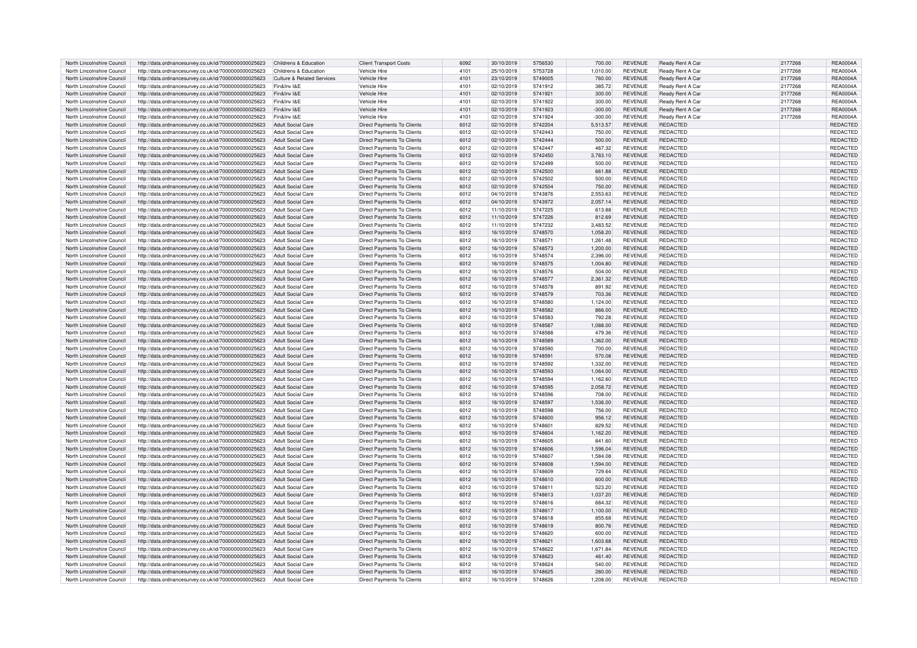| North Lincolnshire Council | http://data.ordnancesurvey.co.uk/id/7000000000025623 | Childrens & Education | Client Transport Costs | 6092 | 30/10/2019 | 5756530 | 700.00 | REVENUE | Ready Rent A Car | 2177268 | REA0004A |
|---|---|---|---|---|---|---|---|---|---|---|---|
| North Lincolnshire Council | http://data.ordnancesurvey.co.uk/id/7000000000025623 | Childrens & Education | Vehicle Hire | 4101 | 25/10/2019 | 5753728 | 1,010.00 | REVENUE | Ready Rent A Car | 2177268 | REA0004A |
| North Lincolnshire Council | http://data.ordnancesurvey.co.uk/id/7000000000025623 | Culture & Related Services | Vehicle Hire | 4101 | 23/10/2019 | 5749005 | 760.00 | REVENUE | Ready Rent A Car | 2177268 | REA0004A |
| North Lincolnshire Council | http://data.ordnancesurvey.co.uk/id/7000000000025623 | Fin&Inv I&E | Vehicle Hire | 4101 | 02/10/2019 | 5741912 | 385.72 | REVENUE | Ready Rent A Car | 2177268 | REA0004A |
| North Lincolnshire Council | http://data.ordnancesurvey.co.uk/id/7000000000025623 | Fin&Inv I&E | Vehicle Hire | 4101 | 02/10/2019 | 5741921 | 300.00 | REVENUE | Ready Rent A Car | 2177268 | REA0004A |
| North Lincolnshire Council | http://data.ordnancesurvey.co.uk/id/7000000000025623 | Fin&Inv I&E | Vehicle Hire | 4101 | 02/10/2019 | 5741922 | 300.00 | REVENUE | Ready Rent A Car | 2177268 | REA0004A |
| North Lincolnshire Council | http://data.ordnancesurvey.co.uk/id/7000000000025623 | Fin&Inv I&E | Vehicle Hire | 4101 | 02/10/2019 | 5741923 | -300.00 | REVENUE | Ready Rent A Car | 2177268 | REA0004A |
| North Lincolnshire Council | http://data.ordnancesurvey.co.uk/id/7000000000025623 | Fin&Inv I&E | Vehicle Hire | 4101 | 02/10/2019 | 5741924 | -300.00 | REVENUE | Ready Rent A Car | 2177268 | REA0004A |
| North Lincolnshire Council | http://data.ordnancesurvey.co.uk/id/7000000000025623 | Adult Social Care | Direct Payments To Clients | 6012 | 02/10/2019 | 5742204 | 5,513.57 | REVENUE | REDACTED | | REDACTED |
| North Lincolnshire Council | http://data.ordnancesurvey.co.uk/id/7000000000025623 | Adult Social Care | Direct Payments To Clients | 6012 | 02/10/2019 | 5742443 | 750.00 | REVENUE | REDACTED | | REDACTED |
| North Lincolnshire Council | http://data.ordnancesurvey.co.uk/id/7000000000025623 | Adult Social Care | Direct Payments To Clients | 6012 | 02/10/2019 | 5742444 | 500.00 | REVENUE | REDACTED | | REDACTED |
| North Lincolnshire Council | http://data.ordnancesurvey.co.uk/id/7000000000025623 | Adult Social Care | Direct Payments To Clients | 6012 | 02/10/2019 | 5742447 | 467.32 | REVENUE | REDACTED | | REDACTED |
| North Lincolnshire Council | http://data.ordnancesurvey.co.uk/id/7000000000025623 | Adult Social Care | Direct Payments To Clients | 6012 | 02/10/2019 | 5742450 | 3,783.10 | REVENUE | REDACTED | | REDACTED |
| North Lincolnshire Council | http://data.ordnancesurvey.co.uk/id/7000000000025623 | Adult Social Care | Direct Payments To Clients | 6012 | 02/10/2019 | 5742499 | 500.00 | REVENUE | REDACTED | | REDACTED |
| North Lincolnshire Council | http://data.ordnancesurvey.co.uk/id/7000000000025623 | Adult Social Care | Direct Payments To Clients | 6012 | 02/10/2019 | 5742500 | 661.88 | REVENUE | REDACTED | | REDACTED |
| North Lincolnshire Council | http://data.ordnancesurvey.co.uk/id/7000000000025623 | Adult Social Care | Direct Payments To Clients | 6012 | 02/10/2019 | 5742502 | 500.00 | REVENUE | REDACTED | | REDACTED |
| North Lincolnshire Council | http://data.ordnancesurvey.co.uk/id/7000000000025623 | Adult Social Care | Direct Payments To Clients | 6012 | 02/10/2019 | 5742504 | 750.00 | REVENUE | REDACTED | | REDACTED |
| North Lincolnshire Council | http://data.ordnancesurvey.co.uk/id/7000000000025623 | Adult Social Care | Direct Payments To Clients | 6012 | 04/10/2019 | 5743876 | 2,553.63 | REVENUE | REDACTED | | REDACTED |
| North Lincolnshire Council | http://data.ordnancesurvey.co.uk/id/7000000000025623 | Adult Social Care | Direct Payments To Clients | 6012 | 04/10/2019 | 5743972 | 2,057.14 | REVENUE | REDACTED | | REDACTED |
| North Lincolnshire Council | http://data.ordnancesurvey.co.uk/id/7000000000025623 | Adult Social Care | Direct Payments To Clients | 6012 | 11/10/2019 | 5747225 | 613.88 | REVENUE | REDACTED | | REDACTED |
| North Lincolnshire Council | http://data.ordnancesurvey.co.uk/id/7000000000025623 | Adult Social Care | Direct Payments To Clients | 6012 | 11/10/2019 | 5747226 | 812.69 | REVENUE | REDACTED | | REDACTED |
| North Lincolnshire Council | http://data.ordnancesurvey.co.uk/id/7000000000025623 | Adult Social Care | Direct Payments To Clients | 6012 | 11/10/2019 | 5747232 | 3,483.52 | REVENUE | REDACTED | | REDACTED |
| North Lincolnshire Council | http://data.ordnancesurvey.co.uk/id/7000000000025623 | Adult Social Care | Direct Payments To Clients | 6012 | 16/10/2019 | 5748570 | 1,058.20 | REVENUE | REDACTED | | REDACTED |
| North Lincolnshire Council | http://data.ordnancesurvey.co.uk/id/7000000000025623 | Adult Social Care | Direct Payments To Clients | 6012 | 16/10/2019 | 5748571 | 1,261.48 | REVENUE | REDACTED | | REDACTED |
| North Lincolnshire Council | http://data.ordnancesurvey.co.uk/id/7000000000025623 | Adult Social Care | Direct Payments To Clients | 6012 | 16/10/2019 | 5748573 | 1,200.00 | REVENUE | REDACTED | | REDACTED |
| North Lincolnshire Council | http://data.ordnancesurvey.co.uk/id/7000000000025623 | Adult Social Care | Direct Payments To Clients | 6012 | 16/10/2019 | 5748574 | 2,396.00 | REVENUE | REDACTED | | REDACTED |
| North Lincolnshire Council | http://data.ordnancesurvey.co.uk/id/7000000000025623 | Adult Social Care | Direct Payments To Clients | 6012 | 16/10/2019 | 5748575 | 1,004.80 | REVENUE | REDACTED | | REDACTED |
| North Lincolnshire Council | http://data.ordnancesurvey.co.uk/id/7000000000025623 | Adult Social Care | Direct Payments To Clients | 6012 | 16/10/2019 | 5748576 | 504.00 | REVENUE | REDACTED | | REDACTED |
| North Lincolnshire Council | http://data.ordnancesurvey.co.uk/id/7000000000025623 | Adult Social Care | Direct Payments To Clients | 6012 | 16/10/2019 | 5748577 | 2,361.32 | REVENUE | REDACTED | | REDACTED |
| North Lincolnshire Council | http://data.ordnancesurvey.co.uk/id/7000000000025623 | Adult Social Care | Direct Payments To Clients | 6012 | 16/10/2019 | 5748578 | 891.92 | REVENUE | REDACTED | | REDACTED |
| North Lincolnshire Council | http://data.ordnancesurvey.co.uk/id/7000000000025623 | Adult Social Care | Direct Payments To Clients | 6012 | 16/10/2019 | 5748579 | 703.36 | REVENUE | REDACTED | | REDACTED |
| North Lincolnshire Council | http://data.ordnancesurvey.co.uk/id/7000000000025623 | Adult Social Care | Direct Payments To Clients | 6012 | 16/10/2019 | 5748580 | 1,124.00 | REVENUE | REDACTED | | REDACTED |
| North Lincolnshire Council | http://data.ordnancesurvey.co.uk/id/7000000000025623 | Adult Social Care | Direct Payments To Clients | 6012 | 16/10/2019 | 5748582 | 866.00 | REVENUE | REDACTED | | REDACTED |
| North Lincolnshire Council | http://data.ordnancesurvey.co.uk/id/7000000000025623 | Adult Social Care | Direct Payments To Clients | 6012 | 16/10/2019 | 5748583 | 792.28 | REVENUE | REDACTED | | REDACTED |
| North Lincolnshire Council | http://data.ordnancesurvey.co.uk/id/7000000000025623 | Adult Social Care | Direct Payments To Clients | 6012 | 16/10/2019 | 5748587 | 1,088.00 | REVENUE | REDACTED | | REDACTED |
| North Lincolnshire Council | http://data.ordnancesurvey.co.uk/id/7000000000025623 | Adult Social Care | Direct Payments To Clients | 6012 | 16/10/2019 | 5748588 | 479.36 | REVENUE | REDACTED | | REDACTED |
| North Lincolnshire Council | http://data.ordnancesurvey.co.uk/id/7000000000025623 | Adult Social Care | Direct Payments To Clients | 6012 | 16/10/2019 | 5748589 | 1,362.00 | REVENUE | REDACTED | | REDACTED |
| North Lincolnshire Council | http://data.ordnancesurvey.co.uk/id/7000000000025623 | Adult Social Care | Direct Payments To Clients | 6012 | 16/10/2019 | 5748590 | 700.00 | REVENUE | REDACTED | | REDACTED |
| North Lincolnshire Council | http://data.ordnancesurvey.co.uk/id/7000000000025623 | Adult Social Care | Direct Payments To Clients | 6012 | 16/10/2019 | 5748591 | 570.08 | REVENUE | REDACTED | | REDACTED |
| North Lincolnshire Council | http://data.ordnancesurvey.co.uk/id/7000000000025623 | Adult Social Care | Direct Payments To Clients | 6012 | 16/10/2019 | 5748592 | 1,332.00 | REVENUE | REDACTED | | REDACTED |
| North Lincolnshire Council | http://data.ordnancesurvey.co.uk/id/7000000000025623 | Adult Social Care | Direct Payments To Clients | 6012 | 16/10/2019 | 5748593 | 1,064.00 | REVENUE | REDACTED | | REDACTED |
| North Lincolnshire Council | http://data.ordnancesurvey.co.uk/id/7000000000025623 | Adult Social Care | Direct Payments To Clients | 6012 | 16/10/2019 | 5748594 | 1,162.60 | REVENUE | REDACTED | | REDACTED |
| North Lincolnshire Council | http://data.ordnancesurvey.co.uk/id/7000000000025623 | Adult Social Care | Direct Payments To Clients | 6012 | 16/10/2019 | 5748595 | 2,058.72 | REVENUE | REDACTED | | REDACTED |
| North Lincolnshire Council | http://data.ordnancesurvey.co.uk/id/7000000000025623 | Adult Social Care | Direct Payments To Clients | 6012 | 16/10/2019 | 5748596 | 708.00 | REVENUE | REDACTED | | REDACTED |
| North Lincolnshire Council | http://data.ordnancesurvey.co.uk/id/7000000000025623 | Adult Social Care | Direct Payments To Clients | 6012 | 16/10/2019 | 5748597 | 1,536.00 | REVENUE | REDACTED | | REDACTED |
| North Lincolnshire Council | http://data.ordnancesurvey.co.uk/id/7000000000025623 | Adult Social Care | Direct Payments To Clients | 6012 | 16/10/2019 | 5748598 | 756.00 | REVENUE | REDACTED | | REDACTED |
| North Lincolnshire Council | http://data.ordnancesurvey.co.uk/id/7000000000025623 | Adult Social Care | Direct Payments To Clients | 6012 | 16/10/2019 | 5748600 | 956.12 | REVENUE | REDACTED | | REDACTED |
| North Lincolnshire Council | http://data.ordnancesurvey.co.uk/id/7000000000025623 | Adult Social Care | Direct Payments To Clients | 6012 | 16/10/2019 | 5748601 | 829.52 | REVENUE | REDACTED | | REDACTED |
| North Lincolnshire Council | http://data.ordnancesurvey.co.uk/id/7000000000025623 | Adult Social Care | Direct Payments To Clients | 6012 | 16/10/2019 | 5748604 | 1,162.20 | REVENUE | REDACTED | | REDACTED |
| North Lincolnshire Council | http://data.ordnancesurvey.co.uk/id/7000000000025623 | Adult Social Care | Direct Payments To Clients | 6012 | 16/10/2019 | 5748605 | 841.60 | REVENUE | REDACTED | | REDACTED |
| North Lincolnshire Council | http://data.ordnancesurvey.co.uk/id/7000000000025623 | Adult Social Care | Direct Payments To Clients | 6012 | 16/10/2019 | 5748606 | 1,596.04 | REVENUE | REDACTED | | REDACTED |
| North Lincolnshire Council | http://data.ordnancesurvey.co.uk/id/7000000000025623 | Adult Social Care | Direct Payments To Clients | 6012 | 16/10/2019 | 5748607 | 1,584.08 | REVENUE | REDACTED | | REDACTED |
| North Lincolnshire Council | http://data.ordnancesurvey.co.uk/id/7000000000025623 | Adult Social Care | Direct Payments To Clients | 6012 | 16/10/2019 | 5748608 | 1,594.00 | REVENUE | REDACTED | | REDACTED |
| North Lincolnshire Council | http://data.ordnancesurvey.co.uk/id/7000000000025623 | Adult Social Care | Direct Payments To Clients | 6012 | 16/10/2019 | 5748609 | 729.64 | REVENUE | REDACTED | | REDACTED |
| North Lincolnshire Council | http://data.ordnancesurvey.co.uk/id/7000000000025623 | Adult Social Care | Direct Payments To Clients | 6012 | 16/10/2019 | 5748610 | 600.00 | REVENUE | REDACTED | | REDACTED |
| North Lincolnshire Council | http://data.ordnancesurvey.co.uk/id/7000000000025623 | Adult Social Care | Direct Payments To Clients | 6012 | 16/10/2019 | 5748611 | 523.20 | REVENUE | REDACTED | | REDACTED |
| North Lincolnshire Council | http://data.ordnancesurvey.co.uk/id/7000000000025623 | Adult Social Care | Direct Payments To Clients | 6012 | 16/10/2019 | 5748613 | 1,037.20 | REVENUE | REDACTED | | REDACTED |
| North Lincolnshire Council | http://data.ordnancesurvey.co.uk/id/7000000000025623 | Adult Social Care | Direct Payments To Clients | 6012 | 16/10/2019 | 5748616 | 684.32 | REVENUE | REDACTED | | REDACTED |
| North Lincolnshire Council | http://data.ordnancesurvey.co.uk/id/7000000000025623 | Adult Social Care | Direct Payments To Clients | 6012 | 16/10/2019 | 5748617 | 1,100.00 | REVENUE | REDACTED | | REDACTED |
| North Lincolnshire Council | http://data.ordnancesurvey.co.uk/id/7000000000025623 | Adult Social Care | Direct Payments To Clients | 6012 | 16/10/2019 | 5748618 | 855.68 | REVENUE | REDACTED | | REDACTED |
| North Lincolnshire Council | http://data.ordnancesurvey.co.uk/id/7000000000025623 | Adult Social Care | Direct Payments To Clients | 6012 | 16/10/2019 | 5748619 | 800.76 | REVENUE | REDACTED | | REDACTED |
| North Lincolnshire Council | http://data.ordnancesurvey.co.uk/id/7000000000025623 | Adult Social Care | Direct Payments To Clients | 6012 | 16/10/2019 | 5748620 | 600.00 | REVENUE | REDACTED | | REDACTED |
| North Lincolnshire Council | http://data.ordnancesurvey.co.uk/id/7000000000025623 | Adult Social Care | Direct Payments To Clients | 6012 | 16/10/2019 | 5748621 | 1,603.68 | REVENUE | REDACTED | | REDACTED |
| North Lincolnshire Council | http://data.ordnancesurvey.co.uk/id/7000000000025623 | Adult Social Care | Direct Payments To Clients | 6012 | 16/10/2019 | 5748622 | 1,671.84 | REVENUE | REDACTED | | REDACTED |
| North Lincolnshire Council | http://data.ordnancesurvey.co.uk/id/7000000000025623 | Adult Social Care | Direct Payments To Clients | 6012 | 16/10/2019 | 5748623 | 461.40 | REVENUE | REDACTED | | REDACTED |
| North Lincolnshire Council | http://data.ordnancesurvey.co.uk/id/7000000000025623 | Adult Social Care | Direct Payments To Clients | 6012 | 16/10/2019 | 5748624 | 540.00 | REVENUE | REDACTED | | REDACTED |
| North Lincolnshire Council | http://data.ordnancesurvey.co.uk/id/7000000000025623 | Adult Social Care | Direct Payments To Clients | 6012 | 16/10/2019 | 5748625 | 280.00 | REVENUE | REDACTED | | REDACTED |
| North Lincolnshire Council | http://data.ordnancesurvey.co.uk/id/7000000000025623 | Adult Social Care | Direct Payments To Clients | 6012 | 16/10/2019 | 5748626 | 1,208.00 | REVENUE | REDACTED | | REDACTED |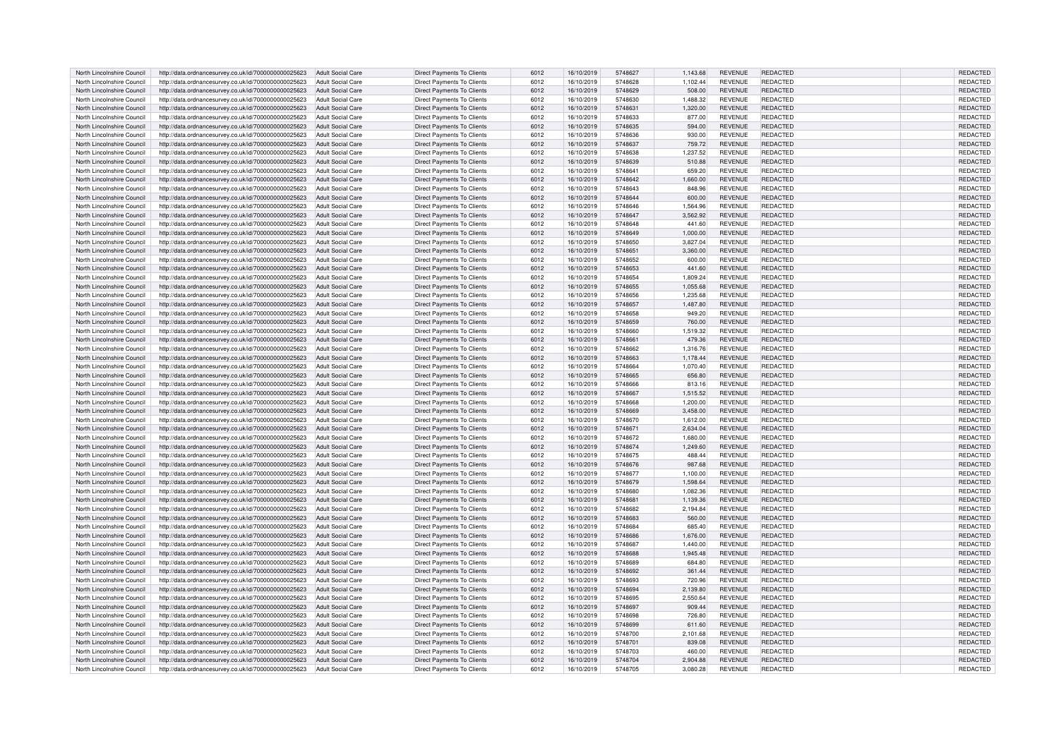| North Lincolnshire Council | http://data.ordnancesurvey.co.uk/id/7000000000025623 | Adult Social Care | Direct Payments To Clients | 6012 | 16/10/2019 | 5748627 | 1,143.68 | REVENUE | REDACTED | REDACTED |
|---|---|---|---|---|---|---|---|---|---|---|
| North Lincolnshire Council | http://data.ordnancesurvey.co.uk/id/7000000000025623 | Adult Social Care | Direct Payments To Clients | 6012 | 16/10/2019 | 5748628 | 1,102.44 | REVENUE | REDACTED | REDACTED |
| North Lincolnshire Council | http://data.ordnancesurvey.co.uk/id/7000000000025623 | Adult Social Care | Direct Payments To Clients | 6012 | 16/10/2019 | 5748629 | 508.00 | REVENUE | REDACTED | REDACTED |
| North Lincolnshire Council | http://data.ordnancesurvey.co.uk/id/7000000000025623 | Adult Social Care | Direct Payments To Clients | 6012 | 16/10/2019 | 5748630 | 1,488.32 | REVENUE | REDACTED | REDACTED |
| North Lincolnshire Council | http://data.ordnancesurvey.co.uk/id/7000000000025623 | Adult Social Care | Direct Payments To Clients | 6012 | 16/10/2019 | 5748631 | 1,320.00 | REVENUE | REDACTED | REDACTED |
| North Lincolnshire Council | http://data.ordnancesurvey.co.uk/id/7000000000025623 | Adult Social Care | Direct Payments To Clients | 6012 | 16/10/2019 | 5748633 | 877.00 | REVENUE | REDACTED | REDACTED |
| North Lincolnshire Council | http://data.ordnancesurvey.co.uk/id/7000000000025623 | Adult Social Care | Direct Payments To Clients | 6012 | 16/10/2019 | 5748635 | 594.00 | REVENUE | REDACTED | REDACTED |
| North Lincolnshire Council | http://data.ordnancesurvey.co.uk/id/7000000000025623 | Adult Social Care | Direct Payments To Clients | 6012 | 16/10/2019 | 5748636 | 930.00 | REVENUE | REDACTED | REDACTED |
| North Lincolnshire Council | http://data.ordnancesurvey.co.uk/id/7000000000025623 | Adult Social Care | Direct Payments To Clients | 6012 | 16/10/2019 | 5748637 | 759.72 | REVENUE | REDACTED | REDACTED |
| North Lincolnshire Council | http://data.ordnancesurvey.co.uk/id/7000000000025623 | Adult Social Care | Direct Payments To Clients | 6012 | 16/10/2019 | 5748638 | 1,237.52 | REVENUE | REDACTED | REDACTED |
| North Lincolnshire Council | http://data.ordnancesurvey.co.uk/id/7000000000025623 | Adult Social Care | Direct Payments To Clients | 6012 | 16/10/2019 | 5748639 | 510.88 | REVENUE | REDACTED | REDACTED |
| North Lincolnshire Council | http://data.ordnancesurvey.co.uk/id/7000000000025623 | Adult Social Care | Direct Payments To Clients | 6012 | 16/10/2019 | 5748641 | 659.20 | REVENUE | REDACTED | REDACTED |
| North Lincolnshire Council | http://data.ordnancesurvey.co.uk/id/7000000000025623 | Adult Social Care | Direct Payments To Clients | 6012 | 16/10/2019 | 5748642 | 1,660.00 | REVENUE | REDACTED | REDACTED |
| North Lincolnshire Council | http://data.ordnancesurvey.co.uk/id/7000000000025623 | Adult Social Care | Direct Payments To Clients | 6012 | 16/10/2019 | 5748643 | 848.96 | REVENUE | REDACTED | REDACTED |
| North Lincolnshire Council | http://data.ordnancesurvey.co.uk/id/7000000000025623 | Adult Social Care | Direct Payments To Clients | 6012 | 16/10/2019 | 5748644 | 600.00 | REVENUE | REDACTED | REDACTED |
| North Lincolnshire Council | http://data.ordnancesurvey.co.uk/id/7000000000025623 | Adult Social Care | Direct Payments To Clients | 6012 | 16/10/2019 | 5748646 | 1,564.96 | REVENUE | REDACTED | REDACTED |
| North Lincolnshire Council | http://data.ordnancesurvey.co.uk/id/7000000000025623 | Adult Social Care | Direct Payments To Clients | 6012 | 16/10/2019 | 5748647 | 3,562.92 | REVENUE | REDACTED | REDACTED |
| North Lincolnshire Council | http://data.ordnancesurvey.co.uk/id/7000000000025623 | Adult Social Care | Direct Payments To Clients | 6012 | 16/10/2019 | 5748648 | 441.60 | REVENUE | REDACTED | REDACTED |
| North Lincolnshire Council | http://data.ordnancesurvey.co.uk/id/7000000000025623 | Adult Social Care | Direct Payments To Clients | 6012 | 16/10/2019 | 5748649 | 1,000.00 | REVENUE | REDACTED | REDACTED |
| North Lincolnshire Council | http://data.ordnancesurvey.co.uk/id/7000000000025623 | Adult Social Care | Direct Payments To Clients | 6012 | 16/10/2019 | 5748650 | 3,827.04 | REVENUE | REDACTED | REDACTED |
| North Lincolnshire Council | http://data.ordnancesurvey.co.uk/id/7000000000025623 | Adult Social Care | Direct Payments To Clients | 6012 | 16/10/2019 | 5748651 | 3,360.00 | REVENUE | REDACTED | REDACTED |
| North Lincolnshire Council | http://data.ordnancesurvey.co.uk/id/7000000000025623 | Adult Social Care | Direct Payments To Clients | 6012 | 16/10/2019 | 5748652 | 600.00 | REVENUE | REDACTED | REDACTED |
| North Lincolnshire Council | http://data.ordnancesurvey.co.uk/id/7000000000025623 | Adult Social Care | Direct Payments To Clients | 6012 | 16/10/2019 | 5748653 | 441.60 | REVENUE | REDACTED | REDACTED |
| North Lincolnshire Council | http://data.ordnancesurvey.co.uk/id/7000000000025623 | Adult Social Care | Direct Payments To Clients | 6012 | 16/10/2019 | 5748654 | 1,809.24 | REVENUE | REDACTED | REDACTED |
| North Lincolnshire Council | http://data.ordnancesurvey.co.uk/id/7000000000025623 | Adult Social Care | Direct Payments To Clients | 6012 | 16/10/2019 | 5748655 | 1,055.68 | REVENUE | REDACTED | REDACTED |
| North Lincolnshire Council | http://data.ordnancesurvey.co.uk/id/7000000000025623 | Adult Social Care | Direct Payments To Clients | 6012 | 16/10/2019 | 5748656 | 1,235.68 | REVENUE | REDACTED | REDACTED |
| North Lincolnshire Council | http://data.ordnancesurvey.co.uk/id/7000000000025623 | Adult Social Care | Direct Payments To Clients | 6012 | 16/10/2019 | 5748657 | 1,487.80 | REVENUE | REDACTED | REDACTED |
| North Lincolnshire Council | http://data.ordnancesurvey.co.uk/id/7000000000025623 | Adult Social Care | Direct Payments To Clients | 6012 | 16/10/2019 | 5748658 | 949.20 | REVENUE | REDACTED | REDACTED |
| North Lincolnshire Council | http://data.ordnancesurvey.co.uk/id/7000000000025623 | Adult Social Care | Direct Payments To Clients | 6012 | 16/10/2019 | 5748659 | 760.00 | REVENUE | REDACTED | REDACTED |
| North Lincolnshire Council | http://data.ordnancesurvey.co.uk/id/7000000000025623 | Adult Social Care | Direct Payments To Clients | 6012 | 16/10/2019 | 5748660 | 1,519.32 | REVENUE | REDACTED | REDACTED |
| North Lincolnshire Council | http://data.ordnancesurvey.co.uk/id/7000000000025623 | Adult Social Care | Direct Payments To Clients | 6012 | 16/10/2019 | 5748661 | 479.36 | REVENUE | REDACTED | REDACTED |
| North Lincolnshire Council | http://data.ordnancesurvey.co.uk/id/7000000000025623 | Adult Social Care | Direct Payments To Clients | 6012 | 16/10/2019 | 5748662 | 1,316.76 | REVENUE | REDACTED | REDACTED |
| North Lincolnshire Council | http://data.ordnancesurvey.co.uk/id/7000000000025623 | Adult Social Care | Direct Payments To Clients | 6012 | 16/10/2019 | 5748663 | 1,178.44 | REVENUE | REDACTED | REDACTED |
| North Lincolnshire Council | http://data.ordnancesurvey.co.uk/id/7000000000025623 | Adult Social Care | Direct Payments To Clients | 6012 | 16/10/2019 | 5748664 | 1,070.40 | REVENUE | REDACTED | REDACTED |
| North Lincolnshire Council | http://data.ordnancesurvey.co.uk/id/7000000000025623 | Adult Social Care | Direct Payments To Clients | 6012 | 16/10/2019 | 5748665 | 656.80 | REVENUE | REDACTED | REDACTED |
| North Lincolnshire Council | http://data.ordnancesurvey.co.uk/id/7000000000025623 | Adult Social Care | Direct Payments To Clients | 6012 | 16/10/2019 | 5748666 | 813.16 | REVENUE | REDACTED | REDACTED |
| North Lincolnshire Council | http://data.ordnancesurvey.co.uk/id/7000000000025623 | Adult Social Care | Direct Payments To Clients | 6012 | 16/10/2019 | 5748667 | 1,515.52 | REVENUE | REDACTED | REDACTED |
| North Lincolnshire Council | http://data.ordnancesurvey.co.uk/id/7000000000025623 | Adult Social Care | Direct Payments To Clients | 6012 | 16/10/2019 | 5748668 | 1,200.00 | REVENUE | REDACTED | REDACTED |
| North Lincolnshire Council | http://data.ordnancesurvey.co.uk/id/7000000000025623 | Adult Social Care | Direct Payments To Clients | 6012 | 16/10/2019 | 5748669 | 3,458.00 | REVENUE | REDACTED | REDACTED |
| North Lincolnshire Council | http://data.ordnancesurvey.co.uk/id/7000000000025623 | Adult Social Care | Direct Payments To Clients | 6012 | 16/10/2019 | 5748670 | 1,612.00 | REVENUE | REDACTED | REDACTED |
| North Lincolnshire Council | http://data.ordnancesurvey.co.uk/id/7000000000025623 | Adult Social Care | Direct Payments To Clients | 6012 | 16/10/2019 | 5748671 | 2,634.04 | REVENUE | REDACTED | REDACTED |
| North Lincolnshire Council | http://data.ordnancesurvey.co.uk/id/7000000000025623 | Adult Social Care | Direct Payments To Clients | 6012 | 16/10/2019 | 5748672 | 1,680.00 | REVENUE | REDACTED | REDACTED |
| North Lincolnshire Council | http://data.ordnancesurvey.co.uk/id/7000000000025623 | Adult Social Care | Direct Payments To Clients | 6012 | 16/10/2019 | 5748674 | 1,249.60 | REVENUE | REDACTED | REDACTED |
| North Lincolnshire Council | http://data.ordnancesurvey.co.uk/id/7000000000025623 | Adult Social Care | Direct Payments To Clients | 6012 | 16/10/2019 | 5748675 | 488.44 | REVENUE | REDACTED | REDACTED |
| North Lincolnshire Council | http://data.ordnancesurvey.co.uk/id/7000000000025623 | Adult Social Care | Direct Payments To Clients | 6012 | 16/10/2019 | 5748676 | 987.68 | REVENUE | REDACTED | REDACTED |
| North Lincolnshire Council | http://data.ordnancesurvey.co.uk/id/7000000000025623 | Adult Social Care | Direct Payments To Clients | 6012 | 16/10/2019 | 5748677 | 1,100.00 | REVENUE | REDACTED | REDACTED |
| North Lincolnshire Council | http://data.ordnancesurvey.co.uk/id/7000000000025623 | Adult Social Care | Direct Payments To Clients | 6012 | 16/10/2019 | 5748679 | 1,598.64 | REVENUE | REDACTED | REDACTED |
| North Lincolnshire Council | http://data.ordnancesurvey.co.uk/id/7000000000025623 | Adult Social Care | Direct Payments To Clients | 6012 | 16/10/2019 | 5748680 | 1,082.36 | REVENUE | REDACTED | REDACTED |
| North Lincolnshire Council | http://data.ordnancesurvey.co.uk/id/7000000000025623 | Adult Social Care | Direct Payments To Clients | 6012 | 16/10/2019 | 5748681 | 1,139.36 | REVENUE | REDACTED | REDACTED |
| North Lincolnshire Council | http://data.ordnancesurvey.co.uk/id/7000000000025623 | Adult Social Care | Direct Payments To Clients | 6012 | 16/10/2019 | 5748682 | 2,194.84 | REVENUE | REDACTED | REDACTED |
| North Lincolnshire Council | http://data.ordnancesurvey.co.uk/id/7000000000025623 | Adult Social Care | Direct Payments To Clients | 6012 | 16/10/2019 | 5748683 | 560.00 | REVENUE | REDACTED | REDACTED |
| North Lincolnshire Council | http://data.ordnancesurvey.co.uk/id/7000000000025623 | Adult Social Care | Direct Payments To Clients | 6012 | 16/10/2019 | 5748684 | 685.40 | REVENUE | REDACTED | REDACTED |
| North Lincolnshire Council | http://data.ordnancesurvey.co.uk/id/7000000000025623 | Adult Social Care | Direct Payments To Clients | 6012 | 16/10/2019 | 5748686 | 1,676.00 | REVENUE | REDACTED | REDACTED |
| North Lincolnshire Council | http://data.ordnancesurvey.co.uk/id/7000000000025623 | Adult Social Care | Direct Payments To Clients | 6012 | 16/10/2019 | 5748687 | 1,440.00 | REVENUE | REDACTED | REDACTED |
| North Lincolnshire Council | http://data.ordnancesurvey.co.uk/id/7000000000025623 | Adult Social Care | Direct Payments To Clients | 6012 | 16/10/2019 | 5748688 | 1,945.48 | REVENUE | REDACTED | REDACTED |
| North Lincolnshire Council | http://data.ordnancesurvey.co.uk/id/7000000000025623 | Adult Social Care | Direct Payments To Clients | 6012 | 16/10/2019 | 5748689 | 684.80 | REVENUE | REDACTED | REDACTED |
| North Lincolnshire Council | http://data.ordnancesurvey.co.uk/id/7000000000025623 | Adult Social Care | Direct Payments To Clients | 6012 | 16/10/2019 | 5748692 | 361.44 | REVENUE | REDACTED | REDACTED |
| North Lincolnshire Council | http://data.ordnancesurvey.co.uk/id/7000000000025623 | Adult Social Care | Direct Payments To Clients | 6012 | 16/10/2019 | 5748693 | 720.96 | REVENUE | REDACTED | REDACTED |
| North Lincolnshire Council | http://data.ordnancesurvey.co.uk/id/7000000000025623 | Adult Social Care | Direct Payments To Clients | 6012 | 16/10/2019 | 5748694 | 2,139.80 | REVENUE | REDACTED | REDACTED |
| North Lincolnshire Council | http://data.ordnancesurvey.co.uk/id/7000000000025623 | Adult Social Care | Direct Payments To Clients | 6012 | 16/10/2019 | 5748695 | 2,550.64 | REVENUE | REDACTED | REDACTED |
| North Lincolnshire Council | http://data.ordnancesurvey.co.uk/id/7000000000025623 | Adult Social Care | Direct Payments To Clients | 6012 | 16/10/2019 | 5748697 | 909.44 | REVENUE | REDACTED | REDACTED |
| North Lincolnshire Council | http://data.ordnancesurvey.co.uk/id/7000000000025623 | Adult Social Care | Direct Payments To Clients | 6012 | 16/10/2019 | 5748698 | 726.80 | REVENUE | REDACTED | REDACTED |
| North Lincolnshire Council | http://data.ordnancesurvey.co.uk/id/7000000000025623 | Adult Social Care | Direct Payments To Clients | 6012 | 16/10/2019 | 5748699 | 611.60 | REVENUE | REDACTED | REDACTED |
| North Lincolnshire Council | http://data.ordnancesurvey.co.uk/id/7000000000025623 | Adult Social Care | Direct Payments To Clients | 6012 | 16/10/2019 | 5748700 | 2,101.68 | REVENUE | REDACTED | REDACTED |
| North Lincolnshire Council | http://data.ordnancesurvey.co.uk/id/7000000000025623 | Adult Social Care | Direct Payments To Clients | 6012 | 16/10/2019 | 5748701 | 839.08 | REVENUE | REDACTED | REDACTED |
| North Lincolnshire Council | http://data.ordnancesurvey.co.uk/id/7000000000025623 | Adult Social Care | Direct Payments To Clients | 6012 | 16/10/2019 | 5748703 | 460.00 | REVENUE | REDACTED | REDACTED |
| North Lincolnshire Council | http://data.ordnancesurvey.co.uk/id/7000000000025623 | Adult Social Care | Direct Payments To Clients | 6012 | 16/10/2019 | 5748704 | 2,904.88 | REVENUE | REDACTED | REDACTED |
| North Lincolnshire Council | http://data.ordnancesurvey.co.uk/id/7000000000025623 | Adult Social Care | Direct Payments To Clients | 6012 | 16/10/2019 | 5748705 | 3,080.28 | REVENUE | REDACTED | REDACTED |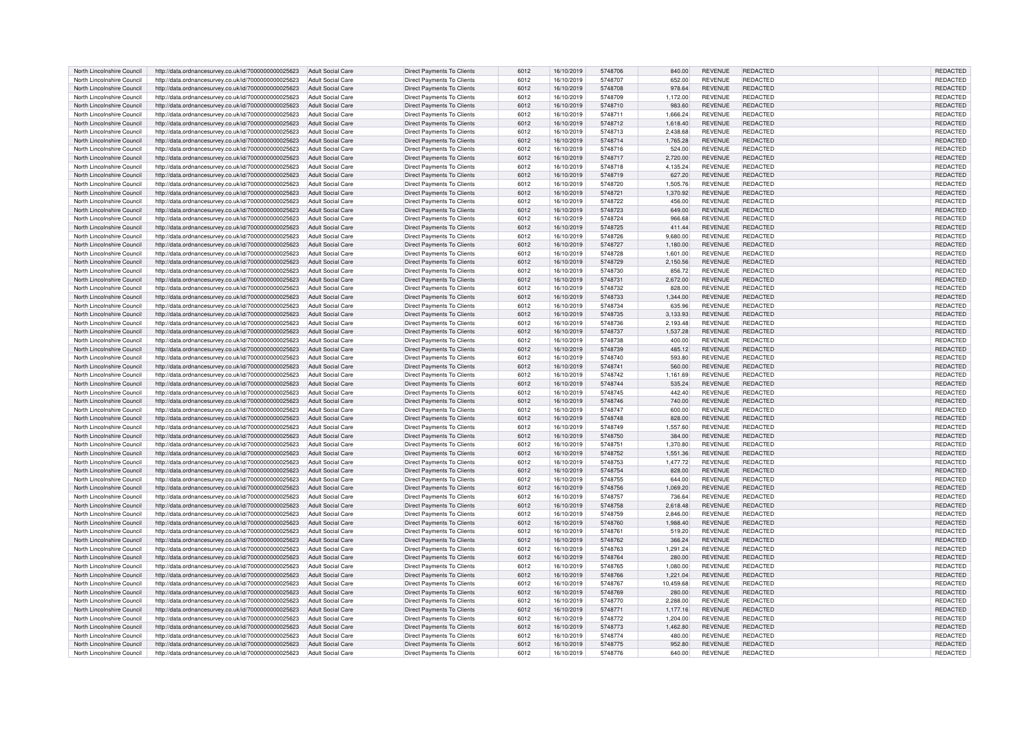| North Lincolnshire Council | http://data.ordnancesurvey.co.uk/id/7000000000025623 | Adult Social Care | Direct Payments To Clients | 6012 | 16/10/2019 | 5748706 | 840.00 | REVENUE | REDACTED | REDACTED |
|---|---|---|---|---|---|---|---|---|---|---|
| North Lincolnshire Council | http://data.ordnancesurvey.co.uk/id/7000000000025623 | Adult Social Care | Direct Payments To Clients | 6012 | 16/10/2019 | 5748707 | 652.00 | REVENUE | REDACTED | REDACTED |
| North Lincolnshire Council | http://data.ordnancesurvey.co.uk/id/7000000000025623 | Adult Social Care | Direct Payments To Clients | 6012 | 16/10/2019 | 5748708 | 978.64 | REVENUE | REDACTED | REDACTED |
| North Lincolnshire Council | http://data.ordnancesurvey.co.uk/id/7000000000025623 | Adult Social Care | Direct Payments To Clients | 6012 | 16/10/2019 | 5748709 | 1,172.00 | REVENUE | REDACTED | REDACTED |
| North Lincolnshire Council | http://data.ordnancesurvey.co.uk/id/7000000000025623 | Adult Social Care | Direct Payments To Clients | 6012 | 16/10/2019 | 5748710 | 983.60 | REVENUE | REDACTED | REDACTED |
| North Lincolnshire Council | http://data.ordnancesurvey.co.uk/id/7000000000025623 | Adult Social Care | Direct Payments To Clients | 6012 | 16/10/2019 | 5748711 | 1,666.24 | REVENUE | REDACTED | REDACTED |
| North Lincolnshire Council | http://data.ordnancesurvey.co.uk/id/7000000000025623 | Adult Social Care | Direct Payments To Clients | 6012 | 16/10/2019 | 5748712 | 1,618.40 | REVENUE | REDACTED | REDACTED |
| North Lincolnshire Council | http://data.ordnancesurvey.co.uk/id/7000000000025623 | Adult Social Care | Direct Payments To Clients | 6012 | 16/10/2019 | 5748713 | 2,438.68 | REVENUE | REDACTED | REDACTED |
| North Lincolnshire Council | http://data.ordnancesurvey.co.uk/id/7000000000025623 | Adult Social Care | Direct Payments To Clients | 6012 | 16/10/2019 | 5748714 | 1,765.28 | REVENUE | REDACTED | REDACTED |
| North Lincolnshire Council | http://data.ordnancesurvey.co.uk/id/7000000000025623 | Adult Social Care | Direct Payments To Clients | 6012 | 16/10/2019 | 5748716 | 524.00 | REVENUE | REDACTED | REDACTED |
| North Lincolnshire Council | http://data.ordnancesurvey.co.uk/id/7000000000025623 | Adult Social Care | Direct Payments To Clients | 6012 | 16/10/2019 | 5748717 | 2,720.00 | REVENUE | REDACTED | REDACTED |
| North Lincolnshire Council | http://data.ordnancesurvey.co.uk/id/7000000000025623 | Adult Social Care | Direct Payments To Clients | 6012 | 16/10/2019 | 5748718 | 4,135.24 | REVENUE | REDACTED | REDACTED |
| North Lincolnshire Council | http://data.ordnancesurvey.co.uk/id/7000000000025623 | Adult Social Care | Direct Payments To Clients | 6012 | 16/10/2019 | 5748719 | 627.20 | REVENUE | REDACTED | REDACTED |
| North Lincolnshire Council | http://data.ordnancesurvey.co.uk/id/7000000000025623 | Adult Social Care | Direct Payments To Clients | 6012 | 16/10/2019 | 5748720 | 1,505.76 | REVENUE | REDACTED | REDACTED |
| North Lincolnshire Council | http://data.ordnancesurvey.co.uk/id/7000000000025623 | Adult Social Care | Direct Payments To Clients | 6012 | 16/10/2019 | 5748721 | 1,370.92 | REVENUE | REDACTED | REDACTED |
| North Lincolnshire Council | http://data.ordnancesurvey.co.uk/id/7000000000025623 | Adult Social Care | Direct Payments To Clients | 6012 | 16/10/2019 | 5748722 | 456.00 | REVENUE | REDACTED | REDACTED |
| North Lincolnshire Council | http://data.ordnancesurvey.co.uk/id/7000000000025623 | Adult Social Care | Direct Payments To Clients | 6012 | 16/10/2019 | 5748723 | 649.00 | REVENUE | REDACTED | REDACTED |
| North Lincolnshire Council | http://data.ordnancesurvey.co.uk/id/7000000000025623 | Adult Social Care | Direct Payments To Clients | 6012 | 16/10/2019 | 5748724 | 966.68 | REVENUE | REDACTED | REDACTED |
| North Lincolnshire Council | http://data.ordnancesurvey.co.uk/id/7000000000025623 | Adult Social Care | Direct Payments To Clients | 6012 | 16/10/2019 | 5748725 | 411.44 | REVENUE | REDACTED | REDACTED |
| North Lincolnshire Council | http://data.ordnancesurvey.co.uk/id/7000000000025623 | Adult Social Care | Direct Payments To Clients | 6012 | 16/10/2019 | 5748726 | 9,680.00 | REVENUE | REDACTED | REDACTED |
| North Lincolnshire Council | http://data.ordnancesurvey.co.uk/id/7000000000025623 | Adult Social Care | Direct Payments To Clients | 6012 | 16/10/2019 | 5748727 | 1,180.00 | REVENUE | REDACTED | REDACTED |
| North Lincolnshire Council | http://data.ordnancesurvey.co.uk/id/7000000000025623 | Adult Social Care | Direct Payments To Clients | 6012 | 16/10/2019 | 5748728 | 1,601.00 | REVENUE | REDACTED | REDACTED |
| North Lincolnshire Council | http://data.ordnancesurvey.co.uk/id/7000000000025623 | Adult Social Care | Direct Payments To Clients | 6012 | 16/10/2019 | 5748729 | 2,150.56 | REVENUE | REDACTED | REDACTED |
| North Lincolnshire Council | http://data.ordnancesurvey.co.uk/id/7000000000025623 | Adult Social Care | Direct Payments To Clients | 6012 | 16/10/2019 | 5748730 | 856.72 | REVENUE | REDACTED | REDACTED |
| North Lincolnshire Council | http://data.ordnancesurvey.co.uk/id/7000000000025623 | Adult Social Care | Direct Payments To Clients | 6012 | 16/10/2019 | 5748731 | 2,672.00 | REVENUE | REDACTED | REDACTED |
| North Lincolnshire Council | http://data.ordnancesurvey.co.uk/id/7000000000025623 | Adult Social Care | Direct Payments To Clients | 6012 | 16/10/2019 | 5748732 | 828.00 | REVENUE | REDACTED | REDACTED |
| North Lincolnshire Council | http://data.ordnancesurvey.co.uk/id/7000000000025623 | Adult Social Care | Direct Payments To Clients | 6012 | 16/10/2019 | 5748733 | 1,344.00 | REVENUE | REDACTED | REDACTED |
| North Lincolnshire Council | http://data.ordnancesurvey.co.uk/id/7000000000025623 | Adult Social Care | Direct Payments To Clients | 6012 | 16/10/2019 | 5748734 | 635.96 | REVENUE | REDACTED | REDACTED |
| North Lincolnshire Council | http://data.ordnancesurvey.co.uk/id/7000000000025623 | Adult Social Care | Direct Payments To Clients | 6012 | 16/10/2019 | 5748735 | 3,133.93 | REVENUE | REDACTED | REDACTED |
| North Lincolnshire Council | http://data.ordnancesurvey.co.uk/id/7000000000025623 | Adult Social Care | Direct Payments To Clients | 6012 | 16/10/2019 | 5748736 | 2,193.48 | REVENUE | REDACTED | REDACTED |
| North Lincolnshire Council | http://data.ordnancesurvey.co.uk/id/7000000000025623 | Adult Social Care | Direct Payments To Clients | 6012 | 16/10/2019 | 5748737 | 1,537.28 | REVENUE | REDACTED | REDACTED |
| North Lincolnshire Council | http://data.ordnancesurvey.co.uk/id/7000000000025623 | Adult Social Care | Direct Payments To Clients | 6012 | 16/10/2019 | 5748738 | 400.00 | REVENUE | REDACTED | REDACTED |
| North Lincolnshire Council | http://data.ordnancesurvey.co.uk/id/7000000000025623 | Adult Social Care | Direct Payments To Clients | 6012 | 16/10/2019 | 5748739 | 485.12 | REVENUE | REDACTED | REDACTED |
| North Lincolnshire Council | http://data.ordnancesurvey.co.uk/id/7000000000025623 | Adult Social Care | Direct Payments To Clients | 6012 | 16/10/2019 | 5748740 | 593.80 | REVENUE | REDACTED | REDACTED |
| North Lincolnshire Council | http://data.ordnancesurvey.co.uk/id/7000000000025623 | Adult Social Care | Direct Payments To Clients | 6012 | 16/10/2019 | 5748741 | 560.00 | REVENUE | REDACTED | REDACTED |
| North Lincolnshire Council | http://data.ordnancesurvey.co.uk/id/7000000000025623 | Adult Social Care | Direct Payments To Clients | 6012 | 16/10/2019 | 5748742 | 1,161.69 | REVENUE | REDACTED | REDACTED |
| North Lincolnshire Council | http://data.ordnancesurvey.co.uk/id/7000000000025623 | Adult Social Care | Direct Payments To Clients | 6012 | 16/10/2019 | 5748744 | 535.24 | REVENUE | REDACTED | REDACTED |
| North Lincolnshire Council | http://data.ordnancesurvey.co.uk/id/7000000000025623 | Adult Social Care | Direct Payments To Clients | 6012 | 16/10/2019 | 5748745 | 442.40 | REVENUE | REDACTED | REDACTED |
| North Lincolnshire Council | http://data.ordnancesurvey.co.uk/id/7000000000025623 | Adult Social Care | Direct Payments To Clients | 6012 | 16/10/2019 | 5748746 | 740.00 | REVENUE | REDACTED | REDACTED |
| North Lincolnshire Council | http://data.ordnancesurvey.co.uk/id/7000000000025623 | Adult Social Care | Direct Payments To Clients | 6012 | 16/10/2019 | 5748747 | 600.00 | REVENUE | REDACTED | REDACTED |
| North Lincolnshire Council | http://data.ordnancesurvey.co.uk/id/7000000000025623 | Adult Social Care | Direct Payments To Clients | 6012 | 16/10/2019 | 5748748 | 828.00 | REVENUE | REDACTED | REDACTED |
| North Lincolnshire Council | http://data.ordnancesurvey.co.uk/id/7000000000025623 | Adult Social Care | Direct Payments To Clients | 6012 | 16/10/2019 | 5748749 | 1,557.60 | REVENUE | REDACTED | REDACTED |
| North Lincolnshire Council | http://data.ordnancesurvey.co.uk/id/7000000000025623 | Adult Social Care | Direct Payments To Clients | 6012 | 16/10/2019 | 5748750 | 384.00 | REVENUE | REDACTED | REDACTED |
| North Lincolnshire Council | http://data.ordnancesurvey.co.uk/id/7000000000025623 | Adult Social Care | Direct Payments To Clients | 6012 | 16/10/2019 | 5748751 | 1,370.80 | REVENUE | REDACTED | REDACTED |
| North Lincolnshire Council | http://data.ordnancesurvey.co.uk/id/7000000000025623 | Adult Social Care | Direct Payments To Clients | 6012 | 16/10/2019 | 5748752 | 1,551.36 | REVENUE | REDACTED | REDACTED |
| North Lincolnshire Council | http://data.ordnancesurvey.co.uk/id/7000000000025623 | Adult Social Care | Direct Payments To Clients | 6012 | 16/10/2019 | 5748753 | 1,477.72 | REVENUE | REDACTED | REDACTED |
| North Lincolnshire Council | http://data.ordnancesurvey.co.uk/id/7000000000025623 | Adult Social Care | Direct Payments To Clients | 6012 | 16/10/2019 | 5748754 | 828.00 | REVENUE | REDACTED | REDACTED |
| North Lincolnshire Council | http://data.ordnancesurvey.co.uk/id/7000000000025623 | Adult Social Care | Direct Payments To Clients | 6012 | 16/10/2019 | 5748755 | 644.00 | REVENUE | REDACTED | REDACTED |
| North Lincolnshire Council | http://data.ordnancesurvey.co.uk/id/7000000000025623 | Adult Social Care | Direct Payments To Clients | 6012 | 16/10/2019 | 5748756 | 1,069.20 | REVENUE | REDACTED | REDACTED |
| North Lincolnshire Council | http://data.ordnancesurvey.co.uk/id/7000000000025623 | Adult Social Care | Direct Payments To Clients | 6012 | 16/10/2019 | 5748757 | 736.64 | REVENUE | REDACTED | REDACTED |
| North Lincolnshire Council | http://data.ordnancesurvey.co.uk/id/7000000000025623 | Adult Social Care | Direct Payments To Clients | 6012 | 16/10/2019 | 5748758 | 2,618.48 | REVENUE | REDACTED | REDACTED |
| North Lincolnshire Council | http://data.ordnancesurvey.co.uk/id/7000000000025623 | Adult Social Care | Direct Payments To Clients | 6012 | 16/10/2019 | 5748759 | 2,846.00 | REVENUE | REDACTED | REDACTED |
| North Lincolnshire Council | http://data.ordnancesurvey.co.uk/id/7000000000025623 | Adult Social Care | Direct Payments To Clients | 6012 | 16/10/2019 | 5748760 | 1,988.40 | REVENUE | REDACTED | REDACTED |
| North Lincolnshire Council | http://data.ordnancesurvey.co.uk/id/7000000000025623 | Adult Social Care | Direct Payments To Clients | 6012 | 16/10/2019 | 5748761 | 519.20 | REVENUE | REDACTED | REDACTED |
| North Lincolnshire Council | http://data.ordnancesurvey.co.uk/id/7000000000025623 | Adult Social Care | Direct Payments To Clients | 6012 | 16/10/2019 | 5748762 | 366.24 | REVENUE | REDACTED | REDACTED |
| North Lincolnshire Council | http://data.ordnancesurvey.co.uk/id/7000000000025623 | Adult Social Care | Direct Payments To Clients | 6012 | 16/10/2019 | 5748763 | 1,291.24 | REVENUE | REDACTED | REDACTED |
| North Lincolnshire Council | http://data.ordnancesurvey.co.uk/id/7000000000025623 | Adult Social Care | Direct Payments To Clients | 6012 | 16/10/2019 | 5748764 | 280.00 | REVENUE | REDACTED | REDACTED |
| North Lincolnshire Council | http://data.ordnancesurvey.co.uk/id/7000000000025623 | Adult Social Care | Direct Payments To Clients | 6012 | 16/10/2019 | 5748765 | 1,080.00 | REVENUE | REDACTED | REDACTED |
| North Lincolnshire Council | http://data.ordnancesurvey.co.uk/id/7000000000025623 | Adult Social Care | Direct Payments To Clients | 6012 | 16/10/2019 | 5748766 | 1,221.04 | REVENUE | REDACTED | REDACTED |
| North Lincolnshire Council | http://data.ordnancesurvey.co.uk/id/7000000000025623 | Adult Social Care | Direct Payments To Clients | 6012 | 16/10/2019 | 5748767 | 10,459.68 | REVENUE | REDACTED | REDACTED |
| North Lincolnshire Council | http://data.ordnancesurvey.co.uk/id/7000000000025623 | Adult Social Care | Direct Payments To Clients | 6012 | 16/10/2019 | 5748769 | 280.00 | REVENUE | REDACTED | REDACTED |
| North Lincolnshire Council | http://data.ordnancesurvey.co.uk/id/7000000000025623 | Adult Social Care | Direct Payments To Clients | 6012 | 16/10/2019 | 5748770 | 2,288.00 | REVENUE | REDACTED | REDACTED |
| North Lincolnshire Council | http://data.ordnancesurvey.co.uk/id/7000000000025623 | Adult Social Care | Direct Payments To Clients | 6012 | 16/10/2019 | 5748771 | 1,177.16 | REVENUE | REDACTED | REDACTED |
| North Lincolnshire Council | http://data.ordnancesurvey.co.uk/id/7000000000025623 | Adult Social Care | Direct Payments To Clients | 6012 | 16/10/2019 | 5748772 | 1,204.00 | REVENUE | REDACTED | REDACTED |
| North Lincolnshire Council | http://data.ordnancesurvey.co.uk/id/7000000000025623 | Adult Social Care | Direct Payments To Clients | 6012 | 16/10/2019 | 5748773 | 1,462.80 | REVENUE | REDACTED | REDACTED |
| North Lincolnshire Council | http://data.ordnancesurvey.co.uk/id/7000000000025623 | Adult Social Care | Direct Payments To Clients | 6012 | 16/10/2019 | 5748774 | 480.00 | REVENUE | REDACTED | REDACTED |
| North Lincolnshire Council | http://data.ordnancesurvey.co.uk/id/7000000000025623 | Adult Social Care | Direct Payments To Clients | 6012 | 16/10/2019 | 5748775 | 952.80 | REVENUE | REDACTED | REDACTED |
| North Lincolnshire Council | http://data.ordnancesurvey.co.uk/id/7000000000025623 | Adult Social Care | Direct Payments To Clients | 6012 | 16/10/2019 | 5748776 | 640.00 | REVENUE | REDACTED | REDACTED |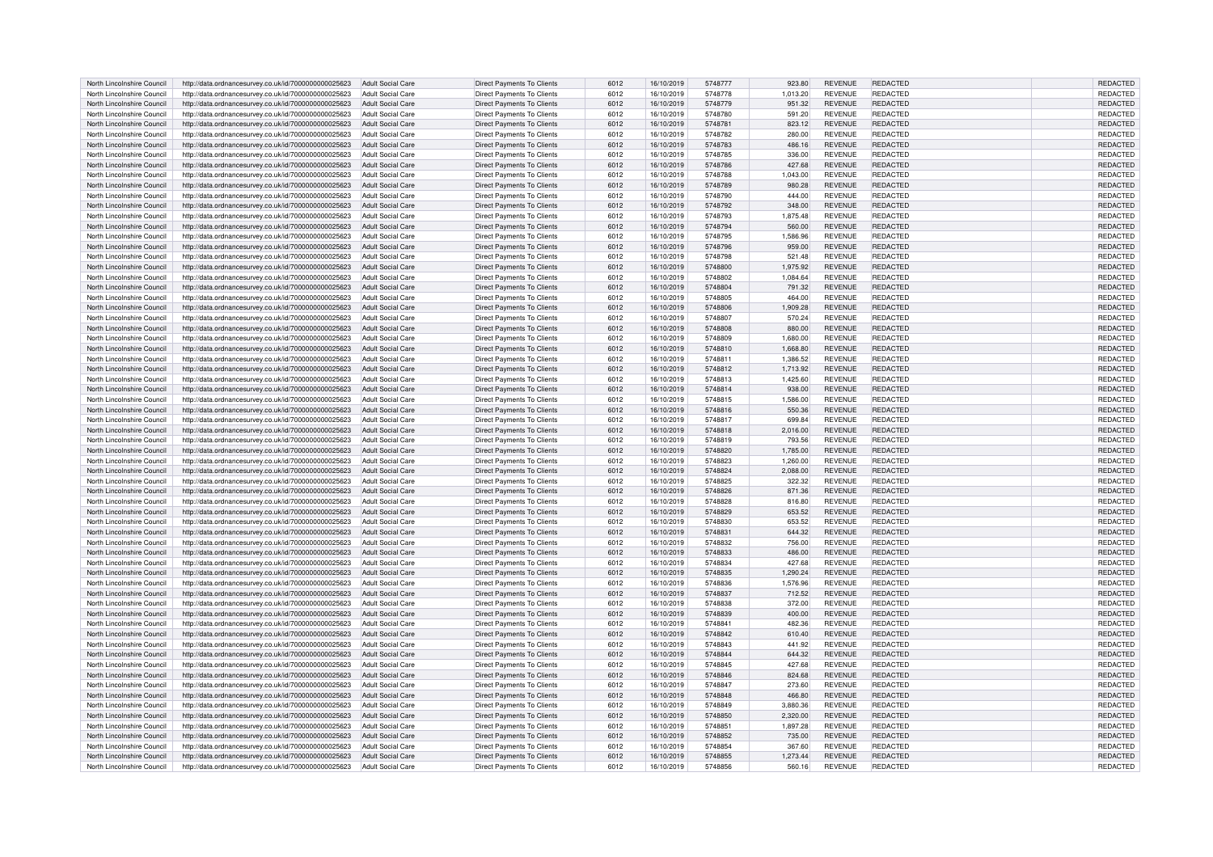| North Lincolnshire Council | http://data.ordnancesurvey.co.uk/id/7000000000025623 | Adult Social Care | Direct Payments To Clients | 6012 | 16/10/2019 | 5748777 | 923.80 | REVENUE | REDACTED | | REDACTED |
|---|---|---|---|---|---|---|---|---|---|---|---|
| North Lincolnshire Council | http://data.ordnancesurvey.co.uk/id/7000000000025623 | Adult Social Care | Direct Payments To Clients | 6012 | 16/10/2019 | 5748778 | 1,013.20 | REVENUE | REDACTED | | REDACTED |
| North Lincolnshire Council | http://data.ordnancesurvey.co.uk/id/7000000000025623 | Adult Social Care | Direct Payments To Clients | 6012 | 16/10/2019 | 5748779 | 951.32 | REVENUE | REDACTED | | REDACTED |
| North Lincolnshire Council | http://data.ordnancesurvey.co.uk/id/7000000000025623 | Adult Social Care | Direct Payments To Clients | 6012 | 16/10/2019 | 5748780 | 591.20 | REVENUE | REDACTED | | REDACTED |
| North Lincolnshire Council | http://data.ordnancesurvey.co.uk/id/7000000000025623 | Adult Social Care | Direct Payments To Clients | 6012 | 16/10/2019 | 5748781 | 823.12 | REVENUE | REDACTED | | REDACTED |
| North Lincolnshire Council | http://data.ordnancesurvey.co.uk/id/7000000000025623 | Adult Social Care | Direct Payments To Clients | 6012 | 16/10/2019 | 5748782 | 280.00 | REVENUE | REDACTED | | REDACTED |
| North Lincolnshire Council | http://data.ordnancesurvey.co.uk/id/7000000000025623 | Adult Social Care | Direct Payments To Clients | 6012 | 16/10/2019 | 5748783 | 486.16 | REVENUE | REDACTED | | REDACTED |
| North Lincolnshire Council | http://data.ordnancesurvey.co.uk/id/7000000000025623 | Adult Social Care | Direct Payments To Clients | 6012 | 16/10/2019 | 5748785 | 336.00 | REVENUE | REDACTED | | REDACTED |
| North Lincolnshire Council | http://data.ordnancesurvey.co.uk/id/7000000000025623 | Adult Social Care | Direct Payments To Clients | 6012 | 16/10/2019 | 5748786 | 427.68 | REVENUE | REDACTED | | REDACTED |
| North Lincolnshire Council | http://data.ordnancesurvey.co.uk/id/7000000000025623 | Adult Social Care | Direct Payments To Clients | 6012 | 16/10/2019 | 5748788 | 1,043.00 | REVENUE | REDACTED | | REDACTED |
| North Lincolnshire Council | http://data.ordnancesurvey.co.uk/id/7000000000025623 | Adult Social Care | Direct Payments To Clients | 6012 | 16/10/2019 | 5748789 | 980.28 | REVENUE | REDACTED | | REDACTED |
| North Lincolnshire Council | http://data.ordnancesurvey.co.uk/id/7000000000025623 | Adult Social Care | Direct Payments To Clients | 6012 | 16/10/2019 | 5748790 | 444.00 | REVENUE | REDACTED | | REDACTED |
| North Lincolnshire Council | http://data.ordnancesurvey.co.uk/id/7000000000025623 | Adult Social Care | Direct Payments To Clients | 6012 | 16/10/2019 | 5748792 | 348.00 | REVENUE | REDACTED | | REDACTED |
| North Lincolnshire Council | http://data.ordnancesurvey.co.uk/id/7000000000025623 | Adult Social Care | Direct Payments To Clients | 6012 | 16/10/2019 | 5748793 | 1,875.48 | REVENUE | REDACTED | | REDACTED |
| North Lincolnshire Council | http://data.ordnancesurvey.co.uk/id/7000000000025623 | Adult Social Care | Direct Payments To Clients | 6012 | 16/10/2019 | 5748794 | 560.00 | REVENUE | REDACTED | | REDACTED |
| North Lincolnshire Council | http://data.ordnancesurvey.co.uk/id/7000000000025623 | Adult Social Care | Direct Payments To Clients | 6012 | 16/10/2019 | 5748795 | 1,586.96 | REVENUE | REDACTED | | REDACTED |
| North Lincolnshire Council | http://data.ordnancesurvey.co.uk/id/7000000000025623 | Adult Social Care | Direct Payments To Clients | 6012 | 16/10/2019 | 5748796 | 959.00 | REVENUE | REDACTED | | REDACTED |
| North Lincolnshire Council | http://data.ordnancesurvey.co.uk/id/7000000000025623 | Adult Social Care | Direct Payments To Clients | 6012 | 16/10/2019 | 5748798 | 521.48 | REVENUE | REDACTED | | REDACTED |
| North Lincolnshire Council | http://data.ordnancesurvey.co.uk/id/7000000000025623 | Adult Social Care | Direct Payments To Clients | 6012 | 16/10/2019 | 5748800 | 1,975.92 | REVENUE | REDACTED | | REDACTED |
| North Lincolnshire Council | http://data.ordnancesurvey.co.uk/id/7000000000025623 | Adult Social Care | Direct Payments To Clients | 6012 | 16/10/2019 | 5748802 | 1,084.64 | REVENUE | REDACTED | | REDACTED |
| North Lincolnshire Council | http://data.ordnancesurvey.co.uk/id/7000000000025623 | Adult Social Care | Direct Payments To Clients | 6012 | 16/10/2019 | 5748804 | 791.32 | REVENUE | REDACTED | | REDACTED |
| North Lincolnshire Council | http://data.ordnancesurvey.co.uk/id/7000000000025623 | Adult Social Care | Direct Payments To Clients | 6012 | 16/10/2019 | 5748805 | 464.00 | REVENUE | REDACTED | | REDACTED |
| North Lincolnshire Council | http://data.ordnancesurvey.co.uk/id/7000000000025623 | Adult Social Care | Direct Payments To Clients | 6012 | 16/10/2019 | 5748806 | 1,909.28 | REVENUE | REDACTED | | REDACTED |
| North Lincolnshire Council | http://data.ordnancesurvey.co.uk/id/7000000000025623 | Adult Social Care | Direct Payments To Clients | 6012 | 16/10/2019 | 5748807 | 570.24 | REVENUE | REDACTED | | REDACTED |
| North Lincolnshire Council | http://data.ordnancesurvey.co.uk/id/7000000000025623 | Adult Social Care | Direct Payments To Clients | 6012 | 16/10/2019 | 5748808 | 880.00 | REVENUE | REDACTED | | REDACTED |
| North Lincolnshire Council | http://data.ordnancesurvey.co.uk/id/7000000000025623 | Adult Social Care | Direct Payments To Clients | 6012 | 16/10/2019 | 5748809 | 1,680.00 | REVENUE | REDACTED | | REDACTED |
| North Lincolnshire Council | http://data.ordnancesurvey.co.uk/id/7000000000025623 | Adult Social Care | Direct Payments To Clients | 6012 | 16/10/2019 | 5748810 | 1,668.80 | REVENUE | REDACTED | | REDACTED |
| North Lincolnshire Council | http://data.ordnancesurvey.co.uk/id/7000000000025623 | Adult Social Care | Direct Payments To Clients | 6012 | 16/10/2019 | 5748811 | 1,386.52 | REVENUE | REDACTED | | REDACTED |
| North Lincolnshire Council | http://data.ordnancesurvey.co.uk/id/7000000000025623 | Adult Social Care | Direct Payments To Clients | 6012 | 16/10/2019 | 5748812 | 1,713.92 | REVENUE | REDACTED | | REDACTED |
| North Lincolnshire Council | http://data.ordnancesurvey.co.uk/id/7000000000025623 | Adult Social Care | Direct Payments To Clients | 6012 | 16/10/2019 | 5748813 | 1,425.60 | REVENUE | REDACTED | | REDACTED |
| North Lincolnshire Council | http://data.ordnancesurvey.co.uk/id/7000000000025623 | Adult Social Care | Direct Payments To Clients | 6012 | 16/10/2019 | 5748814 | 938.00 | REVENUE | REDACTED | | REDACTED |
| North Lincolnshire Council | http://data.ordnancesurvey.co.uk/id/7000000000025623 | Adult Social Care | Direct Payments To Clients | 6012 | 16/10/2019 | 5748815 | 1,586.00 | REVENUE | REDACTED | | REDACTED |
| North Lincolnshire Council | http://data.ordnancesurvey.co.uk/id/7000000000025623 | Adult Social Care | Direct Payments To Clients | 6012 | 16/10/2019 | 5748816 | 550.36 | REVENUE | REDACTED | | REDACTED |
| North Lincolnshire Council | http://data.ordnancesurvey.co.uk/id/7000000000025623 | Adult Social Care | Direct Payments To Clients | 6012 | 16/10/2019 | 5748817 | 699.84 | REVENUE | REDACTED | | REDACTED |
| North Lincolnshire Council | http://data.ordnancesurvey.co.uk/id/7000000000025623 | Adult Social Care | Direct Payments To Clients | 6012 | 16/10/2019 | 5748818 | 2,016.00 | REVENUE | REDACTED | | REDACTED |
| North Lincolnshire Council | http://data.ordnancesurvey.co.uk/id/7000000000025623 | Adult Social Care | Direct Payments To Clients | 6012 | 16/10/2019 | 5748819 | 793.56 | REVENUE | REDACTED | | REDACTED |
| North Lincolnshire Council | http://data.ordnancesurvey.co.uk/id/7000000000025623 | Adult Social Care | Direct Payments To Clients | 6012 | 16/10/2019 | 5748820 | 1,785.00 | REVENUE | REDACTED | | REDACTED |
| North Lincolnshire Council | http://data.ordnancesurvey.co.uk/id/7000000000025623 | Adult Social Care | Direct Payments To Clients | 6012 | 16/10/2019 | 5748823 | 1,260.00 | REVENUE | REDACTED | | REDACTED |
| North Lincolnshire Council | http://data.ordnancesurvey.co.uk/id/7000000000025623 | Adult Social Care | Direct Payments To Clients | 6012 | 16/10/2019 | 5748824 | 2,088.00 | REVENUE | REDACTED | | REDACTED |
| North Lincolnshire Council | http://data.ordnancesurvey.co.uk/id/7000000000025623 | Adult Social Care | Direct Payments To Clients | 6012 | 16/10/2019 | 5748825 | 322.32 | REVENUE | REDACTED | | REDACTED |
| North Lincolnshire Council | http://data.ordnancesurvey.co.uk/id/7000000000025623 | Adult Social Care | Direct Payments To Clients | 6012 | 16/10/2019 | 5748826 | 871.36 | REVENUE | REDACTED | | REDACTED |
| North Lincolnshire Council | http://data.ordnancesurvey.co.uk/id/7000000000025623 | Adult Social Care | Direct Payments To Clients | 6012 | 16/10/2019 | 5748828 | 816.80 | REVENUE | REDACTED | | REDACTED |
| North Lincolnshire Council | http://data.ordnancesurvey.co.uk/id/7000000000025623 | Adult Social Care | Direct Payments To Clients | 6012 | 16/10/2019 | 5748829 | 653.52 | REVENUE | REDACTED | | REDACTED |
| North Lincolnshire Council | http://data.ordnancesurvey.co.uk/id/7000000000025623 | Adult Social Care | Direct Payments To Clients | 6012 | 16/10/2019 | 5748830 | 653.52 | REVENUE | REDACTED | | REDACTED |
| North Lincolnshire Council | http://data.ordnancesurvey.co.uk/id/7000000000025623 | Adult Social Care | Direct Payments To Clients | 6012 | 16/10/2019 | 5748831 | 644.32 | REVENUE | REDACTED | | REDACTED |
| North Lincolnshire Council | http://data.ordnancesurvey.co.uk/id/7000000000025623 | Adult Social Care | Direct Payments To Clients | 6012 | 16/10/2019 | 5748832 | 756.00 | REVENUE | REDACTED | | REDACTED |
| North Lincolnshire Council | http://data.ordnancesurvey.co.uk/id/7000000000025623 | Adult Social Care | Direct Payments To Clients | 6012 | 16/10/2019 | 5748833 | 486.00 | REVENUE | REDACTED | | REDACTED |
| North Lincolnshire Council | http://data.ordnancesurvey.co.uk/id/7000000000025623 | Adult Social Care | Direct Payments To Clients | 6012 | 16/10/2019 | 5748834 | 427.68 | REVENUE | REDACTED | | REDACTED |
| North Lincolnshire Council | http://data.ordnancesurvey.co.uk/id/7000000000025623 | Adult Social Care | Direct Payments To Clients | 6012 | 16/10/2019 | 5748835 | 1,290.24 | REVENUE | REDACTED | | REDACTED |
| North Lincolnshire Council | http://data.ordnancesurvey.co.uk/id/7000000000025623 | Adult Social Care | Direct Payments To Clients | 6012 | 16/10/2019 | 5748836 | 1,576.96 | REVENUE | REDACTED | | REDACTED |
| North Lincolnshire Council | http://data.ordnancesurvey.co.uk/id/7000000000025623 | Adult Social Care | Direct Payments To Clients | 6012 | 16/10/2019 | 5748837 | 712.52 | REVENUE | REDACTED | | REDACTED |
| North Lincolnshire Council | http://data.ordnancesurvey.co.uk/id/7000000000025623 | Adult Social Care | Direct Payments To Clients | 6012 | 16/10/2019 | 5748838 | 372.00 | REVENUE | REDACTED | | REDACTED |
| North Lincolnshire Council | http://data.ordnancesurvey.co.uk/id/7000000000025623 | Adult Social Care | Direct Payments To Clients | 6012 | 16/10/2019 | 5748839 | 400.00 | REVENUE | REDACTED | | REDACTED |
| North Lincolnshire Council | http://data.ordnancesurvey.co.uk/id/7000000000025623 | Adult Social Care | Direct Payments To Clients | 6012 | 16/10/2019 | 5748841 | 482.36 | REVENUE | REDACTED | | REDACTED |
| North Lincolnshire Council | http://data.ordnancesurvey.co.uk/id/7000000000025623 | Adult Social Care | Direct Payments To Clients | 6012 | 16/10/2019 | 5748842 | 610.40 | REVENUE | REDACTED | | REDACTED |
| North Lincolnshire Council | http://data.ordnancesurvey.co.uk/id/7000000000025623 | Adult Social Care | Direct Payments To Clients | 6012 | 16/10/2019 | 5748843 | 441.92 | REVENUE | REDACTED | | REDACTED |
| North Lincolnshire Council | http://data.ordnancesurvey.co.uk/id/7000000000025623 | Adult Social Care | Direct Payments To Clients | 6012 | 16/10/2019 | 5748844 | 644.32 | REVENUE | REDACTED | | REDACTED |
| North Lincolnshire Council | http://data.ordnancesurvey.co.uk/id/7000000000025623 | Adult Social Care | Direct Payments To Clients | 6012 | 16/10/2019 | 5748845 | 427.68 | REVENUE | REDACTED | | REDACTED |
| North Lincolnshire Council | http://data.ordnancesurvey.co.uk/id/7000000000025623 | Adult Social Care | Direct Payments To Clients | 6012 | 16/10/2019 | 5748846 | 824.68 | REVENUE | REDACTED | | REDACTED |
| North Lincolnshire Council | http://data.ordnancesurvey.co.uk/id/7000000000025623 | Adult Social Care | Direct Payments To Clients | 6012 | 16/10/2019 | 5748847 | 273.60 | REVENUE | REDACTED | | REDACTED |
| North Lincolnshire Council | http://data.ordnancesurvey.co.uk/id/7000000000025623 | Adult Social Care | Direct Payments To Clients | 6012 | 16/10/2019 | 5748848 | 466.80 | REVENUE | REDACTED | | REDACTED |
| North Lincolnshire Council | http://data.ordnancesurvey.co.uk/id/7000000000025623 | Adult Social Care | Direct Payments To Clients | 6012 | 16/10/2019 | 5748849 | 3,880.36 | REVENUE | REDACTED | | REDACTED |
| North Lincolnshire Council | http://data.ordnancesurvey.co.uk/id/7000000000025623 | Adult Social Care | Direct Payments To Clients | 6012 | 16/10/2019 | 5748850 | 2,320.00 | REVENUE | REDACTED | | REDACTED |
| North Lincolnshire Council | http://data.ordnancesurvey.co.uk/id/7000000000025623 | Adult Social Care | Direct Payments To Clients | 6012 | 16/10/2019 | 5748851 | 1,897.28 | REVENUE | REDACTED | | REDACTED |
| North Lincolnshire Council | http://data.ordnancesurvey.co.uk/id/7000000000025623 | Adult Social Care | Direct Payments To Clients | 6012 | 16/10/2019 | 5748852 | 735.00 | REVENUE | REDACTED | | REDACTED |
| North Lincolnshire Council | http://data.ordnancesurvey.co.uk/id/7000000000025623 | Adult Social Care | Direct Payments To Clients | 6012 | 16/10/2019 | 5748854 | 367.60 | REVENUE | REDACTED | | REDACTED |
| North Lincolnshire Council | http://data.ordnancesurvey.co.uk/id/7000000000025623 | Adult Social Care | Direct Payments To Clients | 6012 | 16/10/2019 | 5748855 | 1,273.44 | REVENUE | REDACTED | | REDACTED |
| North Lincolnshire Council | http://data.ordnancesurvey.co.uk/id/7000000000025623 | Adult Social Care | Direct Payments To Clients | 6012 | 16/10/2019 | 5748856 | 560.16 | REVENUE | REDACTED | | REDACTED |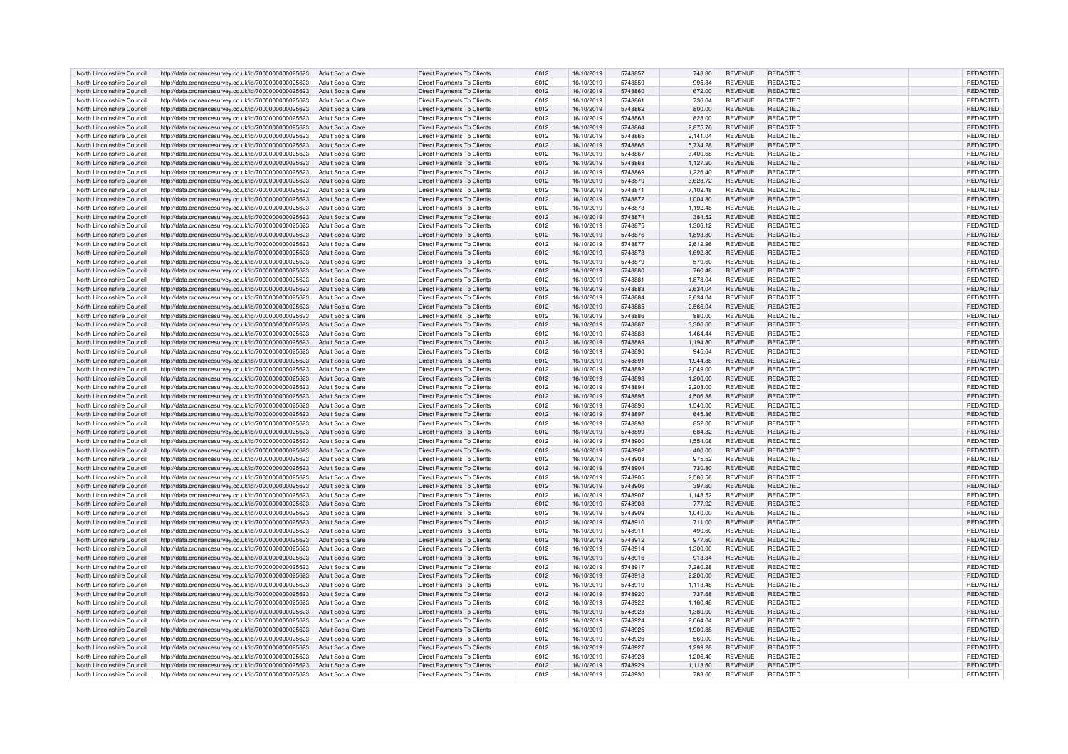| | | | | | | | | | | | |
|---|---|---|---|---|---|---|---|---|---|---|---|
| North Lincolnshire Council | http://data.ordnancesurvey.co.uk/id/7000000000025623 | Adult Social Care | Direct Payments To Clients | 6012 | 16/10/2019 | 5748857 | 748.80 | REVENUE | REDACTED | | REDACTED |
| North Lincolnshire Council | http://data.ordnancesurvey.co.uk/id/7000000000025623 | Adult Social Care | Direct Payments To Clients | 6012 | 16/10/2019 | 5748859 | 995.84 | REVENUE | REDACTED | | REDACTED |
| North Lincolnshire Council | http://data.ordnancesurvey.co.uk/id/7000000000025623 | Adult Social Care | Direct Payments To Clients | 6012 | 16/10/2019 | 5748860 | 672.00 | REVENUE | REDACTED | | REDACTED |
| North Lincolnshire Council | http://data.ordnancesurvey.co.uk/id/7000000000025623 | Adult Social Care | Direct Payments To Clients | 6012 | 16/10/2019 | 5748861 | 736.64 | REVENUE | REDACTED | | REDACTED |
| North Lincolnshire Council | http://data.ordnancesurvey.co.uk/id/7000000000025623 | Adult Social Care | Direct Payments To Clients | 6012 | 16/10/2019 | 5748862 | 800.00 | REVENUE | REDACTED | | REDACTED |
| North Lincolnshire Council | http://data.ordnancesurvey.co.uk/id/7000000000025623 | Adult Social Care | Direct Payments To Clients | 6012 | 16/10/2019 | 5748863 | 828.00 | REVENUE | REDACTED | | REDACTED |
| North Lincolnshire Council | http://data.ordnancesurvey.co.uk/id/7000000000025623 | Adult Social Care | Direct Payments To Clients | 6012 | 16/10/2019 | 5748864 | 2,875.76 | REVENUE | REDACTED | | REDACTED |
| North Lincolnshire Council | http://data.ordnancesurvey.co.uk/id/7000000000025623 | Adult Social Care | Direct Payments To Clients | 6012 | 16/10/2019 | 5748865 | 2,141.04 | REVENUE | REDACTED | | REDACTED |
| North Lincolnshire Council | http://data.ordnancesurvey.co.uk/id/7000000000025623 | Adult Social Care | Direct Payments To Clients | 6012 | 16/10/2019 | 5748866 | 5,734.28 | REVENUE | REDACTED | | REDACTED |
| North Lincolnshire Council | http://data.ordnancesurvey.co.uk/id/7000000000025623 | Adult Social Care | Direct Payments To Clients | 6012 | 16/10/2019 | 5748867 | 3,400.68 | REVENUE | REDACTED | | REDACTED |
| North Lincolnshire Council | http://data.ordnancesurvey.co.uk/id/7000000000025623 | Adult Social Care | Direct Payments To Clients | 6012 | 16/10/2019 | 5748868 | 1,127.20 | REVENUE | REDACTED | | REDACTED |
| North Lincolnshire Council | http://data.ordnancesurvey.co.uk/id/7000000000025623 | Adult Social Care | Direct Payments To Clients | 6012 | 16/10/2019 | 5748869 | 1,226.40 | REVENUE | REDACTED | | REDACTED |
| North Lincolnshire Council | http://data.ordnancesurvey.co.uk/id/7000000000025623 | Adult Social Care | Direct Payments To Clients | 6012 | 16/10/2019 | 5748870 | 3,628.72 | REVENUE | REDACTED | | REDACTED |
| North Lincolnshire Council | http://data.ordnancesurvey.co.uk/id/7000000000025623 | Adult Social Care | Direct Payments To Clients | 6012 | 16/10/2019 | 5748871 | 7,102.48 | REVENUE | REDACTED | | REDACTED |
| North Lincolnshire Council | http://data.ordnancesurvey.co.uk/id/7000000000025623 | Adult Social Care | Direct Payments To Clients | 6012 | 16/10/2019 | 5748872 | 1,004.80 | REVENUE | REDACTED | | REDACTED |
| North Lincolnshire Council | http://data.ordnancesurvey.co.uk/id/7000000000025623 | Adult Social Care | Direct Payments To Clients | 6012 | 16/10/2019 | 5748873 | 1,192.48 | REVENUE | REDACTED | | REDACTED |
| North Lincolnshire Council | http://data.ordnancesurvey.co.uk/id/7000000000025623 | Adult Social Care | Direct Payments To Clients | 6012 | 16/10/2019 | 5748874 | 384.52 | REVENUE | REDACTED | | REDACTED |
| North Lincolnshire Council | http://data.ordnancesurvey.co.uk/id/7000000000025623 | Adult Social Care | Direct Payments To Clients | 6012 | 16/10/2019 | 5748875 | 1,306.12 | REVENUE | REDACTED | | REDACTED |
| North Lincolnshire Council | http://data.ordnancesurvey.co.uk/id/7000000000025623 | Adult Social Care | Direct Payments To Clients | 6012 | 16/10/2019 | 5748876 | 1,893.80 | REVENUE | REDACTED | | REDACTED |
| North Lincolnshire Council | http://data.ordnancesurvey.co.uk/id/7000000000025623 | Adult Social Care | Direct Payments To Clients | 6012 | 16/10/2019 | 5748877 | 2,612.96 | REVENUE | REDACTED | | REDACTED |
| North Lincolnshire Council | http://data.ordnancesurvey.co.uk/id/7000000000025623 | Adult Social Care | Direct Payments To Clients | 6012 | 16/10/2019 | 5748878 | 1,692.80 | REVENUE | REDACTED | | REDACTED |
| North Lincolnshire Council | http://data.ordnancesurvey.co.uk/id/7000000000025623 | Adult Social Care | Direct Payments To Clients | 6012 | 16/10/2019 | 5748879 | 579.60 | REVENUE | REDACTED | | REDACTED |
| North Lincolnshire Council | http://data.ordnancesurvey.co.uk/id/7000000000025623 | Adult Social Care | Direct Payments To Clients | 6012 | 16/10/2019 | 5748880 | 760.48 | REVENUE | REDACTED | | REDACTED |
| North Lincolnshire Council | http://data.ordnancesurvey.co.uk/id/7000000000025623 | Adult Social Care | Direct Payments To Clients | 6012 | 16/10/2019 | 5748881 | 1,878.04 | REVENUE | REDACTED | | REDACTED |
| North Lincolnshire Council | http://data.ordnancesurvey.co.uk/id/7000000000025623 | Adult Social Care | Direct Payments To Clients | 6012 | 16/10/2019 | 5748883 | 2,634.04 | REVENUE | REDACTED | | REDACTED |
| North Lincolnshire Council | http://data.ordnancesurvey.co.uk/id/7000000000025623 | Adult Social Care | Direct Payments To Clients | 6012 | 16/10/2019 | 5748884 | 2,634.04 | REVENUE | REDACTED | | REDACTED |
| North Lincolnshire Council | http://data.ordnancesurvey.co.uk/id/7000000000025623 | Adult Social Care | Direct Payments To Clients | 6012 | 16/10/2019 | 5748885 | 2,566.04 | REVENUE | REDACTED | | REDACTED |
| North Lincolnshire Council | http://data.ordnancesurvey.co.uk/id/7000000000025623 | Adult Social Care | Direct Payments To Clients | 6012 | 16/10/2019 | 5748886 | 880.00 | REVENUE | REDACTED | | REDACTED |
| North Lincolnshire Council | http://data.ordnancesurvey.co.uk/id/7000000000025623 | Adult Social Care | Direct Payments To Clients | 6012 | 16/10/2019 | 5748887 | 3,306.60 | REVENUE | REDACTED | | REDACTED |
| North Lincolnshire Council | http://data.ordnancesurvey.co.uk/id/7000000000025623 | Adult Social Care | Direct Payments To Clients | 6012 | 16/10/2019 | 5748888 | 1,464.44 | REVENUE | REDACTED | | REDACTED |
| North Lincolnshire Council | http://data.ordnancesurvey.co.uk/id/7000000000025623 | Adult Social Care | Direct Payments To Clients | 6012 | 16/10/2019 | 5748889 | 1,194.80 | REVENUE | REDACTED | | REDACTED |
| North Lincolnshire Council | http://data.ordnancesurvey.co.uk/id/7000000000025623 | Adult Social Care | Direct Payments To Clients | 6012 | 16/10/2019 | 5748890 | 945.64 | REVENUE | REDACTED | | REDACTED |
| North Lincolnshire Council | http://data.ordnancesurvey.co.uk/id/7000000000025623 | Adult Social Care | Direct Payments To Clients | 6012 | 16/10/2019 | 5748891 | 1,944.88 | REVENUE | REDACTED | | REDACTED |
| North Lincolnshire Council | http://data.ordnancesurvey.co.uk/id/7000000000025623 | Adult Social Care | Direct Payments To Clients | 6012 | 16/10/2019 | 5748892 | 2,049.00 | REVENUE | REDACTED | | REDACTED |
| North Lincolnshire Council | http://data.ordnancesurvey.co.uk/id/7000000000025623 | Adult Social Care | Direct Payments To Clients | 6012 | 16/10/2019 | 5748893 | 1,200.00 | REVENUE | REDACTED | | REDACTED |
| North Lincolnshire Council | http://data.ordnancesurvey.co.uk/id/7000000000025623 | Adult Social Care | Direct Payments To Clients | 6012 | 16/10/2019 | 5748894 | 2,208.00 | REVENUE | REDACTED | | REDACTED |
| North Lincolnshire Council | http://data.ordnancesurvey.co.uk/id/7000000000025623 | Adult Social Care | Direct Payments To Clients | 6012 | 16/10/2019 | 5748895 | 4,506.88 | REVENUE | REDACTED | | REDACTED |
| North Lincolnshire Council | http://data.ordnancesurvey.co.uk/id/7000000000025623 | Adult Social Care | Direct Payments To Clients | 6012 | 16/10/2019 | 5748896 | 1,540.00 | REVENUE | REDACTED | | REDACTED |
| North Lincolnshire Council | http://data.ordnancesurvey.co.uk/id/7000000000025623 | Adult Social Care | Direct Payments To Clients | 6012 | 16/10/2019 | 5748897 | 645.36 | REVENUE | REDACTED | | REDACTED |
| North Lincolnshire Council | http://data.ordnancesurvey.co.uk/id/7000000000025623 | Adult Social Care | Direct Payments To Clients | 6012 | 16/10/2019 | 5748898 | 852.00 | REVENUE | REDACTED | | REDACTED |
| North Lincolnshire Council | http://data.ordnancesurvey.co.uk/id/7000000000025623 | Adult Social Care | Direct Payments To Clients | 6012 | 16/10/2019 | 5748899 | 684.32 | REVENUE | REDACTED | | REDACTED |
| North Lincolnshire Council | http://data.ordnancesurvey.co.uk/id/7000000000025623 | Adult Social Care | Direct Payments To Clients | 6012 | 16/10/2019 | 5748900 | 1,554.08 | REVENUE | REDACTED | | REDACTED |
| North Lincolnshire Council | http://data.ordnancesurvey.co.uk/id/7000000000025623 | Adult Social Care | Direct Payments To Clients | 6012 | 16/10/2019 | 5748902 | 400.00 | REVENUE | REDACTED | | REDACTED |
| North Lincolnshire Council | http://data.ordnancesurvey.co.uk/id/7000000000025623 | Adult Social Care | Direct Payments To Clients | 6012 | 16/10/2019 | 5748903 | 975.52 | REVENUE | REDACTED | | REDACTED |
| North Lincolnshire Council | http://data.ordnancesurvey.co.uk/id/7000000000025623 | Adult Social Care | Direct Payments To Clients | 6012 | 16/10/2019 | 5748904 | 730.80 | REVENUE | REDACTED | | REDACTED |
| North Lincolnshire Council | http://data.ordnancesurvey.co.uk/id/7000000000025623 | Adult Social Care | Direct Payments To Clients | 6012 | 16/10/2019 | 5748905 | 2,586.56 | REVENUE | REDACTED | | REDACTED |
| North Lincolnshire Council | http://data.ordnancesurvey.co.uk/id/7000000000025623 | Adult Social Care | Direct Payments To Clients | 6012 | 16/10/2019 | 5748906 | 397.60 | REVENUE | REDACTED | | REDACTED |
| North Lincolnshire Council | http://data.ordnancesurvey.co.uk/id/7000000000025623 | Adult Social Care | Direct Payments To Clients | 6012 | 16/10/2019 | 5748907 | 1,148.52 | REVENUE | REDACTED | | REDACTED |
| North Lincolnshire Council | http://data.ordnancesurvey.co.uk/id/7000000000025623 | Adult Social Care | Direct Payments To Clients | 6012 | 16/10/2019 | 5748908 | 777.92 | REVENUE | REDACTED | | REDACTED |
| North Lincolnshire Council | http://data.ordnancesurvey.co.uk/id/7000000000025623 | Adult Social Care | Direct Payments To Clients | 6012 | 16/10/2019 | 5748909 | 1,040.00 | REVENUE | REDACTED | | REDACTED |
| North Lincolnshire Council | http://data.ordnancesurvey.co.uk/id/7000000000025623 | Adult Social Care | Direct Payments To Clients | 6012 | 16/10/2019 | 5748910 | 711.00 | REVENUE | REDACTED | | REDACTED |
| North Lincolnshire Council | http://data.ordnancesurvey.co.uk/id/7000000000025623 | Adult Social Care | Direct Payments To Clients | 6012 | 16/10/2019 | 5748911 | 490.60 | REVENUE | REDACTED | | REDACTED |
| North Lincolnshire Council | http://data.ordnancesurvey.co.uk/id/7000000000025623 | Adult Social Care | Direct Payments To Clients | 6012 | 16/10/2019 | 5748912 | 977.60 | REVENUE | REDACTED | | REDACTED |
| North Lincolnshire Council | http://data.ordnancesurvey.co.uk/id/7000000000025623 | Adult Social Care | Direct Payments To Clients | 6012 | 16/10/2019 | 5748914 | 1,300.00 | REVENUE | REDACTED | | REDACTED |
| North Lincolnshire Council | http://data.ordnancesurvey.co.uk/id/7000000000025623 | Adult Social Care | Direct Payments To Clients | 6012 | 16/10/2019 | 5748916 | 913.84 | REVENUE | REDACTED | | REDACTED |
| North Lincolnshire Council | http://data.ordnancesurvey.co.uk/id/7000000000025623 | Adult Social Care | Direct Payments To Clients | 6012 | 16/10/2019 | 5748917 | 7,280.28 | REVENUE | REDACTED | | REDACTED |
| North Lincolnshire Council | http://data.ordnancesurvey.co.uk/id/7000000000025623 | Adult Social Care | Direct Payments To Clients | 6012 | 16/10/2019 | 5748918 | 2,200.00 | REVENUE | REDACTED | | REDACTED |
| North Lincolnshire Council | http://data.ordnancesurvey.co.uk/id/7000000000025623 | Adult Social Care | Direct Payments To Clients | 6012 | 16/10/2019 | 5748919 | 1,113.48 | REVENUE | REDACTED | | REDACTED |
| North Lincolnshire Council | http://data.ordnancesurvey.co.uk/id/7000000000025623 | Adult Social Care | Direct Payments To Clients | 6012 | 16/10/2019 | 5748920 | 737.68 | REVENUE | REDACTED | | REDACTED |
| North Lincolnshire Council | http://data.ordnancesurvey.co.uk/id/7000000000025623 | Adult Social Care | Direct Payments To Clients | 6012 | 16/10/2019 | 5748922 | 1,160.48 | REVENUE | REDACTED | | REDACTED |
| North Lincolnshire Council | http://data.ordnancesurvey.co.uk/id/7000000000025623 | Adult Social Care | Direct Payments To Clients | 6012 | 16/10/2019 | 5748923 | 1,380.00 | REVENUE | REDACTED | | REDACTED |
| North Lincolnshire Council | http://data.ordnancesurvey.co.uk/id/7000000000025623 | Adult Social Care | Direct Payments To Clients | 6012 | 16/10/2019 | 5748924 | 2,064.04 | REVENUE | REDACTED | | REDACTED |
| North Lincolnshire Council | http://data.ordnancesurvey.co.uk/id/7000000000025623 | Adult Social Care | Direct Payments To Clients | 6012 | 16/10/2019 | 5748925 | 1,900.88 | REVENUE | REDACTED | | REDACTED |
| North Lincolnshire Council | http://data.ordnancesurvey.co.uk/id/7000000000025623 | Adult Social Care | Direct Payments To Clients | 6012 | 16/10/2019 | 5748926 | 560.00 | REVENUE | REDACTED | | REDACTED |
| North Lincolnshire Council | http://data.ordnancesurvey.co.uk/id/7000000000025623 | Adult Social Care | Direct Payments To Clients | 6012 | 16/10/2019 | 5748927 | 1,299.28 | REVENUE | REDACTED | | REDACTED |
| North Lincolnshire Council | http://data.ordnancesurvey.co.uk/id/7000000000025623 | Adult Social Care | Direct Payments To Clients | 6012 | 16/10/2019 | 5748928 | 1,206.40 | REVENUE | REDACTED | | REDACTED |
| North Lincolnshire Council | http://data.ordnancesurvey.co.uk/id/7000000000025623 | Adult Social Care | Direct Payments To Clients | 6012 | 16/10/2019 | 5748929 | 1,113.60 | REVENUE | REDACTED | | REDACTED |
| North Lincolnshire Council | http://data.ordnancesurvey.co.uk/id/7000000000025623 | Adult Social Care | Direct Payments To Clients | 6012 | 16/10/2019 | 5748930 | 783.60 | REVENUE | REDACTED | | REDACTED |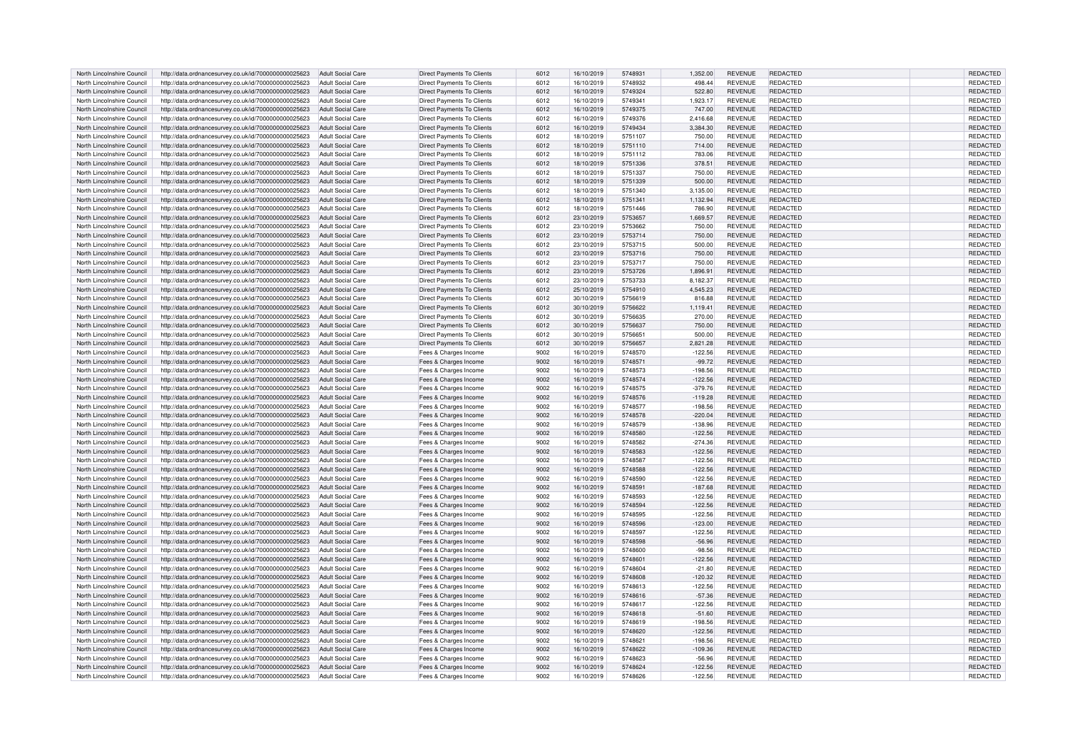| North Lincolnshire Council | http://data.ordnancesurvey.co.uk/id/7000000000025623 | Adult Social Care | Direct Payments To Clients | 6012 | 16/10/2019 | 5748931 | 1,352.00 | REVENUE | REDACTED | REDACTED |
|---|---|---|---|---|---|---|---|---|---|---|
| North Lincolnshire Council | http://data.ordnancesurvey.co.uk/id/7000000000025623 | Adult Social Care | Direct Payments To Clients | 6012 | 16/10/2019 | 5748932 | 498.44 | REVENUE | REDACTED | REDACTED |
| North Lincolnshire Council | http://data.ordnancesurvey.co.uk/id/7000000000025623 | Adult Social Care | Direct Payments To Clients | 6012 | 16/10/2019 | 5749324 | 522.80 | REVENUE | REDACTED | REDACTED |
| North Lincolnshire Council | http://data.ordnancesurvey.co.uk/id/7000000000025623 | Adult Social Care | Direct Payments To Clients | 6012 | 16/10/2019 | 5749341 | 1,923.17 | REVENUE | REDACTED | REDACTED |
| North Lincolnshire Council | http://data.ordnancesurvey.co.uk/id/7000000000025623 | Adult Social Care | Direct Payments To Clients | 6012 | 16/10/2019 | 5749375 | 747.00 | REVENUE | REDACTED | REDACTED |
| North Lincolnshire Council | http://data.ordnancesurvey.co.uk/id/7000000000025623 | Adult Social Care | Direct Payments To Clients | 6012 | 16/10/2019 | 5749376 | 2,416.68 | REVENUE | REDACTED | REDACTED |
| North Lincolnshire Council | http://data.ordnancesurvey.co.uk/id/7000000000025623 | Adult Social Care | Direct Payments To Clients | 6012 | 16/10/2019 | 5749434 | 3,384.30 | REVENUE | REDACTED | REDACTED |
| North Lincolnshire Council | http://data.ordnancesurvey.co.uk/id/7000000000025623 | Adult Social Care | Direct Payments To Clients | 6012 | 18/10/2019 | 5751107 | 750.00 | REVENUE | REDACTED | REDACTED |
| North Lincolnshire Council | http://data.ordnancesurvey.co.uk/id/7000000000025623 | Adult Social Care | Direct Payments To Clients | 6012 | 18/10/2019 | 5751110 | 714.00 | REVENUE | REDACTED | REDACTED |
| North Lincolnshire Council | http://data.ordnancesurvey.co.uk/id/7000000000025623 | Adult Social Care | Direct Payments To Clients | 6012 | 18/10/2019 | 5751112 | 783.06 | REVENUE | REDACTED | REDACTED |
| North Lincolnshire Council | http://data.ordnancesurvey.co.uk/id/7000000000025623 | Adult Social Care | Direct Payments To Clients | 6012 | 18/10/2019 | 5751336 | 378.51 | REVENUE | REDACTED | REDACTED |
| North Lincolnshire Council | http://data.ordnancesurvey.co.uk/id/7000000000025623 | Adult Social Care | Direct Payments To Clients | 6012 | 18/10/2019 | 5751337 | 750.00 | REVENUE | REDACTED | REDACTED |
| North Lincolnshire Council | http://data.ordnancesurvey.co.uk/id/7000000000025623 | Adult Social Care | Direct Payments To Clients | 6012 | 18/10/2019 | 5751339 | 500.00 | REVENUE | REDACTED | REDACTED |
| North Lincolnshire Council | http://data.ordnancesurvey.co.uk/id/7000000000025623 | Adult Social Care | Direct Payments To Clients | 6012 | 18/10/2019 | 5751340 | 3,135.00 | REVENUE | REDACTED | REDACTED |
| North Lincolnshire Council | http://data.ordnancesurvey.co.uk/id/7000000000025623 | Adult Social Care | Direct Payments To Clients | 6012 | 18/10/2019 | 5751341 | 1,132.94 | REVENUE | REDACTED | REDACTED |
| North Lincolnshire Council | http://data.ordnancesurvey.co.uk/id/7000000000025623 | Adult Social Care | Direct Payments To Clients | 6012 | 18/10/2019 | 5751446 | 786.90 | REVENUE | REDACTED | REDACTED |
| North Lincolnshire Council | http://data.ordnancesurvey.co.uk/id/7000000000025623 | Adult Social Care | Direct Payments To Clients | 6012 | 23/10/2019 | 5753657 | 1,669.57 | REVENUE | REDACTED | REDACTED |
| North Lincolnshire Council | http://data.ordnancesurvey.co.uk/id/7000000000025623 | Adult Social Care | Direct Payments To Clients | 6012 | 23/10/2019 | 5753662 | 750.00 | REVENUE | REDACTED | REDACTED |
| North Lincolnshire Council | http://data.ordnancesurvey.co.uk/id/7000000000025623 | Adult Social Care | Direct Payments To Clients | 6012 | 23/10/2019 | 5753714 | 750.00 | REVENUE | REDACTED | REDACTED |
| North Lincolnshire Council | http://data.ordnancesurvey.co.uk/id/7000000000025623 | Adult Social Care | Direct Payments To Clients | 6012 | 23/10/2019 | 5753715 | 500.00 | REVENUE | REDACTED | REDACTED |
| North Lincolnshire Council | http://data.ordnancesurvey.co.uk/id/7000000000025623 | Adult Social Care | Direct Payments To Clients | 6012 | 23/10/2019 | 5753716 | 750.00 | REVENUE | REDACTED | REDACTED |
| North Lincolnshire Council | http://data.ordnancesurvey.co.uk/id/7000000000025623 | Adult Social Care | Direct Payments To Clients | 6012 | 23/10/2019 | 5753717 | 750.00 | REVENUE | REDACTED | REDACTED |
| North Lincolnshire Council | http://data.ordnancesurvey.co.uk/id/7000000000025623 | Adult Social Care | Direct Payments To Clients | 6012 | 23/10/2019 | 5753726 | 1,896.91 | REVENUE | REDACTED | REDACTED |
| North Lincolnshire Council | http://data.ordnancesurvey.co.uk/id/7000000000025623 | Adult Social Care | Direct Payments To Clients | 6012 | 23/10/2019 | 5753733 | 8,182.37 | REVENUE | REDACTED | REDACTED |
| North Lincolnshire Council | http://data.ordnancesurvey.co.uk/id/7000000000025623 | Adult Social Care | Direct Payments To Clients | 6012 | 25/10/2019 | 5754910 | 4,545.23 | REVENUE | REDACTED | REDACTED |
| North Lincolnshire Council | http://data.ordnancesurvey.co.uk/id/7000000000025623 | Adult Social Care | Direct Payments To Clients | 6012 | 30/10/2019 | 5756619 | 816.88 | REVENUE | REDACTED | REDACTED |
| North Lincolnshire Council | http://data.ordnancesurvey.co.uk/id/7000000000025623 | Adult Social Care | Direct Payments To Clients | 6012 | 30/10/2019 | 5756622 | 1,119.41 | REVENUE | REDACTED | REDACTED |
| North Lincolnshire Council | http://data.ordnancesurvey.co.uk/id/7000000000025623 | Adult Social Care | Direct Payments To Clients | 6012 | 30/10/2019 | 5756635 | 270.00 | REVENUE | REDACTED | REDACTED |
| North Lincolnshire Council | http://data.ordnancesurvey.co.uk/id/7000000000025623 | Adult Social Care | Direct Payments To Clients | 6012 | 30/10/2019 | 5756637 | 750.00 | REVENUE | REDACTED | REDACTED |
| North Lincolnshire Council | http://data.ordnancesurvey.co.uk/id/7000000000025623 | Adult Social Care | Direct Payments To Clients | 6012 | 30/10/2019 | 5756651 | 500.00 | REVENUE | REDACTED | REDACTED |
| North Lincolnshire Council | http://data.ordnancesurvey.co.uk/id/7000000000025623 | Adult Social Care | Direct Payments To Clients | 6012 | 30/10/2019 | 5756657 | 2,821.28 | REVENUE | REDACTED | REDACTED |
| North Lincolnshire Council | http://data.ordnancesurvey.co.uk/id/7000000000025623 | Adult Social Care | Fees & Charges Income | 9002 | 16/10/2019 | 5748570 | -122.56 | REVENUE | REDACTED | REDACTED |
| North Lincolnshire Council | http://data.ordnancesurvey.co.uk/id/7000000000025623 | Adult Social Care | Fees & Charges Income | 9002 | 16/10/2019 | 5748571 | -99.72 | REVENUE | REDACTED | REDACTED |
| North Lincolnshire Council | http://data.ordnancesurvey.co.uk/id/7000000000025623 | Adult Social Care | Fees & Charges Income | 9002 | 16/10/2019 | 5748573 | -198.56 | REVENUE | REDACTED | REDACTED |
| North Lincolnshire Council | http://data.ordnancesurvey.co.uk/id/7000000000025623 | Adult Social Care | Fees & Charges Income | 9002 | 16/10/2019 | 5748574 | -122.56 | REVENUE | REDACTED | REDACTED |
| North Lincolnshire Council | http://data.ordnancesurvey.co.uk/id/7000000000025623 | Adult Social Care | Fees & Charges Income | 9002 | 16/10/2019 | 5748575 | -379.76 | REVENUE | REDACTED | REDACTED |
| North Lincolnshire Council | http://data.ordnancesurvey.co.uk/id/7000000000025623 | Adult Social Care | Fees & Charges Income | 9002 | 16/10/2019 | 5748576 | -119.28 | REVENUE | REDACTED | REDACTED |
| North Lincolnshire Council | http://data.ordnancesurvey.co.uk/id/7000000000025623 | Adult Social Care | Fees & Charges Income | 9002 | 16/10/2019 | 5748577 | -198.56 | REVENUE | REDACTED | REDACTED |
| North Lincolnshire Council | http://data.ordnancesurvey.co.uk/id/7000000000025623 | Adult Social Care | Fees & Charges Income | 9002 | 16/10/2019 | 5748578 | -220.04 | REVENUE | REDACTED | REDACTED |
| North Lincolnshire Council | http://data.ordnancesurvey.co.uk/id/7000000000025623 | Adult Social Care | Fees & Charges Income | 9002 | 16/10/2019 | 5748579 | -138.96 | REVENUE | REDACTED | REDACTED |
| North Lincolnshire Council | http://data.ordnancesurvey.co.uk/id/7000000000025623 | Adult Social Care | Fees & Charges Income | 9002 | 16/10/2019 | 5748580 | -122.56 | REVENUE | REDACTED | REDACTED |
| North Lincolnshire Council | http://data.ordnancesurvey.co.uk/id/7000000000025623 | Adult Social Care | Fees & Charges Income | 9002 | 16/10/2019 | 5748582 | -274.36 | REVENUE | REDACTED | REDACTED |
| North Lincolnshire Council | http://data.ordnancesurvey.co.uk/id/7000000000025623 | Adult Social Care | Fees & Charges Income | 9002 | 16/10/2019 | 5748583 | -122.56 | REVENUE | REDACTED | REDACTED |
| North Lincolnshire Council | http://data.ordnancesurvey.co.uk/id/7000000000025623 | Adult Social Care | Fees & Charges Income | 9002 | 16/10/2019 | 5748587 | -122.56 | REVENUE | REDACTED | REDACTED |
| North Lincolnshire Council | http://data.ordnancesurvey.co.uk/id/7000000000025623 | Adult Social Care | Fees & Charges Income | 9002 | 16/10/2019 | 5748588 | -122.56 | REVENUE | REDACTED | REDACTED |
| North Lincolnshire Council | http://data.ordnancesurvey.co.uk/id/7000000000025623 | Adult Social Care | Fees & Charges Income | 9002 | 16/10/2019 | 5748590 | -122.56 | REVENUE | REDACTED | REDACTED |
| North Lincolnshire Council | http://data.ordnancesurvey.co.uk/id/7000000000025623 | Adult Social Care | Fees & Charges Income | 9002 | 16/10/2019 | 5748591 | -187.68 | REVENUE | REDACTED | REDACTED |
| North Lincolnshire Council | http://data.ordnancesurvey.co.uk/id/7000000000025623 | Adult Social Care | Fees & Charges Income | 9002 | 16/10/2019 | 5748593 | -122.56 | REVENUE | REDACTED | REDACTED |
| North Lincolnshire Council | http://data.ordnancesurvey.co.uk/id/7000000000025623 | Adult Social Care | Fees & Charges Income | 9002 | 16/10/2019 | 5748594 | -122.56 | REVENUE | REDACTED | REDACTED |
| North Lincolnshire Council | http://data.ordnancesurvey.co.uk/id/7000000000025623 | Adult Social Care | Fees & Charges Income | 9002 | 16/10/2019 | 5748595 | -122.56 | REVENUE | REDACTED | REDACTED |
| North Lincolnshire Council | http://data.ordnancesurvey.co.uk/id/7000000000025623 | Adult Social Care | Fees & Charges Income | 9002 | 16/10/2019 | 5748596 | -123.00 | REVENUE | REDACTED | REDACTED |
| North Lincolnshire Council | http://data.ordnancesurvey.co.uk/id/7000000000025623 | Adult Social Care | Fees & Charges Income | 9002 | 16/10/2019 | 5748597 | -122.56 | REVENUE | REDACTED | REDACTED |
| North Lincolnshire Council | http://data.ordnancesurvey.co.uk/id/7000000000025623 | Adult Social Care | Fees & Charges Income | 9002 | 16/10/2019 | 5748598 | -56.96 | REVENUE | REDACTED | REDACTED |
| North Lincolnshire Council | http://data.ordnancesurvey.co.uk/id/7000000000025623 | Adult Social Care | Fees & Charges Income | 9002 | 16/10/2019 | 5748600 | -98.56 | REVENUE | REDACTED | REDACTED |
| North Lincolnshire Council | http://data.ordnancesurvey.co.uk/id/7000000000025623 | Adult Social Care | Fees & Charges Income | 9002 | 16/10/2019 | 5748601 | -122.56 | REVENUE | REDACTED | REDACTED |
| North Lincolnshire Council | http://data.ordnancesurvey.co.uk/id/7000000000025623 | Adult Social Care | Fees & Charges Income | 9002 | 16/10/2019 | 5748604 | -21.80 | REVENUE | REDACTED | REDACTED |
| North Lincolnshire Council | http://data.ordnancesurvey.co.uk/id/7000000000025623 | Adult Social Care | Fees & Charges Income | 9002 | 16/10/2019 | 5748608 | -120.32 | REVENUE | REDACTED | REDACTED |
| North Lincolnshire Council | http://data.ordnancesurvey.co.uk/id/7000000000025623 | Adult Social Care | Fees & Charges Income | 9002 | 16/10/2019 | 5748613 | -122.56 | REVENUE | REDACTED | REDACTED |
| North Lincolnshire Council | http://data.ordnancesurvey.co.uk/id/7000000000025623 | Adult Social Care | Fees & Charges Income | 9002 | 16/10/2019 | 5748616 | -57.36 | REVENUE | REDACTED | REDACTED |
| North Lincolnshire Council | http://data.ordnancesurvey.co.uk/id/7000000000025623 | Adult Social Care | Fees & Charges Income | 9002 | 16/10/2019 | 5748617 | -122.56 | REVENUE | REDACTED | REDACTED |
| North Lincolnshire Council | http://data.ordnancesurvey.co.uk/id/7000000000025623 | Adult Social Care | Fees & Charges Income | 9002 | 16/10/2019 | 5748618 | -51.60 | REVENUE | REDACTED | REDACTED |
| North Lincolnshire Council | http://data.ordnancesurvey.co.uk/id/7000000000025623 | Adult Social Care | Fees & Charges Income | 9002 | 16/10/2019 | 5748619 | -198.56 | REVENUE | REDACTED | REDACTED |
| North Lincolnshire Council | http://data.ordnancesurvey.co.uk/id/7000000000025623 | Adult Social Care | Fees & Charges Income | 9002 | 16/10/2019 | 5748620 | -122.56 | REVENUE | REDACTED | REDACTED |
| North Lincolnshire Council | http://data.ordnancesurvey.co.uk/id/7000000000025623 | Adult Social Care | Fees & Charges Income | 9002 | 16/10/2019 | 5748621 | -198.56 | REVENUE | REDACTED | REDACTED |
| North Lincolnshire Council | http://data.ordnancesurvey.co.uk/id/7000000000025623 | Adult Social Care | Fees & Charges Income | 9002 | 16/10/2019 | 5748622 | -109.36 | REVENUE | REDACTED | REDACTED |
| North Lincolnshire Council | http://data.ordnancesurvey.co.uk/id/7000000000025623 | Adult Social Care | Fees & Charges Income | 9002 | 16/10/2019 | 5748623 | -56.96 | REVENUE | REDACTED | REDACTED |
| North Lincolnshire Council | http://data.ordnancesurvey.co.uk/id/7000000000025623 | Adult Social Care | Fees & Charges Income | 9002 | 16/10/2019 | 5748624 | -122.56 | REVENUE | REDACTED | REDACTED |
| North Lincolnshire Council | http://data.ordnancesurvey.co.uk/id/7000000000025623 | Adult Social Care | Fees & Charges Income | 9002 | 16/10/2019 | 5748626 | -122.56 | REVENUE | REDACTED | REDACTED |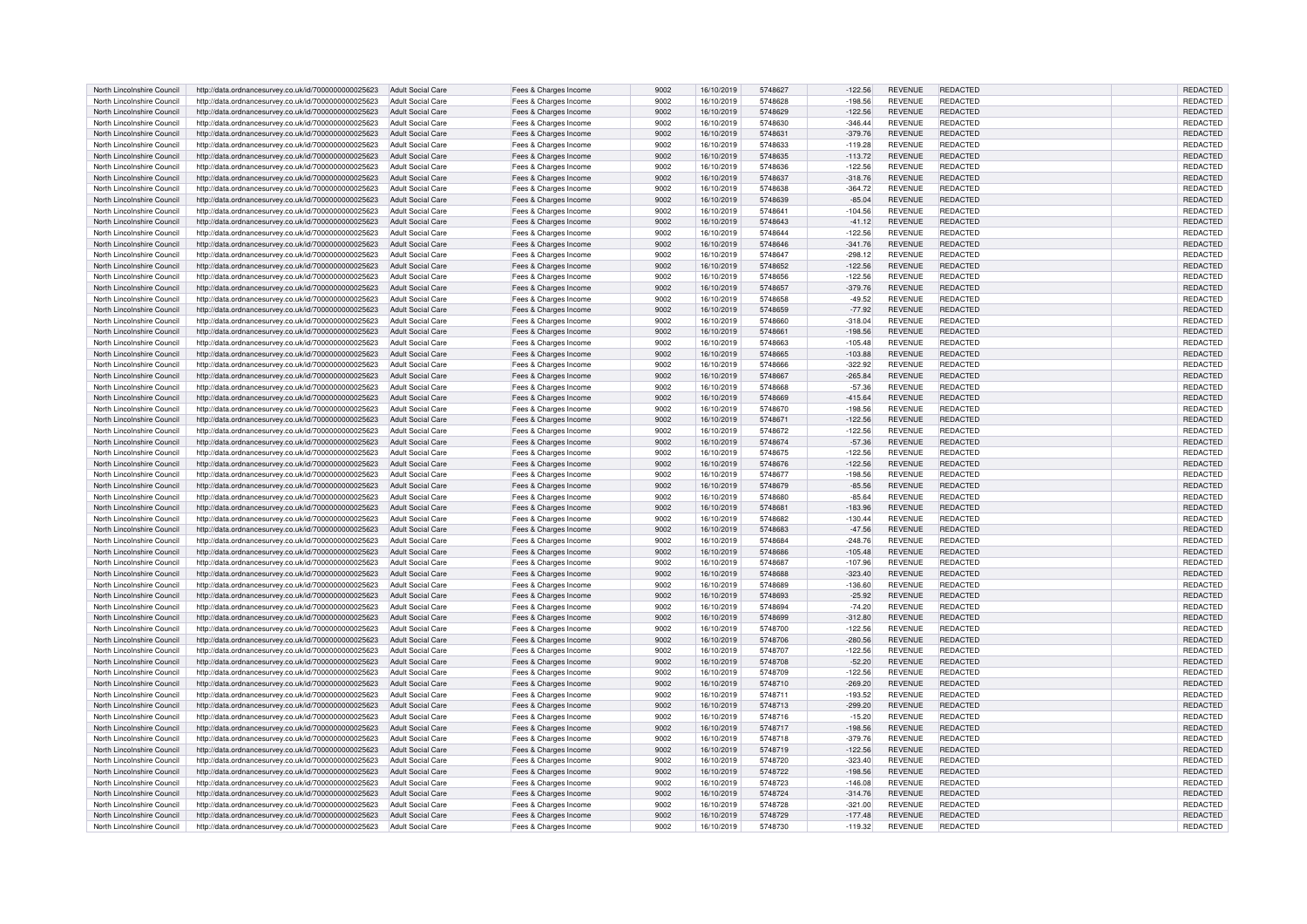| North Lincolnshire Council | http://data.ordnancesurvey.co.uk/id/7000000000025623 | Adult Social Care | Fees & Charges Income | 9002 | 16/10/2019 | 5748627 | -122.56 | REVENUE | REDACTED | | REDACTED |
|---|---|---|---|---|---|---|---|---|---|---|---|
| North Lincolnshire Council | http://data.ordnancesurvey.co.uk/id/7000000000025623 | Adult Social Care | Fees & Charges Income | 9002 | 16/10/2019 | 5748628 | -198.56 | REVENUE | REDACTED | | REDACTED |
| North Lincolnshire Council | http://data.ordnancesurvey.co.uk/id/7000000000025623 | Adult Social Care | Fees & Charges Income | 9002 | 16/10/2019 | 5748629 | -122.56 | REVENUE | REDACTED | | REDACTED |
| North Lincolnshire Council | http://data.ordnancesurvey.co.uk/id/7000000000025623 | Adult Social Care | Fees & Charges Income | 9002 | 16/10/2019 | 5748630 | -346.44 | REVENUE | REDACTED | | REDACTED |
| North Lincolnshire Council | http://data.ordnancesurvey.co.uk/id/7000000000025623 | Adult Social Care | Fees & Charges Income | 9002 | 16/10/2019 | 5748631 | -379.76 | REVENUE | REDACTED | | REDACTED |
| North Lincolnshire Council | http://data.ordnancesurvey.co.uk/id/7000000000025623 | Adult Social Care | Fees & Charges Income | 9002 | 16/10/2019 | 5748633 | -119.28 | REVENUE | REDACTED | | REDACTED |
| North Lincolnshire Council | http://data.ordnancesurvey.co.uk/id/7000000000025623 | Adult Social Care | Fees & Charges Income | 9002 | 16/10/2019 | 5748635 | -113.72 | REVENUE | REDACTED | | REDACTED |
| North Lincolnshire Council | http://data.ordnancesurvey.co.uk/id/7000000000025623 | Adult Social Care | Fees & Charges Income | 9002 | 16/10/2019 | 5748636 | -122.56 | REVENUE | REDACTED | | REDACTED |
| North Lincolnshire Council | http://data.ordnancesurvey.co.uk/id/7000000000025623 | Adult Social Care | Fees & Charges Income | 9002 | 16/10/2019 | 5748637 | -318.76 | REVENUE | REDACTED | | REDACTED |
| North Lincolnshire Council | http://data.ordnancesurvey.co.uk/id/7000000000025623 | Adult Social Care | Fees & Charges Income | 9002 | 16/10/2019 | 5748638 | -364.72 | REVENUE | REDACTED | | REDACTED |
| North Lincolnshire Council | http://data.ordnancesurvey.co.uk/id/7000000000025623 | Adult Social Care | Fees & Charges Income | 9002 | 16/10/2019 | 5748639 | -65.04 | REVENUE | REDACTED | | REDACTED |
| North Lincolnshire Council | http://data.ordnancesurvey.co.uk/id/7000000000025623 | Adult Social Care | Fees & Charges Income | 9002 | 16/10/2019 | 5748641 | -104.56 | REVENUE | REDACTED | | REDACTED |
| North Lincolnshire Council | http://data.ordnancesurvey.co.uk/id/7000000000025623 | Adult Social Care | Fees & Charges Income | 9002 | 16/10/2019 | 5748643 | -41.12 | REVENUE | REDACTED | | REDACTED |
| North Lincolnshire Council | http://data.ordnancesurvey.co.uk/id/7000000000025623 | Adult Social Care | Fees & Charges Income | 9002 | 16/10/2019 | 5748644 | -122.56 | REVENUE | REDACTED | | REDACTED |
| North Lincolnshire Council | http://data.ordnancesurvey.co.uk/id/7000000000025623 | Adult Social Care | Fees & Charges Income | 9002 | 16/10/2019 | 5748646 | -341.76 | REVENUE | REDACTED | | REDACTED |
| North Lincolnshire Council | http://data.ordnancesurvey.co.uk/id/7000000000025623 | Adult Social Care | Fees & Charges Income | 9002 | 16/10/2019 | 5748647 | -298.12 | REVENUE | REDACTED | | REDACTED |
| North Lincolnshire Council | http://data.ordnancesurvey.co.uk/id/7000000000025623 | Adult Social Care | Fees & Charges Income | 9002 | 16/10/2019 | 5748652 | -122.56 | REVENUE | REDACTED | | REDACTED |
| North Lincolnshire Council | http://data.ordnancesurvey.co.uk/id/7000000000025623 | Adult Social Care | Fees & Charges Income | 9002 | 16/10/2019 | 5748656 | -122.56 | REVENUE | REDACTED | | REDACTED |
| North Lincolnshire Council | http://data.ordnancesurvey.co.uk/id/7000000000025623 | Adult Social Care | Fees & Charges Income | 9002 | 16/10/2019 | 5748657 | -379.76 | REVENUE | REDACTED | | REDACTED |
| North Lincolnshire Council | http://data.ordnancesurvey.co.uk/id/7000000000025623 | Adult Social Care | Fees & Charges Income | 9002 | 16/10/2019 | 5748658 | -49.52 | REVENUE | REDACTED | | REDACTED |
| North Lincolnshire Council | http://data.ordnancesurvey.co.uk/id/7000000000025623 | Adult Social Care | Fees & Charges Income | 9002 | 16/10/2019 | 5748659 | -77.92 | REVENUE | REDACTED | | REDACTED |
| North Lincolnshire Council | http://data.ordnancesurvey.co.uk/id/7000000000025623 | Adult Social Care | Fees & Charges Income | 9002 | 16/10/2019 | 5748660 | -318.04 | REVENUE | REDACTED | | REDACTED |
| North Lincolnshire Council | http://data.ordnancesurvey.co.uk/id/7000000000025623 | Adult Social Care | Fees & Charges Income | 9002 | 16/10/2019 | 5748661 | -198.56 | REVENUE | REDACTED | | REDACTED |
| North Lincolnshire Council | http://data.ordnancesurvey.co.uk/id/7000000000025623 | Adult Social Care | Fees & Charges Income | 9002 | 16/10/2019 | 5748663 | -105.48 | REVENUE | REDACTED | | REDACTED |
| North Lincolnshire Council | http://data.ordnancesurvey.co.uk/id/7000000000025623 | Adult Social Care | Fees & Charges Income | 9002 | 16/10/2019 | 5748665 | -103.88 | REVENUE | REDACTED | | REDACTED |
| North Lincolnshire Council | http://data.ordnancesurvey.co.uk/id/7000000000025623 | Adult Social Care | Fees & Charges Income | 9002 | 16/10/2019 | 5748666 | -322.92 | REVENUE | REDACTED | | REDACTED |
| North Lincolnshire Council | http://data.ordnancesurvey.co.uk/id/7000000000025623 | Adult Social Care | Fees & Charges Income | 9002 | 16/10/2019 | 5748667 | -265.84 | REVENUE | REDACTED | | REDACTED |
| North Lincolnshire Council | http://data.ordnancesurvey.co.uk/id/7000000000025623 | Adult Social Care | Fees & Charges Income | 9002 | 16/10/2019 | 5748668 | -57.36 | REVENUE | REDACTED | | REDACTED |
| North Lincolnshire Council | http://data.ordnancesurvey.co.uk/id/7000000000025623 | Adult Social Care | Fees & Charges Income | 9002 | 16/10/2019 | 5748669 | -415.64 | REVENUE | REDACTED | | REDACTED |
| North Lincolnshire Council | http://data.ordnancesurvey.co.uk/id/7000000000025623 | Adult Social Care | Fees & Charges Income | 9002 | 16/10/2019 | 5748670 | -198.56 | REVENUE | REDACTED | | REDACTED |
| North Lincolnshire Council | http://data.ordnancesurvey.co.uk/id/7000000000025623 | Adult Social Care | Fees & Charges Income | 9002 | 16/10/2019 | 5748671 | -122.56 | REVENUE | REDACTED | | REDACTED |
| North Lincolnshire Council | http://data.ordnancesurvey.co.uk/id/7000000000025623 | Adult Social Care | Fees & Charges Income | 9002 | 16/10/2019 | 5748672 | -122.56 | REVENUE | REDACTED | | REDACTED |
| North Lincolnshire Council | http://data.ordnancesurvey.co.uk/id/7000000000025623 | Adult Social Care | Fees & Charges Income | 9002 | 16/10/2019 | 5748674 | -57.36 | REVENUE | REDACTED | | REDACTED |
| North Lincolnshire Council | http://data.ordnancesurvey.co.uk/id/7000000000025623 | Adult Social Care | Fees & Charges Income | 9002 | 16/10/2019 | 5748675 | -122.56 | REVENUE | REDACTED | | REDACTED |
| North Lincolnshire Council | http://data.ordnancesurvey.co.uk/id/7000000000025623 | Adult Social Care | Fees & Charges Income | 9002 | 16/10/2019 | 5748676 | -122.56 | REVENUE | REDACTED | | REDACTED |
| North Lincolnshire Council | http://data.ordnancesurvey.co.uk/id/7000000000025623 | Adult Social Care | Fees & Charges Income | 9002 | 16/10/2019 | 5748677 | -198.56 | REVENUE | REDACTED | | REDACTED |
| North Lincolnshire Council | http://data.ordnancesurvey.co.uk/id/7000000000025623 | Adult Social Care | Fees & Charges Income | 9002 | 16/10/2019 | 5748679 | -85.56 | REVENUE | REDACTED | | REDACTED |
| North Lincolnshire Council | http://data.ordnancesurvey.co.uk/id/7000000000025623 | Adult Social Care | Fees & Charges Income | 9002 | 16/10/2019 | 5748680 | -85.64 | REVENUE | REDACTED | | REDACTED |
| North Lincolnshire Council | http://data.ordnancesurvey.co.uk/id/7000000000025623 | Adult Social Care | Fees & Charges Income | 9002 | 16/10/2019 | 5748681 | -183.96 | REVENUE | REDACTED | | REDACTED |
| North Lincolnshire Council | http://data.ordnancesurvey.co.uk/id/7000000000025623 | Adult Social Care | Fees & Charges Income | 9002 | 16/10/2019 | 5748682 | -130.44 | REVENUE | REDACTED | | REDACTED |
| North Lincolnshire Council | http://data.ordnancesurvey.co.uk/id/7000000000025623 | Adult Social Care | Fees & Charges Income | 9002 | 16/10/2019 | 5748683 | -47.56 | REVENUE | REDACTED | | REDACTED |
| North Lincolnshire Council | http://data.ordnancesurvey.co.uk/id/7000000000025623 | Adult Social Care | Fees & Charges Income | 9002 | 16/10/2019 | 5748684 | -248.76 | REVENUE | REDACTED | | REDACTED |
| North Lincolnshire Council | http://data.ordnancesurvey.co.uk/id/7000000000025623 | Adult Social Care | Fees & Charges Income | 9002 | 16/10/2019 | 5748686 | -105.48 | REVENUE | REDACTED | | REDACTED |
| North Lincolnshire Council | http://data.ordnancesurvey.co.uk/id/7000000000025623 | Adult Social Care | Fees & Charges Income | 9002 | 16/10/2019 | 5748687 | -107.96 | REVENUE | REDACTED | | REDACTED |
| North Lincolnshire Council | http://data.ordnancesurvey.co.uk/id/7000000000025623 | Adult Social Care | Fees & Charges Income | 9002 | 16/10/2019 | 5748688 | -323.40 | REVENUE | REDACTED | | REDACTED |
| North Lincolnshire Council | http://data.ordnancesurvey.co.uk/id/7000000000025623 | Adult Social Care | Fees & Charges Income | 9002 | 16/10/2019 | 5748689 | -136.60 | REVENUE | REDACTED | | REDACTED |
| North Lincolnshire Council | http://data.ordnancesurvey.co.uk/id/7000000000025623 | Adult Social Care | Fees & Charges Income | 9002 | 16/10/2019 | 5748693 | -25.92 | REVENUE | REDACTED | | REDACTED |
| North Lincolnshire Council | http://data.ordnancesurvey.co.uk/id/7000000000025623 | Adult Social Care | Fees & Charges Income | 9002 | 16/10/2019 | 5748694 | -74.20 | REVENUE | REDACTED | | REDACTED |
| North Lincolnshire Council | http://data.ordnancesurvey.co.uk/id/7000000000025623 | Adult Social Care | Fees & Charges Income | 9002 | 16/10/2019 | 5748699 | -312.80 | REVENUE | REDACTED | | REDACTED |
| North Lincolnshire Council | http://data.ordnancesurvey.co.uk/id/7000000000025623 | Adult Social Care | Fees & Charges Income | 9002 | 16/10/2019 | 5748700 | -122.56 | REVENUE | REDACTED | | REDACTED |
| North Lincolnshire Council | http://data.ordnancesurvey.co.uk/id/7000000000025623 | Adult Social Care | Fees & Charges Income | 9002 | 16/10/2019 | 5748706 | -280.56 | REVENUE | REDACTED | | REDACTED |
| North Lincolnshire Council | http://data.ordnancesurvey.co.uk/id/7000000000025623 | Adult Social Care | Fees & Charges Income | 9002 | 16/10/2019 | 5748707 | -122.56 | REVENUE | REDACTED | | REDACTED |
| North Lincolnshire Council | http://data.ordnancesurvey.co.uk/id/7000000000025623 | Adult Social Care | Fees & Charges Income | 9002 | 16/10/2019 | 5748708 | -52.20 | REVENUE | REDACTED | | REDACTED |
| North Lincolnshire Council | http://data.ordnancesurvey.co.uk/id/7000000000025623 | Adult Social Care | Fees & Charges Income | 9002 | 16/10/2019 | 5748709 | -122.56 | REVENUE | REDACTED | | REDACTED |
| North Lincolnshire Council | http://data.ordnancesurvey.co.uk/id/7000000000025623 | Adult Social Care | Fees & Charges Income | 9002 | 16/10/2019 | 5748710 | -269.20 | REVENUE | REDACTED | | REDACTED |
| North Lincolnshire Council | http://data.ordnancesurvey.co.uk/id/7000000000025623 | Adult Social Care | Fees & Charges Income | 9002 | 16/10/2019 | 5748711 | -193.52 | REVENUE | REDACTED | | REDACTED |
| North Lincolnshire Council | http://data.ordnancesurvey.co.uk/id/7000000000025623 | Adult Social Care | Fees & Charges Income | 9002 | 16/10/2019 | 5748713 | -299.20 | REVENUE | REDACTED | | REDACTED |
| North Lincolnshire Council | http://data.ordnancesurvey.co.uk/id/7000000000025623 | Adult Social Care | Fees & Charges Income | 9002 | 16/10/2019 | 5748716 | -15.20 | REVENUE | REDACTED | | REDACTED |
| North Lincolnshire Council | http://data.ordnancesurvey.co.uk/id/7000000000025623 | Adult Social Care | Fees & Charges Income | 9002 | 16/10/2019 | 5748717 | -198.56 | REVENUE | REDACTED | | REDACTED |
| North Lincolnshire Council | http://data.ordnancesurvey.co.uk/id/7000000000025623 | Adult Social Care | Fees & Charges Income | 9002 | 16/10/2019 | 5748718 | -379.76 | REVENUE | REDACTED | | REDACTED |
| North Lincolnshire Council | http://data.ordnancesurvey.co.uk/id/7000000000025623 | Adult Social Care | Fees & Charges Income | 9002 | 16/10/2019 | 5748719 | -122.56 | REVENUE | REDACTED | | REDACTED |
| North Lincolnshire Council | http://data.ordnancesurvey.co.uk/id/7000000000025623 | Adult Social Care | Fees & Charges Income | 9002 | 16/10/2019 | 5748720 | -323.40 | REVENUE | REDACTED | | REDACTED |
| North Lincolnshire Council | http://data.ordnancesurvey.co.uk/id/7000000000025623 | Adult Social Care | Fees & Charges Income | 9002 | 16/10/2019 | 5748722 | -198.56 | REVENUE | REDACTED | | REDACTED |
| North Lincolnshire Council | http://data.ordnancesurvey.co.uk/id/7000000000025623 | Adult Social Care | Fees & Charges Income | 9002 | 16/10/2019 | 5748723 | -146.08 | REVENUE | REDACTED | | REDACTED |
| North Lincolnshire Council | http://data.ordnancesurvey.co.uk/id/7000000000025623 | Adult Social Care | Fees & Charges Income | 9002 | 16/10/2019 | 5748724 | -314.76 | REVENUE | REDACTED | | REDACTED |
| North Lincolnshire Council | http://data.ordnancesurvey.co.uk/id/7000000000025623 | Adult Social Care | Fees & Charges Income | 9002 | 16/10/2019 | 5748728 | -321.00 | REVENUE | REDACTED | | REDACTED |
| North Lincolnshire Council | http://data.ordnancesurvey.co.uk/id/7000000000025623 | Adult Social Care | Fees & Charges Income | 9002 | 16/10/2019 | 5748729 | -177.48 | REVENUE | REDACTED | | REDACTED |
| North Lincolnshire Council | http://data.ordnancesurvey.co.uk/id/7000000000025623 | Adult Social Care | Fees & Charges Income | 9002 | 16/10/2019 | 5748730 | -119.32 | REVENUE | REDACTED | | REDACTED |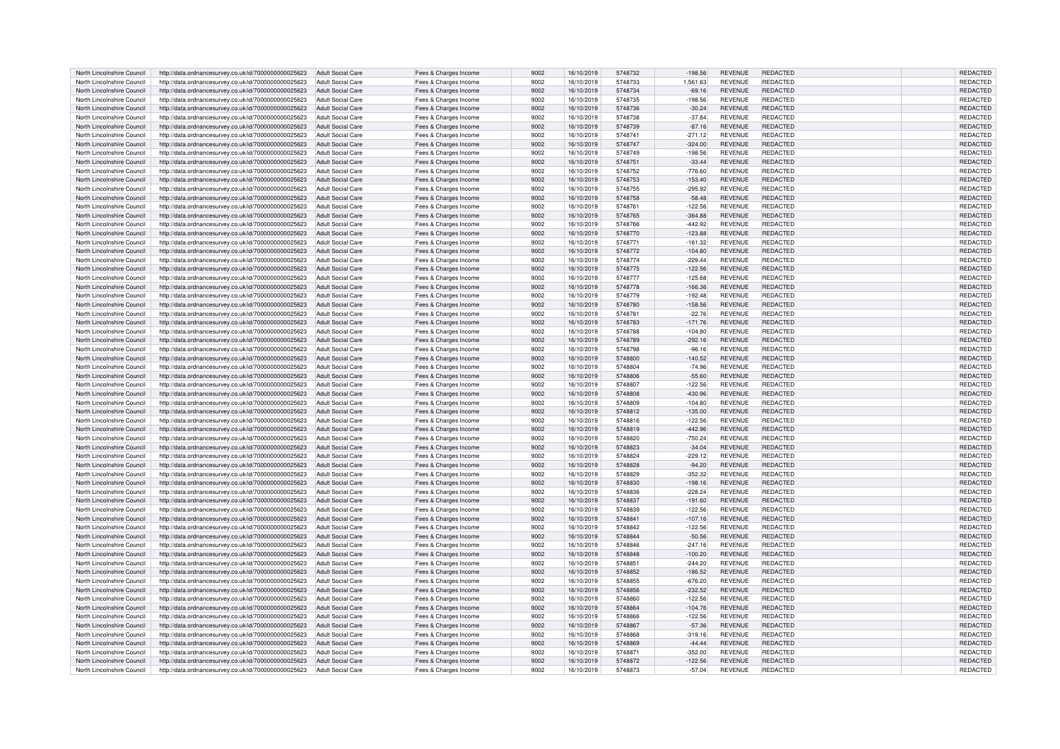| North Lincolnshire Council | http://data.ordnancesurvey.co.uk/id/7000000000025623 | Adult Social Care | Fees & Charges Income | 9002 | 16/10/2019 | 5748732 | -198.56 | REVENUE | REDACTED | REDACTED |
|---|---|---|---|---|---|---|---|---|---|---|
| North Lincolnshire Council | http://data.ordnancesurvey.co.uk/id/7000000000025623 | Adult Social Care | Fees & Charges Income | 9002 | 16/10/2019 | 5748733 | 1,561.63 | REVENUE | REDACTED | REDACTED |
| North Lincolnshire Council | http://data.ordnancesurvey.co.uk/id/7000000000025623 | Adult Social Care | Fees & Charges Income | 9002 | 16/10/2019 | 5748734 | -69.16 | REVENUE | REDACTED | REDACTED |
| North Lincolnshire Council | http://data.ordnancesurvey.co.uk/id/7000000000025623 | Adult Social Care | Fees & Charges Income | 9002 | 16/10/2019 | 5748735 | -198.56 | REVENUE | REDACTED | REDACTED |
| North Lincolnshire Council | http://data.ordnancesurvey.co.uk/id/7000000000025623 | Adult Social Care | Fees & Charges Income | 9002 | 16/10/2019 | 5748736 | -30.24 | REVENUE | REDACTED | REDACTED |
| North Lincolnshire Council | http://data.ordnancesurvey.co.uk/id/7000000000025623 | Adult Social Care | Fees & Charges Income | 9002 | 16/10/2019 | 5748738 | -37.84 | REVENUE | REDACTED | REDACTED |
| North Lincolnshire Council | http://data.ordnancesurvey.co.uk/id/7000000000025623 | Adult Social Care | Fees & Charges Income | 9002 | 16/10/2019 | 5748739 | -87.16 | REVENUE | REDACTED | REDACTED |
| North Lincolnshire Council | http://data.ordnancesurvey.co.uk/id/7000000000025623 | Adult Social Care | Fees & Charges Income | 9002 | 16/10/2019 | 5748741 | -271.12 | REVENUE | REDACTED | REDACTED |
| North Lincolnshire Council | http://data.ordnancesurvey.co.uk/id/7000000000025623 | Adult Social Care | Fees & Charges Income | 9002 | 16/10/2019 | 5748747 | -324.00 | REVENUE | REDACTED | REDACTED |
| North Lincolnshire Council | http://data.ordnancesurvey.co.uk/id/7000000000025623 | Adult Social Care | Fees & Charges Income | 9002 | 16/10/2019 | 5748749 | -198.56 | REVENUE | REDACTED | REDACTED |
| North Lincolnshire Council | http://data.ordnancesurvey.co.uk/id/7000000000025623 | Adult Social Care | Fees & Charges Income | 9002 | 16/10/2019 | 5748751 | -33.44 | REVENUE | REDACTED | REDACTED |
| North Lincolnshire Council | http://data.ordnancesurvey.co.uk/id/7000000000025623 | Adult Social Care | Fees & Charges Income | 9002 | 16/10/2019 | 5748752 | -776.60 | REVENUE | REDACTED | REDACTED |
| North Lincolnshire Council | http://data.ordnancesurvey.co.uk/id/7000000000025623 | Adult Social Care | Fees & Charges Income | 9002 | 16/10/2019 | 5748753 | -153.40 | REVENUE | REDACTED | REDACTED |
| North Lincolnshire Council | http://data.ordnancesurvey.co.uk/id/7000000000025623 | Adult Social Care | Fees & Charges Income | 9002 | 16/10/2019 | 5748755 | -295.92 | REVENUE | REDACTED | REDACTED |
| North Lincolnshire Council | http://data.ordnancesurvey.co.uk/id/7000000000025623 | Adult Social Care | Fees & Charges Income | 9002 | 16/10/2019 | 5748758 | -58.48 | REVENUE | REDACTED | REDACTED |
| North Lincolnshire Council | http://data.ordnancesurvey.co.uk/id/7000000000025623 | Adult Social Care | Fees & Charges Income | 9002 | 16/10/2019 | 5748761 | -122.56 | REVENUE | REDACTED | REDACTED |
| North Lincolnshire Council | http://data.ordnancesurvey.co.uk/id/7000000000025623 | Adult Social Care | Fees & Charges Income | 9002 | 16/10/2019 | 5748765 | -364.88 | REVENUE | REDACTED | REDACTED |
| North Lincolnshire Council | http://data.ordnancesurvey.co.uk/id/7000000000025623 | Adult Social Care | Fees & Charges Income | 9002 | 16/10/2019 | 5748766 | -442.92 | REVENUE | REDACTED | REDACTED |
| North Lincolnshire Council | http://data.ordnancesurvey.co.uk/id/7000000000025623 | Adult Social Care | Fees & Charges Income | 9002 | 16/10/2019 | 5748770 | -123.88 | REVENUE | REDACTED | REDACTED |
| North Lincolnshire Council | http://data.ordnancesurvey.co.uk/id/7000000000025623 | Adult Social Care | Fees & Charges Income | 9002 | 16/10/2019 | 5748771 | -161.32 | REVENUE | REDACTED | REDACTED |
| North Lincolnshire Council | http://data.ordnancesurvey.co.uk/id/7000000000025623 | Adult Social Care | Fees & Charges Income | 9002 | 16/10/2019 | 5748772 | -104.80 | REVENUE | REDACTED | REDACTED |
| North Lincolnshire Council | http://data.ordnancesurvey.co.uk/id/7000000000025623 | Adult Social Care | Fees & Charges Income | 9002 | 16/10/2019 | 5748774 | -229.44 | REVENUE | REDACTED | REDACTED |
| North Lincolnshire Council | http://data.ordnancesurvey.co.uk/id/7000000000025623 | Adult Social Care | Fees & Charges Income | 9002 | 16/10/2019 | 5748775 | -122.56 | REVENUE | REDACTED | REDACTED |
| North Lincolnshire Council | http://data.ordnancesurvey.co.uk/id/7000000000025623 | Adult Social Care | Fees & Charges Income | 9002 | 16/10/2019 | 5748777 | -125.68 | REVENUE | REDACTED | REDACTED |
| North Lincolnshire Council | http://data.ordnancesurvey.co.uk/id/7000000000025623 | Adult Social Care | Fees & Charges Income | 9002 | 16/10/2019 | 5748778 | -166.36 | REVENUE | REDACTED | REDACTED |
| North Lincolnshire Council | http://data.ordnancesurvey.co.uk/id/7000000000025623 | Adult Social Care | Fees & Charges Income | 9002 | 16/10/2019 | 5748779 | -192.48 | REVENUE | REDACTED | REDACTED |
| North Lincolnshire Council | http://data.ordnancesurvey.co.uk/id/7000000000025623 | Adult Social Care | Fees & Charges Income | 9002 | 16/10/2019 | 5748780 | -158.56 | REVENUE | REDACTED | REDACTED |
| North Lincolnshire Council | http://data.ordnancesurvey.co.uk/id/7000000000025623 | Adult Social Care | Fees & Charges Income | 9002 | 16/10/2019 | 5748781 | -22.76 | REVENUE | REDACTED | REDACTED |
| North Lincolnshire Council | http://data.ordnancesurvey.co.uk/id/7000000000025623 | Adult Social Care | Fees & Charges Income | 9002 | 16/10/2019 | 5748783 | -171.76 | REVENUE | REDACTED | REDACTED |
| North Lincolnshire Council | http://data.ordnancesurvey.co.uk/id/7000000000025623 | Adult Social Care | Fees & Charges Income | 9002 | 16/10/2019 | 5748788 | -104.80 | REVENUE | REDACTED | REDACTED |
| North Lincolnshire Council | http://data.ordnancesurvey.co.uk/id/7000000000025623 | Adult Social Care | Fees & Charges Income | 9002 | 16/10/2019 | 5748789 | -292.16 | REVENUE | REDACTED | REDACTED |
| North Lincolnshire Council | http://data.ordnancesurvey.co.uk/id/7000000000025623 | Adult Social Care | Fees & Charges Income | 9002 | 16/10/2019 | 5748798 | -96.16 | REVENUE | REDACTED | REDACTED |
| North Lincolnshire Council | http://data.ordnancesurvey.co.uk/id/7000000000025623 | Adult Social Care | Fees & Charges Income | 9002 | 16/10/2019 | 5748800 | -140.52 | REVENUE | REDACTED | REDACTED |
| North Lincolnshire Council | http://data.ordnancesurvey.co.uk/id/7000000000025623 | Adult Social Care | Fees & Charges Income | 9002 | 16/10/2019 | 5748804 | -74.96 | REVENUE | REDACTED | REDACTED |
| North Lincolnshire Council | http://data.ordnancesurvey.co.uk/id/7000000000025623 | Adult Social Care | Fees & Charges Income | 9002 | 16/10/2019 | 5748806 | -55.60 | REVENUE | REDACTED | REDACTED |
| North Lincolnshire Council | http://data.ordnancesurvey.co.uk/id/7000000000025623 | Adult Social Care | Fees & Charges Income | 9002 | 16/10/2019 | 5748807 | -122.56 | REVENUE | REDACTED | REDACTED |
| North Lincolnshire Council | http://data.ordnancesurvey.co.uk/id/7000000000025623 | Adult Social Care | Fees & Charges Income | 9002 | 16/10/2019 | 5748808 | -430.96 | REVENUE | REDACTED | REDACTED |
| North Lincolnshire Council | http://data.ordnancesurvey.co.uk/id/7000000000025623 | Adult Social Care | Fees & Charges Income | 9002 | 16/10/2019 | 5748809 | -104.80 | REVENUE | REDACTED | REDACTED |
| North Lincolnshire Council | http://data.ordnancesurvey.co.uk/id/7000000000025623 | Adult Social Care | Fees & Charges Income | 9002 | 16/10/2019 | 5748812 | -135.00 | REVENUE | REDACTED | REDACTED |
| North Lincolnshire Council | http://data.ordnancesurvey.co.uk/id/7000000000025623 | Adult Social Care | Fees & Charges Income | 9002 | 16/10/2019 | 5748816 | -122.56 | REVENUE | REDACTED | REDACTED |
| North Lincolnshire Council | http://data.ordnancesurvey.co.uk/id/7000000000025623 | Adult Social Care | Fees & Charges Income | 9002 | 16/10/2019 | 5748819 | -442.96 | REVENUE | REDACTED | REDACTED |
| North Lincolnshire Council | http://data.ordnancesurvey.co.uk/id/7000000000025623 | Adult Social Care | Fees & Charges Income | 9002 | 16/10/2019 | 5748820 | -750.24 | REVENUE | REDACTED | REDACTED |
| North Lincolnshire Council | http://data.ordnancesurvey.co.uk/id/7000000000025623 | Adult Social Care | Fees & Charges Income | 9002 | 16/10/2019 | 5748823 | -34.04 | REVENUE | REDACTED | REDACTED |
| North Lincolnshire Council | http://data.ordnancesurvey.co.uk/id/7000000000025623 | Adult Social Care | Fees & Charges Income | 9002 | 16/10/2019 | 5748824 | -229.12 | REVENUE | REDACTED | REDACTED |
| North Lincolnshire Council | http://data.ordnancesurvey.co.uk/id/7000000000025623 | Adult Social Care | Fees & Charges Income | 9002 | 16/10/2019 | 5748828 | -94.20 | REVENUE | REDACTED | REDACTED |
| North Lincolnshire Council | http://data.ordnancesurvey.co.uk/id/7000000000025623 | Adult Social Care | Fees & Charges Income | 9002 | 16/10/2019 | 5748829 | -352.32 | REVENUE | REDACTED | REDACTED |
| North Lincolnshire Council | http://data.ordnancesurvey.co.uk/id/7000000000025623 | Adult Social Care | Fees & Charges Income | 9002 | 16/10/2019 | 5748830 | -198.16 | REVENUE | REDACTED | REDACTED |
| North Lincolnshire Council | http://data.ordnancesurvey.co.uk/id/7000000000025623 | Adult Social Care | Fees & Charges Income | 9002 | 16/10/2019 | 5748836 | -228.24 | REVENUE | REDACTED | REDACTED |
| North Lincolnshire Council | http://data.ordnancesurvey.co.uk/id/7000000000025623 | Adult Social Care | Fees & Charges Income | 9002 | 16/10/2019 | 5748837 | -191.60 | REVENUE | REDACTED | REDACTED |
| North Lincolnshire Council | http://data.ordnancesurvey.co.uk/id/7000000000025623 | Adult Social Care | Fees & Charges Income | 9002 | 16/10/2019 | 5748839 | -122.56 | REVENUE | REDACTED | REDACTED |
| North Lincolnshire Council | http://data.ordnancesurvey.co.uk/id/7000000000025623 | Adult Social Care | Fees & Charges Income | 9002 | 16/10/2019 | 5748841 | -107.16 | REVENUE | REDACTED | REDACTED |
| North Lincolnshire Council | http://data.ordnancesurvey.co.uk/id/7000000000025623 | Adult Social Care | Fees & Charges Income | 9002 | 16/10/2019 | 5748842 | -122.56 | REVENUE | REDACTED | REDACTED |
| North Lincolnshire Council | http://data.ordnancesurvey.co.uk/id/7000000000025623 | Adult Social Care | Fees & Charges Income | 9002 | 16/10/2019 | 5748844 | -50.56 | REVENUE | REDACTED | REDACTED |
| North Lincolnshire Council | http://data.ordnancesurvey.co.uk/id/7000000000025623 | Adult Social Care | Fees & Charges Income | 9002 | 16/10/2019 | 5748846 | -247.16 | REVENUE | REDACTED | REDACTED |
| North Lincolnshire Council | http://data.ordnancesurvey.co.uk/id/7000000000025623 | Adult Social Care | Fees & Charges Income | 9002 | 16/10/2019 | 5748848 | -100.20 | REVENUE | REDACTED | REDACTED |
| North Lincolnshire Council | http://data.ordnancesurvey.co.uk/id/7000000000025623 | Adult Social Care | Fees & Charges Income | 9002 | 16/10/2019 | 5748851 | -244.20 | REVENUE | REDACTED | REDACTED |
| North Lincolnshire Council | http://data.ordnancesurvey.co.uk/id/7000000000025623 | Adult Social Care | Fees & Charges Income | 9002 | 16/10/2019 | 5748852 | -186.52 | REVENUE | REDACTED | REDACTED |
| North Lincolnshire Council | http://data.ordnancesurvey.co.uk/id/7000000000025623 | Adult Social Care | Fees & Charges Income | 9002 | 16/10/2019 | 5748855 | -676.20 | REVENUE | REDACTED | REDACTED |
| North Lincolnshire Council | http://data.ordnancesurvey.co.uk/id/7000000000025623 | Adult Social Care | Fees & Charges Income | 9002 | 16/10/2019 | 5748856 | -232.52 | REVENUE | REDACTED | REDACTED |
| North Lincolnshire Council | http://data.ordnancesurvey.co.uk/id/7000000000025623 | Adult Social Care | Fees & Charges Income | 9002 | 16/10/2019 | 5748860 | -122.56 | REVENUE | REDACTED | REDACTED |
| North Lincolnshire Council | http://data.ordnancesurvey.co.uk/id/7000000000025623 | Adult Social Care | Fees & Charges Income | 9002 | 16/10/2019 | 5748864 | -104.76 | REVENUE | REDACTED | REDACTED |
| North Lincolnshire Council | http://data.ordnancesurvey.co.uk/id/7000000000025623 | Adult Social Care | Fees & Charges Income | 9002 | 16/10/2019 | 5748866 | -122.56 | REVENUE | REDACTED | REDACTED |
| North Lincolnshire Council | http://data.ordnancesurvey.co.uk/id/7000000000025623 | Adult Social Care | Fees & Charges Income | 9002 | 16/10/2019 | 5748867 | -57.36 | REVENUE | REDACTED | REDACTED |
| North Lincolnshire Council | http://data.ordnancesurvey.co.uk/id/7000000000025623 | Adult Social Care | Fees & Charges Income | 9002 | 16/10/2019 | 5748868 | -319.16 | REVENUE | REDACTED | REDACTED |
| North Lincolnshire Council | http://data.ordnancesurvey.co.uk/id/7000000000025623 | Adult Social Care | Fees & Charges Income | 9002 | 16/10/2019 | 5748869 | -44.44 | REVENUE | REDACTED | REDACTED |
| North Lincolnshire Council | http://data.ordnancesurvey.co.uk/id/7000000000025623 | Adult Social Care | Fees & Charges Income | 9002 | 16/10/2019 | 5748871 | -352.00 | REVENUE | REDACTED | REDACTED |
| North Lincolnshire Council | http://data.ordnancesurvey.co.uk/id/7000000000025623 | Adult Social Care | Fees & Charges Income | 9002 | 16/10/2019 | 5748872 | -122.56 | REVENUE | REDACTED | REDACTED |
| North Lincolnshire Council | http://data.ordnancesurvey.co.uk/id/7000000000025623 | Adult Social Care | Fees & Charges Income | 9002 | 16/10/2019 | 5748873 | -57.04 | REVENUE | REDACTED | REDACTED |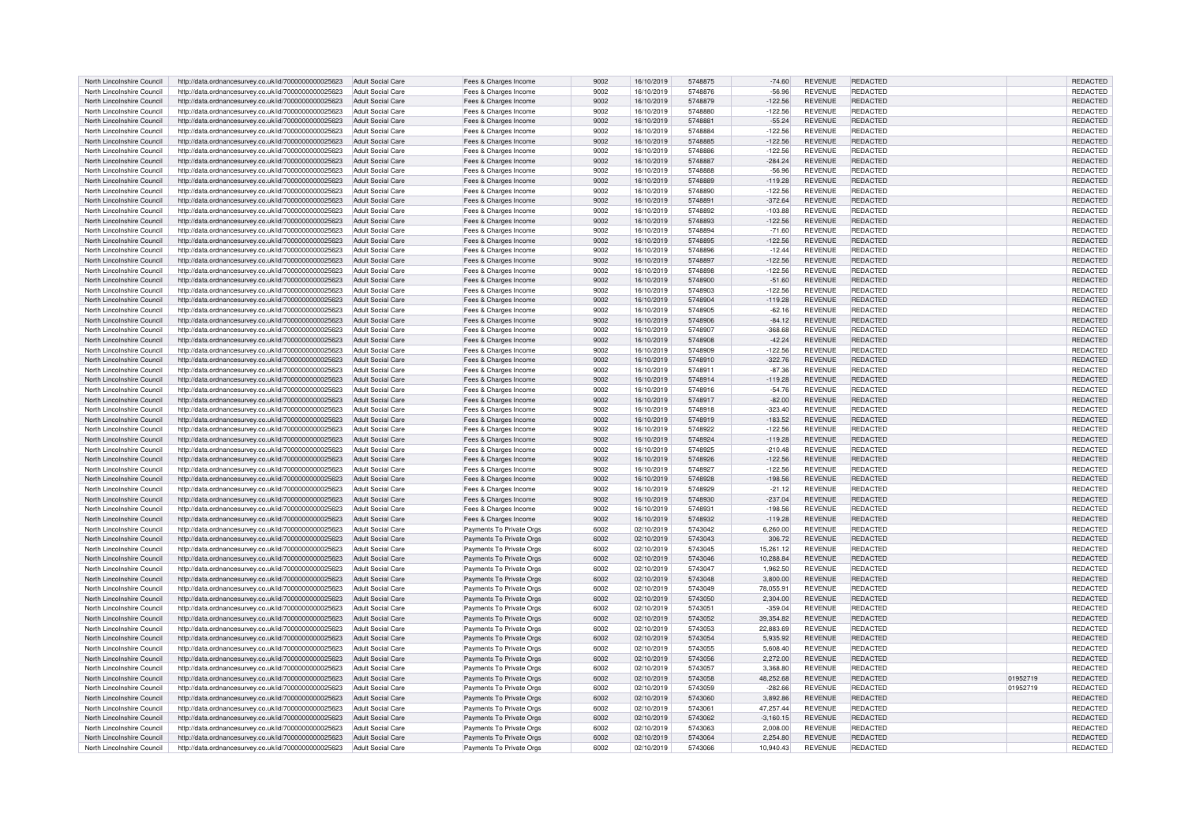| North Lincolnshire Council | http://data.ordnancesurvey.co.uk/id/7000000000025623 | Adult Social Care | Fees & Charges Income | 9002 | 16/10/2019 | 5748875 | -74.60 | REVENUE | REDACTED | | REDACTED |
|---|---|---|---|---|---|---|---|---|---|---|---|
| North Lincolnshire Council | http://data.ordnancesurvey.co.uk/id/7000000000025623 | Adult Social Care | Fees & Charges Income | 9002 | 16/10/2019 | 5748876 | -56.96 | REVENUE | REDACTED | | REDACTED |
| North Lincolnshire Council | http://data.ordnancesurvey.co.uk/id/7000000000025623 | Adult Social Care | Fees & Charges Income | 9002 | 16/10/2019 | 5748879 | -122.56 | REVENUE | REDACTED | | REDACTED |
| North Lincolnshire Council | http://data.ordnancesurvey.co.uk/id/7000000000025623 | Adult Social Care | Fees & Charges Income | 9002 | 16/10/2019 | 5748880 | -122.56 | REVENUE | REDACTED | | REDACTED |
| North Lincolnshire Council | http://data.ordnancesurvey.co.uk/id/7000000000025623 | Adult Social Care | Fees & Charges Income | 9002 | 16/10/2019 | 5748881 | -55.24 | REVENUE | REDACTED | | REDACTED |
| North Lincolnshire Council | http://data.ordnancesurvey.co.uk/id/7000000000025623 | Adult Social Care | Fees & Charges Income | 9002 | 16/10/2019 | 5748884 | -122.56 | REVENUE | REDACTED | | REDACTED |
| North Lincolnshire Council | http://data.ordnancesurvey.co.uk/id/7000000000025623 | Adult Social Care | Fees & Charges Income | 9002 | 16/10/2019 | 5748885 | -122.56 | REVENUE | REDACTED | | REDACTED |
| North Lincolnshire Council | http://data.ordnancesurvey.co.uk/id/7000000000025623 | Adult Social Care | Fees & Charges Income | 9002 | 16/10/2019 | 5748886 | -122.56 | REVENUE | REDACTED | | REDACTED |
| North Lincolnshire Council | http://data.ordnancesurvey.co.uk/id/7000000000025623 | Adult Social Care | Fees & Charges Income | 9002 | 16/10/2019 | 5748887 | -284.24 | REVENUE | REDACTED | | REDACTED |
| North Lincolnshire Council | http://data.ordnancesurvey.co.uk/id/7000000000025623 | Adult Social Care | Fees & Charges Income | 9002 | 16/10/2019 | 5748888 | -56.96 | REVENUE | REDACTED | | REDACTED |
| North Lincolnshire Council | http://data.ordnancesurvey.co.uk/id/7000000000025623 | Adult Social Care | Fees & Charges Income | 9002 | 16/10/2019 | 5748889 | -119.28 | REVENUE | REDACTED | | REDACTED |
| North Lincolnshire Council | http://data.ordnancesurvey.co.uk/id/7000000000025623 | Adult Social Care | Fees & Charges Income | 9002 | 16/10/2019 | 5748890 | -122.56 | REVENUE | REDACTED | | REDACTED |
| North Lincolnshire Council | http://data.ordnancesurvey.co.uk/id/7000000000025623 | Adult Social Care | Fees & Charges Income | 9002 | 16/10/2019 | 5748891 | -372.64 | REVENUE | REDACTED | | REDACTED |
| North Lincolnshire Council | http://data.ordnancesurvey.co.uk/id/7000000000025623 | Adult Social Care | Fees & Charges Income | 9002 | 16/10/2019 | 5748892 | -103.88 | REVENUE | REDACTED | | REDACTED |
| North Lincolnshire Council | http://data.ordnancesurvey.co.uk/id/7000000000025623 | Adult Social Care | Fees & Charges Income | 9002 | 16/10/2019 | 5748893 | -122.56 | REVENUE | REDACTED | | REDACTED |
| North Lincolnshire Council | http://data.ordnancesurvey.co.uk/id/7000000000025623 | Adult Social Care | Fees & Charges Income | 9002 | 16/10/2019 | 5748894 | -71.60 | REVENUE | REDACTED | | REDACTED |
| North Lincolnshire Council | http://data.ordnancesurvey.co.uk/id/7000000000025623 | Adult Social Care | Fees & Charges Income | 9002 | 16/10/2019 | 5748895 | -122.56 | REVENUE | REDACTED | | REDACTED |
| North Lincolnshire Council | http://data.ordnancesurvey.co.uk/id/7000000000025623 | Adult Social Care | Fees & Charges Income | 9002 | 16/10/2019 | 5748896 | -12.44 | REVENUE | REDACTED | | REDACTED |
| North Lincolnshire Council | http://data.ordnancesurvey.co.uk/id/7000000000025623 | Adult Social Care | Fees & Charges Income | 9002 | 16/10/2019 | 5748897 | -122.56 | REVENUE | REDACTED | | REDACTED |
| North Lincolnshire Council | http://data.ordnancesurvey.co.uk/id/7000000000025623 | Adult Social Care | Fees & Charges Income | 9002 | 16/10/2019 | 5748898 | -122.56 | REVENUE | REDACTED | | REDACTED |
| North Lincolnshire Council | http://data.ordnancesurvey.co.uk/id/7000000000025623 | Adult Social Care | Fees & Charges Income | 9002 | 16/10/2019 | 5748900 | -51.60 | REVENUE | REDACTED | | REDACTED |
| North Lincolnshire Council | http://data.ordnancesurvey.co.uk/id/7000000000025623 | Adult Social Care | Fees & Charges Income | 9002 | 16/10/2019 | 5748903 | -122.56 | REVENUE | REDACTED | | REDACTED |
| North Lincolnshire Council | http://data.ordnancesurvey.co.uk/id/7000000000025623 | Adult Social Care | Fees & Charges Income | 9002 | 16/10/2019 | 5748904 | -119.28 | REVENUE | REDACTED | | REDACTED |
| North Lincolnshire Council | http://data.ordnancesurvey.co.uk/id/7000000000025623 | Adult Social Care | Fees & Charges Income | 9002 | 16/10/2019 | 5748905 | -62.16 | REVENUE | REDACTED | | REDACTED |
| North Lincolnshire Council | http://data.ordnancesurvey.co.uk/id/7000000000025623 | Adult Social Care | Fees & Charges Income | 9002 | 16/10/2019 | 5748906 | -84.12 | REVENUE | REDACTED | | REDACTED |
| North Lincolnshire Council | http://data.ordnancesurvey.co.uk/id/7000000000025623 | Adult Social Care | Fees & Charges Income | 9002 | 16/10/2019 | 5748907 | -368.68 | REVENUE | REDACTED | | REDACTED |
| North Lincolnshire Council | http://data.ordnancesurvey.co.uk/id/7000000000025623 | Adult Social Care | Fees & Charges Income | 9002 | 16/10/2019 | 5748908 | -42.24 | REVENUE | REDACTED | | REDACTED |
| North Lincolnshire Council | http://data.ordnancesurvey.co.uk/id/7000000000025623 | Adult Social Care | Fees & Charges Income | 9002 | 16/10/2019 | 5748909 | -122.56 | REVENUE | REDACTED | | REDACTED |
| North Lincolnshire Council | http://data.ordnancesurvey.co.uk/id/7000000000025623 | Adult Social Care | Fees & Charges Income | 9002 | 16/10/2019 | 5748910 | -322.76 | REVENUE | REDACTED | | REDACTED |
| North Lincolnshire Council | http://data.ordnancesurvey.co.uk/id/7000000000025623 | Adult Social Care | Fees & Charges Income | 9002 | 16/10/2019 | 5748911 | -87.36 | REVENUE | REDACTED | | REDACTED |
| North Lincolnshire Council | http://data.ordnancesurvey.co.uk/id/7000000000025623 | Adult Social Care | Fees & Charges Income | 9002 | 16/10/2019 | 5748914 | -119.28 | REVENUE | REDACTED | | REDACTED |
| North Lincolnshire Council | http://data.ordnancesurvey.co.uk/id/7000000000025623 | Adult Social Care | Fees & Charges Income | 9002 | 16/10/2019 | 5748916 | -54.76 | REVENUE | REDACTED | | REDACTED |
| North Lincolnshire Council | http://data.ordnancesurvey.co.uk/id/7000000000025623 | Adult Social Care | Fees & Charges Income | 9002 | 16/10/2019 | 5748917 | -82.00 | REVENUE | REDACTED | | REDACTED |
| North Lincolnshire Council | http://data.ordnancesurvey.co.uk/id/7000000000025623 | Adult Social Care | Fees & Charges Income | 9002 | 16/10/2019 | 5748918 | -323.40 | REVENUE | REDACTED | | REDACTED |
| North Lincolnshire Council | http://data.ordnancesurvey.co.uk/id/7000000000025623 | Adult Social Care | Fees & Charges Income | 9002 | 16/10/2019 | 5748919 | -183.52 | REVENUE | REDACTED | | REDACTED |
| North Lincolnshire Council | http://data.ordnancesurvey.co.uk/id/7000000000025623 | Adult Social Care | Fees & Charges Income | 9002 | 16/10/2019 | 5748922 | -122.56 | REVENUE | REDACTED | | REDACTED |
| North Lincolnshire Council | http://data.ordnancesurvey.co.uk/id/7000000000025623 | Adult Social Care | Fees & Charges Income | 9002 | 16/10/2019 | 5748924 | -119.28 | REVENUE | REDACTED | | REDACTED |
| North Lincolnshire Council | http://data.ordnancesurvey.co.uk/id/7000000000025623 | Adult Social Care | Fees & Charges Income | 9002 | 16/10/2019 | 5748925 | -210.48 | REVENUE | REDACTED | | REDACTED |
| North Lincolnshire Council | http://data.ordnancesurvey.co.uk/id/7000000000025623 | Adult Social Care | Fees & Charges Income | 9002 | 16/10/2019 | 5748926 | -122.56 | REVENUE | REDACTED | | REDACTED |
| North Lincolnshire Council | http://data.ordnancesurvey.co.uk/id/7000000000025623 | Adult Social Care | Fees & Charges Income | 9002 | 16/10/2019 | 5748927 | -122.56 | REVENUE | REDACTED | | REDACTED |
| North Lincolnshire Council | http://data.ordnancesurvey.co.uk/id/7000000000025623 | Adult Social Care | Fees & Charges Income | 9002 | 16/10/2019 | 5748928 | -198.56 | REVENUE | REDACTED | | REDACTED |
| North Lincolnshire Council | http://data.ordnancesurvey.co.uk/id/7000000000025623 | Adult Social Care | Fees & Charges Income | 9002 | 16/10/2019 | 5748929 | -21.12 | REVENUE | REDACTED | | REDACTED |
| North Lincolnshire Council | http://data.ordnancesurvey.co.uk/id/7000000000025623 | Adult Social Care | Fees & Charges Income | 9002 | 16/10/2019 | 5748930 | -237.04 | REVENUE | REDACTED | | REDACTED |
| North Lincolnshire Council | http://data.ordnancesurvey.co.uk/id/7000000000025623 | Adult Social Care | Fees & Charges Income | 9002 | 16/10/2019 | 5748931 | -198.56 | REVENUE | REDACTED | | REDACTED |
| North Lincolnshire Council | http://data.ordnancesurvey.co.uk/id/7000000000025623 | Adult Social Care | Fees & Charges Income | 9002 | 16/10/2019 | 5748932 | -119.28 | REVENUE | REDACTED | | REDACTED |
| North Lincolnshire Council | http://data.ordnancesurvey.co.uk/id/7000000000025623 | Adult Social Care | Payments To Private Orgs | 6002 | 02/10/2019 | 5743042 | 6,260.00 | REVENUE | REDACTED | | REDACTED |
| North Lincolnshire Council | http://data.ordnancesurvey.co.uk/id/7000000000025623 | Adult Social Care | Payments To Private Orgs | 6002 | 02/10/2019 | 5743043 | 306.72 | REVENUE | REDACTED | | REDACTED |
| North Lincolnshire Council | http://data.ordnancesurvey.co.uk/id/7000000000025623 | Adult Social Care | Payments To Private Orgs | 6002 | 02/10/2019 | 5743045 | 15,261.12 | REVENUE | REDACTED | | REDACTED |
| North Lincolnshire Council | http://data.ordnancesurvey.co.uk/id/7000000000025623 | Adult Social Care | Payments To Private Orgs | 6002 | 02/10/2019 | 5743046 | 10,288.84 | REVENUE | REDACTED | | REDACTED |
| North Lincolnshire Council | http://data.ordnancesurvey.co.uk/id/7000000000025623 | Adult Social Care | Payments To Private Orgs | 6002 | 02/10/2019 | 5743047 | 1,962.50 | REVENUE | REDACTED | | REDACTED |
| North Lincolnshire Council | http://data.ordnancesurvey.co.uk/id/7000000000025623 | Adult Social Care | Payments To Private Orgs | 6002 | 02/10/2019 | 5743048 | 3,800.00 | REVENUE | REDACTED | | REDACTED |
| North Lincolnshire Council | http://data.ordnancesurvey.co.uk/id/7000000000025623 | Adult Social Care | Payments To Private Orgs | 6002 | 02/10/2019 | 5743049 | 78,055.91 | REVENUE | REDACTED | | REDACTED |
| North Lincolnshire Council | http://data.ordnancesurvey.co.uk/id/7000000000025623 | Adult Social Care | Payments To Private Orgs | 6002 | 02/10/2019 | 5743050 | 2,304.00 | REVENUE | REDACTED | | REDACTED |
| North Lincolnshire Council | http://data.ordnancesurvey.co.uk/id/7000000000025623 | Adult Social Care | Payments To Private Orgs | 6002 | 02/10/2019 | 5743051 | -359.04 | REVENUE | REDACTED | | REDACTED |
| North Lincolnshire Council | http://data.ordnancesurvey.co.uk/id/7000000000025623 | Adult Social Care | Payments To Private Orgs | 6002 | 02/10/2019 | 5743052 | 39,354.82 | REVENUE | REDACTED | | REDACTED |
| North Lincolnshire Council | http://data.ordnancesurvey.co.uk/id/7000000000025623 | Adult Social Care | Payments To Private Orgs | 6002 | 02/10/2019 | 5743053 | 22,883.69 | REVENUE | REDACTED | | REDACTED |
| North Lincolnshire Council | http://data.ordnancesurvey.co.uk/id/7000000000025623 | Adult Social Care | Payments To Private Orgs | 6002 | 02/10/2019 | 5743054 | 5,935.92 | REVENUE | REDACTED | | REDACTED |
| North Lincolnshire Council | http://data.ordnancesurvey.co.uk/id/7000000000025623 | Adult Social Care | Payments To Private Orgs | 6002 | 02/10/2019 | 5743055 | 5,608.40 | REVENUE | REDACTED | | REDACTED |
| North Lincolnshire Council | http://data.ordnancesurvey.co.uk/id/7000000000025623 | Adult Social Care | Payments To Private Orgs | 6002 | 02/10/2019 | 5743056 | 2,272.00 | REVENUE | REDACTED | | REDACTED |
| North Lincolnshire Council | http://data.ordnancesurvey.co.uk/id/7000000000025623 | Adult Social Care | Payments To Private Orgs | 6002 | 02/10/2019 | 5743057 | 3,368.80 | REVENUE | REDACTED | | REDACTED |
| North Lincolnshire Council | http://data.ordnancesurvey.co.uk/id/7000000000025623 | Adult Social Care | Payments To Private Orgs | 6002 | 02/10/2019 | 5743058 | 48,252.68 | REVENUE | REDACTED | 01952719 | REDACTED |
| North Lincolnshire Council | http://data.ordnancesurvey.co.uk/id/7000000000025623 | Adult Social Care | Payments To Private Orgs | 6002 | 02/10/2019 | 5743059 | -282.66 | REVENUE | REDACTED | 01952719 | REDACTED |
| North Lincolnshire Council | http://data.ordnancesurvey.co.uk/id/7000000000025623 | Adult Social Care | Payments To Private Orgs | 6002 | 02/10/2019 | 5743060 | 3,892.86 | REVENUE | REDACTED | | REDACTED |
| North Lincolnshire Council | http://data.ordnancesurvey.co.uk/id/7000000000025623 | Adult Social Care | Payments To Private Orgs | 6002 | 02/10/2019 | 5743061 | 47,257.44 | REVENUE | REDACTED | | REDACTED |
| North Lincolnshire Council | http://data.ordnancesurvey.co.uk/id/7000000000025623 | Adult Social Care | Payments To Private Orgs | 6002 | 02/10/2019 | 5743062 | -3,160.15 | REVENUE | REDACTED | | REDACTED |
| North Lincolnshire Council | http://data.ordnancesurvey.co.uk/id/7000000000025623 | Adult Social Care | Payments To Private Orgs | 6002 | 02/10/2019 | 5743063 | 2,008.00 | REVENUE | REDACTED | | REDACTED |
| North Lincolnshire Council | http://data.ordnancesurvey.co.uk/id/7000000000025623 | Adult Social Care | Payments To Private Orgs | 6002 | 02/10/2019 | 5743064 | 2,254.80 | REVENUE | REDACTED | | REDACTED |
| North Lincolnshire Council | http://data.ordnancesurvey.co.uk/id/7000000000025623 | Adult Social Care | Payments To Private Orgs | 6002 | 02/10/2019 | 5743066 | 10,940.43 | REVENUE | REDACTED | | REDACTED |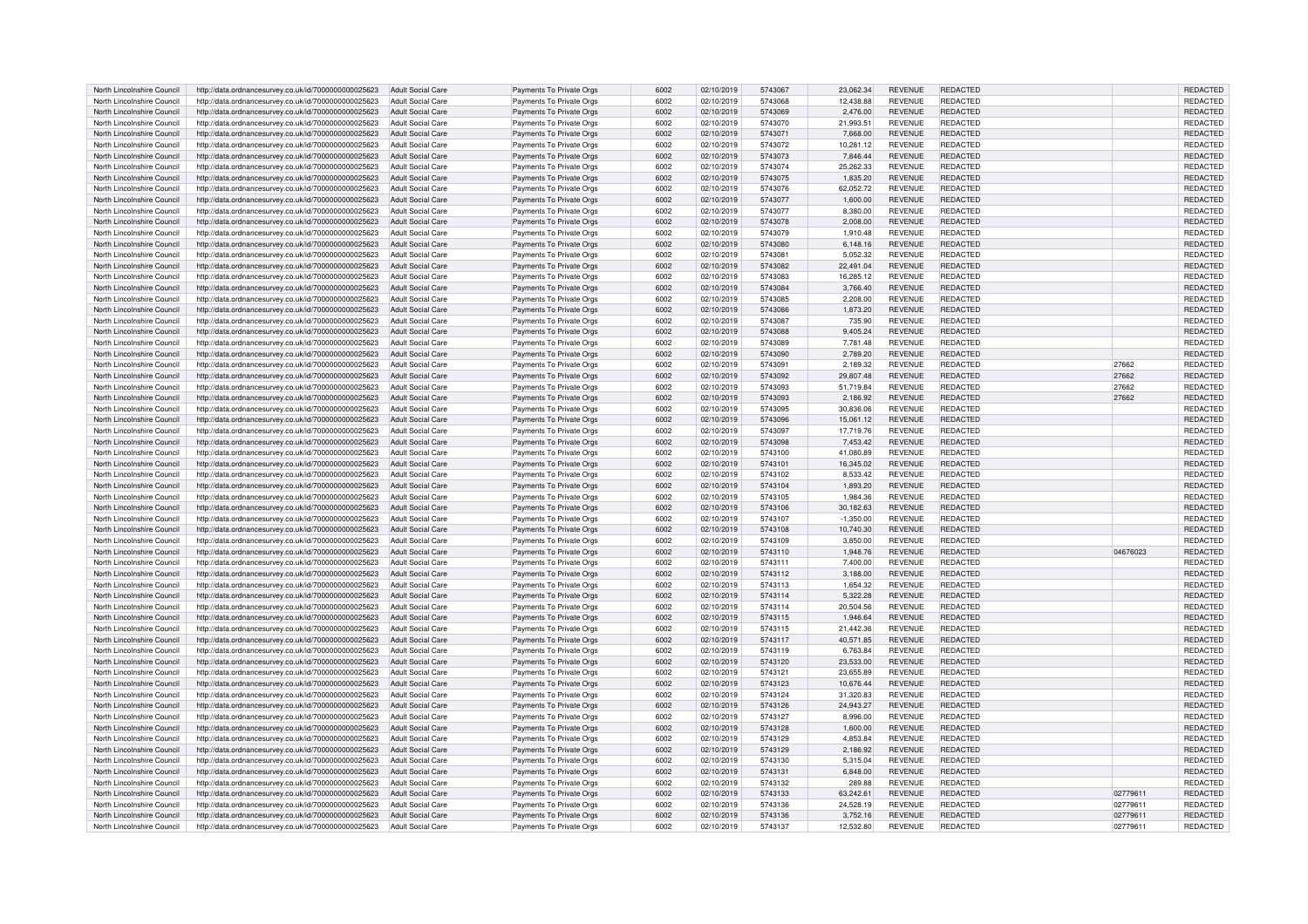| North Lincolnshire Council | http://data.ordnancesurvey.co.uk/id/7000000000025623 | Adult Social Care | Payments To Private Orgs | 6002 | 02/10/2019 | 5743067 | 23,062.34 | REVENUE | REDACTED | | REDACTED |
|---|---|---|---|---|---|---|---|---|---|---|---|
| North Lincolnshire Council | http://data.ordnancesurvey.co.uk/id/7000000000025623 | Adult Social Care | Payments To Private Orgs | 6002 | 02/10/2019 | 5743068 | 12,438.88 | REVENUE | REDACTED | | REDACTED |
| North Lincolnshire Council | http://data.ordnancesurvey.co.uk/id/7000000000025623 | Adult Social Care | Payments To Private Orgs | 6002 | 02/10/2019 | 5743069 | 2,476.00 | REVENUE | REDACTED | | REDACTED |
| North Lincolnshire Council | http://data.ordnancesurvey.co.uk/id/7000000000025623 | Adult Social Care | Payments To Private Orgs | 6002 | 02/10/2019 | 5743070 | 21,993.51 | REVENUE | REDACTED | | REDACTED |
| North Lincolnshire Council | http://data.ordnancesurvey.co.uk/id/7000000000025623 | Adult Social Care | Payments To Private Orgs | 6002 | 02/10/2019 | 5743071 | 7,668.00 | REVENUE | REDACTED | | REDACTED |
| North Lincolnshire Council | http://data.ordnancesurvey.co.uk/id/7000000000025623 | Adult Social Care | Payments To Private Orgs | 6002 | 02/10/2019 | 5743072 | 10,281.12 | REVENUE | REDACTED | | REDACTED |
| North Lincolnshire Council | http://data.ordnancesurvey.co.uk/id/7000000000025623 | Adult Social Care | Payments To Private Orgs | 6002 | 02/10/2019 | 5743073 | 7,846.44 | REVENUE | REDACTED | | REDACTED |
| North Lincolnshire Council | http://data.ordnancesurvey.co.uk/id/7000000000025623 | Adult Social Care | Payments To Private Orgs | 6002 | 02/10/2019 | 5743074 | 25,262.33 | REVENUE | REDACTED | | REDACTED |
| North Lincolnshire Council | http://data.ordnancesurvey.co.uk/id/7000000000025623 | Adult Social Care | Payments To Private Orgs | 6002 | 02/10/2019 | 5743075 | 1,835.20 | REVENUE | REDACTED | | REDACTED |
| North Lincolnshire Council | http://data.ordnancesurvey.co.uk/id/7000000000025623 | Adult Social Care | Payments To Private Orgs | 6002 | 02/10/2019 | 5743076 | 62,052.72 | REVENUE | REDACTED | | REDACTED |
| North Lincolnshire Council | http://data.ordnancesurvey.co.uk/id/7000000000025623 | Adult Social Care | Payments To Private Orgs | 6002 | 02/10/2019 | 5743077 | 1,600.00 | REVENUE | REDACTED | | REDACTED |
| North Lincolnshire Council | http://data.ordnancesurvey.co.uk/id/7000000000025623 | Adult Social Care | Payments To Private Orgs | 6002 | 02/10/2019 | 5743077 | 8,380.00 | REVENUE | REDACTED | | REDACTED |
| North Lincolnshire Council | http://data.ordnancesurvey.co.uk/id/7000000000025623 | Adult Social Care | Payments To Private Orgs | 6002 | 02/10/2019 | 5743078 | 2,008.00 | REVENUE | REDACTED | | REDACTED |
| North Lincolnshire Council | http://data.ordnancesurvey.co.uk/id/7000000000025623 | Adult Social Care | Payments To Private Orgs | 6002 | 02/10/2019 | 5743079 | 1,910.48 | REVENUE | REDACTED | | REDACTED |
| North Lincolnshire Council | http://data.ordnancesurvey.co.uk/id/7000000000025623 | Adult Social Care | Payments To Private Orgs | 6002 | 02/10/2019 | 5743080 | 6,148.16 | REVENUE | REDACTED | | REDACTED |
| North Lincolnshire Council | http://data.ordnancesurvey.co.uk/id/7000000000025623 | Adult Social Care | Payments To Private Orgs | 6002 | 02/10/2019 | 5743081 | 5,052.32 | REVENUE | REDACTED | | REDACTED |
| North Lincolnshire Council | http://data.ordnancesurvey.co.uk/id/7000000000025623 | Adult Social Care | Payments To Private Orgs | 6002 | 02/10/2019 | 5743082 | 22,491.04 | REVENUE | REDACTED | | REDACTED |
| North Lincolnshire Council | http://data.ordnancesurvey.co.uk/id/7000000000025623 | Adult Social Care | Payments To Private Orgs | 6002 | 02/10/2019 | 5743083 | 16,285.12 | REVENUE | REDACTED | | REDACTED |
| North Lincolnshire Council | http://data.ordnancesurvey.co.uk/id/7000000000025623 | Adult Social Care | Payments To Private Orgs | 6002 | 02/10/2019 | 5743084 | 3,766.40 | REVENUE | REDACTED | | REDACTED |
| North Lincolnshire Council | http://data.ordnancesurvey.co.uk/id/7000000000025623 | Adult Social Care | Payments To Private Orgs | 6002 | 02/10/2019 | 5743085 | 2,208.00 | REVENUE | REDACTED | | REDACTED |
| North Lincolnshire Council | http://data.ordnancesurvey.co.uk/id/7000000000025623 | Adult Social Care | Payments To Private Orgs | 6002 | 02/10/2019 | 5743086 | 1,873.20 | REVENUE | REDACTED | | REDACTED |
| North Lincolnshire Council | http://data.ordnancesurvey.co.uk/id/7000000000025623 | Adult Social Care | Payments To Private Orgs | 6002 | 02/10/2019 | 5743087 | 735.90 | REVENUE | REDACTED | | REDACTED |
| North Lincolnshire Council | http://data.ordnancesurvey.co.uk/id/7000000000025623 | Adult Social Care | Payments To Private Orgs | 6002 | 02/10/2019 | 5743088 | 9,405.24 | REVENUE | REDACTED | | REDACTED |
| North Lincolnshire Council | http://data.ordnancesurvey.co.uk/id/7000000000025623 | Adult Social Care | Payments To Private Orgs | 6002 | 02/10/2019 | 5743089 | 7,781.48 | REVENUE | REDACTED | | REDACTED |
| North Lincolnshire Council | http://data.ordnancesurvey.co.uk/id/7000000000025623 | Adult Social Care | Payments To Private Orgs | 6002 | 02/10/2019 | 5743090 | 2,789.20 | REVENUE | REDACTED | | REDACTED |
| North Lincolnshire Council | http://data.ordnancesurvey.co.uk/id/7000000000025623 | Adult Social Care | Payments To Private Orgs | 6002 | 02/10/2019 | 5743091 | 2,189.32 | REVENUE | REDACTED | 27662 | REDACTED |
| North Lincolnshire Council | http://data.ordnancesurvey.co.uk/id/7000000000025623 | Adult Social Care | Payments To Private Orgs | 6002 | 02/10/2019 | 5743092 | 29,807.48 | REVENUE | REDACTED | 27662 | REDACTED |
| North Lincolnshire Council | http://data.ordnancesurvey.co.uk/id/7000000000025623 | Adult Social Care | Payments To Private Orgs | 6002 | 02/10/2019 | 5743093 | 51,719.84 | REVENUE | REDACTED | 27662 | REDACTED |
| North Lincolnshire Council | http://data.ordnancesurvey.co.uk/id/7000000000025623 | Adult Social Care | Payments To Private Orgs | 6002 | 02/10/2019 | 5743093 | 2,186.92 | REVENUE | REDACTED | 27662 | REDACTED |
| North Lincolnshire Council | http://data.ordnancesurvey.co.uk/id/7000000000025623 | Adult Social Care | Payments To Private Orgs | 6002 | 02/10/2019 | 5743095 | 30,836.06 | REVENUE | REDACTED | | REDACTED |
| North Lincolnshire Council | http://data.ordnancesurvey.co.uk/id/7000000000025623 | Adult Social Care | Payments To Private Orgs | 6002 | 02/10/2019 | 5743096 | 15,061.12 | REVENUE | REDACTED | | REDACTED |
| North Lincolnshire Council | http://data.ordnancesurvey.co.uk/id/7000000000025623 | Adult Social Care | Payments To Private Orgs | 6002 | 02/10/2019 | 5743097 | 17,719.76 | REVENUE | REDACTED | | REDACTED |
| North Lincolnshire Council | http://data.ordnancesurvey.co.uk/id/7000000000025623 | Adult Social Care | Payments To Private Orgs | 6002 | 02/10/2019 | 5743098 | 7,453.42 | REVENUE | REDACTED | | REDACTED |
| North Lincolnshire Council | http://data.ordnancesurvey.co.uk/id/7000000000025623 | Adult Social Care | Payments To Private Orgs | 6002 | 02/10/2019 | 5743100 | 41,080.89 | REVENUE | REDACTED | | REDACTED |
| North Lincolnshire Council | http://data.ordnancesurvey.co.uk/id/7000000000025623 | Adult Social Care | Payments To Private Orgs | 6002 | 02/10/2019 | 5743101 | 16,345.02 | REVENUE | REDACTED | | REDACTED |
| North Lincolnshire Council | http://data.ordnancesurvey.co.uk/id/7000000000025623 | Adult Social Care | Payments To Private Orgs | 6002 | 02/10/2019 | 5743102 | 8,533.42 | REVENUE | REDACTED | | REDACTED |
| North Lincolnshire Council | http://data.ordnancesurvey.co.uk/id/7000000000025623 | Adult Social Care | Payments To Private Orgs | 6002 | 02/10/2019 | 5743104 | 1,893.20 | REVENUE | REDACTED | | REDACTED |
| North Lincolnshire Council | http://data.ordnancesurvey.co.uk/id/7000000000025623 | Adult Social Care | Payments To Private Orgs | 6002 | 02/10/2019 | 5743105 | 1,984.36 | REVENUE | REDACTED | | REDACTED |
| North Lincolnshire Council | http://data.ordnancesurvey.co.uk/id/7000000000025623 | Adult Social Care | Payments To Private Orgs | 6002 | 02/10/2019 | 5743106 | 30,182.63 | REVENUE | REDACTED | | REDACTED |
| North Lincolnshire Council | http://data.ordnancesurvey.co.uk/id/7000000000025623 | Adult Social Care | Payments To Private Orgs | 6002 | 02/10/2019 | 5743107 | -1,350.00 | REVENUE | REDACTED | | REDACTED |
| North Lincolnshire Council | http://data.ordnancesurvey.co.uk/id/7000000000025623 | Adult Social Care | Payments To Private Orgs | 6002 | 02/10/2019 | 5743108 | 10,740.30 | REVENUE | REDACTED | | REDACTED |
| North Lincolnshire Council | http://data.ordnancesurvey.co.uk/id/7000000000025623 | Adult Social Care | Payments To Private Orgs | 6002 | 02/10/2019 | 5743109 | 3,850.00 | REVENUE | REDACTED | | REDACTED |
| North Lincolnshire Council | http://data.ordnancesurvey.co.uk/id/7000000000025623 | Adult Social Care | Payments To Private Orgs | 6002 | 02/10/2019 | 5743110 | 1,948.76 | REVENUE | REDACTED | 04676023 | REDACTED |
| North Lincolnshire Council | http://data.ordnancesurvey.co.uk/id/7000000000025623 | Adult Social Care | Payments To Private Orgs | 6002 | 02/10/2019 | 5743111 | 7,400.00 | REVENUE | REDACTED | | REDACTED |
| North Lincolnshire Council | http://data.ordnancesurvey.co.uk/id/7000000000025623 | Adult Social Care | Payments To Private Orgs | 6002 | 02/10/2019 | 5743112 | 3,188.00 | REVENUE | REDACTED | | REDACTED |
| North Lincolnshire Council | http://data.ordnancesurvey.co.uk/id/7000000000025623 | Adult Social Care | Payments To Private Orgs | 6002 | 02/10/2019 | 5743113 | 1,654.32 | REVENUE | REDACTED | | REDACTED |
| North Lincolnshire Council | http://data.ordnancesurvey.co.uk/id/7000000000025623 | Adult Social Care | Payments To Private Orgs | 6002 | 02/10/2019 | 5743114 | 5,322.28 | REVENUE | REDACTED | | REDACTED |
| North Lincolnshire Council | http://data.ordnancesurvey.co.uk/id/7000000000025623 | Adult Social Care | Payments To Private Orgs | 6002 | 02/10/2019 | 5743114 | 20,504.56 | REVENUE | REDACTED | | REDACTED |
| North Lincolnshire Council | http://data.ordnancesurvey.co.uk/id/7000000000025623 | Adult Social Care | Payments To Private Orgs | 6002 | 02/10/2019 | 5743115 | 1,946.64 | REVENUE | REDACTED | | REDACTED |
| North Lincolnshire Council | http://data.ordnancesurvey.co.uk/id/7000000000025623 | Adult Social Care | Payments To Private Orgs | 6002 | 02/10/2019 | 5743115 | 21,442.36 | REVENUE | REDACTED | | REDACTED |
| North Lincolnshire Council | http://data.ordnancesurvey.co.uk/id/7000000000025623 | Adult Social Care | Payments To Private Orgs | 6002 | 02/10/2019 | 5743117 | 40,571.85 | REVENUE | REDACTED | | REDACTED |
| North Lincolnshire Council | http://data.ordnancesurvey.co.uk/id/7000000000025623 | Adult Social Care | Payments To Private Orgs | 6002 | 02/10/2019 | 5743119 | 6,763.84 | REVENUE | REDACTED | | REDACTED |
| North Lincolnshire Council | http://data.ordnancesurvey.co.uk/id/7000000000025623 | Adult Social Care | Payments To Private Orgs | 6002 | 02/10/2019 | 5743120 | 23,533.00 | REVENUE | REDACTED | | REDACTED |
| North Lincolnshire Council | http://data.ordnancesurvey.co.uk/id/7000000000025623 | Adult Social Care | Payments To Private Orgs | 6002 | 02/10/2019 | 5743121 | 23,655.89 | REVENUE | REDACTED | | REDACTED |
| North Lincolnshire Council | http://data.ordnancesurvey.co.uk/id/7000000000025623 | Adult Social Care | Payments To Private Orgs | 6002 | 02/10/2019 | 5743123 | 10,676.44 | REVENUE | REDACTED | | REDACTED |
| North Lincolnshire Council | http://data.ordnancesurvey.co.uk/id/7000000000025623 | Adult Social Care | Payments To Private Orgs | 6002 | 02/10/2019 | 5743124 | 31,320.83 | REVENUE | REDACTED | | REDACTED |
| North Lincolnshire Council | http://data.ordnancesurvey.co.uk/id/7000000000025623 | Adult Social Care | Payments To Private Orgs | 6002 | 02/10/2019 | 5743126 | 24,943.27 | REVENUE | REDACTED | | REDACTED |
| North Lincolnshire Council | http://data.ordnancesurvey.co.uk/id/7000000000025623 | Adult Social Care | Payments To Private Orgs | 6002 | 02/10/2019 | 5743127 | 8,996.00 | REVENUE | REDACTED | | REDACTED |
| North Lincolnshire Council | http://data.ordnancesurvey.co.uk/id/7000000000025623 | Adult Social Care | Payments To Private Orgs | 6002 | 02/10/2019 | 5743128 | 1,600.00 | REVENUE | REDACTED | | REDACTED |
| North Lincolnshire Council | http://data.ordnancesurvey.co.uk/id/7000000000025623 | Adult Social Care | Payments To Private Orgs | 6002 | 02/10/2019 | 5743129 | 4,853.84 | REVENUE | REDACTED | | REDACTED |
| North Lincolnshire Council | http://data.ordnancesurvey.co.uk/id/7000000000025623 | Adult Social Care | Payments To Private Orgs | 6002 | 02/10/2019 | 5743129 | 2,186.92 | REVENUE | REDACTED | | REDACTED |
| North Lincolnshire Council | http://data.ordnancesurvey.co.uk/id/7000000000025623 | Adult Social Care | Payments To Private Orgs | 6002 | 02/10/2019 | 5743130 | 5,315.04 | REVENUE | REDACTED | | REDACTED |
| North Lincolnshire Council | http://data.ordnancesurvey.co.uk/id/7000000000025623 | Adult Social Care | Payments To Private Orgs | 6002 | 02/10/2019 | 5743131 | 6,848.00 | REVENUE | REDACTED | | REDACTED |
| North Lincolnshire Council | http://data.ordnancesurvey.co.uk/id/7000000000025623 | Adult Social Care | Payments To Private Orgs | 6002 | 02/10/2019 | 5743132 | 289.88 | REVENUE | REDACTED | | REDACTED |
| North Lincolnshire Council | http://data.ordnancesurvey.co.uk/id/7000000000025623 | Adult Social Care | Payments To Private Orgs | 6002 | 02/10/2019 | 5743133 | 63,242.61 | REVENUE | REDACTED | 02779611 | REDACTED |
| North Lincolnshire Council | http://data.ordnancesurvey.co.uk/id/7000000000025623 | Adult Social Care | Payments To Private Orgs | 6002 | 02/10/2019 | 5743136 | 24,528.19 | REVENUE | REDACTED | 02779611 | REDACTED |
| North Lincolnshire Council | http://data.ordnancesurvey.co.uk/id/7000000000025623 | Adult Social Care | Payments To Private Orgs | 6002 | 02/10/2019 | 5743136 | 3,752.16 | REVENUE | REDACTED | 02779611 | REDACTED |
| North Lincolnshire Council | http://data.ordnancesurvey.co.uk/id/7000000000025623 | Adult Social Care | Payments To Private Orgs | 6002 | 02/10/2019 | 5743137 | 12,532.80 | REVENUE | REDACTED | 02779611 | REDACTED |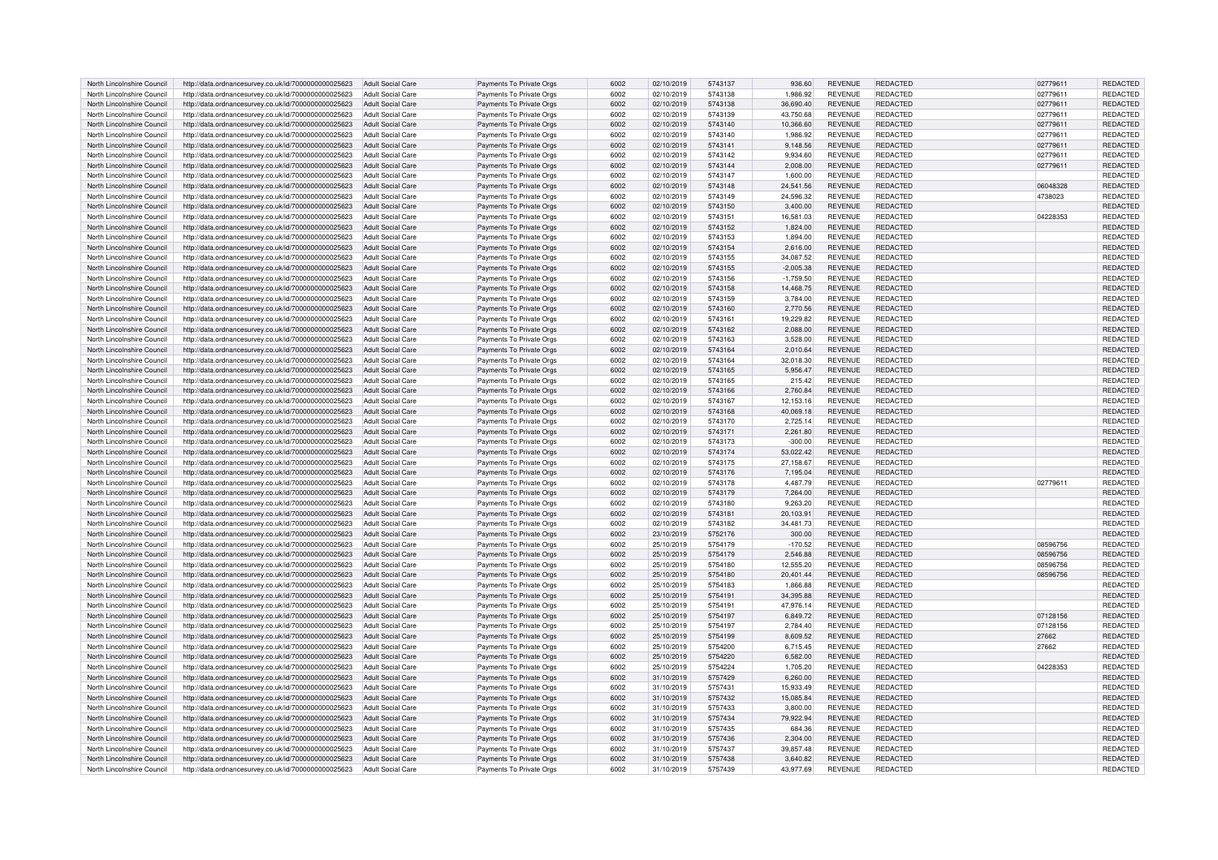| North Lincolnshire Council | http://data.ordnancesurvey.co.uk/id/7000000000025623 | Adult Social Care | Payments To Private Orgs | 6002 | 02/10/2019 | 5743137 | 936.60 | REVENUE | REDACTED | 02779611 | REDACTED |
|---|---|---|---|---|---|---|---|---|---|---|---|
| North Lincolnshire Council | http://data.ordnancesurvey.co.uk/id/7000000000025623 | Adult Social Care | Payments To Private Orgs | 6002 | 02/10/2019 | 5743138 | 1,986.92 | REVENUE | REDACTED | 02779611 | REDACTED |
| North Lincolnshire Council | http://data.ordnancesurvey.co.uk/id/7000000000025623 | Adult Social Care | Payments To Private Orgs | 6002 | 02/10/2019 | 5743138 | 36,690.40 | REVENUE | REDACTED | 02779611 | REDACTED |
| North Lincolnshire Council | http://data.ordnancesurvey.co.uk/id/7000000000025623 | Adult Social Care | Payments To Private Orgs | 6002 | 02/10/2019 | 5743139 | 43,750.68 | REVENUE | REDACTED | 02779611 | REDACTED |
| North Lincolnshire Council | http://data.ordnancesurvey.co.uk/id/7000000000025623 | Adult Social Care | Payments To Private Orgs | 6002 | 02/10/2019 | 5743140 | 10,366.60 | REVENUE | REDACTED | 02779611 | REDACTED |
| North Lincolnshire Council | http://data.ordnancesurvey.co.uk/id/7000000000025623 | Adult Social Care | Payments To Private Orgs | 6002 | 02/10/2019 | 5743140 | 1,986.92 | REVENUE | REDACTED | 02779611 | REDACTED |
| North Lincolnshire Council | http://data.ordnancesurvey.co.uk/id/7000000000025623 | Adult Social Care | Payments To Private Orgs | 6002 | 02/10/2019 | 5743141 | 9,148.56 | REVENUE | REDACTED | 02779611 | REDACTED |
| North Lincolnshire Council | http://data.ordnancesurvey.co.uk/id/7000000000025623 | Adult Social Care | Payments To Private Orgs | 6002 | 02/10/2019 | 5743142 | 9,934.60 | REVENUE | REDACTED | 02779611 | REDACTED |
| North Lincolnshire Council | http://data.ordnancesurvey.co.uk/id/7000000000025623 | Adult Social Care | Payments To Private Orgs | 6002 | 02/10/2019 | 5743144 | 2,008.00 | REVENUE | REDACTED | 02779611 | REDACTED |
| North Lincolnshire Council | http://data.ordnancesurvey.co.uk/id/7000000000025623 | Adult Social Care | Payments To Private Orgs | 6002 | 02/10/2019 | 5743147 | 1,600.00 | REVENUE | REDACTED | | REDACTED |
| North Lincolnshire Council | http://data.ordnancesurvey.co.uk/id/7000000000025623 | Adult Social Care | Payments To Private Orgs | 6002 | 02/10/2019 | 5743148 | 24,541.56 | REVENUE | REDACTED | 06048328 | REDACTED |
| North Lincolnshire Council | http://data.ordnancesurvey.co.uk/id/7000000000025623 | Adult Social Care | Payments To Private Orgs | 6002 | 02/10/2019 | 5743149 | 24,596.32 | REVENUE | REDACTED | 4738023 | REDACTED |
| North Lincolnshire Council | http://data.ordnancesurvey.co.uk/id/7000000000025623 | Adult Social Care | Payments To Private Orgs | 6002 | 02/10/2019 | 5743150 | 3,400.00 | REVENUE | REDACTED | | REDACTED |
| North Lincolnshire Council | http://data.ordnancesurvey.co.uk/id/7000000000025623 | Adult Social Care | Payments To Private Orgs | 6002 | 02/10/2019 | 5743151 | 16,581.03 | REVENUE | REDACTED | 04228353 | REDACTED |
| North Lincolnshire Council | http://data.ordnancesurvey.co.uk/id/7000000000025623 | Adult Social Care | Payments To Private Orgs | 6002 | 02/10/2019 | 5743152 | 1,824.00 | REVENUE | REDACTED | | REDACTED |
| North Lincolnshire Council | http://data.ordnancesurvey.co.uk/id/7000000000025623 | Adult Social Care | Payments To Private Orgs | 6002 | 02/10/2019 | 5743153 | 1,894.00 | REVENUE | REDACTED | | REDACTED |
| North Lincolnshire Council | http://data.ordnancesurvey.co.uk/id/7000000000025623 | Adult Social Care | Payments To Private Orgs | 6002 | 02/10/2019 | 5743154 | 2,616.00 | REVENUE | REDACTED | | REDACTED |
| North Lincolnshire Council | http://data.ordnancesurvey.co.uk/id/7000000000025623 | Adult Social Care | Payments To Private Orgs | 6002 | 02/10/2019 | 5743155 | 34,087.52 | REVENUE | REDACTED | | REDACTED |
| North Lincolnshire Council | http://data.ordnancesurvey.co.uk/id/7000000000025623 | Adult Social Care | Payments To Private Orgs | 6002 | 02/10/2019 | 5743155 | -2,005.38 | REVENUE | REDACTED | | REDACTED |
| North Lincolnshire Council | http://data.ordnancesurvey.co.uk/id/7000000000025623 | Adult Social Care | Payments To Private Orgs | 6002 | 02/10/2019 | 5743156 | -1,759.50 | REVENUE | REDACTED | | REDACTED |
| North Lincolnshire Council | http://data.ordnancesurvey.co.uk/id/7000000000025623 | Adult Social Care | Payments To Private Orgs | 6002 | 02/10/2019 | 5743158 | 14,468.75 | REVENUE | REDACTED | | REDACTED |
| North Lincolnshire Council | http://data.ordnancesurvey.co.uk/id/7000000000025623 | Adult Social Care | Payments To Private Orgs | 6002 | 02/10/2019 | 5743159 | 3,784.00 | REVENUE | REDACTED | | REDACTED |
| North Lincolnshire Council | http://data.ordnancesurvey.co.uk/id/7000000000025623 | Adult Social Care | Payments To Private Orgs | 6002 | 02/10/2019 | 5743160 | 2,770.56 | REVENUE | REDACTED | | REDACTED |
| North Lincolnshire Council | http://data.ordnancesurvey.co.uk/id/7000000000025623 | Adult Social Care | Payments To Private Orgs | 6002 | 02/10/2019 | 5743161 | 19,229.82 | REVENUE | REDACTED | | REDACTED |
| North Lincolnshire Council | http://data.ordnancesurvey.co.uk/id/7000000000025623 | Adult Social Care | Payments To Private Orgs | 6002 | 02/10/2019 | 5743162 | 2,088.00 | REVENUE | REDACTED | | REDACTED |
| North Lincolnshire Council | http://data.ordnancesurvey.co.uk/id/7000000000025623 | Adult Social Care | Payments To Private Orgs | 6002 | 02/10/2019 | 5743163 | 3,528.00 | REVENUE | REDACTED | | REDACTED |
| North Lincolnshire Council | http://data.ordnancesurvey.co.uk/id/7000000000025623 | Adult Social Care | Payments To Private Orgs | 6002 | 02/10/2019 | 5743164 | 2,010.64 | REVENUE | REDACTED | | REDACTED |
| North Lincolnshire Council | http://data.ordnancesurvey.co.uk/id/7000000000025623 | Adult Social Care | Payments To Private Orgs | 6002 | 02/10/2019 | 5743164 | 32,018.30 | REVENUE | REDACTED | | REDACTED |
| North Lincolnshire Council | http://data.ordnancesurvey.co.uk/id/7000000000025623 | Adult Social Care | Payments To Private Orgs | 6002 | 02/10/2019 | 5743165 | 5,956.47 | REVENUE | REDACTED | | REDACTED |
| North Lincolnshire Council | http://data.ordnancesurvey.co.uk/id/7000000000025623 | Adult Social Care | Payments To Private Orgs | 6002 | 02/10/2019 | 5743165 | 215.42 | REVENUE | REDACTED | | REDACTED |
| North Lincolnshire Council | http://data.ordnancesurvey.co.uk/id/7000000000025623 | Adult Social Care | Payments To Private Orgs | 6002 | 02/10/2019 | 5743166 | 2,760.84 | REVENUE | REDACTED | | REDACTED |
| North Lincolnshire Council | http://data.ordnancesurvey.co.uk/id/7000000000025623 | Adult Social Care | Payments To Private Orgs | 6002 | 02/10/2019 | 5743167 | 12,153.16 | REVENUE | REDACTED | | REDACTED |
| North Lincolnshire Council | http://data.ordnancesurvey.co.uk/id/7000000000025623 | Adult Social Care | Payments To Private Orgs | 6002 | 02/10/2019 | 5743168 | 40,069.18 | REVENUE | REDACTED | | REDACTED |
| North Lincolnshire Council | http://data.ordnancesurvey.co.uk/id/7000000000025623 | Adult Social Care | Payments To Private Orgs | 6002 | 02/10/2019 | 5743170 | 2,725.14 | REVENUE | REDACTED | | REDACTED |
| North Lincolnshire Council | http://data.ordnancesurvey.co.uk/id/7000000000025623 | Adult Social Care | Payments To Private Orgs | 6002 | 02/10/2019 | 5743171 | 2,261.80 | REVENUE | REDACTED | | REDACTED |
| North Lincolnshire Council | http://data.ordnancesurvey.co.uk/id/7000000000025623 | Adult Social Care | Payments To Private Orgs | 6002 | 02/10/2019 | 5743173 | -300.00 | REVENUE | REDACTED | | REDACTED |
| North Lincolnshire Council | http://data.ordnancesurvey.co.uk/id/7000000000025623 | Adult Social Care | Payments To Private Orgs | 6002 | 02/10/2019 | 5743174 | 53,022.42 | REVENUE | REDACTED | | REDACTED |
| North Lincolnshire Council | http://data.ordnancesurvey.co.uk/id/7000000000025623 | Adult Social Care | Payments To Private Orgs | 6002 | 02/10/2019 | 5743175 | 27,158.67 | REVENUE | REDACTED | | REDACTED |
| North Lincolnshire Council | http://data.ordnancesurvey.co.uk/id/7000000000025623 | Adult Social Care | Payments To Private Orgs | 6002 | 02/10/2019 | 5743176 | 7,195.04 | REVENUE | REDACTED | | REDACTED |
| North Lincolnshire Council | http://data.ordnancesurvey.co.uk/id/7000000000025623 | Adult Social Care | Payments To Private Orgs | 6002 | 02/10/2019 | 5743178 | 4,487.79 | REVENUE | REDACTED | 02779611 | REDACTED |
| North Lincolnshire Council | http://data.ordnancesurvey.co.uk/id/7000000000025623 | Adult Social Care | Payments To Private Orgs | 6002 | 02/10/2019 | 5743179 | 7,264.00 | REVENUE | REDACTED | | REDACTED |
| North Lincolnshire Council | http://data.ordnancesurvey.co.uk/id/7000000000025623 | Adult Social Care | Payments To Private Orgs | 6002 | 02/10/2019 | 5743180 | 9,263.20 | REVENUE | REDACTED | | REDACTED |
| North Lincolnshire Council | http://data.ordnancesurvey.co.uk/id/7000000000025623 | Adult Social Care | Payments To Private Orgs | 6002 | 02/10/2019 | 5743181 | 20,103.91 | REVENUE | REDACTED | | REDACTED |
| North Lincolnshire Council | http://data.ordnancesurvey.co.uk/id/7000000000025623 | Adult Social Care | Payments To Private Orgs | 6002 | 02/10/2019 | 5743182 | 34,481.73 | REVENUE | REDACTED | | REDACTED |
| North Lincolnshire Council | http://data.ordnancesurvey.co.uk/id/7000000000025623 | Adult Social Care | Payments To Private Orgs | 6002 | 23/10/2019 | 5752176 | 300.00 | REVENUE | REDACTED | | REDACTED |
| North Lincolnshire Council | http://data.ordnancesurvey.co.uk/id/7000000000025623 | Adult Social Care | Payments To Private Orgs | 6002 | 25/10/2019 | 5754179 | -170.52 | REVENUE | REDACTED | 08596756 | REDACTED |
| North Lincolnshire Council | http://data.ordnancesurvey.co.uk/id/7000000000025623 | Adult Social Care | Payments To Private Orgs | 6002 | 25/10/2019 | 5754179 | 2,546.88 | REVENUE | REDACTED | 08596756 | REDACTED |
| North Lincolnshire Council | http://data.ordnancesurvey.co.uk/id/7000000000025623 | Adult Social Care | Payments To Private Orgs | 6002 | 25/10/2019 | 5754180 | 12,555.20 | REVENUE | REDACTED | 08596756 | REDACTED |
| North Lincolnshire Council | http://data.ordnancesurvey.co.uk/id/7000000000025623 | Adult Social Care | Payments To Private Orgs | 6002 | 25/10/2019 | 5754180 | 20,401.44 | REVENUE | REDACTED | 08596756 | REDACTED |
| North Lincolnshire Council | http://data.ordnancesurvey.co.uk/id/7000000000025623 | Adult Social Care | Payments To Private Orgs | 6002 | 25/10/2019 | 5754183 | 1,866.88 | REVENUE | REDACTED | | REDACTED |
| North Lincolnshire Council | http://data.ordnancesurvey.co.uk/id/7000000000025623 | Adult Social Care | Payments To Private Orgs | 6002 | 25/10/2019 | 5754191 | 34,395.88 | REVENUE | REDACTED | | REDACTED |
| North Lincolnshire Council | http://data.ordnancesurvey.co.uk/id/7000000000025623 | Adult Social Care | Payments To Private Orgs | 6002 | 25/10/2019 | 5754191 | 47,976.14 | REVENUE | REDACTED | | REDACTED |
| North Lincolnshire Council | http://data.ordnancesurvey.co.uk/id/7000000000025623 | Adult Social Care | Payments To Private Orgs | 6002 | 25/10/2019 | 5754197 | 6,849.72 | REVENUE | REDACTED | 07128156 | REDACTED |
| North Lincolnshire Council | http://data.ordnancesurvey.co.uk/id/7000000000025623 | Adult Social Care | Payments To Private Orgs | 6002 | 25/10/2019 | 5754197 | 2,784.40 | REVENUE | REDACTED | 07128156 | REDACTED |
| North Lincolnshire Council | http://data.ordnancesurvey.co.uk/id/7000000000025623 | Adult Social Care | Payments To Private Orgs | 6002 | 25/10/2019 | 5754199 | 8,609.52 | REVENUE | REDACTED | 27662 | REDACTED |
| North Lincolnshire Council | http://data.ordnancesurvey.co.uk/id/7000000000025623 | Adult Social Care | Payments To Private Orgs | 6002 | 25/10/2019 | 5754200 | 6,715.45 | REVENUE | REDACTED | 27662 | REDACTED |
| North Lincolnshire Council | http://data.ordnancesurvey.co.uk/id/7000000000025623 | Adult Social Care | Payments To Private Orgs | 6002 | 25/10/2019 | 5754220 | 6,582.00 | REVENUE | REDACTED | | REDACTED |
| North Lincolnshire Council | http://data.ordnancesurvey.co.uk/id/7000000000025623 | Adult Social Care | Payments To Private Orgs | 6002 | 25/10/2019 | 5754224 | 1,705.20 | REVENUE | REDACTED | 04228353 | REDACTED |
| North Lincolnshire Council | http://data.ordnancesurvey.co.uk/id/7000000000025623 | Adult Social Care | Payments To Private Orgs | 6002 | 31/10/2019 | 5757429 | 6,260.00 | REVENUE | REDACTED | | REDACTED |
| North Lincolnshire Council | http://data.ordnancesurvey.co.uk/id/7000000000025623 | Adult Social Care | Payments To Private Orgs | 6002 | 31/10/2019 | 5757431 | 15,933.49 | REVENUE | REDACTED | | REDACTED |
| North Lincolnshire Council | http://data.ordnancesurvey.co.uk/id/7000000000025623 | Adult Social Care | Payments To Private Orgs | 6002 | 31/10/2019 | 5757432 | 15,085.84 | REVENUE | REDACTED | | REDACTED |
| North Lincolnshire Council | http://data.ordnancesurvey.co.uk/id/7000000000025623 | Adult Social Care | Payments To Private Orgs | 6002 | 31/10/2019 | 5757433 | 3,800.00 | REVENUE | REDACTED | | REDACTED |
| North Lincolnshire Council | http://data.ordnancesurvey.co.uk/id/7000000000025623 | Adult Social Care | Payments To Private Orgs | 6002 | 31/10/2019 | 5757434 | 79,922.94 | REVENUE | REDACTED | | REDACTED |
| North Lincolnshire Council | http://data.ordnancesurvey.co.uk/id/7000000000025623 | Adult Social Care | Payments To Private Orgs | 6002 | 31/10/2019 | 5757435 | 684.36 | REVENUE | REDACTED | | REDACTED |
| North Lincolnshire Council | http://data.ordnancesurvey.co.uk/id/7000000000025623 | Adult Social Care | Payments To Private Orgs | 6002 | 31/10/2019 | 5757436 | 2,304.00 | REVENUE | REDACTED | | REDACTED |
| North Lincolnshire Council | http://data.ordnancesurvey.co.uk/id/7000000000025623 | Adult Social Care | Payments To Private Orgs | 6002 | 31/10/2019 | 5757437 | 39,857.48 | REVENUE | REDACTED | | REDACTED |
| North Lincolnshire Council | http://data.ordnancesurvey.co.uk/id/7000000000025623 | Adult Social Care | Payments To Private Orgs | 6002 | 31/10/2019 | 5757438 | 3,640.82 | REVENUE | REDACTED | | REDACTED |
| North Lincolnshire Council | http://data.ordnancesurvey.co.uk/id/7000000000025623 | Adult Social Care | Payments To Private Orgs | 6002 | 31/10/2019 | 5757439 | 43,977.69 | REVENUE | REDACTED | | REDACTED |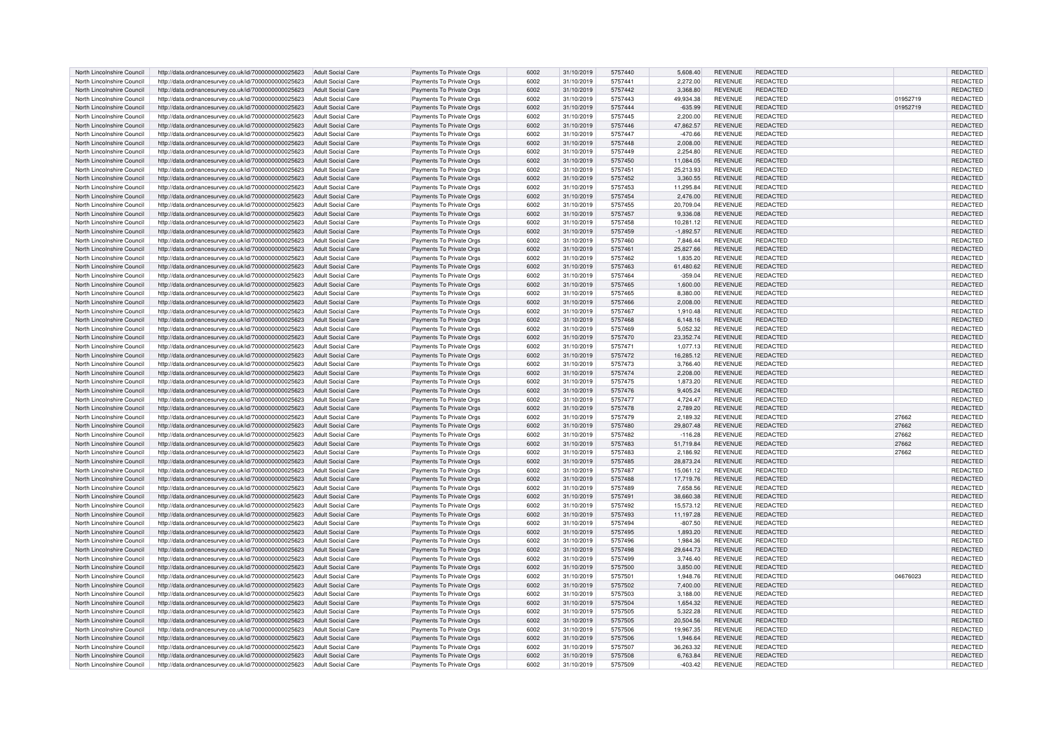| North Lincolnshire Council | http://data.ordnancesurvey.co.uk/id/7000000000025623 | Adult Social Care | Payments To Private Orgs | 6002 | 31/10/2019 | 5757440 | 5,608.40 | REVENUE | REDACTED | | REDACTED |
|---|---|---|---|---|---|---|---|---|---|---|---|
| North Lincolnshire Council | http://data.ordnancesurvey.co.uk/id/7000000000025623 | Adult Social Care | Payments To Private Orgs | 6002 | 31/10/2019 | 5757441 | 2,272.00 | REVENUE | REDACTED | | REDACTED |
| North Lincolnshire Council | http://data.ordnancesurvey.co.uk/id/7000000000025623 | Adult Social Care | Payments To Private Orgs | 6002 | 31/10/2019 | 5757442 | 3,368.80 | REVENUE | REDACTED | | REDACTED |
| North Lincolnshire Council | http://data.ordnancesurvey.co.uk/id/7000000000025623 | Adult Social Care | Payments To Private Orgs | 6002 | 31/10/2019 | 5757443 | 49,934.38 | REVENUE | REDACTED | 01952719 | REDACTED |
| North Lincolnshire Council | http://data.ordnancesurvey.co.uk/id/7000000000025623 | Adult Social Care | Payments To Private Orgs | 6002 | 31/10/2019 | 5757444 | -635.99 | REVENUE | REDACTED | 01952719 | REDACTED |
| North Lincolnshire Council | http://data.ordnancesurvey.co.uk/id/7000000000025623 | Adult Social Care | Payments To Private Orgs | 6002 | 31/10/2019 | 5757445 | 2,200.00 | REVENUE | REDACTED | | REDACTED |
| North Lincolnshire Council | http://data.ordnancesurvey.co.uk/id/7000000000025623 | Adult Social Care | Payments To Private Orgs | 6002 | 31/10/2019 | 5757446 | 47,862.57 | REVENUE | REDACTED | | REDACTED |
| North Lincolnshire Council | http://data.ordnancesurvey.co.uk/id/7000000000025623 | Adult Social Care | Payments To Private Orgs | 6002 | 31/10/2019 | 5757447 | -470.66 | REVENUE | REDACTED | | REDACTED |
| North Lincolnshire Council | http://data.ordnancesurvey.co.uk/id/7000000000025623 | Adult Social Care | Payments To Private Orgs | 6002 | 31/10/2019 | 5757448 | 2,008.00 | REVENUE | REDACTED | | REDACTED |
| North Lincolnshire Council | http://data.ordnancesurvey.co.uk/id/7000000000025623 | Adult Social Care | Payments To Private Orgs | 6002 | 31/10/2019 | 5757449 | 2,254.80 | REVENUE | REDACTED | | REDACTED |
| North Lincolnshire Council | http://data.ordnancesurvey.co.uk/id/7000000000025623 | Adult Social Care | Payments To Private Orgs | 6002 | 31/10/2019 | 5757450 | 11,084.05 | REVENUE | REDACTED | | REDACTED |
| North Lincolnshire Council | http://data.ordnancesurvey.co.uk/id/7000000000025623 | Adult Social Care | Payments To Private Orgs | 6002 | 31/10/2019 | 5757451 | 25,213.93 | REVENUE | REDACTED | | REDACTED |
| North Lincolnshire Council | http://data.ordnancesurvey.co.uk/id/7000000000025623 | Adult Social Care | Payments To Private Orgs | 6002 | 31/10/2019 | 5757452 | 3,360.55 | REVENUE | REDACTED | | REDACTED |
| North Lincolnshire Council | http://data.ordnancesurvey.co.uk/id/7000000000025623 | Adult Social Care | Payments To Private Orgs | 6002 | 31/10/2019 | 5757453 | 11,295.84 | REVENUE | REDACTED | | REDACTED |
| North Lincolnshire Council | http://data.ordnancesurvey.co.uk/id/7000000000025623 | Adult Social Care | Payments To Private Orgs | 6002 | 31/10/2019 | 5757454 | 2,476.00 | REVENUE | REDACTED | | REDACTED |
| North Lincolnshire Council | http://data.ordnancesurvey.co.uk/id/7000000000025623 | Adult Social Care | Payments To Private Orgs | 6002 | 31/10/2019 | 5757455 | 20,709.04 | REVENUE | REDACTED | | REDACTED |
| North Lincolnshire Council | http://data.ordnancesurvey.co.uk/id/7000000000025623 | Adult Social Care | Payments To Private Orgs | 6002 | 31/10/2019 | 5757457 | 9,336.08 | REVENUE | REDACTED | | REDACTED |
| North Lincolnshire Council | http://data.ordnancesurvey.co.uk/id/7000000000025623 | Adult Social Care | Payments To Private Orgs | 6002 | 31/10/2019 | 5757458 | 10,281.12 | REVENUE | REDACTED | | REDACTED |
| North Lincolnshire Council | http://data.ordnancesurvey.co.uk/id/7000000000025623 | Adult Social Care | Payments To Private Orgs | 6002 | 31/10/2019 | 5757459 | -1,892.57 | REVENUE | REDACTED | | REDACTED |
| North Lincolnshire Council | http://data.ordnancesurvey.co.uk/id/7000000000025623 | Adult Social Care | Payments To Private Orgs | 6002 | 31/10/2019 | 5757460 | 7,846.44 | REVENUE | REDACTED | | REDACTED |
| North Lincolnshire Council | http://data.ordnancesurvey.co.uk/id/7000000000025623 | Adult Social Care | Payments To Private Orgs | 6002 | 31/10/2019 | 5757461 | 25,827.66 | REVENUE | REDACTED | | REDACTED |
| North Lincolnshire Council | http://data.ordnancesurvey.co.uk/id/7000000000025623 | Adult Social Care | Payments To Private Orgs | 6002 | 31/10/2019 | 5757462 | 1,835.20 | REVENUE | REDACTED | | REDACTED |
| North Lincolnshire Council | http://data.ordnancesurvey.co.uk/id/7000000000025623 | Adult Social Care | Payments To Private Orgs | 6002 | 31/10/2019 | 5757463 | 61,480.62 | REVENUE | REDACTED | | REDACTED |
| North Lincolnshire Council | http://data.ordnancesurvey.co.uk/id/7000000000025623 | Adult Social Care | Payments To Private Orgs | 6002 | 31/10/2019 | 5757464 | -359.04 | REVENUE | REDACTED | | REDACTED |
| North Lincolnshire Council | http://data.ordnancesurvey.co.uk/id/7000000000025623 | Adult Social Care | Payments To Private Orgs | 6002 | 31/10/2019 | 5757465 | 1,600.00 | REVENUE | REDACTED | | REDACTED |
| North Lincolnshire Council | http://data.ordnancesurvey.co.uk/id/7000000000025623 | Adult Social Care | Payments To Private Orgs | 6002 | 31/10/2019 | 5757465 | 8,380.00 | REVENUE | REDACTED | | REDACTED |
| North Lincolnshire Council | http://data.ordnancesurvey.co.uk/id/7000000000025623 | Adult Social Care | Payments To Private Orgs | 6002 | 31/10/2019 | 5757466 | 2,008.00 | REVENUE | REDACTED | | REDACTED |
| North Lincolnshire Council | http://data.ordnancesurvey.co.uk/id/7000000000025623 | Adult Social Care | Payments To Private Orgs | 6002 | 31/10/2019 | 5757467 | 1,910.48 | REVENUE | REDACTED | | REDACTED |
| North Lincolnshire Council | http://data.ordnancesurvey.co.uk/id/7000000000025623 | Adult Social Care | Payments To Private Orgs | 6002 | 31/10/2019 | 5757468 | 6,148.16 | REVENUE | REDACTED | | REDACTED |
| North Lincolnshire Council | http://data.ordnancesurvey.co.uk/id/7000000000025623 | Adult Social Care | Payments To Private Orgs | 6002 | 31/10/2019 | 5757469 | 5,052.32 | REVENUE | REDACTED | | REDACTED |
| North Lincolnshire Council | http://data.ordnancesurvey.co.uk/id/7000000000025623 | Adult Social Care | Payments To Private Orgs | 6002 | 31/10/2019 | 5757470 | 23,352.74 | REVENUE | REDACTED | | REDACTED |
| North Lincolnshire Council | http://data.ordnancesurvey.co.uk/id/7000000000025623 | Adult Social Care | Payments To Private Orgs | 6002 | 31/10/2019 | 5757471 | 1,077.13 | REVENUE | REDACTED | | REDACTED |
| North Lincolnshire Council | http://data.ordnancesurvey.co.uk/id/7000000000025623 | Adult Social Care | Payments To Private Orgs | 6002 | 31/10/2019 | 5757472 | 16,285.12 | REVENUE | REDACTED | | REDACTED |
| North Lincolnshire Council | http://data.ordnancesurvey.co.uk/id/7000000000025623 | Adult Social Care | Payments To Private Orgs | 6002 | 31/10/2019 | 5757473 | 3,766.40 | REVENUE | REDACTED | | REDACTED |
| North Lincolnshire Council | http://data.ordnancesurvey.co.uk/id/7000000000025623 | Adult Social Care | Payments To Private Orgs | 6002 | 31/10/2019 | 5757474 | 2,208.00 | REVENUE | REDACTED | | REDACTED |
| North Lincolnshire Council | http://data.ordnancesurvey.co.uk/id/7000000000025623 | Adult Social Care | Payments To Private Orgs | 6002 | 31/10/2019 | 5757475 | 1,873.20 | REVENUE | REDACTED | | REDACTED |
| North Lincolnshire Council | http://data.ordnancesurvey.co.uk/id/7000000000025623 | Adult Social Care | Payments To Private Orgs | 6002 | 31/10/2019 | 5757476 | 9,405.24 | REVENUE | REDACTED | | REDACTED |
| North Lincolnshire Council | http://data.ordnancesurvey.co.uk/id/7000000000025623 | Adult Social Care | Payments To Private Orgs | 6002 | 31/10/2019 | 5757477 | 4,724.47 | REVENUE | REDACTED | | REDACTED |
| North Lincolnshire Council | http://data.ordnancesurvey.co.uk/id/7000000000025623 | Adult Social Care | Payments To Private Orgs | 6002 | 31/10/2019 | 5757478 | 2,789.20 | REVENUE | REDACTED | | REDACTED |
| North Lincolnshire Council | http://data.ordnancesurvey.co.uk/id/7000000000025623 | Adult Social Care | Payments To Private Orgs | 6002 | 31/10/2019 | 5757479 | 2,189.32 | REVENUE | REDACTED | 27662 | REDACTED |
| North Lincolnshire Council | http://data.ordnancesurvey.co.uk/id/7000000000025623 | Adult Social Care | Payments To Private Orgs | 6002 | 31/10/2019 | 5757480 | 29,807.48 | REVENUE | REDACTED | 27662 | REDACTED |
| North Lincolnshire Council | http://data.ordnancesurvey.co.uk/id/7000000000025623 | Adult Social Care | Payments To Private Orgs | 6002 | 31/10/2019 | 5757482 | -116.28 | REVENUE | REDACTED | 27662 | REDACTED |
| North Lincolnshire Council | http://data.ordnancesurvey.co.uk/id/7000000000025623 | Adult Social Care | Payments To Private Orgs | 6002 | 31/10/2019 | 5757483 | 51,719.84 | REVENUE | REDACTED | 27662 | REDACTED |
| North Lincolnshire Council | http://data.ordnancesurvey.co.uk/id/7000000000025623 | Adult Social Care | Payments To Private Orgs | 6002 | 31/10/2019 | 5757483 | 2,186.92 | REVENUE | REDACTED | 27662 | REDACTED |
| North Lincolnshire Council | http://data.ordnancesurvey.co.uk/id/7000000000025623 | Adult Social Care | Payments To Private Orgs | 6002 | 31/10/2019 | 5757485 | 28,873.24 | REVENUE | REDACTED | | REDACTED |
| North Lincolnshire Council | http://data.ordnancesurvey.co.uk/id/7000000000025623 | Adult Social Care | Payments To Private Orgs | 6002 | 31/10/2019 | 5757487 | 15,061.12 | REVENUE | REDACTED | | REDACTED |
| North Lincolnshire Council | http://data.ordnancesurvey.co.uk/id/7000000000025623 | Adult Social Care | Payments To Private Orgs | 6002 | 31/10/2019 | 5757488 | 17,719.76 | REVENUE | REDACTED | | REDACTED |
| North Lincolnshire Council | http://data.ordnancesurvey.co.uk/id/7000000000025623 | Adult Social Care | Payments To Private Orgs | 6002 | 31/10/2019 | 5757489 | 7,658.56 | REVENUE | REDACTED | | REDACTED |
| North Lincolnshire Council | http://data.ordnancesurvey.co.uk/id/7000000000025623 | Adult Social Care | Payments To Private Orgs | 6002 | 31/10/2019 | 5757491 | 38,660.38 | REVENUE | REDACTED | | REDACTED |
| North Lincolnshire Council | http://data.ordnancesurvey.co.uk/id/7000000000025623 | Adult Social Care | Payments To Private Orgs | 6002 | 31/10/2019 | 5757492 | 15,573.12 | REVENUE | REDACTED | | REDACTED |
| North Lincolnshire Council | http://data.ordnancesurvey.co.uk/id/7000000000025623 | Adult Social Care | Payments To Private Orgs | 6002 | 31/10/2019 | 5757493 | 11,197.28 | REVENUE | REDACTED | | REDACTED |
| North Lincolnshire Council | http://data.ordnancesurvey.co.uk/id/7000000000025623 | Adult Social Care | Payments To Private Orgs | 6002 | 31/10/2019 | 5757494 | -807.50 | REVENUE | REDACTED | | REDACTED |
| North Lincolnshire Council | http://data.ordnancesurvey.co.uk/id/7000000000025623 | Adult Social Care | Payments To Private Orgs | 6002 | 31/10/2019 | 5757495 | 1,893.20 | REVENUE | REDACTED | | REDACTED |
| North Lincolnshire Council | http://data.ordnancesurvey.co.uk/id/7000000000025623 | Adult Social Care | Payments To Private Orgs | 6002 | 31/10/2019 | 5757496 | 1,984.36 | REVENUE | REDACTED | | REDACTED |
| North Lincolnshire Council | http://data.ordnancesurvey.co.uk/id/7000000000025623 | Adult Social Care | Payments To Private Orgs | 6002 | 31/10/2019 | 5757498 | 29,644.73 | REVENUE | REDACTED | | REDACTED |
| North Lincolnshire Council | http://data.ordnancesurvey.co.uk/id/7000000000025623 | Adult Social Care | Payments To Private Orgs | 6002 | 31/10/2019 | 5757499 | 3,746.40 | REVENUE | REDACTED | | REDACTED |
| North Lincolnshire Council | http://data.ordnancesurvey.co.uk/id/7000000000025623 | Adult Social Care | Payments To Private Orgs | 6002 | 31/10/2019 | 5757500 | 3,850.00 | REVENUE | REDACTED | | REDACTED |
| North Lincolnshire Council | http://data.ordnancesurvey.co.uk/id/7000000000025623 | Adult Social Care | Payments To Private Orgs | 6002 | 31/10/2019 | 5757501 | 1,948.76 | REVENUE | REDACTED | 04676023 | REDACTED |
| North Lincolnshire Council | http://data.ordnancesurvey.co.uk/id/7000000000025623 | Adult Social Care | Payments To Private Orgs | 6002 | 31/10/2019 | 5757502 | 7,400.00 | REVENUE | REDACTED | | REDACTED |
| North Lincolnshire Council | http://data.ordnancesurvey.co.uk/id/7000000000025623 | Adult Social Care | Payments To Private Orgs | 6002 | 31/10/2019 | 5757503 | 3,188.00 | REVENUE | REDACTED | | REDACTED |
| North Lincolnshire Council | http://data.ordnancesurvey.co.uk/id/7000000000025623 | Adult Social Care | Payments To Private Orgs | 6002 | 31/10/2019 | 5757504 | 1,654.32 | REVENUE | REDACTED | | REDACTED |
| North Lincolnshire Council | http://data.ordnancesurvey.co.uk/id/7000000000025623 | Adult Social Care | Payments To Private Orgs | 6002 | 31/10/2019 | 5757505 | 5,322.28 | REVENUE | REDACTED | | REDACTED |
| North Lincolnshire Council | http://data.ordnancesurvey.co.uk/id/7000000000025623 | Adult Social Care | Payments To Private Orgs | 6002 | 31/10/2019 | 5757505 | 20,504.56 | REVENUE | REDACTED | | REDACTED |
| North Lincolnshire Council | http://data.ordnancesurvey.co.uk/id/7000000000025623 | Adult Social Care | Payments To Private Orgs | 6002 | 31/10/2019 | 5757506 | 19,967.35 | REVENUE | REDACTED | | REDACTED |
| North Lincolnshire Council | http://data.ordnancesurvey.co.uk/id/7000000000025623 | Adult Social Care | Payments To Private Orgs | 6002 | 31/10/2019 | 5757506 | 1,946.64 | REVENUE | REDACTED | | REDACTED |
| North Lincolnshire Council | http://data.ordnancesurvey.co.uk/id/7000000000025623 | Adult Social Care | Payments To Private Orgs | 6002 | 31/10/2019 | 5757507 | 36,263.32 | REVENUE | REDACTED | | REDACTED |
| North Lincolnshire Council | http://data.ordnancesurvey.co.uk/id/7000000000025623 | Adult Social Care | Payments To Private Orgs | 6002 | 31/10/2019 | 5757508 | 6,763.84 | REVENUE | REDACTED | | REDACTED |
| North Lincolnshire Council | http://data.ordnancesurvey.co.uk/id/7000000000025623 | Adult Social Care | Payments To Private Orgs | 6002 | 31/10/2019 | 5757509 | -403.42 | REVENUE | REDACTED | | REDACTED |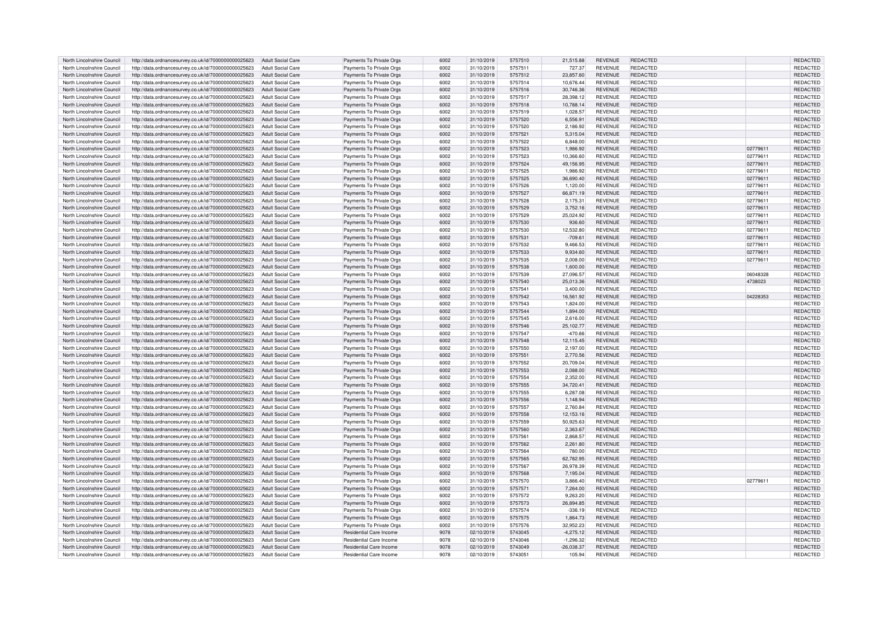| North Lincolnshire Council | http://data.ordnancesurvey.co.uk/id/7000000000025623 | Adult Social Care | Payments To Private Orgs | 6002 | 31/10/2019 | 5757510 | 21,515.88 | REVENUE | REDACTED | | REDACTED |
|---|---|---|---|---|---|---|---|---|---|---|---|
| North Lincolnshire Council | http://data.ordnancesurvey.co.uk/id/7000000000025623 | Adult Social Care | Payments To Private Orgs | 6002 | 31/10/2019 | 5757511 | 727.37 | REVENUE | REDACTED | | REDACTED |
| North Lincolnshire Council | http://data.ordnancesurvey.co.uk/id/7000000000025623 | Adult Social Care | Payments To Private Orgs | 6002 | 31/10/2019 | 5757512 | 23,857.60 | REVENUE | REDACTED | | REDACTED |
| North Lincolnshire Council | http://data.ordnancesurvey.co.uk/id/7000000000025623 | Adult Social Care | Payments To Private Orgs | 6002 | 31/10/2019 | 5757514 | 10,676.44 | REVENUE | REDACTED | | REDACTED |
| North Lincolnshire Council | http://data.ordnancesurvey.co.uk/id/7000000000025623 | Adult Social Care | Payments To Private Orgs | 6002 | 31/10/2019 | 5757516 | 30,746.36 | REVENUE | REDACTED | | REDACTED |
| North Lincolnshire Council | http://data.ordnancesurvey.co.uk/id/7000000000025623 | Adult Social Care | Payments To Private Orgs | 6002 | 31/10/2019 | 5757517 | 28,398.12 | REVENUE | REDACTED | | REDACTED |
| North Lincolnshire Council | http://data.ordnancesurvey.co.uk/id/7000000000025623 | Adult Social Care | Payments To Private Orgs | 6002 | 31/10/2019 | 5757518 | 10,788.14 | REVENUE | REDACTED | | REDACTED |
| North Lincolnshire Council | http://data.ordnancesurvey.co.uk/id/7000000000025623 | Adult Social Care | Payments To Private Orgs | 6002 | 31/10/2019 | 5757519 | 1,028.57 | REVENUE | REDACTED | | REDACTED |
| North Lincolnshire Council | http://data.ordnancesurvey.co.uk/id/7000000000025623 | Adult Social Care | Payments To Private Orgs | 6002 | 31/10/2019 | 5757520 | 6,556.91 | REVENUE | REDACTED | | REDACTED |
| North Lincolnshire Council | http://data.ordnancesurvey.co.uk/id/7000000000025623 | Adult Social Care | Payments To Private Orgs | 6002 | 31/10/2019 | 5757520 | 2,186.92 | REVENUE | REDACTED | | REDACTED |
| North Lincolnshire Council | http://data.ordnancesurvey.co.uk/id/7000000000025623 | Adult Social Care | Payments To Private Orgs | 6002 | 31/10/2019 | 5757521 | 5,315.04 | REVENUE | REDACTED | | REDACTED |
| North Lincolnshire Council | http://data.ordnancesurvey.co.uk/id/7000000000025623 | Adult Social Care | Payments To Private Orgs | 6002 | 31/10/2019 | 5757522 | 6,848.00 | REVENUE | REDACTED | | REDACTED |
| North Lincolnshire Council | http://data.ordnancesurvey.co.uk/id/7000000000025623 | Adult Social Care | Payments To Private Orgs | 6002 | 31/10/2019 | 5757523 | 1,986.92 | REVENUE | REDACTED | 02779611 | REDACTED |
| North Lincolnshire Council | http://data.ordnancesurvey.co.uk/id/7000000000025623 | Adult Social Care | Payments To Private Orgs | 6002 | 31/10/2019 | 5757523 | 10,366.60 | REVENUE | REDACTED | 02779611 | REDACTED |
| North Lincolnshire Council | http://data.ordnancesurvey.co.uk/id/7000000000025623 | Adult Social Care | Payments To Private Orgs | 6002 | 31/10/2019 | 5757524 | 49,156.95 | REVENUE | REDACTED | 02779611 | REDACTED |
| North Lincolnshire Council | http://data.ordnancesurvey.co.uk/id/7000000000025623 | Adult Social Care | Payments To Private Orgs | 6002 | 31/10/2019 | 5757525 | 1,986.92 | REVENUE | REDACTED | 02779611 | REDACTED |
| North Lincolnshire Council | http://data.ordnancesurvey.co.uk/id/7000000000025623 | Adult Social Care | Payments To Private Orgs | 6002 | 31/10/2019 | 5757525 | 36,690.40 | REVENUE | REDACTED | 02779611 | REDACTED |
| North Lincolnshire Council | http://data.ordnancesurvey.co.uk/id/7000000000025623 | Adult Social Care | Payments To Private Orgs | 6002 | 31/10/2019 | 5757526 | 1,120.00 | REVENUE | REDACTED | 02779611 | REDACTED |
| North Lincolnshire Council | http://data.ordnancesurvey.co.uk/id/7000000000025623 | Adult Social Care | Payments To Private Orgs | 6002 | 31/10/2019 | 5757527 | 66,871.19 | REVENUE | REDACTED | 02779611 | REDACTED |
| North Lincolnshire Council | http://data.ordnancesurvey.co.uk/id/7000000000025623 | Adult Social Care | Payments To Private Orgs | 6002 | 31/10/2019 | 5757528 | 2,175.31 | REVENUE | REDACTED | 02779611 | REDACTED |
| North Lincolnshire Council | http://data.ordnancesurvey.co.uk/id/7000000000025623 | Adult Social Care | Payments To Private Orgs | 6002 | 31/10/2019 | 5757529 | 3,752.16 | REVENUE | REDACTED | 02779611 | REDACTED |
| North Lincolnshire Council | http://data.ordnancesurvey.co.uk/id/7000000000025623 | Adult Social Care | Payments To Private Orgs | 6002 | 31/10/2019 | 5757529 | 25,024.92 | REVENUE | REDACTED | 02779611 | REDACTED |
| North Lincolnshire Council | http://data.ordnancesurvey.co.uk/id/7000000000025623 | Adult Social Care | Payments To Private Orgs | 6002 | 31/10/2019 | 5757530 | 936.60 | REVENUE | REDACTED | 02779611 | REDACTED |
| North Lincolnshire Council | http://data.ordnancesurvey.co.uk/id/7000000000025623 | Adult Social Care | Payments To Private Orgs | 6002 | 31/10/2019 | 5757530 | 12,532.80 | REVENUE | REDACTED | 02779611 | REDACTED |
| North Lincolnshire Council | http://data.ordnancesurvey.co.uk/id/7000000000025623 | Adult Social Care | Payments To Private Orgs | 6002 | 31/10/2019 | 5757531 | -709.61 | REVENUE | REDACTED | 02779611 | REDACTED |
| North Lincolnshire Council | http://data.ordnancesurvey.co.uk/id/7000000000025623 | Adult Social Care | Payments To Private Orgs | 6002 | 31/10/2019 | 5757532 | 9,466.53 | REVENUE | REDACTED | 02779611 | REDACTED |
| North Lincolnshire Council | http://data.ordnancesurvey.co.uk/id/7000000000025623 | Adult Social Care | Payments To Private Orgs | 6002 | 31/10/2019 | 5757533 | 9,934.60 | REVENUE | REDACTED | 02779611 | REDACTED |
| North Lincolnshire Council | http://data.ordnancesurvey.co.uk/id/7000000000025623 | Adult Social Care | Payments To Private Orgs | 6002 | 31/10/2019 | 5757535 | 2,008.00 | REVENUE | REDACTED | 02779611 | REDACTED |
| North Lincolnshire Council | http://data.ordnancesurvey.co.uk/id/7000000000025623 | Adult Social Care | Payments To Private Orgs | 6002 | 31/10/2019 | 5757538 | 1,600.00 | REVENUE | REDACTED | | REDACTED |
| North Lincolnshire Council | http://data.ordnancesurvey.co.uk/id/7000000000025623 | Adult Social Care | Payments To Private Orgs | 6002 | 31/10/2019 | 5757539 | 27,096.57 | REVENUE | REDACTED | 06048328 | REDACTED |
| North Lincolnshire Council | http://data.ordnancesurvey.co.uk/id/7000000000025623 | Adult Social Care | Payments To Private Orgs | 6002 | 31/10/2019 | 5757540 | 25,013.36 | REVENUE | REDACTED | 4738023 | REDACTED |
| North Lincolnshire Council | http://data.ordnancesurvey.co.uk/id/7000000000025623 | Adult Social Care | Payments To Private Orgs | 6002 | 31/10/2019 | 5757541 | 3,400.00 | REVENUE | REDACTED | | REDACTED |
| North Lincolnshire Council | http://data.ordnancesurvey.co.uk/id/7000000000025623 | Adult Social Care | Payments To Private Orgs | 6002 | 31/10/2019 | 5757542 | 16,561.92 | REVENUE | REDACTED | 04228353 | REDACTED |
| North Lincolnshire Council | http://data.ordnancesurvey.co.uk/id/7000000000025623 | Adult Social Care | Payments To Private Orgs | 6002 | 31/10/2019 | 5757543 | 1,824.00 | REVENUE | REDACTED | | REDACTED |
| North Lincolnshire Council | http://data.ordnancesurvey.co.uk/id/7000000000025623 | Adult Social Care | Payments To Private Orgs | 6002 | 31/10/2019 | 5757544 | 1,894.00 | REVENUE | REDACTED | | REDACTED |
| North Lincolnshire Council | http://data.ordnancesurvey.co.uk/id/7000000000025623 | Adult Social Care | Payments To Private Orgs | 6002 | 31/10/2019 | 5757545 | 2,616.00 | REVENUE | REDACTED | | REDACTED |
| North Lincolnshire Council | http://data.ordnancesurvey.co.uk/id/7000000000025623 | Adult Social Care | Payments To Private Orgs | 6002 | 31/10/2019 | 5757546 | 25,102.77 | REVENUE | REDACTED | | REDACTED |
| North Lincolnshire Council | http://data.ordnancesurvey.co.uk/id/7000000000025623 | Adult Social Care | Payments To Private Orgs | 6002 | 31/10/2019 | 5757547 | -470.66 | REVENUE | REDACTED | | REDACTED |
| North Lincolnshire Council | http://data.ordnancesurvey.co.uk/id/7000000000025623 | Adult Social Care | Payments To Private Orgs | 6002 | 31/10/2019 | 5757548 | 12,115.45 | REVENUE | REDACTED | | REDACTED |
| North Lincolnshire Council | http://data.ordnancesurvey.co.uk/id/7000000000025623 | Adult Social Care | Payments To Private Orgs | 6002 | 31/10/2019 | 5757550 | 2,197.00 | REVENUE | REDACTED | | REDACTED |
| North Lincolnshire Council | http://data.ordnancesurvey.co.uk/id/7000000000025623 | Adult Social Care | Payments To Private Orgs | 6002 | 31/10/2019 | 5757551 | 2,770.56 | REVENUE | REDACTED | | REDACTED |
| North Lincolnshire Council | http://data.ordnancesurvey.co.uk/id/7000000000025623 | Adult Social Care | Payments To Private Orgs | 6002 | 31/10/2019 | 5757552 | 20,709.04 | REVENUE | REDACTED | | REDACTED |
| North Lincolnshire Council | http://data.ordnancesurvey.co.uk/id/7000000000025623 | Adult Social Care | Payments To Private Orgs | 6002 | 31/10/2019 | 5757553 | 2,088.00 | REVENUE | REDACTED | | REDACTED |
| North Lincolnshire Council | http://data.ordnancesurvey.co.uk/id/7000000000025623 | Adult Social Care | Payments To Private Orgs | 6002 | 31/10/2019 | 5757554 | 2,352.00 | REVENUE | REDACTED | | REDACTED |
| North Lincolnshire Council | http://data.ordnancesurvey.co.uk/id/7000000000025623 | Adult Social Care | Payments To Private Orgs | 6002 | 31/10/2019 | 5757555 | 34,720.41 | REVENUE | REDACTED | | REDACTED |
| North Lincolnshire Council | http://data.ordnancesurvey.co.uk/id/7000000000025623 | Adult Social Care | Payments To Private Orgs | 6002 | 31/10/2019 | 5757555 | 6,287.08 | REVENUE | REDACTED | | REDACTED |
| North Lincolnshire Council | http://data.ordnancesurvey.co.uk/id/7000000000025623 | Adult Social Care | Payments To Private Orgs | 6002 | 31/10/2019 | 5757556 | 1,148.94 | REVENUE | REDACTED | | REDACTED |
| North Lincolnshire Council | http://data.ordnancesurvey.co.uk/id/7000000000025623 | Adult Social Care | Payments To Private Orgs | 6002 | 31/10/2019 | 5757557 | 2,760.84 | REVENUE | REDACTED | | REDACTED |
| North Lincolnshire Council | http://data.ordnancesurvey.co.uk/id/7000000000025623 | Adult Social Care | Payments To Private Orgs | 6002 | 31/10/2019 | 5757558 | 12,153.16 | REVENUE | REDACTED | | REDACTED |
| North Lincolnshire Council | http://data.ordnancesurvey.co.uk/id/7000000000025623 | Adult Social Care | Payments To Private Orgs | 6002 | 31/10/2019 | 5757559 | 50,925.63 | REVENUE | REDACTED | | REDACTED |
| North Lincolnshire Council | http://data.ordnancesurvey.co.uk/id/7000000000025623 | Adult Social Care | Payments To Private Orgs | 6002 | 31/10/2019 | 5757560 | 2,363.67 | REVENUE | REDACTED | | REDACTED |
| North Lincolnshire Council | http://data.ordnancesurvey.co.uk/id/7000000000025623 | Adult Social Care | Payments To Private Orgs | 6002 | 31/10/2019 | 5757561 | 2,868.57 | REVENUE | REDACTED | | REDACTED |
| North Lincolnshire Council | http://data.ordnancesurvey.co.uk/id/7000000000025623 | Adult Social Care | Payments To Private Orgs | 6002 | 31/10/2019 | 5757562 | 2,261.80 | REVENUE | REDACTED | | REDACTED |
| North Lincolnshire Council | http://data.ordnancesurvey.co.uk/id/7000000000025623 | Adult Social Care | Payments To Private Orgs | 6002 | 31/10/2019 | 5757564 | 780.00 | REVENUE | REDACTED | | REDACTED |
| North Lincolnshire Council | http://data.ordnancesurvey.co.uk/id/7000000000025623 | Adult Social Care | Payments To Private Orgs | 6002 | 31/10/2019 | 5757565 | 62,782.95 | REVENUE | REDACTED | | REDACTED |
| North Lincolnshire Council | http://data.ordnancesurvey.co.uk/id/7000000000025623 | Adult Social Care | Payments To Private Orgs | 6002 | 31/10/2019 | 5757567 | 26,978.39 | REVENUE | REDACTED | | REDACTED |
| North Lincolnshire Council | http://data.ordnancesurvey.co.uk/id/7000000000025623 | Adult Social Care | Payments To Private Orgs | 6002 | 31/10/2019 | 5757568 | 7,195.04 | REVENUE | REDACTED | | REDACTED |
| North Lincolnshire Council | http://data.ordnancesurvey.co.uk/id/7000000000025623 | Adult Social Care | Payments To Private Orgs | 6002 | 31/10/2019 | 5757570 | 3,866.40 | REVENUE | REDACTED | 02779611 | REDACTED |
| North Lincolnshire Council | http://data.ordnancesurvey.co.uk/id/7000000000025623 | Adult Social Care | Payments To Private Orgs | 6002 | 31/10/2019 | 5757571 | 7,264.00 | REVENUE | REDACTED | | REDACTED |
| North Lincolnshire Council | http://data.ordnancesurvey.co.uk/id/7000000000025623 | Adult Social Care | Payments To Private Orgs | 6002 | 31/10/2019 | 5757572 | 9,263.20 | REVENUE | REDACTED | | REDACTED |
| North Lincolnshire Council | http://data.ordnancesurvey.co.uk/id/7000000000025623 | Adult Social Care | Payments To Private Orgs | 6002 | 31/10/2019 | 5757573 | 26,894.85 | REVENUE | REDACTED | | REDACTED |
| North Lincolnshire Council | http://data.ordnancesurvey.co.uk/id/7000000000025623 | Adult Social Care | Payments To Private Orgs | 6002 | 31/10/2019 | 5757574 | -336.19 | REVENUE | REDACTED | | REDACTED |
| North Lincolnshire Council | http://data.ordnancesurvey.co.uk/id/7000000000025623 | Adult Social Care | Payments To Private Orgs | 6002 | 31/10/2019 | 5757575 | 1,864.73 | REVENUE | REDACTED | | REDACTED |
| North Lincolnshire Council | http://data.ordnancesurvey.co.uk/id/7000000000025623 | Adult Social Care | Payments To Private Orgs | 6002 | 31/10/2019 | 5757576 | 32,952.23 | REVENUE | REDACTED | | REDACTED |
| North Lincolnshire Council | http://data.ordnancesurvey.co.uk/id/7000000000025623 | Adult Social Care | Residential Care Income | 9078 | 02/10/2019 | 5743045 | -4,275.12 | REVENUE | REDACTED | | REDACTED |
| North Lincolnshire Council | http://data.ordnancesurvey.co.uk/id/7000000000025623 | Adult Social Care | Residential Care Income | 9078 | 02/10/2019 | 5743046 | -1,296.32 | REVENUE | REDACTED | | REDACTED |
| North Lincolnshire Council | http://data.ordnancesurvey.co.uk/id/7000000000025623 | Adult Social Care | Residential Care Income | 9078 | 02/10/2019 | 5743049 | -26,038.37 | REVENUE | REDACTED | | REDACTED |
| North Lincolnshire Council | http://data.ordnancesurvey.co.uk/id/7000000000025623 | Adult Social Care | Residential Care Income | 9078 | 02/10/2019 | 5743051 | 105.94 | REVENUE | REDACTED | | REDACTED |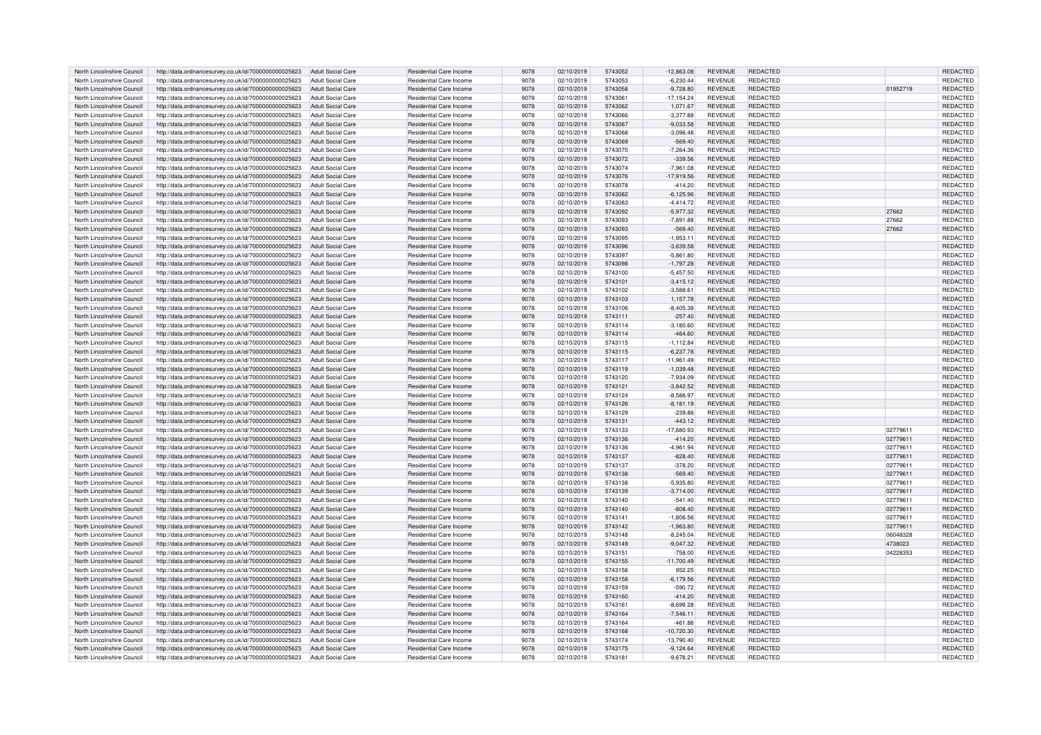| | | | | | | | | | | | |
|---|---|---|---|---|---|---|---|---|---|---|---|
| North Lincolnshire Council | http://data.ordnancesurvey.co.uk/id/7000000000025623 | Adult Social Care | Residential Care Income | 9078 | 02/10/2019 | 5743052 | -12,863.08 | REVENUE | REDACTED | | REDACTED |
| North Lincolnshire Council | http://data.ordnancesurvey.co.uk/id/7000000000025623 | Adult Social Care | Residential Care Income | 9078 | 02/10/2019 | 5743053 | -6,230.44 | REVENUE | REDACTED | | REDACTED |
| North Lincolnshire Council | http://data.ordnancesurvey.co.uk/id/7000000000025623 | Adult Social Care | Residential Care Income | 9078 | 02/10/2019 | 5743058 | -9,728.80 | REVENUE | REDACTED | 01952719 | REDACTED |
| North Lincolnshire Council | http://data.ordnancesurvey.co.uk/id/7000000000025623 | Adult Social Care | Residential Care Income | 9078 | 02/10/2019 | 5743061 | -17,154.24 | REVENUE | REDACTED | | REDACTED |
| North Lincolnshire Council | http://data.ordnancesurvey.co.uk/id/7000000000025623 | Adult Social Care | Residential Care Income | 9078 | 02/10/2019 | 5743062 | 1,071.67 | REVENUE | REDACTED | | REDACTED |
| North Lincolnshire Council | http://data.ordnancesurvey.co.uk/id/7000000000025623 | Adult Social Care | Residential Care Income | 9078 | 02/10/2019 | 5743066 | -3,377.88 | REVENUE | REDACTED | | REDACTED |
| North Lincolnshire Council | http://data.ordnancesurvey.co.uk/id/7000000000025623 | Adult Social Care | Residential Care Income | 9078 | 02/10/2019 | 5743067 | -9,033.58 | REVENUE | REDACTED | | REDACTED |
| North Lincolnshire Council | http://data.ordnancesurvey.co.uk/id/7000000000025623 | Adult Social Care | Residential Care Income | 9078 | 02/10/2019 | 5743068 | -3,096.48 | REVENUE | REDACTED | | REDACTED |
| North Lincolnshire Council | http://data.ordnancesurvey.co.uk/id/7000000000025623 | Adult Social Care | Residential Care Income | 9078 | 02/10/2019 | 5743069 | -569.40 | REVENUE | REDACTED | | REDACTED |
| North Lincolnshire Council | http://data.ordnancesurvey.co.uk/id/7000000000025623 | Adult Social Care | Residential Care Income | 9078 | 02/10/2019 | 5743070 | -7,264.36 | REVENUE | REDACTED | | REDACTED |
| North Lincolnshire Council | http://data.ordnancesurvey.co.uk/id/7000000000025623 | Adult Social Care | Residential Care Income | 9078 | 02/10/2019 | 5743072 | -339.56 | REVENUE | REDACTED | | REDACTED |
| North Lincolnshire Council | http://data.ordnancesurvey.co.uk/id/7000000000025623 | Adult Social Care | Residential Care Income | 9078 | 02/10/2019 | 5743074 | -7,961.08 | REVENUE | REDACTED | | REDACTED |
| North Lincolnshire Council | http://data.ordnancesurvey.co.uk/id/7000000000025623 | Adult Social Care | Residential Care Income | 9078 | 02/10/2019 | 5743076 | -17,919.56 | REVENUE | REDACTED | | REDACTED |
| North Lincolnshire Council | http://data.ordnancesurvey.co.uk/id/7000000000025623 | Adult Social Care | Residential Care Income | 9078 | 02/10/2019 | 5743078 | -414.20 | REVENUE | REDACTED | | REDACTED |
| North Lincolnshire Council | http://data.ordnancesurvey.co.uk/id/7000000000025623 | Adult Social Care | Residential Care Income | 9078 | 02/10/2019 | 5743082 | -6,125.96 | REVENUE | REDACTED | | REDACTED |
| North Lincolnshire Council | http://data.ordnancesurvey.co.uk/id/7000000000025623 | Adult Social Care | Residential Care Income | 9078 | 02/10/2019 | 5743083 | -4,414.72 | REVENUE | REDACTED | | REDACTED |
| North Lincolnshire Council | http://data.ordnancesurvey.co.uk/id/7000000000025623 | Adult Social Care | Residential Care Income | 9078 | 02/10/2019 | 5743092 | -5,977.32 | REVENUE | REDACTED | 27662 | REDACTED |
| North Lincolnshire Council | http://data.ordnancesurvey.co.uk/id/7000000000025623 | Adult Social Care | Residential Care Income | 9078 | 02/10/2019 | 5743093 | -7,891.88 | REVENUE | REDACTED | 27662 | REDACTED |
| North Lincolnshire Council | http://data.ordnancesurvey.co.uk/id/7000000000025623 | Adult Social Care | Residential Care Income | 9078 | 02/10/2019 | 5743093 | -569.40 | REVENUE | REDACTED | 27662 | REDACTED |
| North Lincolnshire Council | http://data.ordnancesurvey.co.uk/id/7000000000025623 | Adult Social Care | Residential Care Income | 9078 | 02/10/2019 | 5743095 | -1,953.11 | REVENUE | REDACTED | | REDACTED |
| North Lincolnshire Council | http://data.ordnancesurvey.co.uk/id/7000000000025623 | Adult Social Care | Residential Care Income | 9078 | 02/10/2019 | 5743096 | -3,639.58 | REVENUE | REDACTED | | REDACTED |
| North Lincolnshire Council | http://data.ordnancesurvey.co.uk/id/7000000000025623 | Adult Social Care | Residential Care Income | 9078 | 02/10/2019 | 5743097 | -5,861.80 | REVENUE | REDACTED | | REDACTED |
| North Lincolnshire Council | http://data.ordnancesurvey.co.uk/id/7000000000025623 | Adult Social Care | Residential Care Income | 9078 | 02/10/2019 | 5743098 | -1,797.28 | REVENUE | REDACTED | | REDACTED |
| North Lincolnshire Council | http://data.ordnancesurvey.co.uk/id/7000000000025623 | Adult Social Care | Residential Care Income | 9078 | 02/10/2019 | 5743100 | -5,457.50 | REVENUE | REDACTED | | REDACTED |
| North Lincolnshire Council | http://data.ordnancesurvey.co.uk/id/7000000000025623 | Adult Social Care | Residential Care Income | 9078 | 02/10/2019 | 5743101 | -3,415.12 | REVENUE | REDACTED | | REDACTED |
| North Lincolnshire Council | http://data.ordnancesurvey.co.uk/id/7000000000025623 | Adult Social Care | Residential Care Income | 9078 | 02/10/2019 | 5743102 | -3,588.61 | REVENUE | REDACTED | | REDACTED |
| North Lincolnshire Council | http://data.ordnancesurvey.co.uk/id/7000000000025623 | Adult Social Care | Residential Care Income | 9078 | 02/10/2019 | 5743103 | 1,157.78 | REVENUE | REDACTED | | REDACTED |
| North Lincolnshire Council | http://data.ordnancesurvey.co.uk/id/7000000000025623 | Adult Social Care | Residential Care Income | 9078 | 02/10/2019 | 5743106 | -8,405.38 | REVENUE | REDACTED | | REDACTED |
| North Lincolnshire Council | http://data.ordnancesurvey.co.uk/id/7000000000025623 | Adult Social Care | Residential Care Income | 9078 | 02/10/2019 | 5743111 | -257.40 | REVENUE | REDACTED | | REDACTED |
| North Lincolnshire Council | http://data.ordnancesurvey.co.uk/id/7000000000025623 | Adult Social Care | Residential Care Income | 9078 | 02/10/2019 | 5743114 | -3,180.60 | REVENUE | REDACTED | | REDACTED |
| North Lincolnshire Council | http://data.ordnancesurvey.co.uk/id/7000000000025623 | Adult Social Care | Residential Care Income | 9078 | 02/10/2019 | 5743114 | -464.60 | REVENUE | REDACTED | | REDACTED |
| North Lincolnshire Council | http://data.ordnancesurvey.co.uk/id/7000000000025623 | Adult Social Care | Residential Care Income | 9078 | 02/10/2019 | 5743115 | -1,112.84 | REVENUE | REDACTED | | REDACTED |
| North Lincolnshire Council | http://data.ordnancesurvey.co.uk/id/7000000000025623 | Adult Social Care | Residential Care Income | 9078 | 02/10/2019 | 5743115 | -6,237.78 | REVENUE | REDACTED | | REDACTED |
| North Lincolnshire Council | http://data.ordnancesurvey.co.uk/id/7000000000025623 | Adult Social Care | Residential Care Income | 9078 | 02/10/2019 | 5743117 | -11,961.49 | REVENUE | REDACTED | | REDACTED |
| North Lincolnshire Council | http://data.ordnancesurvey.co.uk/id/7000000000025623 | Adult Social Care | Residential Care Income | 9078 | 02/10/2019 | 5743119 | -1,039.48 | REVENUE | REDACTED | | REDACTED |
| North Lincolnshire Council | http://data.ordnancesurvey.co.uk/id/7000000000025623 | Adult Social Care | Residential Care Income | 9078 | 02/10/2019 | 5743120 | -7,934.09 | REVENUE | REDACTED | | REDACTED |
| North Lincolnshire Council | http://data.ordnancesurvey.co.uk/id/7000000000025623 | Adult Social Care | Residential Care Income | 9078 | 02/10/2019 | 5743121 | -3,842.52 | REVENUE | REDACTED | | REDACTED |
| North Lincolnshire Council | http://data.ordnancesurvey.co.uk/id/7000000000025623 | Adult Social Care | Residential Care Income | 9078 | 02/10/2019 | 5743124 | -8,586.97 | REVENUE | REDACTED | | REDACTED |
| North Lincolnshire Council | http://data.ordnancesurvey.co.uk/id/7000000000025623 | Adult Social Care | Residential Care Income | 9078 | 02/10/2019 | 5743126 | -8,181.19 | REVENUE | REDACTED | | REDACTED |
| North Lincolnshire Council | http://data.ordnancesurvey.co.uk/id/7000000000025623 | Adult Social Care | Residential Care Income | 9078 | 02/10/2019 | 5743129 | -239.86 | REVENUE | REDACTED | | REDACTED |
| North Lincolnshire Council | http://data.ordnancesurvey.co.uk/id/7000000000025623 | Adult Social Care | Residential Care Income | 9078 | 02/10/2019 | 5743131 | -443.12 | REVENUE | REDACTED | | REDACTED |
| North Lincolnshire Council | http://data.ordnancesurvey.co.uk/id/7000000000025623 | Adult Social Care | Residential Care Income | 9078 | 02/10/2019 | 5743133 | -17,680.93 | REVENUE | REDACTED | 02779611 | REDACTED |
| North Lincolnshire Council | http://data.ordnancesurvey.co.uk/id/7000000000025623 | Adult Social Care | Residential Care Income | 9078 | 02/10/2019 | 5743136 | -414.20 | REVENUE | REDACTED | 02779611 | REDACTED |
| North Lincolnshire Council | http://data.ordnancesurvey.co.uk/id/7000000000025623 | Adult Social Care | Residential Care Income | 9078 | 02/10/2019 | 5743136 | -4,961.94 | REVENUE | REDACTED | 02779611 | REDACTED |
| North Lincolnshire Council | http://data.ordnancesurvey.co.uk/id/7000000000025623 | Adult Social Care | Residential Care Income | 9078 | 02/10/2019 | 5743137 | -828.40 | REVENUE | REDACTED | 02779611 | REDACTED |
| North Lincolnshire Council | http://data.ordnancesurvey.co.uk/id/7000000000025623 | Adult Social Care | Residential Care Income | 9078 | 02/10/2019 | 5743137 | -378.20 | REVENUE | REDACTED | 02779611 | REDACTED |
| North Lincolnshire Council | http://data.ordnancesurvey.co.uk/id/7000000000025623 | Adult Social Care | Residential Care Income | 9078 | 02/10/2019 | 5743138 | -569.40 | REVENUE | REDACTED | 02779611 | REDACTED |
| North Lincolnshire Council | http://data.ordnancesurvey.co.uk/id/7000000000025623 | Adult Social Care | Residential Care Income | 9078 | 02/10/2019 | 5743138 | -5,935.80 | REVENUE | REDACTED | 02779611 | REDACTED |
| North Lincolnshire Council | http://data.ordnancesurvey.co.uk/id/7000000000025623 | Adult Social Care | Residential Care Income | 9078 | 02/10/2019 | 5743139 | -3,714.00 | REVENUE | REDACTED | 02779611 | REDACTED |
| North Lincolnshire Council | http://data.ordnancesurvey.co.uk/id/7000000000025623 | Adult Social Care | Residential Care Income | 9078 | 02/10/2019 | 5743140 | -541.40 | REVENUE | REDACTED | 02779611 | REDACTED |
| North Lincolnshire Council | http://data.ordnancesurvey.co.uk/id/7000000000025623 | Adult Social Care | Residential Care Income | 9078 | 02/10/2019 | 5743140 | -808.40 | REVENUE | REDACTED | 02779611 | REDACTED |
| North Lincolnshire Council | http://data.ordnancesurvey.co.uk/id/7000000000025623 | Adult Social Care | Residential Care Income | 9078 | 02/10/2019 | 5743141 | -1,806.56 | REVENUE | REDACTED | 02779611 | REDACTED |
| North Lincolnshire Council | http://data.ordnancesurvey.co.uk/id/7000000000025623 | Adult Social Care | Residential Care Income | 9078 | 02/10/2019 | 5743142 | -1,963.80 | REVENUE | REDACTED | 02779611 | REDACTED |
| North Lincolnshire Council | http://data.ordnancesurvey.co.uk/id/7000000000025623 | Adult Social Care | Residential Care Income | 9078 | 02/10/2019 | 5743148 | -8,245.04 | REVENUE | REDACTED | 06048328 | REDACTED |
| North Lincolnshire Council | http://data.ordnancesurvey.co.uk/id/7000000000025623 | Adult Social Care | Residential Care Income | 9078 | 02/10/2019 | 5743149 | -9,047.32 | REVENUE | REDACTED | 4738023 | REDACTED |
| North Lincolnshire Council | http://data.ordnancesurvey.co.uk/id/7000000000025623 | Adult Social Care | Residential Care Income | 9078 | 02/10/2019 | 5743151 | -758.00 | REVENUE | REDACTED | 04228353 | REDACTED |
| North Lincolnshire Council | http://data.ordnancesurvey.co.uk/id/7000000000025623 | Adult Social Care | Residential Care Income | 9078 | 02/10/2019 | 5743155 | -11,700.49 | REVENUE | REDACTED | | REDACTED |
| North Lincolnshire Council | http://data.ordnancesurvey.co.uk/id/7000000000025623 | Adult Social Care | Residential Care Income | 9078 | 02/10/2019 | 5743156 | 952.25 | REVENUE | REDACTED | | REDACTED |
| North Lincolnshire Council | http://data.ordnancesurvey.co.uk/id/7000000000025623 | Adult Social Care | Residential Care Income | 9078 | 02/10/2019 | 5743158 | -6,179.56 | REVENUE | REDACTED | | REDACTED |
| North Lincolnshire Council | http://data.ordnancesurvey.co.uk/id/7000000000025623 | Adult Social Care | Residential Care Income | 9078 | 02/10/2019 | 5743159 | -590.72 | REVENUE | REDACTED | | REDACTED |
| North Lincolnshire Council | http://data.ordnancesurvey.co.uk/id/7000000000025623 | Adult Social Care | Residential Care Income | 9078 | 02/10/2019 | 5743160 | -414.20 | REVENUE | REDACTED | | REDACTED |
| North Lincolnshire Council | http://data.ordnancesurvey.co.uk/id/7000000000025623 | Adult Social Care | Residential Care Income | 9078 | 02/10/2019 | 5743161 | -8,699.28 | REVENUE | REDACTED | | REDACTED |
| North Lincolnshire Council | http://data.ordnancesurvey.co.uk/id/7000000000025623 | Adult Social Care | Residential Care Income | 9078 | 02/10/2019 | 5743164 | -7,546.11 | REVENUE | REDACTED | | REDACTED |
| North Lincolnshire Council | http://data.ordnancesurvey.co.uk/id/7000000000025623 | Adult Social Care | Residential Care Income | 9078 | 02/10/2019 | 5743164 | -461.88 | REVENUE | REDACTED | | REDACTED |
| North Lincolnshire Council | http://data.ordnancesurvey.co.uk/id/7000000000025623 | Adult Social Care | Residential Care Income | 9078 | 02/10/2019 | 5743168 | -10,720.30 | REVENUE | REDACTED | | REDACTED |
| North Lincolnshire Council | http://data.ordnancesurvey.co.uk/id/7000000000025623 | Adult Social Care | Residential Care Income | 9078 | 02/10/2019 | 5743174 | -13,790.40 | REVENUE | REDACTED | | REDACTED |
| North Lincolnshire Council | http://data.ordnancesurvey.co.uk/id/7000000000025623 | Adult Social Care | Residential Care Income | 9078 | 02/10/2019 | 5743175 | -9,124.64 | REVENUE | REDACTED | | REDACTED |
| North Lincolnshire Council | http://data.ordnancesurvey.co.uk/id/7000000000025623 | Adult Social Care | Residential Care Income | 9078 | 02/10/2019 | 5743181 | -9,678.21 | REVENUE | REDACTED | | REDACTED |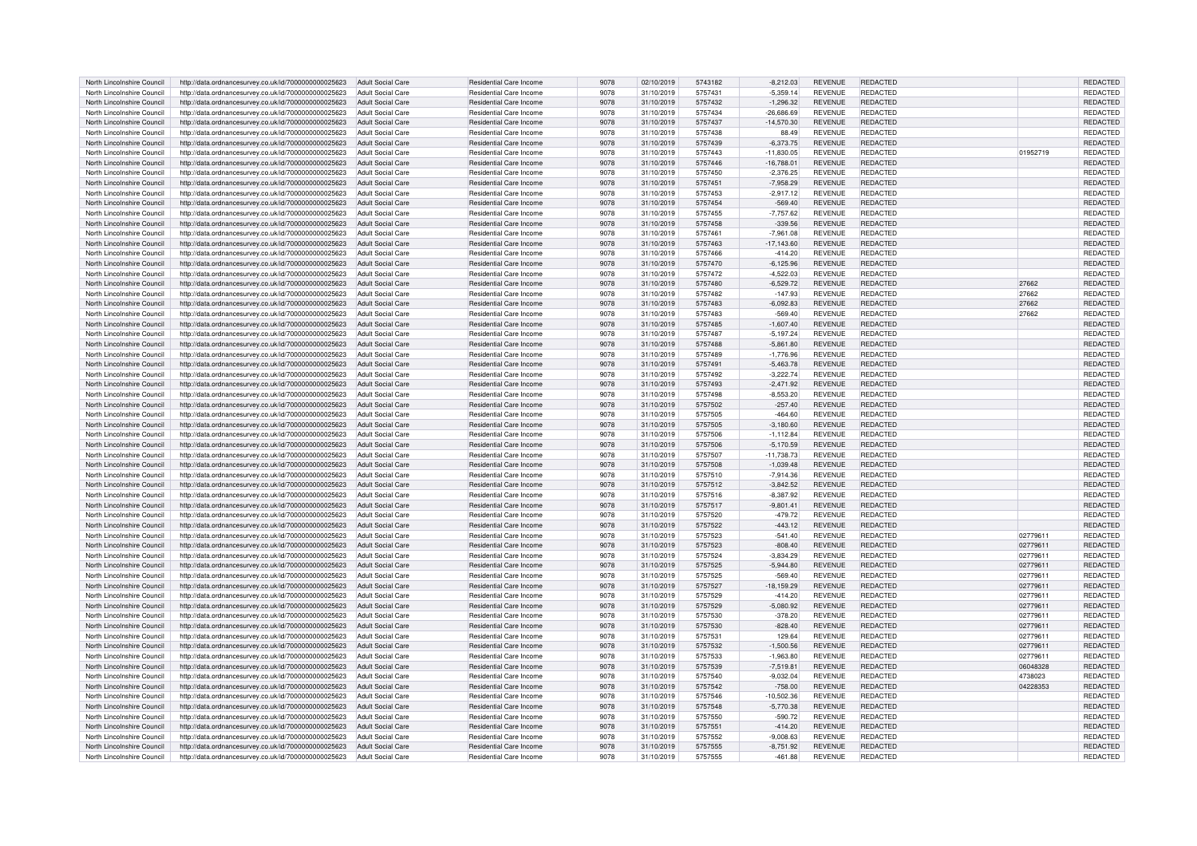| North Lincolnshire Council | http://data.ordnancesurvey.co.uk/id/7000000000025623 | Adult Social Care | Residential Care Income | 9078 | 02/10/2019 | 5743182 | -8,212.03 | REVENUE | REDACTED | | REDACTED |
|---|---|---|---|---|---|---|---|---|---|---|---|
| North Lincolnshire Council | http://data.ordnancesurvey.co.uk/id/7000000000025623 | Adult Social Care | Residential Care Income | 9078 | 31/10/2019 | 5757431 | -5,359.14 | REVENUE | REDACTED | | REDACTED |
| North Lincolnshire Council | http://data.ordnancesurvey.co.uk/id/7000000000025623 | Adult Social Care | Residential Care Income | 9078 | 31/10/2019 | 5757432 | -1,296.32 | REVENUE | REDACTED | | REDACTED |
| North Lincolnshire Council | http://data.ordnancesurvey.co.uk/id/7000000000025623 | Adult Social Care | Residential Care Income | 9078 | 31/10/2019 | 5757434 | -26,686.69 | REVENUE | REDACTED | | REDACTED |
| North Lincolnshire Council | http://data.ordnancesurvey.co.uk/id/7000000000025623 | Adult Social Care | Residential Care Income | 9078 | 31/10/2019 | 5757437 | -14,570.30 | REVENUE | REDACTED | | REDACTED |
| North Lincolnshire Council | http://data.ordnancesurvey.co.uk/id/7000000000025623 | Adult Social Care | Residential Care Income | 9078 | 31/10/2019 | 5757438 | 88.49 | REVENUE | REDACTED | | REDACTED |
| North Lincolnshire Council | http://data.ordnancesurvey.co.uk/id/7000000000025623 | Adult Social Care | Residential Care Income | 9078 | 31/10/2019 | 5757439 | -6,373.75 | REVENUE | REDACTED | | REDACTED |
| North Lincolnshire Council | http://data.ordnancesurvey.co.uk/id/7000000000025623 | Adult Social Care | Residential Care Income | 9078 | 31/10/2019 | 5757443 | -11,830.05 | REVENUE | REDACTED | 01952719 | REDACTED |
| North Lincolnshire Council | http://data.ordnancesurvey.co.uk/id/7000000000025623 | Adult Social Care | Residential Care Income | 9078 | 31/10/2019 | 5757446 | -16,788.01 | REVENUE | REDACTED | | REDACTED |
| North Lincolnshire Council | http://data.ordnancesurvey.co.uk/id/7000000000025623 | Adult Social Care | Residential Care Income | 9078 | 31/10/2019 | 5757450 | -2,376.25 | REVENUE | REDACTED | | REDACTED |
| North Lincolnshire Council | http://data.ordnancesurvey.co.uk/id/7000000000025623 | Adult Social Care | Residential Care Income | 9078 | 31/10/2019 | 5757451 | -7,958.29 | REVENUE | REDACTED | | REDACTED |
| North Lincolnshire Council | http://data.ordnancesurvey.co.uk/id/7000000000025623 | Adult Social Care | Residential Care Income | 9078 | 31/10/2019 | 5757453 | -2,917.12 | REVENUE | REDACTED | | REDACTED |
| North Lincolnshire Council | http://data.ordnancesurvey.co.uk/id/7000000000025623 | Adult Social Care | Residential Care Income | 9078 | 31/10/2019 | 5757454 | -569.40 | REVENUE | REDACTED | | REDACTED |
| North Lincolnshire Council | http://data.ordnancesurvey.co.uk/id/7000000000025623 | Adult Social Care | Residential Care Income | 9078 | 31/10/2019 | 5757455 | -7,757.62 | REVENUE | REDACTED | | REDACTED |
| North Lincolnshire Council | http://data.ordnancesurvey.co.uk/id/7000000000025623 | Adult Social Care | Residential Care Income | 9078 | 31/10/2019 | 5757458 | -339.56 | REVENUE | REDACTED | | REDACTED |
| North Lincolnshire Council | http://data.ordnancesurvey.co.uk/id/7000000000025623 | Adult Social Care | Residential Care Income | 9078 | 31/10/2019 | 5757461 | -7,961.08 | REVENUE | REDACTED | | REDACTED |
| North Lincolnshire Council | http://data.ordnancesurvey.co.uk/id/7000000000025623 | Adult Social Care | Residential Care Income | 9078 | 31/10/2019 | 5757463 | -17,143.60 | REVENUE | REDACTED | | REDACTED |
| North Lincolnshire Council | http://data.ordnancesurvey.co.uk/id/7000000000025623 | Adult Social Care | Residential Care Income | 9078 | 31/10/2019 | 5757466 | -414.20 | REVENUE | REDACTED | | REDACTED |
| North Lincolnshire Council | http://data.ordnancesurvey.co.uk/id/7000000000025623 | Adult Social Care | Residential Care Income | 9078 | 31/10/2019 | 5757470 | -6,125.96 | REVENUE | REDACTED | | REDACTED |
| North Lincolnshire Council | http://data.ordnancesurvey.co.uk/id/7000000000025623 | Adult Social Care | Residential Care Income | 9078 | 31/10/2019 | 5757472 | -4,522.03 | REVENUE | REDACTED | | REDACTED |
| North Lincolnshire Council | http://data.ordnancesurvey.co.uk/id/7000000000025623 | Adult Social Care | Residential Care Income | 9078 | 31/10/2019 | 5757480 | -6,529.72 | REVENUE | REDACTED | 27662 | REDACTED |
| North Lincolnshire Council | http://data.ordnancesurvey.co.uk/id/7000000000025623 | Adult Social Care | Residential Care Income | 9078 | 31/10/2019 | 5757482 | -147.93 | REVENUE | REDACTED | 27662 | REDACTED |
| North Lincolnshire Council | http://data.ordnancesurvey.co.uk/id/7000000000025623 | Adult Social Care | Residential Care Income | 9078 | 31/10/2019 | 5757483 | -6,092.83 | REVENUE | REDACTED | 27662 | REDACTED |
| North Lincolnshire Council | http://data.ordnancesurvey.co.uk/id/7000000000025623 | Adult Social Care | Residential Care Income | 9078 | 31/10/2019 | 5757483 | -569.40 | REVENUE | REDACTED | 27662 | REDACTED |
| North Lincolnshire Council | http://data.ordnancesurvey.co.uk/id/7000000000025623 | Adult Social Care | Residential Care Income | 9078 | 31/10/2019 | 5757485 | -1,607.40 | REVENUE | REDACTED | | REDACTED |
| North Lincolnshire Council | http://data.ordnancesurvey.co.uk/id/7000000000025623 | Adult Social Care | Residential Care Income | 9078 | 31/10/2019 | 5757487 | -5,197.24 | REVENUE | REDACTED | | REDACTED |
| North Lincolnshire Council | http://data.ordnancesurvey.co.uk/id/7000000000025623 | Adult Social Care | Residential Care Income | 9078 | 31/10/2019 | 5757488 | -5,861.80 | REVENUE | REDACTED | | REDACTED |
| North Lincolnshire Council | http://data.ordnancesurvey.co.uk/id/7000000000025623 | Adult Social Care | Residential Care Income | 9078 | 31/10/2019 | 5757489 | -1,776.96 | REVENUE | REDACTED | | REDACTED |
| North Lincolnshire Council | http://data.ordnancesurvey.co.uk/id/7000000000025623 | Adult Social Care | Residential Care Income | 9078 | 31/10/2019 | 5757491 | -5,463.78 | REVENUE | REDACTED | | REDACTED |
| North Lincolnshire Council | http://data.ordnancesurvey.co.uk/id/7000000000025623 | Adult Social Care | Residential Care Income | 9078 | 31/10/2019 | 5757492 | -3,222.74 | REVENUE | REDACTED | | REDACTED |
| North Lincolnshire Council | http://data.ordnancesurvey.co.uk/id/7000000000025623 | Adult Social Care | Residential Care Income | 9078 | 31/10/2019 | 5757493 | -2,471.92 | REVENUE | REDACTED | | REDACTED |
| North Lincolnshire Council | http://data.ordnancesurvey.co.uk/id/7000000000025623 | Adult Social Care | Residential Care Income | 9078 | 31/10/2019 | 5757498 | -8,553.20 | REVENUE | REDACTED | | REDACTED |
| North Lincolnshire Council | http://data.ordnancesurvey.co.uk/id/7000000000025623 | Adult Social Care | Residential Care Income | 9078 | 31/10/2019 | 5757502 | -257.40 | REVENUE | REDACTED | | REDACTED |
| North Lincolnshire Council | http://data.ordnancesurvey.co.uk/id/7000000000025623 | Adult Social Care | Residential Care Income | 9078 | 31/10/2019 | 5757505 | -464.60 | REVENUE | REDACTED | | REDACTED |
| North Lincolnshire Council | http://data.ordnancesurvey.co.uk/id/7000000000025623 | Adult Social Care | Residential Care Income | 9078 | 31/10/2019 | 5757505 | -3,180.60 | REVENUE | REDACTED | | REDACTED |
| North Lincolnshire Council | http://data.ordnancesurvey.co.uk/id/7000000000025623 | Adult Social Care | Residential Care Income | 9078 | 31/10/2019 | 5757506 | -1,112.84 | REVENUE | REDACTED | | REDACTED |
| North Lincolnshire Council | http://data.ordnancesurvey.co.uk/id/7000000000025623 | Adult Social Care | Residential Care Income | 9078 | 31/10/2019 | 5757506 | -5,170.59 | REVENUE | REDACTED | | REDACTED |
| North Lincolnshire Council | http://data.ordnancesurvey.co.uk/id/7000000000025623 | Adult Social Care | Residential Care Income | 9078 | 31/10/2019 | 5757507 | -11,738.73 | REVENUE | REDACTED | | REDACTED |
| North Lincolnshire Council | http://data.ordnancesurvey.co.uk/id/7000000000025623 | Adult Social Care | Residential Care Income | 9078 | 31/10/2019 | 5757508 | -1,039.48 | REVENUE | REDACTED | | REDACTED |
| North Lincolnshire Council | http://data.ordnancesurvey.co.uk/id/7000000000025623 | Adult Social Care | Residential Care Income | 9078 | 31/10/2019 | 5757510 | -7,914.36 | REVENUE | REDACTED | | REDACTED |
| North Lincolnshire Council | http://data.ordnancesurvey.co.uk/id/7000000000025623 | Adult Social Care | Residential Care Income | 9078 | 31/10/2019 | 5757512 | -3,842.52 | REVENUE | REDACTED | | REDACTED |
| North Lincolnshire Council | http://data.ordnancesurvey.co.uk/id/7000000000025623 | Adult Social Care | Residential Care Income | 9078 | 31/10/2019 | 5757516 | -8,387.92 | REVENUE | REDACTED | | REDACTED |
| North Lincolnshire Council | http://data.ordnancesurvey.co.uk/id/7000000000025623 | Adult Social Care | Residential Care Income | 9078 | 31/10/2019 | 5757517 | -9,801.41 | REVENUE | REDACTED | | REDACTED |
| North Lincolnshire Council | http://data.ordnancesurvey.co.uk/id/7000000000025623 | Adult Social Care | Residential Care Income | 9078 | 31/10/2019 | 5757520 | -479.72 | REVENUE | REDACTED | | REDACTED |
| North Lincolnshire Council | http://data.ordnancesurvey.co.uk/id/7000000000025623 | Adult Social Care | Residential Care Income | 9078 | 31/10/2019 | 5757522 | -443.12 | REVENUE | REDACTED | | REDACTED |
| North Lincolnshire Council | http://data.ordnancesurvey.co.uk/id/7000000000025623 | Adult Social Care | Residential Care Income | 9078 | 31/10/2019 | 5757523 | -541.40 | REVENUE | REDACTED | 02779611 | REDACTED |
| North Lincolnshire Council | http://data.ordnancesurvey.co.uk/id/7000000000025623 | Adult Social Care | Residential Care Income | 9078 | 31/10/2019 | 5757523 | -808.40 | REVENUE | REDACTED | 02779611 | REDACTED |
| North Lincolnshire Council | http://data.ordnancesurvey.co.uk/id/7000000000025623 | Adult Social Care | Residential Care Income | 9078 | 31/10/2019 | 5757524 | -3,834.29 | REVENUE | REDACTED | 02779611 | REDACTED |
| North Lincolnshire Council | http://data.ordnancesurvey.co.uk/id/7000000000025623 | Adult Social Care | Residential Care Income | 9078 | 31/10/2019 | 5757525 | -5,944.80 | REVENUE | REDACTED | 02779611 | REDACTED |
| North Lincolnshire Council | http://data.ordnancesurvey.co.uk/id/7000000000025623 | Adult Social Care | Residential Care Income | 9078 | 31/10/2019 | 5757525 | -569.40 | REVENUE | REDACTED | 02779611 | REDACTED |
| North Lincolnshire Council | http://data.ordnancesurvey.co.uk/id/7000000000025623 | Adult Social Care | Residential Care Income | 9078 | 31/10/2019 | 5757527 | -18,159.29 | REVENUE | REDACTED | 02779611 | REDACTED |
| North Lincolnshire Council | http://data.ordnancesurvey.co.uk/id/7000000000025623 | Adult Social Care | Residential Care Income | 9078 | 31/10/2019 | 5757529 | -414.20 | REVENUE | REDACTED | 02779611 | REDACTED |
| North Lincolnshire Council | http://data.ordnancesurvey.co.uk/id/7000000000025623 | Adult Social Care | Residential Care Income | 9078 | 31/10/2019 | 5757529 | -5,080.92 | REVENUE | REDACTED | 02779611 | REDACTED |
| North Lincolnshire Council | http://data.ordnancesurvey.co.uk/id/7000000000025623 | Adult Social Care | Residential Care Income | 9078 | 31/10/2019 | 5757530 | -378.20 | REVENUE | REDACTED | 02779611 | REDACTED |
| North Lincolnshire Council | http://data.ordnancesurvey.co.uk/id/7000000000025623 | Adult Social Care | Residential Care Income | 9078 | 31/10/2019 | 5757530 | -828.40 | REVENUE | REDACTED | 02779611 | REDACTED |
| North Lincolnshire Council | http://data.ordnancesurvey.co.uk/id/7000000000025623 | Adult Social Care | Residential Care Income | 9078 | 31/10/2019 | 5757531 | 129.64 | REVENUE | REDACTED | 02779611 | REDACTED |
| North Lincolnshire Council | http://data.ordnancesurvey.co.uk/id/7000000000025623 | Adult Social Care | Residential Care Income | 9078 | 31/10/2019 | 5757532 | -1,500.56 | REVENUE | REDACTED | 02779611 | REDACTED |
| North Lincolnshire Council | http://data.ordnancesurvey.co.uk/id/7000000000025623 | Adult Social Care | Residential Care Income | 9078 | 31/10/2019 | 5757533 | -1,963.80 | REVENUE | REDACTED | 02779611 | REDACTED |
| North Lincolnshire Council | http://data.ordnancesurvey.co.uk/id/7000000000025623 | Adult Social Care | Residential Care Income | 9078 | 31/10/2019 | 5757539 | -7,519.81 | REVENUE | REDACTED | 06048328 | REDACTED |
| North Lincolnshire Council | http://data.ordnancesurvey.co.uk/id/7000000000025623 | Adult Social Care | Residential Care Income | 9078 | 31/10/2019 | 5757540 | -9,032.04 | REVENUE | REDACTED | 4738023 | REDACTED |
| North Lincolnshire Council | http://data.ordnancesurvey.co.uk/id/7000000000025623 | Adult Social Care | Residential Care Income | 9078 | 31/10/2019 | 5757542 | -758.00 | REVENUE | REDACTED | 04228353 | REDACTED |
| North Lincolnshire Council | http://data.ordnancesurvey.co.uk/id/7000000000025623 | Adult Social Care | Residential Care Income | 9078 | 31/10/2019 | 5757546 | -10,502.36 | REVENUE | REDACTED | | REDACTED |
| North Lincolnshire Council | http://data.ordnancesurvey.co.uk/id/7000000000025623 | Adult Social Care | Residential Care Income | 9078 | 31/10/2019 | 5757548 | -5,770.38 | REVENUE | REDACTED | | REDACTED |
| North Lincolnshire Council | http://data.ordnancesurvey.co.uk/id/7000000000025623 | Adult Social Care | Residential Care Income | 9078 | 31/10/2019 | 5757550 | -590.72 | REVENUE | REDACTED | | REDACTED |
| North Lincolnshire Council | http://data.ordnancesurvey.co.uk/id/7000000000025623 | Adult Social Care | Residential Care Income | 9078 | 31/10/2019 | 5757551 | -414.20 | REVENUE | REDACTED | | REDACTED |
| North Lincolnshire Council | http://data.ordnancesurvey.co.uk/id/7000000000025623 | Adult Social Care | Residential Care Income | 9078 | 31/10/2019 | 5757552 | -9,008.63 | REVENUE | REDACTED | | REDACTED |
| North Lincolnshire Council | http://data.ordnancesurvey.co.uk/id/7000000000025623 | Adult Social Care | Residential Care Income | 9078 | 31/10/2019 | 5757555 | -8,751.92 | REVENUE | REDACTED | | REDACTED |
| North Lincolnshire Council | http://data.ordnancesurvey.co.uk/id/7000000000025623 | Adult Social Care | Residential Care Income | 9078 | 31/10/2019 | 5757555 | -461.88 | REVENUE | REDACTED | | REDACTED |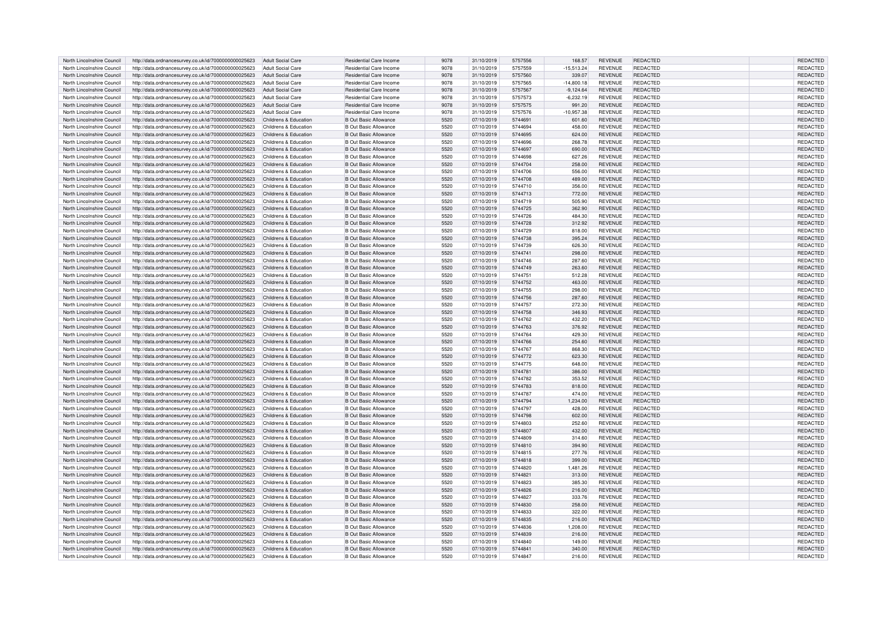| | | | | | | | | | | | |
|---|---|---|---|---|---|---|---|---|---|---|---|
| North Lincolnshire Council | http://data.ordnancesurvey.co.uk/id/7000000000025623 | Adult Social Care | Residential Care Income | 9078 | 31/10/2019 | 5757556 | 168.57 | REVENUE | REDACTED | | REDACTED |
| North Lincolnshire Council | http://data.ordnancesurvey.co.uk/id/7000000000025623 | Adult Social Care | Residential Care Income | 9078 | 31/10/2019 | 5757559 | -15,513.24 | REVENUE | REDACTED | | REDACTED |
| North Lincolnshire Council | http://data.ordnancesurvey.co.uk/id/7000000000025623 | Adult Social Care | Residential Care Income | 9078 | 31/10/2019 | 5757560 | 339.07 | REVENUE | REDACTED | | REDACTED |
| North Lincolnshire Council | http://data.ordnancesurvey.co.uk/id/7000000000025623 | Adult Social Care | Residential Care Income | 9078 | 31/10/2019 | 5757565 | -14,800.18 | REVENUE | REDACTED | | REDACTED |
| North Lincolnshire Council | http://data.ordnancesurvey.co.uk/id/7000000000025623 | Adult Social Care | Residential Care Income | 9078 | 31/10/2019 | 5757567 | -9,124.64 | REVENUE | REDACTED | | REDACTED |
| North Lincolnshire Council | http://data.ordnancesurvey.co.uk/id/7000000000025623 | Adult Social Care | Residential Care Income | 9078 | 31/10/2019 | 5757573 | -6,232.19 | REVENUE | REDACTED | | REDACTED |
| North Lincolnshire Council | http://data.ordnancesurvey.co.uk/id/7000000000025623 | Adult Social Care | Residential Care Income | 9078 | 31/10/2019 | 5757575 | 991.20 | REVENUE | REDACTED | | REDACTED |
| North Lincolnshire Council | http://data.ordnancesurvey.co.uk/id/7000000000025623 | Adult Social Care | Residential Care Income | 9078 | 31/10/2019 | 5757576 | -10,957.38 | REVENUE | REDACTED | | REDACTED |
| North Lincolnshire Council | http://data.ordnancesurvey.co.uk/id/7000000000025623 | Childrens & Education | B Out Basic Allowance | 5520 | 07/10/2019 | 5744691 | 601.60 | REVENUE | REDACTED | | REDACTED |
| North Lincolnshire Council | http://data.ordnancesurvey.co.uk/id/7000000000025623 | Childrens & Education | B Out Basic Allowance | 5520 | 07/10/2019 | 5744694 | 458.00 | REVENUE | REDACTED | | REDACTED |
| North Lincolnshire Council | http://data.ordnancesurvey.co.uk/id/7000000000025623 | Childrens & Education | B Out Basic Allowance | 5520 | 07/10/2019 | 5744695 | 624.00 | REVENUE | REDACTED | | REDACTED |
| North Lincolnshire Council | http://data.ordnancesurvey.co.uk/id/7000000000025623 | Childrens & Education | B Out Basic Allowance | 5520 | 07/10/2019 | 5744696 | 268.78 | REVENUE | REDACTED | | REDACTED |
| North Lincolnshire Council | http://data.ordnancesurvey.co.uk/id/7000000000025623 | Childrens & Education | B Out Basic Allowance | 5520 | 07/10/2019 | 5744697 | 690.00 | REVENUE | REDACTED | | REDACTED |
| North Lincolnshire Council | http://data.ordnancesurvey.co.uk/id/7000000000025623 | Childrens & Education | B Out Basic Allowance | 5520 | 07/10/2019 | 5744698 | 627.26 | REVENUE | REDACTED | | REDACTED |
| North Lincolnshire Council | http://data.ordnancesurvey.co.uk/id/7000000000025623 | Childrens & Education | B Out Basic Allowance | 5520 | 07/10/2019 | 5744704 | 258.00 | REVENUE | REDACTED | | REDACTED |
| North Lincolnshire Council | http://data.ordnancesurvey.co.uk/id/7000000000025623 | Childrens & Education | B Out Basic Allowance | 5520 | 07/10/2019 | 5744706 | 556.00 | REVENUE | REDACTED | | REDACTED |
| North Lincolnshire Council | http://data.ordnancesurvey.co.uk/id/7000000000025623 | Childrens & Education | B Out Basic Allowance | 5520 | 07/10/2019 | 5744708 | 489.00 | REVENUE | REDACTED | | REDACTED |
| North Lincolnshire Council | http://data.ordnancesurvey.co.uk/id/7000000000025623 | Childrens & Education | B Out Basic Allowance | 5520 | 07/10/2019 | 5744710 | 356.00 | REVENUE | REDACTED | | REDACTED |
| North Lincolnshire Council | http://data.ordnancesurvey.co.uk/id/7000000000025623 | Childrens & Education | B Out Basic Allowance | 5520 | 07/10/2019 | 5744713 | 772.00 | REVENUE | REDACTED | | REDACTED |
| North Lincolnshire Council | http://data.ordnancesurvey.co.uk/id/7000000000025623 | Childrens & Education | B Out Basic Allowance | 5520 | 07/10/2019 | 5744719 | 505.90 | REVENUE | REDACTED | | REDACTED |
| North Lincolnshire Council | http://data.ordnancesurvey.co.uk/id/7000000000025623 | Childrens & Education | B Out Basic Allowance | 5520 | 07/10/2019 | 5744725 | 362.90 | REVENUE | REDACTED | | REDACTED |
| North Lincolnshire Council | http://data.ordnancesurvey.co.uk/id/7000000000025623 | Childrens & Education | B Out Basic Allowance | 5520 | 07/10/2019 | 5744726 | 484.30 | REVENUE | REDACTED | | REDACTED |
| North Lincolnshire Council | http://data.ordnancesurvey.co.uk/id/7000000000025623 | Childrens & Education | B Out Basic Allowance | 5520 | 07/10/2019 | 5744728 | 312.92 | REVENUE | REDACTED | | REDACTED |
| North Lincolnshire Council | http://data.ordnancesurvey.co.uk/id/7000000000025623 | Childrens & Education | B Out Basic Allowance | 5520 | 07/10/2019 | 5744729 | 818.00 | REVENUE | REDACTED | | REDACTED |
| North Lincolnshire Council | http://data.ordnancesurvey.co.uk/id/7000000000025623 | Childrens & Education | B Out Basic Allowance | 5520 | 07/10/2019 | 5744738 | 395.24 | REVENUE | REDACTED | | REDACTED |
| North Lincolnshire Council | http://data.ordnancesurvey.co.uk/id/7000000000025623 | Childrens & Education | B Out Basic Allowance | 5520 | 07/10/2019 | 5744739 | 626.30 | REVENUE | REDACTED | | REDACTED |
| North Lincolnshire Council | http://data.ordnancesurvey.co.uk/id/7000000000025623 | Childrens & Education | B Out Basic Allowance | 5520 | 07/10/2019 | 5744741 | 298.00 | REVENUE | REDACTED | | REDACTED |
| North Lincolnshire Council | http://data.ordnancesurvey.co.uk/id/7000000000025623 | Childrens & Education | B Out Basic Allowance | 5520 | 07/10/2019 | 5744746 | 287.60 | REVENUE | REDACTED | | REDACTED |
| North Lincolnshire Council | http://data.ordnancesurvey.co.uk/id/7000000000025623 | Childrens & Education | B Out Basic Allowance | 5520 | 07/10/2019 | 5744749 | 263.60 | REVENUE | REDACTED | | REDACTED |
| North Lincolnshire Council | http://data.ordnancesurvey.co.uk/id/7000000000025623 | Childrens & Education | B Out Basic Allowance | 5520 | 07/10/2019 | 5744751 | 512.28 | REVENUE | REDACTED | | REDACTED |
| North Lincolnshire Council | http://data.ordnancesurvey.co.uk/id/7000000000025623 | Childrens & Education | B Out Basic Allowance | 5520 | 07/10/2019 | 5744752 | 463.00 | REVENUE | REDACTED | | REDACTED |
| North Lincolnshire Council | http://data.ordnancesurvey.co.uk/id/7000000000025623 | Childrens & Education | B Out Basic Allowance | 5520 | 07/10/2019 | 5744755 | 298.00 | REVENUE | REDACTED | | REDACTED |
| North Lincolnshire Council | http://data.ordnancesurvey.co.uk/id/7000000000025623 | Childrens & Education | B Out Basic Allowance | 5520 | 07/10/2019 | 5744756 | 287.60 | REVENUE | REDACTED | | REDACTED |
| North Lincolnshire Council | http://data.ordnancesurvey.co.uk/id/7000000000025623 | Childrens & Education | B Out Basic Allowance | 5520 | 07/10/2019 | 5744757 | 272.30 | REVENUE | REDACTED | | REDACTED |
| North Lincolnshire Council | http://data.ordnancesurvey.co.uk/id/7000000000025623 | Childrens & Education | B Out Basic Allowance | 5520 | 07/10/2019 | 5744758 | 346.93 | REVENUE | REDACTED | | REDACTED |
| North Lincolnshire Council | http://data.ordnancesurvey.co.uk/id/7000000000025623 | Childrens & Education | B Out Basic Allowance | 5520 | 07/10/2019 | 5744762 | 432.20 | REVENUE | REDACTED | | REDACTED |
| North Lincolnshire Council | http://data.ordnancesurvey.co.uk/id/7000000000025623 | Childrens & Education | B Out Basic Allowance | 5520 | 07/10/2019 | 5744763 | 376.92 | REVENUE | REDACTED | | REDACTED |
| North Lincolnshire Council | http://data.ordnancesurvey.co.uk/id/7000000000025623 | Childrens & Education | B Out Basic Allowance | 5520 | 07/10/2019 | 5744764 | 429.30 | REVENUE | REDACTED | | REDACTED |
| North Lincolnshire Council | http://data.ordnancesurvey.co.uk/id/7000000000025623 | Childrens & Education | B Out Basic Allowance | 5520 | 07/10/2019 | 5744766 | 254.60 | REVENUE | REDACTED | | REDACTED |
| North Lincolnshire Council | http://data.ordnancesurvey.co.uk/id/7000000000025623 | Childrens & Education | B Out Basic Allowance | 5520 | 07/10/2019 | 5744767 | 868.30 | REVENUE | REDACTED | | REDACTED |
| North Lincolnshire Council | http://data.ordnancesurvey.co.uk/id/7000000000025623 | Childrens & Education | B Out Basic Allowance | 5520 | 07/10/2019 | 5744772 | 623.30 | REVENUE | REDACTED | | REDACTED |
| North Lincolnshire Council | http://data.ordnancesurvey.co.uk/id/7000000000025623 | Childrens & Education | B Out Basic Allowance | 5520 | 07/10/2019 | 5744775 | 648.00 | REVENUE | REDACTED | | REDACTED |
| North Lincolnshire Council | http://data.ordnancesurvey.co.uk/id/7000000000025623 | Childrens & Education | B Out Basic Allowance | 5520 | 07/10/2019 | 5744781 | 386.00 | REVENUE | REDACTED | | REDACTED |
| North Lincolnshire Council | http://data.ordnancesurvey.co.uk/id/7000000000025623 | Childrens & Education | B Out Basic Allowance | 5520 | 07/10/2019 | 5744782 | 353.52 | REVENUE | REDACTED | | REDACTED |
| North Lincolnshire Council | http://data.ordnancesurvey.co.uk/id/7000000000025623 | Childrens & Education | B Out Basic Allowance | 5520 | 07/10/2019 | 5744783 | 818.00 | REVENUE | REDACTED | | REDACTED |
| North Lincolnshire Council | http://data.ordnancesurvey.co.uk/id/7000000000025623 | Childrens & Education | B Out Basic Allowance | 5520 | 07/10/2019 | 5744787 | 474.00 | REVENUE | REDACTED | | REDACTED |
| North Lincolnshire Council | http://data.ordnancesurvey.co.uk/id/7000000000025623 | Childrens & Education | B Out Basic Allowance | 5520 | 07/10/2019 | 5744794 | 1,234.00 | REVENUE | REDACTED | | REDACTED |
| North Lincolnshire Council | http://data.ordnancesurvey.co.uk/id/7000000000025623 | Childrens & Education | B Out Basic Allowance | 5520 | 07/10/2019 | 5744797 | 428.00 | REVENUE | REDACTED | | REDACTED |
| North Lincolnshire Council | http://data.ordnancesurvey.co.uk/id/7000000000025623 | Childrens & Education | B Out Basic Allowance | 5520 | 07/10/2019 | 5744798 | 602.00 | REVENUE | REDACTED | | REDACTED |
| North Lincolnshire Council | http://data.ordnancesurvey.co.uk/id/7000000000025623 | Childrens & Education | B Out Basic Allowance | 5520 | 07/10/2019 | 5744803 | 252.60 | REVENUE | REDACTED | | REDACTED |
| North Lincolnshire Council | http://data.ordnancesurvey.co.uk/id/7000000000025623 | Childrens & Education | B Out Basic Allowance | 5520 | 07/10/2019 | 5744807 | 432.00 | REVENUE | REDACTED | | REDACTED |
| North Lincolnshire Council | http://data.ordnancesurvey.co.uk/id/7000000000025623 | Childrens & Education | B Out Basic Allowance | 5520 | 07/10/2019 | 5744809 | 314.60 | REVENUE | REDACTED | | REDACTED |
| North Lincolnshire Council | http://data.ordnancesurvey.co.uk/id/7000000000025623 | Childrens & Education | B Out Basic Allowance | 5520 | 07/10/2019 | 5744810 | 394.90 | REVENUE | REDACTED | | REDACTED |
| North Lincolnshire Council | http://data.ordnancesurvey.co.uk/id/7000000000025623 | Childrens & Education | B Out Basic Allowance | 5520 | 07/10/2019 | 5744815 | 277.76 | REVENUE | REDACTED | | REDACTED |
| North Lincolnshire Council | http://data.ordnancesurvey.co.uk/id/7000000000025623 | Childrens & Education | B Out Basic Allowance | 5520 | 07/10/2019 | 5744818 | 399.00 | REVENUE | REDACTED | | REDACTED |
| North Lincolnshire Council | http://data.ordnancesurvey.co.uk/id/7000000000025623 | Childrens & Education | B Out Basic Allowance | 5520 | 07/10/2019 | 5744820 | 1,481.26 | REVENUE | REDACTED | | REDACTED |
| North Lincolnshire Council | http://data.ordnancesurvey.co.uk/id/7000000000025623 | Childrens & Education | B Out Basic Allowance | 5520 | 07/10/2019 | 5744821 | 313.00 | REVENUE | REDACTED | | REDACTED |
| North Lincolnshire Council | http://data.ordnancesurvey.co.uk/id/7000000000025623 | Childrens & Education | B Out Basic Allowance | 5520 | 07/10/2019 | 5744823 | 385.30 | REVENUE | REDACTED | | REDACTED |
| North Lincolnshire Council | http://data.ordnancesurvey.co.uk/id/7000000000025623 | Childrens & Education | B Out Basic Allowance | 5520 | 07/10/2019 | 5744826 | 216.00 | REVENUE | REDACTED | | REDACTED |
| North Lincolnshire Council | http://data.ordnancesurvey.co.uk/id/7000000000025623 | Childrens & Education | B Out Basic Allowance | 5520 | 07/10/2019 | 5744827 | 333.76 | REVENUE | REDACTED | | REDACTED |
| North Lincolnshire Council | http://data.ordnancesurvey.co.uk/id/7000000000025623 | Childrens & Education | B Out Basic Allowance | 5520 | 07/10/2019 | 5744830 | 258.00 | REVENUE | REDACTED | | REDACTED |
| North Lincolnshire Council | http://data.ordnancesurvey.co.uk/id/7000000000025623 | Childrens & Education | B Out Basic Allowance | 5520 | 07/10/2019 | 5744833 | 322.00 | REVENUE | REDACTED | | REDACTED |
| North Lincolnshire Council | http://data.ordnancesurvey.co.uk/id/7000000000025623 | Childrens & Education | B Out Basic Allowance | 5520 | 07/10/2019 | 5744835 | 216.00 | REVENUE | REDACTED | | REDACTED |
| North Lincolnshire Council | http://data.ordnancesurvey.co.uk/id/7000000000025623 | Childrens & Education | B Out Basic Allowance | 5520 | 07/10/2019 | 5744836 | 1,208.00 | REVENUE | REDACTED | | REDACTED |
| North Lincolnshire Council | http://data.ordnancesurvey.co.uk/id/7000000000025623 | Childrens & Education | B Out Basic Allowance | 5520 | 07/10/2019 | 5744839 | 216.00 | REVENUE | REDACTED | | REDACTED |
| North Lincolnshire Council | http://data.ordnancesurvey.co.uk/id/7000000000025623 | Childrens & Education | B Out Basic Allowance | 5520 | 07/10/2019 | 5744840 | 149.00 | REVENUE | REDACTED | | REDACTED |
| North Lincolnshire Council | http://data.ordnancesurvey.co.uk/id/7000000000025623 | Childrens & Education | B Out Basic Allowance | 5520 | 07/10/2019 | 5744841 | 340.00 | REVENUE | REDACTED | | REDACTED |
| North Lincolnshire Council | http://data.ordnancesurvey.co.uk/id/7000000000025623 | Childrens & Education | B Out Basic Allowance | 5520 | 07/10/2019 | 5744847 | 216.00 | REVENUE | REDACTED | | REDACTED |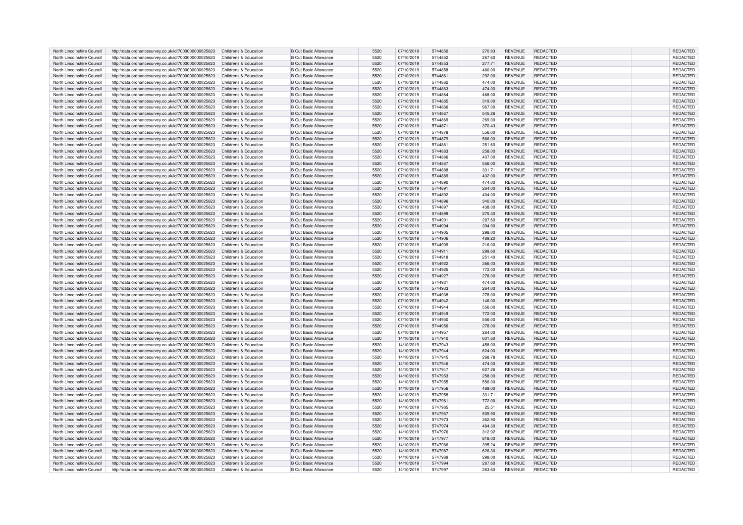| North Lincolnshire Council | http://data.ordnancesurvey.co.uk/id/7000000000025623 | Childrens & Education | B Out Basic Allowance | 5520 | 07/10/2019 | 5744850 | 270.93 | REVENUE | REDACTED | REDACTED |
|---|---|---|---|---|---|---|---|---|---|---|
| North Lincolnshire Council | http://data.ordnancesurvey.co.uk/id/7000000000025623 | Childrens & Education | B Out Basic Allowance | 5520 | 07/10/2019 | 5744852 | 267.60 | REVENUE | REDACTED | REDACTED |
| North Lincolnshire Council | http://data.ordnancesurvey.co.uk/id/7000000000025623 | Childrens & Education | B Out Basic Allowance | 5520 | 07/10/2019 | 5744853 | 277.71 | REVENUE | REDACTED | REDACTED |
| North Lincolnshire Council | http://data.ordnancesurvey.co.uk/id/7000000000025623 | Childrens & Education | B Out Basic Allowance | 5520 | 07/10/2019 | 5744858 | 480.00 | REVENUE | REDACTED | REDACTED |
| North Lincolnshire Council | http://data.ordnancesurvey.co.uk/id/7000000000025623 | Childrens & Education | B Out Basic Allowance | 5520 | 07/10/2019 | 5744861 | 292.00 | REVENUE | REDACTED | REDACTED |
| North Lincolnshire Council | http://data.ordnancesurvey.co.uk/id/7000000000025623 | Childrens & Education | B Out Basic Allowance | 5520 | 07/10/2019 | 5744862 | 474.00 | REVENUE | REDACTED | REDACTED |
| North Lincolnshire Council | http://data.ordnancesurvey.co.uk/id/7000000000025623 | Childrens & Education | B Out Basic Allowance | 5520 | 07/10/2019 | 5744863 | 474.00 | REVENUE | REDACTED | REDACTED |
| North Lincolnshire Council | http://data.ordnancesurvey.co.uk/id/7000000000025623 | Childrens & Education | B Out Basic Allowance | 5520 | 07/10/2019 | 5744864 | 468.00 | REVENUE | REDACTED | REDACTED |
| North Lincolnshire Council | http://data.ordnancesurvey.co.uk/id/7000000000025623 | Childrens & Education | B Out Basic Allowance | 5520 | 07/10/2019 | 5744865 | 319.00 | REVENUE | REDACTED | REDACTED |
| North Lincolnshire Council | http://data.ordnancesurvey.co.uk/id/7000000000025623 | Childrens & Education | B Out Basic Allowance | 5520 | 07/10/2019 | 5744866 | 967.00 | REVENUE | REDACTED | REDACTED |
| North Lincolnshire Council | http://data.ordnancesurvey.co.uk/id/7000000000025623 | Childrens & Education | B Out Basic Allowance | 5520 | 07/10/2019 | 5744867 | 545.26 | REVENUE | REDACTED | REDACTED |
| North Lincolnshire Council | http://data.ordnancesurvey.co.uk/id/7000000000025623 | Childrens & Education | B Out Basic Allowance | 5520 | 07/10/2019 | 5744869 | 269.00 | REVENUE | REDACTED | REDACTED |
| North Lincolnshire Council | http://data.ordnancesurvey.co.uk/id/7000000000025623 | Childrens & Education | B Out Basic Allowance | 5520 | 07/10/2019 | 5744871 | 370.43 | REVENUE | REDACTED | REDACTED |
| North Lincolnshire Council | http://data.ordnancesurvey.co.uk/id/7000000000025623 | Childrens & Education | B Out Basic Allowance | 5520 | 07/10/2019 | 5744878 | 556.00 | REVENUE | REDACTED | REDACTED |
| North Lincolnshire Council | http://data.ordnancesurvey.co.uk/id/7000000000025623 | Childrens & Education | B Out Basic Allowance | 5520 | 07/10/2019 | 5744879 | 586.00 | REVENUE | REDACTED | REDACTED |
| North Lincolnshire Council | http://data.ordnancesurvey.co.uk/id/7000000000025623 | Childrens & Education | B Out Basic Allowance | 5520 | 07/10/2019 | 5744881 | 251.60 | REVENUE | REDACTED | REDACTED |
| North Lincolnshire Council | http://data.ordnancesurvey.co.uk/id/7000000000025623 | Childrens & Education | B Out Basic Allowance | 5520 | 07/10/2019 | 5744883 | 258.00 | REVENUE | REDACTED | REDACTED |
| North Lincolnshire Council | http://data.ordnancesurvey.co.uk/id/7000000000025623 | Childrens & Education | B Out Basic Allowance | 5520 | 07/10/2019 | 5744886 | 407.00 | REVENUE | REDACTED | REDACTED |
| North Lincolnshire Council | http://data.ordnancesurvey.co.uk/id/7000000000025623 | Childrens & Education | B Out Basic Allowance | 5520 | 07/10/2019 | 5744887 | 556.00 | REVENUE | REDACTED | REDACTED |
| North Lincolnshire Council | http://data.ordnancesurvey.co.uk/id/7000000000025623 | Childrens & Education | B Out Basic Allowance | 5520 | 07/10/2019 | 5744888 | 331.71 | REVENUE | REDACTED | REDACTED |
| North Lincolnshire Council | http://data.ordnancesurvey.co.uk/id/7000000000025623 | Childrens & Education | B Out Basic Allowance | 5520 | 07/10/2019 | 5744889 | 432.00 | REVENUE | REDACTED | REDACTED |
| North Lincolnshire Council | http://data.ordnancesurvey.co.uk/id/7000000000025623 | Childrens & Education | B Out Basic Allowance | 5520 | 07/10/2019 | 5744890 | 474.00 | REVENUE | REDACTED | REDACTED |
| North Lincolnshire Council | http://data.ordnancesurvey.co.uk/id/7000000000025623 | Childrens & Education | B Out Basic Allowance | 5520 | 07/10/2019 | 5744891 | 264.00 | REVENUE | REDACTED | REDACTED |
| North Lincolnshire Council | http://data.ordnancesurvey.co.uk/id/7000000000025623 | Childrens & Education | B Out Basic Allowance | 5520 | 07/10/2019 | 5744892 | 404.00 | REVENUE | REDACTED | REDACTED |
| North Lincolnshire Council | http://data.ordnancesurvey.co.uk/id/7000000000025623 | Childrens & Education | B Out Basic Allowance | 5520 | 07/10/2019 | 5744896 | 340.00 | REVENUE | REDACTED | REDACTED |
| North Lincolnshire Council | http://data.ordnancesurvey.co.uk/id/7000000000025623 | Childrens & Education | B Out Basic Allowance | 5520 | 07/10/2019 | 5744897 | 438.00 | REVENUE | REDACTED | REDACTED |
| North Lincolnshire Council | http://data.ordnancesurvey.co.uk/id/7000000000025623 | Childrens & Education | B Out Basic Allowance | 5520 | 07/10/2019 | 5744899 | 275.30 | REVENUE | REDACTED | REDACTED |
| North Lincolnshire Council | http://data.ordnancesurvey.co.uk/id/7000000000025623 | Childrens & Education | B Out Basic Allowance | 5520 | 07/10/2019 | 5744901 | 287.60 | REVENUE | REDACTED | REDACTED |
| North Lincolnshire Council | http://data.ordnancesurvey.co.uk/id/7000000000025623 | Childrens & Education | B Out Basic Allowance | 5520 | 07/10/2019 | 5744904 | 394.90 | REVENUE | REDACTED | REDACTED |
| North Lincolnshire Council | http://data.ordnancesurvey.co.uk/id/7000000000025623 | Childrens & Education | B Out Basic Allowance | 5520 | 07/10/2019 | 5744905 | 298.00 | REVENUE | REDACTED | REDACTED |
| North Lincolnshire Council | http://data.ordnancesurvey.co.uk/id/7000000000025623 | Childrens & Education | B Out Basic Allowance | 5520 | 07/10/2019 | 5744906 | 489.20 | REVENUE | REDACTED | REDACTED |
| North Lincolnshire Council | http://data.ordnancesurvey.co.uk/id/7000000000025623 | Childrens & Education | B Out Basic Allowance | 5520 | 07/10/2019 | 5744909 | 216.00 | REVENUE | REDACTED | REDACTED |
| North Lincolnshire Council | http://data.ordnancesurvey.co.uk/id/7000000000025623 | Childrens & Education | B Out Basic Allowance | 5520 | 07/10/2019 | 5744911 | 299.60 | REVENUE | REDACTED | REDACTED |
| North Lincolnshire Council | http://data.ordnancesurvey.co.uk/id/7000000000025623 | Childrens & Education | B Out Basic Allowance | 5520 | 07/10/2019 | 5744918 | 251.40 | REVENUE | REDACTED | REDACTED |
| North Lincolnshire Council | http://data.ordnancesurvey.co.uk/id/7000000000025623 | Childrens & Education | B Out Basic Allowance | 5520 | 07/10/2019 | 5744922 | 386.00 | REVENUE | REDACTED | REDACTED |
| North Lincolnshire Council | http://data.ordnancesurvey.co.uk/id/7000000000025623 | Childrens & Education | B Out Basic Allowance | 5520 | 07/10/2019 | 5744925 | 772.00 | REVENUE | REDACTED | REDACTED |
| North Lincolnshire Council | http://data.ordnancesurvey.co.uk/id/7000000000025623 | Childrens & Education | B Out Basic Allowance | 5520 | 07/10/2019 | 5744927 | 278.00 | REVENUE | REDACTED | REDACTED |
| North Lincolnshire Council | http://data.ordnancesurvey.co.uk/id/7000000000025623 | Childrens & Education | B Out Basic Allowance | 5520 | 07/10/2019 | 5744931 | 474.00 | REVENUE | REDACTED | REDACTED |
| North Lincolnshire Council | http://data.ordnancesurvey.co.uk/id/7000000000025623 | Childrens & Education | B Out Basic Allowance | 5520 | 07/10/2019 | 5744933 | 264.00 | REVENUE | REDACTED | REDACTED |
| North Lincolnshire Council | http://data.ordnancesurvey.co.uk/id/7000000000025623 | Childrens & Education | B Out Basic Allowance | 5520 | 07/10/2019 | 5744938 | 278.00 | REVENUE | REDACTED | REDACTED |
| North Lincolnshire Council | http://data.ordnancesurvey.co.uk/id/7000000000025623 | Childrens & Education | B Out Basic Allowance | 5520 | 07/10/2019 | 5744942 | 146.00 | REVENUE | REDACTED | REDACTED |
| North Lincolnshire Council | http://data.ordnancesurvey.co.uk/id/7000000000025623 | Childrens & Education | B Out Basic Allowance | 5520 | 07/10/2019 | 5744944 | 556.00 | REVENUE | REDACTED | REDACTED |
| North Lincolnshire Council | http://data.ordnancesurvey.co.uk/id/7000000000025623 | Childrens & Education | B Out Basic Allowance | 5520 | 07/10/2019 | 5744949 | 772.00 | REVENUE | REDACTED | REDACTED |
| North Lincolnshire Council | http://data.ordnancesurvey.co.uk/id/7000000000025623 | Childrens & Education | B Out Basic Allowance | 5520 | 07/10/2019 | 5744950 | 556.00 | REVENUE | REDACTED | REDACTED |
| North Lincolnshire Council | http://data.ordnancesurvey.co.uk/id/7000000000025623 | Childrens & Education | B Out Basic Allowance | 5520 | 07/10/2019 | 5744956 | 278.00 | REVENUE | REDACTED | REDACTED |
| North Lincolnshire Council | http://data.ordnancesurvey.co.uk/id/7000000000025623 | Childrens & Education | B Out Basic Allowance | 5520 | 07/10/2019 | 5744957 | 264.00 | REVENUE | REDACTED | REDACTED |
| North Lincolnshire Council | http://data.ordnancesurvey.co.uk/id/7000000000025623 | Childrens & Education | B Out Basic Allowance | 5520 | 14/10/2019 | 5747940 | 601.60 | REVENUE | REDACTED | REDACTED |
| North Lincolnshire Council | http://data.ordnancesurvey.co.uk/id/7000000000025623 | Childrens & Education | B Out Basic Allowance | 5520 | 14/10/2019 | 5747943 | 458.00 | REVENUE | REDACTED | REDACTED |
| North Lincolnshire Council | http://data.ordnancesurvey.co.uk/id/7000000000025623 | Childrens & Education | B Out Basic Allowance | 5520 | 14/10/2019 | 5747944 | 624.00 | REVENUE | REDACTED | REDACTED |
| North Lincolnshire Council | http://data.ordnancesurvey.co.uk/id/7000000000025623 | Childrens & Education | B Out Basic Allowance | 5520 | 14/10/2019 | 5747945 | 268.78 | REVENUE | REDACTED | REDACTED |
| North Lincolnshire Council | http://data.ordnancesurvey.co.uk/id/7000000000025623 | Childrens & Education | B Out Basic Allowance | 5520 | 14/10/2019 | 5747946 | 474.00 | REVENUE | REDACTED | REDACTED |
| North Lincolnshire Council | http://data.ordnancesurvey.co.uk/id/7000000000025623 | Childrens & Education | B Out Basic Allowance | 5520 | 14/10/2019 | 5747947 | 627.26 | REVENUE | REDACTED | REDACTED |
| North Lincolnshire Council | http://data.ordnancesurvey.co.uk/id/7000000000025623 | Childrens & Education | B Out Basic Allowance | 5520 | 14/10/2019 | 5747953 | 258.00 | REVENUE | REDACTED | REDACTED |
| North Lincolnshire Council | http://data.ordnancesurvey.co.uk/id/7000000000025623 | Childrens & Education | B Out Basic Allowance | 5520 | 14/10/2019 | 5747955 | 556.00 | REVENUE | REDACTED | REDACTED |
| North Lincolnshire Council | http://data.ordnancesurvey.co.uk/id/7000000000025623 | Childrens & Education | B Out Basic Allowance | 5520 | 14/10/2019 | 5747956 | 489.00 | REVENUE | REDACTED | REDACTED |
| North Lincolnshire Council | http://data.ordnancesurvey.co.uk/id/7000000000025623 | Childrens & Education | B Out Basic Allowance | 5520 | 14/10/2019 | 5747958 | 331.71 | REVENUE | REDACTED | REDACTED |
| North Lincolnshire Council | http://data.ordnancesurvey.co.uk/id/7000000000025623 | Childrens & Education | B Out Basic Allowance | 5520 | 14/10/2019 | 5747961 | 772.00 | REVENUE | REDACTED | REDACTED |
| North Lincolnshire Council | http://data.ordnancesurvey.co.uk/id/7000000000025623 | Childrens & Education | B Out Basic Allowance | 5520 | 14/10/2019 | 5747965 | 25.51 | REVENUE | REDACTED | REDACTED |
| North Lincolnshire Council | http://data.ordnancesurvey.co.uk/id/7000000000025623 | Childrens & Education | B Out Basic Allowance | 5520 | 14/10/2019 | 5747967 | 505.90 | REVENUE | REDACTED | REDACTED |
| North Lincolnshire Council | http://data.ordnancesurvey.co.uk/id/7000000000025623 | Childrens & Education | B Out Basic Allowance | 5520 | 14/10/2019 | 5747973 | 362.90 | REVENUE | REDACTED | REDACTED |
| North Lincolnshire Council | http://data.ordnancesurvey.co.uk/id/7000000000025623 | Childrens & Education | B Out Basic Allowance | 5520 | 14/10/2019 | 5747974 | 484.30 | REVENUE | REDACTED | REDACTED |
| North Lincolnshire Council | http://data.ordnancesurvey.co.uk/id/7000000000025623 | Childrens & Education | B Out Basic Allowance | 5520 | 14/10/2019 | 5747976 | 312.92 | REVENUE | REDACTED | REDACTED |
| North Lincolnshire Council | http://data.ordnancesurvey.co.uk/id/7000000000025623 | Childrens & Education | B Out Basic Allowance | 5520 | 14/10/2019 | 5747977 | 818.00 | REVENUE | REDACTED | REDACTED |
| North Lincolnshire Council | http://data.ordnancesurvey.co.uk/id/7000000000025623 | Childrens & Education | B Out Basic Allowance | 5520 | 14/10/2019 | 5747986 | 395.24 | REVENUE | REDACTED | REDACTED |
| North Lincolnshire Council | http://data.ordnancesurvey.co.uk/id/7000000000025623 | Childrens & Education | B Out Basic Allowance | 5520 | 14/10/2019 | 5747987 | 626.30 | REVENUE | REDACTED | REDACTED |
| North Lincolnshire Council | http://data.ordnancesurvey.co.uk/id/7000000000025623 | Childrens & Education | B Out Basic Allowance | 5520 | 14/10/2019 | 5747989 | 298.00 | REVENUE | REDACTED | REDACTED |
| North Lincolnshire Council | http://data.ordnancesurvey.co.uk/id/7000000000025623 | Childrens & Education | B Out Basic Allowance | 5520 | 14/10/2019 | 5747994 | 287.60 | REVENUE | REDACTED | REDACTED |
| North Lincolnshire Council | http://data.ordnancesurvey.co.uk/id/7000000000025623 | Childrens & Education | B Out Basic Allowance | 5520 | 14/10/2019 | 5747997 | 263.60 | REVENUE | REDACTED | REDACTED |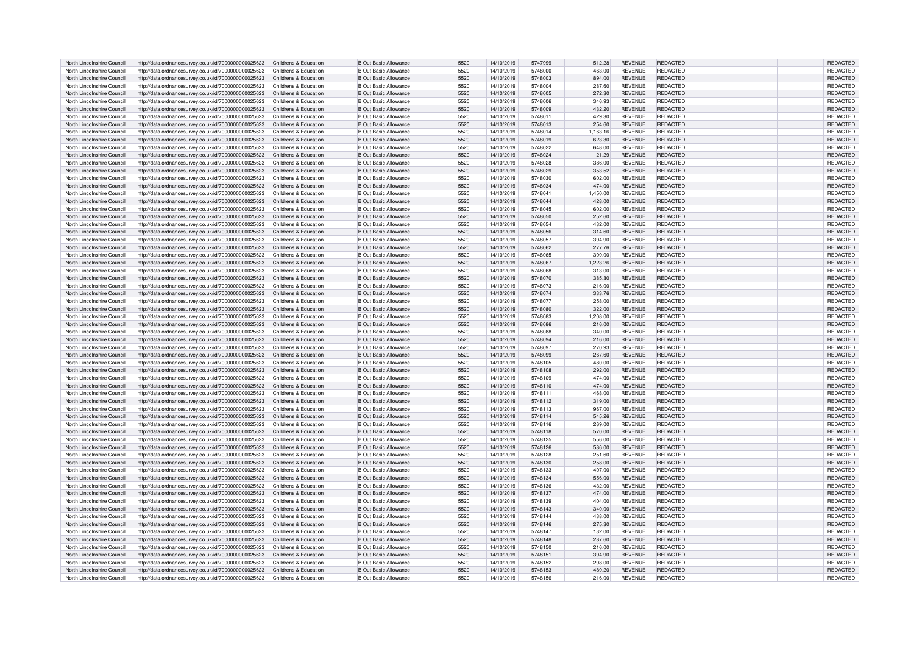| North Lincolnshire Council | http://data.ordnancesurvey.co.uk/id/7000000000025623 | Childrens & Education | B Out Basic Allowance | 5520 | 14/10/2019 | 5747999 | 512.28 | REVENUE | REDACTED | | REDACTED |
|---|---|---|---|---|---|---|---|---|---|---|---|
| North Lincolnshire Council | http://data.ordnancesurvey.co.uk/id/7000000000025623 | Childrens & Education | B Out Basic Allowance | 5520 | 14/10/2019 | 5748000 | 463.00 | REVENUE | REDACTED | | REDACTED |
| North Lincolnshire Council | http://data.ordnancesurvey.co.uk/id/7000000000025623 | Childrens & Education | B Out Basic Allowance | 5520 | 14/10/2019 | 5748003 | 894.00 | REVENUE | REDACTED | | REDACTED |
| North Lincolnshire Council | http://data.ordnancesurvey.co.uk/id/7000000000025623 | Childrens & Education | B Out Basic Allowance | 5520 | 14/10/2019 | 5748004 | 287.60 | REVENUE | REDACTED | | REDACTED |
| North Lincolnshire Council | http://data.ordnancesurvey.co.uk/id/7000000000025623 | Childrens & Education | B Out Basic Allowance | 5520 | 14/10/2019 | 5748005 | 272.30 | REVENUE | REDACTED | | REDACTED |
| North Lincolnshire Council | http://data.ordnancesurvey.co.uk/id/7000000000025623 | Childrens & Education | B Out Basic Allowance | 5520 | 14/10/2019 | 5748006 | 346.93 | REVENUE | REDACTED | | REDACTED |
| North Lincolnshire Council | http://data.ordnancesurvey.co.uk/id/7000000000025623 | Childrens & Education | B Out Basic Allowance | 5520 | 14/10/2019 | 5748009 | 432.20 | REVENUE | REDACTED | | REDACTED |
| North Lincolnshire Council | http://data.ordnancesurvey.co.uk/id/7000000000025623 | Childrens & Education | B Out Basic Allowance | 5520 | 14/10/2019 | 5748011 | 429.30 | REVENUE | REDACTED | | REDACTED |
| North Lincolnshire Council | http://data.ordnancesurvey.co.uk/id/7000000000025623 | Childrens & Education | B Out Basic Allowance | 5520 | 14/10/2019 | 5748013 | 254.60 | REVENUE | REDACTED | | REDACTED |
| North Lincolnshire Council | http://data.ordnancesurvey.co.uk/id/7000000000025623 | Childrens & Education | B Out Basic Allowance | 5520 | 14/10/2019 | 5748014 | 1,163.16 | REVENUE | REDACTED | | REDACTED |
| North Lincolnshire Council | http://data.ordnancesurvey.co.uk/id/7000000000025623 | Childrens & Education | B Out Basic Allowance | 5520 | 14/10/2019 | 5748019 | 623.30 | REVENUE | REDACTED | | REDACTED |
| North Lincolnshire Council | http://data.ordnancesurvey.co.uk/id/7000000000025623 | Childrens & Education | B Out Basic Allowance | 5520 | 14/10/2019 | 5748022 | 648.00 | REVENUE | REDACTED | | REDACTED |
| North Lincolnshire Council | http://data.ordnancesurvey.co.uk/id/7000000000025623 | Childrens & Education | B Out Basic Allowance | 5520 | 14/10/2019 | 5748024 | 21.29 | REVENUE | REDACTED | | REDACTED |
| North Lincolnshire Council | http://data.ordnancesurvey.co.uk/id/7000000000025623 | Childrens & Education | B Out Basic Allowance | 5520 | 14/10/2019 | 5748028 | 386.00 | REVENUE | REDACTED | | REDACTED |
| North Lincolnshire Council | http://data.ordnancesurvey.co.uk/id/7000000000025623 | Childrens & Education | B Out Basic Allowance | 5520 | 14/10/2019 | 5748029 | 353.52 | REVENUE | REDACTED | | REDACTED |
| North Lincolnshire Council | http://data.ordnancesurvey.co.uk/id/7000000000025623 | Childrens & Education | B Out Basic Allowance | 5520 | 14/10/2019 | 5748030 | 602.00 | REVENUE | REDACTED | | REDACTED |
| North Lincolnshire Council | http://data.ordnancesurvey.co.uk/id/7000000000025623 | Childrens & Education | B Out Basic Allowance | 5520 | 14/10/2019 | 5748034 | 474.00 | REVENUE | REDACTED | | REDACTED |
| North Lincolnshire Council | http://data.ordnancesurvey.co.uk/id/7000000000025623 | Childrens & Education | B Out Basic Allowance | 5520 | 14/10/2019 | 5748041 | 1,450.00 | REVENUE | REDACTED | | REDACTED |
| North Lincolnshire Council | http://data.ordnancesurvey.co.uk/id/7000000000025623 | Childrens & Education | B Out Basic Allowance | 5520 | 14/10/2019 | 5748044 | 428.00 | REVENUE | REDACTED | | REDACTED |
| North Lincolnshire Council | http://data.ordnancesurvey.co.uk/id/7000000000025623 | Childrens & Education | B Out Basic Allowance | 5520 | 14/10/2019 | 5748045 | 602.00 | REVENUE | REDACTED | | REDACTED |
| North Lincolnshire Council | http://data.ordnancesurvey.co.uk/id/7000000000025623 | Childrens & Education | B Out Basic Allowance | 5520 | 14/10/2019 | 5748050 | 252.60 | REVENUE | REDACTED | | REDACTED |
| North Lincolnshire Council | http://data.ordnancesurvey.co.uk/id/7000000000025623 | Childrens & Education | B Out Basic Allowance | 5520 | 14/10/2019 | 5748054 | 432.00 | REVENUE | REDACTED | | REDACTED |
| North Lincolnshire Council | http://data.ordnancesurvey.co.uk/id/7000000000025623 | Childrens & Education | B Out Basic Allowance | 5520 | 14/10/2019 | 5748056 | 314.60 | REVENUE | REDACTED | | REDACTED |
| North Lincolnshire Council | http://data.ordnancesurvey.co.uk/id/7000000000025623 | Childrens & Education | B Out Basic Allowance | 5520 | 14/10/2019 | 5748057 | 394.90 | REVENUE | REDACTED | | REDACTED |
| North Lincolnshire Council | http://data.ordnancesurvey.co.uk/id/7000000000025623 | Childrens & Education | B Out Basic Allowance | 5520 | 14/10/2019 | 5748062 | 277.76 | REVENUE | REDACTED | | REDACTED |
| North Lincolnshire Council | http://data.ordnancesurvey.co.uk/id/7000000000025623 | Childrens & Education | B Out Basic Allowance | 5520 | 14/10/2019 | 5748065 | 399.00 | REVENUE | REDACTED | | REDACTED |
| North Lincolnshire Council | http://data.ordnancesurvey.co.uk/id/7000000000025623 | Childrens & Education | B Out Basic Allowance | 5520 | 14/10/2019 | 5748067 | 1,223.26 | REVENUE | REDACTED | | REDACTED |
| North Lincolnshire Council | http://data.ordnancesurvey.co.uk/id/7000000000025623 | Childrens & Education | B Out Basic Allowance | 5520 | 14/10/2019 | 5748068 | 313.00 | REVENUE | REDACTED | | REDACTED |
| North Lincolnshire Council | http://data.ordnancesurvey.co.uk/id/7000000000025623 | Childrens & Education | B Out Basic Allowance | 5520 | 14/10/2019 | 5748070 | 385.30 | REVENUE | REDACTED | | REDACTED |
| North Lincolnshire Council | http://data.ordnancesurvey.co.uk/id/7000000000025623 | Childrens & Education | B Out Basic Allowance | 5520 | 14/10/2019 | 5748073 | 216.00 | REVENUE | REDACTED | | REDACTED |
| North Lincolnshire Council | http://data.ordnancesurvey.co.uk/id/7000000000025623 | Childrens & Education | B Out Basic Allowance | 5520 | 14/10/2019 | 5748074 | 333.76 | REVENUE | REDACTED | | REDACTED |
| North Lincolnshire Council | http://data.ordnancesurvey.co.uk/id/7000000000025623 | Childrens & Education | B Out Basic Allowance | 5520 | 14/10/2019 | 5748077 | 258.00 | REVENUE | REDACTED | | REDACTED |
| North Lincolnshire Council | http://data.ordnancesurvey.co.uk/id/7000000000025623 | Childrens & Education | B Out Basic Allowance | 5520 | 14/10/2019 | 5748080 | 322.00 | REVENUE | REDACTED | | REDACTED |
| North Lincolnshire Council | http://data.ordnancesurvey.co.uk/id/7000000000025623 | Childrens & Education | B Out Basic Allowance | 5520 | 14/10/2019 | 5748083 | 1,208.00 | REVENUE | REDACTED | | REDACTED |
| North Lincolnshire Council | http://data.ordnancesurvey.co.uk/id/7000000000025623 | Childrens & Education | B Out Basic Allowance | 5520 | 14/10/2019 | 5748086 | 216.00 | REVENUE | REDACTED | | REDACTED |
| North Lincolnshire Council | http://data.ordnancesurvey.co.uk/id/7000000000025623 | Childrens & Education | B Out Basic Allowance | 5520 | 14/10/2019 | 5748088 | 340.00 | REVENUE | REDACTED | | REDACTED |
| North Lincolnshire Council | http://data.ordnancesurvey.co.uk/id/7000000000025623 | Childrens & Education | B Out Basic Allowance | 5520 | 14/10/2019 | 5748094 | 216.00 | REVENUE | REDACTED | | REDACTED |
| North Lincolnshire Council | http://data.ordnancesurvey.co.uk/id/7000000000025623 | Childrens & Education | B Out Basic Allowance | 5520 | 14/10/2019 | 5748097 | 270.93 | REVENUE | REDACTED | | REDACTED |
| North Lincolnshire Council | http://data.ordnancesurvey.co.uk/id/7000000000025623 | Childrens & Education | B Out Basic Allowance | 5520 | 14/10/2019 | 5748099 | 267.60 | REVENUE | REDACTED | | REDACTED |
| North Lincolnshire Council | http://data.ordnancesurvey.co.uk/id/7000000000025623 | Childrens & Education | B Out Basic Allowance | 5520 | 14/10/2019 | 5748105 | 480.00 | REVENUE | REDACTED | | REDACTED |
| North Lincolnshire Council | http://data.ordnancesurvey.co.uk/id/7000000000025623 | Childrens & Education | B Out Basic Allowance | 5520 | 14/10/2019 | 5748108 | 292.00 | REVENUE | REDACTED | | REDACTED |
| North Lincolnshire Council | http://data.ordnancesurvey.co.uk/id/7000000000025623 | Childrens & Education | B Out Basic Allowance | 5520 | 14/10/2019 | 5748109 | 474.00 | REVENUE | REDACTED | | REDACTED |
| North Lincolnshire Council | http://data.ordnancesurvey.co.uk/id/7000000000025623 | Childrens & Education | B Out Basic Allowance | 5520 | 14/10/2019 | 5748110 | 474.00 | REVENUE | REDACTED | | REDACTED |
| North Lincolnshire Council | http://data.ordnancesurvey.co.uk/id/7000000000025623 | Childrens & Education | B Out Basic Allowance | 5520 | 14/10/2019 | 5748111 | 468.00 | REVENUE | REDACTED | | REDACTED |
| North Lincolnshire Council | http://data.ordnancesurvey.co.uk/id/7000000000025623 | Childrens & Education | B Out Basic Allowance | 5520 | 14/10/2019 | 5748112 | 319.00 | REVENUE | REDACTED | | REDACTED |
| North Lincolnshire Council | http://data.ordnancesurvey.co.uk/id/7000000000025623 | Childrens & Education | B Out Basic Allowance | 5520 | 14/10/2019 | 5748113 | 967.00 | REVENUE | REDACTED | | REDACTED |
| North Lincolnshire Council | http://data.ordnancesurvey.co.uk/id/7000000000025623 | Childrens & Education | B Out Basic Allowance | 5520 | 14/10/2019 | 5748114 | 545.26 | REVENUE | REDACTED | | REDACTED |
| North Lincolnshire Council | http://data.ordnancesurvey.co.uk/id/7000000000025623 | Childrens & Education | B Out Basic Allowance | 5520 | 14/10/2019 | 5748116 | 269.00 | REVENUE | REDACTED | | REDACTED |
| North Lincolnshire Council | http://data.ordnancesurvey.co.uk/id/7000000000025623 | Childrens & Education | B Out Basic Allowance | 5520 | 14/10/2019 | 5748118 | 570.00 | REVENUE | REDACTED | | REDACTED |
| North Lincolnshire Council | http://data.ordnancesurvey.co.uk/id/7000000000025623 | Childrens & Education | B Out Basic Allowance | 5520 | 14/10/2019 | 5748125 | 556.00 | REVENUE | REDACTED | | REDACTED |
| North Lincolnshire Council | http://data.ordnancesurvey.co.uk/id/7000000000025623 | Childrens & Education | B Out Basic Allowance | 5520 | 14/10/2019 | 5748126 | 586.00 | REVENUE | REDACTED | | REDACTED |
| North Lincolnshire Council | http://data.ordnancesurvey.co.uk/id/7000000000025623 | Childrens & Education | B Out Basic Allowance | 5520 | 14/10/2019 | 5748128 | 251.60 | REVENUE | REDACTED | | REDACTED |
| North Lincolnshire Council | http://data.ordnancesurvey.co.uk/id/7000000000025623 | Childrens & Education | B Out Basic Allowance | 5520 | 14/10/2019 | 5748130 | 258.00 | REVENUE | REDACTED | | REDACTED |
| North Lincolnshire Council | http://data.ordnancesurvey.co.uk/id/7000000000025623 | Childrens & Education | B Out Basic Allowance | 5520 | 14/10/2019 | 5748133 | 407.00 | REVENUE | REDACTED | | REDACTED |
| North Lincolnshire Council | http://data.ordnancesurvey.co.uk/id/7000000000025623 | Childrens & Education | B Out Basic Allowance | 5520 | 14/10/2019 | 5748134 | 556.00 | REVENUE | REDACTED | | REDACTED |
| North Lincolnshire Council | http://data.ordnancesurvey.co.uk/id/7000000000025623 | Childrens & Education | B Out Basic Allowance | 5520 | 14/10/2019 | 5748136 | 432.00 | REVENUE | REDACTED | | REDACTED |
| North Lincolnshire Council | http://data.ordnancesurvey.co.uk/id/7000000000025623 | Childrens & Education | B Out Basic Allowance | 5520 | 14/10/2019 | 5748137 | 474.00 | REVENUE | REDACTED | | REDACTED |
| North Lincolnshire Council | http://data.ordnancesurvey.co.uk/id/7000000000025623 | Childrens & Education | B Out Basic Allowance | 5520 | 14/10/2019 | 5748139 | 404.00 | REVENUE | REDACTED | | REDACTED |
| North Lincolnshire Council | http://data.ordnancesurvey.co.uk/id/7000000000025623 | Childrens & Education | B Out Basic Allowance | 5520 | 14/10/2019 | 5748143 | 340.00 | REVENUE | REDACTED | | REDACTED |
| North Lincolnshire Council | http://data.ordnancesurvey.co.uk/id/7000000000025623 | Childrens & Education | B Out Basic Allowance | 5520 | 14/10/2019 | 5748144 | 438.00 | REVENUE | REDACTED | | REDACTED |
| North Lincolnshire Council | http://data.ordnancesurvey.co.uk/id/7000000000025623 | Childrens & Education | B Out Basic Allowance | 5520 | 14/10/2019 | 5748146 | 275.30 | REVENUE | REDACTED | | REDACTED |
| North Lincolnshire Council | http://data.ordnancesurvey.co.uk/id/7000000000025623 | Childrens & Education | B Out Basic Allowance | 5520 | 14/10/2019 | 5748147 | 132.00 | REVENUE | REDACTED | | REDACTED |
| North Lincolnshire Council | http://data.ordnancesurvey.co.uk/id/7000000000025623 | Childrens & Education | B Out Basic Allowance | 5520 | 14/10/2019 | 5748148 | 287.60 | REVENUE | REDACTED | | REDACTED |
| North Lincolnshire Council | http://data.ordnancesurvey.co.uk/id/7000000000025623 | Childrens & Education | B Out Basic Allowance | 5520 | 14/10/2019 | 5748150 | 216.00 | REVENUE | REDACTED | | REDACTED |
| North Lincolnshire Council | http://data.ordnancesurvey.co.uk/id/7000000000025623 | Childrens & Education | B Out Basic Allowance | 5520 | 14/10/2019 | 5748151 | 394.90 | REVENUE | REDACTED | | REDACTED |
| North Lincolnshire Council | http://data.ordnancesurvey.co.uk/id/7000000000025623 | Childrens & Education | B Out Basic Allowance | 5520 | 14/10/2019 | 5748152 | 298.00 | REVENUE | REDACTED | | REDACTED |
| North Lincolnshire Council | http://data.ordnancesurvey.co.uk/id/7000000000025623 | Childrens & Education | B Out Basic Allowance | 5520 | 14/10/2019 | 5748153 | 489.20 | REVENUE | REDACTED | | REDACTED |
| North Lincolnshire Council | http://data.ordnancesurvey.co.uk/id/7000000000025623 | Childrens & Education | B Out Basic Allowance | 5520 | 14/10/2019 | 5748156 | 216.00 | REVENUE | REDACTED | | REDACTED |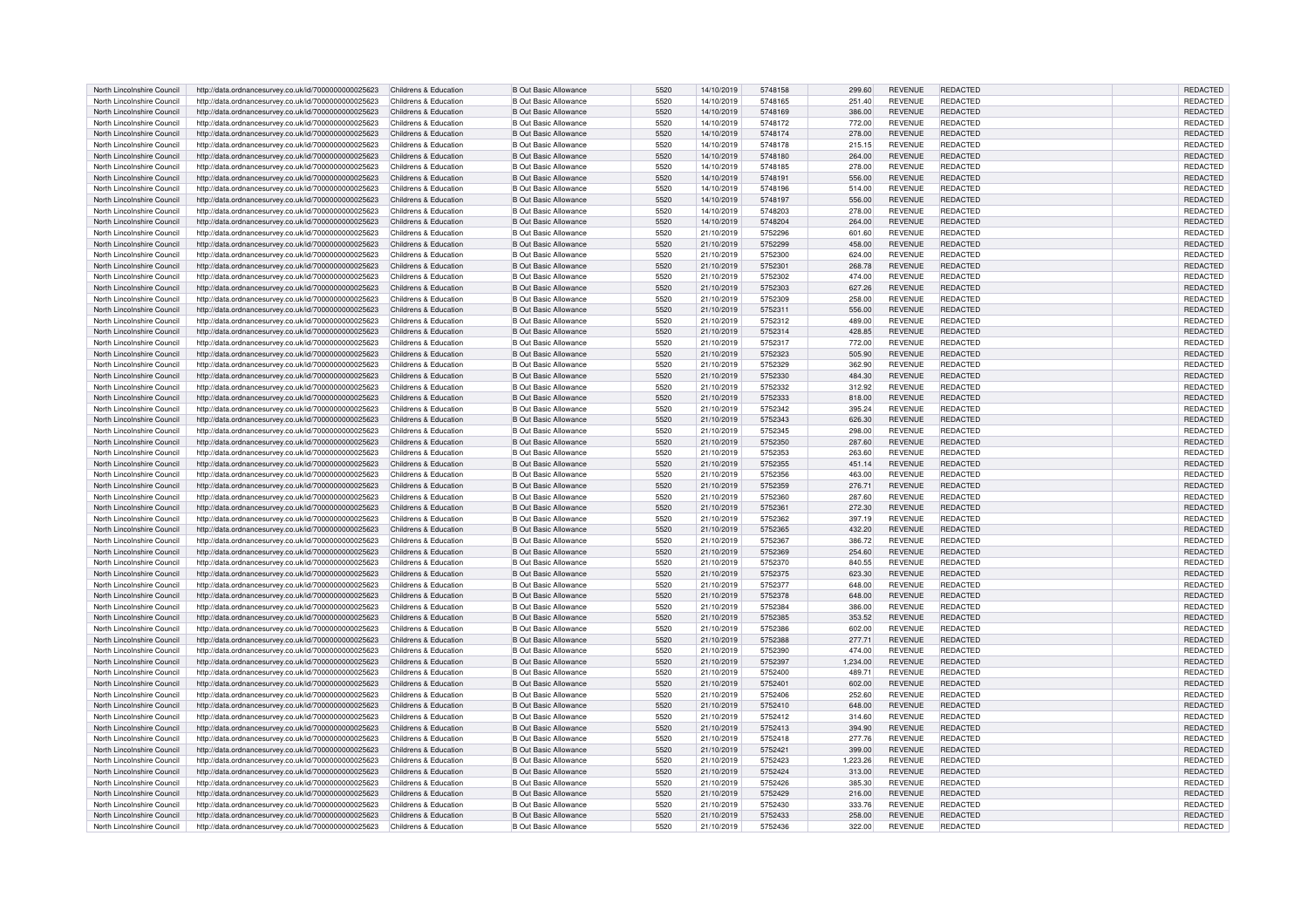| | | | | | | | | | | | |
|---|---|---|---|---|---|---|---|---|---|---|---|
| North Lincolnshire Council | http://data.ordnancesurvey.co.uk/id/7000000000025623 | Childrens & Education | B Out Basic Allowance | 5520 | 14/10/2019 | 5748158 | 299.60 | REVENUE | REDACTED | | REDACTED |
| North Lincolnshire Council | http://data.ordnancesurvey.co.uk/id/7000000000025623 | Childrens & Education | B Out Basic Allowance | 5520 | 14/10/2019 | 5748165 | 251.40 | REVENUE | REDACTED | | REDACTED |
| North Lincolnshire Council | http://data.ordnancesurvey.co.uk/id/7000000000025623 | Childrens & Education | B Out Basic Allowance | 5520 | 14/10/2019 | 5748169 | 386.00 | REVENUE | REDACTED | | REDACTED |
| North Lincolnshire Council | http://data.ordnancesurvey.co.uk/id/7000000000025623 | Childrens & Education | B Out Basic Allowance | 5520 | 14/10/2019 | 5748172 | 772.00 | REVENUE | REDACTED | | REDACTED |
| North Lincolnshire Council | http://data.ordnancesurvey.co.uk/id/7000000000025623 | Childrens & Education | B Out Basic Allowance | 5520 | 14/10/2019 | 5748174 | 278.00 | REVENUE | REDACTED | | REDACTED |
| North Lincolnshire Council | http://data.ordnancesurvey.co.uk/id/7000000000025623 | Childrens & Education | B Out Basic Allowance | 5520 | 14/10/2019 | 5748178 | 215.15 | REVENUE | REDACTED | | REDACTED |
| North Lincolnshire Council | http://data.ordnancesurvey.co.uk/id/7000000000025623 | Childrens & Education | B Out Basic Allowance | 5520 | 14/10/2019 | 5748180 | 264.00 | REVENUE | REDACTED | | REDACTED |
| North Lincolnshire Council | http://data.ordnancesurvey.co.uk/id/7000000000025623 | Childrens & Education | B Out Basic Allowance | 5520 | 14/10/2019 | 5748185 | 278.00 | REVENUE | REDACTED | | REDACTED |
| North Lincolnshire Council | http://data.ordnancesurvey.co.uk/id/7000000000025623 | Childrens & Education | B Out Basic Allowance | 5520 | 14/10/2019 | 5748191 | 556.00 | REVENUE | REDACTED | | REDACTED |
| North Lincolnshire Council | http://data.ordnancesurvey.co.uk/id/7000000000025623 | Childrens & Education | B Out Basic Allowance | 5520 | 14/10/2019 | 5748196 | 514.00 | REVENUE | REDACTED | | REDACTED |
| North Lincolnshire Council | http://data.ordnancesurvey.co.uk/id/7000000000025623 | Childrens & Education | B Out Basic Allowance | 5520 | 14/10/2019 | 5748197 | 556.00 | REVENUE | REDACTED | | REDACTED |
| North Lincolnshire Council | http://data.ordnancesurvey.co.uk/id/7000000000025623 | Childrens & Education | B Out Basic Allowance | 5520 | 14/10/2019 | 5748203 | 278.00 | REVENUE | REDACTED | | REDACTED |
| North Lincolnshire Council | http://data.ordnancesurvey.co.uk/id/7000000000025623 | Childrens & Education | B Out Basic Allowance | 5520 | 14/10/2019 | 5748204 | 264.00 | REVENUE | REDACTED | | REDACTED |
| North Lincolnshire Council | http://data.ordnancesurvey.co.uk/id/7000000000025623 | Childrens & Education | B Out Basic Allowance | 5520 | 21/10/2019 | 5752296 | 601.60 | REVENUE | REDACTED | | REDACTED |
| North Lincolnshire Council | http://data.ordnancesurvey.co.uk/id/7000000000025623 | Childrens & Education | B Out Basic Allowance | 5520 | 21/10/2019 | 5752299 | 458.00 | REVENUE | REDACTED | | REDACTED |
| North Lincolnshire Council | http://data.ordnancesurvey.co.uk/id/7000000000025623 | Childrens & Education | B Out Basic Allowance | 5520 | 21/10/2019 | 5752300 | 624.00 | REVENUE | REDACTED | | REDACTED |
| North Lincolnshire Council | http://data.ordnancesurvey.co.uk/id/7000000000025623 | Childrens & Education | B Out Basic Allowance | 5520 | 21/10/2019 | 5752301 | 268.78 | REVENUE | REDACTED | | REDACTED |
| North Lincolnshire Council | http://data.ordnancesurvey.co.uk/id/7000000000025623 | Childrens & Education | B Out Basic Allowance | 5520 | 21/10/2019 | 5752302 | 474.00 | REVENUE | REDACTED | | REDACTED |
| North Lincolnshire Council | http://data.ordnancesurvey.co.uk/id/7000000000025623 | Childrens & Education | B Out Basic Allowance | 5520 | 21/10/2019 | 5752303 | 627.26 | REVENUE | REDACTED | | REDACTED |
| North Lincolnshire Council | http://data.ordnancesurvey.co.uk/id/7000000000025623 | Childrens & Education | B Out Basic Allowance | 5520 | 21/10/2019 | 5752309 | 258.00 | REVENUE | REDACTED | | REDACTED |
| North Lincolnshire Council | http://data.ordnancesurvey.co.uk/id/7000000000025623 | Childrens & Education | B Out Basic Allowance | 5520 | 21/10/2019 | 5752311 | 556.00 | REVENUE | REDACTED | | REDACTED |
| North Lincolnshire Council | http://data.ordnancesurvey.co.uk/id/7000000000025623 | Childrens & Education | B Out Basic Allowance | 5520 | 21/10/2019 | 5752312 | 489.00 | REVENUE | REDACTED | | REDACTED |
| North Lincolnshire Council | http://data.ordnancesurvey.co.uk/id/7000000000025623 | Childrens & Education | B Out Basic Allowance | 5520 | 21/10/2019 | 5752314 | 428.85 | REVENUE | REDACTED | | REDACTED |
| North Lincolnshire Council | http://data.ordnancesurvey.co.uk/id/7000000000025623 | Childrens & Education | B Out Basic Allowance | 5520 | 21/10/2019 | 5752317 | 772.00 | REVENUE | REDACTED | | REDACTED |
| North Lincolnshire Council | http://data.ordnancesurvey.co.uk/id/7000000000025623 | Childrens & Education | B Out Basic Allowance | 5520 | 21/10/2019 | 5752323 | 505.90 | REVENUE | REDACTED | | REDACTED |
| North Lincolnshire Council | http://data.ordnancesurvey.co.uk/id/7000000000025623 | Childrens & Education | B Out Basic Allowance | 5520 | 21/10/2019 | 5752329 | 362.90 | REVENUE | REDACTED | | REDACTED |
| North Lincolnshire Council | http://data.ordnancesurvey.co.uk/id/7000000000025623 | Childrens & Education | B Out Basic Allowance | 5520 | 21/10/2019 | 5752330 | 484.30 | REVENUE | REDACTED | | REDACTED |
| North Lincolnshire Council | http://data.ordnancesurvey.co.uk/id/7000000000025623 | Childrens & Education | B Out Basic Allowance | 5520 | 21/10/2019 | 5752332 | 312.92 | REVENUE | REDACTED | | REDACTED |
| North Lincolnshire Council | http://data.ordnancesurvey.co.uk/id/7000000000025623 | Childrens & Education | B Out Basic Allowance | 5520 | 21/10/2019 | 5752333 | 818.00 | REVENUE | REDACTED | | REDACTED |
| North Lincolnshire Council | http://data.ordnancesurvey.co.uk/id/7000000000025623 | Childrens & Education | B Out Basic Allowance | 5520 | 21/10/2019 | 5752342 | 395.24 | REVENUE | REDACTED | | REDACTED |
| North Lincolnshire Council | http://data.ordnancesurvey.co.uk/id/7000000000025623 | Childrens & Education | B Out Basic Allowance | 5520 | 21/10/2019 | 5752343 | 626.30 | REVENUE | REDACTED | | REDACTED |
| North Lincolnshire Council | http://data.ordnancesurvey.co.uk/id/7000000000025623 | Childrens & Education | B Out Basic Allowance | 5520 | 21/10/2019 | 5752345 | 298.00 | REVENUE | REDACTED | | REDACTED |
| North Lincolnshire Council | http://data.ordnancesurvey.co.uk/id/7000000000025623 | Childrens & Education | B Out Basic Allowance | 5520 | 21/10/2019 | 5752350 | 287.60 | REVENUE | REDACTED | | REDACTED |
| North Lincolnshire Council | http://data.ordnancesurvey.co.uk/id/7000000000025623 | Childrens & Education | B Out Basic Allowance | 5520 | 21/10/2019 | 5752353 | 263.60 | REVENUE | REDACTED | | REDACTED |
| North Lincolnshire Council | http://data.ordnancesurvey.co.uk/id/7000000000025623 | Childrens & Education | B Out Basic Allowance | 5520 | 21/10/2019 | 5752355 | 451.14 | REVENUE | REDACTED | | REDACTED |
| North Lincolnshire Council | http://data.ordnancesurvey.co.uk/id/7000000000025623 | Childrens & Education | B Out Basic Allowance | 5520 | 21/10/2019 | 5752356 | 463.00 | REVENUE | REDACTED | | REDACTED |
| North Lincolnshire Council | http://data.ordnancesurvey.co.uk/id/7000000000025623 | Childrens & Education | B Out Basic Allowance | 5520 | 21/10/2019 | 5752359 | 276.71 | REVENUE | REDACTED | | REDACTED |
| North Lincolnshire Council | http://data.ordnancesurvey.co.uk/id/7000000000025623 | Childrens & Education | B Out Basic Allowance | 5520 | 21/10/2019 | 5752360 | 287.60 | REVENUE | REDACTED | | REDACTED |
| North Lincolnshire Council | http://data.ordnancesurvey.co.uk/id/7000000000025623 | Childrens & Education | B Out Basic Allowance | 5520 | 21/10/2019 | 5752361 | 272.30 | REVENUE | REDACTED | | REDACTED |
| North Lincolnshire Council | http://data.ordnancesurvey.co.uk/id/7000000000025623 | Childrens & Education | B Out Basic Allowance | 5520 | 21/10/2019 | 5752362 | 397.19 | REVENUE | REDACTED | | REDACTED |
| North Lincolnshire Council | http://data.ordnancesurvey.co.uk/id/7000000000025623 | Childrens & Education | B Out Basic Allowance | 5520 | 21/10/2019 | 5752365 | 432.20 | REVENUE | REDACTED | | REDACTED |
| North Lincolnshire Council | http://data.ordnancesurvey.co.uk/id/7000000000025623 | Childrens & Education | B Out Basic Allowance | 5520 | 21/10/2019 | 5752367 | 386.72 | REVENUE | REDACTED | | REDACTED |
| North Lincolnshire Council | http://data.ordnancesurvey.co.uk/id/7000000000025623 | Childrens & Education | B Out Basic Allowance | 5520 | 21/10/2019 | 5752369 | 254.60 | REVENUE | REDACTED | | REDACTED |
| North Lincolnshire Council | http://data.ordnancesurvey.co.uk/id/7000000000025623 | Childrens & Education | B Out Basic Allowance | 5520 | 21/10/2019 | 5752370 | 840.55 | REVENUE | REDACTED | | REDACTED |
| North Lincolnshire Council | http://data.ordnancesurvey.co.uk/id/7000000000025623 | Childrens & Education | B Out Basic Allowance | 5520 | 21/10/2019 | 5752375 | 623.30 | REVENUE | REDACTED | | REDACTED |
| North Lincolnshire Council | http://data.ordnancesurvey.co.uk/id/7000000000025623 | Childrens & Education | B Out Basic Allowance | 5520 | 21/10/2019 | 5752377 | 648.00 | REVENUE | REDACTED | | REDACTED |
| North Lincolnshire Council | http://data.ordnancesurvey.co.uk/id/7000000000025623 | Childrens & Education | B Out Basic Allowance | 5520 | 21/10/2019 | 5752378 | 648.00 | REVENUE | REDACTED | | REDACTED |
| North Lincolnshire Council | http://data.ordnancesurvey.co.uk/id/7000000000025623 | Childrens & Education | B Out Basic Allowance | 5520 | 21/10/2019 | 5752384 | 386.00 | REVENUE | REDACTED | | REDACTED |
| North Lincolnshire Council | http://data.ordnancesurvey.co.uk/id/7000000000025623 | Childrens & Education | B Out Basic Allowance | 5520 | 21/10/2019 | 5752385 | 353.52 | REVENUE | REDACTED | | REDACTED |
| North Lincolnshire Council | http://data.ordnancesurvey.co.uk/id/7000000000025623 | Childrens & Education | B Out Basic Allowance | 5520 | 21/10/2019 | 5752386 | 602.00 | REVENUE | REDACTED | | REDACTED |
| North Lincolnshire Council | http://data.ordnancesurvey.co.uk/id/7000000000025623 | Childrens & Education | B Out Basic Allowance | 5520 | 21/10/2019 | 5752388 | 277.71 | REVENUE | REDACTED | | REDACTED |
| North Lincolnshire Council | http://data.ordnancesurvey.co.uk/id/7000000000025623 | Childrens & Education | B Out Basic Allowance | 5520 | 21/10/2019 | 5752390 | 474.00 | REVENUE | REDACTED | | REDACTED |
| North Lincolnshire Council | http://data.ordnancesurvey.co.uk/id/7000000000025623 | Childrens & Education | B Out Basic Allowance | 5520 | 21/10/2019 | 5752397 | 1,234.00 | REVENUE | REDACTED | | REDACTED |
| North Lincolnshire Council | http://data.ordnancesurvey.co.uk/id/7000000000025623 | Childrens & Education | B Out Basic Allowance | 5520 | 21/10/2019 | 5752400 | 489.71 | REVENUE | REDACTED | | REDACTED |
| North Lincolnshire Council | http://data.ordnancesurvey.co.uk/id/7000000000025623 | Childrens & Education | B Out Basic Allowance | 5520 | 21/10/2019 | 5752401 | 602.00 | REVENUE | REDACTED | | REDACTED |
| North Lincolnshire Council | http://data.ordnancesurvey.co.uk/id/7000000000025623 | Childrens & Education | B Out Basic Allowance | 5520 | 21/10/2019 | 5752406 | 252.60 | REVENUE | REDACTED | | REDACTED |
| North Lincolnshire Council | http://data.ordnancesurvey.co.uk/id/7000000000025623 | Childrens & Education | B Out Basic Allowance | 5520 | 21/10/2019 | 5752410 | 648.00 | REVENUE | REDACTED | | REDACTED |
| North Lincolnshire Council | http://data.ordnancesurvey.co.uk/id/7000000000025623 | Childrens & Education | B Out Basic Allowance | 5520 | 21/10/2019 | 5752412 | 314.60 | REVENUE | REDACTED | | REDACTED |
| North Lincolnshire Council | http://data.ordnancesurvey.co.uk/id/7000000000025623 | Childrens & Education | B Out Basic Allowance | 5520 | 21/10/2019 | 5752413 | 394.90 | REVENUE | REDACTED | | REDACTED |
| North Lincolnshire Council | http://data.ordnancesurvey.co.uk/id/7000000000025623 | Childrens & Education | B Out Basic Allowance | 5520 | 21/10/2019 | 5752418 | 277.76 | REVENUE | REDACTED | | REDACTED |
| North Lincolnshire Council | http://data.ordnancesurvey.co.uk/id/7000000000025623 | Childrens & Education | B Out Basic Allowance | 5520 | 21/10/2019 | 5752421 | 399.00 | REVENUE | REDACTED | | REDACTED |
| North Lincolnshire Council | http://data.ordnancesurvey.co.uk/id/7000000000025623 | Childrens & Education | B Out Basic Allowance | 5520 | 21/10/2019 | 5752423 | 1,223.26 | REVENUE | REDACTED | | REDACTED |
| North Lincolnshire Council | http://data.ordnancesurvey.co.uk/id/7000000000025623 | Childrens & Education | B Out Basic Allowance | 5520 | 21/10/2019 | 5752424 | 313.00 | REVENUE | REDACTED | | REDACTED |
| North Lincolnshire Council | http://data.ordnancesurvey.co.uk/id/7000000000025623 | Childrens & Education | B Out Basic Allowance | 5520 | 21/10/2019 | 5752426 | 385.30 | REVENUE | REDACTED | | REDACTED |
| North Lincolnshire Council | http://data.ordnancesurvey.co.uk/id/7000000000025623 | Childrens & Education | B Out Basic Allowance | 5520 | 21/10/2019 | 5752429 | 216.00 | REVENUE | REDACTED | | REDACTED |
| North Lincolnshire Council | http://data.ordnancesurvey.co.uk/id/7000000000025623 | Childrens & Education | B Out Basic Allowance | 5520 | 21/10/2019 | 5752430 | 333.76 | REVENUE | REDACTED | | REDACTED |
| North Lincolnshire Council | http://data.ordnancesurvey.co.uk/id/7000000000025623 | Childrens & Education | B Out Basic Allowance | 5520 | 21/10/2019 | 5752433 | 258.00 | REVENUE | REDACTED | | REDACTED |
| North Lincolnshire Council | http://data.ordnancesurvey.co.uk/id/7000000000025623 | Childrens & Education | B Out Basic Allowance | 5520 | 21/10/2019 | 5752436 | 322.00 | REVENUE | REDACTED | | REDACTED |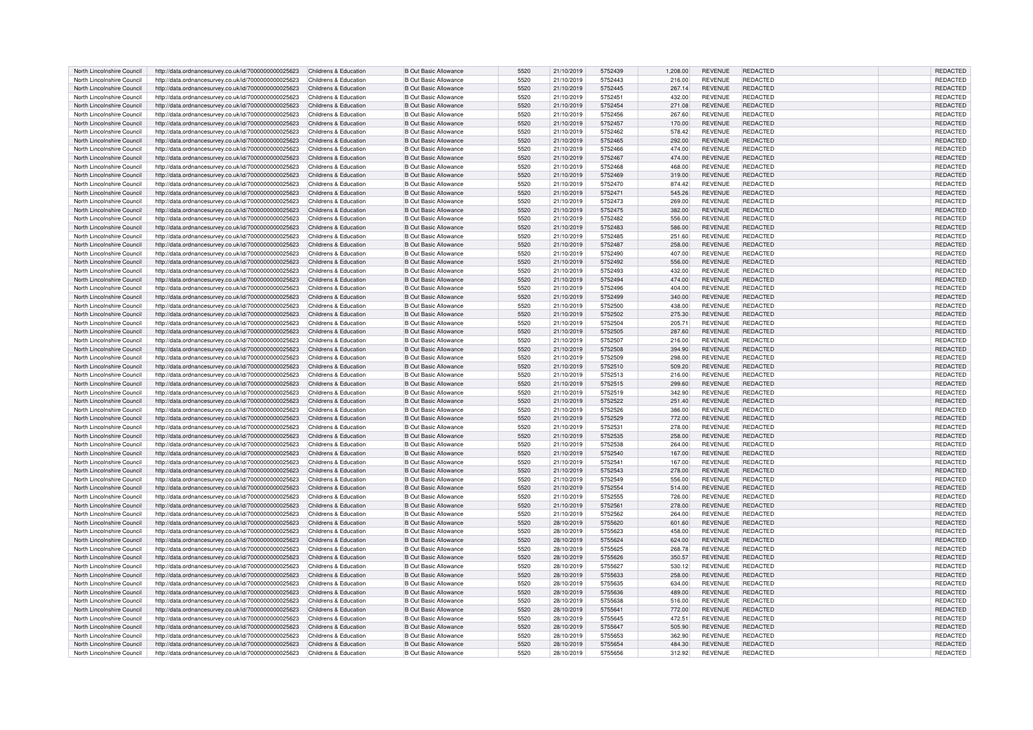| | | | | | | | | | | | |
|---|---|---|---|---|---|---|---|---|---|---|---|
| North Lincolnshire Council | http://data.ordnancesurvey.co.uk/id/7000000000025623 | Childrens & Education | B Out Basic Allowance | 5520 | 21/10/2019 | 5752439 | 1,208.00 | REVENUE | REDACTED | | REDACTED |
| North Lincolnshire Council | http://data.ordnancesurvey.co.uk/id/7000000000025623 | Childrens & Education | B Out Basic Allowance | 5520 | 21/10/2019 | 5752443 | 216.00 | REVENUE | REDACTED | | REDACTED |
| North Lincolnshire Council | http://data.ordnancesurvey.co.uk/id/7000000000025623 | Childrens & Education | B Out Basic Allowance | 5520 | 21/10/2019 | 5752445 | 267.14 | REVENUE | REDACTED | | REDACTED |
| North Lincolnshire Council | http://data.ordnancesurvey.co.uk/id/7000000000025623 | Childrens & Education | B Out Basic Allowance | 5520 | 21/10/2019 | 5752451 | 432.00 | REVENUE | REDACTED | | REDACTED |
| North Lincolnshire Council | http://data.ordnancesurvey.co.uk/id/7000000000025623 | Childrens & Education | B Out Basic Allowance | 5520 | 21/10/2019 | 5752454 | 271.08 | REVENUE | REDACTED | | REDACTED |
| North Lincolnshire Council | http://data.ordnancesurvey.co.uk/id/7000000000025623 | Childrens & Education | B Out Basic Allowance | 5520 | 21/10/2019 | 5752456 | 267.60 | REVENUE | REDACTED | | REDACTED |
| North Lincolnshire Council | http://data.ordnancesurvey.co.uk/id/7000000000025623 | Childrens & Education | B Out Basic Allowance | 5520 | 21/10/2019 | 5752457 | 170.00 | REVENUE | REDACTED | | REDACTED |
| North Lincolnshire Council | http://data.ordnancesurvey.co.uk/id/7000000000025623 | Childrens & Education | B Out Basic Allowance | 5520 | 21/10/2019 | 5752462 | 578.42 | REVENUE | REDACTED | | REDACTED |
| North Lincolnshire Council | http://data.ordnancesurvey.co.uk/id/7000000000025623 | Childrens & Education | B Out Basic Allowance | 5520 | 21/10/2019 | 5752465 | 292.00 | REVENUE | REDACTED | | REDACTED |
| North Lincolnshire Council | http://data.ordnancesurvey.co.uk/id/7000000000025623 | Childrens & Education | B Out Basic Allowance | 5520 | 21/10/2019 | 5752466 | 474.00 | REVENUE | REDACTED | | REDACTED |
| North Lincolnshire Council | http://data.ordnancesurvey.co.uk/id/7000000000025623 | Childrens & Education | B Out Basic Allowance | 5520 | 21/10/2019 | 5752467 | 474.00 | REVENUE | REDACTED | | REDACTED |
| North Lincolnshire Council | http://data.ordnancesurvey.co.uk/id/7000000000025623 | Childrens & Education | B Out Basic Allowance | 5520 | 21/10/2019 | 5752468 | 468.00 | REVENUE | REDACTED | | REDACTED |
| North Lincolnshire Council | http://data.ordnancesurvey.co.uk/id/7000000000025623 | Childrens & Education | B Out Basic Allowance | 5520 | 21/10/2019 | 5752469 | 319.00 | REVENUE | REDACTED | | REDACTED |
| North Lincolnshire Council | http://data.ordnancesurvey.co.uk/id/7000000000025623 | Childrens & Education | B Out Basic Allowance | 5520 | 21/10/2019 | 5752470 | 874.42 | REVENUE | REDACTED | | REDACTED |
| North Lincolnshire Council | http://data.ordnancesurvey.co.uk/id/7000000000025623 | Childrens & Education | B Out Basic Allowance | 5520 | 21/10/2019 | 5752471 | 545.26 | REVENUE | REDACTED | | REDACTED |
| North Lincolnshire Council | http://data.ordnancesurvey.co.uk/id/7000000000025623 | Childrens & Education | B Out Basic Allowance | 5520 | 21/10/2019 | 5752473 | 269.00 | REVENUE | REDACTED | | REDACTED |
| North Lincolnshire Council | http://data.ordnancesurvey.co.uk/id/7000000000025623 | Childrens & Education | B Out Basic Allowance | 5520 | 21/10/2019 | 5752475 | 382.00 | REVENUE | REDACTED | | REDACTED |
| North Lincolnshire Council | http://data.ordnancesurvey.co.uk/id/7000000000025623 | Childrens & Education | B Out Basic Allowance | 5520 | 21/10/2019 | 5752482 | 556.00 | REVENUE | REDACTED | | REDACTED |
| North Lincolnshire Council | http://data.ordnancesurvey.co.uk/id/7000000000025623 | Childrens & Education | B Out Basic Allowance | 5520 | 21/10/2019 | 5752483 | 586.00 | REVENUE | REDACTED | | REDACTED |
| North Lincolnshire Council | http://data.ordnancesurvey.co.uk/id/7000000000025623 | Childrens & Education | B Out Basic Allowance | 5520 | 21/10/2019 | 5752485 | 251.60 | REVENUE | REDACTED | | REDACTED |
| North Lincolnshire Council | http://data.ordnancesurvey.co.uk/id/7000000000025623 | Childrens & Education | B Out Basic Allowance | 5520 | 21/10/2019 | 5752487 | 258.00 | REVENUE | REDACTED | | REDACTED |
| North Lincolnshire Council | http://data.ordnancesurvey.co.uk/id/7000000000025623 | Childrens & Education | B Out Basic Allowance | 5520 | 21/10/2019 | 5752490 | 407.00 | REVENUE | REDACTED | | REDACTED |
| North Lincolnshire Council | http://data.ordnancesurvey.co.uk/id/7000000000025623 | Childrens & Education | B Out Basic Allowance | 5520 | 21/10/2019 | 5752492 | 556.00 | REVENUE | REDACTED | | REDACTED |
| North Lincolnshire Council | http://data.ordnancesurvey.co.uk/id/7000000000025623 | Childrens & Education | B Out Basic Allowance | 5520 | 21/10/2019 | 5752493 | 432.00 | REVENUE | REDACTED | | REDACTED |
| North Lincolnshire Council | http://data.ordnancesurvey.co.uk/id/7000000000025623 | Childrens & Education | B Out Basic Allowance | 5520 | 21/10/2019 | 5752494 | 474.00 | REVENUE | REDACTED | | REDACTED |
| North Lincolnshire Council | http://data.ordnancesurvey.co.uk/id/7000000000025623 | Childrens & Education | B Out Basic Allowance | 5520 | 21/10/2019 | 5752496 | 404.00 | REVENUE | REDACTED | | REDACTED |
| North Lincolnshire Council | http://data.ordnancesurvey.co.uk/id/7000000000025623 | Childrens & Education | B Out Basic Allowance | 5520 | 21/10/2019 | 5752499 | 340.00 | REVENUE | REDACTED | | REDACTED |
| North Lincolnshire Council | http://data.ordnancesurvey.co.uk/id/7000000000025623 | Childrens & Education | B Out Basic Allowance | 5520 | 21/10/2019 | 5752500 | 438.00 | REVENUE | REDACTED | | REDACTED |
| North Lincolnshire Council | http://data.ordnancesurvey.co.uk/id/7000000000025623 | Childrens & Education | B Out Basic Allowance | 5520 | 21/10/2019 | 5752502 | 275.30 | REVENUE | REDACTED | | REDACTED |
| North Lincolnshire Council | http://data.ordnancesurvey.co.uk/id/7000000000025623 | Childrens & Education | B Out Basic Allowance | 5520 | 21/10/2019 | 5752504 | 205.71 | REVENUE | REDACTED | | REDACTED |
| North Lincolnshire Council | http://data.ordnancesurvey.co.uk/id/7000000000025623 | Childrens & Education | B Out Basic Allowance | 5520 | 21/10/2019 | 5752505 | 287.60 | REVENUE | REDACTED | | REDACTED |
| North Lincolnshire Council | http://data.ordnancesurvey.co.uk/id/7000000000025623 | Childrens & Education | B Out Basic Allowance | 5520 | 21/10/2019 | 5752507 | 216.00 | REVENUE | REDACTED | | REDACTED |
| North Lincolnshire Council | http://data.ordnancesurvey.co.uk/id/7000000000025623 | Childrens & Education | B Out Basic Allowance | 5520 | 21/10/2019 | 5752508 | 394.90 | REVENUE | REDACTED | | REDACTED |
| North Lincolnshire Council | http://data.ordnancesurvey.co.uk/id/7000000000025623 | Childrens & Education | B Out Basic Allowance | 5520 | 21/10/2019 | 5752509 | 298.00 | REVENUE | REDACTED | | REDACTED |
| North Lincolnshire Council | http://data.ordnancesurvey.co.uk/id/7000000000025623 | Childrens & Education | B Out Basic Allowance | 5520 | 21/10/2019 | 5752510 | 509.20 | REVENUE | REDACTED | | REDACTED |
| North Lincolnshire Council | http://data.ordnancesurvey.co.uk/id/7000000000025623 | Childrens & Education | B Out Basic Allowance | 5520 | 21/10/2019 | 5752513 | 216.00 | REVENUE | REDACTED | | REDACTED |
| North Lincolnshire Council | http://data.ordnancesurvey.co.uk/id/7000000000025623 | Childrens & Education | B Out Basic Allowance | 5520 | 21/10/2019 | 5752515 | 299.60 | REVENUE | REDACTED | | REDACTED |
| North Lincolnshire Council | http://data.ordnancesurvey.co.uk/id/7000000000025623 | Childrens & Education | B Out Basic Allowance | 5520 | 21/10/2019 | 5752519 | 342.90 | REVENUE | REDACTED | | REDACTED |
| North Lincolnshire Council | http://data.ordnancesurvey.co.uk/id/7000000000025623 | Childrens & Education | B Out Basic Allowance | 5520 | 21/10/2019 | 5752522 | 251.40 | REVENUE | REDACTED | | REDACTED |
| North Lincolnshire Council | http://data.ordnancesurvey.co.uk/id/7000000000025623 | Childrens & Education | B Out Basic Allowance | 5520 | 21/10/2019 | 5752526 | 386.00 | REVENUE | REDACTED | | REDACTED |
| North Lincolnshire Council | http://data.ordnancesurvey.co.uk/id/7000000000025623 | Childrens & Education | B Out Basic Allowance | 5520 | 21/10/2019 | 5752529 | 772.00 | REVENUE | REDACTED | | REDACTED |
| North Lincolnshire Council | http://data.ordnancesurvey.co.uk/id/7000000000025623 | Childrens & Education | B Out Basic Allowance | 5520 | 21/10/2019 | 5752531 | 278.00 | REVENUE | REDACTED | | REDACTED |
| North Lincolnshire Council | http://data.ordnancesurvey.co.uk/id/7000000000025623 | Childrens & Education | B Out Basic Allowance | 5520 | 21/10/2019 | 5752535 | 258.00 | REVENUE | REDACTED | | REDACTED |
| North Lincolnshire Council | http://data.ordnancesurvey.co.uk/id/7000000000025623 | Childrens & Education | B Out Basic Allowance | 5520 | 21/10/2019 | 5752538 | 264.00 | REVENUE | REDACTED | | REDACTED |
| North Lincolnshire Council | http://data.ordnancesurvey.co.uk/id/7000000000025623 | Childrens & Education | B Out Basic Allowance | 5520 | 21/10/2019 | 5752540 | 167.00 | REVENUE | REDACTED | | REDACTED |
| North Lincolnshire Council | http://data.ordnancesurvey.co.uk/id/7000000000025623 | Childrens & Education | B Out Basic Allowance | 5520 | 21/10/2019 | 5752541 | 167.00 | REVENUE | REDACTED | | REDACTED |
| North Lincolnshire Council | http://data.ordnancesurvey.co.uk/id/7000000000025623 | Childrens & Education | B Out Basic Allowance | 5520 | 21/10/2019 | 5752543 | 278.00 | REVENUE | REDACTED | | REDACTED |
| North Lincolnshire Council | http://data.ordnancesurvey.co.uk/id/7000000000025623 | Childrens & Education | B Out Basic Allowance | 5520 | 21/10/2019 | 5752549 | 556.00 | REVENUE | REDACTED | | REDACTED |
| North Lincolnshire Council | http://data.ordnancesurvey.co.uk/id/7000000000025623 | Childrens & Education | B Out Basic Allowance | 5520 | 21/10/2019 | 5752554 | 514.00 | REVENUE | REDACTED | | REDACTED |
| North Lincolnshire Council | http://data.ordnancesurvey.co.uk/id/7000000000025623 | Childrens & Education | B Out Basic Allowance | 5520 | 21/10/2019 | 5752555 | 726.00 | REVENUE | REDACTED | | REDACTED |
| North Lincolnshire Council | http://data.ordnancesurvey.co.uk/id/7000000000025623 | Childrens & Education | B Out Basic Allowance | 5520 | 21/10/2019 | 5752561 | 278.00 | REVENUE | REDACTED | | REDACTED |
| North Lincolnshire Council | http://data.ordnancesurvey.co.uk/id/7000000000025623 | Childrens & Education | B Out Basic Allowance | 5520 | 21/10/2019 | 5752562 | 264.00 | REVENUE | REDACTED | | REDACTED |
| North Lincolnshire Council | http://data.ordnancesurvey.co.uk/id/7000000000025623 | Childrens & Education | B Out Basic Allowance | 5520 | 28/10/2019 | 5755620 | 601.60 | REVENUE | REDACTED | | REDACTED |
| North Lincolnshire Council | http://data.ordnancesurvey.co.uk/id/7000000000025623 | Childrens & Education | B Out Basic Allowance | 5520 | 28/10/2019 | 5755623 | 458.00 | REVENUE | REDACTED | | REDACTED |
| North Lincolnshire Council | http://data.ordnancesurvey.co.uk/id/7000000000025623 | Childrens & Education | B Out Basic Allowance | 5520 | 28/10/2019 | 5755624 | 624.00 | REVENUE | REDACTED | | REDACTED |
| North Lincolnshire Council | http://data.ordnancesurvey.co.uk/id/7000000000025623 | Childrens & Education | B Out Basic Allowance | 5520 | 28/10/2019 | 5755625 | 268.78 | REVENUE | REDACTED | | REDACTED |
| North Lincolnshire Council | http://data.ordnancesurvey.co.uk/id/7000000000025623 | Childrens & Education | B Out Basic Allowance | 5520 | 28/10/2019 | 5755626 | 350.57 | REVENUE | REDACTED | | REDACTED |
| North Lincolnshire Council | http://data.ordnancesurvey.co.uk/id/7000000000025623 | Childrens & Education | B Out Basic Allowance | 5520 | 28/10/2019 | 5755627 | 530.12 | REVENUE | REDACTED | | REDACTED |
| North Lincolnshire Council | http://data.ordnancesurvey.co.uk/id/7000000000025623 | Childrens & Education | B Out Basic Allowance | 5520 | 28/10/2019 | 5755633 | 258.00 | REVENUE | REDACTED | | REDACTED |
| North Lincolnshire Council | http://data.ordnancesurvey.co.uk/id/7000000000025623 | Childrens & Education | B Out Basic Allowance | 5520 | 28/10/2019 | 5755635 | 634.00 | REVENUE | REDACTED | | REDACTED |
| North Lincolnshire Council | http://data.ordnancesurvey.co.uk/id/7000000000025623 | Childrens & Education | B Out Basic Allowance | 5520 | 28/10/2019 | 5755636 | 489.00 | REVENUE | REDACTED | | REDACTED |
| North Lincolnshire Council | http://data.ordnancesurvey.co.uk/id/7000000000025623 | Childrens & Education | B Out Basic Allowance | 5520 | 28/10/2019 | 5755638 | 516.00 | REVENUE | REDACTED | | REDACTED |
| North Lincolnshire Council | http://data.ordnancesurvey.co.uk/id/7000000000025623 | Childrens & Education | B Out Basic Allowance | 5520 | 28/10/2019 | 5755641 | 772.00 | REVENUE | REDACTED | | REDACTED |
| North Lincolnshire Council | http://data.ordnancesurvey.co.uk/id/7000000000025623 | Childrens & Education | B Out Basic Allowance | 5520 | 28/10/2019 | 5755645 | 472.51 | REVENUE | REDACTED | | REDACTED |
| North Lincolnshire Council | http://data.ordnancesurvey.co.uk/id/7000000000025623 | Childrens & Education | B Out Basic Allowance | 5520 | 28/10/2019 | 5755647 | 505.90 | REVENUE | REDACTED | | REDACTED |
| North Lincolnshire Council | http://data.ordnancesurvey.co.uk/id/7000000000025623 | Childrens & Education | B Out Basic Allowance | 5520 | 28/10/2019 | 5755653 | 362.90 | REVENUE | REDACTED | | REDACTED |
| North Lincolnshire Council | http://data.ordnancesurvey.co.uk/id/7000000000025623 | Childrens & Education | B Out Basic Allowance | 5520 | 28/10/2019 | 5755654 | 484.30 | REVENUE | REDACTED | | REDACTED |
| North Lincolnshire Council | http://data.ordnancesurvey.co.uk/id/7000000000025623 | Childrens & Education | B Out Basic Allowance | 5520 | 28/10/2019 | 5755656 | 312.92 | REVENUE | REDACTED | | REDACTED |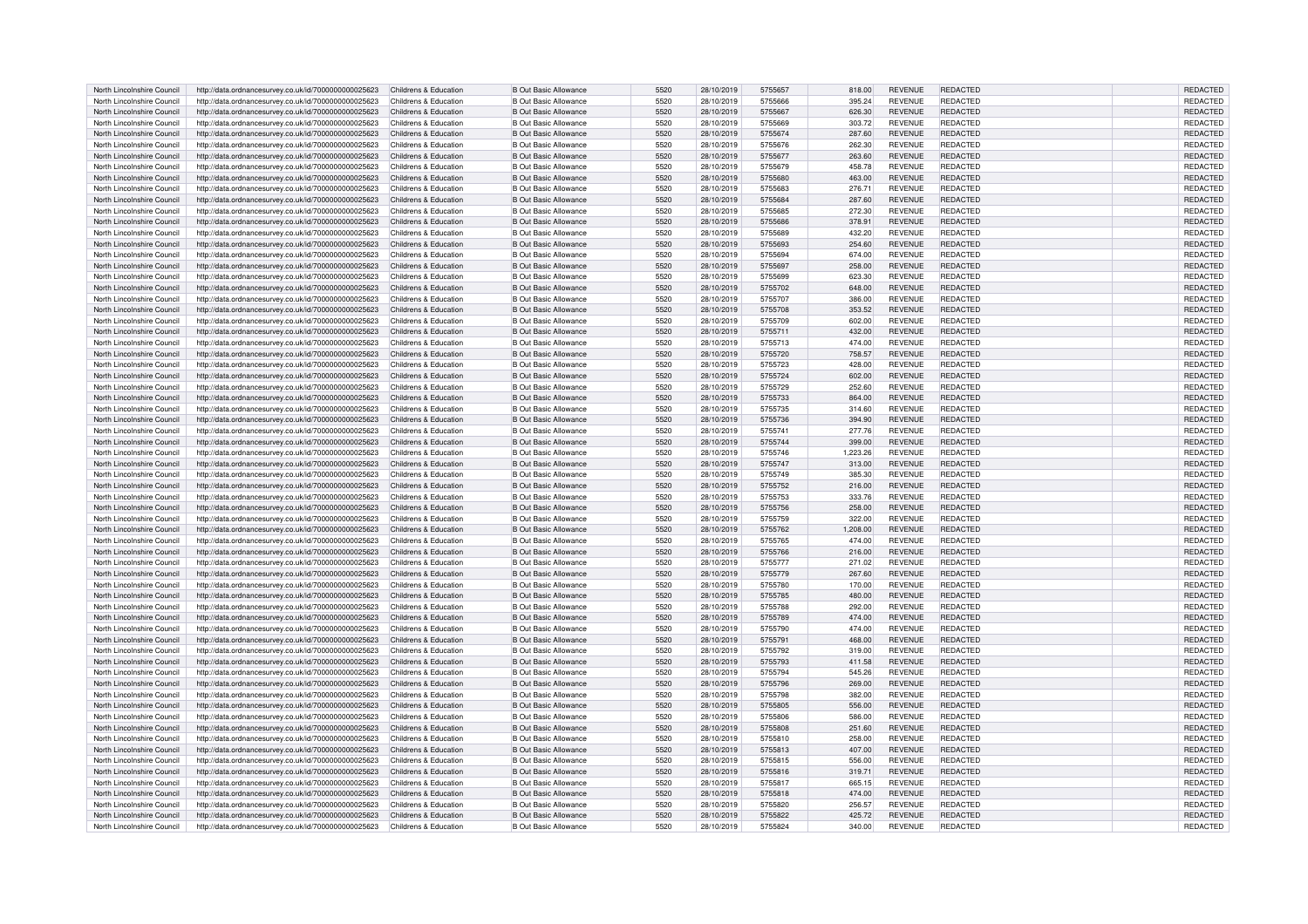| North Lincolnshire Council | http://data.ordnancesurvey.co.uk/id/7000000000025623 | Childrens & Education | B Out Basic Allowance | 5520 | 28/10/2019 | 5755657 | 818.00 | REVENUE | REDACTED | REDACTED |
|---|---|---|---|---|---|---|---|---|---|---|
| North Lincolnshire Council | http://data.ordnancesurvey.co.uk/id/7000000000025623 | Childrens & Education | B Out Basic Allowance | 5520 | 28/10/2019 | 5755666 | 395.24 | REVENUE | REDACTED | REDACTED |
| North Lincolnshire Council | http://data.ordnancesurvey.co.uk/id/7000000000025623 | Childrens & Education | B Out Basic Allowance | 5520 | 28/10/2019 | 5755667 | 626.30 | REVENUE | REDACTED | REDACTED |
| North Lincolnshire Council | http://data.ordnancesurvey.co.uk/id/7000000000025623 | Childrens & Education | B Out Basic Allowance | 5520 | 28/10/2019 | 5755669 | 303.72 | REVENUE | REDACTED | REDACTED |
| North Lincolnshire Council | http://data.ordnancesurvey.co.uk/id/7000000000025623 | Childrens & Education | B Out Basic Allowance | 5520 | 28/10/2019 | 5755674 | 287.60 | REVENUE | REDACTED | REDACTED |
| North Lincolnshire Council | http://data.ordnancesurvey.co.uk/id/7000000000025623 | Childrens & Education | B Out Basic Allowance | 5520 | 28/10/2019 | 5755676 | 262.30 | REVENUE | REDACTED | REDACTED |
| North Lincolnshire Council | http://data.ordnancesurvey.co.uk/id/7000000000025623 | Childrens & Education | B Out Basic Allowance | 5520 | 28/10/2019 | 5755677 | 263.60 | REVENUE | REDACTED | REDACTED |
| North Lincolnshire Council | http://data.ordnancesurvey.co.uk/id/7000000000025623 | Childrens & Education | B Out Basic Allowance | 5520 | 28/10/2019 | 5755679 | 458.78 | REVENUE | REDACTED | REDACTED |
| North Lincolnshire Council | http://data.ordnancesurvey.co.uk/id/7000000000025623 | Childrens & Education | B Out Basic Allowance | 5520 | 28/10/2019 | 5755680 | 463.00 | REVENUE | REDACTED | REDACTED |
| North Lincolnshire Council | http://data.ordnancesurvey.co.uk/id/7000000000025623 | Childrens & Education | B Out Basic Allowance | 5520 | 28/10/2019 | 5755683 | 276.71 | REVENUE | REDACTED | REDACTED |
| North Lincolnshire Council | http://data.ordnancesurvey.co.uk/id/7000000000025623 | Childrens & Education | B Out Basic Allowance | 5520 | 28/10/2019 | 5755684 | 287.60 | REVENUE | REDACTED | REDACTED |
| North Lincolnshire Council | http://data.ordnancesurvey.co.uk/id/7000000000025623 | Childrens & Education | B Out Basic Allowance | 5520 | 28/10/2019 | 5755685 | 272.30 | REVENUE | REDACTED | REDACTED |
| North Lincolnshire Council | http://data.ordnancesurvey.co.uk/id/7000000000025623 | Childrens & Education | B Out Basic Allowance | 5520 | 28/10/2019 | 5755686 | 378.91 | REVENUE | REDACTED | REDACTED |
| North Lincolnshire Council | http://data.ordnancesurvey.co.uk/id/7000000000025623 | Childrens & Education | B Out Basic Allowance | 5520 | 28/10/2019 | 5755689 | 432.20 | REVENUE | REDACTED | REDACTED |
| North Lincolnshire Council | http://data.ordnancesurvey.co.uk/id/7000000000025623 | Childrens & Education | B Out Basic Allowance | 5520 | 28/10/2019 | 5755693 | 254.60 | REVENUE | REDACTED | REDACTED |
| North Lincolnshire Council | http://data.ordnancesurvey.co.uk/id/7000000000025623 | Childrens & Education | B Out Basic Allowance | 5520 | 28/10/2019 | 5755694 | 674.00 | REVENUE | REDACTED | REDACTED |
| North Lincolnshire Council | http://data.ordnancesurvey.co.uk/id/7000000000025623 | Childrens & Education | B Out Basic Allowance | 5520 | 28/10/2019 | 5755697 | 258.00 | REVENUE | REDACTED | REDACTED |
| North Lincolnshire Council | http://data.ordnancesurvey.co.uk/id/7000000000025623 | Childrens & Education | B Out Basic Allowance | 5520 | 28/10/2019 | 5755699 | 623.30 | REVENUE | REDACTED | REDACTED |
| North Lincolnshire Council | http://data.ordnancesurvey.co.uk/id/7000000000025623 | Childrens & Education | B Out Basic Allowance | 5520 | 28/10/2019 | 5755702 | 648.00 | REVENUE | REDACTED | REDACTED |
| North Lincolnshire Council | http://data.ordnancesurvey.co.uk/id/7000000000025623 | Childrens & Education | B Out Basic Allowance | 5520 | 28/10/2019 | 5755707 | 386.00 | REVENUE | REDACTED | REDACTED |
| North Lincolnshire Council | http://data.ordnancesurvey.co.uk/id/7000000000025623 | Childrens & Education | B Out Basic Allowance | 5520 | 28/10/2019 | 5755708 | 353.52 | REVENUE | REDACTED | REDACTED |
| North Lincolnshire Council | http://data.ordnancesurvey.co.uk/id/7000000000025623 | Childrens & Education | B Out Basic Allowance | 5520 | 28/10/2019 | 5755709 | 602.00 | REVENUE | REDACTED | REDACTED |
| North Lincolnshire Council | http://data.ordnancesurvey.co.uk/id/7000000000025623 | Childrens & Education | B Out Basic Allowance | 5520 | 28/10/2019 | 5755711 | 432.00 | REVENUE | REDACTED | REDACTED |
| North Lincolnshire Council | http://data.ordnancesurvey.co.uk/id/7000000000025623 | Childrens & Education | B Out Basic Allowance | 5520 | 28/10/2019 | 5755713 | 474.00 | REVENUE | REDACTED | REDACTED |
| North Lincolnshire Council | http://data.ordnancesurvey.co.uk/id/7000000000025623 | Childrens & Education | B Out Basic Allowance | 5520 | 28/10/2019 | 5755720 | 758.57 | REVENUE | REDACTED | REDACTED |
| North Lincolnshire Council | http://data.ordnancesurvey.co.uk/id/7000000000025623 | Childrens & Education | B Out Basic Allowance | 5520 | 28/10/2019 | 5755723 | 428.00 | REVENUE | REDACTED | REDACTED |
| North Lincolnshire Council | http://data.ordnancesurvey.co.uk/id/7000000000025623 | Childrens & Education | B Out Basic Allowance | 5520 | 28/10/2019 | 5755724 | 602.00 | REVENUE | REDACTED | REDACTED |
| North Lincolnshire Council | http://data.ordnancesurvey.co.uk/id/7000000000025623 | Childrens & Education | B Out Basic Allowance | 5520 | 28/10/2019 | 5755729 | 252.60 | REVENUE | REDACTED | REDACTED |
| North Lincolnshire Council | http://data.ordnancesurvey.co.uk/id/7000000000025623 | Childrens & Education | B Out Basic Allowance | 5520 | 28/10/2019 | 5755733 | 864.00 | REVENUE | REDACTED | REDACTED |
| North Lincolnshire Council | http://data.ordnancesurvey.co.uk/id/7000000000025623 | Childrens & Education | B Out Basic Allowance | 5520 | 28/10/2019 | 5755735 | 314.60 | REVENUE | REDACTED | REDACTED |
| North Lincolnshire Council | http://data.ordnancesurvey.co.uk/id/7000000000025623 | Childrens & Education | B Out Basic Allowance | 5520 | 28/10/2019 | 5755736 | 394.90 | REVENUE | REDACTED | REDACTED |
| North Lincolnshire Council | http://data.ordnancesurvey.co.uk/id/7000000000025623 | Childrens & Education | B Out Basic Allowance | 5520 | 28/10/2019 | 5755741 | 277.76 | REVENUE | REDACTED | REDACTED |
| North Lincolnshire Council | http://data.ordnancesurvey.co.uk/id/7000000000025623 | Childrens & Education | B Out Basic Allowance | 5520 | 28/10/2019 | 5755744 | 399.00 | REVENUE | REDACTED | REDACTED |
| North Lincolnshire Council | http://data.ordnancesurvey.co.uk/id/7000000000025623 | Childrens & Education | B Out Basic Allowance | 5520 | 28/10/2019 | 5755746 | 1,223.26 | REVENUE | REDACTED | REDACTED |
| North Lincolnshire Council | http://data.ordnancesurvey.co.uk/id/7000000000025623 | Childrens & Education | B Out Basic Allowance | 5520 | 28/10/2019 | 5755747 | 313.00 | REVENUE | REDACTED | REDACTED |
| North Lincolnshire Council | http://data.ordnancesurvey.co.uk/id/7000000000025623 | Childrens & Education | B Out Basic Allowance | 5520 | 28/10/2019 | 5755749 | 385.30 | REVENUE | REDACTED | REDACTED |
| North Lincolnshire Council | http://data.ordnancesurvey.co.uk/id/7000000000025623 | Childrens & Education | B Out Basic Allowance | 5520 | 28/10/2019 | 5755752 | 216.00 | REVENUE | REDACTED | REDACTED |
| North Lincolnshire Council | http://data.ordnancesurvey.co.uk/id/7000000000025623 | Childrens & Education | B Out Basic Allowance | 5520 | 28/10/2019 | 5755753 | 333.76 | REVENUE | REDACTED | REDACTED |
| North Lincolnshire Council | http://data.ordnancesurvey.co.uk/id/7000000000025623 | Childrens & Education | B Out Basic Allowance | 5520 | 28/10/2019 | 5755756 | 258.00 | REVENUE | REDACTED | REDACTED |
| North Lincolnshire Council | http://data.ordnancesurvey.co.uk/id/7000000000025623 | Childrens & Education | B Out Basic Allowance | 5520 | 28/10/2019 | 5755759 | 322.00 | REVENUE | REDACTED | REDACTED |
| North Lincolnshire Council | http://data.ordnancesurvey.co.uk/id/7000000000025623 | Childrens & Education | B Out Basic Allowance | 5520 | 28/10/2019 | 5755762 | 1,208.00 | REVENUE | REDACTED | REDACTED |
| North Lincolnshire Council | http://data.ordnancesurvey.co.uk/id/7000000000025623 | Childrens & Education | B Out Basic Allowance | 5520 | 28/10/2019 | 5755765 | 474.00 | REVENUE | REDACTED | REDACTED |
| North Lincolnshire Council | http://data.ordnancesurvey.co.uk/id/7000000000025623 | Childrens & Education | B Out Basic Allowance | 5520 | 28/10/2019 | 5755766 | 216.00 | REVENUE | REDACTED | REDACTED |
| North Lincolnshire Council | http://data.ordnancesurvey.co.uk/id/7000000000025623 | Childrens & Education | B Out Basic Allowance | 5520 | 28/10/2019 | 5755777 | 271.02 | REVENUE | REDACTED | REDACTED |
| North Lincolnshire Council | http://data.ordnancesurvey.co.uk/id/7000000000025623 | Childrens & Education | B Out Basic Allowance | 5520 | 28/10/2019 | 5755779 | 267.60 | REVENUE | REDACTED | REDACTED |
| North Lincolnshire Council | http://data.ordnancesurvey.co.uk/id/7000000000025623 | Childrens & Education | B Out Basic Allowance | 5520 | 28/10/2019 | 5755780 | 170.00 | REVENUE | REDACTED | REDACTED |
| North Lincolnshire Council | http://data.ordnancesurvey.co.uk/id/7000000000025623 | Childrens & Education | B Out Basic Allowance | 5520 | 28/10/2019 | 5755785 | 480.00 | REVENUE | REDACTED | REDACTED |
| North Lincolnshire Council | http://data.ordnancesurvey.co.uk/id/7000000000025623 | Childrens & Education | B Out Basic Allowance | 5520 | 28/10/2019 | 5755788 | 292.00 | REVENUE | REDACTED | REDACTED |
| North Lincolnshire Council | http://data.ordnancesurvey.co.uk/id/7000000000025623 | Childrens & Education | B Out Basic Allowance | 5520 | 28/10/2019 | 5755789 | 474.00 | REVENUE | REDACTED | REDACTED |
| North Lincolnshire Council | http://data.ordnancesurvey.co.uk/id/7000000000025623 | Childrens & Education | B Out Basic Allowance | 5520 | 28/10/2019 | 5755790 | 474.00 | REVENUE | REDACTED | REDACTED |
| North Lincolnshire Council | http://data.ordnancesurvey.co.uk/id/7000000000025623 | Childrens & Education | B Out Basic Allowance | 5520 | 28/10/2019 | 5755791 | 468.00 | REVENUE | REDACTED | REDACTED |
| North Lincolnshire Council | http://data.ordnancesurvey.co.uk/id/7000000000025623 | Childrens & Education | B Out Basic Allowance | 5520 | 28/10/2019 | 5755792 | 319.00 | REVENUE | REDACTED | REDACTED |
| North Lincolnshire Council | http://data.ordnancesurvey.co.uk/id/7000000000025623 | Childrens & Education | B Out Basic Allowance | 5520 | 28/10/2019 | 5755793 | 411.58 | REVENUE | REDACTED | REDACTED |
| North Lincolnshire Council | http://data.ordnancesurvey.co.uk/id/7000000000025623 | Childrens & Education | B Out Basic Allowance | 5520 | 28/10/2019 | 5755794 | 545.26 | REVENUE | REDACTED | REDACTED |
| North Lincolnshire Council | http://data.ordnancesurvey.co.uk/id/7000000000025623 | Childrens & Education | B Out Basic Allowance | 5520 | 28/10/2019 | 5755796 | 269.00 | REVENUE | REDACTED | REDACTED |
| North Lincolnshire Council | http://data.ordnancesurvey.co.uk/id/7000000000025623 | Childrens & Education | B Out Basic Allowance | 5520 | 28/10/2019 | 5755798 | 382.00 | REVENUE | REDACTED | REDACTED |
| North Lincolnshire Council | http://data.ordnancesurvey.co.uk/id/7000000000025623 | Childrens & Education | B Out Basic Allowance | 5520 | 28/10/2019 | 5755805 | 556.00 | REVENUE | REDACTED | REDACTED |
| North Lincolnshire Council | http://data.ordnancesurvey.co.uk/id/7000000000025623 | Childrens & Education | B Out Basic Allowance | 5520 | 28/10/2019 | 5755806 | 586.00 | REVENUE | REDACTED | REDACTED |
| North Lincolnshire Council | http://data.ordnancesurvey.co.uk/id/7000000000025623 | Childrens & Education | B Out Basic Allowance | 5520 | 28/10/2019 | 5755808 | 251.60 | REVENUE | REDACTED | REDACTED |
| North Lincolnshire Council | http://data.ordnancesurvey.co.uk/id/7000000000025623 | Childrens & Education | B Out Basic Allowance | 5520 | 28/10/2019 | 5755810 | 258.00 | REVENUE | REDACTED | REDACTED |
| North Lincolnshire Council | http://data.ordnancesurvey.co.uk/id/7000000000025623 | Childrens & Education | B Out Basic Allowance | 5520 | 28/10/2019 | 5755813 | 407.00 | REVENUE | REDACTED | REDACTED |
| North Lincolnshire Council | http://data.ordnancesurvey.co.uk/id/7000000000025623 | Childrens & Education | B Out Basic Allowance | 5520 | 28/10/2019 | 5755815 | 556.00 | REVENUE | REDACTED | REDACTED |
| North Lincolnshire Council | http://data.ordnancesurvey.co.uk/id/7000000000025623 | Childrens & Education | B Out Basic Allowance | 5520 | 28/10/2019 | 5755816 | 319.71 | REVENUE | REDACTED | REDACTED |
| North Lincolnshire Council | http://data.ordnancesurvey.co.uk/id/7000000000025623 | Childrens & Education | B Out Basic Allowance | 5520 | 28/10/2019 | 5755817 | 665.15 | REVENUE | REDACTED | REDACTED |
| North Lincolnshire Council | http://data.ordnancesurvey.co.uk/id/7000000000025623 | Childrens & Education | B Out Basic Allowance | 5520 | 28/10/2019 | 5755818 | 474.00 | REVENUE | REDACTED | REDACTED |
| North Lincolnshire Council | http://data.ordnancesurvey.co.uk/id/7000000000025623 | Childrens & Education | B Out Basic Allowance | 5520 | 28/10/2019 | 5755820 | 256.57 | REVENUE | REDACTED | REDACTED |
| North Lincolnshire Council | http://data.ordnancesurvey.co.uk/id/7000000000025623 | Childrens & Education | B Out Basic Allowance | 5520 | 28/10/2019 | 5755822 | 425.72 | REVENUE | REDACTED | REDACTED |
| North Lincolnshire Council | http://data.ordnancesurvey.co.uk/id/7000000000025623 | Childrens & Education | B Out Basic Allowance | 5520 | 28/10/2019 | 5755824 | 340.00 | REVENUE | REDACTED | REDACTED |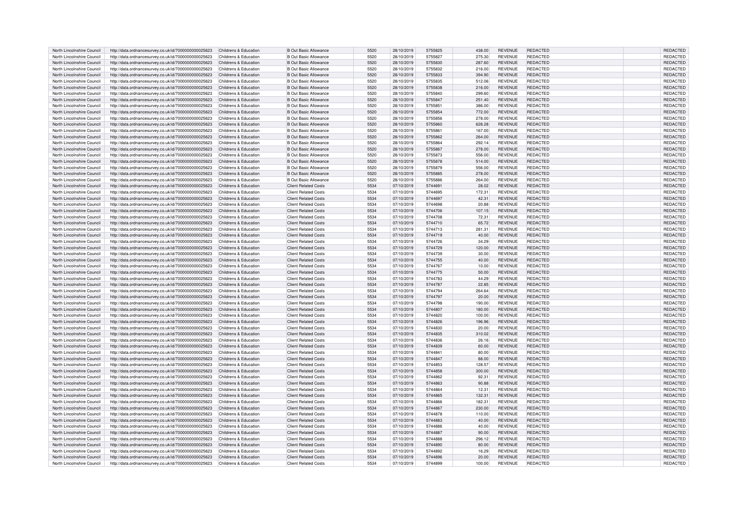| North Lincolnshire Council | http://data.ordnancesurvey.co.uk/id/7000000000025623 | Childrens & Education | B Out Basic Allowance | 5520 | 28/10/2019 | 5755825 | 438.00 | REVENUE | REDACTED | | REDACTED |
|---|---|---|---|---|---|---|---|---|---|---|---|
| North Lincolnshire Council | http://data.ordnancesurvey.co.uk/id/7000000000025623 | Childrens & Education | B Out Basic Allowance | 5520 | 28/10/2019 | 5755827 | 275.30 | REVENUE | REDACTED | | REDACTED |
| North Lincolnshire Council | http://data.ordnancesurvey.co.uk/id/7000000000025623 | Childrens & Education | B Out Basic Allowance | 5520 | 28/10/2019 | 5755830 | 287.60 | REVENUE | REDACTED | | REDACTED |
| North Lincolnshire Council | http://data.ordnancesurvey.co.uk/id/7000000000025623 | Childrens & Education | B Out Basic Allowance | 5520 | 28/10/2019 | 5755832 | 216.00 | REVENUE | REDACTED | | REDACTED |
| North Lincolnshire Council | http://data.ordnancesurvey.co.uk/id/7000000000025623 | Childrens & Education | B Out Basic Allowance | 5520 | 28/10/2019 | 5755833 | 394.90 | REVENUE | REDACTED | | REDACTED |
| North Lincolnshire Council | http://data.ordnancesurvey.co.uk/id/7000000000025623 | Childrens & Education | B Out Basic Allowance | 5520 | 28/10/2019 | 5755835 | 512.06 | REVENUE | REDACTED | | REDACTED |
| North Lincolnshire Council | http://data.ordnancesurvey.co.uk/id/7000000000025623 | Childrens & Education | B Out Basic Allowance | 5520 | 28/10/2019 | 5755838 | 216.00 | REVENUE | REDACTED | | REDACTED |
| North Lincolnshire Council | http://data.ordnancesurvey.co.uk/id/7000000000025623 | Childrens & Education | B Out Basic Allowance | 5520 | 28/10/2019 | 5755840 | 299.60 | REVENUE | REDACTED | | REDACTED |
| North Lincolnshire Council | http://data.ordnancesurvey.co.uk/id/7000000000025623 | Childrens & Education | B Out Basic Allowance | 5520 | 28/10/2019 | 5755847 | 251.40 | REVENUE | REDACTED | | REDACTED |
| North Lincolnshire Council | http://data.ordnancesurvey.co.uk/id/7000000000025623 | Childrens & Education | B Out Basic Allowance | 5520 | 28/10/2019 | 5755851 | 386.00 | REVENUE | REDACTED | | REDACTED |
| North Lincolnshire Council | http://data.ordnancesurvey.co.uk/id/7000000000025623 | Childrens & Education | B Out Basic Allowance | 5520 | 28/10/2019 | 5755854 | 772.00 | REVENUE | REDACTED | | REDACTED |
| North Lincolnshire Council | http://data.ordnancesurvey.co.uk/id/7000000000025623 | Childrens & Education | B Out Basic Allowance | 5520 | 28/10/2019 | 5755856 | 278.00 | REVENUE | REDACTED | | REDACTED |
| North Lincolnshire Council | http://data.ordnancesurvey.co.uk/id/7000000000025623 | Childrens & Education | B Out Basic Allowance | 5520 | 28/10/2019 | 5755860 | 628.28 | REVENUE | REDACTED | | REDACTED |
| North Lincolnshire Council | http://data.ordnancesurvey.co.uk/id/7000000000025623 | Childrens & Education | B Out Basic Allowance | 5520 | 28/10/2019 | 5755861 | 167.00 | REVENUE | REDACTED | | REDACTED |
| North Lincolnshire Council | http://data.ordnancesurvey.co.uk/id/7000000000025623 | Childrens & Education | B Out Basic Allowance | 5520 | 28/10/2019 | 5755862 | 264.00 | REVENUE | REDACTED | | REDACTED |
| North Lincolnshire Council | http://data.ordnancesurvey.co.uk/id/7000000000025623 | Childrens & Education | B Out Basic Allowance | 5520 | 28/10/2019 | 5755864 | 292.14 | REVENUE | REDACTED | | REDACTED |
| North Lincolnshire Council | http://data.ordnancesurvey.co.uk/id/7000000000025623 | Childrens & Education | B Out Basic Allowance | 5520 | 28/10/2019 | 5755867 | 278.00 | REVENUE | REDACTED | | REDACTED |
| North Lincolnshire Council | http://data.ordnancesurvey.co.uk/id/7000000000025623 | Childrens & Education | B Out Basic Allowance | 5520 | 28/10/2019 | 5755873 | 556.00 | REVENUE | REDACTED | | REDACTED |
| North Lincolnshire Council | http://data.ordnancesurvey.co.uk/id/7000000000025623 | Childrens & Education | B Out Basic Allowance | 5520 | 28/10/2019 | 5755878 | 514.00 | REVENUE | REDACTED | | REDACTED |
| North Lincolnshire Council | http://data.ordnancesurvey.co.uk/id/7000000000025623 | Childrens & Education | B Out Basic Allowance | 5520 | 28/10/2019 | 5755879 | 556.00 | REVENUE | REDACTED | | REDACTED |
| North Lincolnshire Council | http://data.ordnancesurvey.co.uk/id/7000000000025623 | Childrens & Education | B Out Basic Allowance | 5520 | 28/10/2019 | 5755885 | 278.00 | REVENUE | REDACTED | | REDACTED |
| North Lincolnshire Council | http://data.ordnancesurvey.co.uk/id/7000000000025623 | Childrens & Education | B Out Basic Allowance | 5520 | 28/10/2019 | 5755886 | 264.00 | REVENUE | REDACTED | | REDACTED |
| North Lincolnshire Council | http://data.ordnancesurvey.co.uk/id/7000000000025623 | Childrens & Education | Client Related Costs | 5534 | 07/10/2019 | 5744691 | 28.02 | REVENUE | REDACTED | | REDACTED |
| North Lincolnshire Council | http://data.ordnancesurvey.co.uk/id/7000000000025623 | Childrens & Education | Client Related Costs | 5534 | 07/10/2019 | 5744695 | 172.31 | REVENUE | REDACTED | | REDACTED |
| North Lincolnshire Council | http://data.ordnancesurvey.co.uk/id/7000000000025623 | Childrens & Education | Client Related Costs | 5534 | 07/10/2019 | 5744697 | 42.31 | REVENUE | REDACTED | | REDACTED |
| North Lincolnshire Council | http://data.ordnancesurvey.co.uk/id/7000000000025623 | Childrens & Education | Client Related Costs | 5534 | 07/10/2019 | 5744698 | 20.88 | REVENUE | REDACTED | | REDACTED |
| North Lincolnshire Council | http://data.ordnancesurvey.co.uk/id/7000000000025623 | Childrens & Education | Client Related Costs | 5534 | 07/10/2019 | 5744706 | 107.15 | REVENUE | REDACTED | | REDACTED |
| North Lincolnshire Council | http://data.ordnancesurvey.co.uk/id/7000000000025623 | Childrens & Education | Client Related Costs | 5534 | 07/10/2019 | 5744708 | 72.31 | REVENUE | REDACTED | | REDACTED |
| North Lincolnshire Council | http://data.ordnancesurvey.co.uk/id/7000000000025623 | Childrens & Education | Client Related Costs | 5534 | 07/10/2019 | 5744710 | 65.72 | REVENUE | REDACTED | | REDACTED |
| North Lincolnshire Council | http://data.ordnancesurvey.co.uk/id/7000000000025623 | Childrens & Education | Client Related Costs | 5534 | 07/10/2019 | 5744713 | 281.31 | REVENUE | REDACTED | | REDACTED |
| North Lincolnshire Council | http://data.ordnancesurvey.co.uk/id/7000000000025623 | Childrens & Education | Client Related Costs | 5534 | 07/10/2019 | 5744719 | 40.00 | REVENUE | REDACTED | | REDACTED |
| North Lincolnshire Council | http://data.ordnancesurvey.co.uk/id/7000000000025623 | Childrens & Education | Client Related Costs | 5534 | 07/10/2019 | 5744726 | 34.29 | REVENUE | REDACTED | | REDACTED |
| North Lincolnshire Council | http://data.ordnancesurvey.co.uk/id/7000000000025623 | Childrens & Education | Client Related Costs | 5534 | 07/10/2019 | 5744729 | 120.00 | REVENUE | REDACTED | | REDACTED |
| North Lincolnshire Council | http://data.ordnancesurvey.co.uk/id/7000000000025623 | Childrens & Education | Client Related Costs | 5534 | 07/10/2019 | 5744739 | 30.00 | REVENUE | REDACTED | | REDACTED |
| North Lincolnshire Council | http://data.ordnancesurvey.co.uk/id/7000000000025623 | Childrens & Education | Client Related Costs | 5534 | 07/10/2019 | 5744755 | 40.00 | REVENUE | REDACTED | | REDACTED |
| North Lincolnshire Council | http://data.ordnancesurvey.co.uk/id/7000000000025623 | Childrens & Education | Client Related Costs | 5534 | 07/10/2019 | 5744767 | 10.00 | REVENUE | REDACTED | | REDACTED |
| North Lincolnshire Council | http://data.ordnancesurvey.co.uk/id/7000000000025623 | Childrens & Education | Client Related Costs | 5534 | 07/10/2019 | 5744775 | 50.00 | REVENUE | REDACTED | | REDACTED |
| North Lincolnshire Council | http://data.ordnancesurvey.co.uk/id/7000000000025623 | Childrens & Education | Client Related Costs | 5534 | 07/10/2019 | 5744783 | 44.29 | REVENUE | REDACTED | | REDACTED |
| North Lincolnshire Council | http://data.ordnancesurvey.co.uk/id/7000000000025623 | Childrens & Education | Client Related Costs | 5534 | 07/10/2019 | 5744787 | 22.85 | REVENUE | REDACTED | | REDACTED |
| North Lincolnshire Council | http://data.ordnancesurvey.co.uk/id/7000000000025623 | Childrens & Education | Client Related Costs | 5534 | 07/10/2019 | 5744794 | 264.64 | REVENUE | REDACTED | | REDACTED |
| North Lincolnshire Council | http://data.ordnancesurvey.co.uk/id/7000000000025623 | Childrens & Education | Client Related Costs | 5534 | 07/10/2019 | 5744797 | 20.00 | REVENUE | REDACTED | | REDACTED |
| North Lincolnshire Council | http://data.ordnancesurvey.co.uk/id/7000000000025623 | Childrens & Education | Client Related Costs | 5534 | 07/10/2019 | 5744798 | 190.00 | REVENUE | REDACTED | | REDACTED |
| North Lincolnshire Council | http://data.ordnancesurvey.co.uk/id/7000000000025623 | Childrens & Education | Client Related Costs | 5534 | 07/10/2019 | 5744807 | 180.00 | REVENUE | REDACTED | | REDACTED |
| North Lincolnshire Council | http://data.ordnancesurvey.co.uk/id/7000000000025623 | Childrens & Education | Client Related Costs | 5534 | 07/10/2019 | 5744820 | 100.00 | REVENUE | REDACTED | | REDACTED |
| North Lincolnshire Council | http://data.ordnancesurvey.co.uk/id/7000000000025623 | Childrens & Education | Client Related Costs | 5534 | 07/10/2019 | 5744826 | 196.96 | REVENUE | REDACTED | | REDACTED |
| North Lincolnshire Council | http://data.ordnancesurvey.co.uk/id/7000000000025623 | Childrens & Education | Client Related Costs | 5534 | 07/10/2019 | 5744830 | 20.00 | REVENUE | REDACTED | | REDACTED |
| North Lincolnshire Council | http://data.ordnancesurvey.co.uk/id/7000000000025623 | Childrens & Education | Client Related Costs | 5534 | 07/10/2019 | 5744835 | 310.02 | REVENUE | REDACTED | | REDACTED |
| North Lincolnshire Council | http://data.ordnancesurvey.co.uk/id/7000000000025623 | Childrens & Education | Client Related Costs | 5534 | 07/10/2019 | 5744836 | 26.16 | REVENUE | REDACTED | | REDACTED |
| North Lincolnshire Council | http://data.ordnancesurvey.co.uk/id/7000000000025623 | Childrens & Education | Client Related Costs | 5534 | 07/10/2019 | 5744839 | 60.00 | REVENUE | REDACTED | | REDACTED |
| North Lincolnshire Council | http://data.ordnancesurvey.co.uk/id/7000000000025623 | Childrens & Education | Client Related Costs | 5534 | 07/10/2019 | 5744841 | 80.00 | REVENUE | REDACTED | | REDACTED |
| North Lincolnshire Council | http://data.ordnancesurvey.co.uk/id/7000000000025623 | Childrens & Education | Client Related Costs | 5534 | 07/10/2019 | 5744847 | 88.00 | REVENUE | REDACTED | | REDACTED |
| North Lincolnshire Council | http://data.ordnancesurvey.co.uk/id/7000000000025623 | Childrens & Education | Client Related Costs | 5534 | 07/10/2019 | 5744853 | 128.57 | REVENUE | REDACTED | | REDACTED |
| North Lincolnshire Council | http://data.ordnancesurvey.co.uk/id/7000000000025623 | Childrens & Education | Client Related Costs | 5534 | 07/10/2019 | 5744858 | 300.00 | REVENUE | REDACTED | | REDACTED |
| North Lincolnshire Council | http://data.ordnancesurvey.co.uk/id/7000000000025623 | Childrens & Education | Client Related Costs | 5534 | 07/10/2019 | 5744862 | 92.31 | REVENUE | REDACTED | | REDACTED |
| North Lincolnshire Council | http://data.ordnancesurvey.co.uk/id/7000000000025623 | Childrens & Education | Client Related Costs | 5534 | 07/10/2019 | 5744863 | 90.88 | REVENUE | REDACTED | | REDACTED |
| North Lincolnshire Council | http://data.ordnancesurvey.co.uk/id/7000000000025623 | Childrens & Education | Client Related Costs | 5534 | 07/10/2019 | 5744864 | 12.31 | REVENUE | REDACTED | | REDACTED |
| North Lincolnshire Council | http://data.ordnancesurvey.co.uk/id/7000000000025623 | Childrens & Education | Client Related Costs | 5534 | 07/10/2019 | 5744865 | 132.31 | REVENUE | REDACTED | | REDACTED |
| North Lincolnshire Council | http://data.ordnancesurvey.co.uk/id/7000000000025623 | Childrens & Education | Client Related Costs | 5534 | 07/10/2019 | 5744866 | 182.31 | REVENUE | REDACTED | | REDACTED |
| North Lincolnshire Council | http://data.ordnancesurvey.co.uk/id/7000000000025623 | Childrens & Education | Client Related Costs | 5534 | 07/10/2019 | 5744867 | 230.00 | REVENUE | REDACTED | | REDACTED |
| North Lincolnshire Council | http://data.ordnancesurvey.co.uk/id/7000000000025623 | Childrens & Education | Client Related Costs | 5534 | 07/10/2019 | 5744878 | 110.00 | REVENUE | REDACTED | | REDACTED |
| North Lincolnshire Council | http://data.ordnancesurvey.co.uk/id/7000000000025623 | Childrens & Education | Client Related Costs | 5534 | 07/10/2019 | 5744883 | 40.00 | REVENUE | REDACTED | | REDACTED |
| North Lincolnshire Council | http://data.ordnancesurvey.co.uk/id/7000000000025623 | Childrens & Education | Client Related Costs | 5534 | 07/10/2019 | 5744886 | 40.00 | REVENUE | REDACTED | | REDACTED |
| North Lincolnshire Council | http://data.ordnancesurvey.co.uk/id/7000000000025623 | Childrens & Education | Client Related Costs | 5534 | 07/10/2019 | 5744887 | 90.00 | REVENUE | REDACTED | | REDACTED |
| North Lincolnshire Council | http://data.ordnancesurvey.co.uk/id/7000000000025623 | Childrens & Education | Client Related Costs | 5534 | 07/10/2019 | 5744888 | 296.12 | REVENUE | REDACTED | | REDACTED |
| North Lincolnshire Council | http://data.ordnancesurvey.co.uk/id/7000000000025623 | Childrens & Education | Client Related Costs | 5534 | 07/10/2019 | 5744890 | 80.00 | REVENUE | REDACTED | | REDACTED |
| North Lincolnshire Council | http://data.ordnancesurvey.co.uk/id/7000000000025623 | Childrens & Education | Client Related Costs | 5534 | 07/10/2019 | 5744892 | 16.29 | REVENUE | REDACTED | | REDACTED |
| North Lincolnshire Council | http://data.ordnancesurvey.co.uk/id/7000000000025623 | Childrens & Education | Client Related Costs | 5534 | 07/10/2019 | 5744896 | 20.00 | REVENUE | REDACTED | | REDACTED |
| North Lincolnshire Council | http://data.ordnancesurvey.co.uk/id/7000000000025623 | Childrens & Education | Client Related Costs | 5534 | 07/10/2019 | 5744899 | 100.00 | REVENUE | REDACTED | | REDACTED |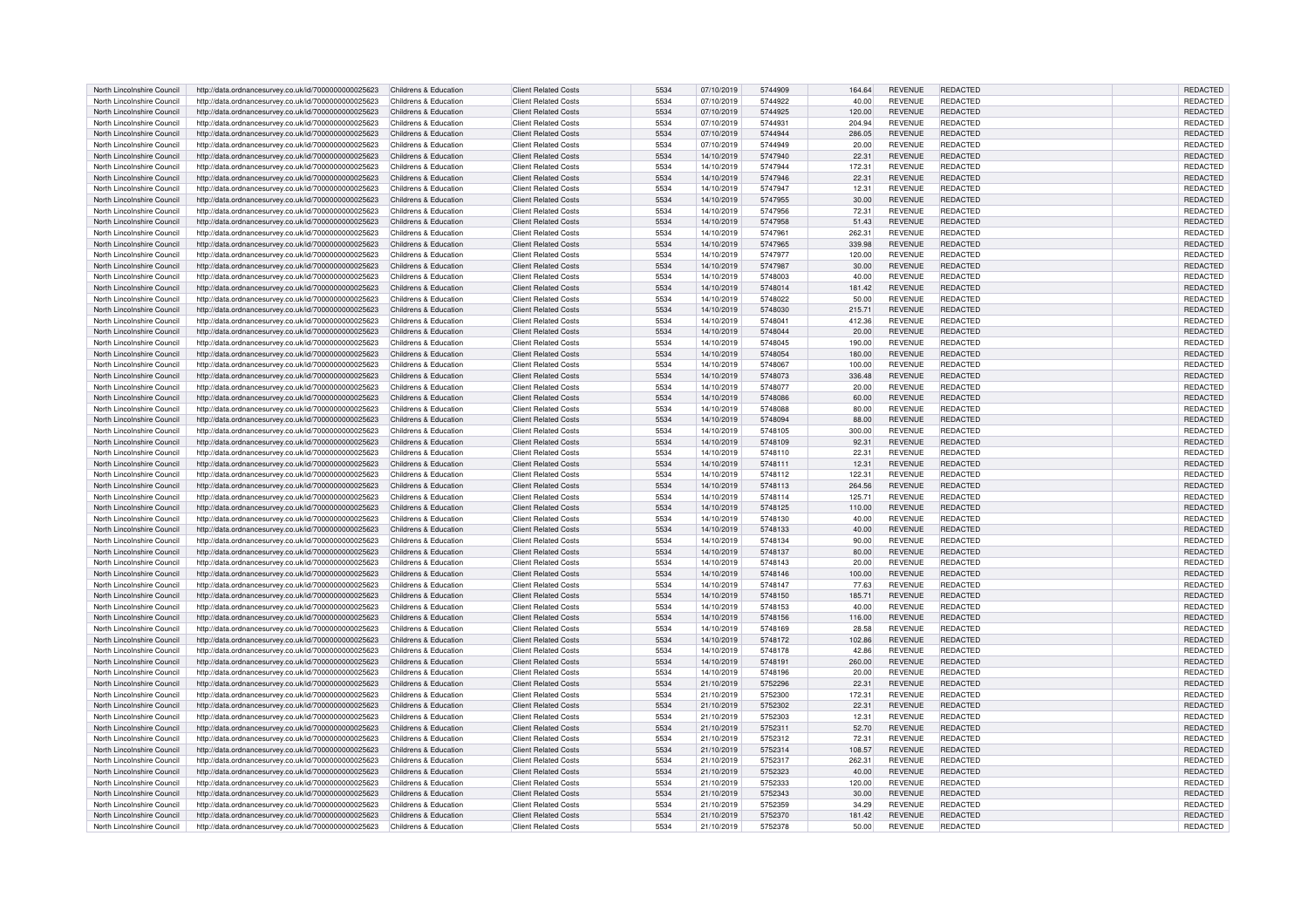| | | | | | | | | | | | |
|---|---|---|---|---|---|---|---|---|---|---|---|
| North Lincolnshire Council | http://data.ordnancesurvey.co.uk/id/7000000000025623 | Childrens & Education | Client Related Costs | 5534 | 07/10/2019 | 5744909 | 164.64 | REVENUE | REDACTED | | REDACTED |
| North Lincolnshire Council | http://data.ordnancesurvey.co.uk/id/7000000000025623 | Childrens & Education | Client Related Costs | 5534 | 07/10/2019 | 5744922 | 40.00 | REVENUE | REDACTED | | REDACTED |
| North Lincolnshire Council | http://data.ordnancesurvey.co.uk/id/7000000000025623 | Childrens & Education | Client Related Costs | 5534 | 07/10/2019 | 5744925 | 120.00 | REVENUE | REDACTED | | REDACTED |
| North Lincolnshire Council | http://data.ordnancesurvey.co.uk/id/7000000000025623 | Childrens & Education | Client Related Costs | 5534 | 07/10/2019 | 5744931 | 204.94 | REVENUE | REDACTED | | REDACTED |
| North Lincolnshire Council | http://data.ordnancesurvey.co.uk/id/7000000000025623 | Childrens & Education | Client Related Costs | 5534 | 07/10/2019 | 5744944 | 286.05 | REVENUE | REDACTED | | REDACTED |
| North Lincolnshire Council | http://data.ordnancesurvey.co.uk/id/7000000000025623 | Childrens & Education | Client Related Costs | 5534 | 07/10/2019 | 5744949 | 20.00 | REVENUE | REDACTED | | REDACTED |
| North Lincolnshire Council | http://data.ordnancesurvey.co.uk/id/7000000000025623 | Childrens & Education | Client Related Costs | 5534 | 14/10/2019 | 5747940 | 22.31 | REVENUE | REDACTED | | REDACTED |
| North Lincolnshire Council | http://data.ordnancesurvey.co.uk/id/7000000000025623 | Childrens & Education | Client Related Costs | 5534 | 14/10/2019 | 5747944 | 172.31 | REVENUE | REDACTED | | REDACTED |
| North Lincolnshire Council | http://data.ordnancesurvey.co.uk/id/7000000000025623 | Childrens & Education | Client Related Costs | 5534 | 14/10/2019 | 5747946 | 22.31 | REVENUE | REDACTED | | REDACTED |
| North Lincolnshire Council | http://data.ordnancesurvey.co.uk/id/7000000000025623 | Childrens & Education | Client Related Costs | 5534 | 14/10/2019 | 5747947 | 12.31 | REVENUE | REDACTED | | REDACTED |
| North Lincolnshire Council | http://data.ordnancesurvey.co.uk/id/7000000000025623 | Childrens & Education | Client Related Costs | 5534 | 14/10/2019 | 5747955 | 30.00 | REVENUE | REDACTED | | REDACTED |
| North Lincolnshire Council | http://data.ordnancesurvey.co.uk/id/7000000000025623 | Childrens & Education | Client Related Costs | 5534 | 14/10/2019 | 5747956 | 72.31 | REVENUE | REDACTED | | REDACTED |
| North Lincolnshire Council | http://data.ordnancesurvey.co.uk/id/7000000000025623 | Childrens & Education | Client Related Costs | 5534 | 14/10/2019 | 5747958 | 51.43 | REVENUE | REDACTED | | REDACTED |
| North Lincolnshire Council | http://data.ordnancesurvey.co.uk/id/7000000000025623 | Childrens & Education | Client Related Costs | 5534 | 14/10/2019 | 5747961 | 262.31 | REVENUE | REDACTED | | REDACTED |
| North Lincolnshire Council | http://data.ordnancesurvey.co.uk/id/7000000000025623 | Childrens & Education | Client Related Costs | 5534 | 14/10/2019 | 5747965 | 339.98 | REVENUE | REDACTED | | REDACTED |
| North Lincolnshire Council | http://data.ordnancesurvey.co.uk/id/7000000000025623 | Childrens & Education | Client Related Costs | 5534 | 14/10/2019 | 5747977 | 120.00 | REVENUE | REDACTED | | REDACTED |
| North Lincolnshire Council | http://data.ordnancesurvey.co.uk/id/7000000000025623 | Childrens & Education | Client Related Costs | 5534 | 14/10/2019 | 5747987 | 30.00 | REVENUE | REDACTED | | REDACTED |
| North Lincolnshire Council | http://data.ordnancesurvey.co.uk/id/7000000000025623 | Childrens & Education | Client Related Costs | 5534 | 14/10/2019 | 5748003 | 40.00 | REVENUE | REDACTED | | REDACTED |
| North Lincolnshire Council | http://data.ordnancesurvey.co.uk/id/7000000000025623 | Childrens & Education | Client Related Costs | 5534 | 14/10/2019 | 5748014 | 181.42 | REVENUE | REDACTED | | REDACTED |
| North Lincolnshire Council | http://data.ordnancesurvey.co.uk/id/7000000000025623 | Childrens & Education | Client Related Costs | 5534 | 14/10/2019 | 5748022 | 50.00 | REVENUE | REDACTED | | REDACTED |
| North Lincolnshire Council | http://data.ordnancesurvey.co.uk/id/7000000000025623 | Childrens & Education | Client Related Costs | 5534 | 14/10/2019 | 5748030 | 215.71 | REVENUE | REDACTED | | REDACTED |
| North Lincolnshire Council | http://data.ordnancesurvey.co.uk/id/7000000000025623 | Childrens & Education | Client Related Costs | 5534 | 14/10/2019 | 5748041 | 412.36 | REVENUE | REDACTED | | REDACTED |
| North Lincolnshire Council | http://data.ordnancesurvey.co.uk/id/7000000000025623 | Childrens & Education | Client Related Costs | 5534 | 14/10/2019 | 5748044 | 20.00 | REVENUE | REDACTED | | REDACTED |
| North Lincolnshire Council | http://data.ordnancesurvey.co.uk/id/7000000000025623 | Childrens & Education | Client Related Costs | 5534 | 14/10/2019 | 5748045 | 190.00 | REVENUE | REDACTED | | REDACTED |
| North Lincolnshire Council | http://data.ordnancesurvey.co.uk/id/7000000000025623 | Childrens & Education | Client Related Costs | 5534 | 14/10/2019 | 5748054 | 180.00 | REVENUE | REDACTED | | REDACTED |
| North Lincolnshire Council | http://data.ordnancesurvey.co.uk/id/7000000000025623 | Childrens & Education | Client Related Costs | 5534 | 14/10/2019 | 5748067 | 100.00 | REVENUE | REDACTED | | REDACTED |
| North Lincolnshire Council | http://data.ordnancesurvey.co.uk/id/7000000000025623 | Childrens & Education | Client Related Costs | 5534 | 14/10/2019 | 5748073 | 336.48 | REVENUE | REDACTED | | REDACTED |
| North Lincolnshire Council | http://data.ordnancesurvey.co.uk/id/7000000000025623 | Childrens & Education | Client Related Costs | 5534 | 14/10/2019 | 5748077 | 20.00 | REVENUE | REDACTED | | REDACTED |
| North Lincolnshire Council | http://data.ordnancesurvey.co.uk/id/7000000000025623 | Childrens & Education | Client Related Costs | 5534 | 14/10/2019 | 5748086 | 60.00 | REVENUE | REDACTED | | REDACTED |
| North Lincolnshire Council | http://data.ordnancesurvey.co.uk/id/7000000000025623 | Childrens & Education | Client Related Costs | 5534 | 14/10/2019 | 5748088 | 80.00 | REVENUE | REDACTED | | REDACTED |
| North Lincolnshire Council | http://data.ordnancesurvey.co.uk/id/7000000000025623 | Childrens & Education | Client Related Costs | 5534 | 14/10/2019 | 5748094 | 88.00 | REVENUE | REDACTED | | REDACTED |
| North Lincolnshire Council | http://data.ordnancesurvey.co.uk/id/7000000000025623 | Childrens & Education | Client Related Costs | 5534 | 14/10/2019 | 5748105 | 300.00 | REVENUE | REDACTED | | REDACTED |
| North Lincolnshire Council | http://data.ordnancesurvey.co.uk/id/7000000000025623 | Childrens & Education | Client Related Costs | 5534 | 14/10/2019 | 5748109 | 92.31 | REVENUE | REDACTED | | REDACTED |
| North Lincolnshire Council | http://data.ordnancesurvey.co.uk/id/7000000000025623 | Childrens & Education | Client Related Costs | 5534 | 14/10/2019 | 5748110 | 22.31 | REVENUE | REDACTED | | REDACTED |
| North Lincolnshire Council | http://data.ordnancesurvey.co.uk/id/7000000000025623 | Childrens & Education | Client Related Costs | 5534 | 14/10/2019 | 5748111 | 12.31 | REVENUE | REDACTED | | REDACTED |
| North Lincolnshire Council | http://data.ordnancesurvey.co.uk/id/7000000000025623 | Childrens & Education | Client Related Costs | 5534 | 14/10/2019 | 5748112 | 122.31 | REVENUE | REDACTED | | REDACTED |
| North Lincolnshire Council | http://data.ordnancesurvey.co.uk/id/7000000000025623 | Childrens & Education | Client Related Costs | 5534 | 14/10/2019 | 5748113 | 264.56 | REVENUE | REDACTED | | REDACTED |
| North Lincolnshire Council | http://data.ordnancesurvey.co.uk/id/7000000000025623 | Childrens & Education | Client Related Costs | 5534 | 14/10/2019 | 5748114 | 125.71 | REVENUE | REDACTED | | REDACTED |
| North Lincolnshire Council | http://data.ordnancesurvey.co.uk/id/7000000000025623 | Childrens & Education | Client Related Costs | 5534 | 14/10/2019 | 5748125 | 110.00 | REVENUE | REDACTED | | REDACTED |
| North Lincolnshire Council | http://data.ordnancesurvey.co.uk/id/7000000000025623 | Childrens & Education | Client Related Costs | 5534 | 14/10/2019 | 5748130 | 40.00 | REVENUE | REDACTED | | REDACTED |
| North Lincolnshire Council | http://data.ordnancesurvey.co.uk/id/7000000000025623 | Childrens & Education | Client Related Costs | 5534 | 14/10/2019 | 5748133 | 40.00 | REVENUE | REDACTED | | REDACTED |
| North Lincolnshire Council | http://data.ordnancesurvey.co.uk/id/7000000000025623 | Childrens & Education | Client Related Costs | 5534 | 14/10/2019 | 5748134 | 90.00 | REVENUE | REDACTED | | REDACTED |
| North Lincolnshire Council | http://data.ordnancesurvey.co.uk/id/7000000000025623 | Childrens & Education | Client Related Costs | 5534 | 14/10/2019 | 5748137 | 80.00 | REVENUE | REDACTED | | REDACTED |
| North Lincolnshire Council | http://data.ordnancesurvey.co.uk/id/7000000000025623 | Childrens & Education | Client Related Costs | 5534 | 14/10/2019 | 5748143 | 20.00 | REVENUE | REDACTED | | REDACTED |
| North Lincolnshire Council | http://data.ordnancesurvey.co.uk/id/7000000000025623 | Childrens & Education | Client Related Costs | 5534 | 14/10/2019 | 5748146 | 100.00 | REVENUE | REDACTED | | REDACTED |
| North Lincolnshire Council | http://data.ordnancesurvey.co.uk/id/7000000000025623 | Childrens & Education | Client Related Costs | 5534 | 14/10/2019 | 5748147 | 77.63 | REVENUE | REDACTED | | REDACTED |
| North Lincolnshire Council | http://data.ordnancesurvey.co.uk/id/7000000000025623 | Childrens & Education | Client Related Costs | 5534 | 14/10/2019 | 5748150 | 185.71 | REVENUE | REDACTED | | REDACTED |
| North Lincolnshire Council | http://data.ordnancesurvey.co.uk/id/7000000000025623 | Childrens & Education | Client Related Costs | 5534 | 14/10/2019 | 5748153 | 40.00 | REVENUE | REDACTED | | REDACTED |
| North Lincolnshire Council | http://data.ordnancesurvey.co.uk/id/7000000000025623 | Childrens & Education | Client Related Costs | 5534 | 14/10/2019 | 5748156 | 116.00 | REVENUE | REDACTED | | REDACTED |
| North Lincolnshire Council | http://data.ordnancesurvey.co.uk/id/7000000000025623 | Childrens & Education | Client Related Costs | 5534 | 14/10/2019 | 5748169 | 28.58 | REVENUE | REDACTED | | REDACTED |
| North Lincolnshire Council | http://data.ordnancesurvey.co.uk/id/7000000000025623 | Childrens & Education | Client Related Costs | 5534 | 14/10/2019 | 5748172 | 102.86 | REVENUE | REDACTED | | REDACTED |
| North Lincolnshire Council | http://data.ordnancesurvey.co.uk/id/7000000000025623 | Childrens & Education | Client Related Costs | 5534 | 14/10/2019 | 5748178 | 42.86 | REVENUE | REDACTED | | REDACTED |
| North Lincolnshire Council | http://data.ordnancesurvey.co.uk/id/7000000000025623 | Childrens & Education | Client Related Costs | 5534 | 14/10/2019 | 5748191 | 260.00 | REVENUE | REDACTED | | REDACTED |
| North Lincolnshire Council | http://data.ordnancesurvey.co.uk/id/7000000000025623 | Childrens & Education | Client Related Costs | 5534 | 14/10/2019 | 5748196 | 20.00 | REVENUE | REDACTED | | REDACTED |
| North Lincolnshire Council | http://data.ordnancesurvey.co.uk/id/7000000000025623 | Childrens & Education | Client Related Costs | 5534 | 21/10/2019 | 5752296 | 22.31 | REVENUE | REDACTED | | REDACTED |
| North Lincolnshire Council | http://data.ordnancesurvey.co.uk/id/7000000000025623 | Childrens & Education | Client Related Costs | 5534 | 21/10/2019 | 5752300 | 172.31 | REVENUE | REDACTED | | REDACTED |
| North Lincolnshire Council | http://data.ordnancesurvey.co.uk/id/7000000000025623 | Childrens & Education | Client Related Costs | 5534 | 21/10/2019 | 5752302 | 22.31 | REVENUE | REDACTED | | REDACTED |
| North Lincolnshire Council | http://data.ordnancesurvey.co.uk/id/7000000000025623 | Childrens & Education | Client Related Costs | 5534 | 21/10/2019 | 5752303 | 12.31 | REVENUE | REDACTED | | REDACTED |
| North Lincolnshire Council | http://data.ordnancesurvey.co.uk/id/7000000000025623 | Childrens & Education | Client Related Costs | 5534 | 21/10/2019 | 5752311 | 52.70 | REVENUE | REDACTED | | REDACTED |
| North Lincolnshire Council | http://data.ordnancesurvey.co.uk/id/7000000000025623 | Childrens & Education | Client Related Costs | 5534 | 21/10/2019 | 5752312 | 72.31 | REVENUE | REDACTED | | REDACTED |
| North Lincolnshire Council | http://data.ordnancesurvey.co.uk/id/7000000000025623 | Childrens & Education | Client Related Costs | 5534 | 21/10/2019 | 5752314 | 108.57 | REVENUE | REDACTED | | REDACTED |
| North Lincolnshire Council | http://data.ordnancesurvey.co.uk/id/7000000000025623 | Childrens & Education | Client Related Costs | 5534 | 21/10/2019 | 5752317 | 262.31 | REVENUE | REDACTED | | REDACTED |
| North Lincolnshire Council | http://data.ordnancesurvey.co.uk/id/7000000000025623 | Childrens & Education | Client Related Costs | 5534 | 21/10/2019 | 5752323 | 40.00 | REVENUE | REDACTED | | REDACTED |
| North Lincolnshire Council | http://data.ordnancesurvey.co.uk/id/7000000000025623 | Childrens & Education | Client Related Costs | 5534 | 21/10/2019 | 5752333 | 120.00 | REVENUE | REDACTED | | REDACTED |
| North Lincolnshire Council | http://data.ordnancesurvey.co.uk/id/7000000000025623 | Childrens & Education | Client Related Costs | 5534 | 21/10/2019 | 5752343 | 30.00 | REVENUE | REDACTED | | REDACTED |
| North Lincolnshire Council | http://data.ordnancesurvey.co.uk/id/7000000000025623 | Childrens & Education | Client Related Costs | 5534 | 21/10/2019 | 5752359 | 34.29 | REVENUE | REDACTED | | REDACTED |
| North Lincolnshire Council | http://data.ordnancesurvey.co.uk/id/7000000000025623 | Childrens & Education | Client Related Costs | 5534 | 21/10/2019 | 5752370 | 181.42 | REVENUE | REDACTED | | REDACTED |
| North Lincolnshire Council | http://data.ordnancesurvey.co.uk/id/7000000000025623 | Childrens & Education | Client Related Costs | 5534 | 21/10/2019 | 5752378 | 50.00 | REVENUE | REDACTED | | REDACTED |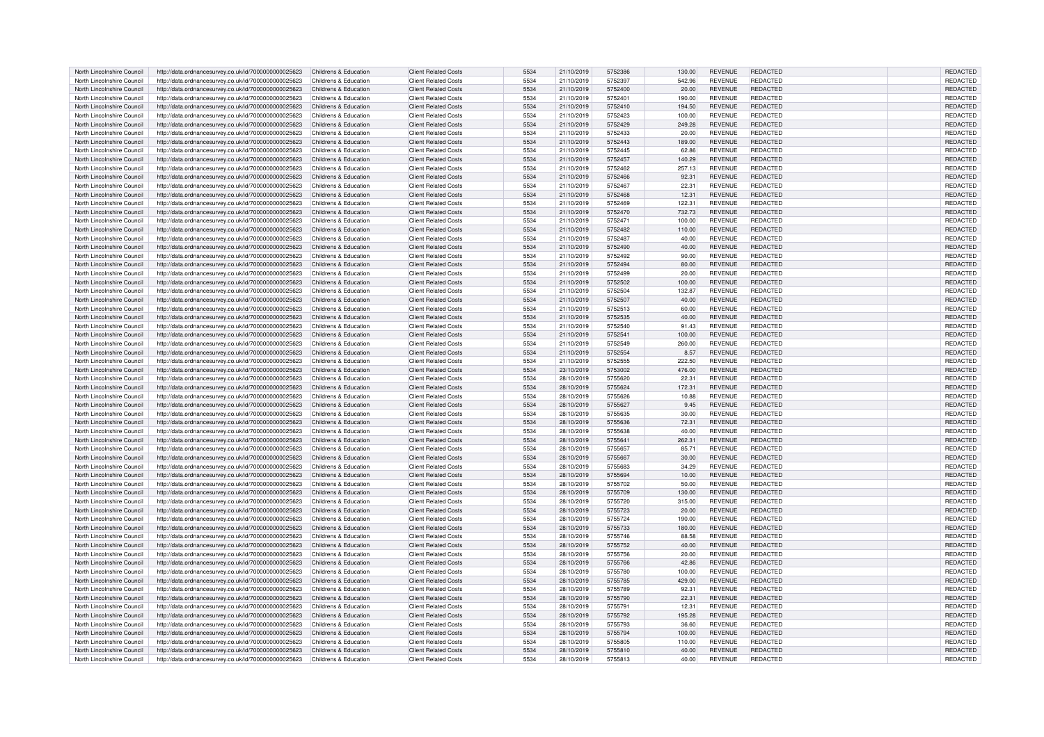| North Lincolnshire Council | http://data.ordnancesurvey.co.uk/id/7000000000025623 | Childrens & Education | Client Related Costs | 5534 | 21/10/2019 | 5752386 | 130.00 | REVENUE | REDACTED | | REDACTED |
|---|---|---|---|---|---|---|---|---|---|---|---|
| North Lincolnshire Council | http://data.ordnancesurvey.co.uk/id/7000000000025623 | Childrens & Education | Client Related Costs | 5534 | 21/10/2019 | 5752397 | 542.96 | REVENUE | REDACTED | | REDACTED |
| North Lincolnshire Council | http://data.ordnancesurvey.co.uk/id/7000000000025623 | Childrens & Education | Client Related Costs | 5534 | 21/10/2019 | 5752400 | 20.00 | REVENUE | REDACTED | | REDACTED |
| North Lincolnshire Council | http://data.ordnancesurvey.co.uk/id/7000000000025623 | Childrens & Education | Client Related Costs | 5534 | 21/10/2019 | 5752401 | 190.00 | REVENUE | REDACTED | | REDACTED |
| North Lincolnshire Council | http://data.ordnancesurvey.co.uk/id/7000000000025623 | Childrens & Education | Client Related Costs | 5534 | 21/10/2019 | 5752410 | 194.50 | REVENUE | REDACTED | | REDACTED |
| North Lincolnshire Council | http://data.ordnancesurvey.co.uk/id/7000000000025623 | Childrens & Education | Client Related Costs | 5534 | 21/10/2019 | 5752423 | 100.00 | REVENUE | REDACTED | | REDACTED |
| North Lincolnshire Council | http://data.ordnancesurvey.co.uk/id/7000000000025623 | Childrens & Education | Client Related Costs | 5534 | 21/10/2019 | 5752429 | 249.28 | REVENUE | REDACTED | | REDACTED |
| North Lincolnshire Council | http://data.ordnancesurvey.co.uk/id/7000000000025623 | Childrens & Education | Client Related Costs | 5534 | 21/10/2019 | 5752433 | 20.00 | REVENUE | REDACTED | | REDACTED |
| North Lincolnshire Council | http://data.ordnancesurvey.co.uk/id/7000000000025623 | Childrens & Education | Client Related Costs | 5534 | 21/10/2019 | 5752443 | 189.00 | REVENUE | REDACTED | | REDACTED |
| North Lincolnshire Council | http://data.ordnancesurvey.co.uk/id/7000000000025623 | Childrens & Education | Client Related Costs | 5534 | 21/10/2019 | 5752445 | 62.86 | REVENUE | REDACTED | | REDACTED |
| North Lincolnshire Council | http://data.ordnancesurvey.co.uk/id/7000000000025623 | Childrens & Education | Client Related Costs | 5534 | 21/10/2019 | 5752457 | 140.29 | REVENUE | REDACTED | | REDACTED |
| North Lincolnshire Council | http://data.ordnancesurvey.co.uk/id/7000000000025623 | Childrens & Education | Client Related Costs | 5534 | 21/10/2019 | 5752462 | 257.13 | REVENUE | REDACTED | | REDACTED |
| North Lincolnshire Council | http://data.ordnancesurvey.co.uk/id/7000000000025623 | Childrens & Education | Client Related Costs | 5534 | 21/10/2019 | 5752466 | 92.31 | REVENUE | REDACTED | | REDACTED |
| North Lincolnshire Council | http://data.ordnancesurvey.co.uk/id/7000000000025623 | Childrens & Education | Client Related Costs | 5534 | 21/10/2019 | 5752467 | 22.31 | REVENUE | REDACTED | | REDACTED |
| North Lincolnshire Council | http://data.ordnancesurvey.co.uk/id/7000000000025623 | Childrens & Education | Client Related Costs | 5534 | 21/10/2019 | 5752468 | 12.31 | REVENUE | REDACTED | | REDACTED |
| North Lincolnshire Council | http://data.ordnancesurvey.co.uk/id/7000000000025623 | Childrens & Education | Client Related Costs | 5534 | 21/10/2019 | 5752469 | 122.31 | REVENUE | REDACTED | | REDACTED |
| North Lincolnshire Council | http://data.ordnancesurvey.co.uk/id/7000000000025623 | Childrens & Education | Client Related Costs | 5534 | 21/10/2019 | 5752470 | 732.73 | REVENUE | REDACTED | | REDACTED |
| North Lincolnshire Council | http://data.ordnancesurvey.co.uk/id/7000000000025623 | Childrens & Education | Client Related Costs | 5534 | 21/10/2019 | 5752471 | 100.00 | REVENUE | REDACTED | | REDACTED |
| North Lincolnshire Council | http://data.ordnancesurvey.co.uk/id/7000000000025623 | Childrens & Education | Client Related Costs | 5534 | 21/10/2019 | 5752482 | 110.00 | REVENUE | REDACTED | | REDACTED |
| North Lincolnshire Council | http://data.ordnancesurvey.co.uk/id/7000000000025623 | Childrens & Education | Client Related Costs | 5534 | 21/10/2019 | 5752487 | 40.00 | REVENUE | REDACTED | | REDACTED |
| North Lincolnshire Council | http://data.ordnancesurvey.co.uk/id/7000000000025623 | Childrens & Education | Client Related Costs | 5534 | 21/10/2019 | 5752490 | 40.00 | REVENUE | REDACTED | | REDACTED |
| North Lincolnshire Council | http://data.ordnancesurvey.co.uk/id/7000000000025623 | Childrens & Education | Client Related Costs | 5534 | 21/10/2019 | 5752492 | 90.00 | REVENUE | REDACTED | | REDACTED |
| North Lincolnshire Council | http://data.ordnancesurvey.co.uk/id/7000000000025623 | Childrens & Education | Client Related Costs | 5534 | 21/10/2019 | 5752494 | 80.00 | REVENUE | REDACTED | | REDACTED |
| North Lincolnshire Council | http://data.ordnancesurvey.co.uk/id/7000000000025623 | Childrens & Education | Client Related Costs | 5534 | 21/10/2019 | 5752499 | 20.00 | REVENUE | REDACTED | | REDACTED |
| North Lincolnshire Council | http://data.ordnancesurvey.co.uk/id/7000000000025623 | Childrens & Education | Client Related Costs | 5534 | 21/10/2019 | 5752502 | 100.00 | REVENUE | REDACTED | | REDACTED |
| North Lincolnshire Council | http://data.ordnancesurvey.co.uk/id/7000000000025623 | Childrens & Education | Client Related Costs | 5534 | 21/10/2019 | 5752504 | 132.87 | REVENUE | REDACTED | | REDACTED |
| North Lincolnshire Council | http://data.ordnancesurvey.co.uk/id/7000000000025623 | Childrens & Education | Client Related Costs | 5534 | 21/10/2019 | 5752507 | 40.00 | REVENUE | REDACTED | | REDACTED |
| North Lincolnshire Council | http://data.ordnancesurvey.co.uk/id/7000000000025623 | Childrens & Education | Client Related Costs | 5534 | 21/10/2019 | 5752513 | 60.00 | REVENUE | REDACTED | | REDACTED |
| North Lincolnshire Council | http://data.ordnancesurvey.co.uk/id/7000000000025623 | Childrens & Education | Client Related Costs | 5534 | 21/10/2019 | 5752535 | 40.00 | REVENUE | REDACTED | | REDACTED |
| North Lincolnshire Council | http://data.ordnancesurvey.co.uk/id/7000000000025623 | Childrens & Education | Client Related Costs | 5534 | 21/10/2019 | 5752540 | 91.43 | REVENUE | REDACTED | | REDACTED |
| North Lincolnshire Council | http://data.ordnancesurvey.co.uk/id/7000000000025623 | Childrens & Education | Client Related Costs | 5534 | 21/10/2019 | 5752541 | 100.00 | REVENUE | REDACTED | | REDACTED |
| North Lincolnshire Council | http://data.ordnancesurvey.co.uk/id/7000000000025623 | Childrens & Education | Client Related Costs | 5534 | 21/10/2019 | 5752549 | 260.00 | REVENUE | REDACTED | | REDACTED |
| North Lincolnshire Council | http://data.ordnancesurvey.co.uk/id/7000000000025623 | Childrens & Education | Client Related Costs | 5534 | 21/10/2019 | 5752554 | 8.57 | REVENUE | REDACTED | | REDACTED |
| North Lincolnshire Council | http://data.ordnancesurvey.co.uk/id/7000000000025623 | Childrens & Education | Client Related Costs | 5534 | 21/10/2019 | 5752555 | 222.50 | REVENUE | REDACTED | | REDACTED |
| North Lincolnshire Council | http://data.ordnancesurvey.co.uk/id/7000000000025623 | Childrens & Education | Client Related Costs | 5534 | 23/10/2019 | 5753002 | 476.00 | REVENUE | REDACTED | | REDACTED |
| North Lincolnshire Council | http://data.ordnancesurvey.co.uk/id/7000000000025623 | Childrens & Education | Client Related Costs | 5534 | 28/10/2019 | 5755620 | 22.31 | REVENUE | REDACTED | | REDACTED |
| North Lincolnshire Council | http://data.ordnancesurvey.co.uk/id/7000000000025623 | Childrens & Education | Client Related Costs | 5534 | 28/10/2019 | 5755624 | 172.31 | REVENUE | REDACTED | | REDACTED |
| North Lincolnshire Council | http://data.ordnancesurvey.co.uk/id/7000000000025623 | Childrens & Education | Client Related Costs | 5534 | 28/10/2019 | 5755626 | 10.88 | REVENUE | REDACTED | | REDACTED |
| North Lincolnshire Council | http://data.ordnancesurvey.co.uk/id/7000000000025623 | Childrens & Education | Client Related Costs | 5534 | 28/10/2019 | 5755627 | 9.45 | REVENUE | REDACTED | | REDACTED |
| North Lincolnshire Council | http://data.ordnancesurvey.co.uk/id/7000000000025623 | Childrens & Education | Client Related Costs | 5534 | 28/10/2019 | 5755635 | 30.00 | REVENUE | REDACTED | | REDACTED |
| North Lincolnshire Council | http://data.ordnancesurvey.co.uk/id/7000000000025623 | Childrens & Education | Client Related Costs | 5534 | 28/10/2019 | 5755636 | 72.31 | REVENUE | REDACTED | | REDACTED |
| North Lincolnshire Council | http://data.ordnancesurvey.co.uk/id/7000000000025623 | Childrens & Education | Client Related Costs | 5534 | 28/10/2019 | 5755638 | 40.00 | REVENUE | REDACTED | | REDACTED |
| North Lincolnshire Council | http://data.ordnancesurvey.co.uk/id/7000000000025623 | Childrens & Education | Client Related Costs | 5534 | 28/10/2019 | 5755641 | 262.31 | REVENUE | REDACTED | | REDACTED |
| North Lincolnshire Council | http://data.ordnancesurvey.co.uk/id/7000000000025623 | Childrens & Education | Client Related Costs | 5534 | 28/10/2019 | 5755657 | 85.71 | REVENUE | REDACTED | | REDACTED |
| North Lincolnshire Council | http://data.ordnancesurvey.co.uk/id/7000000000025623 | Childrens & Education | Client Related Costs | 5534 | 28/10/2019 | 5755667 | 30.00 | REVENUE | REDACTED | | REDACTED |
| North Lincolnshire Council | http://data.ordnancesurvey.co.uk/id/7000000000025623 | Childrens & Education | Client Related Costs | 5534 | 28/10/2019 | 5755683 | 34.29 | REVENUE | REDACTED | | REDACTED |
| North Lincolnshire Council | http://data.ordnancesurvey.co.uk/id/7000000000025623 | Childrens & Education | Client Related Costs | 5534 | 28/10/2019 | 5755694 | 10.00 | REVENUE | REDACTED | | REDACTED |
| North Lincolnshire Council | http://data.ordnancesurvey.co.uk/id/7000000000025623 | Childrens & Education | Client Related Costs | 5534 | 28/10/2019 | 5755702 | 50.00 | REVENUE | REDACTED | | REDACTED |
| North Lincolnshire Council | http://data.ordnancesurvey.co.uk/id/7000000000025623 | Childrens & Education | Client Related Costs | 5534 | 28/10/2019 | 5755709 | 130.00 | REVENUE | REDACTED | | REDACTED |
| North Lincolnshire Council | http://data.ordnancesurvey.co.uk/id/7000000000025623 | Childrens & Education | Client Related Costs | 5534 | 28/10/2019 | 5755720 | 315.00 | REVENUE | REDACTED | | REDACTED |
| North Lincolnshire Council | http://data.ordnancesurvey.co.uk/id/7000000000025623 | Childrens & Education | Client Related Costs | 5534 | 28/10/2019 | 5755723 | 20.00 | REVENUE | REDACTED | | REDACTED |
| North Lincolnshire Council | http://data.ordnancesurvey.co.uk/id/7000000000025623 | Childrens & Education | Client Related Costs | 5534 | 28/10/2019 | 5755724 | 190.00 | REVENUE | REDACTED | | REDACTED |
| North Lincolnshire Council | http://data.ordnancesurvey.co.uk/id/7000000000025623 | Childrens & Education | Client Related Costs | 5534 | 28/10/2019 | 5755733 | 180.00 | REVENUE | REDACTED | | REDACTED |
| North Lincolnshire Council | http://data.ordnancesurvey.co.uk/id/7000000000025623 | Childrens & Education | Client Related Costs | 5534 | 28/10/2019 | 5755746 | 88.58 | REVENUE | REDACTED | | REDACTED |
| North Lincolnshire Council | http://data.ordnancesurvey.co.uk/id/7000000000025623 | Childrens & Education | Client Related Costs | 5534 | 28/10/2019 | 5755752 | 40.00 | REVENUE | REDACTED | | REDACTED |
| North Lincolnshire Council | http://data.ordnancesurvey.co.uk/id/7000000000025623 | Childrens & Education | Client Related Costs | 5534 | 28/10/2019 | 5755756 | 20.00 | REVENUE | REDACTED | | REDACTED |
| North Lincolnshire Council | http://data.ordnancesurvey.co.uk/id/7000000000025623 | Childrens & Education | Client Related Costs | 5534 | 28/10/2019 | 5755766 | 42.86 | REVENUE | REDACTED | | REDACTED |
| North Lincolnshire Council | http://data.ordnancesurvey.co.uk/id/7000000000025623 | Childrens & Education | Client Related Costs | 5534 | 28/10/2019 | 5755780 | 100.00 | REVENUE | REDACTED | | REDACTED |
| North Lincolnshire Council | http://data.ordnancesurvey.co.uk/id/7000000000025623 | Childrens & Education | Client Related Costs | 5534 | 28/10/2019 | 5755785 | 429.00 | REVENUE | REDACTED | | REDACTED |
| North Lincolnshire Council | http://data.ordnancesurvey.co.uk/id/7000000000025623 | Childrens & Education | Client Related Costs | 5534 | 28/10/2019 | 5755789 | 92.31 | REVENUE | REDACTED | | REDACTED |
| North Lincolnshire Council | http://data.ordnancesurvey.co.uk/id/7000000000025623 | Childrens & Education | Client Related Costs | 5534 | 28/10/2019 | 5755790 | 22.31 | REVENUE | REDACTED | | REDACTED |
| North Lincolnshire Council | http://data.ordnancesurvey.co.uk/id/7000000000025623 | Childrens & Education | Client Related Costs | 5534 | 28/10/2019 | 5755791 | 12.31 | REVENUE | REDACTED | | REDACTED |
| North Lincolnshire Council | http://data.ordnancesurvey.co.uk/id/7000000000025623 | Childrens & Education | Client Related Costs | 5534 | 28/10/2019 | 5755792 | 195.28 | REVENUE | REDACTED | | REDACTED |
| North Lincolnshire Council | http://data.ordnancesurvey.co.uk/id/7000000000025623 | Childrens & Education | Client Related Costs | 5534 | 28/10/2019 | 5755793 | 36.60 | REVENUE | REDACTED | | REDACTED |
| North Lincolnshire Council | http://data.ordnancesurvey.co.uk/id/7000000000025623 | Childrens & Education | Client Related Costs | 5534 | 28/10/2019 | 5755794 | 100.00 | REVENUE | REDACTED | | REDACTED |
| North Lincolnshire Council | http://data.ordnancesurvey.co.uk/id/7000000000025623 | Childrens & Education | Client Related Costs | 5534 | 28/10/2019 | 5755805 | 110.00 | REVENUE | REDACTED | | REDACTED |
| North Lincolnshire Council | http://data.ordnancesurvey.co.uk/id/7000000000025623 | Childrens & Education | Client Related Costs | 5534 | 28/10/2019 | 5755810 | 40.00 | REVENUE | REDACTED | | REDACTED |
| North Lincolnshire Council | http://data.ordnancesurvey.co.uk/id/7000000000025623 | Childrens & Education | Client Related Costs | 5534 | 28/10/2019 | 5755813 | 40.00 | REVENUE | REDACTED | | REDACTED |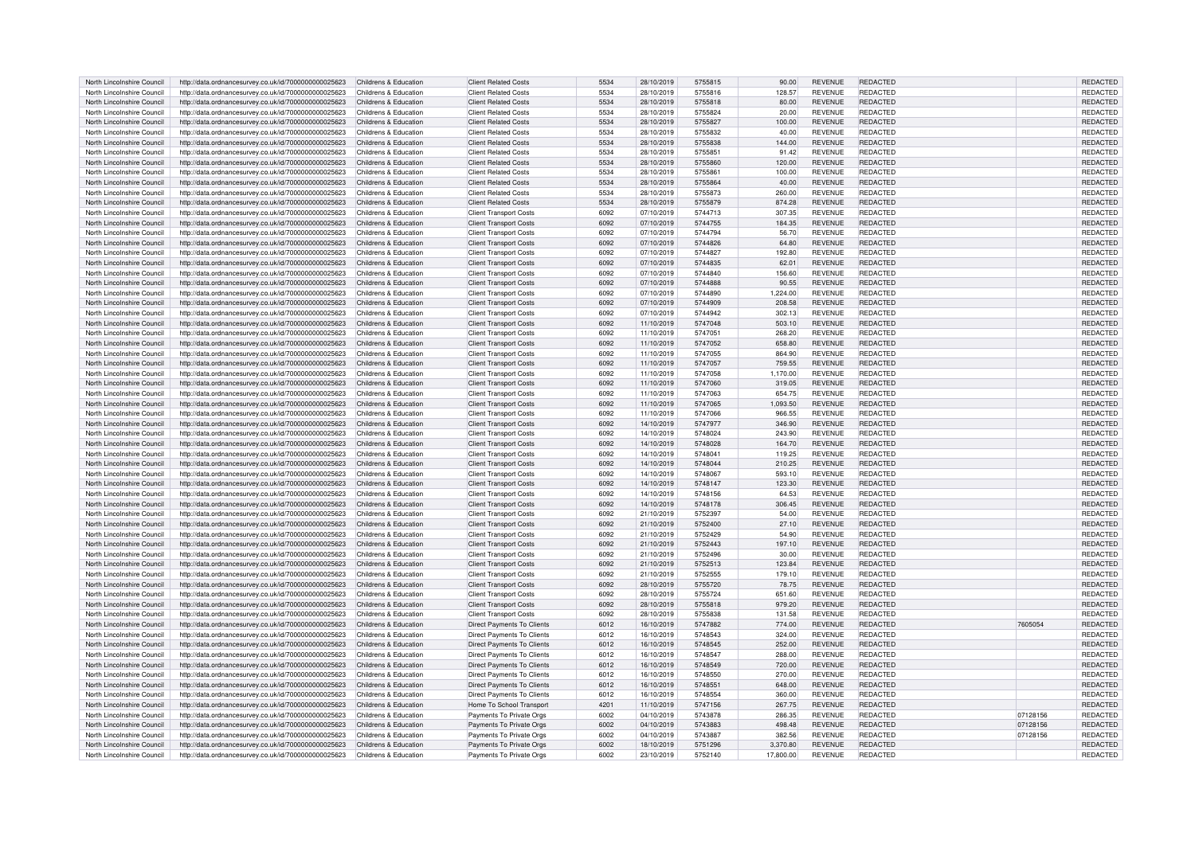| North Lincolnshire Council | http://data.ordnancesurvey.co.uk/id/7000000000025623 | Childrens & Education | Client Related Costs | 5534 | 28/10/2019 | 5755815 | 90.00 | REVENUE | REDACTED | | REDACTED |
|---|---|---|---|---|---|---|---|---|---|---|---|
| North Lincolnshire Council | http://data.ordnancesurvey.co.uk/id/7000000000025623 | Childrens & Education | Client Related Costs | 5534 | 28/10/2019 | 5755816 | 128.57 | REVENUE | REDACTED | | REDACTED |
| North Lincolnshire Council | http://data.ordnancesurvey.co.uk/id/7000000000025623 | Childrens & Education | Client Related Costs | 5534 | 28/10/2019 | 5755818 | 80.00 | REVENUE | REDACTED | | REDACTED |
| North Lincolnshire Council | http://data.ordnancesurvey.co.uk/id/7000000000025623 | Childrens & Education | Client Related Costs | 5534 | 28/10/2019 | 5755824 | 20.00 | REVENUE | REDACTED | | REDACTED |
| North Lincolnshire Council | http://data.ordnancesurvey.co.uk/id/7000000000025623 | Childrens & Education | Client Related Costs | 5534 | 28/10/2019 | 5755827 | 100.00 | REVENUE | REDACTED | | REDACTED |
| North Lincolnshire Council | http://data.ordnancesurvey.co.uk/id/7000000000025623 | Childrens & Education | Client Related Costs | 5534 | 28/10/2019 | 5755832 | 40.00 | REVENUE | REDACTED | | REDACTED |
| North Lincolnshire Council | http://data.ordnancesurvey.co.uk/id/7000000000025623 | Childrens & Education | Client Related Costs | 5534 | 28/10/2019 | 5755838 | 144.00 | REVENUE | REDACTED | | REDACTED |
| North Lincolnshire Council | http://data.ordnancesurvey.co.uk/id/7000000000025623 | Childrens & Education | Client Related Costs | 5534 | 28/10/2019 | 5755851 | 91.42 | REVENUE | REDACTED | | REDACTED |
| North Lincolnshire Council | http://data.ordnancesurvey.co.uk/id/7000000000025623 | Childrens & Education | Client Related Costs | 5534 | 28/10/2019 | 5755860 | 120.00 | REVENUE | REDACTED | | REDACTED |
| North Lincolnshire Council | http://data.ordnancesurvey.co.uk/id/7000000000025623 | Childrens & Education | Client Related Costs | 5534 | 28/10/2019 | 5755861 | 100.00 | REVENUE | REDACTED | | REDACTED |
| North Lincolnshire Council | http://data.ordnancesurvey.co.uk/id/7000000000025623 | Childrens & Education | Client Related Costs | 5534 | 28/10/2019 | 5755864 | 40.00 | REVENUE | REDACTED | | REDACTED |
| North Lincolnshire Council | http://data.ordnancesurvey.co.uk/id/7000000000025623 | Childrens & Education | Client Related Costs | 5534 | 28/10/2019 | 5755873 | 260.00 | REVENUE | REDACTED | | REDACTED |
| North Lincolnshire Council | http://data.ordnancesurvey.co.uk/id/7000000000025623 | Childrens & Education | Client Related Costs | 5534 | 28/10/2019 | 5755879 | 874.28 | REVENUE | REDACTED | | REDACTED |
| North Lincolnshire Council | http://data.ordnancesurvey.co.uk/id/7000000000025623 | Childrens & Education | Client Transport Costs | 6092 | 07/10/2019 | 5744713 | 307.35 | REVENUE | REDACTED | | REDACTED |
| North Lincolnshire Council | http://data.ordnancesurvey.co.uk/id/7000000000025623 | Childrens & Education | Client Transport Costs | 6092 | 07/10/2019 | 5744755 | 184.35 | REVENUE | REDACTED | | REDACTED |
| North Lincolnshire Council | http://data.ordnancesurvey.co.uk/id/7000000000025623 | Childrens & Education | Client Transport Costs | 6092 | 07/10/2019 | 5744794 | 56.70 | REVENUE | REDACTED | | REDACTED |
| North Lincolnshire Council | http://data.ordnancesurvey.co.uk/id/7000000000025623 | Childrens & Education | Client Transport Costs | 6092 | 07/10/2019 | 5744826 | 64.80 | REVENUE | REDACTED | | REDACTED |
| North Lincolnshire Council | http://data.ordnancesurvey.co.uk/id/7000000000025623 | Childrens & Education | Client Transport Costs | 6092 | 07/10/2019 | 5744827 | 192.80 | REVENUE | REDACTED | | REDACTED |
| North Lincolnshire Council | http://data.ordnancesurvey.co.uk/id/7000000000025623 | Childrens & Education | Client Transport Costs | 6092 | 07/10/2019 | 5744835 | 62.01 | REVENUE | REDACTED | | REDACTED |
| North Lincolnshire Council | http://data.ordnancesurvey.co.uk/id/7000000000025623 | Childrens & Education | Client Transport Costs | 6092 | 07/10/2019 | 5744840 | 156.60 | REVENUE | REDACTED | | REDACTED |
| North Lincolnshire Council | http://data.ordnancesurvey.co.uk/id/7000000000025623 | Childrens & Education | Client Transport Costs | 6092 | 07/10/2019 | 5744888 | 90.55 | REVENUE | REDACTED | | REDACTED |
| North Lincolnshire Council | http://data.ordnancesurvey.co.uk/id/7000000000025623 | Childrens & Education | Client Transport Costs | 6092 | 07/10/2019 | 5744890 | 1,224.00 | REVENUE | REDACTED | | REDACTED |
| North Lincolnshire Council | http://data.ordnancesurvey.co.uk/id/7000000000025623 | Childrens & Education | Client Transport Costs | 6092 | 07/10/2019 | 5744909 | 208.58 | REVENUE | REDACTED | | REDACTED |
| North Lincolnshire Council | http://data.ordnancesurvey.co.uk/id/7000000000025623 | Childrens & Education | Client Transport Costs | 6092 | 07/10/2019 | 5744942 | 302.13 | REVENUE | REDACTED | | REDACTED |
| North Lincolnshire Council | http://data.ordnancesurvey.co.uk/id/7000000000025623 | Childrens & Education | Client Transport Costs | 6092 | 11/10/2019 | 5747048 | 503.10 | REVENUE | REDACTED | | REDACTED |
| North Lincolnshire Council | http://data.ordnancesurvey.co.uk/id/7000000000025623 | Childrens & Education | Client Transport Costs | 6092 | 11/10/2019 | 5747051 | 268.20 | REVENUE | REDACTED | | REDACTED |
| North Lincolnshire Council | http://data.ordnancesurvey.co.uk/id/7000000000025623 | Childrens & Education | Client Transport Costs | 6092 | 11/10/2019 | 5747052 | 658.80 | REVENUE | REDACTED | | REDACTED |
| North Lincolnshire Council | http://data.ordnancesurvey.co.uk/id/7000000000025623 | Childrens & Education | Client Transport Costs | 6092 | 11/10/2019 | 5747055 | 864.90 | REVENUE | REDACTED | | REDACTED |
| North Lincolnshire Council | http://data.ordnancesurvey.co.uk/id/7000000000025623 | Childrens & Education | Client Transport Costs | 6092 | 11/10/2019 | 5747057 | 759.55 | REVENUE | REDACTED | | REDACTED |
| North Lincolnshire Council | http://data.ordnancesurvey.co.uk/id/7000000000025623 | Childrens & Education | Client Transport Costs | 6092 | 11/10/2019 | 5747058 | 1,170.00 | REVENUE | REDACTED | | REDACTED |
| North Lincolnshire Council | http://data.ordnancesurvey.co.uk/id/7000000000025623 | Childrens & Education | Client Transport Costs | 6092 | 11/10/2019 | 5747060 | 319.05 | REVENUE | REDACTED | | REDACTED |
| North Lincolnshire Council | http://data.ordnancesurvey.co.uk/id/7000000000025623 | Childrens & Education | Client Transport Costs | 6092 | 11/10/2019 | 5747063 | 654.75 | REVENUE | REDACTED | | REDACTED |
| North Lincolnshire Council | http://data.ordnancesurvey.co.uk/id/7000000000025623 | Childrens & Education | Client Transport Costs | 6092 | 11/10/2019 | 5747065 | 1,093.50 | REVENUE | REDACTED | | REDACTED |
| North Lincolnshire Council | http://data.ordnancesurvey.co.uk/id/7000000000025623 | Childrens & Education | Client Transport Costs | 6092 | 11/10/2019 | 5747066 | 966.55 | REVENUE | REDACTED | | REDACTED |
| North Lincolnshire Council | http://data.ordnancesurvey.co.uk/id/7000000000025623 | Childrens & Education | Client Transport Costs | 6092 | 14/10/2019 | 5747977 | 346.90 | REVENUE | REDACTED | | REDACTED |
| North Lincolnshire Council | http://data.ordnancesurvey.co.uk/id/7000000000025623 | Childrens & Education | Client Transport Costs | 6092 | 14/10/2019 | 5748024 | 243.90 | REVENUE | REDACTED | | REDACTED |
| North Lincolnshire Council | http://data.ordnancesurvey.co.uk/id/7000000000025623 | Childrens & Education | Client Transport Costs | 6092 | 14/10/2019 | 5748028 | 164.70 | REVENUE | REDACTED | | REDACTED |
| North Lincolnshire Council | http://data.ordnancesurvey.co.uk/id/7000000000025623 | Childrens & Education | Client Transport Costs | 6092 | 14/10/2019 | 5748041 | 119.25 | REVENUE | REDACTED | | REDACTED |
| North Lincolnshire Council | http://data.ordnancesurvey.co.uk/id/7000000000025623 | Childrens & Education | Client Transport Costs | 6092 | 14/10/2019 | 5748044 | 210.25 | REVENUE | REDACTED | | REDACTED |
| North Lincolnshire Council | http://data.ordnancesurvey.co.uk/id/7000000000025623 | Childrens & Education | Client Transport Costs | 6092 | 14/10/2019 | 5748067 | 593.10 | REVENUE | REDACTED | | REDACTED |
| North Lincolnshire Council | http://data.ordnancesurvey.co.uk/id/7000000000025623 | Childrens & Education | Client Transport Costs | 6092 | 14/10/2019 | 5748147 | 123.30 | REVENUE | REDACTED | | REDACTED |
| North Lincolnshire Council | http://data.ordnancesurvey.co.uk/id/7000000000025623 | Childrens & Education | Client Transport Costs | 6092 | 14/10/2019 | 5748156 | 64.53 | REVENUE | REDACTED | | REDACTED |
| North Lincolnshire Council | http://data.ordnancesurvey.co.uk/id/7000000000025623 | Childrens & Education | Client Transport Costs | 6092 | 14/10/2019 | 5748178 | 306.45 | REVENUE | REDACTED | | REDACTED |
| North Lincolnshire Council | http://data.ordnancesurvey.co.uk/id/7000000000025623 | Childrens & Education | Client Transport Costs | 6092 | 21/10/2019 | 5752397 | 54.00 | REVENUE | REDACTED | | REDACTED |
| North Lincolnshire Council | http://data.ordnancesurvey.co.uk/id/7000000000025623 | Childrens & Education | Client Transport Costs | 6092 | 21/10/2019 | 5752400 | 27.10 | REVENUE | REDACTED | | REDACTED |
| North Lincolnshire Council | http://data.ordnancesurvey.co.uk/id/7000000000025623 | Childrens & Education | Client Transport Costs | 6092 | 21/10/2019 | 5752429 | 54.90 | REVENUE | REDACTED | | REDACTED |
| North Lincolnshire Council | http://data.ordnancesurvey.co.uk/id/7000000000025623 | Childrens & Education | Client Transport Costs | 6092 | 21/10/2019 | 5752443 | 197.10 | REVENUE | REDACTED | | REDACTED |
| North Lincolnshire Council | http://data.ordnancesurvey.co.uk/id/7000000000025623 | Childrens & Education | Client Transport Costs | 6092 | 21/10/2019 | 5752496 | 30.00 | REVENUE | REDACTED | | REDACTED |
| North Lincolnshire Council | http://data.ordnancesurvey.co.uk/id/7000000000025623 | Childrens & Education | Client Transport Costs | 6092 | 21/10/2019 | 5752513 | 123.84 | REVENUE | REDACTED | | REDACTED |
| North Lincolnshire Council | http://data.ordnancesurvey.co.uk/id/7000000000025623 | Childrens & Education | Client Transport Costs | 6092 | 21/10/2019 | 5752555 | 179.10 | REVENUE | REDACTED | | REDACTED |
| North Lincolnshire Council | http://data.ordnancesurvey.co.uk/id/7000000000025623 | Childrens & Education | Client Transport Costs | 6092 | 28/10/2019 | 5755720 | 78.75 | REVENUE | REDACTED | | REDACTED |
| North Lincolnshire Council | http://data.ordnancesurvey.co.uk/id/7000000000025623 | Childrens & Education | Client Transport Costs | 6092 | 28/10/2019 | 5755724 | 651.60 | REVENUE | REDACTED | | REDACTED |
| North Lincolnshire Council | http://data.ordnancesurvey.co.uk/id/7000000000025623 | Childrens & Education | Client Transport Costs | 6092 | 28/10/2019 | 5755818 | 979.20 | REVENUE | REDACTED | | REDACTED |
| North Lincolnshire Council | http://data.ordnancesurvey.co.uk/id/7000000000025623 | Childrens & Education | Client Transport Costs | 6092 | 28/10/2019 | 5755838 | 131.58 | REVENUE | REDACTED | | REDACTED |
| North Lincolnshire Council | http://data.ordnancesurvey.co.uk/id/7000000000025623 | Childrens & Education | Direct Payments To Clients | 6012 | 16/10/2019 | 5747882 | 774.00 | REVENUE | REDACTED | 7605054 | REDACTED |
| North Lincolnshire Council | http://data.ordnancesurvey.co.uk/id/7000000000025623 | Childrens & Education | Direct Payments To Clients | 6012 | 16/10/2019 | 5748543 | 324.00 | REVENUE | REDACTED | | REDACTED |
| North Lincolnshire Council | http://data.ordnancesurvey.co.uk/id/7000000000025623 | Childrens & Education | Direct Payments To Clients | 6012 | 16/10/2019 | 5748545 | 252.00 | REVENUE | REDACTED | | REDACTED |
| North Lincolnshire Council | http://data.ordnancesurvey.co.uk/id/7000000000025623 | Childrens & Education | Direct Payments To Clients | 6012 | 16/10/2019 | 5748547 | 288.00 | REVENUE | REDACTED | | REDACTED |
| North Lincolnshire Council | http://data.ordnancesurvey.co.uk/id/7000000000025623 | Childrens & Education | Direct Payments To Clients | 6012 | 16/10/2019 | 5748549 | 720.00 | REVENUE | REDACTED | | REDACTED |
| North Lincolnshire Council | http://data.ordnancesurvey.co.uk/id/7000000000025623 | Childrens & Education | Direct Payments To Clients | 6012 | 16/10/2019 | 5748550 | 270.00 | REVENUE | REDACTED | | REDACTED |
| North Lincolnshire Council | http://data.ordnancesurvey.co.uk/id/7000000000025623 | Childrens & Education | Direct Payments To Clients | 6012 | 16/10/2019 | 5748551 | 648.00 | REVENUE | REDACTED | | REDACTED |
| North Lincolnshire Council | http://data.ordnancesurvey.co.uk/id/7000000000025623 | Childrens & Education | Direct Payments To Clients | 6012 | 16/10/2019 | 5748554 | 360.00 | REVENUE | REDACTED | | REDACTED |
| North Lincolnshire Council | http://data.ordnancesurvey.co.uk/id/7000000000025623 | Childrens & Education | Home To School Transport | 4201 | 11/10/2019 | 5747156 | 267.75 | REVENUE | REDACTED | | REDACTED |
| North Lincolnshire Council | http://data.ordnancesurvey.co.uk/id/7000000000025623 | Childrens & Education | Payments To Private Orgs | 6002 | 04/10/2019 | 5743878 | 286.35 | REVENUE | REDACTED | 07128156 | REDACTED |
| North Lincolnshire Council | http://data.ordnancesurvey.co.uk/id/7000000000025623 | Childrens & Education | Payments To Private Orgs | 6002 | 04/10/2019 | 5743883 | 498.48 | REVENUE | REDACTED | 07128156 | REDACTED |
| North Lincolnshire Council | http://data.ordnancesurvey.co.uk/id/7000000000025623 | Childrens & Education | Payments To Private Orgs | 6002 | 04/10/2019 | 5743887 | 382.56 | REVENUE | REDACTED | 07128156 | REDACTED |
| North Lincolnshire Council | http://data.ordnancesurvey.co.uk/id/7000000000025623 | Childrens & Education | Payments To Private Orgs | 6002 | 18/10/2019 | 5751296 | 3,370.80 | REVENUE | REDACTED | | REDACTED |
| North Lincolnshire Council | http://data.ordnancesurvey.co.uk/id/7000000000025623 | Childrens & Education | Payments To Private Orgs | 6002 | 23/10/2019 | 5752140 | 17,800.00 | REVENUE | REDACTED | | REDACTED |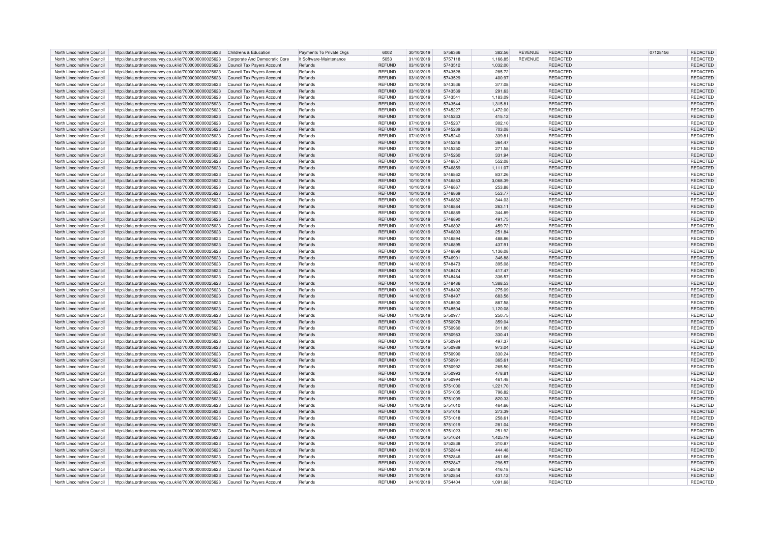| North Lincolnshire Council | http://data.ordnancesurvey.co.uk/id/7000000000025623 | Childrens & Education | Payments To Private Orgs | 6002 | 30/10/2019 | 5756366 | 382.56 | REVENUE | REDACTED | 07128156 | REDACTED |
|---|---|---|---|---|---|---|---|---|---|---|---|
| North Lincolnshire Council | http://data.ordnancesurvey.co.uk/id/7000000000025623 | Corporate And Democratic Core | It Software-Maintenance | 5053 | 31/10/2019 | 5757118 | 1,166.85 | REVENUE | REDACTED | | REDACTED |
| North Lincolnshire Council | http://data.ordnancesurvey.co.uk/id/7000000000025623 | Council Tax Payers Account | Refunds | REFUND | 03/10/2019 | 5743512 | 1,032.00 | | REDACTED | | REDACTED |
| North Lincolnshire Council | http://data.ordnancesurvey.co.uk/id/7000000000025623 | Council Tax Payers Account | Refunds | REFUND | 03/10/2019 | 5743528 | 285.72 | | REDACTED | | REDACTED |
| North Lincolnshire Council | http://data.ordnancesurvey.co.uk/id/7000000000025623 | Council Tax Payers Account | Refunds | REFUND | 03/10/2019 | 5743529 | 400.97 | | REDACTED | | REDACTED |
| North Lincolnshire Council | http://data.ordnancesurvey.co.uk/id/7000000000025623 | Council Tax Payers Account | Refunds | REFUND | 03/10/2019 | 5743536 | 377.08 | | REDACTED | | REDACTED |
| North Lincolnshire Council | http://data.ordnancesurvey.co.uk/id/7000000000025623 | Council Tax Payers Account | Refunds | REFUND | 03/10/2019 | 5743539 | 291.63 | | REDACTED | | REDACTED |
| North Lincolnshire Council | http://data.ordnancesurvey.co.uk/id/7000000000025623 | Council Tax Payers Account | Refunds | REFUND | 03/10/2019 | 5743541 | 1,183.09 | | REDACTED | | REDACTED |
| North Lincolnshire Council | http://data.ordnancesurvey.co.uk/id/7000000000025623 | Council Tax Payers Account | Refunds | REFUND | 03/10/2019 | 5743544 | 1,315.81 | | REDACTED | | REDACTED |
| North Lincolnshire Council | http://data.ordnancesurvey.co.uk/id/7000000000025623 | Council Tax Payers Account | Refunds | REFUND | 07/10/2019 | 5745227 | 1,472.00 | | REDACTED | | REDACTED |
| North Lincolnshire Council | http://data.ordnancesurvey.co.uk/id/7000000000025623 | Council Tax Payers Account | Refunds | REFUND | 07/10/2019 | 5745233 | 415.12 | | REDACTED | | REDACTED |
| North Lincolnshire Council | http://data.ordnancesurvey.co.uk/id/7000000000025623 | Council Tax Payers Account | Refunds | REFUND | 07/10/2019 | 5745237 | 302.10 | | REDACTED | | REDACTED |
| North Lincolnshire Council | http://data.ordnancesurvey.co.uk/id/7000000000025623 | Council Tax Payers Account | Refunds | REFUND | 07/10/2019 | 5745239 | 703.08 | | REDACTED | | REDACTED |
| North Lincolnshire Council | http://data.ordnancesurvey.co.uk/id/7000000000025623 | Council Tax Payers Account | Refunds | REFUND | 07/10/2019 | 5745240 | 339.81 | | REDACTED | | REDACTED |
| North Lincolnshire Council | http://data.ordnancesurvey.co.uk/id/7000000000025623 | Council Tax Payers Account | Refunds | REFUND | 07/10/2019 | 5745246 | 364.47 | | REDACTED | | REDACTED |
| North Lincolnshire Council | http://data.ordnancesurvey.co.uk/id/7000000000025623 | Council Tax Payers Account | Refunds | REFUND | 07/10/2019 | 5745250 | 271.58 | | REDACTED | | REDACTED |
| North Lincolnshire Council | http://data.ordnancesurvey.co.uk/id/7000000000025623 | Council Tax Payers Account | Refunds | REFUND | 07/10/2019 | 5745260 | 331.94 | | REDACTED | | REDACTED |
| North Lincolnshire Council | http://data.ordnancesurvey.co.uk/id/7000000000025623 | Council Tax Payers Account | Refunds | REFUND | 10/10/2019 | 5746857 | 552.08 | | REDACTED | | REDACTED |
| North Lincolnshire Council | http://data.ordnancesurvey.co.uk/id/7000000000025623 | Council Tax Payers Account | Refunds | REFUND | 10/10/2019 | 5746859 | 1,111.07 | | REDACTED | | REDACTED |
| North Lincolnshire Council | http://data.ordnancesurvey.co.uk/id/7000000000025623 | Council Tax Payers Account | Refunds | REFUND | 10/10/2019 | 5746862 | 837.26 | | REDACTED | | REDACTED |
| North Lincolnshire Council | http://data.ordnancesurvey.co.uk/id/7000000000025623 | Council Tax Payers Account | Refunds | REFUND | 10/10/2019 | 5746863 | 3,068.39 | | REDACTED | | REDACTED |
| North Lincolnshire Council | http://data.ordnancesurvey.co.uk/id/7000000000025623 | Council Tax Payers Account | Refunds | REFUND | 10/10/2019 | 5746867 | 253.88 | | REDACTED | | REDACTED |
| North Lincolnshire Council | http://data.ordnancesurvey.co.uk/id/7000000000025623 | Council Tax Payers Account | Refunds | REFUND | 10/10/2019 | 5746869 | 553.77 | | REDACTED | | REDACTED |
| North Lincolnshire Council | http://data.ordnancesurvey.co.uk/id/7000000000025623 | Council Tax Payers Account | Refunds | REFUND | 10/10/2019 | 5746882 | 344.03 | | REDACTED | | REDACTED |
| North Lincolnshire Council | http://data.ordnancesurvey.co.uk/id/7000000000025623 | Council Tax Payers Account | Refunds | REFUND | 10/10/2019 | 5746884 | 263.11 | | REDACTED | | REDACTED |
| North Lincolnshire Council | http://data.ordnancesurvey.co.uk/id/7000000000025623 | Council Tax Payers Account | Refunds | REFUND | 10/10/2019 | 5746889 | 344.89 | | REDACTED | | REDACTED |
| North Lincolnshire Council | http://data.ordnancesurvey.co.uk/id/7000000000025623 | Council Tax Payers Account | Refunds | REFUND | 10/10/2019 | 5746890 | 491.75 | | REDACTED | | REDACTED |
| North Lincolnshire Council | http://data.ordnancesurvey.co.uk/id/7000000000025623 | Council Tax Payers Account | Refunds | REFUND | 10/10/2019 | 5746892 | 459.72 | | REDACTED | | REDACTED |
| North Lincolnshire Council | http://data.ordnancesurvey.co.uk/id/7000000000025623 | Council Tax Payers Account | Refunds | REFUND | 10/10/2019 | 5746893 | 251.84 | | REDACTED | | REDACTED |
| North Lincolnshire Council | http://data.ordnancesurvey.co.uk/id/7000000000025623 | Council Tax Payers Account | Refunds | REFUND | 10/10/2019 | 5746894 | 488.86 | | REDACTED | | REDACTED |
| North Lincolnshire Council | http://data.ordnancesurvey.co.uk/id/7000000000025623 | Council Tax Payers Account | Refunds | REFUND | 10/10/2019 | 5746895 | 437.91 | | REDACTED | | REDACTED |
| North Lincolnshire Council | http://data.ordnancesurvey.co.uk/id/7000000000025623 | Council Tax Payers Account | Refunds | REFUND | 10/10/2019 | 5746899 | 1,136.08 | | REDACTED | | REDACTED |
| North Lincolnshire Council | http://data.ordnancesurvey.co.uk/id/7000000000025623 | Council Tax Payers Account | Refunds | REFUND | 10/10/2019 | 5746901 | 346.88 | | REDACTED | | REDACTED |
| North Lincolnshire Council | http://data.ordnancesurvey.co.uk/id/7000000000025623 | Council Tax Payers Account | Refunds | REFUND | 14/10/2019 | 5748473 | 395.08 | | REDACTED | | REDACTED |
| North Lincolnshire Council | http://data.ordnancesurvey.co.uk/id/7000000000025623 | Council Tax Payers Account | Refunds | REFUND | 14/10/2019 | 5748474 | 417.47 | | REDACTED | | REDACTED |
| North Lincolnshire Council | http://data.ordnancesurvey.co.uk/id/7000000000025623 | Council Tax Payers Account | Refunds | REFUND | 14/10/2019 | 5748484 | 336.57 | | REDACTED | | REDACTED |
| North Lincolnshire Council | http://data.ordnancesurvey.co.uk/id/7000000000025623 | Council Tax Payers Account | Refunds | REFUND | 14/10/2019 | 5748486 | 1,388.53 | | REDACTED | | REDACTED |
| North Lincolnshire Council | http://data.ordnancesurvey.co.uk/id/7000000000025623 | Council Tax Payers Account | Refunds | REFUND | 14/10/2019 | 5748492 | 275.09 | | REDACTED | | REDACTED |
| North Lincolnshire Council | http://data.ordnancesurvey.co.uk/id/7000000000025623 | Council Tax Payers Account | Refunds | REFUND | 14/10/2019 | 5748497 | 683.56 | | REDACTED | | REDACTED |
| North Lincolnshire Council | http://data.ordnancesurvey.co.uk/id/7000000000025623 | Council Tax Payers Account | Refunds | REFUND | 14/10/2019 | 5748500 | 887.58 | | REDACTED | | REDACTED |
| North Lincolnshire Council | http://data.ordnancesurvey.co.uk/id/7000000000025623 | Council Tax Payers Account | Refunds | REFUND | 14/10/2019 | 5748504 | 1,120.08 | | REDACTED | | REDACTED |
| North Lincolnshire Council | http://data.ordnancesurvey.co.uk/id/7000000000025623 | Council Tax Payers Account | Refunds | REFUND | 17/10/2019 | 5750977 | 250.75 | | REDACTED | | REDACTED |
| North Lincolnshire Council | http://data.ordnancesurvey.co.uk/id/7000000000025623 | Council Tax Payers Account | Refunds | REFUND | 17/10/2019 | 5750978 | 359.04 | | REDACTED | | REDACTED |
| North Lincolnshire Council | http://data.ordnancesurvey.co.uk/id/7000000000025623 | Council Tax Payers Account | Refunds | REFUND | 17/10/2019 | 5750980 | 311.80 | | REDACTED | | REDACTED |
| North Lincolnshire Council | http://data.ordnancesurvey.co.uk/id/7000000000025623 | Council Tax Payers Account | Refunds | REFUND | 17/10/2019 | 5750983 | 330.41 | | REDACTED | | REDACTED |
| North Lincolnshire Council | http://data.ordnancesurvey.co.uk/id/7000000000025623 | Council Tax Payers Account | Refunds | REFUND | 17/10/2019 | 5750984 | 497.37 | | REDACTED | | REDACTED |
| North Lincolnshire Council | http://data.ordnancesurvey.co.uk/id/7000000000025623 | Council Tax Payers Account | Refunds | REFUND | 17/10/2019 | 5750989 | 973.04 | | REDACTED | | REDACTED |
| North Lincolnshire Council | http://data.ordnancesurvey.co.uk/id/7000000000025623 | Council Tax Payers Account | Refunds | REFUND | 17/10/2019 | 5750990 | 330.24 | | REDACTED | | REDACTED |
| North Lincolnshire Council | http://data.ordnancesurvey.co.uk/id/7000000000025623 | Council Tax Payers Account | Refunds | REFUND | 17/10/2019 | 5750991 | 365.61 | | REDACTED | | REDACTED |
| North Lincolnshire Council | http://data.ordnancesurvey.co.uk/id/7000000000025623 | Council Tax Payers Account | Refunds | REFUND | 17/10/2019 | 5750992 | 265.50 | | REDACTED | | REDACTED |
| North Lincolnshire Council | http://data.ordnancesurvey.co.uk/id/7000000000025623 | Council Tax Payers Account | Refunds | REFUND | 17/10/2019 | 5750993 | 478.81 | | REDACTED | | REDACTED |
| North Lincolnshire Council | http://data.ordnancesurvey.co.uk/id/7000000000025623 | Council Tax Payers Account | Refunds | REFUND | 17/10/2019 | 5750994 | 461.48 | | REDACTED | | REDACTED |
| North Lincolnshire Council | http://data.ordnancesurvey.co.uk/id/7000000000025623 | Council Tax Payers Account | Refunds | REFUND | 17/10/2019 | 5751000 | 1,221.70 | | REDACTED | | REDACTED |
| North Lincolnshire Council | http://data.ordnancesurvey.co.uk/id/7000000000025623 | Council Tax Payers Account | Refunds | REFUND | 17/10/2019 | 5751005 | 796.82 | | REDACTED | | REDACTED |
| North Lincolnshire Council | http://data.ordnancesurvey.co.uk/id/7000000000025623 | Council Tax Payers Account | Refunds | REFUND | 17/10/2019 | 5751009 | 820.33 | | REDACTED | | REDACTED |
| North Lincolnshire Council | http://data.ordnancesurvey.co.uk/id/7000000000025623 | Council Tax Payers Account | Refunds | REFUND | 17/10/2019 | 5751010 | 464.66 | | REDACTED | | REDACTED |
| North Lincolnshire Council | http://data.ordnancesurvey.co.uk/id/7000000000025623 | Council Tax Payers Account | Refunds | REFUND | 17/10/2019 | 5751016 | 273.39 | | REDACTED | | REDACTED |
| North Lincolnshire Council | http://data.ordnancesurvey.co.uk/id/7000000000025623 | Council Tax Payers Account | Refunds | REFUND | 17/10/2019 | 5751018 | 258.61 | | REDACTED | | REDACTED |
| North Lincolnshire Council | http://data.ordnancesurvey.co.uk/id/7000000000025623 | Council Tax Payers Account | Refunds | REFUND | 17/10/2019 | 5751019 | 281.04 | | REDACTED | | REDACTED |
| North Lincolnshire Council | http://data.ordnancesurvey.co.uk/id/7000000000025623 | Council Tax Payers Account | Refunds | REFUND | 17/10/2019 | 5751023 | 251.92 | | REDACTED | | REDACTED |
| North Lincolnshire Council | http://data.ordnancesurvey.co.uk/id/7000000000025623 | Council Tax Payers Account | Refunds | REFUND | 17/10/2019 | 5751024 | 1,425.19 | | REDACTED | | REDACTED |
| North Lincolnshire Council | http://data.ordnancesurvey.co.uk/id/7000000000025623 | Council Tax Payers Account | Refunds | REFUND | 21/10/2019 | 5752838 | 310.87 | | REDACTED | | REDACTED |
| North Lincolnshire Council | http://data.ordnancesurvey.co.uk/id/7000000000025623 | Council Tax Payers Account | Refunds | REFUND | 21/10/2019 | 5752844 | 444.48 | | REDACTED | | REDACTED |
| North Lincolnshire Council | http://data.ordnancesurvey.co.uk/id/7000000000025623 | Council Tax Payers Account | Refunds | REFUND | 21/10/2019 | 5752846 | 461.66 | | REDACTED | | REDACTED |
| North Lincolnshire Council | http://data.ordnancesurvey.co.uk/id/7000000000025623 | Council Tax Payers Account | Refunds | REFUND | 21/10/2019 | 5752847 | 296.57 | | REDACTED | | REDACTED |
| North Lincolnshire Council | http://data.ordnancesurvey.co.uk/id/7000000000025623 | Council Tax Payers Account | Refunds | REFUND | 21/10/2019 | 5752848 | 416.18 | | REDACTED | | REDACTED |
| North Lincolnshire Council | http://data.ordnancesurvey.co.uk/id/7000000000025623 | Council Tax Payers Account | Refunds | REFUND | 21/10/2019 | 5752854 | 431.12 | | REDACTED | | REDACTED |
| North Lincolnshire Council | http://data.ordnancesurvey.co.uk/id/7000000000025623 | Council Tax Payers Account | Refunds | REFUND | 24/10/2019 | 5754404 | 1,091.68 | | REDACTED | | REDACTED |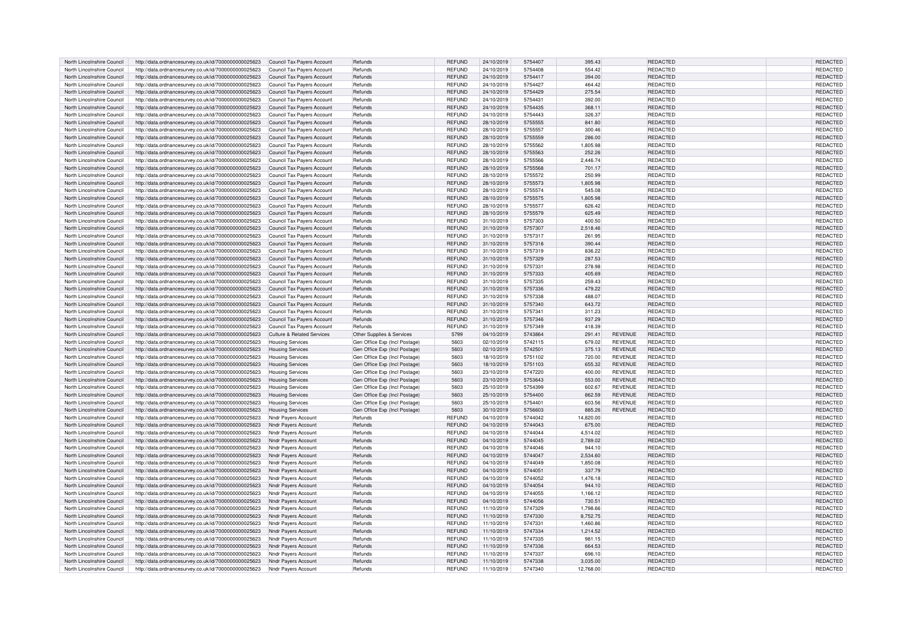| North Lincolnshire Council | http://data.ordnancesurvey.co.uk/id/7000000000025623 | Council Tax Payers Account | Refunds | REFUND | 24/10/2019 | 5754407 | 395.43 | | REDACTED | REDACTED |
|---|---|---|---|---|---|---|---|---|---|---|
| North Lincolnshire Council | http://data.ordnancesurvey.co.uk/id/7000000000025623 | Council Tax Payers Account | Refunds | REFUND | 24/10/2019 | 5754408 | 554.42 | | REDACTED | REDACTED |
| North Lincolnshire Council | http://data.ordnancesurvey.co.uk/id/7000000000025623 | Council Tax Payers Account | Refunds | REFUND | 24/10/2019 | 5754417 | 394.00 | | REDACTED | REDACTED |
| North Lincolnshire Council | http://data.ordnancesurvey.co.uk/id/7000000000025623 | Council Tax Payers Account | Refunds | REFUND | 24/10/2019 | 5754427 | 464.42 | | REDACTED | REDACTED |
| North Lincolnshire Council | http://data.ordnancesurvey.co.uk/id/7000000000025623 | Council Tax Payers Account | Refunds | REFUND | 24/10/2019 | 5754429 | 275.54 | | REDACTED | REDACTED |
| North Lincolnshire Council | http://data.ordnancesurvey.co.uk/id/7000000000025623 | Council Tax Payers Account | Refunds | REFUND | 24/10/2019 | 5754431 | 392.00 | | REDACTED | REDACTED |
| North Lincolnshire Council | http://data.ordnancesurvey.co.uk/id/7000000000025623 | Council Tax Payers Account | Refunds | REFUND | 24/10/2019 | 5754435 | 368.11 | | REDACTED | REDACTED |
| North Lincolnshire Council | http://data.ordnancesurvey.co.uk/id/7000000000025623 | Council Tax Payers Account | Refunds | REFUND | 24/10/2019 | 5754443 | 326.37 | | REDACTED | REDACTED |
| North Lincolnshire Council | http://data.ordnancesurvey.co.uk/id/7000000000025623 | Council Tax Payers Account | Refunds | REFUND | 28/10/2019 | 5755555 | 841.80 | | REDACTED | REDACTED |
| North Lincolnshire Council | http://data.ordnancesurvey.co.uk/id/7000000000025623 | Council Tax Payers Account | Refunds | REFUND | 28/10/2019 | 5755557 | 300.46 | | REDACTED | REDACTED |
| North Lincolnshire Council | http://data.ordnancesurvey.co.uk/id/7000000000025623 | Council Tax Payers Account | Refunds | REFUND | 28/10/2019 | 5755559 | 286.00 | | REDACTED | REDACTED |
| North Lincolnshire Council | http://data.ordnancesurvey.co.uk/id/7000000000025623 | Council Tax Payers Account | Refunds | REFUND | 28/10/2019 | 5755562 | 1,805.98 | | REDACTED | REDACTED |
| North Lincolnshire Council | http://data.ordnancesurvey.co.uk/id/7000000000025623 | Council Tax Payers Account | Refunds | REFUND | 28/10/2019 | 5755563 | 252.26 | | REDACTED | REDACTED |
| North Lincolnshire Council | http://data.ordnancesurvey.co.uk/id/7000000000025623 | Council Tax Payers Account | Refunds | REFUND | 28/10/2019 | 5755566 | 2,446.74 | | REDACTED | REDACTED |
| North Lincolnshire Council | http://data.ordnancesurvey.co.uk/id/7000000000025623 | Council Tax Payers Account | Refunds | REFUND | 28/10/2019 | 5755568 | 701.17 | | REDACTED | REDACTED |
| North Lincolnshire Council | http://data.ordnancesurvey.co.uk/id/7000000000025623 | Council Tax Payers Account | Refunds | REFUND | 28/10/2019 | 5755572 | 250.99 | | REDACTED | REDACTED |
| North Lincolnshire Council | http://data.ordnancesurvey.co.uk/id/7000000000025623 | Council Tax Payers Account | Refunds | REFUND | 28/10/2019 | 5755573 | 1,805.98 | | REDACTED | REDACTED |
| North Lincolnshire Council | http://data.ordnancesurvey.co.uk/id/7000000000025623 | Council Tax Payers Account | Refunds | REFUND | 28/10/2019 | 5755574 | 545.08 | | REDACTED | REDACTED |
| North Lincolnshire Council | http://data.ordnancesurvey.co.uk/id/7000000000025623 | Council Tax Payers Account | Refunds | REFUND | 28/10/2019 | 5755575 | 1,805.98 | | REDACTED | REDACTED |
| North Lincolnshire Council | http://data.ordnancesurvey.co.uk/id/7000000000025623 | Council Tax Payers Account | Refunds | REFUND | 28/10/2019 | 5755577 | 626.42 | | REDACTED | REDACTED |
| North Lincolnshire Council | http://data.ordnancesurvey.co.uk/id/7000000000025623 | Council Tax Payers Account | Refunds | REFUND | 28/10/2019 | 5755579 | 625.49 | | REDACTED | REDACTED |
| North Lincolnshire Council | http://data.ordnancesurvey.co.uk/id/7000000000025623 | Council Tax Payers Account | Refunds | REFUND | 31/10/2019 | 5757303 | 400.50 | | REDACTED | REDACTED |
| North Lincolnshire Council | http://data.ordnancesurvey.co.uk/id/7000000000025623 | Council Tax Payers Account | Refunds | REFUND | 31/10/2019 | 5757307 | 2,518.46 | | REDACTED | REDACTED |
| North Lincolnshire Council | http://data.ordnancesurvey.co.uk/id/7000000000025623 | Council Tax Payers Account | Refunds | REFUND | 31/10/2019 | 5757317 | 261.95 | | REDACTED | REDACTED |
| North Lincolnshire Council | http://data.ordnancesurvey.co.uk/id/7000000000025623 | Council Tax Payers Account | Refunds | REFUND | 31/10/2019 | 5757318 | 390.44 | | REDACTED | REDACTED |
| North Lincolnshire Council | http://data.ordnancesurvey.co.uk/id/7000000000025623 | Council Tax Payers Account | Refunds | REFUND | 31/10/2019 | 5757319 | 836.22 | | REDACTED | REDACTED |
| North Lincolnshire Council | http://data.ordnancesurvey.co.uk/id/7000000000025623 | Council Tax Payers Account | Refunds | REFUND | 31/10/2019 | 5757329 | 287.53 | | REDACTED | REDACTED |
| North Lincolnshire Council | http://data.ordnancesurvey.co.uk/id/7000000000025623 | Council Tax Payers Account | Refunds | REFUND | 31/10/2019 | 5757331 | 278.98 | | REDACTED | REDACTED |
| North Lincolnshire Council | http://data.ordnancesurvey.co.uk/id/7000000000025623 | Council Tax Payers Account | Refunds | REFUND | 31/10/2019 | 5757333 | 405.69 | | REDACTED | REDACTED |
| North Lincolnshire Council | http://data.ordnancesurvey.co.uk/id/7000000000025623 | Council Tax Payers Account | Refunds | REFUND | 31/10/2019 | 5757335 | 259.43 | | REDACTED | REDACTED |
| North Lincolnshire Council | http://data.ordnancesurvey.co.uk/id/7000000000025623 | Council Tax Payers Account | Refunds | REFUND | 31/10/2019 | 5757336 | 479.22 | | REDACTED | REDACTED |
| North Lincolnshire Council | http://data.ordnancesurvey.co.uk/id/7000000000025623 | Council Tax Payers Account | Refunds | REFUND | 31/10/2019 | 5757338 | 488.07 | | REDACTED | REDACTED |
| North Lincolnshire Council | http://data.ordnancesurvey.co.uk/id/7000000000025623 | Council Tax Payers Account | Refunds | REFUND | 31/10/2019 | 5757340 | 643.72 | | REDACTED | REDACTED |
| North Lincolnshire Council | http://data.ordnancesurvey.co.uk/id/7000000000025623 | Council Tax Payers Account | Refunds | REFUND | 31/10/2019 | 5757341 | 311.23 | | REDACTED | REDACTED |
| North Lincolnshire Council | http://data.ordnancesurvey.co.uk/id/7000000000025623 | Council Tax Payers Account | Refunds | REFUND | 31/10/2019 | 5757346 | 937.29 | | REDACTED | REDACTED |
| North Lincolnshire Council | http://data.ordnancesurvey.co.uk/id/7000000000025623 | Council Tax Payers Account | Refunds | REFUND | 31/10/2019 | 5757349 | 418.39 | | REDACTED | REDACTED |
| North Lincolnshire Council | http://data.ordnancesurvey.co.uk/id/7000000000025623 | Culture & Related Services | Other Supplies & Services | 5799 | 04/10/2019 | 5743864 | 291.41 | REVENUE | REDACTED | REDACTED |
| North Lincolnshire Council | http://data.ordnancesurvey.co.uk/id/7000000000025623 | Housing Services | Gen Office Exp (Incl Postage) | 5603 | 02/10/2019 | 5742115 | 679.02 | REVENUE | REDACTED | REDACTED |
| North Lincolnshire Council | http://data.ordnancesurvey.co.uk/id/7000000000025623 | Housing Services | Gen Office Exp (Incl Postage) | 5603 | 02/10/2019 | 5742501 | 375.13 | REVENUE | REDACTED | REDACTED |
| North Lincolnshire Council | http://data.ordnancesurvey.co.uk/id/7000000000025623 | Housing Services | Gen Office Exp (Incl Postage) | 5603 | 18/10/2019 | 5751102 | 720.00 | REVENUE | REDACTED | REDACTED |
| North Lincolnshire Council | http://data.ordnancesurvey.co.uk/id/7000000000025623 | Housing Services | Gen Office Exp (Incl Postage) | 5603 | 18/10/2019 | 5751103 | 655.32 | REVENUE | REDACTED | REDACTED |
| North Lincolnshire Council | http://data.ordnancesurvey.co.uk/id/7000000000025623 | Housing Services | Gen Office Exp (Incl Postage) | 5603 | 23/10/2019 | 5747220 | 400.00 | REVENUE | REDACTED | REDACTED |
| North Lincolnshire Council | http://data.ordnancesurvey.co.uk/id/7000000000025623 | Housing Services | Gen Office Exp (Incl Postage) | 5603 | 23/10/2019 | 5753643 | 553.00 | REVENUE | REDACTED | REDACTED |
| North Lincolnshire Council | http://data.ordnancesurvey.co.uk/id/7000000000025623 | Housing Services | Gen Office Exp (Incl Postage) | 5603 | 25/10/2019 | 5754399 | 602.67 | REVENUE | REDACTED | REDACTED |
| North Lincolnshire Council | http://data.ordnancesurvey.co.uk/id/7000000000025623 | Housing Services | Gen Office Exp (Incl Postage) | 5603 | 25/10/2019 | 5754400 | 862.59 | REVENUE | REDACTED | REDACTED |
| North Lincolnshire Council | http://data.ordnancesurvey.co.uk/id/7000000000025623 | Housing Services | Gen Office Exp (Incl Postage) | 5603 | 25/10/2019 | 5754401 | 603.56 | REVENUE | REDACTED | REDACTED |
| North Lincolnshire Council | http://data.ordnancesurvey.co.uk/id/7000000000025623 | Housing Services | Gen Office Exp (Incl Postage) | 5603 | 30/10/2019 | 5756603 | 885.26 | REVENUE | REDACTED | REDACTED |
| North Lincolnshire Council | http://data.ordnancesurvey.co.uk/id/7000000000025623 | Nndr Payers Account | Refunds | REFUND | 04/10/2019 | 5744042 | 14,820.00 | | REDACTED | REDACTED |
| North Lincolnshire Council | http://data.ordnancesurvey.co.uk/id/7000000000025623 | Nndr Payers Account | Refunds | REFUND | 04/10/2019 | 5744043 | 675.00 | | REDACTED | REDACTED |
| North Lincolnshire Council | http://data.ordnancesurvey.co.uk/id/7000000000025623 | Nndr Payers Account | Refunds | REFUND | 04/10/2019 | 5744044 | 4,514.02 | | REDACTED | REDACTED |
| North Lincolnshire Council | http://data.ordnancesurvey.co.uk/id/7000000000025623 | Nndr Payers Account | Refunds | REFUND | 04/10/2019 | 5744045 | 2,789.02 | | REDACTED | REDACTED |
| North Lincolnshire Council | http://data.ordnancesurvey.co.uk/id/7000000000025623 | Nndr Payers Account | Refunds | REFUND | 04/10/2019 | 5744046 | 944.10 | | REDACTED | REDACTED |
| North Lincolnshire Council | http://data.ordnancesurvey.co.uk/id/7000000000025623 | Nndr Payers Account | Refunds | REFUND | 04/10/2019 | 5744047 | 2,534.60 | | REDACTED | REDACTED |
| North Lincolnshire Council | http://data.ordnancesurvey.co.uk/id/7000000000025623 | Nndr Payers Account | Refunds | REFUND | 04/10/2019 | 5744049 | 1,850.08 | | REDACTED | REDACTED |
| North Lincolnshire Council | http://data.ordnancesurvey.co.uk/id/7000000000025623 | Nndr Payers Account | Refunds | REFUND | 04/10/2019 | 5744051 | 337.79 | | REDACTED | REDACTED |
| North Lincolnshire Council | http://data.ordnancesurvey.co.uk/id/7000000000025623 | Nndr Payers Account | Refunds | REFUND | 04/10/2019 | 5744052 | 1,476.18 | | REDACTED | REDACTED |
| North Lincolnshire Council | http://data.ordnancesurvey.co.uk/id/7000000000025623 | Nndr Payers Account | Refunds | REFUND | 04/10/2019 | 5744054 | 944.10 | | REDACTED | REDACTED |
| North Lincolnshire Council | http://data.ordnancesurvey.co.uk/id/7000000000025623 | Nndr Payers Account | Refunds | REFUND | 04/10/2019 | 5744055 | 1,166.12 | | REDACTED | REDACTED |
| North Lincolnshire Council | http://data.ordnancesurvey.co.uk/id/7000000000025623 | Nndr Payers Account | Refunds | REFUND | 04/10/2019 | 5744056 | 730.51 | | REDACTED | REDACTED |
| North Lincolnshire Council | http://data.ordnancesurvey.co.uk/id/7000000000025623 | Nndr Payers Account | Refunds | REFUND | 11/10/2019 | 5747329 | 1,798.66 | | REDACTED | REDACTED |
| North Lincolnshire Council | http://data.ordnancesurvey.co.uk/id/7000000000025623 | Nndr Payers Account | Refunds | REFUND | 11/10/2019 | 5747330 | 8,752.75 | | REDACTED | REDACTED |
| North Lincolnshire Council | http://data.ordnancesurvey.co.uk/id/7000000000025623 | Nndr Payers Account | Refunds | REFUND | 11/10/2019 | 5747331 | 1,460.86 | | REDACTED | REDACTED |
| North Lincolnshire Council | http://data.ordnancesurvey.co.uk/id/7000000000025623 | Nndr Payers Account | Refunds | REFUND | 11/10/2019 | 5747334 | 1,214.52 | | REDACTED | REDACTED |
| North Lincolnshire Council | http://data.ordnancesurvey.co.uk/id/7000000000025623 | Nndr Payers Account | Refunds | REFUND | 11/10/2019 | 5747335 | 981.15 | | REDACTED | REDACTED |
| North Lincolnshire Council | http://data.ordnancesurvey.co.uk/id/7000000000025623 | Nndr Payers Account | Refunds | REFUND | 11/10/2019 | 5747336 | 664.53 | | REDACTED | REDACTED |
| North Lincolnshire Council | http://data.ordnancesurvey.co.uk/id/7000000000025623 | Nndr Payers Account | Refunds | REFUND | 11/10/2019 | 5747337 | 696.10 | | REDACTED | REDACTED |
| North Lincolnshire Council | http://data.ordnancesurvey.co.uk/id/7000000000025623 | Nndr Payers Account | Refunds | REFUND | 11/10/2019 | 5747338 | 3,035.00 | | REDACTED | REDACTED |
| North Lincolnshire Council | http://data.ordnancesurvey.co.uk/id/7000000000025623 | Nndr Payers Account | Refunds | REFUND | 11/10/2019 | 5747340 | 12,768.00 | | REDACTED | REDACTED |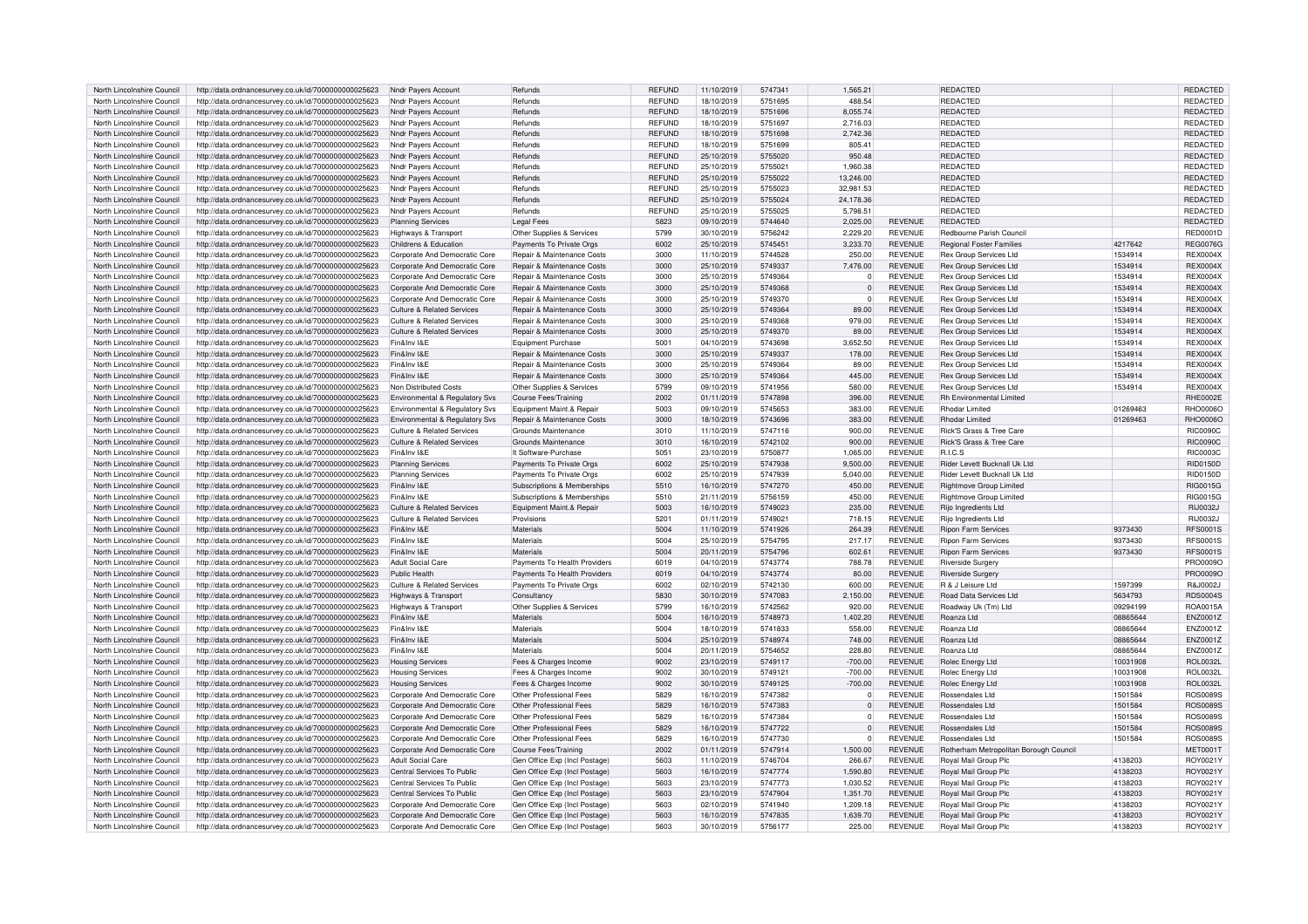| North Lincolnshire Council | http://data.ordnancesurvey.co.uk/id/7000000000025623 | Nndr Payers Account | Refunds | REFUND | 11/10/2019 | 5747341 | 1,565.21 | | REDACTED | | REDACTED |
|---|---|---|---|---|---|---|---|---|---|---|---|
| North Lincolnshire Council | http://data.ordnancesurvey.co.uk/id/7000000000025623 | Nndr Payers Account | Refunds | REFUND | 18/10/2019 | 5751695 | 488.54 | | REDACTED | | REDACTED |
| North Lincolnshire Council | http://data.ordnancesurvey.co.uk/id/7000000000025623 | Nndr Payers Account | Refunds | REFUND | 18/10/2019 | 5751696 | 8,055.74 | | REDACTED | | REDACTED |
| North Lincolnshire Council | http://data.ordnancesurvey.co.uk/id/7000000000025623 | Nndr Payers Account | Refunds | REFUND | 18/10/2019 | 5751697 | 2,716.03 | | REDACTED | | REDACTED |
| North Lincolnshire Council | http://data.ordnancesurvey.co.uk/id/7000000000025623 | Nndr Payers Account | Refunds | REFUND | 18/10/2019 | 5751698 | 2,742.36 | | REDACTED | | REDACTED |
| North Lincolnshire Council | http://data.ordnancesurvey.co.uk/id/7000000000025623 | Nndr Payers Account | Refunds | REFUND | 18/10/2019 | 5751699 | 805.41 | | REDACTED | | REDACTED |
| North Lincolnshire Council | http://data.ordnancesurvey.co.uk/id/7000000000025623 | Nndr Payers Account | Refunds | REFUND | 25/10/2019 | 5755020 | 950.48 | | REDACTED | | REDACTED |
| North Lincolnshire Council | http://data.ordnancesurvey.co.uk/id/7000000000025623 | Nndr Payers Account | Refunds | REFUND | 25/10/2019 | 5755021 | 1,960.38 | | REDACTED | | REDACTED |
| North Lincolnshire Council | http://data.ordnancesurvey.co.uk/id/7000000000025623 | Nndr Payers Account | Refunds | REFUND | 25/10/2019 | 5755022 | 13,246.00 | | REDACTED | | REDACTED |
| North Lincolnshire Council | http://data.ordnancesurvey.co.uk/id/7000000000025623 | Nndr Payers Account | Refunds | REFUND | 25/10/2019 | 5755023 | 32,981.53 | | REDACTED | | REDACTED |
| North Lincolnshire Council | http://data.ordnancesurvey.co.uk/id/7000000000025623 | Nndr Payers Account | Refunds | REFUND | 25/10/2019 | 5755024 | 24,178.36 | | REDACTED | | REDACTED |
| North Lincolnshire Council | http://data.ordnancesurvey.co.uk/id/7000000000025623 | Nndr Payers Account | Refunds | REFUND | 25/10/2019 | 5755025 | 5,798.51 | | REDACTED | | REDACTED |
| North Lincolnshire Council | http://data.ordnancesurvey.co.uk/id/7000000000025623 | Planning Services | Legal Fees | 5823 | 09/10/2019 | 5744640 | 2,025.00 | REVENUE | REDACTED | | REDACTED |
| North Lincolnshire Council | http://data.ordnancesurvey.co.uk/id/7000000000025623 | Highways & Transport | Other Supplies & Services | 5799 | 30/10/2019 | 5756242 | 2,229.20 | REVENUE | Redbourne Parish Council | | RED0001D |
| North Lincolnshire Council | http://data.ordnancesurvey.co.uk/id/7000000000025623 | Childrens & Education | Payments To Private Orgs | 6002 | 25/10/2019 | 5745451 | 3,233.70 | REVENUE | Regional Foster Families | 4217642 | REG0076G |
| North Lincolnshire Council | http://data.ordnancesurvey.co.uk/id/7000000000025623 | Corporate And Democratic Core | Repair & Maintenance Costs | 3000 | 11/10/2019 | 5744528 | 250.00 | REVENUE | Rex Group Services Ltd | 1534914 | REX0004X |
| North Lincolnshire Council | http://data.ordnancesurvey.co.uk/id/7000000000025623 | Corporate And Democratic Core | Repair & Maintenance Costs | 3000 | 25/10/2019 | 5749337 | 7,476.00 | REVENUE | Rex Group Services Ltd | 1534914 | REX0004X |
| North Lincolnshire Council | http://data.ordnancesurvey.co.uk/id/7000000000025623 | Corporate And Democratic Core | Repair & Maintenance Costs | 3000 | 25/10/2019 | 5749364 | 0 | REVENUE | Rex Group Services Ltd | 1534914 | REX0004X |
| North Lincolnshire Council | http://data.ordnancesurvey.co.uk/id/7000000000025623 | Corporate And Democratic Core | Repair & Maintenance Costs | 3000 | 25/10/2019 | 5749368 | 0 | REVENUE | Rex Group Services Ltd | 1534914 | REX0004X |
| North Lincolnshire Council | http://data.ordnancesurvey.co.uk/id/7000000000025623 | Corporate And Democratic Core | Repair & Maintenance Costs | 3000 | 25/10/2019 | 5749370 | 0 | REVENUE | Rex Group Services Ltd | 1534914 | REX0004X |
| North Lincolnshire Council | http://data.ordnancesurvey.co.uk/id/7000000000025623 | Culture & Related Services | Repair & Maintenance Costs | 3000 | 25/10/2019 | 5749364 | 89.00 | REVENUE | Rex Group Services Ltd | 1534914 | REX0004X |
| North Lincolnshire Council | http://data.ordnancesurvey.co.uk/id/7000000000025623 | Culture & Related Services | Repair & Maintenance Costs | 3000 | 25/10/2019 | 5749368 | 979.00 | REVENUE | Rex Group Services Ltd | 1534914 | REX0004X |
| North Lincolnshire Council | http://data.ordnancesurvey.co.uk/id/7000000000025623 | Culture & Related Services | Repair & Maintenance Costs | 3000 | 25/10/2019 | 5749370 | 89.00 | REVENUE | Rex Group Services Ltd | 1534914 | REX0004X |
| North Lincolnshire Council | http://data.ordnancesurvey.co.uk/id/7000000000025623 | Fin&Inv I&E | Equipment Purchase | 5001 | 04/10/2019 | 5743698 | 3,652.50 | REVENUE | Rex Group Services Ltd | 1534914 | REX0004X |
| North Lincolnshire Council | http://data.ordnancesurvey.co.uk/id/7000000000025623 | Fin&Inv I&E | Repair & Maintenance Costs | 3000 | 25/10/2019 | 5749337 | 178.00 | REVENUE | Rex Group Services Ltd | 1534914 | REX0004X |
| North Lincolnshire Council | http://data.ordnancesurvey.co.uk/id/7000000000025623 | Fin&Inv I&E | Repair & Maintenance Costs | 3000 | 25/10/2019 | 5749364 | 89.00 | REVENUE | Rex Group Services Ltd | 1534914 | REX0004X |
| North Lincolnshire Council | http://data.ordnancesurvey.co.uk/id/7000000000025623 | Fin&Inv I&E | Repair & Maintenance Costs | 3000 | 25/10/2019 | 5749364 | 445.00 | REVENUE | Rex Group Services Ltd | 1534914 | REX0004X |
| North Lincolnshire Council | http://data.ordnancesurvey.co.uk/id/7000000000025623 | Non Distributed Costs | Other Supplies & Services | 5799 | 09/10/2019 | 5741956 | 580.00 | REVENUE | Rex Group Services Ltd | 1534914 | REX0004X |
| North Lincolnshire Council | http://data.ordnancesurvey.co.uk/id/7000000000025623 | Environmental & Regulatory Svs | Course Fees/Training | 2002 | 01/11/2019 | 5747898 | 396.00 | REVENUE | Rh Environmental Limited | | RHE0002E |
| North Lincolnshire Council | http://data.ordnancesurvey.co.uk/id/7000000000025623 | Environmental & Regulatory Svs | Equipment Maint.& Repair | 5003 | 09/10/2019 | 5745653 | 383.00 | REVENUE | Rhodar Limited | 01269463 | RHO0006O |
| North Lincolnshire Council | http://data.ordnancesurvey.co.uk/id/7000000000025623 | Environmental & Regulatory Svs | Repair & Maintenance Costs | 3000 | 18/10/2019 | 5743696 | 383.00 | REVENUE | Rhodar Limited | 01269463 | RHO0006O |
| North Lincolnshire Council | http://data.ordnancesurvey.co.uk/id/7000000000025623 | Culture & Related Services | Grounds Maintenance | 3010 | 11/10/2019 | 5747116 | 900.00 | REVENUE | Rick'S Grass & Tree Care | | RIC0090C |
| North Lincolnshire Council | http://data.ordnancesurvey.co.uk/id/7000000000025623 | Culture & Related Services | Grounds Maintenance | 3010 | 16/10/2019 | 5742102 | 900.00 | REVENUE | Rick'S Grass & Tree Care | | RIC0090C |
| North Lincolnshire Council | http://data.ordnancesurvey.co.uk/id/7000000000025623 | Fin&Inv I&E | It Software-Purchase | 5051 | 23/10/2019 | 5750877 | 1,065.00 | REVENUE | R.I.C.S | | RIC0003C |
| North Lincolnshire Council | http://data.ordnancesurvey.co.uk/id/7000000000025623 | Planning Services | Payments To Private Orgs | 6002 | 25/10/2019 | 5747938 | 9,500.00 | REVENUE | Rider Levett Bucknall Uk Ltd | | RID0150D |
| North Lincolnshire Council | http://data.ordnancesurvey.co.uk/id/7000000000025623 | Planning Services | Payments To Private Orgs | 6002 | 25/10/2019 | 5747939 | 5,040.00 | REVENUE | Rider Levett Bucknall Uk Ltd | | RID0150D |
| North Lincolnshire Council | http://data.ordnancesurvey.co.uk/id/7000000000025623 | Fin&Inv I&E | Subscriptions & Memberships | 5510 | 16/10/2019 | 5747270 | 450.00 | REVENUE | Rightmove Group Limited | | RIG0015G |
| North Lincolnshire Council | http://data.ordnancesurvey.co.uk/id/7000000000025623 | Fin&Inv I&E | Subscriptions & Memberships | 5510 | 21/11/2019 | 5756159 | 450.00 | REVENUE | Rightmove Group Limited | | RIG0015G |
| North Lincolnshire Council | http://data.ordnancesurvey.co.uk/id/7000000000025623 | Culture & Related Services | Equipment Maint.& Repair | 5003 | 16/10/2019 | 5749023 | 235.00 | REVENUE | Rijo Ingredients Ltd | | RIJ0032J |
| North Lincolnshire Council | http://data.ordnancesurvey.co.uk/id/7000000000025623 | Culture & Related Services | Provisions | 5201 | 01/11/2019 | 5749021 | 718.15 | REVENUE | Rijo Ingredients Ltd | | RIJ0032J |
| North Lincolnshire Council | http://data.ordnancesurvey.co.uk/id/7000000000025623 | Fin&Inv I&E | Materials | 5004 | 11/10/2019 | 5741926 | 264.39 | REVENUE | Ripon Farm Services | 9373430 | RFS0001S |
| North Lincolnshire Council | http://data.ordnancesurvey.co.uk/id/7000000000025623 | Fin&Inv I&E | Materials | 5004 | 25/10/2019 | 5754795 | 217.17 | REVENUE | Ripon Farm Services | 9373430 | RFS0001S |
| North Lincolnshire Council | http://data.ordnancesurvey.co.uk/id/7000000000025623 | Fin&Inv I&E | Materials | 5004 | 20/11/2019 | 5754796 | 602.61 | REVENUE | Ripon Farm Services | 9373430 | RFS0001S |
| North Lincolnshire Council | http://data.ordnancesurvey.co.uk/id/7000000000025623 | Adult Social Care | Payments To Health Providers | 6019 | 04/10/2019 | 5743774 | 788.78 | REVENUE | Riverside Surgery | | PRO0009O |
| North Lincolnshire Council | http://data.ordnancesurvey.co.uk/id/7000000000025623 | Public Health | Payments To Health Providers | 6019 | 04/10/2019 | 5743774 | 80.00 | REVENUE | Riverside Surgery | | PRO0009O |
| North Lincolnshire Council | http://data.ordnancesurvey.co.uk/id/7000000000025623 | Culture & Related Services | Payments To Private Orgs | 6002 | 02/10/2019 | 5742130 | 600.00 | REVENUE | R & J Leisure Ltd | 1597399 | R&J0002J |
| North Lincolnshire Council | http://data.ordnancesurvey.co.uk/id/7000000000025623 | Highways & Transport | Consultancy | 5830 | 30/10/2019 | 5747083 | 2,150.00 | REVENUE | Road Data Services Ltd | 5634793 | RDS0004S |
| North Lincolnshire Council | http://data.ordnancesurvey.co.uk/id/7000000000025623 | Highways & Transport | Other Supplies & Services | 5799 | 16/10/2019 | 5742562 | 920.00 | REVENUE | Roadway Uk (Tm) Ltd | 09294199 | ROA0015A |
| North Lincolnshire Council | http://data.ordnancesurvey.co.uk/id/7000000000025623 | Fin&Inv I&E | Materials | 5004 | 16/10/2019 | 5748973 | 1,402.20 | REVENUE | Roanza Ltd | 08865644 | ENZ0001Z |
| North Lincolnshire Council | http://data.ordnancesurvey.co.uk/id/7000000000025623 | Fin&Inv I&E | Materials | 5004 | 18/10/2019 | 5741833 | 558.00 | REVENUE | Roanza Ltd | 08865644 | ENZ0001Z |
| North Lincolnshire Council | http://data.ordnancesurvey.co.uk/id/7000000000025623 | Fin&Inv I&E | Materials | 5004 | 25/10/2019 | 5748974 | 748.00 | REVENUE | Roanza Ltd | 08865644 | ENZ0001Z |
| North Lincolnshire Council | http://data.ordnancesurvey.co.uk/id/7000000000025623 | Fin&Inv I&E | Materials | 5004 | 20/11/2019 | 5754652 | 228.80 | REVENUE | Roanza Ltd | 08865644 | ENZ0001Z |
| North Lincolnshire Council | http://data.ordnancesurvey.co.uk/id/7000000000025623 | Housing Services | Fees & Charges Income | 9002 | 23/10/2019 | 5749117 | -700.00 | REVENUE | Rolec Energy Ltd | 10031908 | ROL0032L |
| North Lincolnshire Council | http://data.ordnancesurvey.co.uk/id/7000000000025623 | Housing Services | Fees & Charges Income | 9002 | 30/10/2019 | 5749121 | -700.00 | REVENUE | Rolec Energy Ltd | 10031908 | ROL0032L |
| North Lincolnshire Council | http://data.ordnancesurvey.co.uk/id/7000000000025623 | Housing Services | Fees & Charges Income | 9002 | 30/10/2019 | 5749125 | -700.00 | REVENUE | Rolec Energy Ltd | 10031908 | ROL0032L |
| North Lincolnshire Council | http://data.ordnancesurvey.co.uk/id/7000000000025623 | Corporate And Democratic Core | Other Professional Fees | 5829 | 16/10/2019 | 5747382 | 0 | REVENUE | Rossendales Ltd | 1501584 | ROS0089S |
| North Lincolnshire Council | http://data.ordnancesurvey.co.uk/id/7000000000025623 | Corporate And Democratic Core | Other Professional Fees | 5829 | 16/10/2019 | 5747383 | 0 | REVENUE | Rossendales Ltd | 1501584 | ROS0089S |
| North Lincolnshire Council | http://data.ordnancesurvey.co.uk/id/7000000000025623 | Corporate And Democratic Core | Other Professional Fees | 5829 | 16/10/2019 | 5747384 | 0 | REVENUE | Rossendales Ltd | 1501584 | ROS0089S |
| North Lincolnshire Council | http://data.ordnancesurvey.co.uk/id/7000000000025623 | Corporate And Democratic Core | Other Professional Fees | 5829 | 16/10/2019 | 5747722 | 0 | REVENUE | Rossendales Ltd | 1501584 | ROS0089S |
| North Lincolnshire Council | http://data.ordnancesurvey.co.uk/id/7000000000025623 | Corporate And Democratic Core | Other Professional Fees | 5829 | 16/10/2019 | 5747730 | 0 | REVENUE | Rossendales Ltd | 1501584 | ROS0089S |
| North Lincolnshire Council | http://data.ordnancesurvey.co.uk/id/7000000000025623 | Corporate And Democratic Core | Course Fees/Training | 2002 | 01/11/2019 | 5747914 | 1,500.00 | REVENUE | Rotherham Metropolitan Borough Council | | MET0001T |
| North Lincolnshire Council | http://data.ordnancesurvey.co.uk/id/7000000000025623 | Adult Social Care | Gen Office Exp (Incl Postage) | 5603 | 11/10/2019 | 5746704 | 266.67 | REVENUE | Royal Mail Group Plc | 4138203 | ROY0021Y |
| North Lincolnshire Council | http://data.ordnancesurvey.co.uk/id/7000000000025623 | Central Services To Public | Gen Office Exp (Incl Postage) | 5603 | 16/10/2019 | 5747774 | 1,590.80 | REVENUE | Royal Mail Group Plc | 4138203 | ROY0021Y |
| North Lincolnshire Council | http://data.ordnancesurvey.co.uk/id/7000000000025623 | Central Services To Public | Gen Office Exp (Incl Postage) | 5603 | 23/10/2019 | 5747773 | 1,030.52 | REVENUE | Royal Mail Group Plc | 4138203 | ROY0021Y |
| North Lincolnshire Council | http://data.ordnancesurvey.co.uk/id/7000000000025623 | Central Services To Public | Gen Office Exp (Incl Postage) | 5603 | 23/10/2019 | 5747904 | 1,351.70 | REVENUE | Royal Mail Group Plc | 4138203 | ROY0021Y |
| North Lincolnshire Council | http://data.ordnancesurvey.co.uk/id/7000000000025623 | Corporate And Democratic Core | Gen Office Exp (Incl Postage) | 5603 | 02/10/2019 | 5741940 | 1,209.18 | REVENUE | Royal Mail Group Plc | 4138203 | ROY0021Y |
| North Lincolnshire Council | http://data.ordnancesurvey.co.uk/id/7000000000025623 | Corporate And Democratic Core | Gen Office Exp (Incl Postage) | 5603 | 16/10/2019 | 5747835 | 1,639.70 | REVENUE | Royal Mail Group Plc | 4138203 | ROY0021Y |
| North Lincolnshire Council | http://data.ordnancesurvey.co.uk/id/7000000000025623 | Corporate And Democratic Core | Gen Office Exp (Incl Postage) | 5603 | 30/10/2019 | 5756177 | 225.00 | REVENUE | Royal Mail Group Plc | 4138203 | ROY0021Y |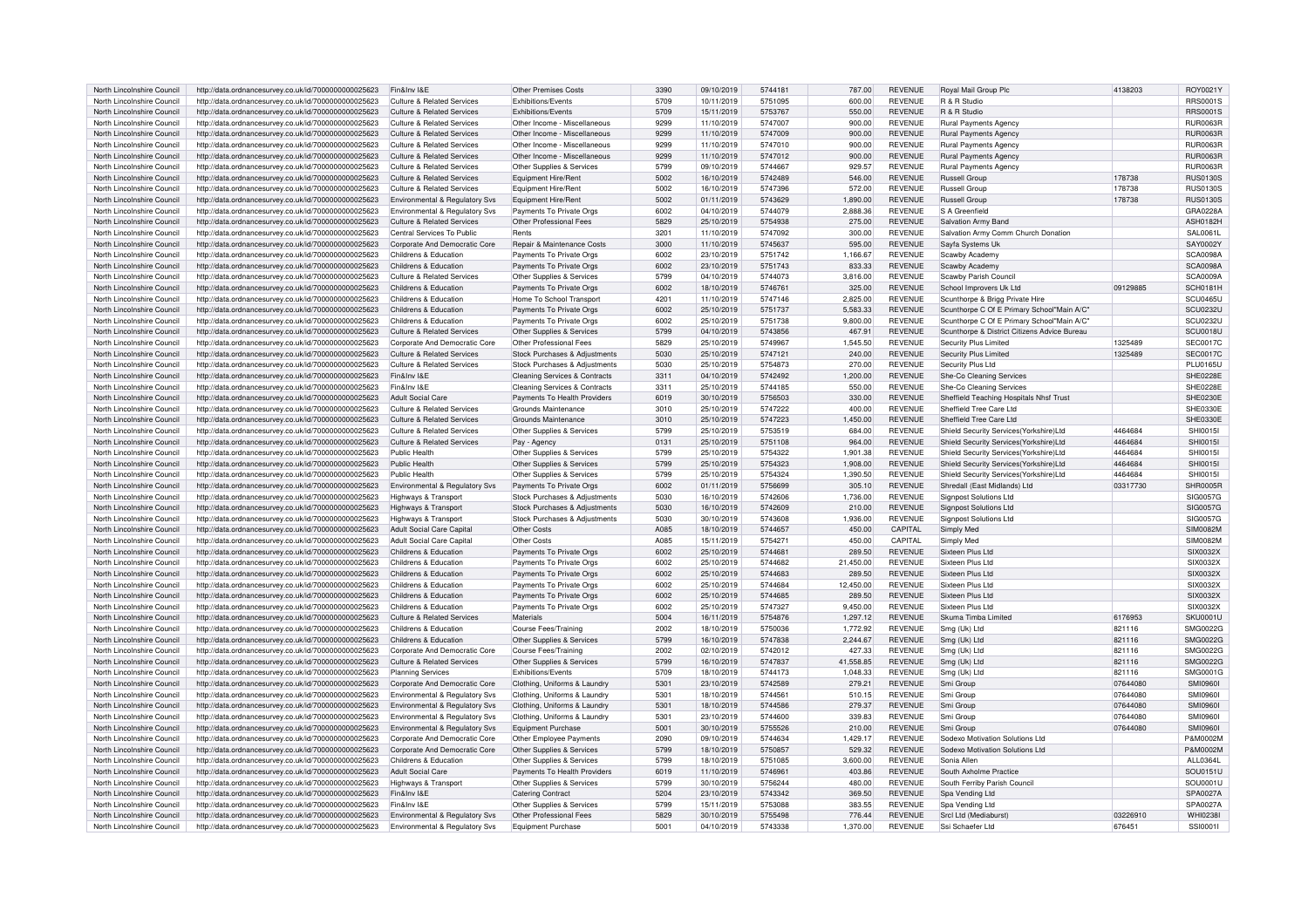| North Lincolnshire Council | http://data.ordnancesurvey.co.uk/id/7000000000025623 | Fin&Inv I&E | Other Premises Costs | 3390 | 09/10/2019 | 5744181 | 787.00 | REVENUE | Royal Mail Group Plc | 4138203 | ROY0021Y |
|---|---|---|---|---|---|---|---|---|---|---|---|
| North Lincolnshire Council | http://data.ordnancesurvey.co.uk/id/7000000000025623 | Culture & Related Services | Exhibitions/Events | 5709 | 10/11/2019 | 5751095 | 600.00 | REVENUE | R & R Studio | | RRS0001S |
| North Lincolnshire Council | http://data.ordnancesurvey.co.uk/id/7000000000025623 | Culture & Related Services | Exhibitions/Events | 5709 | 15/11/2019 | 5753767 | 550.00 | REVENUE | R & R Studio | | RRS0001S |
| North Lincolnshire Council | http://data.ordnancesurvey.co.uk/id/7000000000025623 | Culture & Related Services | Other Income - Miscellaneous | 9299 | 11/10/2019 | 5747007 | 900.00 | REVENUE | Rural Payments Agency | | RUR0063R |
| North Lincolnshire Council | http://data.ordnancesurvey.co.uk/id/7000000000025623 | Culture & Related Services | Other Income - Miscellaneous | 9299 | 11/10/2019 | 5747009 | 900.00 | REVENUE | Rural Payments Agency | | RUR0063R |
| North Lincolnshire Council | http://data.ordnancesurvey.co.uk/id/7000000000025623 | Culture & Related Services | Other Income - Miscellaneous | 9299 | 11/10/2019 | 5747010 | 900.00 | REVENUE | Rural Payments Agency | | RUR0063R |
| North Lincolnshire Council | http://data.ordnancesurvey.co.uk/id/7000000000025623 | Culture & Related Services | Other Income - Miscellaneous | 9299 | 11/10/2019 | 5747012 | 900.00 | REVENUE | Rural Payments Agency | | RUR0063R |
| North Lincolnshire Council | http://data.ordnancesurvey.co.uk/id/7000000000025623 | Culture & Related Services | Other Supplies & Services | 5799 | 09/10/2019 | 5744667 | 929.57 | REVENUE | Rural Payments Agency | | RUR0063R |
| North Lincolnshire Council | http://data.ordnancesurvey.co.uk/id/7000000000025623 | Culture & Related Services | Equipment Hire/Rent | 5002 | 16/10/2019 | 5742489 | 546.00 | REVENUE | Russell Group | 178738 | RUS0130S |
| North Lincolnshire Council | http://data.ordnancesurvey.co.uk/id/7000000000025623 | Culture & Related Services | Equipment Hire/Rent | 5002 | 16/10/2019 | 5747396 | 572.00 | REVENUE | Russell Group | 178738 | RUS0130S |
| North Lincolnshire Council | http://data.ordnancesurvey.co.uk/id/7000000000025623 | Environmental & Regulatory Svs | Equipment Hire/Rent | 5002 | 01/11/2019 | 5743629 | 1,890.00 | REVENUE | Russell Group | 178738 | RUS0130S |
| North Lincolnshire Council | http://data.ordnancesurvey.co.uk/id/7000000000025623 | Environmental & Regulatory Svs | Payments To Private Orgs | 6002 | 04/10/2019 | 5744079 | 2,888.36 | REVENUE | S A Greenfield | | GRA0228A |
| North Lincolnshire Council | http://data.ordnancesurvey.co.uk/id/7000000000025623 | Culture & Related Services | Other Professional Fees | 5829 | 25/10/2019 | 5754938 | 275.00 | REVENUE | Salvation Army Band | | ASH0182H |
| North Lincolnshire Council | http://data.ordnancesurvey.co.uk/id/7000000000025623 | Central Services To Public | Rents | 3201 | 11/10/2019 | 5747092 | 300.00 | REVENUE | Salvation Army Comm Church Donation | | SAL0061L |
| North Lincolnshire Council | http://data.ordnancesurvey.co.uk/id/7000000000025623 | Corporate And Democratic Core | Repair & Maintenance Costs | 3000 | 11/10/2019 | 5745637 | 595.00 | REVENUE | Sayfa Systems Uk | | SAY0002Y |
| North Lincolnshire Council | http://data.ordnancesurvey.co.uk/id/7000000000025623 | Childrens & Education | Payments To Private Orgs | 6002 | 23/10/2019 | 5751742 | 1,166.67 | REVENUE | Scawby Academy | | SCA0098A |
| North Lincolnshire Council | http://data.ordnancesurvey.co.uk/id/7000000000025623 | Childrens & Education | Payments To Private Orgs | 6002 | 23/10/2019 | 5751743 | 833.33 | REVENUE | Scawby Academy | | SCA0098A |
| North Lincolnshire Council | http://data.ordnancesurvey.co.uk/id/7000000000025623 | Culture & Related Services | Other Supplies & Services | 5799 | 04/10/2019 | 5744073 | 3,816.00 | REVENUE | Scawby Parish Council | | SCA0009A |
| North Lincolnshire Council | http://data.ordnancesurvey.co.uk/id/7000000000025623 | Childrens & Education | Payments To Private Orgs | 6002 | 18/10/2019 | 5746761 | 325.00 | REVENUE | School Improvers Uk Ltd | 09129885 | SCH0181H |
| North Lincolnshire Council | http://data.ordnancesurvey.co.uk/id/7000000000025623 | Childrens & Education | Home To School Transport | 4201 | 11/10/2019 | 5747146 | 2,825.00 | REVENUE | Scunthorpe & Brigg Private Hire | | SCU0465U |
| North Lincolnshire Council | http://data.ordnancesurvey.co.uk/id/7000000000025623 | Childrens & Education | Payments To Private Orgs | 6002 | 25/10/2019 | 5751737 | 5,583.33 | REVENUE | Scunthorpe C Of E Primary School"Main A/C" | | SCU0232U |
| North Lincolnshire Council | http://data.ordnancesurvey.co.uk/id/7000000000025623 | Childrens & Education | Payments To Private Orgs | 6002 | 25/10/2019 | 5751738 | 9,800.00 | REVENUE | Scunthorpe C Of E Primary School"Main A/C" | | SCU0232U |
| North Lincolnshire Council | http://data.ordnancesurvey.co.uk/id/7000000000025623 | Culture & Related Services | Other Supplies & Services | 5799 | 04/10/2019 | 5743856 | 467.91 | REVENUE | Scunthorpe & District Citizens Advice Bureau | | SCU0018U |
| North Lincolnshire Council | http://data.ordnancesurvey.co.uk/id/7000000000025623 | Corporate And Democratic Core | Other Professional Fees | 5829 | 25/10/2019 | 5749967 | 1,545.50 | REVENUE | Security Plus Limited | 1325489 | SEC0017C |
| North Lincolnshire Council | http://data.ordnancesurvey.co.uk/id/7000000000025623 | Culture & Related Services | Stock Purchases & Adjustments | 5030 | 25/10/2019 | 5747121 | 240.00 | REVENUE | Security Plus Limited | 1325489 | SEC0017C |
| North Lincolnshire Council | http://data.ordnancesurvey.co.uk/id/7000000000025623 | Culture & Related Services | Stock Purchases & Adjustments | 5030 | 25/10/2019 | 5754873 | 270.00 | REVENUE | Security Plus Ltd | | PLU0165U |
| North Lincolnshire Council | http://data.ordnancesurvey.co.uk/id/7000000000025623 | Fin&Inv I&E | Cleaning Services & Contracts | 3311 | 04/10/2019 | 5742492 | 1,200.00 | REVENUE | She-Co Cleaning Services | | SHE0228E |
| North Lincolnshire Council | http://data.ordnancesurvey.co.uk/id/7000000000025623 | Fin&Inv I&E | Cleaning Services & Contracts | 3311 | 25/10/2019 | 5744185 | 550.00 | REVENUE | She-Co Cleaning Services | | SHE0228E |
| North Lincolnshire Council | http://data.ordnancesurvey.co.uk/id/7000000000025623 | Adult Social Care | Payments To Health Providers | 6019 | 30/10/2019 | 5756503 | 330.00 | REVENUE | Sheffield Teaching Hospitals Nhsf Trust | | SHE0230E |
| North Lincolnshire Council | http://data.ordnancesurvey.co.uk/id/7000000000025623 | Culture & Related Services | Grounds Maintenance | 3010 | 25/10/2019 | 5747222 | 400.00 | REVENUE | Sheffield Tree Care Ltd | | SHE0330E |
| North Lincolnshire Council | http://data.ordnancesurvey.co.uk/id/7000000000025623 | Culture & Related Services | Grounds Maintenance | 3010 | 25/10/2019 | 5747223 | 1,450.00 | REVENUE | Sheffield Tree Care Ltd | | SHE0330E |
| North Lincolnshire Council | http://data.ordnancesurvey.co.uk/id/7000000000025623 | Culture & Related Services | Other Supplies & Services | 5799 | 25/10/2019 | 5753519 | 684.00 | REVENUE | Shield Security Services(Yorkshire)Ltd | 4464684 | SHI0015I |
| North Lincolnshire Council | http://data.ordnancesurvey.co.uk/id/7000000000025623 | Culture & Related Services | Pay - Agency | 0131 | 25/10/2019 | 5751108 | 964.00 | REVENUE | Shield Security Services(Yorkshire)Ltd | 4464684 | SHI0015I |
| North Lincolnshire Council | http://data.ordnancesurvey.co.uk/id/7000000000025623 | Public Health | Other Supplies & Services | 5799 | 25/10/2019 | 5754322 | 1,901.38 | REVENUE | Shield Security Services(Yorkshire)Ltd | 4464684 | SHI0015I |
| North Lincolnshire Council | http://data.ordnancesurvey.co.uk/id/7000000000025623 | Public Health | Other Supplies & Services | 5799 | 25/10/2019 | 5754323 | 1,908.00 | REVENUE | Shield Security Services(Yorkshire)Ltd | 4464684 | SHI0015I |
| North Lincolnshire Council | http://data.ordnancesurvey.co.uk/id/7000000000025623 | Public Health | Other Supplies & Services | 5799 | 25/10/2019 | 5754324 | 1,390.50 | REVENUE | Shield Security Services(Yorkshire)Ltd | 4464684 | SHI0015I |
| North Lincolnshire Council | http://data.ordnancesurvey.co.uk/id/7000000000025623 | Environmental & Regulatory Svs | Payments To Private Orgs | 6002 | 01/11/2019 | 5756699 | 305.10 | REVENUE | Shredall (East Midlands) Ltd | 03317730 | SHR0005R |
| North Lincolnshire Council | http://data.ordnancesurvey.co.uk/id/7000000000025623 | Highways & Transport | Stock Purchases & Adjustments | 5030 | 16/10/2019 | 5742606 | 1,736.00 | REVENUE | Signpost Solutions Ltd | | SIG0057G |
| North Lincolnshire Council | http://data.ordnancesurvey.co.uk/id/7000000000025623 | Highways & Transport | Stock Purchases & Adjustments | 5030 | 16/10/2019 | 5742609 | 210.00 | REVENUE | Signpost Solutions Ltd | | SIG0057G |
| North Lincolnshire Council | http://data.ordnancesurvey.co.uk/id/7000000000025623 | Highways & Transport | Stock Purchases & Adjustments | 5030 | 30/10/2019 | 5743608 | 1,936.00 | REVENUE | Signpost Solutions Ltd | | SIG0057G |
| North Lincolnshire Council | http://data.ordnancesurvey.co.uk/id/7000000000025623 | Adult Social Care Capital | Other Costs | A085 | 18/10/2019 | 5744657 | 450.00 | CAPITAL | Simply Med | | SIM0082M |
| North Lincolnshire Council | http://data.ordnancesurvey.co.uk/id/7000000000025623 | Adult Social Care Capital | Other Costs | A085 | 15/11/2019 | 5754271 | 450.00 | CAPITAL | Simply Med | | SIM0082M |
| North Lincolnshire Council | http://data.ordnancesurvey.co.uk/id/7000000000025623 | Childrens & Education | Payments To Private Orgs | 6002 | 25/10/2019 | 5744681 | 289.50 | REVENUE | Sixteen Plus Ltd | | SIX0032X |
| North Lincolnshire Council | http://data.ordnancesurvey.co.uk/id/7000000000025623 | Childrens & Education | Payments To Private Orgs | 6002 | 25/10/2019 | 5744682 | 21,450.00 | REVENUE | Sixteen Plus Ltd | | SIX0032X |
| North Lincolnshire Council | http://data.ordnancesurvey.co.uk/id/7000000000025623 | Childrens & Education | Payments To Private Orgs | 6002 | 25/10/2019 | 5744683 | 289.50 | REVENUE | Sixteen Plus Ltd | | SIX0032X |
| North Lincolnshire Council | http://data.ordnancesurvey.co.uk/id/7000000000025623 | Childrens & Education | Payments To Private Orgs | 6002 | 25/10/2019 | 5744684 | 12,450.00 | REVENUE | Sixteen Plus Ltd | | SIX0032X |
| North Lincolnshire Council | http://data.ordnancesurvey.co.uk/id/7000000000025623 | Childrens & Education | Payments To Private Orgs | 6002 | 25/10/2019 | 5744685 | 289.50 | REVENUE | Sixteen Plus Ltd | | SIX0032X |
| North Lincolnshire Council | http://data.ordnancesurvey.co.uk/id/7000000000025623 | Childrens & Education | Payments To Private Orgs | 6002 | 25/10/2019 | 5747327 | 9,450.00 | REVENUE | Sixteen Plus Ltd | | SIX0032X |
| North Lincolnshire Council | http://data.ordnancesurvey.co.uk/id/7000000000025623 | Culture & Related Services | Materials | 5004 | 16/11/2019 | 5754876 | 1,297.12 | REVENUE | Skuma Timba Limited | 6176953 | SKU0001U |
| North Lincolnshire Council | http://data.ordnancesurvey.co.uk/id/7000000000025623 | Childrens & Education | Course Fees/Training | 2002 | 18/10/2019 | 5750036 | 1,772.92 | REVENUE | Smg (Uk) Ltd | 821116 | SMG0022G |
| North Lincolnshire Council | http://data.ordnancesurvey.co.uk/id/7000000000025623 | Childrens & Education | Other Supplies & Services | 5799 | 16/10/2019 | 5747838 | 2,244.67 | REVENUE | Smg (Uk) Ltd | 821116 | SMG0022G |
| North Lincolnshire Council | http://data.ordnancesurvey.co.uk/id/7000000000025623 | Corporate And Democratic Core | Course Fees/Training | 2002 | 02/10/2019 | 5742012 | 427.33 | REVENUE | Smg (Uk) Ltd | 821116 | SMG0022G |
| North Lincolnshire Council | http://data.ordnancesurvey.co.uk/id/7000000000025623 | Culture & Related Services | Other Supplies & Services | 5799 | 16/10/2019 | 5747837 | 41,558.85 | REVENUE | Smg (Uk) Ltd | 821116 | SMG0022G |
| North Lincolnshire Council | http://data.ordnancesurvey.co.uk/id/7000000000025623 | Planning Services | Exhibitions/Events | 5709 | 18/10/2019 | 5744173 | 1,048.33 | REVENUE | Smg (Uk) Ltd | 821116 | SMG0001G |
| North Lincolnshire Council | http://data.ordnancesurvey.co.uk/id/7000000000025623 | Corporate And Democratic Core | Clothing, Uniforms & Laundry | 5301 | 23/10/2019 | 5742589 | 279.21 | REVENUE | Smi Group | 07644080 | SMI0960I |
| North Lincolnshire Council | http://data.ordnancesurvey.co.uk/id/7000000000025623 | Environmental & Regulatory Svs | Clothing, Uniforms & Laundry | 5301 | 18/10/2019 | 5744561 | 510.15 | REVENUE | Smi Group | 07644080 | SMI0960I |
| North Lincolnshire Council | http://data.ordnancesurvey.co.uk/id/7000000000025623 | Environmental & Regulatory Svs | Clothing, Uniforms & Laundry | 5301 | 18/10/2019 | 5744586 | 279.37 | REVENUE | Smi Group | 07644080 | SMI0960I |
| North Lincolnshire Council | http://data.ordnancesurvey.co.uk/id/7000000000025623 | Environmental & Regulatory Svs | Clothing, Uniforms & Laundry | 5301 | 23/10/2019 | 5744600 | 339.83 | REVENUE | Smi Group | 07644080 | SMI0960I |
| North Lincolnshire Council | http://data.ordnancesurvey.co.uk/id/7000000000025623 | Environmental & Regulatory Svs | Equipment Purchase | 5001 | 30/10/2019 | 5755526 | 210.00 | REVENUE | Smi Group | 07644080 | SMI0960I |
| North Lincolnshire Council | http://data.ordnancesurvey.co.uk/id/7000000000025623 | Corporate And Democratic Core | Other Employee Payments | 2090 | 09/10/2019 | 5744634 | 1,429.17 | REVENUE | Sodexo Motivation Solutions Ltd | | P&M0002M |
| North Lincolnshire Council | http://data.ordnancesurvey.co.uk/id/7000000000025623 | Corporate And Democratic Core | Other Supplies & Services | 5799 | 18/10/2019 | 5750857 | 529.32 | REVENUE | Sodexo Motivation Solutions Ltd | | P&M0002M |
| North Lincolnshire Council | http://data.ordnancesurvey.co.uk/id/7000000000025623 | Childrens & Education | Other Supplies & Services | 5799 | 18/10/2019 | 5751085 | 3,600.00 | REVENUE | Sonia Allen | | ALL0364L |
| North Lincolnshire Council | http://data.ordnancesurvey.co.uk/id/7000000000025623 | Adult Social Care | Payments To Health Providers | 6019 | 11/10/2019 | 5746961 | 403.86 | REVENUE | South Axholme Practice | | SOU0151U |
| North Lincolnshire Council | http://data.ordnancesurvey.co.uk/id/7000000000025623 | Highways & Transport | Other Supplies & Services | 5799 | 30/10/2019 | 5756244 | 480.00 | REVENUE | South Ferriby Parish Council | | SOU0001U |
| North Lincolnshire Council | http://data.ordnancesurvey.co.uk/id/7000000000025623 | Fin&Inv I&E | Catering Contract | 5204 | 23/10/2019 | 5743342 | 369.50 | REVENUE | Spa Vending Ltd | | SPA0027A |
| North Lincolnshire Council | http://data.ordnancesurvey.co.uk/id/7000000000025623 | Fin&Inv I&E | Other Supplies & Services | 5799 | 15/11/2019 | 5753088 | 383.55 | REVENUE | Spa Vending Ltd | | SPA0027A |
| North Lincolnshire Council | http://data.ordnancesurvey.co.uk/id/7000000000025623 | Environmental & Regulatory Svs | Other Professional Fees | 5829 | 30/10/2019 | 5755498 | 776.44 | REVENUE | Srcl Ltd (Mediaburst) | 03226910 | WHI0238I |
| North Lincolnshire Council | http://data.ordnancesurvey.co.uk/id/7000000000025623 | Environmental & Regulatory Svs | Equipment Purchase | 5001 | 04/10/2019 | 5743338 | 1,370.00 | REVENUE | Ssi Schaefer Ltd | 676451 | SSI0001I |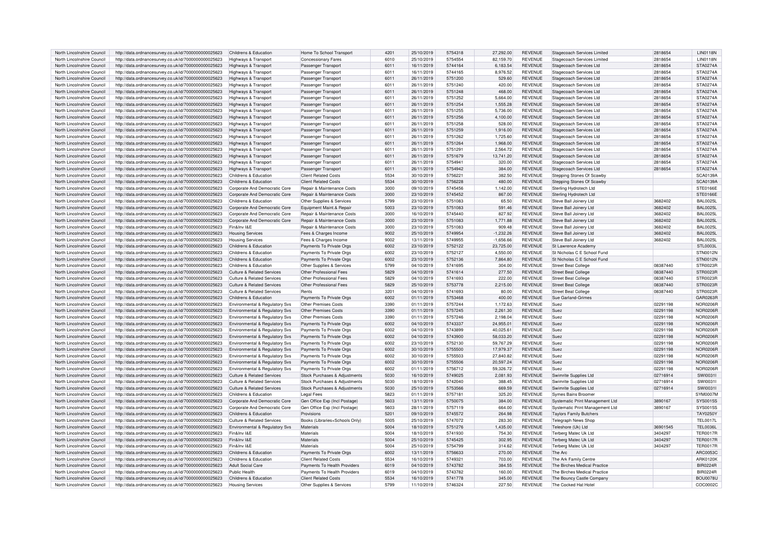| North Lincolnshire Council | http://data.ordnancesurvey.co.uk/id/7000000000025623 | Childrens & Education | Home To School Transport | 4201 | 25/10/2019 | 5754318 | 27,292.00 | REVENUE | Stagecoach Services Limited | 2818654 | LIN0118N |
|---|---|---|---|---|---|---|---|---|---|---|---|
| North Lincolnshire Council | http://data.ordnancesurvey.co.uk/id/7000000000025623 | Highways & Transport | Concessionary Fares | 6010 | 25/10/2019 | 5754554 | 82,159.70 | REVENUE | Stagecoach Services Limited | 2818654 | LIN0118N |
| North Lincolnshire Council | http://data.ordnancesurvey.co.uk/id/7000000000025623 | Highways & Transport | Passenger Transport | 6011 | 16/11/2019 | 5744164 | 6,183.54 | REVENUE | Stagecoach Services Ltd | 2818654 | STA0274A |
| North Lincolnshire Council | http://data.ordnancesurvey.co.uk/id/7000000000025623 | Highways & Transport | Passenger Transport | 6011 | 16/11/2019 | 5744165 | 8,976.52 | REVENUE | Stagecoach Services Ltd | 2818654 | STA0274A |
| North Lincolnshire Council | http://data.ordnancesurvey.co.uk/id/7000000000025623 | Highways & Transport | Passenger Transport | 6011 | 26/11/2019 | 5751200 | 529.60 | REVENUE | Stagecoach Services Ltd | 2818654 | STA0274A |
| North Lincolnshire Council | http://data.ordnancesurvey.co.uk/id/7000000000025623 | Highways & Transport | Passenger Transport | 6011 | 26/11/2019 | 5751240 | 420.00 | REVENUE | Stagecoach Services Ltd | 2818654 | STA0274A |
| North Lincolnshire Council | http://data.ordnancesurvey.co.uk/id/7000000000025623 | Highways & Transport | Passenger Transport | 6011 | 26/11/2019 | 5751248 | 468.00 | REVENUE | Stagecoach Services Ltd | 2818654 | STA0274A |
| North Lincolnshire Council | http://data.ordnancesurvey.co.uk/id/7000000000025623 | Highways & Transport | Passenger Transport | 6011 | 26/11/2019 | 5751252 | 5,664.00 | REVENUE | Stagecoach Services Ltd | 2818654 | STA0274A |
| North Lincolnshire Council | http://data.ordnancesurvey.co.uk/id/7000000000025623 | Highways & Transport | Passenger Transport | 6011 | 26/11/2019 | 5751254 | 1,555.28 | REVENUE | Stagecoach Services Ltd | 2818654 | STA0274A |
| North Lincolnshire Council | http://data.ordnancesurvey.co.uk/id/7000000000025623 | Highways & Transport | Passenger Transport | 6011 | 26/11/2019 | 5751255 | 5,736.00 | REVENUE | Stagecoach Services Ltd | 2818654 | STA0274A |
| North Lincolnshire Council | http://data.ordnancesurvey.co.uk/id/7000000000025623 | Highways & Transport | Passenger Transport | 6011 | 26/11/2019 | 5751256 | 4,100.00 | REVENUE | Stagecoach Services Ltd | 2818654 | STA0274A |
| North Lincolnshire Council | http://data.ordnancesurvey.co.uk/id/7000000000025623 | Highways & Transport | Passenger Transport | 6011 | 26/11/2019 | 5751258 | 528.00 | REVENUE | Stagecoach Services Ltd | 2818654 | STA0274A |
| North Lincolnshire Council | http://data.ordnancesurvey.co.uk/id/7000000000025623 | Highways & Transport | Passenger Transport | 6011 | 26/11/2019 | 5751259 | 1,916.00 | REVENUE | Stagecoach Services Ltd | 2818654 | STA0274A |
| North Lincolnshire Council | http://data.ordnancesurvey.co.uk/id/7000000000025623 | Highways & Transport | Passenger Transport | 6011 | 26/11/2019 | 5751262 | 1,725.60 | REVENUE | Stagecoach Services Ltd | 2818654 | STA0274A |
| North Lincolnshire Council | http://data.ordnancesurvey.co.uk/id/7000000000025623 | Highways & Transport | Passenger Transport | 6011 | 26/11/2019 | 5751264 | 1,968.00 | REVENUE | Stagecoach Services Ltd | 2818654 | STA0274A |
| North Lincolnshire Council | http://data.ordnancesurvey.co.uk/id/7000000000025623 | Highways & Transport | Passenger Transport | 6011 | 26/11/2019 | 5751291 | 2,564.72 | REVENUE | Stagecoach Services Ltd | 2818654 | STA0274A |
| North Lincolnshire Council | http://data.ordnancesurvey.co.uk/id/7000000000025623 | Highways & Transport | Passenger Transport | 6011 | 26/11/2019 | 5751679 | 13,741.20 | REVENUE | Stagecoach Services Ltd | 2818654 | STA0274A |
| North Lincolnshire Council | http://data.ordnancesurvey.co.uk/id/7000000000025623 | Highways & Transport | Passenger Transport | 6011 | 26/11/2019 | 5754941 | 320.00 | REVENUE | Stagecoach Services Ltd | 2818654 | STA0274A |
| North Lincolnshire Council | http://data.ordnancesurvey.co.uk/id/7000000000025623 | Highways & Transport | Passenger Transport | 6011 | 26/11/2019 | 5754942 | 384.00 | REVENUE | Stagecoach Services Ltd | 2818654 | STA0274A |
| North Lincolnshire Council | http://data.ordnancesurvey.co.uk/id/7000000000025623 | Childrens & Education | Client Related Costs | 5534 | 30/10/2019 | 5756221 | 382.50 | REVENUE | Stepping Stones Of Scawby | | SCA0139A |
| North Lincolnshire Council | http://data.ordnancesurvey.co.uk/id/7000000000025623 | Childrens & Education | Client Related Costs | 5534 | 30/10/2019 | 5756228 | 480.00 | REVENUE | Stepping Stones Of Scawby | | SCA0139A |
| North Lincolnshire Council | http://data.ordnancesurvey.co.uk/id/7000000000025623 | Corporate And Democratic Core | Repair & Maintenance Costs | 3000 | 09/10/2019 | 5745456 | 1,142.00 | REVENUE | Sterling Hydrotech Ltd | | STE0166E |
| North Lincolnshire Council | http://data.ordnancesurvey.co.uk/id/7000000000025623 | Corporate And Democratic Core | Repair & Maintenance Costs | 3000 | 23/10/2019 | 5745452 | 867.00 | REVENUE | Sterling Hydrotech Ltd | | STE0166E |
| North Lincolnshire Council | http://data.ordnancesurvey.co.uk/id/7000000000025623 | Childrens & Education | Other Supplies & Services | 5799 | 23/10/2019 | 5751083 | 65.50 | REVENUE | Steve Ball Joinery Ltd | 3682402 | BAL0025L |
| North Lincolnshire Council | http://data.ordnancesurvey.co.uk/id/7000000000025623 | Corporate And Democratic Core | Equipment Maint.& Repair | 5003 | 23/10/2019 | 5751083 | 591.46 | REVENUE | Steve Ball Joinery Ltd | 3682402 | BAL0025L |
| North Lincolnshire Council | http://data.ordnancesurvey.co.uk/id/7000000000025623 | Corporate And Democratic Core | Repair & Maintenance Costs | 3000 | 16/10/2019 | 5745440 | 827.92 | REVENUE | Steve Ball Joinery Ltd | 3682402 | BAL0025L |
| North Lincolnshire Council | http://data.ordnancesurvey.co.uk/id/7000000000025623 | Corporate And Democratic Core | Repair & Maintenance Costs | 3000 | 23/10/2019 | 5751083 | 1,771.88 | REVENUE | Steve Ball Joinery Ltd | 3682402 | BAL0025L |
| North Lincolnshire Council | http://data.ordnancesurvey.co.uk/id/7000000000025623 | Fin&Inv I&E | Repair & Maintenance Costs | 3000 | 23/10/2019 | 5751083 | 909.48 | REVENUE | Steve Ball Joinery Ltd | 3682402 | BAL0025L |
| North Lincolnshire Council | http://data.ordnancesurvey.co.uk/id/7000000000025623 | Housing Services | Fees & Charges Income | 9002 | 25/10/2019 | 5749954 | -1,232.26 | REVENUE | Steve Ball Joinery Ltd | 3682402 | BAL0025L |
| North Lincolnshire Council | http://data.ordnancesurvey.co.uk/id/7000000000025623 | Housing Services | Fees & Charges Income | 9002 | 13/11/2019 | 5749955 | -1,656.66 | REVENUE | Steve Ball Joinery Ltd | 3682402 | BAL0025L |
| North Lincolnshire Council | http://data.ordnancesurvey.co.uk/id/7000000000025623 | Childrens & Education | Payments To Private Orgs | 6002 | 23/10/2019 | 5752122 | 23,725.00 | REVENUE | St Lawrence Academy | | STL0003L |
| North Lincolnshire Council | http://data.ordnancesurvey.co.uk/id/7000000000025623 | Childrens & Education | Payments To Private Orgs | 6002 | 23/10/2019 | 5752127 | 4,550.00 | REVENUE | St Nicholas C E School Fund | | STN0012N |
| North Lincolnshire Council | http://data.ordnancesurvey.co.uk/id/7000000000025623 | Childrens & Education | Payments To Private Orgs | 6002 | 23/10/2019 | 5752136 | 7,864.80 | REVENUE | St Nicholas C E School Fund | | STN0012N |
| North Lincolnshire Council | http://data.ordnancesurvey.co.uk/id/7000000000025623 | Childrens & Education | Other Supplies & Services | 5799 | 04/10/2019 | 5741695 | 304.00 | REVENUE | Street Beat College | 08387440 | STR0023R |
| North Lincolnshire Council | http://data.ordnancesurvey.co.uk/id/7000000000025623 | Culture & Related Services | Other Professional Fees | 5829 | 04/10/2019 | 5741614 | 277.50 | REVENUE | Street Beat College | 08387440 | STR0023R |
| North Lincolnshire Council | http://data.ordnancesurvey.co.uk/id/7000000000025623 | Culture & Related Services | Other Professional Fees | 5829 | 04/10/2019 | 5741693 | 222.00 | REVENUE | Street Beat College | 08387440 | STR0023R |
| North Lincolnshire Council | http://data.ordnancesurvey.co.uk/id/7000000000025623 | Culture & Related Services | Other Professional Fees | 5829 | 25/10/2019 | 5753778 | 2,215.00 | REVENUE | Street Beat College | 08387440 | STR0023R |
| North Lincolnshire Council | http://data.ordnancesurvey.co.uk/id/7000000000025623 | Culture & Related Services | Rents | 3201 | 04/10/2019 | 5741693 | 80.00 | REVENUE | Street Beat College | 08387440 | STR0023R |
| North Lincolnshire Council | http://data.ordnancesurvey.co.uk/id/7000000000025623 | Childrens & Education | Payments To Private Orgs | 6002 | 01/11/2019 | 5753468 | 400.00 | REVENUE | Sue Garland-Grimes | | GAR0263R |
| North Lincolnshire Council | http://data.ordnancesurvey.co.uk/id/7000000000025623 | Environmental & Regulatory Svs | Other Premises Costs | 3390 | 01/11/2019 | 5757244 | 1,172.63 | REVENUE | Suez | 02291198 | NOR0206R |
| North Lincolnshire Council | http://data.ordnancesurvey.co.uk/id/7000000000025623 | Environmental & Regulatory Svs | Other Premises Costs | 3390 | 01/11/2019 | 5757245 | 2,261.30 | REVENUE | Suez | 02291198 | NOR0206R |
| North Lincolnshire Council | http://data.ordnancesurvey.co.uk/id/7000000000025623 | Environmental & Regulatory Svs | Other Premises Costs | 3390 | 01/11/2019 | 5757246 | 2,198.04 | REVENUE | Suez | 02291198 | NOR0206R |
| North Lincolnshire Council | http://data.ordnancesurvey.co.uk/id/7000000000025623 | Environmental & Regulatory Svs | Payments To Private Orgs | 6002 | 04/10/2019 | 5743337 | 24,955.01 | REVENUE | Suez | 02291198 | NOR0206R |
| North Lincolnshire Council | http://data.ordnancesurvey.co.uk/id/7000000000025623 | Environmental & Regulatory Svs | Payments To Private Orgs | 6002 | 04/10/2019 | 5743899 | 40,025.61 | REVENUE | Suez | 02291198 | NOR0206R |
| North Lincolnshire Council | http://data.ordnancesurvey.co.uk/id/7000000000025623 | Environmental & Regulatory Svs | Payments To Private Orgs | 6002 | 04/10/2019 | 5743900 | 58,033.20 | REVENUE | Suez | 02291198 | NOR0206R |
| North Lincolnshire Council | http://data.ordnancesurvey.co.uk/id/7000000000025623 | Environmental & Regulatory Svs | Payments To Private Orgs | 6002 | 23/10/2019 | 5752130 | 59,767.29 | REVENUE | Suez | 02291198 | NOR0206R |
| North Lincolnshire Council | http://data.ordnancesurvey.co.uk/id/7000000000025623 | Environmental & Regulatory Svs | Payments To Private Orgs | 6002 | 30/10/2019 | 5755500 | 17,979.37 | REVENUE | Suez | 02291198 | NOR0206R |
| North Lincolnshire Council | http://data.ordnancesurvey.co.uk/id/7000000000025623 | Environmental & Regulatory Svs | Payments To Private Orgs | 6002 | 30/10/2019 | 5755503 | 27,840.82 | REVENUE | Suez | 02291198 | NOR0206R |
| North Lincolnshire Council | http://data.ordnancesurvey.co.uk/id/7000000000025623 | Environmental & Regulatory Svs | Payments To Private Orgs | 6002 | 30/10/2019 | 5755506 | 20,597.24 | REVENUE | Suez | 02291198 | NOR0206R |
| North Lincolnshire Council | http://data.ordnancesurvey.co.uk/id/7000000000025623 | Environmental & Regulatory Svs | Payments To Private Orgs | 6002 | 01/11/2019 | 5756712 | 59,326.72 | REVENUE | Suez | 02291198 | NOR0206R |
| North Lincolnshire Council | http://data.ordnancesurvey.co.uk/id/7000000000025623 | Culture & Related Services | Stock Purchases & Adjustments | 5030 | 16/10/2019 | 5749025 | 2,081.93 | REVENUE | Swimrite Supplies Ltd | 02716914 | SWI0031I |
| North Lincolnshire Council | http://data.ordnancesurvey.co.uk/id/7000000000025623 | Culture & Related Services | Stock Purchases & Adjustments | 5030 | 18/10/2019 | 5742040 | 388.45 | REVENUE | Swimrite Supplies Ltd | 02716914 | SWI0031I |
| North Lincolnshire Council | http://data.ordnancesurvey.co.uk/id/7000000000025623 | Culture & Related Services | Stock Purchases & Adjustments | 5030 | 25/10/2019 | 5753566 | 669.59 | REVENUE | Swimrite Supplies Ltd | 02716914 | SWI0031I |
| North Lincolnshire Council | http://data.ordnancesurvey.co.uk/id/7000000000025623 | Childrens & Education | Legal Fees | 5823 | 01/11/2019 | 5757181 | 325.20 | REVENUE | Symes Bains Broomer | | SYM0007M |
| North Lincolnshire Council | http://data.ordnancesurvey.co.uk/id/7000000000025623 | Corporate And Democratic Core | Gen Office Exp (Incl Postage) | 5603 | 13/11/2019 | 5750075 | 384.00 | REVENUE | Systematic Print Management Ltd | 3890167 | SYS0015S |
| North Lincolnshire Council | http://data.ordnancesurvey.co.uk/id/7000000000025623 | Corporate And Democratic Core | Gen Office Exp (Incl Postage) | 5603 | 28/11/2019 | 5757119 | 664.00 | REVENUE | Systematic Print Management Ltd | 3890167 | SYS0015S |
| North Lincolnshire Council | http://data.ordnancesurvey.co.uk/id/7000000000025623 | Childrens & Education | Provisions | 5201 | 09/10/2019 | 5745572 | 264.98 | REVENUE | Taylors Family Butchers | | TAY0250Y |
| North Lincolnshire Council | http://data.ordnancesurvey.co.uk/id/7000000000025623 | Culture & Related Services | Books (Libraries+Schools Only) | 5005 | 25/10/2019 | 5747072 | 283.30 | REVENUE | Telegraph News Shop | | TEL0017L |
| North Lincolnshire Council | http://data.ordnancesurvey.co.uk/id/7000000000025623 | Environmental & Regulatory Svs | Materials | 5004 | 18/10/2019 | 5751276 | 1,435.00 | REVENUE | Teleshore (Uk) Ltd | 36901545 | TEL0036L |
| North Lincolnshire Council | http://data.ordnancesurvey.co.uk/id/7000000000025623 | Fin&Inv I&E | Materials | 5004 | 18/10/2019 | 5741930 | 754.30 | REVENUE | Terberg Matec Uk Ltd | 3404297 | TER0017R |
| North Lincolnshire Council | http://data.ordnancesurvey.co.uk/id/7000000000025623 | Fin&Inv I&E | Materials | 5004 | 25/10/2019 | 5745425 | 302.95 | REVENUE | Terberg Matec Uk Ltd | 3404297 | TER0017R |
| North Lincolnshire Council | http://data.ordnancesurvey.co.uk/id/7000000000025623 | Fin&Inv I&E | Materials | 5004 | 25/10/2019 | 5754799 | 314.62 | REVENUE | Terberg Matec Uk Ltd | 3404297 | TER0017R |
| North Lincolnshire Council | http://data.ordnancesurvey.co.uk/id/7000000000025623 | Childrens & Education | Payments To Private Orgs | 6002 | 13/11/2019 | 5756633 | 270.00 | REVENUE | The Arc | | ARC0053C |
| North Lincolnshire Council | http://data.ordnancesurvey.co.uk/id/7000000000025623 | Childrens & Education | Client Related Costs | 5534 | 16/10/2019 | 5749321 | 703.00 | REVENUE | The Ark Family Centre | | ARK0120K |
| North Lincolnshire Council | http://data.ordnancesurvey.co.uk/id/7000000000025623 | Adult Social Care | Payments To Health Providers | 6019 | 04/10/2019 | 5743782 | 384.55 | REVENUE | The Birches Medical Practice | | BIR0224R |
| North Lincolnshire Council | http://data.ordnancesurvey.co.uk/id/7000000000025623 | Public Health | Payments To Health Providers | 6019 | 04/10/2019 | 5743782 | 160.00 | REVENUE | The Birches Medical Practice | | BIR0224R |
| North Lincolnshire Council | http://data.ordnancesurvey.co.uk/id/7000000000025623 | Childrens & Education | Client Related Costs | 5534 | 16/10/2019 | 5741778 | 345.00 | REVENUE | The Bouncy Castle Company | | BOU0078U |
| North Lincolnshire Council | http://data.ordnancesurvey.co.uk/id/7000000000025623 | Housing Services | Other Supplies & Services | 5799 | 11/10/2019 | 5746324 | 227.50 | REVENUE | The Cocked Hat Hotel | | COC0002C |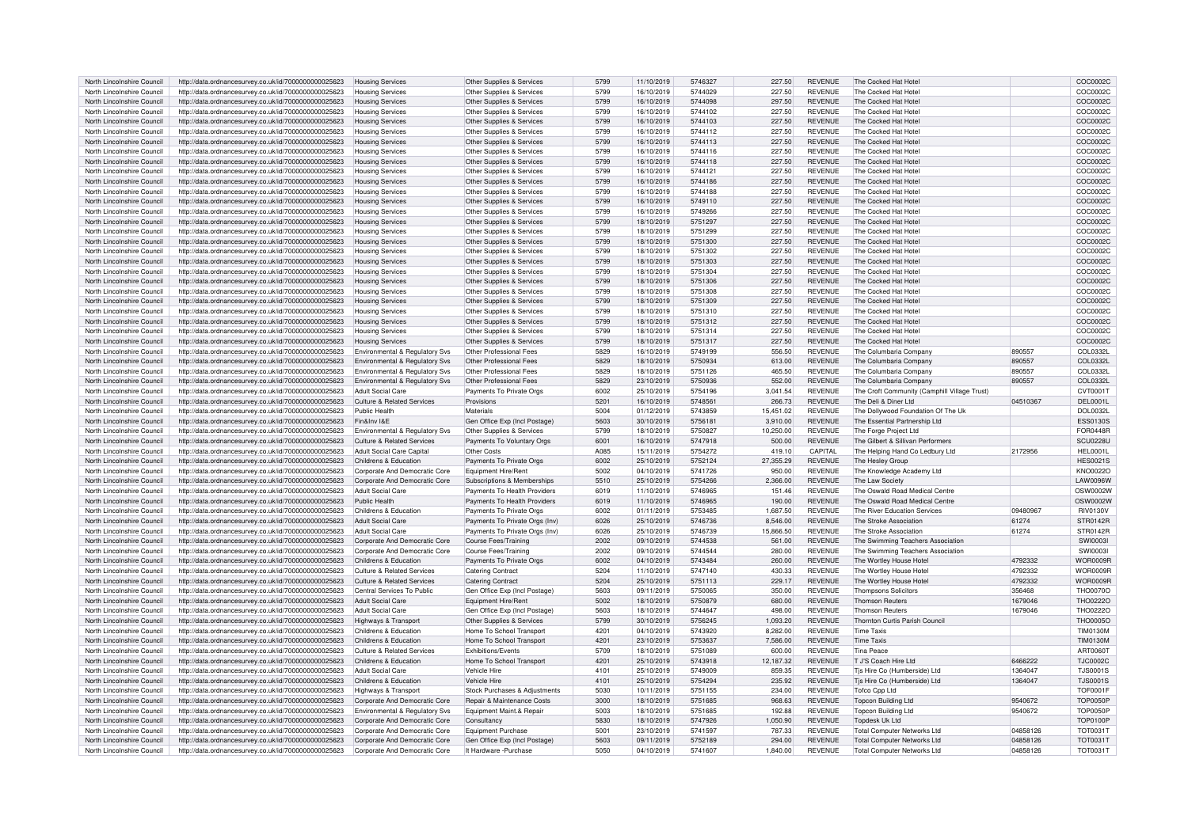| North Lincolnshire Council | http://data.ordnancesurvey.co.uk/id/7000000000025623 | Housing Services | Other Supplies & Services | 5799 | 11/10/2019 | 5746327 | 227.50 | REVENUE | The Cocked Hat Hotel | | COC0002C |
|---|---|---|---|---|---|---|---|---|---|---|---|
| North Lincolnshire Council | http://data.ordnancesurvey.co.uk/id/7000000000025623 | Housing Services | Other Supplies & Services | 5799 | 16/10/2019 | 5744029 | 227.50 | REVENUE | The Cocked Hat Hotel | | COC0002C |
| North Lincolnshire Council | http://data.ordnancesurvey.co.uk/id/7000000000025623 | Housing Services | Other Supplies & Services | 5799 | 16/10/2019 | 5744098 | 297.50 | REVENUE | The Cocked Hat Hotel | | COC0002C |
| North Lincolnshire Council | http://data.ordnancesurvey.co.uk/id/7000000000025623 | Housing Services | Other Supplies & Services | 5799 | 16/10/2019 | 5744102 | 227.50 | REVENUE | The Cocked Hat Hotel | | COC0002C |
| North Lincolnshire Council | http://data.ordnancesurvey.co.uk/id/7000000000025623 | Housing Services | Other Supplies & Services | 5799 | 16/10/2019 | 5744103 | 227.50 | REVENUE | The Cocked Hat Hotel | | COC0002C |
| North Lincolnshire Council | http://data.ordnancesurvey.co.uk/id/7000000000025623 | Housing Services | Other Supplies & Services | 5799 | 16/10/2019 | 5744112 | 227.50 | REVENUE | The Cocked Hat Hotel | | COC0002C |
| North Lincolnshire Council | http://data.ordnancesurvey.co.uk/id/7000000000025623 | Housing Services | Other Supplies & Services | 5799 | 16/10/2019 | 5744113 | 227.50 | REVENUE | The Cocked Hat Hotel | | COC0002C |
| North Lincolnshire Council | http://data.ordnancesurvey.co.uk/id/7000000000025623 | Housing Services | Other Supplies & Services | 5799 | 16/10/2019 | 5744116 | 227.50 | REVENUE | The Cocked Hat Hotel | | COC0002C |
| North Lincolnshire Council | http://data.ordnancesurvey.co.uk/id/7000000000025623 | Housing Services | Other Supplies & Services | 5799 | 16/10/2019 | 5744118 | 227.50 | REVENUE | The Cocked Hat Hotel | | COC0002C |
| North Lincolnshire Council | http://data.ordnancesurvey.co.uk/id/7000000000025623 | Housing Services | Other Supplies & Services | 5799 | 16/10/2019 | 5744121 | 227.50 | REVENUE | The Cocked Hat Hotel | | COC0002C |
| North Lincolnshire Council | http://data.ordnancesurvey.co.uk/id/7000000000025623 | Housing Services | Other Supplies & Services | 5799 | 16/10/2019 | 5744186 | 227.50 | REVENUE | The Cocked Hat Hotel | | COC0002C |
| North Lincolnshire Council | http://data.ordnancesurvey.co.uk/id/7000000000025623 | Housing Services | Other Supplies & Services | 5799 | 16/10/2019 | 5744188 | 227.50 | REVENUE | The Cocked Hat Hotel | | COC0002C |
| North Lincolnshire Council | http://data.ordnancesurvey.co.uk/id/7000000000025623 | Housing Services | Other Supplies & Services | 5799 | 16/10/2019 | 5749110 | 227.50 | REVENUE | The Cocked Hat Hotel | | COC0002C |
| North Lincolnshire Council | http://data.ordnancesurvey.co.uk/id/7000000000025623 | Housing Services | Other Supplies & Services | 5799 | 16/10/2019 | 5749266 | 227.50 | REVENUE | The Cocked Hat Hotel | | COC0002C |
| North Lincolnshire Council | http://data.ordnancesurvey.co.uk/id/7000000000025623 | Housing Services | Other Supplies & Services | 5799 | 18/10/2019 | 5751297 | 227.50 | REVENUE | The Cocked Hat Hotel | | COC0002C |
| North Lincolnshire Council | http://data.ordnancesurvey.co.uk/id/7000000000025623 | Housing Services | Other Supplies & Services | 5799 | 18/10/2019 | 5751299 | 227.50 | REVENUE | The Cocked Hat Hotel | | COC0002C |
| North Lincolnshire Council | http://data.ordnancesurvey.co.uk/id/7000000000025623 | Housing Services | Other Supplies & Services | 5799 | 18/10/2019 | 5751300 | 227.50 | REVENUE | The Cocked Hat Hotel | | COC0002C |
| North Lincolnshire Council | http://data.ordnancesurvey.co.uk/id/7000000000025623 | Housing Services | Other Supplies & Services | 5799 | 18/10/2019 | 5751302 | 227.50 | REVENUE | The Cocked Hat Hotel | | COC0002C |
| North Lincolnshire Council | http://data.ordnancesurvey.co.uk/id/7000000000025623 | Housing Services | Other Supplies & Services | 5799 | 18/10/2019 | 5751303 | 227.50 | REVENUE | The Cocked Hat Hotel | | COC0002C |
| North Lincolnshire Council | http://data.ordnancesurvey.co.uk/id/7000000000025623 | Housing Services | Other Supplies & Services | 5799 | 18/10/2019 | 5751304 | 227.50 | REVENUE | The Cocked Hat Hotel | | COC0002C |
| North Lincolnshire Council | http://data.ordnancesurvey.co.uk/id/7000000000025623 | Housing Services | Other Supplies & Services | 5799 | 18/10/2019 | 5751306 | 227.50 | REVENUE | The Cocked Hat Hotel | | COC0002C |
| North Lincolnshire Council | http://data.ordnancesurvey.co.uk/id/7000000000025623 | Housing Services | Other Supplies & Services | 5799 | 18/10/2019 | 5751308 | 227.50 | REVENUE | The Cocked Hat Hotel | | COC0002C |
| North Lincolnshire Council | http://data.ordnancesurvey.co.uk/id/7000000000025623 | Housing Services | Other Supplies & Services | 5799 | 18/10/2019 | 5751309 | 227.50 | REVENUE | The Cocked Hat Hotel | | COC0002C |
| North Lincolnshire Council | http://data.ordnancesurvey.co.uk/id/7000000000025623 | Housing Services | Other Supplies & Services | 5799 | 18/10/2019 | 5751310 | 227.50 | REVENUE | The Cocked Hat Hotel | | COC0002C |
| North Lincolnshire Council | http://data.ordnancesurvey.co.uk/id/7000000000025623 | Housing Services | Other Supplies & Services | 5799 | 18/10/2019 | 5751312 | 227.50 | REVENUE | The Cocked Hat Hotel | | COC0002C |
| North Lincolnshire Council | http://data.ordnancesurvey.co.uk/id/7000000000025623 | Housing Services | Other Supplies & Services | 5799 | 18/10/2019 | 5751314 | 227.50 | REVENUE | The Cocked Hat Hotel | | COC0002C |
| North Lincolnshire Council | http://data.ordnancesurvey.co.uk/id/7000000000025623 | Housing Services | Other Supplies & Services | 5799 | 18/10/2019 | 5751317 | 227.50 | REVENUE | The Cocked Hat Hotel | | COC0002C |
| North Lincolnshire Council | http://data.ordnancesurvey.co.uk/id/7000000000025623 | Environmental & Regulatory Svs | Other Professional Fees | 5829 | 16/10/2019 | 5749199 | 556.50 | REVENUE | The Columbaria Company | 890557 | COL0332L |
| North Lincolnshire Council | http://data.ordnancesurvey.co.uk/id/7000000000025623 | Environmental & Regulatory Svs | Other Professional Fees | 5829 | 18/10/2019 | 5750934 | 613.00 | REVENUE | The Columbaria Company | 890557 | COL0332L |
| North Lincolnshire Council | http://data.ordnancesurvey.co.uk/id/7000000000025623 | Environmental & Regulatory Svs | Other Professional Fees | 5829 | 18/10/2019 | 5751126 | 465.50 | REVENUE | The Columbaria Company | 890557 | COL0332L |
| North Lincolnshire Council | http://data.ordnancesurvey.co.uk/id/7000000000025623 | Environmental & Regulatory Svs | Other Professional Fees | 5829 | 23/10/2019 | 5750936 | 552.00 | REVENUE | The Columbaria Company | 890557 | COL0332L |
| North Lincolnshire Council | http://data.ordnancesurvey.co.uk/id/7000000000025623 | Adult Social Care | Payments To Private Orgs | 6002 | 25/10/2019 | 5754196 | 3,041.54 | REVENUE | The Croft Community (Camphill Village Trust) | | CVT0001T |
| North Lincolnshire Council | http://data.ordnancesurvey.co.uk/id/7000000000025623 | Culture & Related Services | Provisions | 5201 | 16/10/2019 | 5748561 | 266.73 | REVENUE | The Deli & Diner Ltd | 04510367 | DEL0001L |
| North Lincolnshire Council | http://data.ordnancesurvey.co.uk/id/7000000000025623 | Public Health | Materials | 5004 | 01/12/2019 | 5743859 | 15,451.02 | REVENUE | The Dollywood Foundation Of The Uk | | DOL0032L |
| North Lincolnshire Council | http://data.ordnancesurvey.co.uk/id/7000000000025623 | Fin&Inv I&E | Gen Office Exp (Incl Postage) | 5603 | 30/10/2019 | 5756181 | 3,910.00 | REVENUE | The Essential Partnership Ltd | | ESS0130S |
| North Lincolnshire Council | http://data.ordnancesurvey.co.uk/id/7000000000025623 | Environmental & Regulatory Svs | Other Supplies & Services | 5799 | 18/10/2019 | 5750827 | 10,250.00 | REVENUE | The Forge Project Ltd | | FOR0448R |
| North Lincolnshire Council | http://data.ordnancesurvey.co.uk/id/7000000000025623 | Culture & Related Services | Payments To Voluntary Orgs | 6001 | 16/10/2019 | 5747918 | 500.00 | REVENUE | The Gilbert & Sillivan Performers | | SCU0228U |
| North Lincolnshire Council | http://data.ordnancesurvey.co.uk/id/7000000000025623 | Adult Social Care Capital | Other Costs | A085 | 15/11/2019 | 5754272 | 419.10 | CAPITAL | The Helping Hand Co Ledbury Ltd | 2172956 | HEL0001L |
| North Lincolnshire Council | http://data.ordnancesurvey.co.uk/id/7000000000025623 | Childrens & Education | Payments To Private Orgs | 6002 | 25/10/2019 | 5752124 | 27,355.29 | REVENUE | The Hesley Group | | HES0021S |
| North Lincolnshire Council | http://data.ordnancesurvey.co.uk/id/7000000000025623 | Corporate And Democratic Core | Equipment Hire/Rent | 5002 | 04/10/2019 | 5741726 | 950.00 | REVENUE | The Knowledge Academy Ltd | | KNO0022O |
| North Lincolnshire Council | http://data.ordnancesurvey.co.uk/id/7000000000025623 | Corporate And Democratic Core | Subscriptions & Memberships | 5510 | 25/10/2019 | 5754266 | 2,366.00 | REVENUE | The Law Society | | LAW0096W |
| North Lincolnshire Council | http://data.ordnancesurvey.co.uk/id/7000000000025623 | Adult Social Care | Payments To Health Providers | 6019 | 11/10/2019 | 5746965 | 151.46 | REVENUE | The Oswald Road Medical Centre | | OSW0002W |
| North Lincolnshire Council | http://data.ordnancesurvey.co.uk/id/7000000000025623 | Public Health | Payments To Health Providers | 6019 | 11/10/2019 | 5746965 | 190.00 | REVENUE | The Oswald Road Medical Centre | | OSW0002W |
| North Lincolnshire Council | http://data.ordnancesurvey.co.uk/id/7000000000025623 | Childrens & Education | Payments To Private Orgs | 6002 | 01/11/2019 | 5753485 | 1,687.50 | REVENUE | The River Education Services | 09480967 | RIV0130V |
| North Lincolnshire Council | http://data.ordnancesurvey.co.uk/id/7000000000025623 | Adult Social Care | Payments To Private Orgs (Inv) | 6026 | 25/10/2019 | 5746736 | 8,546.00 | REVENUE | The Stroke Association | 61274 | STR0142R |
| North Lincolnshire Council | http://data.ordnancesurvey.co.uk/id/7000000000025623 | Adult Social Care | Payments To Private Orgs (Inv) | 6026 | 25/10/2019 | 5746739 | 15,866.50 | REVENUE | The Stroke Association | 61274 | STR0142R |
| North Lincolnshire Council | http://data.ordnancesurvey.co.uk/id/7000000000025623 | Corporate And Democratic Core | Course Fees/Training | 2002 | 09/10/2019 | 5744538 | 561.00 | REVENUE | The Swimming Teachers Association | | SWI0003I |
| North Lincolnshire Council | http://data.ordnancesurvey.co.uk/id/7000000000025623 | Corporate And Democratic Core | Course Fees/Training | 2002 | 09/10/2019 | 5744544 | 280.00 | REVENUE | The Swimming Teachers Association | | SWI0003I |
| North Lincolnshire Council | http://data.ordnancesurvey.co.uk/id/7000000000025623 | Childrens & Education | Payments To Private Orgs | 6002 | 04/10/2019 | 5743484 | 260.00 | REVENUE | The Wortley House Hotel | 4792332 | WOR0009R |
| North Lincolnshire Council | http://data.ordnancesurvey.co.uk/id/7000000000025623 | Culture & Related Services | Catering Contract | 5204 | 11/10/2019 | 5747140 | 430.33 | REVENUE | The Wortley House Hotel | 4792332 | WOR0009R |
| North Lincolnshire Council | http://data.ordnancesurvey.co.uk/id/7000000000025623 | Culture & Related Services | Catering Contract | 5204 | 25/10/2019 | 5751113 | 229.17 | REVENUE | The Wortley House Hotel | 4792332 | WOR0009R |
| North Lincolnshire Council | http://data.ordnancesurvey.co.uk/id/7000000000025623 | Central Services To Public | Gen Office Exp (Incl Postage) | 5603 | 09/11/2019 | 5750065 | 350.00 | REVENUE | Thompsons Solicitors | 356468 | THO0070O |
| North Lincolnshire Council | http://data.ordnancesurvey.co.uk/id/7000000000025623 | Adult Social Care | Equipment Hire/Rent | 5002 | 18/10/2019 | 5750879 | 680.00 | REVENUE | Thomson Reuters | 1679046 | THO0222O |
| North Lincolnshire Council | http://data.ordnancesurvey.co.uk/id/7000000000025623 | Adult Social Care | Gen Office Exp (Incl Postage) | 5603 | 18/10/2019 | 5744647 | 498.00 | REVENUE | Thomson Reuters | 1679046 | THO0222O |
| North Lincolnshire Council | http://data.ordnancesurvey.co.uk/id/7000000000025623 | Highways & Transport | Other Supplies & Services | 5799 | 30/10/2019 | 5756245 | 1,093.20 | REVENUE | Thornton Curtis Parish Council | | THO0005O |
| North Lincolnshire Council | http://data.ordnancesurvey.co.uk/id/7000000000025623 | Childrens & Education | Home To School Transport | 4201 | 04/10/2019 | 5743920 | 8,282.00 | REVENUE | Time Taxis | | TIM0130M |
| North Lincolnshire Council | http://data.ordnancesurvey.co.uk/id/7000000000025623 | Childrens & Education | Home To School Transport | 4201 | 23/10/2019 | 5753637 | 7,586.00 | REVENUE | Time Taxis | | TIM0130M |
| North Lincolnshire Council | http://data.ordnancesurvey.co.uk/id/7000000000025623 | Culture & Related Services | Exhibitions/Events | 5709 | 18/10/2019 | 5751089 | 600.00 | REVENUE | Tina Peace | | ART0060T |
| North Lincolnshire Council | http://data.ordnancesurvey.co.uk/id/7000000000025623 | Childrens & Education | Home To School Transport | 4201 | 25/10/2019 | 5743918 | 12,187.32 | REVENUE | T J'S Coach Hire Ltd | 6466222 | TJC0002C |
| North Lincolnshire Council | http://data.ordnancesurvey.co.uk/id/7000000000025623 | Adult Social Care | Vehicle Hire | 4101 | 25/10/2019 | 5749009 | 859.35 | REVENUE | Tjs Hire Co (Humberside) Ltd | 1364047 | TJS0001S |
| North Lincolnshire Council | http://data.ordnancesurvey.co.uk/id/7000000000025623 | Childrens & Education | Vehicle Hire | 4101 | 25/10/2019 | 5754294 | 235.92 | REVENUE | Tjs Hire Co (Humberside) Ltd | 1364047 | TJS0001S |
| North Lincolnshire Council | http://data.ordnancesurvey.co.uk/id/7000000000025623 | Highways & Transport | Stock Purchases & Adjustments | 5030 | 10/11/2019 | 5751155 | 234.00 | REVENUE | Tofco Cpp Ltd | | TOF0001F |
| North Lincolnshire Council | http://data.ordnancesurvey.co.uk/id/7000000000025623 | Corporate And Democratic Core | Repair & Maintenance Costs | 3000 | 18/10/2019 | 5751685 | 968.63 | REVENUE | Topcon Building Ltd | 9540672 | TOP0050P |
| North Lincolnshire Council | http://data.ordnancesurvey.co.uk/id/7000000000025623 | Environmental & Regulatory Svs | Equipment Maint.& Repair | 5003 | 18/10/2019 | 5751685 | 192.88 | REVENUE | Topcon Building Ltd | 9540672 | TOP0050P |
| North Lincolnshire Council | http://data.ordnancesurvey.co.uk/id/7000000000025623 | Corporate And Democratic Core | Consultancy | 5830 | 18/10/2019 | 5747926 | 1,050.90 | REVENUE | Topdesk Uk Ltd | | TOP0100P |
| North Lincolnshire Council | http://data.ordnancesurvey.co.uk/id/7000000000025623 | Corporate And Democratic Core | Equipment Purchase | 5001 | 23/10/2019 | 5741597 | 787.33 | REVENUE | Total Computer Networks Ltd | 04858126 | TOT0031T |
| North Lincolnshire Council | http://data.ordnancesurvey.co.uk/id/7000000000025623 | Corporate And Democratic Core | Gen Office Exp (Incl Postage) | 5603 | 09/11/2019 | 5752189 | 294.00 | REVENUE | Total Computer Networks Ltd | 04858126 | TOT0031T |
| North Lincolnshire Council | http://data.ordnancesurvey.co.uk/id/7000000000025623 | Corporate And Democratic Core | It Hardware -Purchase | 5050 | 04/10/2019 | 5741607 | 1,840.00 | REVENUE | Total Computer Networks Ltd | 04858126 | TOT0031T |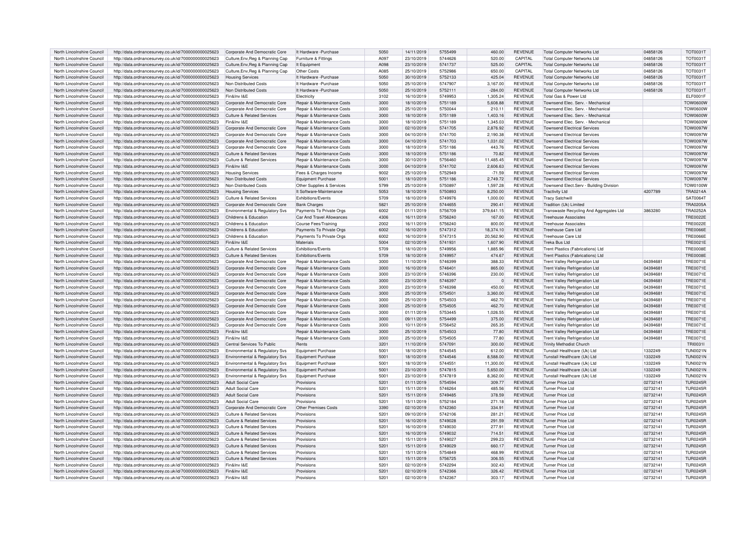| North Lincolnshire Council | http://data.ordnancesurvey.co.uk/id/7000000000025623 | Corporate And Democratic Core | It Hardware -Purchase | 5050 | 14/11/2019 | 5755499 | 460.00 | REVENUE | Total Computer Networks Ltd | 04858126 | TOT0031T |
|---|---|---|---|---|---|---|---|---|---|---|---|
| North Lincolnshire Council | http://data.ordnancesurvey.co.uk/id/7000000000025623 | Culture,Env,Reg & Planning Cap | Furniture & Fittings | A097 | 23/10/2019 | 5744626 | 520.00 | CAPITAL | Total Computer Networks Ltd | 04858126 | TOT0031T |
| North Lincolnshire Council | http://data.ordnancesurvey.co.uk/id/7000000000025623 | Culture,Env,Reg & Planning Cap | It Equipment | A098 | 23/10/2019 | 5741737 | 525.00 | CAPITAL | Total Computer Networks Ltd | 04858126 | TOT0031T |
| North Lincolnshire Council | http://data.ordnancesurvey.co.uk/id/7000000000025623 | Culture,Env,Reg & Planning Cap | Other Costs | A085 | 25/10/2019 | 5752986 | 650.00 | CAPITAL | Total Computer Networks Ltd | 04858126 | TOT0031T |
| North Lincolnshire Council | http://data.ordnancesurvey.co.uk/id/7000000000025623 | Housing Services | It Hardware -Purchase | 5050 | 30/10/2019 | 5752133 | 425.04 | REVENUE | Total Computer Networks Ltd | 04858126 | TOT0031T |
| North Lincolnshire Council | http://data.ordnancesurvey.co.uk/id/7000000000025623 | Non Distributed Costs | It Hardware -Purchase | 5050 | 25/10/2019 | 5747907 | 3,167.00 | REVENUE | Total Computer Networks Ltd | 04858126 | TOT0031T |
| North Lincolnshire Council | http://data.ordnancesurvey.co.uk/id/7000000000025623 | Non Distributed Costs | It Hardware -Purchase | 5050 | 25/10/2019 | 5752111 | -284.00 | REVENUE | Total Computer Networks Ltd | 04858126 | TOT0031T |
| North Lincolnshire Council | http://data.ordnancesurvey.co.uk/id/7000000000025623 | Fin&Inv I&E | Electricity | 3102 | 16/10/2019 | 5749953 | 1,305.24 | REVENUE | Total Gas & Power Ltd | | ELF0001F |
| North Lincolnshire Council | http://data.ordnancesurvey.co.uk/id/7000000000025623 | Corporate And Democratic Core | Repair & Maintenance Costs | 3000 | 18/10/2019 | 5751189 | 5,608.88 | REVENUE | Townsend Elec. Serv. - Mechanical | | TOW0600W |
| North Lincolnshire Council | http://data.ordnancesurvey.co.uk/id/7000000000025623 | Corporate And Democratic Core | Repair & Maintenance Costs | 3000 | 25/10/2019 | 5750044 | 210.11 | REVENUE | Townsend Elec. Serv. - Mechanical | | TOW0600W |
| North Lincolnshire Council | http://data.ordnancesurvey.co.uk/id/7000000000025623 | Culture & Related Services | Repair & Maintenance Costs | 3000 | 18/10/2019 | 5751189 | 1,403.16 | REVENUE | Townsend Elec. Serv. - Mechanical | | TOW0600W |
| North Lincolnshire Council | http://data.ordnancesurvey.co.uk/id/7000000000025623 | Fin&Inv I&E | Repair & Maintenance Costs | 3000 | 18/10/2019 | 5751189 | 1,345.03 | REVENUE | Townsend Elec. Serv. - Mechanical | | TOW0600W |
| North Lincolnshire Council | http://data.ordnancesurvey.co.uk/id/7000000000025623 | Corporate And Democratic Core | Repair & Maintenance Costs | 3000 | 02/10/2019 | 5741705 | 2,876.92 | REVENUE | Townsend Electrical Services | | TOW0097W |
| North Lincolnshire Council | http://data.ordnancesurvey.co.uk/id/7000000000025623 | Corporate And Democratic Core | Repair & Maintenance Costs | 3000 | 04/10/2019 | 5741700 | 2,190.38 | REVENUE | Townsend Electrical Services | | TOW0097W |
| North Lincolnshire Council | http://data.ordnancesurvey.co.uk/id/7000000000025623 | Corporate And Democratic Core | Repair & Maintenance Costs | 3000 | 04/10/2019 | 5741703 | 1,031.02 | REVENUE | Townsend Electrical Services | | TOW0097W |
| North Lincolnshire Council | http://data.ordnancesurvey.co.uk/id/7000000000025623 | Corporate And Democratic Core | Repair & Maintenance Costs | 3000 | 18/10/2019 | 5751186 | 443.76 | REVENUE | Townsend Electrical Services | | TOW0097W |
| North Lincolnshire Council | http://data.ordnancesurvey.co.uk/id/7000000000025623 | Culture & Related Services | Repair & Maintenance Costs | 3000 | 18/10/2019 | 5751186 | 70.82 | REVENUE | Townsend Electrical Services | | TOW0097W |
| North Lincolnshire Council | http://data.ordnancesurvey.co.uk/id/7000000000025623 | Culture & Related Services | Repair & Maintenance Costs | 3000 | 30/10/2019 | 5756460 | 11,485.45 | REVENUE | Townsend Electrical Services | | TOW0097W |
| North Lincolnshire Council | http://data.ordnancesurvey.co.uk/id/7000000000025623 | Fin&Inv I&E | Repair & Maintenance Costs | 3000 | 04/10/2019 | 5741702 | 2,606.63 | REVENUE | Townsend Electrical Services | | TOW0097W |
| North Lincolnshire Council | http://data.ordnancesurvey.co.uk/id/7000000000025623 | Housing Services | Fees & Charges Income | 9002 | 25/10/2019 | 5752949 | -71.59 | REVENUE | Townsend Electrical Services | | TOW0097W |
| North Lincolnshire Council | http://data.ordnancesurvey.co.uk/id/7000000000025623 | Non Distributed Costs | Equipment Purchase | 5001 | 18/10/2019 | 5751186 | 2,749.72 | REVENUE | Townsend Electrical Services | | TOW0097W |
| North Lincolnshire Council | http://data.ordnancesurvey.co.uk/id/7000000000025623 | Non Distributed Costs | Other Supplies & Services | 5799 | 25/10/2019 | 5750897 | 1,597.28 | REVENUE | Townsend Elect.Serv - Building Division | | TOW0100W |
| North Lincolnshire Council | http://data.ordnancesurvey.co.uk/id/7000000000025623 | Housing Services | It Software-Maintenance | 5053 | 18/10/2019 | 5750893 | 8,250.00 | REVENUE | Tractivity Ltd | 4207789 | TRA0214A |
| North Lincolnshire Council | http://data.ordnancesurvey.co.uk/id/7000000000025623 | Culture & Related Services | Exhibitions/Events | 5709 | 18/10/2019 | 5749976 | 1,000.00 | REVENUE | Tracy Satchwill | | SAT0064T |
| North Lincolnshire Council | http://data.ordnancesurvey.co.uk/id/7000000000025623 | Corporate And Democratic Core | Bank Charges | 5821 | 25/10/2019 | 5744655 | 290.41 | REVENUE | Tradition (Uk) Limited | | TRA0205A |
| North Lincolnshire Council | http://data.ordnancesurvey.co.uk/id/7000000000025623 | Environmental & Regulatory Svs | Payments To Private Orgs | 6002 | 01/11/2019 | 5756709 | 379,641.15 | REVENUE | Transwaste Recycling And Aggregates Ltd | 3863280 | TRA0252A |
| North Lincolnshire Council | http://data.ordnancesurvey.co.uk/id/7000000000025623 | Childrens & Education | Car And Travel Allowances | 4306 | 16/11/2019 | 5756240 | 167.00 | REVENUE | Treehouse Associates | | TRE0022E |
| North Lincolnshire Council | http://data.ordnancesurvey.co.uk/id/7000000000025623 | Childrens & Education | Course Fees/Training | 2002 | 16/11/2019 | 5756240 | 800.00 | REVENUE | Treehouse Associates | | TRE0022E |
| North Lincolnshire Council | http://data.ordnancesurvey.co.uk/id/7000000000025623 | Childrens & Education | Payments To Private Orgs | 6002 | 16/10/2019 | 5747312 | 18,374.10 | REVENUE | Treehouse Care Ltd | | TRE0066E |
| North Lincolnshire Council | http://data.ordnancesurvey.co.uk/id/7000000000025623 | Childrens & Education | Payments To Private Orgs | 6002 | 16/10/2019 | 5747315 | 20,562.90 | REVENUE | Treehouse Care Ltd | | TRE0066E |
| North Lincolnshire Council | http://data.ordnancesurvey.co.uk/id/7000000000025623 | Fin&Inv I&E | Materials | 5004 | 02/10/2019 | 5741931 | 1,607.90 | REVENUE | Treka Bus Ltd | | TRE0021E |
| North Lincolnshire Council | http://data.ordnancesurvey.co.uk/id/7000000000025623 | Culture & Related Services | Exhibitions/Events | 5709 | 18/10/2019 | 5749956 | 1,885.96 | REVENUE | Trent Plastics (Fabrications) Ltd | | TRE0008E |
| North Lincolnshire Council | http://data.ordnancesurvey.co.uk/id/7000000000025623 | Culture & Related Services | Exhibitions/Events | 5709 | 18/10/2019 | 5749957 | 474.67 | REVENUE | Trent Plastics (Fabrications) Ltd | | TRE0008E |
| North Lincolnshire Council | http://data.ordnancesurvey.co.uk/id/7000000000025623 | Corporate And Democratic Core | Repair & Maintenance Costs | 3000 | 11/10/2019 | 5746399 | 388.33 | REVENUE | Trent Valley Refrigeration Ltd | 04394681 | TRE0071E |
| North Lincolnshire Council | http://data.ordnancesurvey.co.uk/id/7000000000025623 | Corporate And Democratic Core | Repair & Maintenance Costs | 3000 | 16/10/2019 | 5746401 | 865.00 | REVENUE | Trent Valley Refrigeration Ltd | 04394681 | TRE0071E |
| North Lincolnshire Council | http://data.ordnancesurvey.co.uk/id/7000000000025623 | Corporate And Democratic Core | Repair & Maintenance Costs | 3000 | 23/10/2019 | 5746396 | 230.00 | REVENUE | Trent Valley Refrigeration Ltd | 04394681 | TRE0071E |
| North Lincolnshire Council | http://data.ordnancesurvey.co.uk/id/7000000000025623 | Corporate And Democratic Core | Repair & Maintenance Costs | 3000 | 23/10/2019 | 5746397 | 0 | REVENUE | Trent Valley Refrigeration Ltd | 04394681 | TRE0071E |
| North Lincolnshire Council | http://data.ordnancesurvey.co.uk/id/7000000000025623 | Corporate And Democratic Core | Repair & Maintenance Costs | 3000 | 23/10/2019 | 5746398 | 450.00 | REVENUE | Trent Valley Refrigeration Ltd | 04394681 | TRE0071E |
| North Lincolnshire Council | http://data.ordnancesurvey.co.uk/id/7000000000025623 | Corporate And Democratic Core | Repair & Maintenance Costs | 3000 | 25/10/2019 | 5754501 | 3,360.00 | REVENUE | Trent Valley Refrigeration Ltd | 04394681 | TRE0071E |
| North Lincolnshire Council | http://data.ordnancesurvey.co.uk/id/7000000000025623 | Corporate And Democratic Core | Repair & Maintenance Costs | 3000 | 25/10/2019 | 5754503 | 462.70 | REVENUE | Trent Valley Refrigeration Ltd | 04394681 | TRE0071E |
| North Lincolnshire Council | http://data.ordnancesurvey.co.uk/id/7000000000025623 | Corporate And Democratic Core | Repair & Maintenance Costs | 3000 | 25/10/2019 | 5754505 | 462.70 | REVENUE | Trent Valley Refrigeration Ltd | 04394681 | TRE0071E |
| North Lincolnshire Council | http://data.ordnancesurvey.co.uk/id/7000000000025623 | Corporate And Democratic Core | Repair & Maintenance Costs | 3000 | 01/11/2019 | 5753445 | 1,026.55 | REVENUE | Trent Valley Refrigeration Ltd | 04394681 | TRE0071E |
| North Lincolnshire Council | http://data.ordnancesurvey.co.uk/id/7000000000025623 | Corporate And Democratic Core | Repair & Maintenance Costs | 3000 | 09/11/2019 | 5754499 | 375.00 | REVENUE | Trent Valley Refrigeration Ltd | 04394681 | TRE0071E |
| North Lincolnshire Council | http://data.ordnancesurvey.co.uk/id/7000000000025623 | Corporate And Democratic Core | Repair & Maintenance Costs | 3000 | 10/11/2019 | 5756452 | 265.35 | REVENUE | Trent Valley Refrigeration Ltd | 04394681 | TRE0071E |
| North Lincolnshire Council | http://data.ordnancesurvey.co.uk/id/7000000000025623 | Fin&Inv I&E | Repair & Maintenance Costs | 3000 | 25/10/2019 | 5754503 | 77.80 | REVENUE | Trent Valley Refrigeration Ltd | 04394681 | TRE0071E |
| North Lincolnshire Council | http://data.ordnancesurvey.co.uk/id/7000000000025623 | Fin&Inv I&E | Repair & Maintenance Costs | 3000 | 25/10/2019 | 5754505 | 77.80 | REVENUE | Trent Valley Refrigeration Ltd | 04394681 | TRE0071E |
| North Lincolnshire Council | http://data.ordnancesurvey.co.uk/id/7000000000025623 | Central Services To Public | Rents | 3201 | 11/10/2019 | 5747091 | 300.00 | REVENUE | Trinity Methodist Church | | TRI0031I |
| North Lincolnshire Council | http://data.ordnancesurvey.co.uk/id/7000000000025623 | Environmental & Regulatory Svs | Equipment Purchase | 5001 | 18/10/2019 | 5744545 | 612.00 | REVENUE | Tunstall Healthcare (Uk) Ltd | 1332249 | TUN0021N |
| North Lincolnshire Council | http://data.ordnancesurvey.co.uk/id/7000000000025623 | Environmental & Regulatory Svs | Equipment Purchase | 5001 | 18/10/2019 | 5744546 | 8,588.00 | REVENUE | Tunstall Healthcare (Uk) Ltd | 1332249 | TUN0021N |
| North Lincolnshire Council | http://data.ordnancesurvey.co.uk/id/7000000000025623 | Environmental & Regulatory Svs | Equipment Purchase | 5001 | 18/10/2019 | 5744551 | 11,300.00 | REVENUE | Tunstall Healthcare (Uk) Ltd | 1332249 | TUN0021N |
| North Lincolnshire Council | http://data.ordnancesurvey.co.uk/id/7000000000025623 | Environmental & Regulatory Svs | Equipment Purchase | 5001 | 23/10/2019 | 5747815 | 5,650.00 | REVENUE | Tunstall Healthcare (Uk) Ltd | 1332249 | TUN0021N |
| North Lincolnshire Council | http://data.ordnancesurvey.co.uk/id/7000000000025623 | Environmental & Regulatory Svs | Equipment Purchase | 5001 | 23/10/2019 | 5747819 | 8,362.00 | REVENUE | Tunstall Healthcare (Uk) Ltd | 1332249 | TUN0021N |
| North Lincolnshire Council | http://data.ordnancesurvey.co.uk/id/7000000000025623 | Adult Social Care | Provisions | 5201 | 01/11/2019 | 5754594 | 309.77 | REVENUE | Turner Price Ltd | 02732141 | TUR0245R |
| North Lincolnshire Council | http://data.ordnancesurvey.co.uk/id/7000000000025623 | Adult Social Care | Provisions | 5201 | 15/11/2019 | 5746264 | 485.56 | REVENUE | Turner Price Ltd | 02732141 | TUR0245R |
| North Lincolnshire Council | http://data.ordnancesurvey.co.uk/id/7000000000025623 | Adult Social Care | Provisions | 5201 | 15/11/2019 | 5749485 | 378.59 | REVENUE | Turner Price Ltd | 02732141 | TUR0245R |
| North Lincolnshire Council | http://data.ordnancesurvey.co.uk/id/7000000000025623 | Adult Social Care | Provisions | 5201 | 15/11/2019 | 5752184 | 271.18 | REVENUE | Turner Price Ltd | 02732141 | TUR0245R |
| North Lincolnshire Council | http://data.ordnancesurvey.co.uk/id/7000000000025623 | Corporate And Democratic Core | Other Premises Costs | 3390 | 02/10/2019 | 5742360 | 334.91 | REVENUE | Turner Price Ltd | 02732141 | TUR0245R |
| North Lincolnshire Council | http://data.ordnancesurvey.co.uk/id/7000000000025623 | Culture & Related Services | Provisions | 5201 | 09/10/2019 | 5742106 | 281.21 | REVENUE | Turner Price Ltd | 02732141 | TUR0245R |
| North Lincolnshire Council | http://data.ordnancesurvey.co.uk/id/7000000000025623 | Culture & Related Services | Provisions | 5201 | 16/10/2019 | 5749028 | 291.59 | REVENUE | Turner Price Ltd | 02732141 | TUR0245R |
| North Lincolnshire Council | http://data.ordnancesurvey.co.uk/id/7000000000025623 | Culture & Related Services | Provisions | 5201 | 16/10/2019 | 5749030 | 277.91 | REVENUE | Turner Price Ltd | 02732141 | TUR0245R |
| North Lincolnshire Council | http://data.ordnancesurvey.co.uk/id/7000000000025623 | Culture & Related Services | Provisions | 5201 | 16/10/2019 | 5749032 | 714.51 | REVENUE | Turner Price Ltd | 02732141 | TUR0245R |
| North Lincolnshire Council | http://data.ordnancesurvey.co.uk/id/7000000000025623 | Culture & Related Services | Provisions | 5201 | 15/11/2019 | 5749027 | 299.23 | REVENUE | Turner Price Ltd | 02732141 | TUR0245R |
| North Lincolnshire Council | http://data.ordnancesurvey.co.uk/id/7000000000025623 | Culture & Related Services | Provisions | 5201 | 15/11/2019 | 5749029 | 660.17 | REVENUE | Turner Price Ltd | 02732141 | TUR0245R |
| North Lincolnshire Council | http://data.ordnancesurvey.co.uk/id/7000000000025623 | Culture & Related Services | Provisions | 5201 | 15/11/2019 | 5754849 | 468.99 | REVENUE | Turner Price Ltd | 02732141 | TUR0245R |
| North Lincolnshire Council | http://data.ordnancesurvey.co.uk/id/7000000000025623 | Culture & Related Services | Provisions | 5201 | 15/11/2019 | 5756725 | 306.55 | REVENUE | Turner Price Ltd | 02732141 | TUR0245R |
| North Lincolnshire Council | http://data.ordnancesurvey.co.uk/id/7000000000025623 | Fin&Inv I&E | Provisions | 5201 | 02/10/2019 | 5742294 | 302.43 | REVENUE | Turner Price Ltd | 02732141 | TUR0245R |
| North Lincolnshire Council | http://data.ordnancesurvey.co.uk/id/7000000000025623 | Fin&Inv I&E | Provisions | 5201 | 02/10/2019 | 5742366 | 326.42 | REVENUE | Turner Price Ltd | 02732141 | TUR0245R |
| North Lincolnshire Council | http://data.ordnancesurvey.co.uk/id/7000000000025623 | Fin&Inv I&E | Provisions | 5201 | 02/10/2019 | 5742367 | 303.17 | REVENUE | Turner Price Ltd | 02732141 | TUR0245R |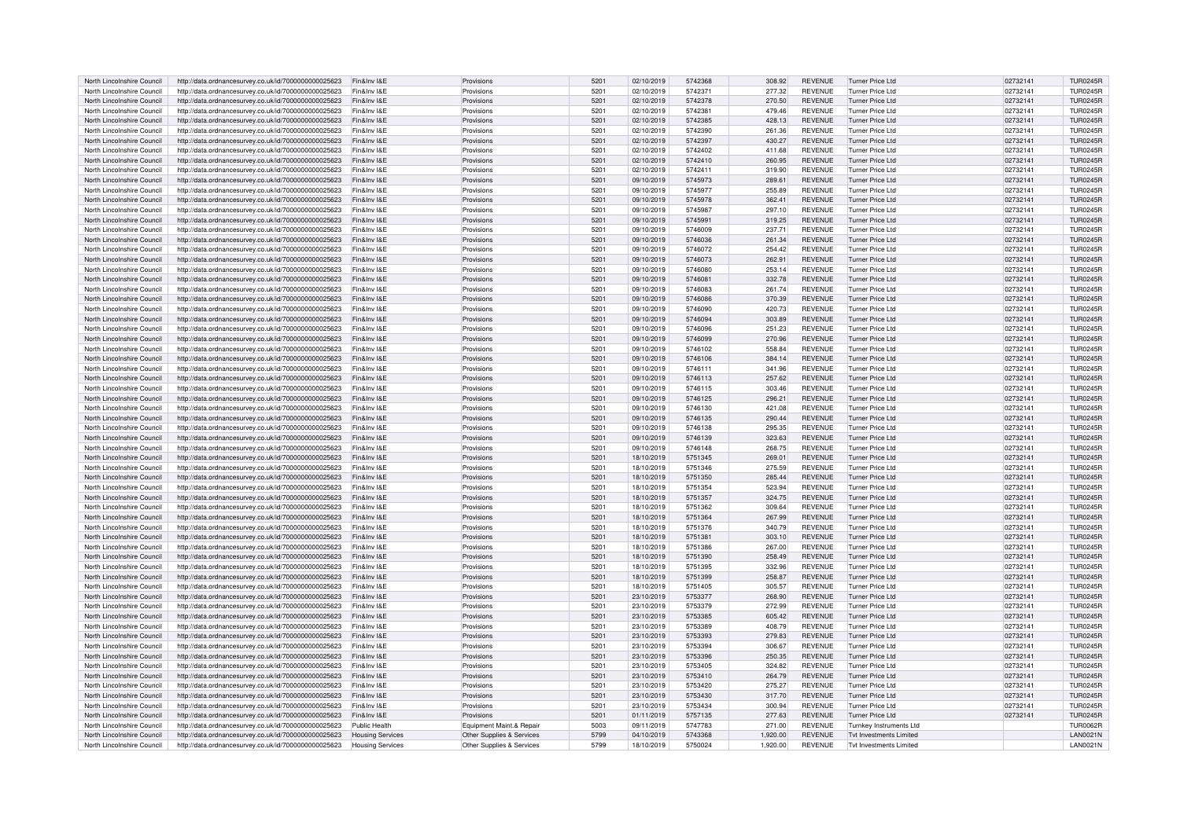| North Lincolnshire Council | http://data.ordnancesurvey.co.uk/id/7000000000025623 | Fin&Inv I&E | Provisions | 5201 | 02/10/2019 | 5742368 | 308.92 | REVENUE | Turner Price Ltd | 02732141 | TUR0245R |
|---|---|---|---|---|---|---|---|---|---|---|---|
| North Lincolnshire Council | http://data.ordnancesurvey.co.uk/id/7000000000025623 | Fin&Inv I&E | Provisions | 5201 | 02/10/2019 | 5742371 | 277.32 | REVENUE | Turner Price Ltd | 02732141 | TUR0245R |
| North Lincolnshire Council | http://data.ordnancesurvey.co.uk/id/7000000000025623 | Fin&Inv I&E | Provisions | 5201 | 02/10/2019 | 5742378 | 270.50 | REVENUE | Turner Price Ltd | 02732141 | TUR0245R |
| North Lincolnshire Council | http://data.ordnancesurvey.co.uk/id/7000000000025623 | Fin&Inv I&E | Provisions | 5201 | 02/10/2019 | 5742381 | 479.46 | REVENUE | Turner Price Ltd | 02732141 | TUR0245R |
| North Lincolnshire Council | http://data.ordnancesurvey.co.uk/id/7000000000025623 | Fin&Inv I&E | Provisions | 5201 | 02/10/2019 | 5742385 | 428.13 | REVENUE | Turner Price Ltd | 02732141 | TUR0245R |
| North Lincolnshire Council | http://data.ordnancesurvey.co.uk/id/7000000000025623 | Fin&Inv I&E | Provisions | 5201 | 02/10/2019 | 5742390 | 261.36 | REVENUE | Turner Price Ltd | 02732141 | TUR0245R |
| North Lincolnshire Council | http://data.ordnancesurvey.co.uk/id/7000000000025623 | Fin&Inv I&E | Provisions | 5201 | 02/10/2019 | 5742397 | 430.27 | REVENUE | Turner Price Ltd | 02732141 | TUR0245R |
| North Lincolnshire Council | http://data.ordnancesurvey.co.uk/id/7000000000025623 | Fin&Inv I&E | Provisions | 5201 | 02/10/2019 | 5742402 | 411.68 | REVENUE | Turner Price Ltd | 02732141 | TUR0245R |
| North Lincolnshire Council | http://data.ordnancesurvey.co.uk/id/7000000000025623 | Fin&Inv I&E | Provisions | 5201 | 02/10/2019 | 5742410 | 260.95 | REVENUE | Turner Price Ltd | 02732141 | TUR0245R |
| North Lincolnshire Council | http://data.ordnancesurvey.co.uk/id/7000000000025623 | Fin&Inv I&E | Provisions | 5201 | 02/10/2019 | 5742411 | 319.90 | REVENUE | Turner Price Ltd | 02732141 | TUR0245R |
| North Lincolnshire Council | http://data.ordnancesurvey.co.uk/id/7000000000025623 | Fin&Inv I&E | Provisions | 5201 | 09/10/2019 | 5745973 | 289.61 | REVENUE | Turner Price Ltd | 02732141 | TUR0245R |
| North Lincolnshire Council | http://data.ordnancesurvey.co.uk/id/7000000000025623 | Fin&Inv I&E | Provisions | 5201 | 09/10/2019 | 5745977 | 255.89 | REVENUE | Turner Price Ltd | 02732141 | TUR0245R |
| North Lincolnshire Council | http://data.ordnancesurvey.co.uk/id/7000000000025623 | Fin&Inv I&E | Provisions | 5201 | 09/10/2019 | 5745978 | 362.41 | REVENUE | Turner Price Ltd | 02732141 | TUR0245R |
| North Lincolnshire Council | http://data.ordnancesurvey.co.uk/id/7000000000025623 | Fin&Inv I&E | Provisions | 5201 | 09/10/2019 | 5745987 | 297.10 | REVENUE | Turner Price Ltd | 02732141 | TUR0245R |
| North Lincolnshire Council | http://data.ordnancesurvey.co.uk/id/7000000000025623 | Fin&Inv I&E | Provisions | 5201 | 09/10/2019 | 5745991 | 319.25 | REVENUE | Turner Price Ltd | 02732141 | TUR0245R |
| North Lincolnshire Council | http://data.ordnancesurvey.co.uk/id/7000000000025623 | Fin&Inv I&E | Provisions | 5201 | 09/10/2019 | 5746009 | 237.71 | REVENUE | Turner Price Ltd | 02732141 | TUR0245R |
| North Lincolnshire Council | http://data.ordnancesurvey.co.uk/id/7000000000025623 | Fin&Inv I&E | Provisions | 5201 | 09/10/2019 | 5746036 | 261.34 | REVENUE | Turner Price Ltd | 02732141 | TUR0245R |
| North Lincolnshire Council | http://data.ordnancesurvey.co.uk/id/7000000000025623 | Fin&Inv I&E | Provisions | 5201 | 09/10/2019 | 5746072 | 254.42 | REVENUE | Turner Price Ltd | 02732141 | TUR0245R |
| North Lincolnshire Council | http://data.ordnancesurvey.co.uk/id/7000000000025623 | Fin&Inv I&E | Provisions | 5201 | 09/10/2019 | 5746073 | 262.91 | REVENUE | Turner Price Ltd | 02732141 | TUR0245R |
| North Lincolnshire Council | http://data.ordnancesurvey.co.uk/id/7000000000025623 | Fin&Inv I&E | Provisions | 5201 | 09/10/2019 | 5746080 | 253.14 | REVENUE | Turner Price Ltd | 02732141 | TUR0245R |
| North Lincolnshire Council | http://data.ordnancesurvey.co.uk/id/7000000000025623 | Fin&Inv I&E | Provisions | 5201 | 09/10/2019 | 5746081 | 332.78 | REVENUE | Turner Price Ltd | 02732141 | TUR0245R |
| North Lincolnshire Council | http://data.ordnancesurvey.co.uk/id/7000000000025623 | Fin&Inv I&E | Provisions | 5201 | 09/10/2019 | 5746083 | 261.74 | REVENUE | Turner Price Ltd | 02732141 | TUR0245R |
| North Lincolnshire Council | http://data.ordnancesurvey.co.uk/id/7000000000025623 | Fin&Inv I&E | Provisions | 5201 | 09/10/2019 | 5746086 | 370.39 | REVENUE | Turner Price Ltd | 02732141 | TUR0245R |
| North Lincolnshire Council | http://data.ordnancesurvey.co.uk/id/7000000000025623 | Fin&Inv I&E | Provisions | 5201 | 09/10/2019 | 5746090 | 420.73 | REVENUE | Turner Price Ltd | 02732141 | TUR0245R |
| North Lincolnshire Council | http://data.ordnancesurvey.co.uk/id/7000000000025623 | Fin&Inv I&E | Provisions | 5201 | 09/10/2019 | 5746094 | 303.89 | REVENUE | Turner Price Ltd | 02732141 | TUR0245R |
| North Lincolnshire Council | http://data.ordnancesurvey.co.uk/id/7000000000025623 | Fin&Inv I&E | Provisions | 5201 | 09/10/2019 | 5746096 | 251.23 | REVENUE | Turner Price Ltd | 02732141 | TUR0245R |
| North Lincolnshire Council | http://data.ordnancesurvey.co.uk/id/7000000000025623 | Fin&Inv I&E | Provisions | 5201 | 09/10/2019 | 5746099 | 270.96 | REVENUE | Turner Price Ltd | 02732141 | TUR0245R |
| North Lincolnshire Council | http://data.ordnancesurvey.co.uk/id/7000000000025623 | Fin&Inv I&E | Provisions | 5201 | 09/10/2019 | 5746102 | 558.84 | REVENUE | Turner Price Ltd | 02732141 | TUR0245R |
| North Lincolnshire Council | http://data.ordnancesurvey.co.uk/id/7000000000025623 | Fin&Inv I&E | Provisions | 5201 | 09/10/2019 | 5746106 | 384.14 | REVENUE | Turner Price Ltd | 02732141 | TUR0245R |
| North Lincolnshire Council | http://data.ordnancesurvey.co.uk/id/7000000000025623 | Fin&Inv I&E | Provisions | 5201 | 09/10/2019 | 5746111 | 341.96 | REVENUE | Turner Price Ltd | 02732141 | TUR0245R |
| North Lincolnshire Council | http://data.ordnancesurvey.co.uk/id/7000000000025623 | Fin&Inv I&E | Provisions | 5201 | 09/10/2019 | 5746113 | 257.62 | REVENUE | Turner Price Ltd | 02732141 | TUR0245R |
| North Lincolnshire Council | http://data.ordnancesurvey.co.uk/id/7000000000025623 | Fin&Inv I&E | Provisions | 5201 | 09/10/2019 | 5746115 | 303.46 | REVENUE | Turner Price Ltd | 02732141 | TUR0245R |
| North Lincolnshire Council | http://data.ordnancesurvey.co.uk/id/7000000000025623 | Fin&Inv I&E | Provisions | 5201 | 09/10/2019 | 5746125 | 296.21 | REVENUE | Turner Price Ltd | 02732141 | TUR0245R |
| North Lincolnshire Council | http://data.ordnancesurvey.co.uk/id/7000000000025623 | Fin&Inv I&E | Provisions | 5201 | 09/10/2019 | 5746130 | 421.08 | REVENUE | Turner Price Ltd | 02732141 | TUR0245R |
| North Lincolnshire Council | http://data.ordnancesurvey.co.uk/id/7000000000025623 | Fin&Inv I&E | Provisions | 5201 | 09/10/2019 | 5746135 | 290.44 | REVENUE | Turner Price Ltd | 02732141 | TUR0245R |
| North Lincolnshire Council | http://data.ordnancesurvey.co.uk/id/7000000000025623 | Fin&Inv I&E | Provisions | 5201 | 09/10/2019 | 5746138 | 295.35 | REVENUE | Turner Price Ltd | 02732141 | TUR0245R |
| North Lincolnshire Council | http://data.ordnancesurvey.co.uk/id/7000000000025623 | Fin&Inv I&E | Provisions | 5201 | 09/10/2019 | 5746139 | 323.63 | REVENUE | Turner Price Ltd | 02732141 | TUR0245R |
| North Lincolnshire Council | http://data.ordnancesurvey.co.uk/id/7000000000025623 | Fin&Inv I&E | Provisions | 5201 | 09/10/2019 | 5746148 | 268.75 | REVENUE | Turner Price Ltd | 02732141 | TUR0245R |
| North Lincolnshire Council | http://data.ordnancesurvey.co.uk/id/7000000000025623 | Fin&Inv I&E | Provisions | 5201 | 18/10/2019 | 5751345 | 269.01 | REVENUE | Turner Price Ltd | 02732141 | TUR0245R |
| North Lincolnshire Council | http://data.ordnancesurvey.co.uk/id/7000000000025623 | Fin&Inv I&E | Provisions | 5201 | 18/10/2019 | 5751346 | 275.59 | REVENUE | Turner Price Ltd | 02732141 | TUR0245R |
| North Lincolnshire Council | http://data.ordnancesurvey.co.uk/id/7000000000025623 | Fin&Inv I&E | Provisions | 5201 | 18/10/2019 | 5751350 | 285.44 | REVENUE | Turner Price Ltd | 02732141 | TUR0245R |
| North Lincolnshire Council | http://data.ordnancesurvey.co.uk/id/7000000000025623 | Fin&Inv I&E | Provisions | 5201 | 18/10/2019 | 5751354 | 523.94 | REVENUE | Turner Price Ltd | 02732141 | TUR0245R |
| North Lincolnshire Council | http://data.ordnancesurvey.co.uk/id/7000000000025623 | Fin&Inv I&E | Provisions | 5201 | 18/10/2019 | 5751357 | 324.75 | REVENUE | Turner Price Ltd | 02732141 | TUR0245R |
| North Lincolnshire Council | http://data.ordnancesurvey.co.uk/id/7000000000025623 | Fin&Inv I&E | Provisions | 5201 | 18/10/2019 | 5751362 | 309.64 | REVENUE | Turner Price Ltd | 02732141 | TUR0245R |
| North Lincolnshire Council | http://data.ordnancesurvey.co.uk/id/7000000000025623 | Fin&Inv I&E | Provisions | 5201 | 18/10/2019 | 5751364 | 267.99 | REVENUE | Turner Price Ltd | 02732141 | TUR0245R |
| North Lincolnshire Council | http://data.ordnancesurvey.co.uk/id/7000000000025623 | Fin&Inv I&E | Provisions | 5201 | 18/10/2019 | 5751376 | 340.79 | REVENUE | Turner Price Ltd | 02732141 | TUR0245R |
| North Lincolnshire Council | http://data.ordnancesurvey.co.uk/id/7000000000025623 | Fin&Inv I&E | Provisions | 5201 | 18/10/2019 | 5751381 | 303.10 | REVENUE | Turner Price Ltd | 02732141 | TUR0245R |
| North Lincolnshire Council | http://data.ordnancesurvey.co.uk/id/7000000000025623 | Fin&Inv I&E | Provisions | 5201 | 18/10/2019 | 5751386 | 267.00 | REVENUE | Turner Price Ltd | 02732141 | TUR0245R |
| North Lincolnshire Council | http://data.ordnancesurvey.co.uk/id/7000000000025623 | Fin&Inv I&E | Provisions | 5201 | 18/10/2019 | 5751390 | 258.49 | REVENUE | Turner Price Ltd | 02732141 | TUR0245R |
| North Lincolnshire Council | http://data.ordnancesurvey.co.uk/id/7000000000025623 | Fin&Inv I&E | Provisions | 5201 | 18/10/2019 | 5751395 | 332.96 | REVENUE | Turner Price Ltd | 02732141 | TUR0245R |
| North Lincolnshire Council | http://data.ordnancesurvey.co.uk/id/7000000000025623 | Fin&Inv I&E | Provisions | 5201 | 18/10/2019 | 5751399 | 258.87 | REVENUE | Turner Price Ltd | 02732141 | TUR0245R |
| North Lincolnshire Council | http://data.ordnancesurvey.co.uk/id/7000000000025623 | Fin&Inv I&E | Provisions | 5201 | 18/10/2019 | 5751405 | 305.57 | REVENUE | Turner Price Ltd | 02732141 | TUR0245R |
| North Lincolnshire Council | http://data.ordnancesurvey.co.uk/id/7000000000025623 | Fin&Inv I&E | Provisions | 5201 | 23/10/2019 | 5753377 | 268.90 | REVENUE | Turner Price Ltd | 02732141 | TUR0245R |
| North Lincolnshire Council | http://data.ordnancesurvey.co.uk/id/7000000000025623 | Fin&Inv I&E | Provisions | 5201 | 23/10/2019 | 5753379 | 272.99 | REVENUE | Turner Price Ltd | 02732141 | TUR0245R |
| North Lincolnshire Council | http://data.ordnancesurvey.co.uk/id/7000000000025623 | Fin&Inv I&E | Provisions | 5201 | 23/10/2019 | 5753385 | 605.42 | REVENUE | Turner Price Ltd | 02732141 | TUR0245R |
| North Lincolnshire Council | http://data.ordnancesurvey.co.uk/id/7000000000025623 | Fin&Inv I&E | Provisions | 5201 | 23/10/2019 | 5753389 | 408.79 | REVENUE | Turner Price Ltd | 02732141 | TUR0245R |
| North Lincolnshire Council | http://data.ordnancesurvey.co.uk/id/7000000000025623 | Fin&Inv I&E | Provisions | 5201 | 23/10/2019 | 5753393 | 279.83 | REVENUE | Turner Price Ltd | 02732141 | TUR0245R |
| North Lincolnshire Council | http://data.ordnancesurvey.co.uk/id/7000000000025623 | Fin&Inv I&E | Provisions | 5201 | 23/10/2019 | 5753394 | 306.67 | REVENUE | Turner Price Ltd | 02732141 | TUR0245R |
| North Lincolnshire Council | http://data.ordnancesurvey.co.uk/id/7000000000025623 | Fin&Inv I&E | Provisions | 5201 | 23/10/2019 | 5753396 | 250.35 | REVENUE | Turner Price Ltd | 02732141 | TUR0245R |
| North Lincolnshire Council | http://data.ordnancesurvey.co.uk/id/7000000000025623 | Fin&Inv I&E | Provisions | 5201 | 23/10/2019 | 5753405 | 324.82 | REVENUE | Turner Price Ltd | 02732141 | TUR0245R |
| North Lincolnshire Council | http://data.ordnancesurvey.co.uk/id/7000000000025623 | Fin&Inv I&E | Provisions | 5201 | 23/10/2019 | 5753410 | 264.79 | REVENUE | Turner Price Ltd | 02732141 | TUR0245R |
| North Lincolnshire Council | http://data.ordnancesurvey.co.uk/id/7000000000025623 | Fin&Inv I&E | Provisions | 5201 | 23/10/2019 | 5753420 | 275.27 | REVENUE | Turner Price Ltd | 02732141 | TUR0245R |
| North Lincolnshire Council | http://data.ordnancesurvey.co.uk/id/7000000000025623 | Fin&Inv I&E | Provisions | 5201 | 23/10/2019 | 5753430 | 317.70 | REVENUE | Turner Price Ltd | 02732141 | TUR0245R |
| North Lincolnshire Council | http://data.ordnancesurvey.co.uk/id/7000000000025623 | Fin&Inv I&E | Provisions | 5201 | 23/10/2019 | 5753434 | 300.94 | REVENUE | Turner Price Ltd | 02732141 | TUR0245R |
| North Lincolnshire Council | http://data.ordnancesurvey.co.uk/id/7000000000025623 | Fin&Inv I&E | Provisions | 5201 | 01/11/2019 | 5757135 | 277.63 | REVENUE | Turner Price Ltd | 02732141 | TUR0245R |
| North Lincolnshire Council | http://data.ordnancesurvey.co.uk/id/7000000000025623 | Public Health | Equipment Maint.& Repair | 5003 | 09/11/2019 | 5747783 | 271.00 | REVENUE | Turnkey Instruments Ltd | | TUR0062R |
| North Lincolnshire Council | http://data.ordnancesurvey.co.uk/id/7000000000025623 | Housing Services | Other Supplies & Services | 5799 | 04/10/2019 | 5743368 | 1,920.00 | REVENUE | Tvt Investments Limited | | LAN0021N |
| North Lincolnshire Council | http://data.ordnancesurvey.co.uk/id/7000000000025623 | Housing Services | Other Supplies & Services | 5799 | 18/10/2019 | 5750024 | 1,920.00 | REVENUE | Tvt Investments Limited | | LAN0021N |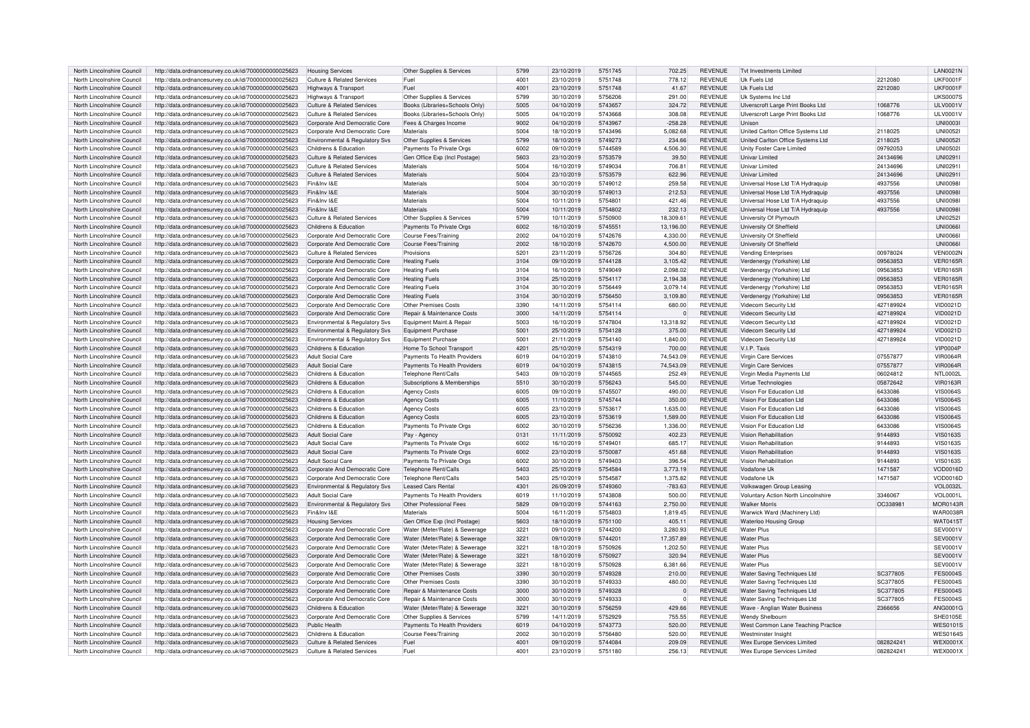| North Lincolnshire Council | http://data.ordnancesurvey.co.uk/id/7000000000025623 | Housing Services | Other Supplies & Services | 5799 | 23/10/2019 | 5751745 | 702.25 | REVENUE | Tvt Investments Limited | | LAN0021N |
|---|---|---|---|---|---|---|---|---|---|---|---|
| North Lincolnshire Council | http://data.ordnancesurvey.co.uk/id/7000000000025623 | Culture & Related Services | Fuel | 4001 | 23/10/2019 | 5751748 | 778.12 | REVENUE | Uk Fuels Ltd | 2212080 | UKF0001F |
| North Lincolnshire Council | http://data.ordnancesurvey.co.uk/id/7000000000025623 | Highways & Transport | Fuel | 4001 | 23/10/2019 | 5751748 | 41.67 | REVENUE | Uk Fuels Ltd | 2212080 | UKF0001F |
| North Lincolnshire Council | http://data.ordnancesurvey.co.uk/id/7000000000025623 | Highways & Transport | Other Supplies & Services | 5799 | 30/10/2019 | 5756206 | 291.00 | REVENUE | Uk Systems Inc Ltd | | UKS0007S |
| North Lincolnshire Council | http://data.ordnancesurvey.co.uk/id/7000000000025623 | Culture & Related Services | Books (Libraries+Schools Only) | 5005 | 04/10/2019 | 5743657 | 324.72 | REVENUE | Ulverscroft Large Print Books Ltd | 1068776 | ULV0001V |
| North Lincolnshire Council | http://data.ordnancesurvey.co.uk/id/7000000000025623 | Culture & Related Services | Books (Libraries+Schools Only) | 5005 | 04/10/2019 | 5743668 | 308.08 | REVENUE | Ulverscroft Large Print Books Ltd | 1068776 | ULV0001V |
| North Lincolnshire Council | http://data.ordnancesurvey.co.uk/id/7000000000025623 | Corporate And Democratic Core | Fees & Charges Income | 9002 | 04/10/2019 | 5743967 | -258.28 | REVENUE | Unison | | UNI0003I |
| North Lincolnshire Council | http://data.ordnancesurvey.co.uk/id/7000000000025623 | Corporate And Democratic Core | Materials | 5004 | 18/10/2019 | 5743496 | 5,082.68 | REVENUE | United Carlton Office Systems Ltd | 2118025 | UNI0052I |
| North Lincolnshire Council | http://data.ordnancesurvey.co.uk/id/7000000000025623 | Environmental & Regulatory Svs | Other Supplies & Services | 5799 | 18/10/2019 | 5749273 | 234.66 | REVENUE | United Carlton Office Systems Ltd | 2118025 | UNI0052I |
| North Lincolnshire Council | http://data.ordnancesurvey.co.uk/id/7000000000025623 | Childrens & Education | Payments To Private Orgs | 6002 | 09/10/2019 | 5744589 | 4,506.30 | REVENUE | Unity Foster Care Limited | 09792053 | UNI0502I |
| North Lincolnshire Council | http://data.ordnancesurvey.co.uk/id/7000000000025623 | Culture & Related Services | Gen Office Exp (Incl Postage) | 5603 | 23/10/2019 | 5753579 | 39.50 | REVENUE | Univar Limited | 24134696 | UNI0291I |
| North Lincolnshire Council | http://data.ordnancesurvey.co.uk/id/7000000000025623 | Culture & Related Services | Materials | 5004 | 16/10/2019 | 5749034 | 706.81 | REVENUE | Univar Limited | 24134696 | UNI0291I |
| North Lincolnshire Council | http://data.ordnancesurvey.co.uk/id/7000000000025623 | Culture & Related Services | Materials | 5004 | 23/10/2019 | 5753579 | 622.96 | REVENUE | Univar Limited | 24134696 | UNI0291I |
| North Lincolnshire Council | http://data.ordnancesurvey.co.uk/id/7000000000025623 | Fin&Inv I&E | Materials | 5004 | 30/10/2019 | 5749012 | 259.58 | REVENUE | Universal Hose Ltd T/A Hydraquip | 4937556 | UNI0098I |
| North Lincolnshire Council | http://data.ordnancesurvey.co.uk/id/7000000000025623 | Fin&Inv I&E | Materials | 5004 | 30/10/2019 | 5749013 | 212.53 | REVENUE | Universal Hose Ltd T/A Hydraquip | 4937556 | UNI0098I |
| North Lincolnshire Council | http://data.ordnancesurvey.co.uk/id/7000000000025623 | Fin&Inv I&E | Materials | 5004 | 10/11/2019 | 5754801 | 421.46 | REVENUE | Universal Hose Ltd T/A Hydraquip | 4937556 | UNI0098I |
| North Lincolnshire Council | http://data.ordnancesurvey.co.uk/id/7000000000025623 | Fin&Inv I&E | Materials | 5004 | 10/11/2019 | 5754802 | 232.13 | REVENUE | Universal Hose Ltd T/A Hydraquip | 4937556 | UNI0098I |
| North Lincolnshire Council | http://data.ordnancesurvey.co.uk/id/7000000000025623 | Culture & Related Services | Other Supplies & Services | 5799 | 10/11/2019 | 5750900 | 18,309.61 | REVENUE | University Of Plymouth | | UNI0252I |
| North Lincolnshire Council | http://data.ordnancesurvey.co.uk/id/7000000000025623 | Childrens & Education | Payments To Private Orgs | 6002 | 16/10/2019 | 5745551 | 13,196.00 | REVENUE | University Of Sheffield | | UNI0066I |
| North Lincolnshire Council | http://data.ordnancesurvey.co.uk/id/7000000000025623 | Corporate And Democratic Core | Course Fees/Training | 2002 | 04/10/2019 | 5742676 | 4,330.00 | REVENUE | University Of Sheffield | | UNI0066I |
| North Lincolnshire Council | http://data.ordnancesurvey.co.uk/id/7000000000025623 | Corporate And Democratic Core | Course Fees/Training | 2002 | 18/10/2019 | 5742670 | 4,500.00 | REVENUE | University Of Sheffield | | UNI0066I |
| North Lincolnshire Council | http://data.ordnancesurvey.co.uk/id/7000000000025623 | Culture & Related Services | Provisions | 5201 | 23/11/2019 | 5756726 | 304.80 | REVENUE | Vending Enterprises | 00978024 | VEN0002N |
| North Lincolnshire Council | http://data.ordnancesurvey.co.uk/id/7000000000025623 | Corporate And Democratic Core | Heating Fuels | 3104 | 09/10/2019 | 5744128 | 3,105.42 | REVENUE | Verdenergy (Yorkshire) Ltd | 09563853 | VER0165R |
| North Lincolnshire Council | http://data.ordnancesurvey.co.uk/id/7000000000025623 | Corporate And Democratic Core | Heating Fuels | 3104 | 16/10/2019 | 5749049 | 2,098.02 | REVENUE | Verdenergy (Yorkshire) Ltd | 09563853 | VER0165R |
| North Lincolnshire Council | http://data.ordnancesurvey.co.uk/id/7000000000025623 | Corporate And Democratic Core | Heating Fuels | 3104 | 25/10/2019 | 5754117 | 2,194.38 | REVENUE | Verdenergy (Yorkshire) Ltd | 09563853 | VER0165R |
| North Lincolnshire Council | http://data.ordnancesurvey.co.uk/id/7000000000025623 | Corporate And Democratic Core | Heating Fuels | 3104 | 30/10/2019 | 5756449 | 3,079.14 | REVENUE | Verdenergy (Yorkshire) Ltd | 09563853 | VER0165R |
| North Lincolnshire Council | http://data.ordnancesurvey.co.uk/id/7000000000025623 | Corporate And Democratic Core | Heating Fuels | 3104 | 30/10/2019 | 5756450 | 3,109.80 | REVENUE | Verdenergy (Yorkshire) Ltd | 09563853 | VER0165R |
| North Lincolnshire Council | http://data.ordnancesurvey.co.uk/id/7000000000025623 | Corporate And Democratic Core | Other Premises Costs | 3390 | 14/11/2019 | 5754114 | 680.00 | REVENUE | Videcom Security Ltd | 427189924 | VID0021D |
| North Lincolnshire Council | http://data.ordnancesurvey.co.uk/id/7000000000025623 | Corporate And Democratic Core | Repair & Maintenance Costs | 3000 | 14/11/2019 | 5754114 | 0 | REVENUE | Videcom Security Ltd | 427189924 | VID0021D |
| North Lincolnshire Council | http://data.ordnancesurvey.co.uk/id/7000000000025623 | Environmental & Regulatory Svs | Equipment Maint.& Repair | 5003 | 16/10/2019 | 5747804 | 13,318.92 | REVENUE | Videcom Security Ltd | 427189924 | VID0021D |
| North Lincolnshire Council | http://data.ordnancesurvey.co.uk/id/7000000000025623 | Environmental & Regulatory Svs | Equipment Purchase | 5001 | 25/10/2019 | 5754128 | 375.00 | REVENUE | Videcom Security Ltd | 427189924 | VID0021D |
| North Lincolnshire Council | http://data.ordnancesurvey.co.uk/id/7000000000025623 | Environmental & Regulatory Svs | Equipment Purchase | 5001 | 21/11/2019 | 5754140 | 1,840.00 | REVENUE | Videcom Security Ltd | 427189924 | VID0021D |
| North Lincolnshire Council | http://data.ordnancesurvey.co.uk/id/7000000000025623 | Childrens & Education | Home To School Transport | 4201 | 25/10/2019 | 5754319 | 700.00 | REVENUE | V.I.P. Taxis | | VIP0004P |
| North Lincolnshire Council | http://data.ordnancesurvey.co.uk/id/7000000000025623 | Adult Social Care | Payments To Health Providers | 6019 | 04/10/2019 | 5743810 | 74,543.09 | REVENUE | Virgin Care Services | 07557877 | VIR0064R |
| North Lincolnshire Council | http://data.ordnancesurvey.co.uk/id/7000000000025623 | Adult Social Care | Payments To Health Providers | 6019 | 04/10/2019 | 5743815 | 74,543.09 | REVENUE | Virgin Care Services | 07557877 | VIR0064R |
| North Lincolnshire Council | http://data.ordnancesurvey.co.uk/id/7000000000025623 | Childrens & Education | Telephone Rent/Calls | 5403 | 09/10/2019 | 5744565 | 252.49 | REVENUE | Virgin Media Payments Ltd | 06024812 | NTL0002L |
| North Lincolnshire Council | http://data.ordnancesurvey.co.uk/id/7000000000025623 | Childrens & Education | Subscriptions & Memberships | 5510 | 30/10/2019 | 5756243 | 545.00 | REVENUE | Virtue Technologies | 05872642 | VIR0163R |
| North Lincolnshire Council | http://data.ordnancesurvey.co.uk/id/7000000000025623 | Childrens & Education | Agency Costs | 6005 | 09/10/2019 | 5745507 | 490.00 | REVENUE | Vision For Education Ltd | 6433086 | VIS0064S |
| North Lincolnshire Council | http://data.ordnancesurvey.co.uk/id/7000000000025623 | Childrens & Education | Agency Costs | 6005 | 11/10/2019 | 5745744 | 350.00 | REVENUE | Vision For Education Ltd | 6433086 | VIS0064S |
| North Lincolnshire Council | http://data.ordnancesurvey.co.uk/id/7000000000025623 | Childrens & Education | Agency Costs | 6005 | 23/10/2019 | 5753617 | 1,635.00 | REVENUE | Vision For Education Ltd | 6433086 | VIS0064S |
| North Lincolnshire Council | http://data.ordnancesurvey.co.uk/id/7000000000025623 | Childrens & Education | Agency Costs | 6005 | 23/10/2019 | 5753619 | 1,589.00 | REVENUE | Vision For Education Ltd | 6433086 | VIS0064S |
| North Lincolnshire Council | http://data.ordnancesurvey.co.uk/id/7000000000025623 | Childrens & Education | Payments To Private Orgs | 6002 | 30/10/2019 | 5756236 | 1,336.00 | REVENUE | Vision For Education Ltd | 6433086 | VIS0064S |
| North Lincolnshire Council | http://data.ordnancesurvey.co.uk/id/7000000000025623 | Adult Social Care | Pay - Agency | 0131 | 11/11/2019 | 5750092 | 402.23 | REVENUE | Vision Rehabilitation | 9144893 | VIS0163S |
| North Lincolnshire Council | http://data.ordnancesurvey.co.uk/id/7000000000025623 | Adult Social Care | Payments To Private Orgs | 6002 | 16/10/2019 | 5749401 | 685.17 | REVENUE | Vision Rehabilitation | 9144893 | VIS0163S |
| North Lincolnshire Council | http://data.ordnancesurvey.co.uk/id/7000000000025623 | Adult Social Care | Payments To Private Orgs | 6002 | 23/10/2019 | 5750087 | 451.68 | REVENUE | Vision Rehabilitation | 9144893 | VIS0163S |
| North Lincolnshire Council | http://data.ordnancesurvey.co.uk/id/7000000000025623 | Adult Social Care | Payments To Private Orgs | 6002 | 30/10/2019 | 5749403 | 396.54 | REVENUE | Vision Rehabilitation | 9144893 | VIS0163S |
| North Lincolnshire Council | http://data.ordnancesurvey.co.uk/id/7000000000025623 | Corporate And Democratic Core | Telephone Rent/Calls | 5403 | 25/10/2019 | 5754584 | 3,773.19 | REVENUE | Vodafone Uk | 1471587 | VOD0016D |
| North Lincolnshire Council | http://data.ordnancesurvey.co.uk/id/7000000000025623 | Corporate And Democratic Core | Telephone Rent/Calls | 5403 | 25/10/2019 | 5754587 | 1,375.82 | REVENUE | Vodafone Uk | 1471587 | VOD0016D |
| North Lincolnshire Council | http://data.ordnancesurvey.co.uk/id/7000000000025623 | Environmental & Regulatory Svs | Leased Cars Rental | 4301 | 26/09/2019 | 5749360 | -783.63 | REVENUE | Volkswagen Group Leasing | | VOL0032L |
| North Lincolnshire Council | http://data.ordnancesurvey.co.uk/id/7000000000025623 | Adult Social Care | Payments To Health Providers | 6019 | 11/10/2019 | 5743808 | 500.00 | REVENUE | Voluntary Action North Lincolnshire | 3346067 | VOL0001L |
| North Lincolnshire Council | http://data.ordnancesurvey.co.uk/id/7000000000025623 | Environmental & Regulatory Svs | Other Professional Fees | 5829 | 09/10/2019 | 5744163 | 2,750.00 | REVENUE | Walker Morris | OC338981 | MOR0143R |
| North Lincolnshire Council | http://data.ordnancesurvey.co.uk/id/7000000000025623 | Fin&Inv I&E | Materials | 5004 | 16/11/2019 | 5754803 | 1,819.45 | REVENUE | Warwick Ward (Machinery Ltd) | | WAR0038R |
| North Lincolnshire Council | http://data.ordnancesurvey.co.uk/id/7000000000025623 | Housing Services | Gen Office Exp (Incl Postage) | 5603 | 18/10/2019 | 5751100 | 405.11 | REVENUE | Waterloo Housing Group | | WAT0415T |
| North Lincolnshire Council | http://data.ordnancesurvey.co.uk/id/7000000000025623 | Corporate And Democratic Core | Water (Meter/Rate) & Sewerage | 3221 | 09/10/2019 | 5744200 | 3,280.93 | REVENUE | Water Plus | | SEV0001V |
| North Lincolnshire Council | http://data.ordnancesurvey.co.uk/id/7000000000025623 | Corporate And Democratic Core | Water (Meter/Rate) & Sewerage | 3221 | 09/10/2019 | 5744201 | 17,357.89 | REVENUE | Water Plus | | SEV0001V |
| North Lincolnshire Council | http://data.ordnancesurvey.co.uk/id/7000000000025623 | Corporate And Democratic Core | Water (Meter/Rate) & Sewerage | 3221 | 18/10/2019 | 5750926 | 1,202.50 | REVENUE | Water Plus | | SEV0001V |
| North Lincolnshire Council | http://data.ordnancesurvey.co.uk/id/7000000000025623 | Corporate And Democratic Core | Water (Meter/Rate) & Sewerage | 3221 | 18/10/2019 | 5750927 | 320.94 | REVENUE | Water Plus | | SEV0001V |
| North Lincolnshire Council | http://data.ordnancesurvey.co.uk/id/7000000000025623 | Corporate And Democratic Core | Water (Meter/Rate) & Sewerage | 3221 | 18/10/2019 | 5750928 | 6,381.66 | REVENUE | Water Plus | | SEV0001V |
| North Lincolnshire Council | http://data.ordnancesurvey.co.uk/id/7000000000025623 | Corporate And Democratic Core | Other Premises Costs | 3390 | 30/10/2019 | 5749328 | 210.00 | REVENUE | Water Saving Techniques Ltd | SC377805 | FES0004S |
| North Lincolnshire Council | http://data.ordnancesurvey.co.uk/id/7000000000025623 | Corporate And Democratic Core | Other Premises Costs | 3390 | 30/10/2019 | 5749333 | 480.00 | REVENUE | Water Saving Techniques Ltd | SC377805 | FES0004S |
| North Lincolnshire Council | http://data.ordnancesurvey.co.uk/id/7000000000025623 | Corporate And Democratic Core | Repair & Maintenance Costs | 3000 | 30/10/2019 | 5749328 | 0 | REVENUE | Water Saving Techniques Ltd | SC377805 | FES0004S |
| North Lincolnshire Council | http://data.ordnancesurvey.co.uk/id/7000000000025623 | Corporate And Democratic Core | Repair & Maintenance Costs | 3000 | 30/10/2019 | 5749333 | 0 | REVENUE | Water Saving Techniques Ltd | SC377805 | FES0004S |
| North Lincolnshire Council | http://data.ordnancesurvey.co.uk/id/7000000000025623 | Childrens & Education | Water (Meter/Rate) & Sewerage | 3221 | 30/10/2019 | 5756259 | 429.66 | REVENUE | Wave - Anglian Water Business | 2366656 | ANG0001G |
| North Lincolnshire Council | http://data.ordnancesurvey.co.uk/id/7000000000025623 | Corporate And Democratic Core | Other Supplies & Services | 5799 | 14/11/2019 | 5752929 | 755.55 | REVENUE | Wendy Shelbourn | | SHE0105E |
| North Lincolnshire Council | http://data.ordnancesurvey.co.uk/id/7000000000025623 | Public Health | Payments To Health Providers | 6019 | 04/10/2019 | 5743773 | 520.00 | REVENUE | West Common Lane Teaching Practice | | WES0101S |
| North Lincolnshire Council | http://data.ordnancesurvey.co.uk/id/7000000000025623 | Childrens & Education | Course Fees/Training | 2002 | 30/10/2019 | 5756480 | 520.00 | REVENUE | Westminster Insight | | WES0164S |
| North Lincolnshire Council | http://data.ordnancesurvey.co.uk/id/7000000000025623 | Culture & Related Services | Fuel | 4001 | 09/10/2019 | 5744084 | 209.09 | REVENUE | Wex Europe Services Limited | 082824241 | WEX0001X |
| North Lincolnshire Council | http://data.ordnancesurvey.co.uk/id/7000000000025623 | Culture & Related Services | Fuel | 4001 | 23/10/2019 | 5751180 | 256.13 | REVENUE | Wex Europe Services Limited | 082824241 | WEX0001X |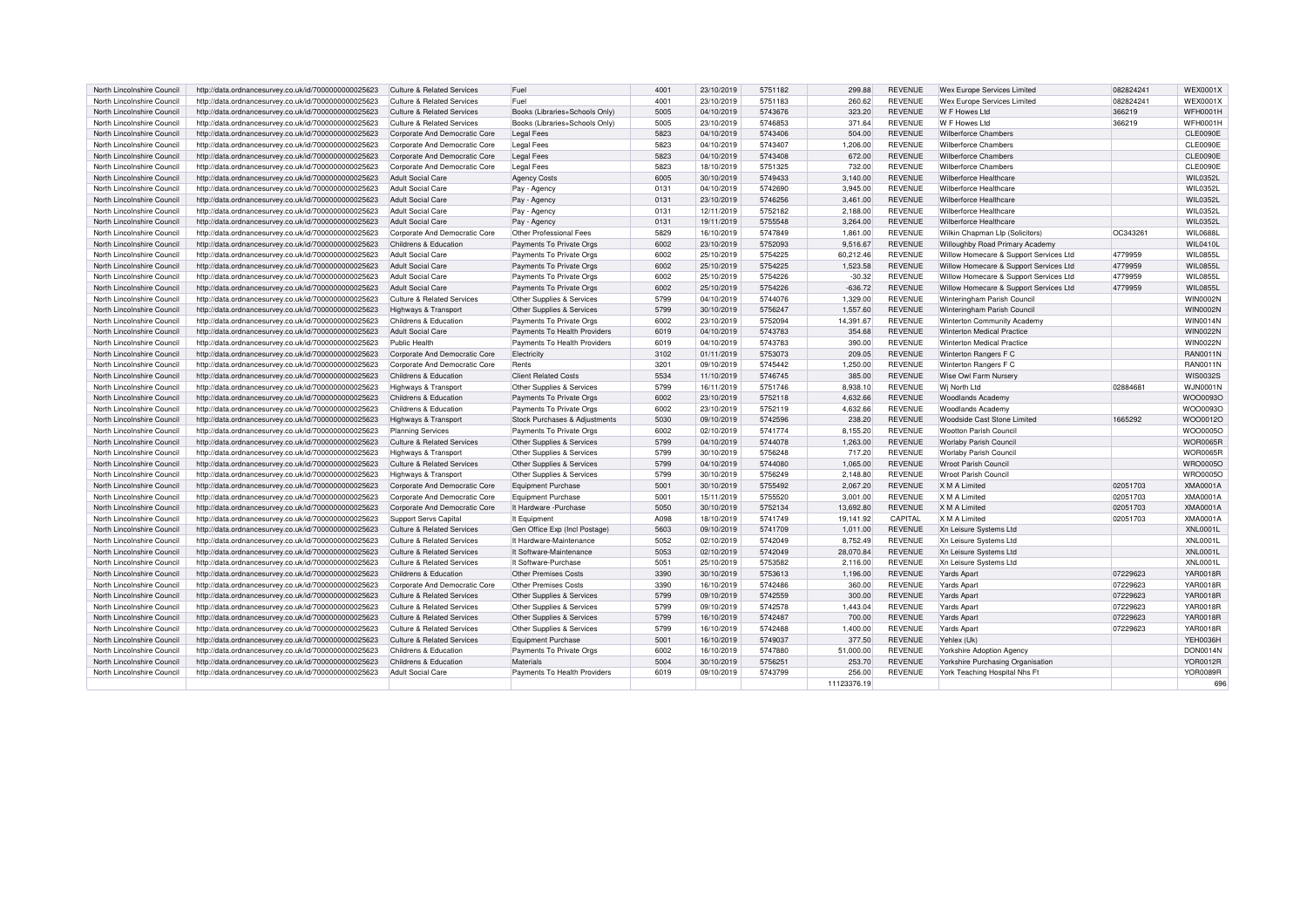| | | | | | | | | | | | | |
|---|---|---|---|---|---|---|---|---|---|---|---|---|
| North Lincolnshire Council | http://data.ordnancesurvey.co.uk/id/7000000000025623 | Culture & Related Services | Fuel | 4001 | 23/10/2019 | 5751182 | 299.88 | REVENUE | Wex Europe Services Limited | 082824241 | WEX0001X |
| North Lincolnshire Council | http://data.ordnancesurvey.co.uk/id/7000000000025623 | Culture & Related Services | Fuel | 4001 | 23/10/2019 | 5751183 | 260.62 | REVENUE | Wex Europe Services Limited | 082824241 | WEX0001X |
| North Lincolnshire Council | http://data.ordnancesurvey.co.uk/id/7000000000025623 | Culture & Related Services | Books (Libraries+Schools Only) | 5005 | 04/10/2019 | 5743676 | 323.20 | REVENUE | W F Howes Ltd | 366219 | WFH0001H |
| North Lincolnshire Council | http://data.ordnancesurvey.co.uk/id/7000000000025623 | Culture & Related Services | Books (Libraries+Schools Only) | 5005 | 23/10/2019 | 5746853 | 371.64 | REVENUE | W F Howes Ltd | 366219 | WFH0001H |
| North Lincolnshire Council | http://data.ordnancesurvey.co.uk/id/7000000000025623 | Corporate And Democratic Core | Legal Fees | 5823 | 04/10/2019 | 5743406 | 504.00 | REVENUE | Wilberforce Chambers | | CLE0090E |
| North Lincolnshire Council | http://data.ordnancesurvey.co.uk/id/7000000000025623 | Corporate And Democratic Core | Legal Fees | 5823 | 04/10/2019 | 5743407 | 1,206.00 | REVENUE | Wilberforce Chambers | | CLE0090E |
| North Lincolnshire Council | http://data.ordnancesurvey.co.uk/id/7000000000025623 | Corporate And Democratic Core | Legal Fees | 5823 | 04/10/2019 | 5743408 | 672.00 | REVENUE | Wilberforce Chambers | | CLE0090E |
| North Lincolnshire Council | http://data.ordnancesurvey.co.uk/id/7000000000025623 | Corporate And Democratic Core | Legal Fees | 5823 | 18/10/2019 | 5751325 | 732.00 | REVENUE | Wilberforce Chambers | | CLE0090E |
| North Lincolnshire Council | http://data.ordnancesurvey.co.uk/id/7000000000025623 | Adult Social Care | Agency Costs | 6005 | 30/10/2019 | 5749433 | 3,140.00 | REVENUE | Wilberforce Healthcare | | WIL0352L |
| North Lincolnshire Council | http://data.ordnancesurvey.co.uk/id/7000000000025623 | Adult Social Care | Pay - Agency | 0131 | 04/10/2019 | 5742690 | 3,945.00 | REVENUE | Wilberforce Healthcare | | WIL0352L |
| North Lincolnshire Council | http://data.ordnancesurvey.co.uk/id/7000000000025623 | Adult Social Care | Pay - Agency | 0131 | 23/10/2019 | 5746256 | 3,461.00 | REVENUE | Wilberforce Healthcare | | WIL0352L |
| North Lincolnshire Council | http://data.ordnancesurvey.co.uk/id/7000000000025623 | Adult Social Care | Pay - Agency | 0131 | 12/11/2019 | 5752182 | 2,188.00 | REVENUE | Wilberforce Healthcare | | WIL0352L |
| North Lincolnshire Council | http://data.ordnancesurvey.co.uk/id/7000000000025623 | Adult Social Care | Pay - Agency | 0131 | 19/11/2019 | 5755548 | 3,264.00 | REVENUE | Wilberforce Healthcare | | WIL0352L |
| North Lincolnshire Council | http://data.ordnancesurvey.co.uk/id/7000000000025623 | Corporate And Democratic Core | Other Professional Fees | 5829 | 16/10/2019 | 5747849 | 1,861.00 | REVENUE | Wilkin Chapman Llp (Solicitors) | OC343261 | WIL0688L |
| North Lincolnshire Council | http://data.ordnancesurvey.co.uk/id/7000000000025623 | Childrens & Education | Payments To Private Orgs | 6002 | 23/10/2019 | 5752093 | 9,516.67 | REVENUE | Willoughby Road Primary Academy | | WIL0410L |
| North Lincolnshire Council | http://data.ordnancesurvey.co.uk/id/7000000000025623 | Adult Social Care | Payments To Private Orgs | 6002 | 25/10/2019 | 5754225 | 60,212.46 | REVENUE | Willow Homecare & Support Services Ltd | 4779959 | WIL0855L |
| North Lincolnshire Council | http://data.ordnancesurvey.co.uk/id/7000000000025623 | Adult Social Care | Payments To Private Orgs | 6002 | 25/10/2019 | 5754225 | 1,523.58 | REVENUE | Willow Homecare & Support Services Ltd | 4779959 | WIL0855L |
| North Lincolnshire Council | http://data.ordnancesurvey.co.uk/id/7000000000025623 | Adult Social Care | Payments To Private Orgs | 6002 | 25/10/2019 | 5754226 | -30.32 | REVENUE | Willow Homecare & Support Services Ltd | 4779959 | WIL0855L |
| North Lincolnshire Council | http://data.ordnancesurvey.co.uk/id/7000000000025623 | Adult Social Care | Payments To Private Orgs | 6002 | 25/10/2019 | 5754226 | -636.72 | REVENUE | Willow Homecare & Support Services Ltd | 4779959 | WIL0855L |
| North Lincolnshire Council | http://data.ordnancesurvey.co.uk/id/7000000000025623 | Culture & Related Services | Other Supplies & Services | 5799 | 04/10/2019 | 5744076 | 1,329.00 | REVENUE | Winteringham Parish Council | | WIN0002N |
| North Lincolnshire Council | http://data.ordnancesurvey.co.uk/id/7000000000025623 | Highways & Transport | Other Supplies & Services | 5799 | 30/10/2019 | 5756247 | 1,557.60 | REVENUE | Winteringham Parish Council | | WIN0002N |
| North Lincolnshire Council | http://data.ordnancesurvey.co.uk/id/7000000000025623 | Childrens & Education | Payments To Private Orgs | 6002 | 23/10/2019 | 5752094 | 14,391.67 | REVENUE | Winterton Community Academy | | WIN0014N |
| North Lincolnshire Council | http://data.ordnancesurvey.co.uk/id/7000000000025623 | Adult Social Care | Payments To Health Providers | 6019 | 04/10/2019 | 5743783 | 354.68 | REVENUE | Winterton Medical Practice | | WIN0022N |
| North Lincolnshire Council | http://data.ordnancesurvey.co.uk/id/7000000000025623 | Public Health | Payments To Health Providers | 6019 | 04/10/2019 | 5743783 | 390.00 | REVENUE | Winterton Medical Practice | | WIN0022N |
| North Lincolnshire Council | http://data.ordnancesurvey.co.uk/id/7000000000025623 | Corporate And Democratic Core | Electricity | 3102 | 01/11/2019 | 5753073 | 209.05 | REVENUE | Winterton Rangers F C | | RAN0011N |
| North Lincolnshire Council | http://data.ordnancesurvey.co.uk/id/7000000000025623 | Corporate And Democratic Core | Rents | 3201 | 09/10/2019 | 5745442 | 1,250.00 | REVENUE | Winterton Rangers F C | | RAN0011N |
| North Lincolnshire Council | http://data.ordnancesurvey.co.uk/id/7000000000025623 | Childrens & Education | Client Related Costs | 5534 | 11/10/2019 | 5746745 | 385.00 | REVENUE | Wise Owl Farm Nursery | | WIS0032S |
| North Lincolnshire Council | http://data.ordnancesurvey.co.uk/id/7000000000025623 | Highways & Transport | Other Supplies & Services | 5799 | 16/11/2019 | 5751746 | 8,938.10 | REVENUE | Wj North Ltd | 02884681 | WJN0001N |
| North Lincolnshire Council | http://data.ordnancesurvey.co.uk/id/7000000000025623 | Childrens & Education | Payments To Private Orgs | 6002 | 23/10/2019 | 5752118 | 4,632.66 | REVENUE | Woodlands Academy | | WOO0093O |
| North Lincolnshire Council | http://data.ordnancesurvey.co.uk/id/7000000000025623 | Childrens & Education | Payments To Private Orgs | 6002 | 23/10/2019 | 5752119 | 4,632.66 | REVENUE | Woodlands Academy | | WOO0093O |
| North Lincolnshire Council | http://data.ordnancesurvey.co.uk/id/7000000000025623 | Highways & Transport | Stock Purchases & Adjustments | 5030 | 09/10/2019 | 5742596 | 238.20 | REVENUE | Woodside Cast Stone Limited | 1665292 | WOO0012O |
| North Lincolnshire Council | http://data.ordnancesurvey.co.uk/id/7000000000025623 | Planning Services | Payments To Private Orgs | 6002 | 02/10/2019 | 5741774 | 8,155.20 | REVENUE | Wootton Parish Council | | WOO0005O |
| North Lincolnshire Council | http://data.ordnancesurvey.co.uk/id/7000000000025623 | Culture & Related Services | Other Supplies & Services | 5799 | 04/10/2019 | 5744078 | 1,263.00 | REVENUE | Worlaby Parish Council | | WOR0065R |
| North Lincolnshire Council | http://data.ordnancesurvey.co.uk/id/7000000000025623 | Highways & Transport | Other Supplies & Services | 5799 | 30/10/2019 | 5756248 | 717.20 | REVENUE | Worlaby Parish Council | | WOR0065R |
| North Lincolnshire Council | http://data.ordnancesurvey.co.uk/id/7000000000025623 | Culture & Related Services | Other Supplies & Services | 5799 | 04/10/2019 | 5744080 | 1,065.00 | REVENUE | Wroot Parish Council | | WRO0005O |
| North Lincolnshire Council | http://data.ordnancesurvey.co.uk/id/7000000000025623 | Highways & Transport | Other Supplies & Services | 5799 | 30/10/2019 | 5756249 | 2,148.80 | REVENUE | Wroot Parish Council | | WRO0005O |
| North Lincolnshire Council | http://data.ordnancesurvey.co.uk/id/7000000000025623 | Corporate And Democratic Core | Equipment Purchase | 5001 | 30/10/2019 | 5755492 | 2,067.20 | REVENUE | X M A Limited | 02051703 | XMA0001A |
| North Lincolnshire Council | http://data.ordnancesurvey.co.uk/id/7000000000025623 | Corporate And Democratic Core | Equipment Purchase | 5001 | 15/11/2019 | 5755520 | 3,001.00 | REVENUE | X M A Limited | 02051703 | XMA0001A |
| North Lincolnshire Council | http://data.ordnancesurvey.co.uk/id/7000000000025623 | Corporate And Democratic Core | It Hardware -Purchase | 5050 | 30/10/2019 | 5752134 | 13,692.80 | REVENUE | X M A Limited | 02051703 | XMA0001A |
| North Lincolnshire Council | http://data.ordnancesurvey.co.uk/id/7000000000025623 | Support Servs Capital | It Equipment | A098 | 18/10/2019 | 5741749 | 19,141.92 | CAPITAL | X M A Limited | 02051703 | XMA0001A |
| North Lincolnshire Council | http://data.ordnancesurvey.co.uk/id/7000000000025623 | Culture & Related Services | Gen Office Exp (Incl Postage) | 5603 | 09/10/2019 | 5741709 | 1,011.00 | REVENUE | Xn Leisure Systems Ltd | | XNL0001L |
| North Lincolnshire Council | http://data.ordnancesurvey.co.uk/id/7000000000025623 | Culture & Related Services | It Hardware-Maintenance | 5052 | 02/10/2019 | 5742049 | 8,752.49 | REVENUE | Xn Leisure Systems Ltd | | XNL0001L |
| North Lincolnshire Council | http://data.ordnancesurvey.co.uk/id/7000000000025623 | Culture & Related Services | It Software-Maintenance | 5053 | 02/10/2019 | 5742049 | 28,070.84 | REVENUE | Xn Leisure Systems Ltd | | XNL0001L |
| North Lincolnshire Council | http://data.ordnancesurvey.co.uk/id/7000000000025623 | Culture & Related Services | It Software-Purchase | 5051 | 25/10/2019 | 5753582 | 2,116.00 | REVENUE | Xn Leisure Systems Ltd | | XNL0001L |
| North Lincolnshire Council | http://data.ordnancesurvey.co.uk/id/7000000000025623 | Childrens & Education | Other Premises Costs | 3390 | 30/10/2019 | 5753613 | 1,196.00 | REVENUE | Yards Apart | 07229623 | YAR0018R |
| North Lincolnshire Council | http://data.ordnancesurvey.co.uk/id/7000000000025623 | Corporate And Democratic Core | Other Premises Costs | 3390 | 16/10/2019 | 5742486 | 360.00 | REVENUE | Yards Apart | 07229623 | YAR0018R |
| North Lincolnshire Council | http://data.ordnancesurvey.co.uk/id/7000000000025623 | Culture & Related Services | Other Supplies & Services | 5799 | 09/10/2019 | 5742559 | 300.00 | REVENUE | Yards Apart | 07229623 | YAR0018R |
| North Lincolnshire Council | http://data.ordnancesurvey.co.uk/id/7000000000025623 | Culture & Related Services | Other Supplies & Services | 5799 | 09/10/2019 | 5742578 | 1,443.04 | REVENUE | Yards Apart | 07229623 | YAR0018R |
| North Lincolnshire Council | http://data.ordnancesurvey.co.uk/id/7000000000025623 | Culture & Related Services | Other Supplies & Services | 5799 | 16/10/2019 | 5742487 | 700.00 | REVENUE | Yards Apart | 07229623 | YAR0018R |
| North Lincolnshire Council | http://data.ordnancesurvey.co.uk/id/7000000000025623 | Culture & Related Services | Other Supplies & Services | 5799 | 16/10/2019 | 5742488 | 1,400.00 | REVENUE | Yards Apart | 07229623 | YAR0018R |
| North Lincolnshire Council | http://data.ordnancesurvey.co.uk/id/7000000000025623 | Culture & Related Services | Equipment Purchase | 5001 | 16/10/2019 | 5749037 | 377.50 | REVENUE | Yehlex (Uk) | | YEH0036H |
| North Lincolnshire Council | http://data.ordnancesurvey.co.uk/id/7000000000025623 | Childrens & Education | Payments To Private Orgs | 6002 | 16/10/2019 | 5747880 | 51,000.00 | REVENUE | Yorkshire Adoption Agency | | DON0014N |
| North Lincolnshire Council | http://data.ordnancesurvey.co.uk/id/7000000000025623 | Childrens & Education | Materials | 5004 | 30/10/2019 | 5756251 | 253.70 | REVENUE | Yorkshire Purchasing Organisation | | YOR0012R |
| North Lincolnshire Council | http://data.ordnancesurvey.co.uk/id/7000000000025623 | Adult Social Care | Payments To Health Providers | 6019 | 09/10/2019 | 5743799 | 256.00 | REVENUE | York Teaching Hospital Nhs Ft | | YOR0089R |
| | | | | | | | 11123376.19 | | | | 696 |